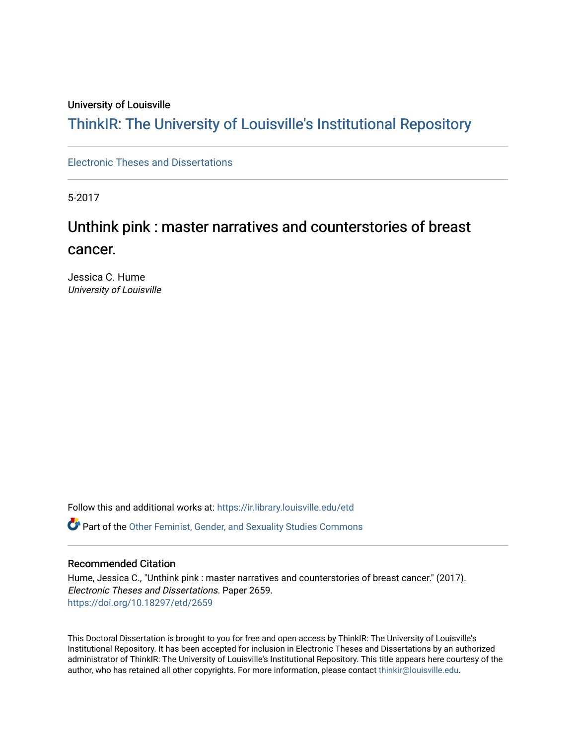University of Louisville

# ThinkIR: The University of Louisville's Institutional Repository

Electronic Theses and Dissertations

5-2017

## Unthink pink : master narratives and counterstories of breast cancer.

Jessica C. Hume
*University of Louisville*

Follow this and additional works at: https://ir.library.louisville.edu/etd

Part of the Other Feminist, Gender, and Sexuality Studies Commons

### Recommended Citation

Hume, Jessica C., "Unthink pink : master narratives and counterstories of breast cancer." (2017). *Electronic Theses and Dissertations.* Paper 2659.
https://doi.org/10.18297/etd/2659

This Doctoral Dissertation is brought to you for free and open access by ThinkIR: The University of Louisville's Institutional Repository. It has been accepted for inclusion in Electronic Theses and Dissertations by an authorized administrator of ThinkIR: The University of Louisville's Institutional Repository. This title appears here courtesy of the author, who has retained all other copyrights. For more information, please contact thinkir@louisville.edu.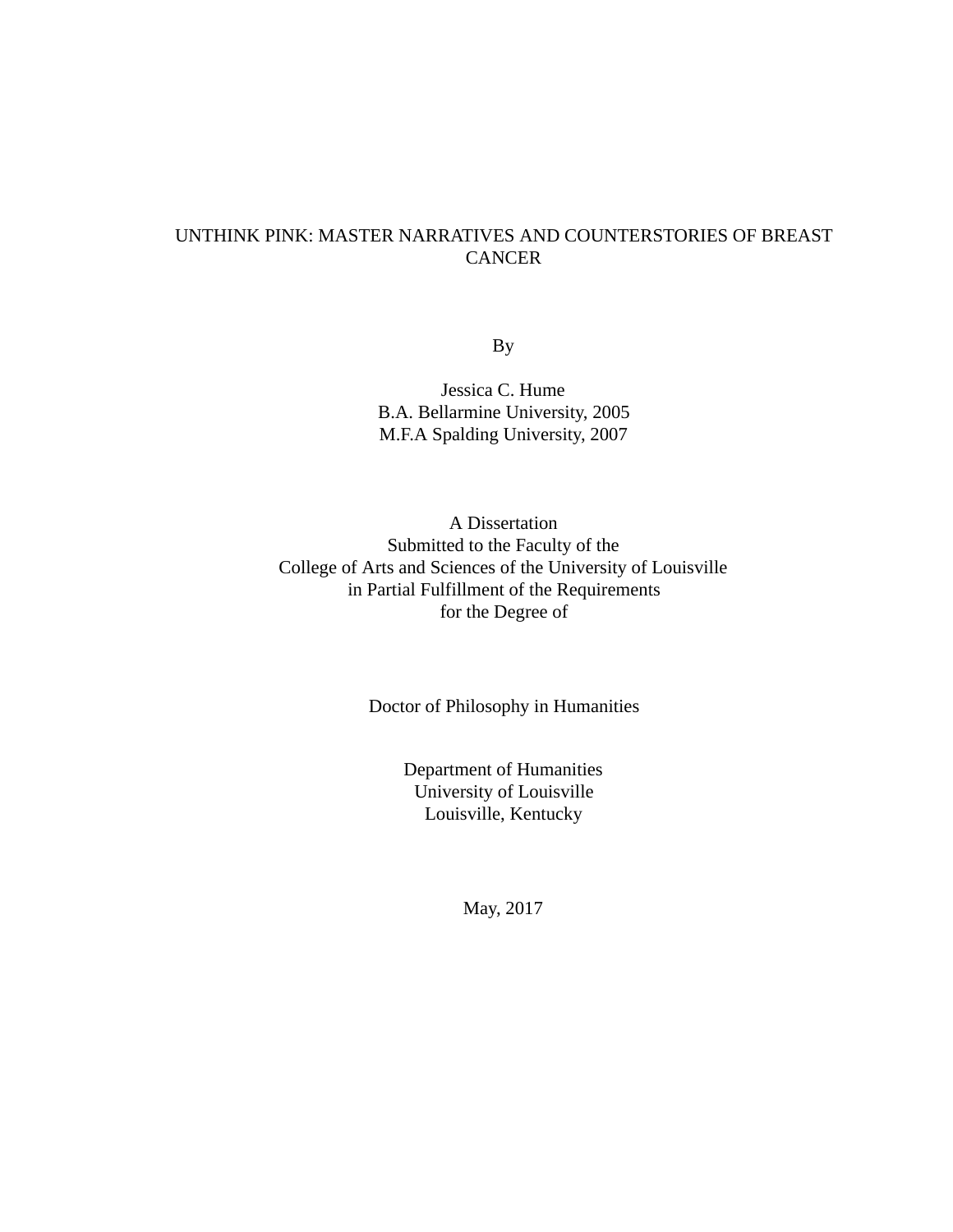# UNTHINK PINK: MASTER NARRATIVES AND COUNTERSTORIES OF BREAST CANCER

By

Jessica C. Hume
B.A. Bellarmine University, 2005
M.F.A Spalding University, 2007

A Dissertation
Submitted to the Faculty of the
College of Arts and Sciences of the University of Louisville
in Partial Fulfillment of the Requirements
for the Degree of

Doctor of Philosophy in Humanities

Department of Humanities
University of Louisville
Louisville, Kentucky

May, 2017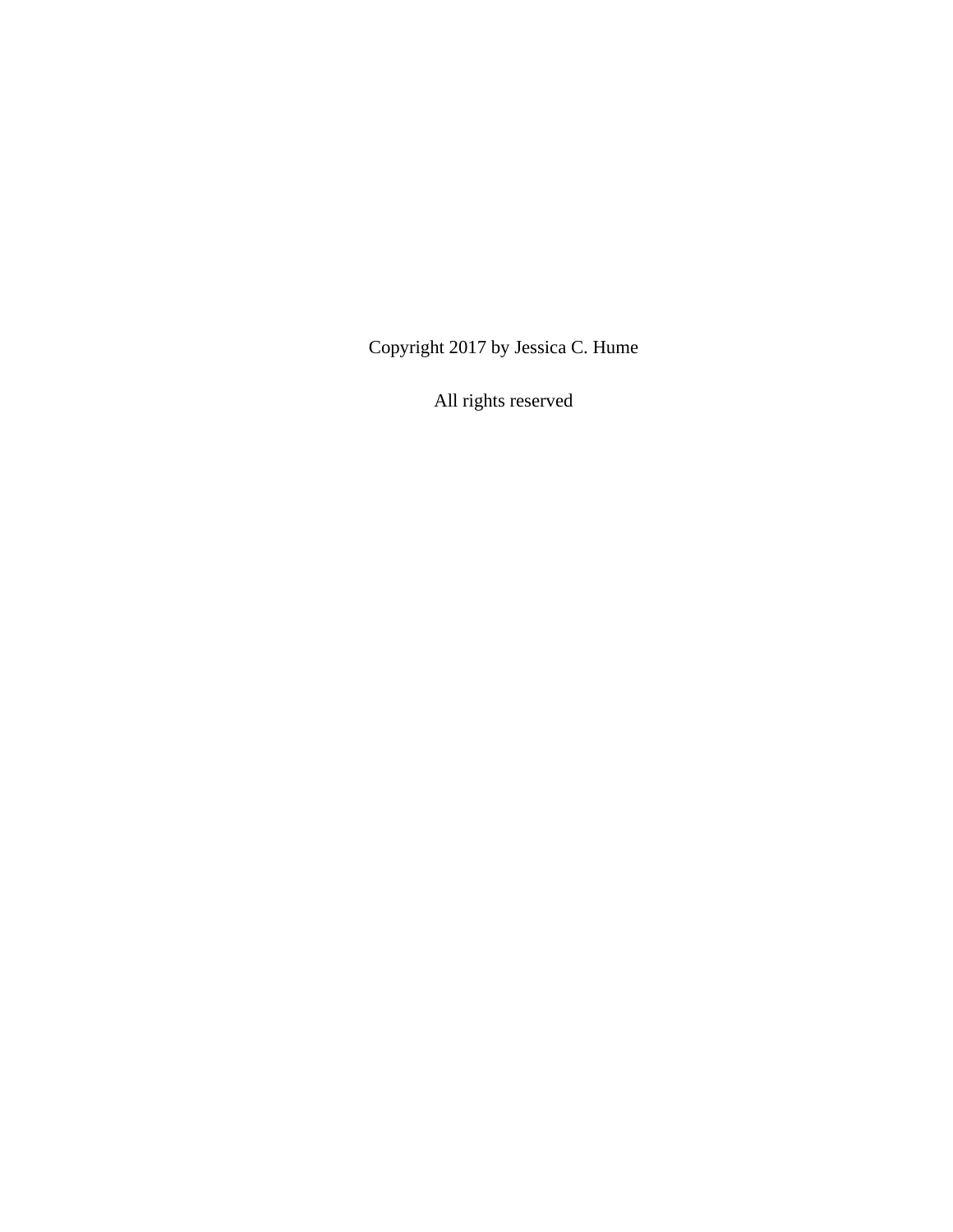Copyright 2017 by Jessica C. Hume

All rights reserved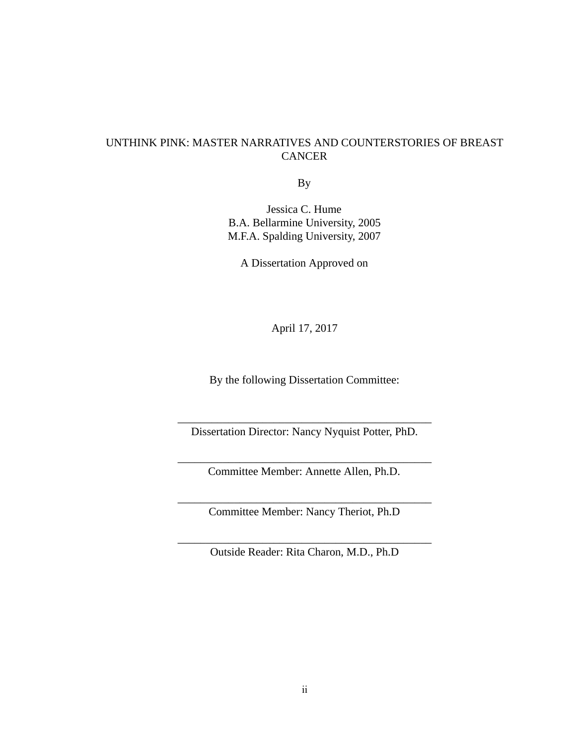UNTHINK PINK: MASTER NARRATIVES AND COUNTERSTORIES OF BREAST CANCER

By

Jessica C. Hume
B.A. Bellarmine University, 2005
M.F.A. Spalding University, 2007

A Dissertation Approved on

April 17, 2017

By the following Dissertation Committee:

\_\_\_\_\_\_\_\_\_\_\_\_\_\_\_\_\_\_\_\_\_\_\_\_\_\_\_\_\_\_\_\_\_\_\_\_\_\_\_\_\_\_\_\_
Dissertation Director: Nancy Nyquist Potter, PhD.

\_\_\_\_\_\_\_\_\_\_\_\_\_\_\_\_\_\_\_\_\_\_\_\_\_\_\_\_\_\_\_\_\_\_\_\_\_\_\_\_\_\_\_\_
Committee Member: Annette Allen, Ph.D.

\_\_\_\_\_\_\_\_\_\_\_\_\_\_\_\_\_\_\_\_\_\_\_\_\_\_\_\_\_\_\_\_\_\_\_\_\_\_\_\_\_\_\_\_
Committee Member: Nancy Theriot, Ph.D

\_\_\_\_\_\_\_\_\_\_\_\_\_\_\_\_\_\_\_\_\_\_\_\_\_\_\_\_\_\_\_\_\_\_\_\_\_\_\_\_\_\_\_\_
Outside Reader: Rita Charon, M.D., Ph.D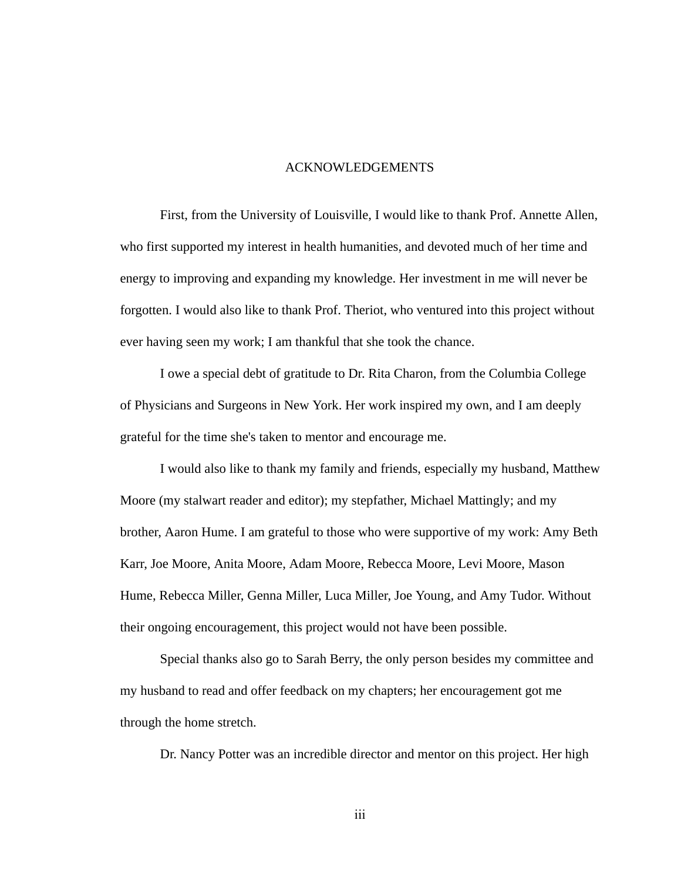# ACKNOWLEDGEMENTS

First, from the University of Louisville, I would like to thank Prof. Annette Allen, who first supported my interest in health humanities, and devoted much of her time and energy to improving and expanding my knowledge. Her investment in me will never be forgotten. I would also like to thank Prof. Theriot, who ventured into this project without ever having seen my work; I am thankful that she took the chance.

I owe a special debt of gratitude to Dr. Rita Charon, from the Columbia College of Physicians and Surgeons in New York. Her work inspired my own, and I am deeply grateful for the time she's taken to mentor and encourage me.

I would also like to thank my family and friends, especially my husband, Matthew Moore (my stalwart reader and editor); my stepfather, Michael Mattingly; and my brother, Aaron Hume. I am grateful to those who were supportive of my work: Amy Beth Karr, Joe Moore, Anita Moore, Adam Moore, Rebecca Moore, Levi Moore, Mason Hume, Rebecca Miller, Genna Miller, Luca Miller, Joe Young, and Amy Tudor. Without their ongoing encouragement, this project would not have been possible.

Special thanks also go to Sarah Berry, the only person besides my committee and my husband to read and offer feedback on my chapters; her encouragement got me through the home stretch.

Dr. Nancy Potter was an incredible director and mentor on this project. Her high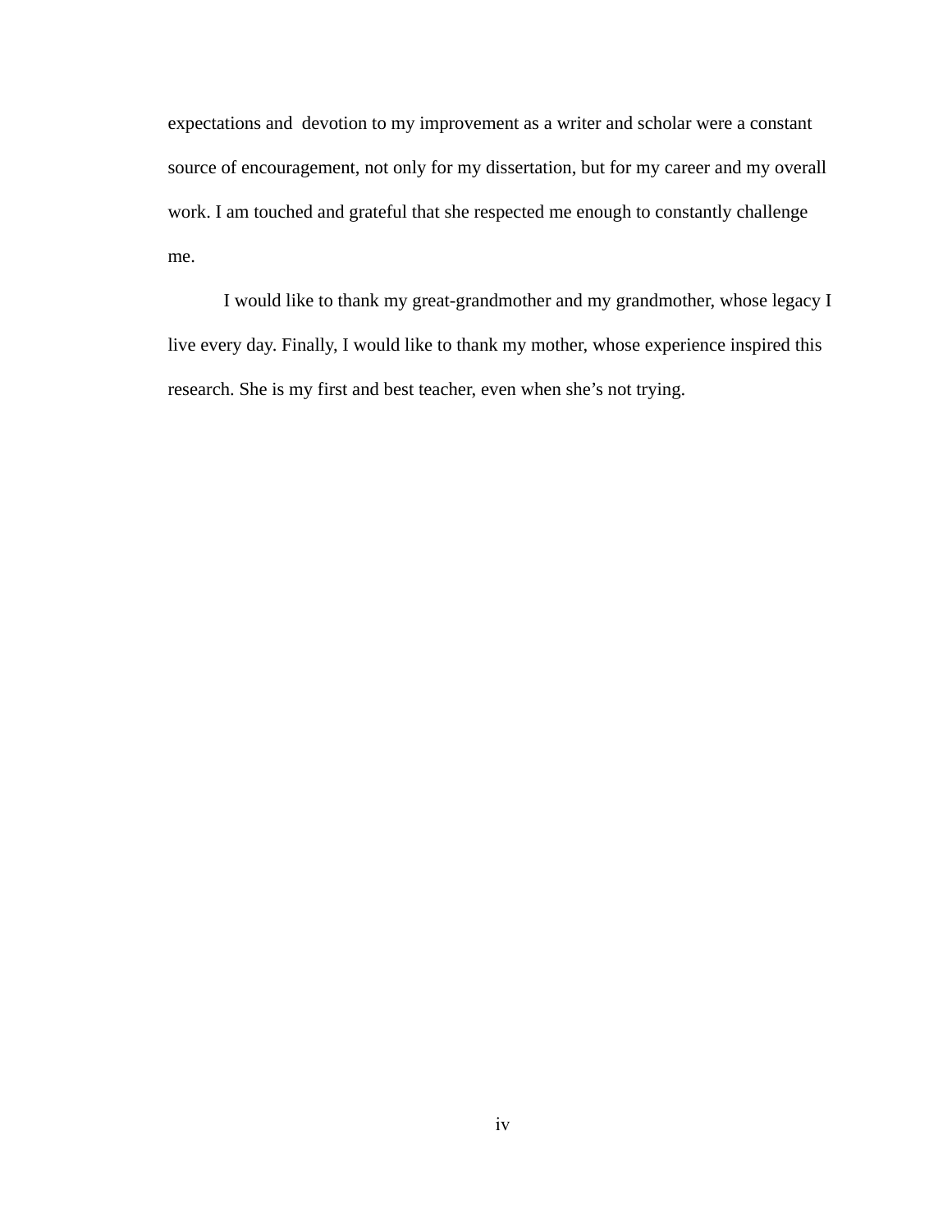expectations and devotion to my improvement as a writer and scholar were a constant source of encouragement, not only for my dissertation, but for my career and my overall work. I am touched and grateful that she respected me enough to constantly challenge me.

I would like to thank my great-grandmother and my grandmother, whose legacy I live every day. Finally, I would like to thank my mother, whose experience inspired this research. She is my first and best teacher, even when she's not trying.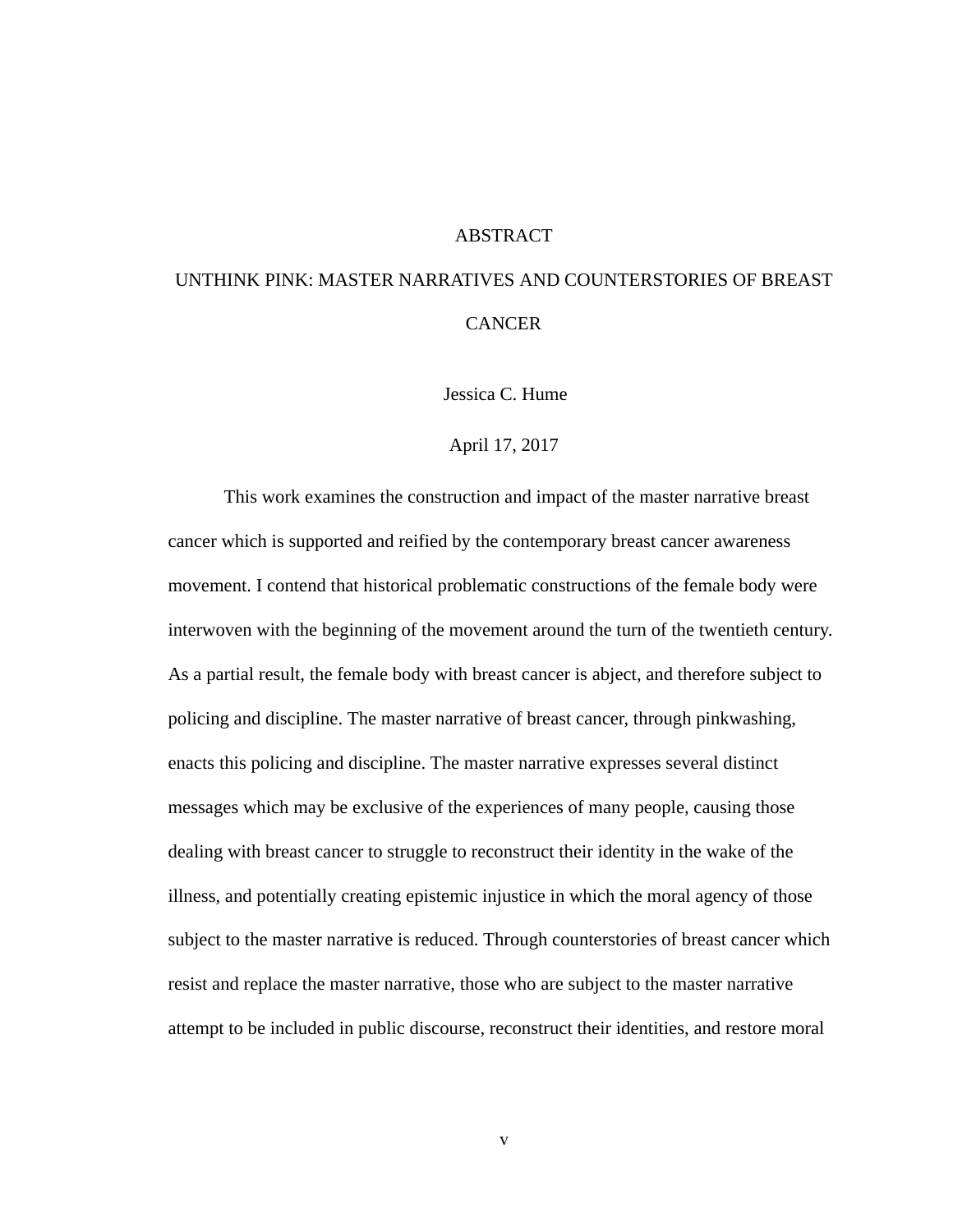# ABSTRACT

## UNTHINK PINK: MASTER NARRATIVES AND COUNTERSTORIES OF BREAST CANCER

Jessica C. Hume

April 17, 2017

This work examines the construction and impact of the master narrative breast cancer which is supported and reified by the contemporary breast cancer awareness movement. I contend that historical problematic constructions of the female body were interwoven with the beginning of the movement around the turn of the twentieth century. As a partial result, the female body with breast cancer is abject, and therefore subject to policing and discipline. The master narrative of breast cancer, through pinkwashing, enacts this policing and discipline. The master narrative expresses several distinct messages which may be exclusive of the experiences of many people, causing those dealing with breast cancer to struggle to reconstruct their identity in the wake of the illness, and potentially creating epistemic injustice in which the moral agency of those subject to the master narrative is reduced. Through counterstories of breast cancer which resist and replace the master narrative, those who are subject to the master narrative attempt to be included in public discourse, reconstruct their identities, and restore moral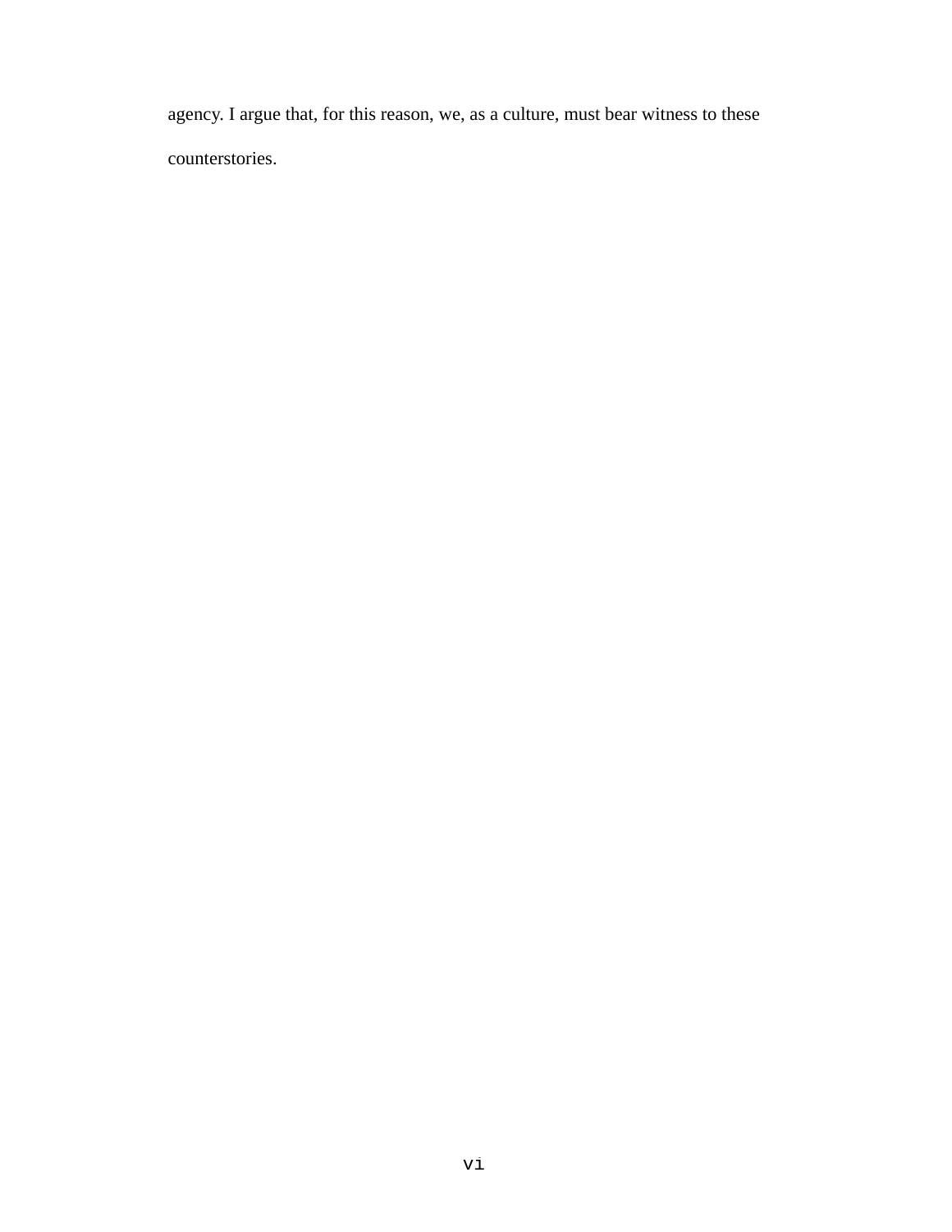agency. I argue that, for this reason, we, as a culture, must bear witness to these counterstories.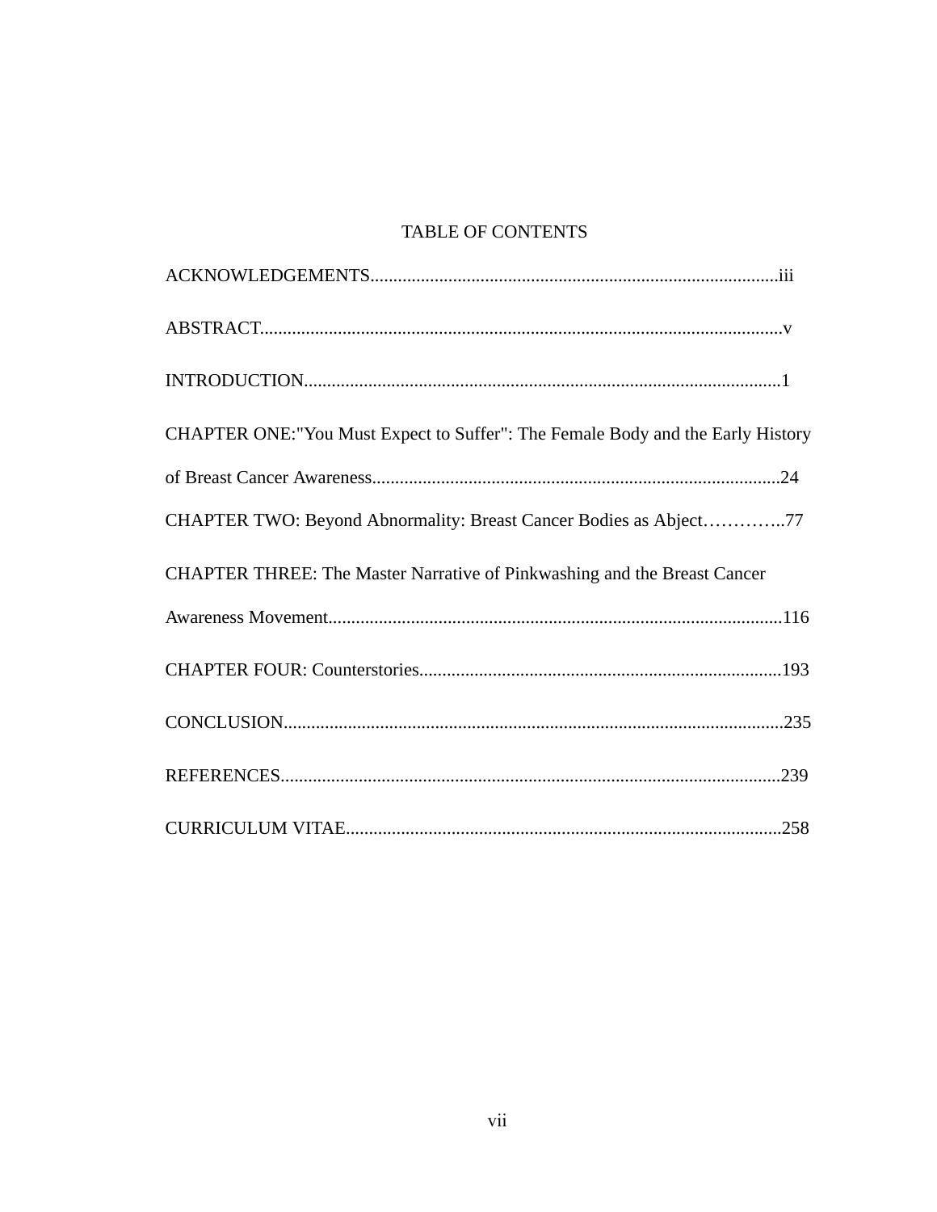# TABLE OF CONTENTS

ACKNOWLEDGEMENTS........................................................................................iii

ABSTRACT...............................................................................................................v

INTRODUCTION.......................................................................................................1

CHAPTER ONE:"You Must Expect to Suffer": The Female Body and the Early History of Breast Cancer Awareness........................................................................................24

CHAPTER TWO: Beyond Abnormality: Breast Cancer Bodies as Abject…………..77

CHAPTER THREE: The Master Narrative of Pinkwashing and the Breast Cancer Awareness Movement..................................................................................................116

CHAPTER FOUR: Counterstories..............................................................................193

CONCLUSION...........................................................................................................235

REFERENCES............................................................................................................239

CURRICULUM VITAE..............................................................................................258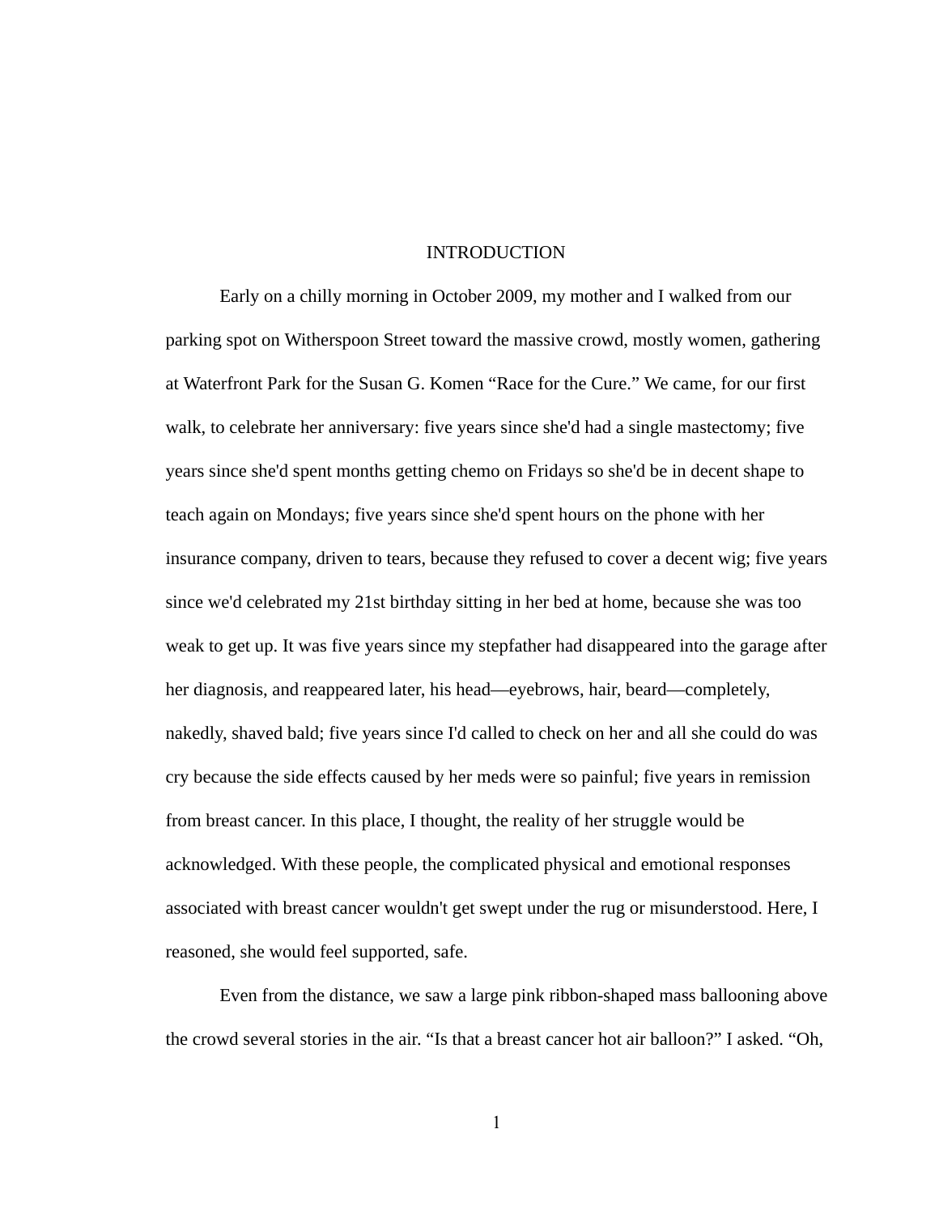# INTRODUCTION

Early on a chilly morning in October 2009, my mother and I walked from our parking spot on Witherspoon Street toward the massive crowd, mostly women, gathering at Waterfront Park for the Susan G. Komen “Race for the Cure.” We came, for our first walk, to celebrate her anniversary: five years since she'd had a single mastectomy; five years since she'd spent months getting chemo on Fridays so she'd be in decent shape to teach again on Mondays; five years since she'd spent hours on the phone with her insurance company, driven to tears, because they refused to cover a decent wig; five years since we'd celebrated my 21st birthday sitting in her bed at home, because she was too weak to get up. It was five years since my stepfather had disappeared into the garage after her diagnosis, and reappeared later, his head—eyebrows, hair, beard—completely, nakedly, shaved bald; five years since I'd called to check on her and all she could do was cry because the side effects caused by her meds were so painful; five years in remission from breast cancer. In this place, I thought, the reality of her struggle would be acknowledged. With these people, the complicated physical and emotional responses associated with breast cancer wouldn't get swept under the rug or misunderstood. Here, I reasoned, she would feel supported, safe.

Even from the distance, we saw a large pink ribbon-shaped mass ballooning above the crowd several stories in the air. “Is that a breast cancer hot air balloon?” I asked. “Oh,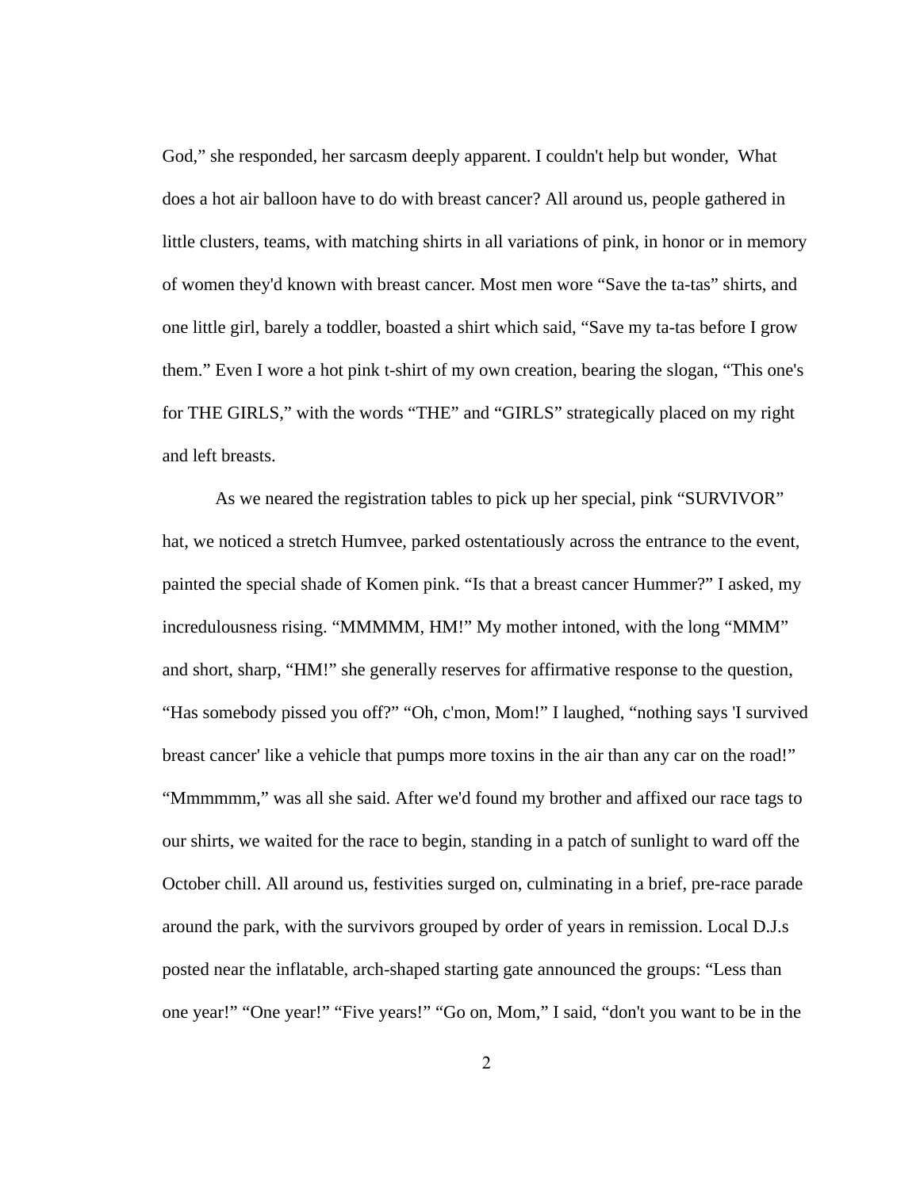God," she responded, her sarcasm deeply apparent. I couldn't help but wonder, What does a hot air balloon have to do with breast cancer? All around us, people gathered in little clusters, teams, with matching shirts in all variations of pink, in honor or in memory of women they'd known with breast cancer. Most men wore "Save the ta-tas" shirts, and one little girl, barely a toddler, boasted a shirt which said, "Save my ta-tas before I grow them." Even I wore a hot pink t-shirt of my own creation, bearing the slogan, "This one's for THE GIRLS," with the words "THE" and "GIRLS" strategically placed on my right and left breasts.

As we neared the registration tables to pick up her special, pink "SURVIVOR" hat, we noticed a stretch Humvee, parked ostentatiously across the entrance to the event, painted the special shade of Komen pink. "Is that a breast cancer Hummer?" I asked, my incredulousness rising. "MMMMM, HM!" My mother intoned, with the long "MMM" and short, sharp, "HM!" she generally reserves for affirmative response to the question, "Has somebody pissed you off?" "Oh, c'mon, Mom!" I laughed, "nothing says 'I survived breast cancer' like a vehicle that pumps more toxins in the air than any car on the road!" "Mmmmmm," was all she said. After we'd found my brother and affixed our race tags to our shirts, we waited for the race to begin, standing in a patch of sunlight to ward off the October chill. All around us, festivities surged on, culminating in a brief, pre-race parade around the park, with the survivors grouped by order of years in remission. Local D.J.s posted near the inflatable, arch-shaped starting gate announced the groups: "Less than one year!" "One year!" "Five years!" "Go on, Mom," I said, "don't you want to be in the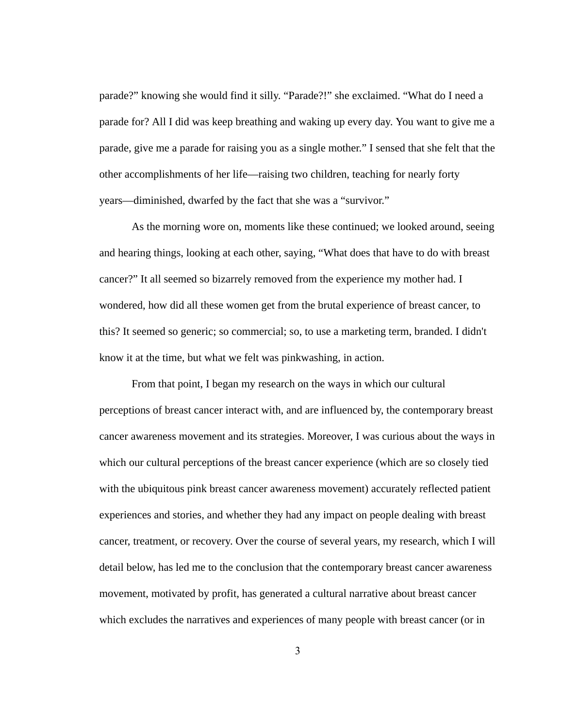parade?" knowing she would find it silly. "Parade?!" she exclaimed. "What do I need a parade for? All I did was keep breathing and waking up every day. You want to give me a parade, give me a parade for raising you as a single mother." I sensed that she felt that the other accomplishments of her life—raising two children, teaching for nearly forty years—diminished, dwarfed by the fact that she was a "survivor."

As the morning wore on, moments like these continued; we looked around, seeing and hearing things, looking at each other, saying, "What does that have to do with breast cancer?" It all seemed so bizarrely removed from the experience my mother had. I wondered, how did all these women get from the brutal experience of breast cancer, to this? It seemed so generic; so commercial; so, to use a marketing term, branded. I didn't know it at the time, but what we felt was pinkwashing, in action.

From that point, I began my research on the ways in which our cultural perceptions of breast cancer interact with, and are influenced by, the contemporary breast cancer awareness movement and its strategies. Moreover, I was curious about the ways in which our cultural perceptions of the breast cancer experience (which are so closely tied with the ubiquitous pink breast cancer awareness movement) accurately reflected patient experiences and stories, and whether they had any impact on people dealing with breast cancer, treatment, or recovery. Over the course of several years, my research, which I will detail below, has led me to the conclusion that the contemporary breast cancer awareness movement, motivated by profit, has generated a cultural narrative about breast cancer which excludes the narratives and experiences of many people with breast cancer (or in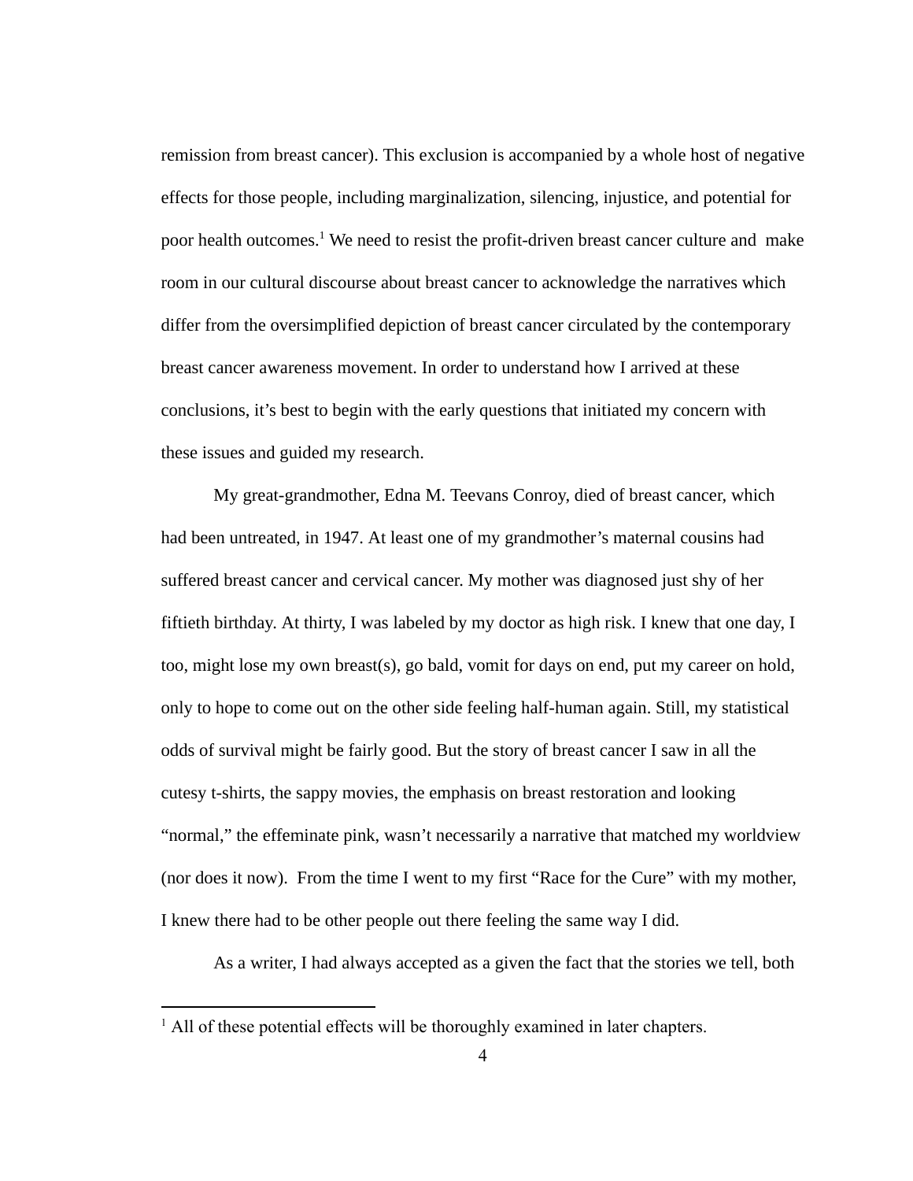remission from breast cancer). This exclusion is accompanied by a whole host of negative effects for those people, including marginalization, silencing, injustice, and potential for poor health outcomes.[1] We need to resist the profit-driven breast cancer culture and make room in our cultural discourse about breast cancer to acknowledge the narratives which differ from the oversimplified depiction of breast cancer circulated by the contemporary breast cancer awareness movement. In order to understand how I arrived at these conclusions, it's best to begin with the early questions that initiated my concern with these issues and guided my research.

My great-grandmother, Edna M. Teevans Conroy, died of breast cancer, which had been untreated, in 1947. At least one of my grandmother's maternal cousins had suffered breast cancer and cervical cancer. My mother was diagnosed just shy of her fiftieth birthday. At thirty, I was labeled by my doctor as high risk. I knew that one day, I too, might lose my own breast(s), go bald, vomit for days on end, put my career on hold, only to hope to come out on the other side feeling half-human again. Still, my statistical odds of survival might be fairly good. But the story of breast cancer I saw in all the cutesy t-shirts, the sappy movies, the emphasis on breast restoration and looking "normal," the effeminate pink, wasn't necessarily a narrative that matched my worldview (nor does it now). From the time I went to my first "Race for the Cure" with my mother, I knew there had to be other people out there feeling the same way I did.

As a writer, I had always accepted as a given the fact that the stories we tell, both

---

[1] All of these potential effects will be thoroughly examined in later chapters.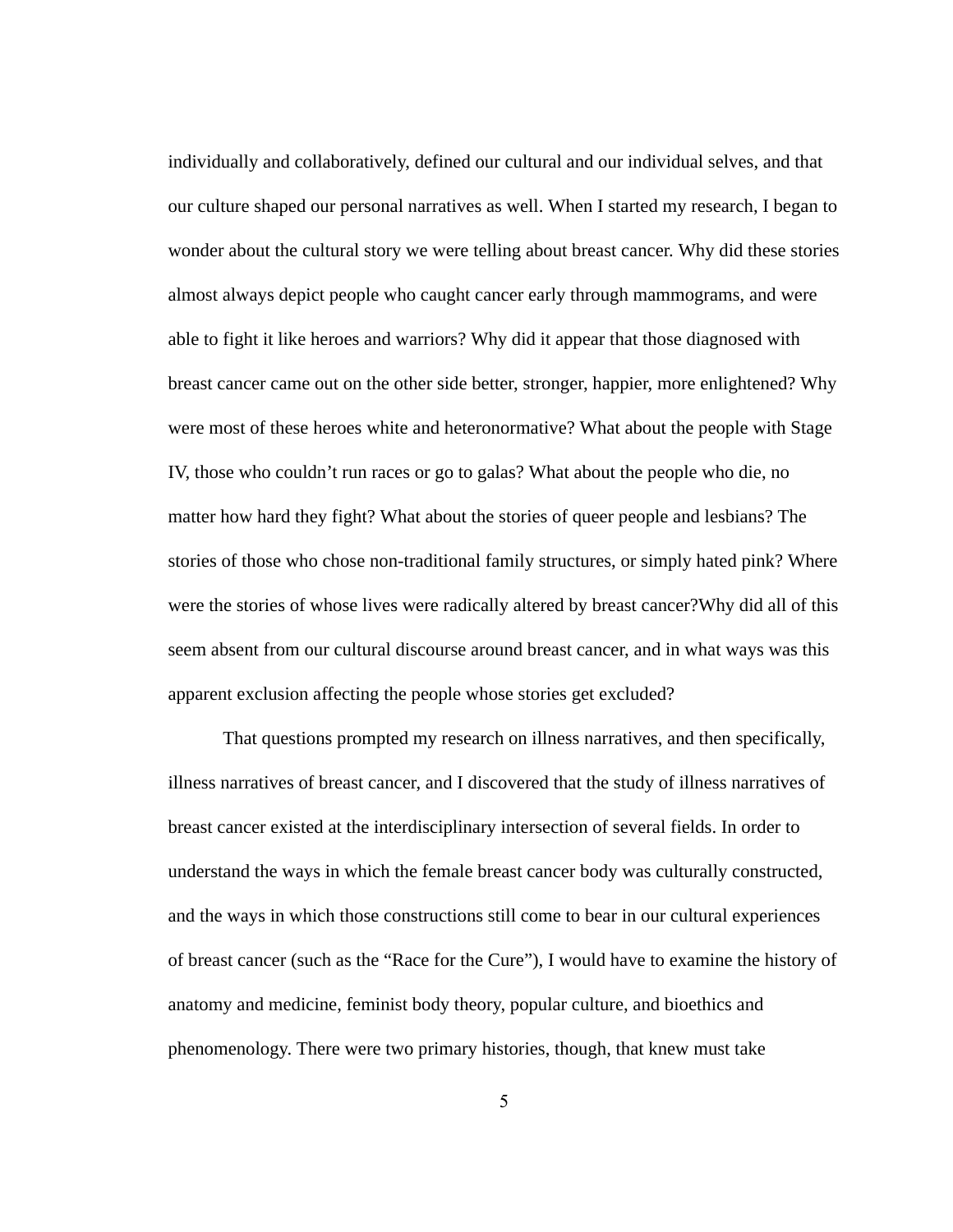individually and collaboratively, defined our cultural and our individual selves, and that our culture shaped our personal narratives as well. When I started my research, I began to wonder about the cultural story we were telling about breast cancer. Why did these stories almost always depict people who caught cancer early through mammograms, and were able to fight it like heroes and warriors? Why did it appear that those diagnosed with breast cancer came out on the other side better, stronger, happier, more enlightened? Why were most of these heroes white and heteronormative? What about the people with Stage IV, those who couldn't run races or go to galas? What about the people who die, no matter how hard they fight? What about the stories of queer people and lesbians? The stories of those who chose non-traditional family structures, or simply hated pink? Where were the stories of whose lives were radically altered by breast cancer?Why did all of this seem absent from our cultural discourse around breast cancer, and in what ways was this apparent exclusion affecting the people whose stories get excluded?

That questions prompted my research on illness narratives, and then specifically, illness narratives of breast cancer, and I discovered that the study of illness narratives of breast cancer existed at the interdisciplinary intersection of several fields. In order to understand the ways in which the female breast cancer body was culturally constructed, and the ways in which those constructions still come to bear in our cultural experiences of breast cancer (such as the "Race for the Cure"), I would have to examine the history of anatomy and medicine, feminist body theory, popular culture, and bioethics and phenomenology. There were two primary histories, though, that knew must take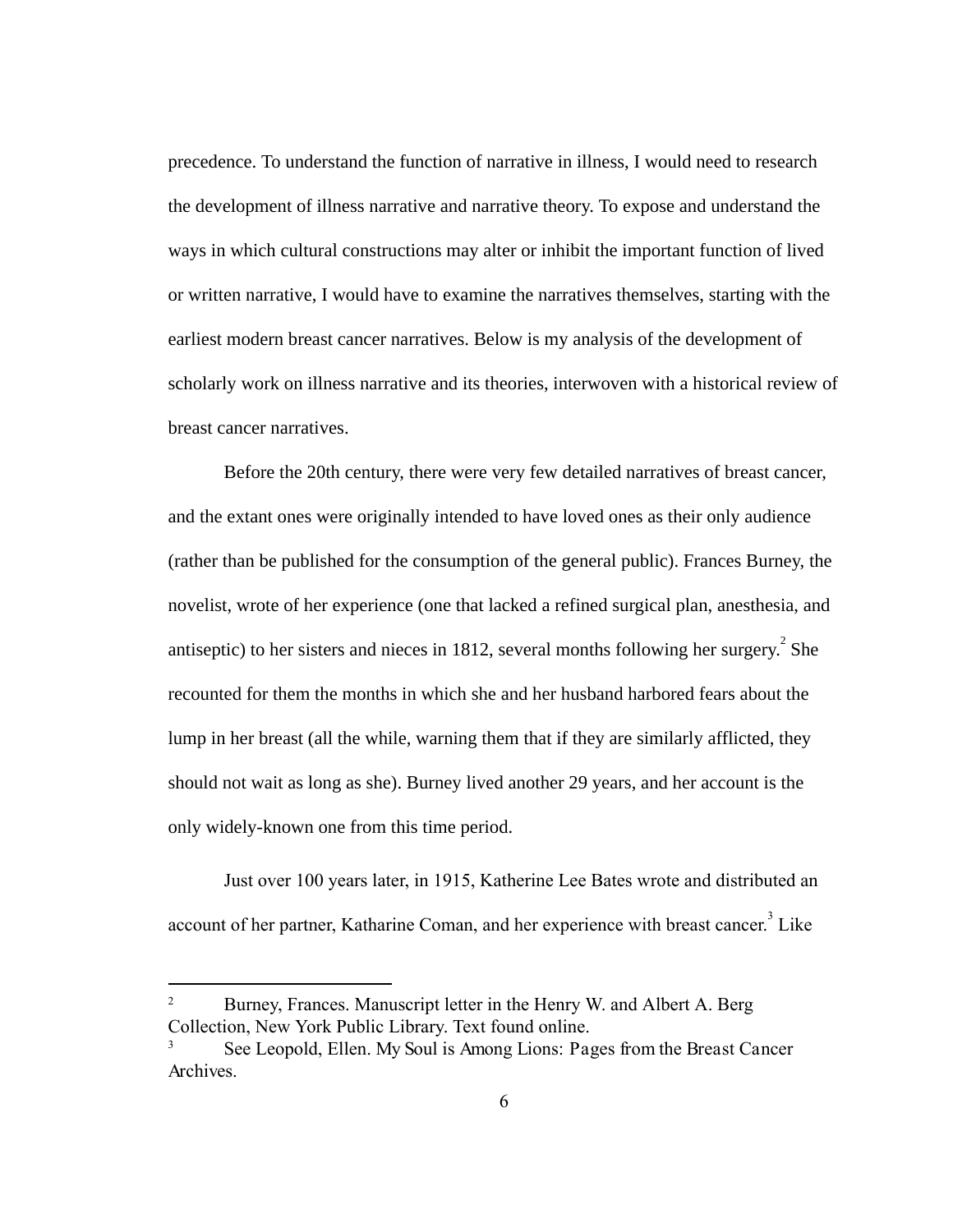precedence. To understand the function of narrative in illness, I would need to research the development of illness narrative and narrative theory. To expose and understand the ways in which cultural constructions may alter or inhibit the important function of lived or written narrative, I would have to examine the narratives themselves, starting with the earliest modern breast cancer narratives. Below is my analysis of the development of scholarly work on illness narrative and its theories, interwoven with a historical review of breast cancer narratives.

Before the 20th century, there were very few detailed narratives of breast cancer, and the extant ones were originally intended to have loved ones as their only audience (rather than be published for the consumption of the general public). Frances Burney, the novelist, wrote of her experience (one that lacked a refined surgical plan, anesthesia, and antiseptic) to her sisters and nieces in 1812, several months following her surgery.[2] She recounted for them the months in which she and her husband harbored fears about the lump in her breast (all the while, warning them that if they are similarly afflicted, they should not wait as long as she). Burney lived another 29 years, and her account is the only widely-known one from this time period.

Just over 100 years later, in 1915, Katherine Lee Bates wrote and distributed an account of her partner, Katharine Coman, and her experience with breast cancer.[3] Like

---

[2] Burney, Frances. Manuscript letter in the Henry W. and Albert A. Berg Collection, New York Public Library. Text found online.

[3] See Leopold, Ellen. My Soul is Among Lions: Pages from the Breast Cancer Archives.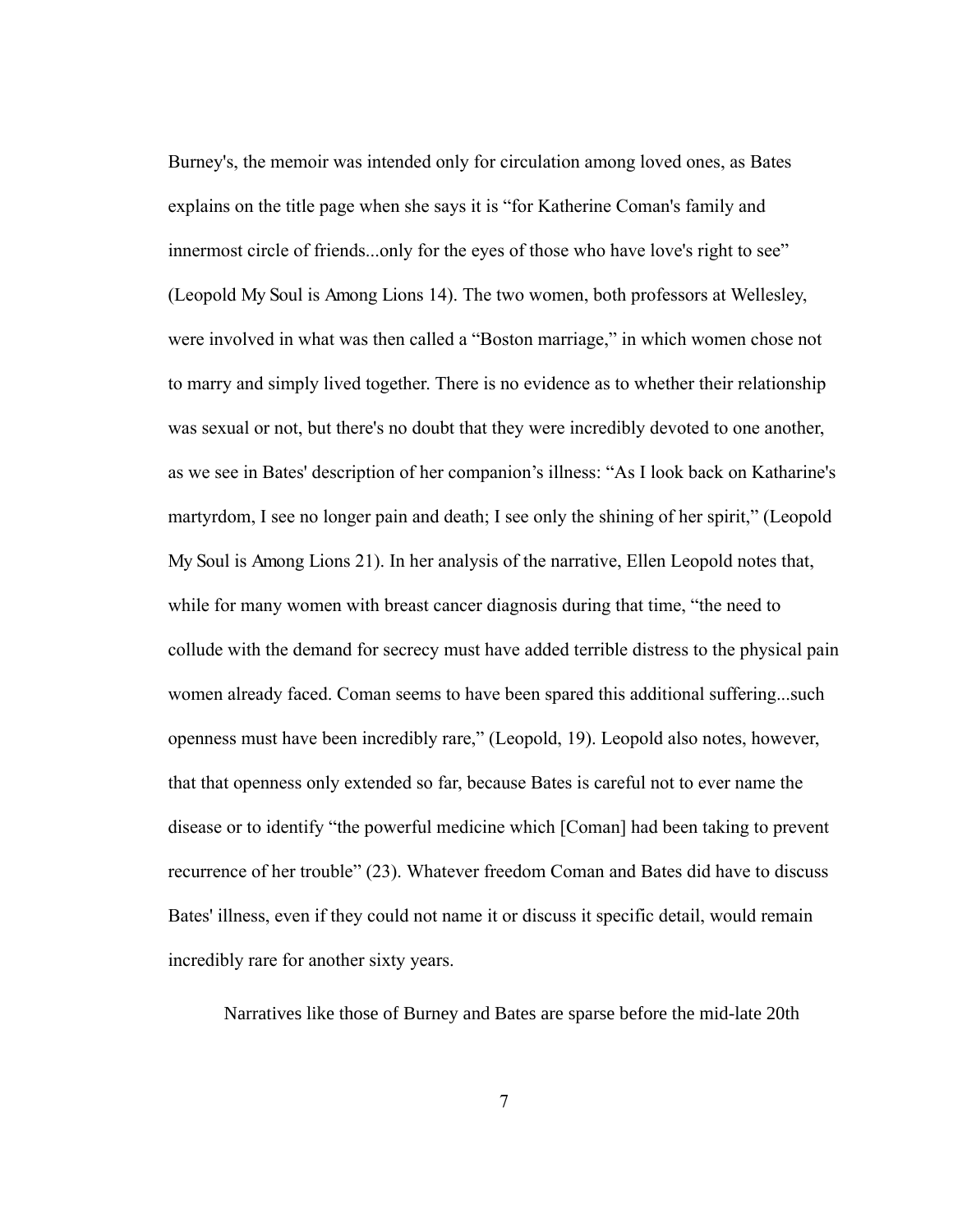Burney's, the memoir was intended only for circulation among loved ones, as Bates explains on the title page when she says it is “for Katherine Coman's family and innermost circle of friends...only for the eyes of those who have love's right to see” (Leopold My Soul is Among Lions 14). The two women, both professors at Wellesley, were involved in what was then called a “Boston marriage,” in which women chose not to marry and simply lived together. There is no evidence as to whether their relationship was sexual or not, but there's no doubt that they were incredibly devoted to one another, as we see in Bates' description of her companion’s illness: “As I look back on Katharine's martyrdom, I see no longer pain and death; I see only the shining of her spirit,” (Leopold My Soul is Among Lions 21). In her analysis of the narrative, Ellen Leopold notes that, while for many women with breast cancer diagnosis during that time, “the need to collude with the demand for secrecy must have added terrible distress to the physical pain women already faced. Coman seems to have been spared this additional suffering...such openness must have been incredibly rare,” (Leopold, 19). Leopold also notes, however, that that openness only extended so far, because Bates is careful not to ever name the disease or to identify “the powerful medicine which [Coman] had been taking to prevent recurrence of her trouble” (23). Whatever freedom Coman and Bates did have to discuss Bates' illness, even if they could not name it or discuss it specific detail, would remain incredibly rare for another sixty years.

Narratives like those of Burney and Bates are sparse before the mid-late 20th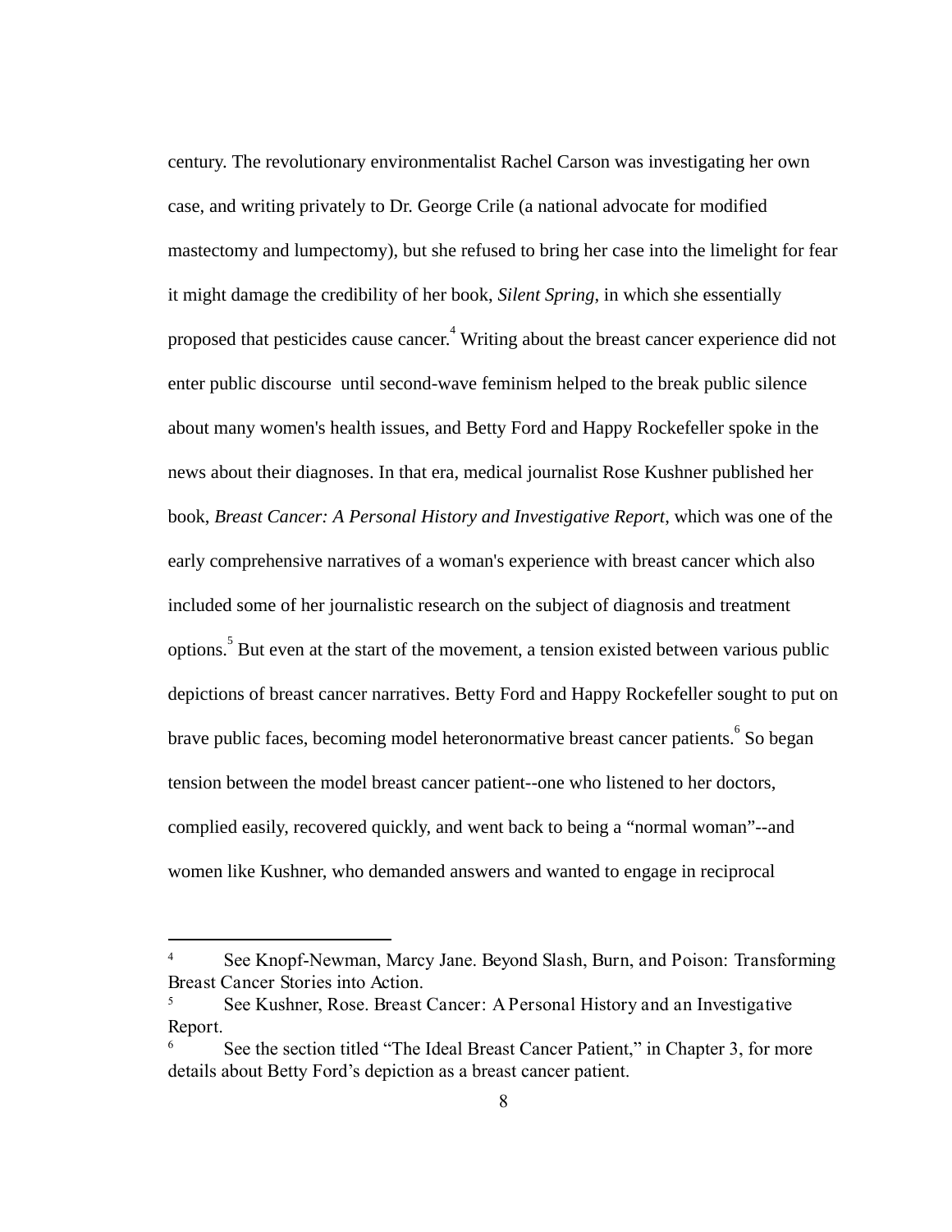century. The revolutionary environmentalist Rachel Carson was investigating her own case, and writing privately to Dr. George Crile (a national advocate for modified mastectomy and lumpectomy), but she refused to bring her case into the limelight for fear it might damage the credibility of her book, *Silent Spring*, in which she essentially proposed that pesticides cause cancer.[4] Writing about the breast cancer experience did not enter public discourse  until second-wave feminism helped to the break public silence about many women's health issues, and Betty Ford and Happy Rockefeller spoke in the news about their diagnoses. In that era, medical journalist Rose Kushner published her book, *Breast Cancer: A Personal History and Investigative Report*, which was one of the early comprehensive narratives of a woman's experience with breast cancer which also included some of her journalistic research on the subject of diagnosis and treatment options.[5] But even at the start of the movement, a tension existed between various public depictions of breast cancer narratives. Betty Ford and Happy Rockefeller sought to put on brave public faces, becoming model heteronormative breast cancer patients.[6] So began tension between the model breast cancer patient--one who listened to her doctors, complied easily, recovered quickly, and went back to being a "normal woman"--and women like Kushner, who demanded answers and wanted to engage in reciprocal

---

[4] See Knopf-Newman, Marcy Jane. Beyond Slash, Burn, and Poison: Transforming Breast Cancer Stories into Action.

[5] See Kushner, Rose. Breast Cancer: A Personal History and an Investigative Report.

[6] See the section titled "The Ideal Breast Cancer Patient," in Chapter 3, for more details about Betty Ford's depiction as a breast cancer patient.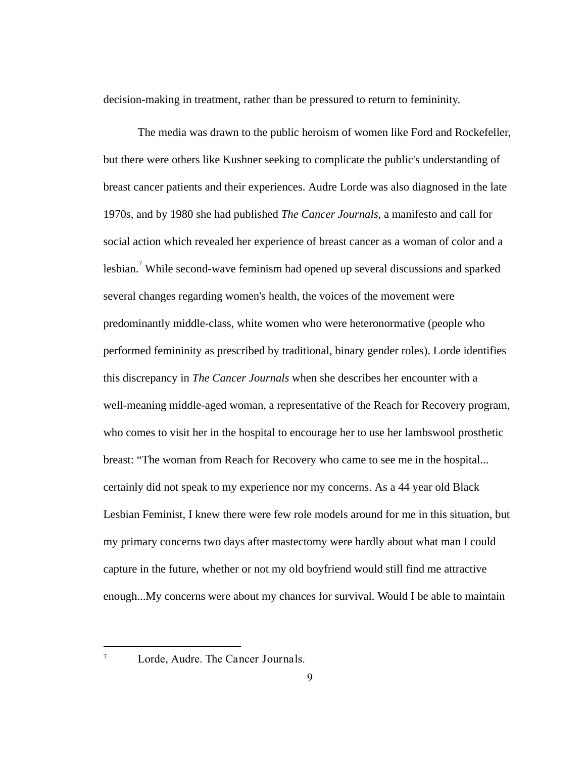decision-making in treatment, rather than be pressured to return to femininity.

The media was drawn to the public heroism of women like Ford and Rockefeller, but there were others like Kushner seeking to complicate the public's understanding of breast cancer patients and their experiences. Audre Lorde was also diagnosed in the late 1970s, and by 1980 she had published *The Cancer Journals*, a manifesto and call for social action which revealed her experience of breast cancer as a woman of color and a lesbian.[7] While second-wave feminism had opened up several discussions and sparked several changes regarding women's health, the voices of the movement were predominantly middle-class, white women who were heteronormative (people who performed femininity as prescribed by traditional, binary gender roles). Lorde identifies this discrepancy in *The Cancer Journals* when she describes her encounter with a well-meaning middle-aged woman, a representative of the Reach for Recovery program, who comes to visit her in the hospital to encourage her to use her lambswool prosthetic breast: "The woman from Reach for Recovery who came to see me in the hospital... certainly did not speak to my experience nor my concerns. As a 44 year old Black Lesbian Feminist, I knew there were few role models around for me in this situation, but my primary concerns two days after mastectomy were hardly about what man I could capture in the future, whether or not my old boyfriend would still find me attractive enough...My concerns were about my chances for survival. Would I be able to maintain

---

[7] Lorde, Audre. The Cancer Journals.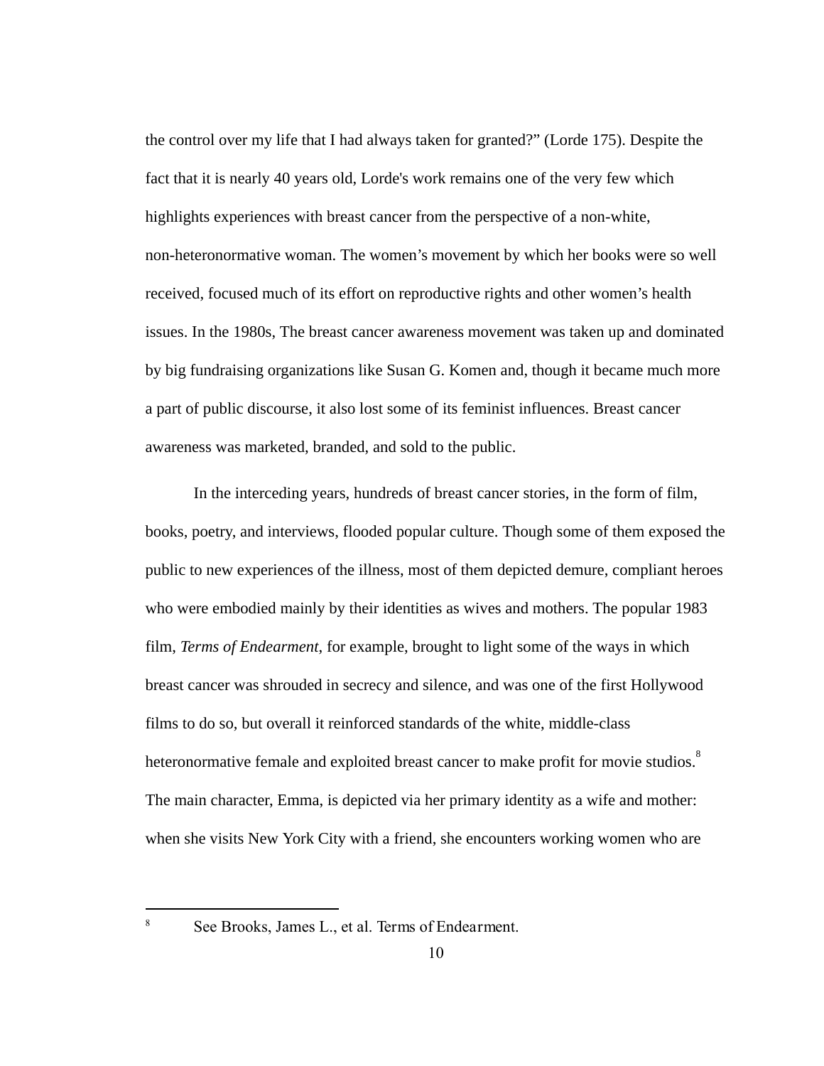the control over my life that I had always taken for granted?" (Lorde 175). Despite the fact that it is nearly 40 years old, Lorde's work remains one of the very few which highlights experiences with breast cancer from the perspective of a non-white, non-heteronormative woman. The women's movement by which her books were so well received, focused much of its effort on reproductive rights and other women's health issues. In the 1980s, The breast cancer awareness movement was taken up and dominated by big fundraising organizations like Susan G. Komen and, though it became much more a part of public discourse, it also lost some of its feminist influences. Breast cancer awareness was marketed, branded, and sold to the public.

In the interceding years, hundreds of breast cancer stories, in the form of film, books, poetry, and interviews, flooded popular culture. Though some of them exposed the public to new experiences of the illness, most of them depicted demure, compliant heroes who were embodied mainly by their identities as wives and mothers. The popular 1983 film, *Terms of Endearment*, for example, brought to light some of the ways in which breast cancer was shrouded in secrecy and silence, and was one of the first Hollywood films to do so, but overall it reinforced standards of the white, middle-class heteronormative female and exploited breast cancer to make profit for movie studios.[8] The main character, Emma, is depicted via her primary identity as a wife and mother: when she visits New York City with a friend, she encounters working women who are

---

[8] See Brooks, James L., et al. Terms of Endearment.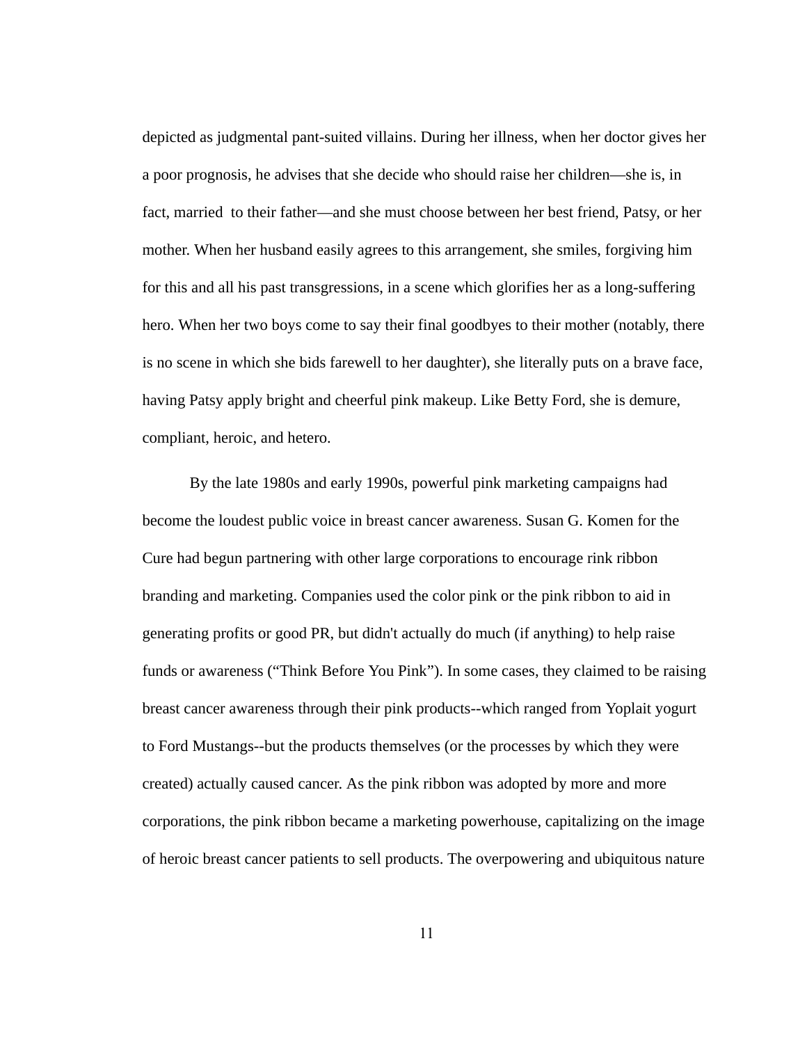depicted as judgmental pant-suited villains. During her illness, when her doctor gives her a poor prognosis, he advises that she decide who should raise her children—she is, in fact, married  to their father—and she must choose between her best friend, Patsy, or her mother. When her husband easily agrees to this arrangement, she smiles, forgiving him for this and all his past transgressions, in a scene which glorifies her as a long-suffering hero. When her two boys come to say their final goodbyes to their mother (notably, there is no scene in which she bids farewell to her daughter), she literally puts on a brave face, having Patsy apply bright and cheerful pink makeup. Like Betty Ford, she is demure, compliant, heroic, and hetero.

By the late 1980s and early 1990s, powerful pink marketing campaigns had become the loudest public voice in breast cancer awareness. Susan G. Komen for the Cure had begun partnering with other large corporations to encourage rink ribbon branding and marketing. Companies used the color pink or the pink ribbon to aid in generating profits or good PR, but didn't actually do much (if anything) to help raise funds or awareness ("Think Before You Pink"). In some cases, they claimed to be raising breast cancer awareness through their pink products--which ranged from Yoplait yogurt to Ford Mustangs--but the products themselves (or the processes by which they were created) actually caused cancer. As the pink ribbon was adopted by more and more corporations, the pink ribbon became a marketing powerhouse, capitalizing on the image of heroic breast cancer patients to sell products. The overpowering and ubiquitous nature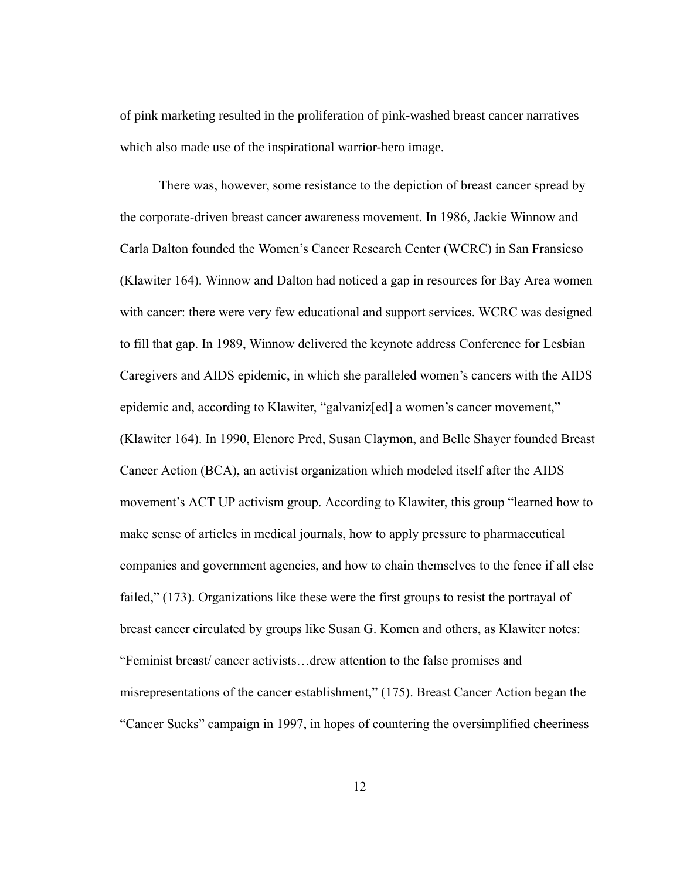of pink marketing resulted in the proliferation of pink-washed breast cancer narratives which also made use of the inspirational warrior-hero image.

There was, however, some resistance to the depiction of breast cancer spread by the corporate-driven breast cancer awareness movement. In 1986, Jackie Winnow and Carla Dalton founded the Women's Cancer Research Center (WCRC) in San Fransicso (Klawiter 164). Winnow and Dalton had noticed a gap in resources for Bay Area women with cancer: there were very few educational and support services. WCRC was designed to fill that gap. In 1989, Winnow delivered the keynote address Conference for Lesbian Caregivers and AIDS epidemic, in which she paralleled women's cancers with the AIDS epidemic and, according to Klawiter, "galvaniz[ed] a women's cancer movement," (Klawiter 164). In 1990, Elenore Pred, Susan Claymon, and Belle Shayer founded Breast Cancer Action (BCA), an activist organization which modeled itself after the AIDS movement's ACT UP activism group. According to Klawiter, this group "learned how to make sense of articles in medical journals, how to apply pressure to pharmaceutical companies and government agencies, and how to chain themselves to the fence if all else failed," (173). Organizations like these were the first groups to resist the portrayal of breast cancer circulated by groups like Susan G. Komen and others, as Klawiter notes: "Feminist breast/ cancer activists…drew attention to the false promises and misrepresentations of the cancer establishment," (175). Breast Cancer Action began the "Cancer Sucks" campaign in 1997, in hopes of countering the oversimplified cheeriness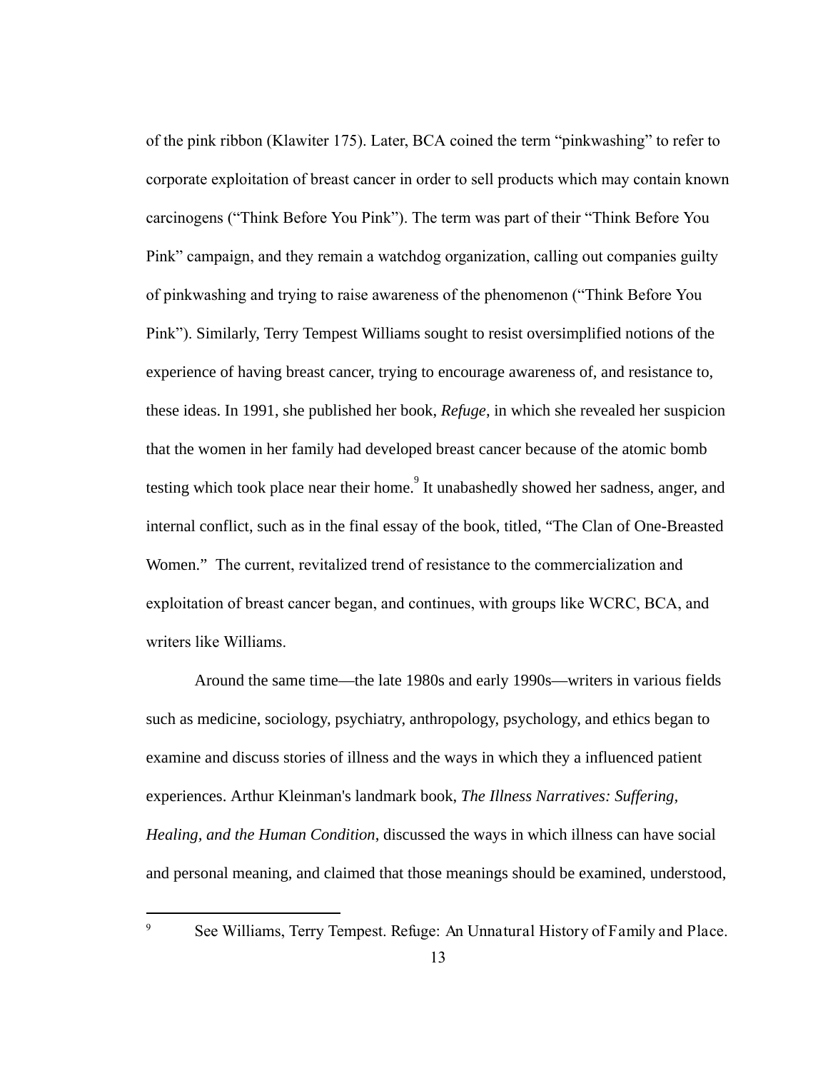of the pink ribbon (Klawiter 175). Later, BCA coined the term "pinkwashing" to refer to corporate exploitation of breast cancer in order to sell products which may contain known carcinogens ("Think Before You Pink"). The term was part of their "Think Before You Pink" campaign, and they remain a watchdog organization, calling out companies guilty of pinkwashing and trying to raise awareness of the phenomenon ("Think Before You Pink"). Similarly, Terry Tempest Williams sought to resist oversimplified notions of the experience of having breast cancer, trying to encourage awareness of, and resistance to, these ideas. In 1991, she published her book, *Refuge*, in which she revealed her suspicion that the women in her family had developed breast cancer because of the atomic bomb testing which took place near their home.[9] It unabashedly showed her sadness, anger, and internal conflict, such as in the final essay of the book, titled, "The Clan of One-Breasted Women." The current, revitalized trend of resistance to the commercialization and exploitation of breast cancer began, and continues, with groups like WCRC, BCA, and writers like Williams.

Around the same time—the late 1980s and early 1990s—writers in various fields such as medicine, sociology, psychiatry, anthropology, psychology, and ethics began to examine and discuss stories of illness and the ways in which they a influenced patient experiences. Arthur Kleinman's landmark book, *The Illness Narratives: Suffering, Healing, and the Human Condition*, discussed the ways in which illness can have social and personal meaning, and claimed that those meanings should be examined, understood,

---

[9] See Williams, Terry Tempest. Refuge: An Unnatural History of Family and Place.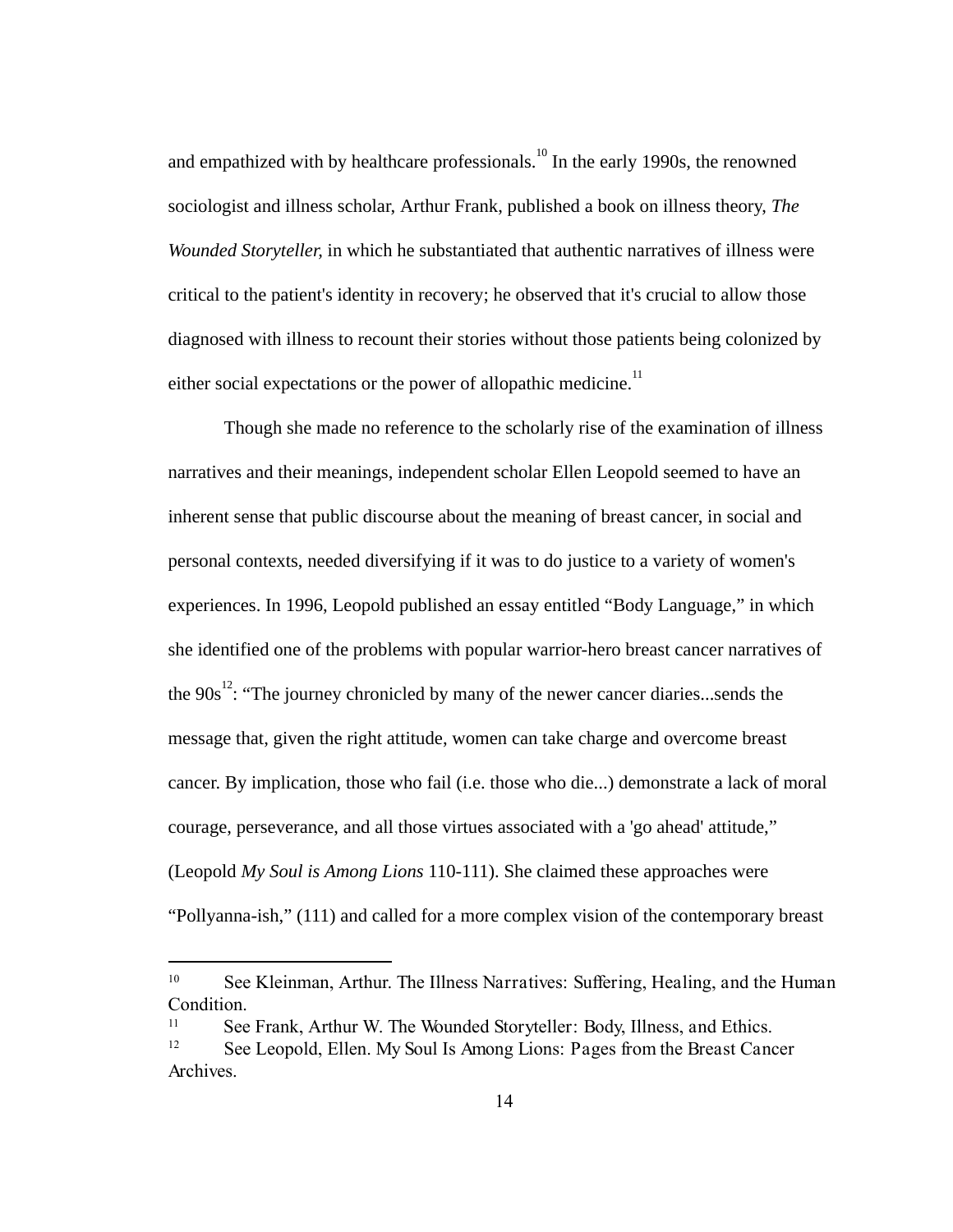and empathized with by healthcare professionals.[10] In the early 1990s, the renowned sociologist and illness scholar, Arthur Frank, published a book on illness theory, *The Wounded Storyteller,* in which he substantiated that authentic narratives of illness were critical to the patient's identity in recovery; he observed that it's crucial to allow those diagnosed with illness to recount their stories without those patients being colonized by either social expectations or the power of allopathic medicine.[11]

Though she made no reference to the scholarly rise of the examination of illness narratives and their meanings, independent scholar Ellen Leopold seemed to have an inherent sense that public discourse about the meaning of breast cancer, in social and personal contexts, needed diversifying if it was to do justice to a variety of women's experiences. In 1996, Leopold published an essay entitled "Body Language," in which she identified one of the problems with popular warrior-hero breast cancer narratives of the 90s[12]: "The journey chronicled by many of the newer cancer diaries...sends the message that, given the right attitude, women can take charge and overcome breast cancer. By implication, those who fail (i.e. those who die...) demonstrate a lack of moral courage, perseverance, and all those virtues associated with a 'go ahead' attitude," (Leopold *My Soul is Among Lions* 110-111). She claimed these approaches were "Pollyanna-ish," (111) and called for a more complex vision of the contemporary breast

---

[10] See Kleinman, Arthur. The Illness Narratives: Suffering, Healing, and the Human Condition.

[11] See Frank, Arthur W. The Wounded Storyteller: Body, Illness, and Ethics.

[12] See Leopold, Ellen. My Soul Is Among Lions: Pages from the Breast Cancer Archives.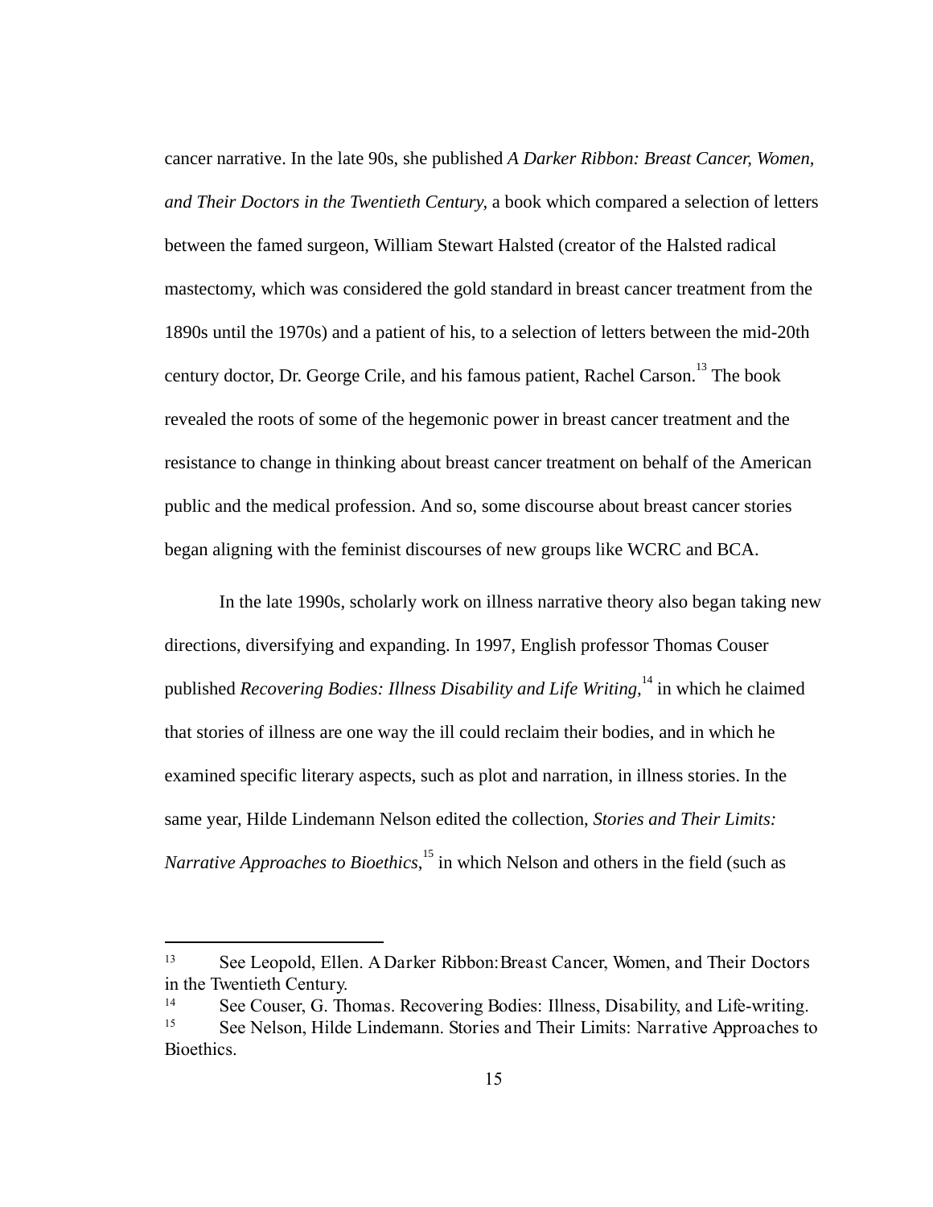cancer narrative. In the late 90s, she published *A Darker Ribbon: Breast Cancer, Women, and Their Doctors in the Twentieth Century,* a book which compared a selection of letters between the famed surgeon, William Stewart Halsted (creator of the Halsted radical mastectomy, which was considered the gold standard in breast cancer treatment from the 1890s until the 1970s) and a patient of his, to a selection of letters between the mid-20th century doctor, Dr. George Crile, and his famous patient, Rachel Carson.[13] The book revealed the roots of some of the hegemonic power in breast cancer treatment and the resistance to change in thinking about breast cancer treatment on behalf of the American public and the medical profession. And so, some discourse about breast cancer stories began aligning with the feminist discourses of new groups like WCRC and BCA.

In the late 1990s, scholarly work on illness narrative theory also began taking new directions, diversifying and expanding. In 1997, English professor Thomas Couser published *Recovering Bodies: Illness Disability and Life Writing,*[14] in which he claimed that stories of illness are one way the ill could reclaim their bodies, and in which he examined specific literary aspects, such as plot and narration, in illness stories. In the same year, Hilde Lindemann Nelson edited the collection, *Stories and Their Limits: Narrative Approaches to Bioethics*,[15] in which Nelson and others in the field (such as

---

[13] See Leopold, Ellen. A Darker Ribbon: Breast Cancer, Women, and Their Doctors in the Twentieth Century.

[14] See Couser, G. Thomas. Recovering Bodies: Illness, Disability, and Life-writing.

[15] See Nelson, Hilde Lindemann. Stories and Their Limits: Narrative Approaches to Bioethics.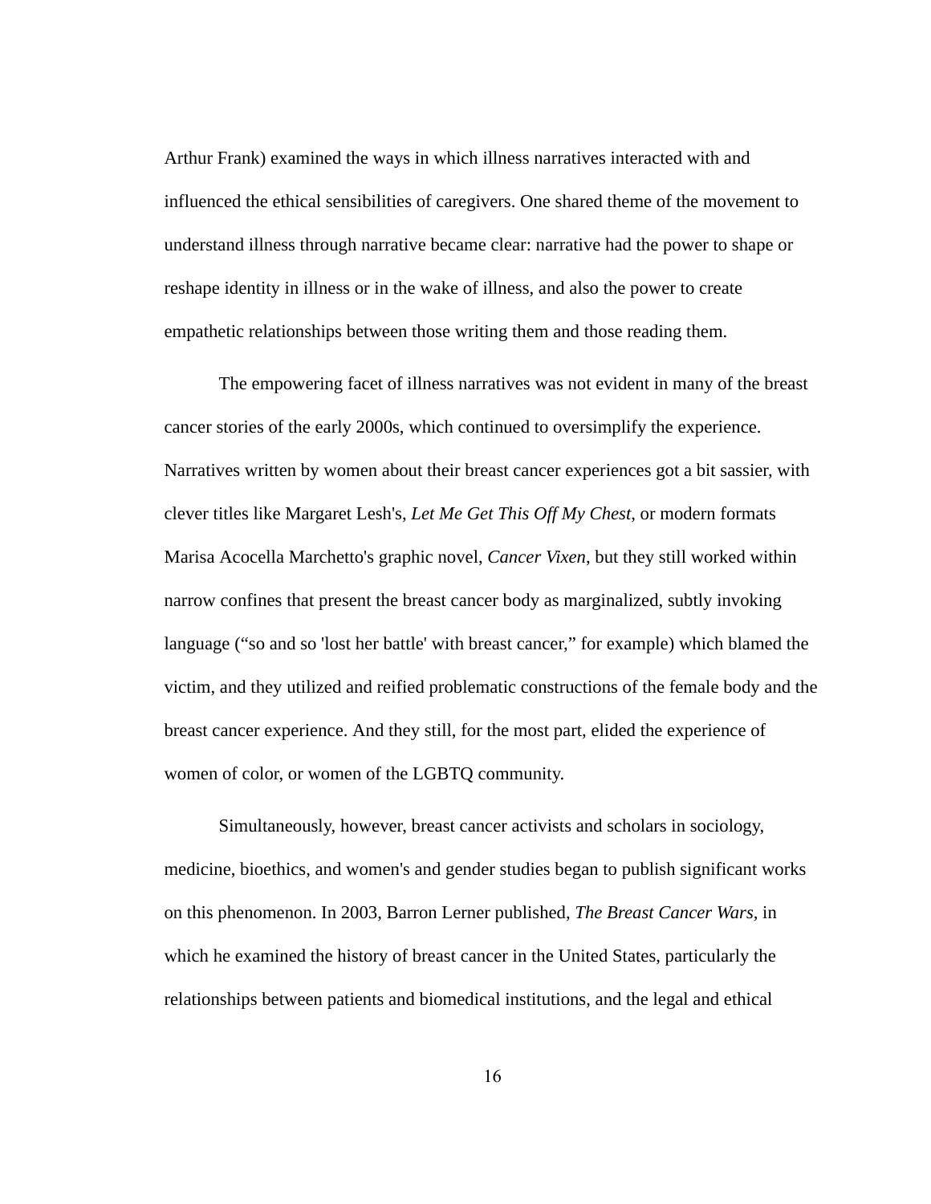Arthur Frank) examined the ways in which illness narratives interacted with and influenced the ethical sensibilities of caregivers. One shared theme of the movement to understand illness through narrative became clear: narrative had the power to shape or reshape identity in illness or in the wake of illness, and also the power to create empathetic relationships between those writing them and those reading them.

The empowering facet of illness narratives was not evident in many of the breast cancer stories of the early 2000s, which continued to oversimplify the experience. Narratives written by women about their breast cancer experiences got a bit sassier, with clever titles like Margaret Lesh's, *Let Me Get This Off My Chest*, or modern formats Marisa Acocella Marchetto's graphic novel, *Cancer Vixen*, but they still worked within narrow confines that present the breast cancer body as marginalized, subtly invoking language ("so and so 'lost her battle' with breast cancer," for example) which blamed the victim, and they utilized and reified problematic constructions of the female body and the breast cancer experience. And they still, for the most part, elided the experience of women of color, or women of the LGBTQ community.

Simultaneously, however, breast cancer activists and scholars in sociology, medicine, bioethics, and women's and gender studies began to publish significant works on this phenomenon. In 2003, Barron Lerner published, *The Breast Cancer Wars,* in which he examined the history of breast cancer in the United States, particularly the relationships between patients and biomedical institutions, and the legal and ethical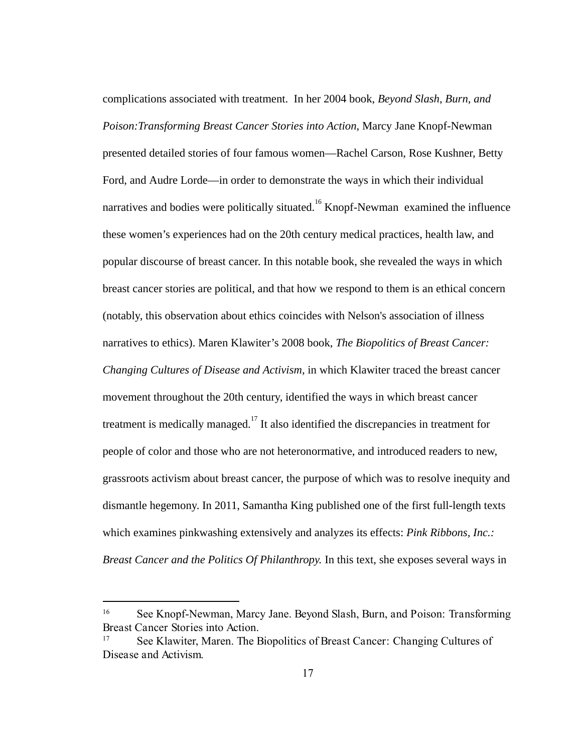complications associated with treatment. In her 2004 book, *Beyond Slash, Burn, and Poison:Transforming Breast Cancer Stories into Action*, Marcy Jane Knopf-Newman presented detailed stories of four famous women—Rachel Carson, Rose Kushner, Betty Ford, and Audre Lorde—in order to demonstrate the ways in which their individual narratives and bodies were politically situated.[16] Knopf-Newman examined the influence these women's experiences had on the 20th century medical practices, health law, and popular discourse of breast cancer. In this notable book, she revealed the ways in which breast cancer stories are political, and that how we respond to them is an ethical concern (notably, this observation about ethics coincides with Nelson's association of illness narratives to ethics). Maren Klawiter's 2008 book, *The Biopolitics of Breast Cancer: Changing Cultures of Disease and Activism*, in which Klawiter traced the breast cancer movement throughout the 20th century, identified the ways in which breast cancer treatment is medically managed.[17] It also identified the discrepancies in treatment for people of color and those who are not heteronormative, and introduced readers to new, grassroots activism about breast cancer, the purpose of which was to resolve inequity and dismantle hegemony. In 2011, Samantha King published one of the first full-length texts which examines pinkwashing extensively and analyzes its effects: *Pink Ribbons, Inc.: Breast Cancer and the Politics Of Philanthropy.* In this text, she exposes several ways in

---

[16] See Knopf-Newman, Marcy Jane. Beyond Slash, Burn, and Poison: Transforming Breast Cancer Stories into Action.

[17] See Klawiter, Maren. The Biopolitics of Breast Cancer: Changing Cultures of Disease and Activism.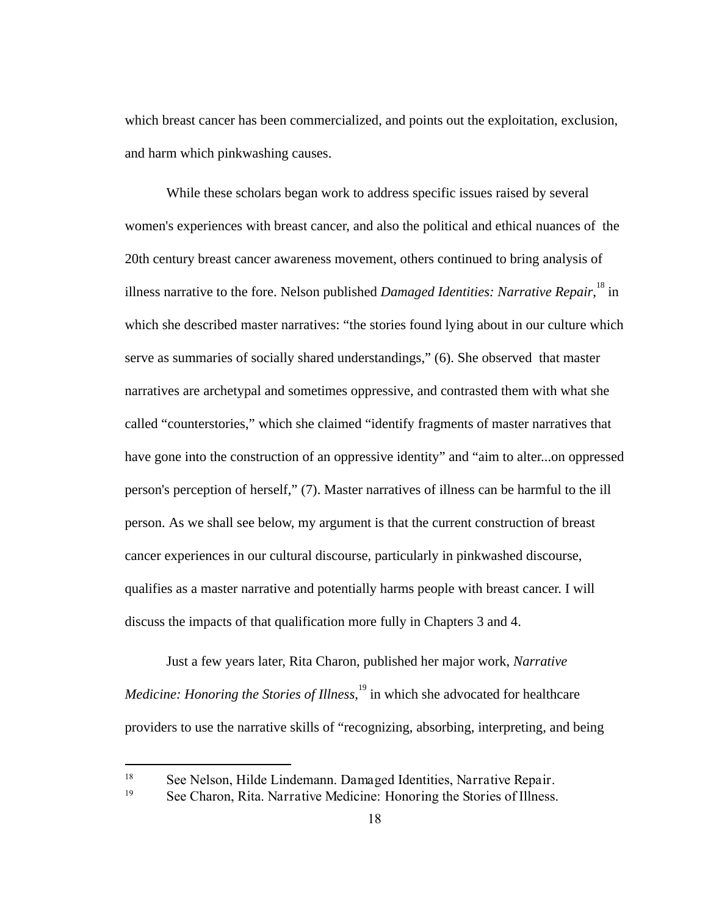which breast cancer has been commercialized, and points out the exploitation, exclusion, and harm which pinkwashing causes.

While these scholars began work to address specific issues raised by several women's experiences with breast cancer, and also the political and ethical nuances of  the 20th century breast cancer awareness movement, others continued to bring analysis of illness narrative to the fore. Nelson published *Damaged Identities: Narrative Repair*,[18] in which she described master narratives: “the stories found lying about in our culture which serve as summaries of socially shared understandings,” (6). She observed  that master narratives are archetypal and sometimes oppressive, and contrasted them with what she called “counterstories,” which she claimed “identify fragments of master narratives that have gone into the construction of an oppressive identity” and “aim to alter...on oppressed person's perception of herself,” (7). Master narratives of illness can be harmful to the ill person. As we shall see below, my argument is that the current construction of breast cancer experiences in our cultural discourse, particularly in pinkwashed discourse, qualifies as a master narrative and potentially harms people with breast cancer. I will discuss the impacts of that qualification more fully in Chapters 3 and 4.

Just a few years later, Rita Charon, published her major work, *Narrative Medicine: Honoring the Stories of Illness*,[19] in which she advocated for healthcare providers to use the narrative skills of “recognizing, absorbing, interpreting, and being

---

18 See Nelson, Hilde Lindemann. Damaged Identities, Narrative Repair.

19 See Charon, Rita. Narrative Medicine: Honoring the Stories of Illness.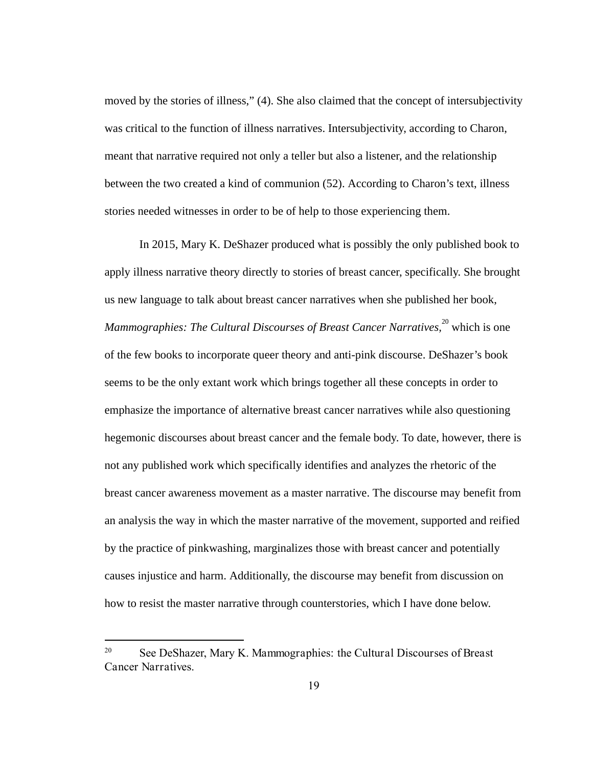moved by the stories of illness," (4). She also claimed that the concept of intersubjectivity was critical to the function of illness narratives. Intersubjectivity, according to Charon, meant that narrative required not only a teller but also a listener, and the relationship between the two created a kind of communion (52). According to Charon's text, illness stories needed witnesses in order to be of help to those experiencing them.

In 2015, Mary K. DeShazer produced what is possibly the only published book to apply illness narrative theory directly to stories of breast cancer, specifically. She brought us new language to talk about breast cancer narratives when she published her book, *Mammographies: The Cultural Discourses of Breast Cancer Narratives,*[20] which is one of the few books to incorporate queer theory and anti-pink discourse. DeShazer's book seems to be the only extant work which brings together all these concepts in order to emphasize the importance of alternative breast cancer narratives while also questioning hegemonic discourses about breast cancer and the female body. To date, however, there is not any published work which specifically identifies and analyzes the rhetoric of the breast cancer awareness movement as a master narrative. The discourse may benefit from an analysis the way in which the master narrative of the movement, supported and reified by the practice of pinkwashing, marginalizes those with breast cancer and potentially causes injustice and harm. Additionally, the discourse may benefit from discussion on how to resist the master narrative through counterstories, which I have done below.

---

[20] See DeShazer, Mary K. Mammographies: the Cultural Discourses of Breast Cancer Narratives.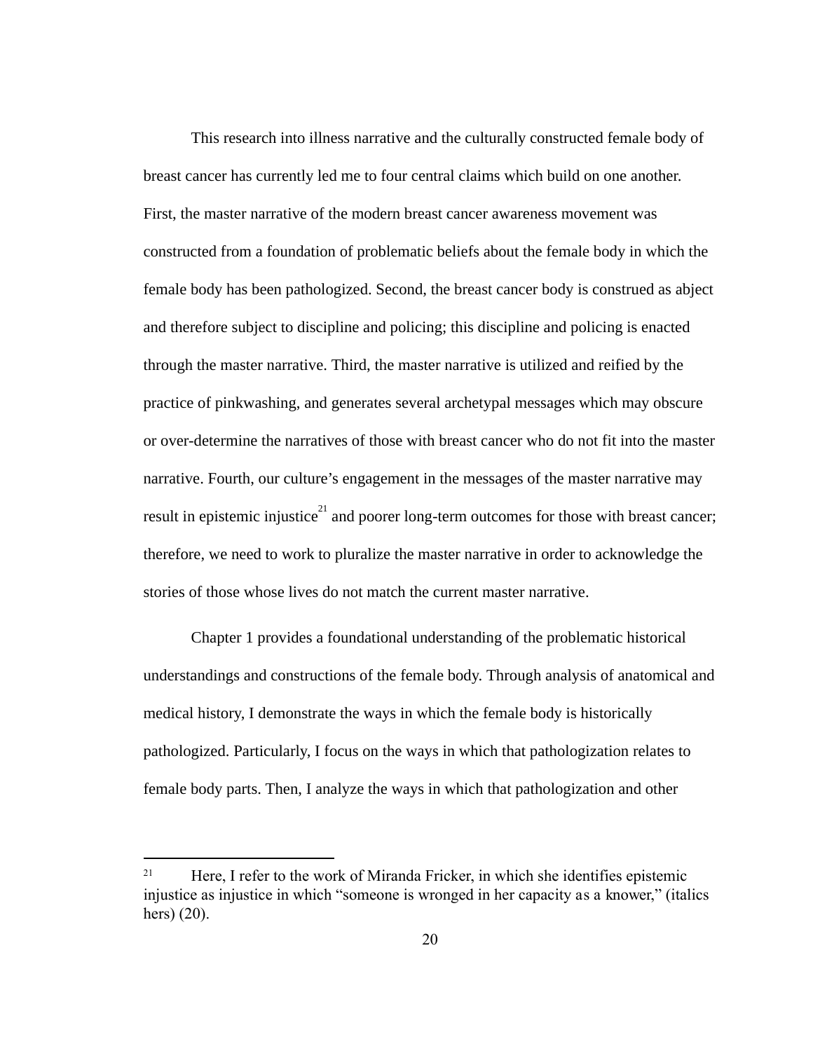This research into illness narrative and the culturally constructed female body of breast cancer has currently led me to four central claims which build on one another. First, the master narrative of the modern breast cancer awareness movement was constructed from a foundation of problematic beliefs about the female body in which the female body has been pathologized. Second, the breast cancer body is construed as abject and therefore subject to discipline and policing; this discipline and policing is enacted through the master narrative. Third, the master narrative is utilized and reified by the practice of pinkwashing, and generates several archetypal messages which may obscure or over-determine the narratives of those with breast cancer who do not fit into the master narrative. Fourth, our culture's engagement in the messages of the master narrative may result in epistemic injustice[21] and poorer long-term outcomes for those with breast cancer; therefore, we need to work to pluralize the master narrative in order to acknowledge the stories of those whose lives do not match the current master narrative.

Chapter 1 provides a foundational understanding of the problematic historical understandings and constructions of the female body. Through analysis of anatomical and medical history, I demonstrate the ways in which the female body is historically pathologized. Particularly, I focus on the ways in which that pathologization relates to female body parts. Then, I analyze the ways in which that pathologization and other

---

[21] Here, I refer to the work of Miranda Fricker, in which she identifies epistemic injustice as injustice in which "someone is wronged in her capacity as a knower," (italics hers) (20).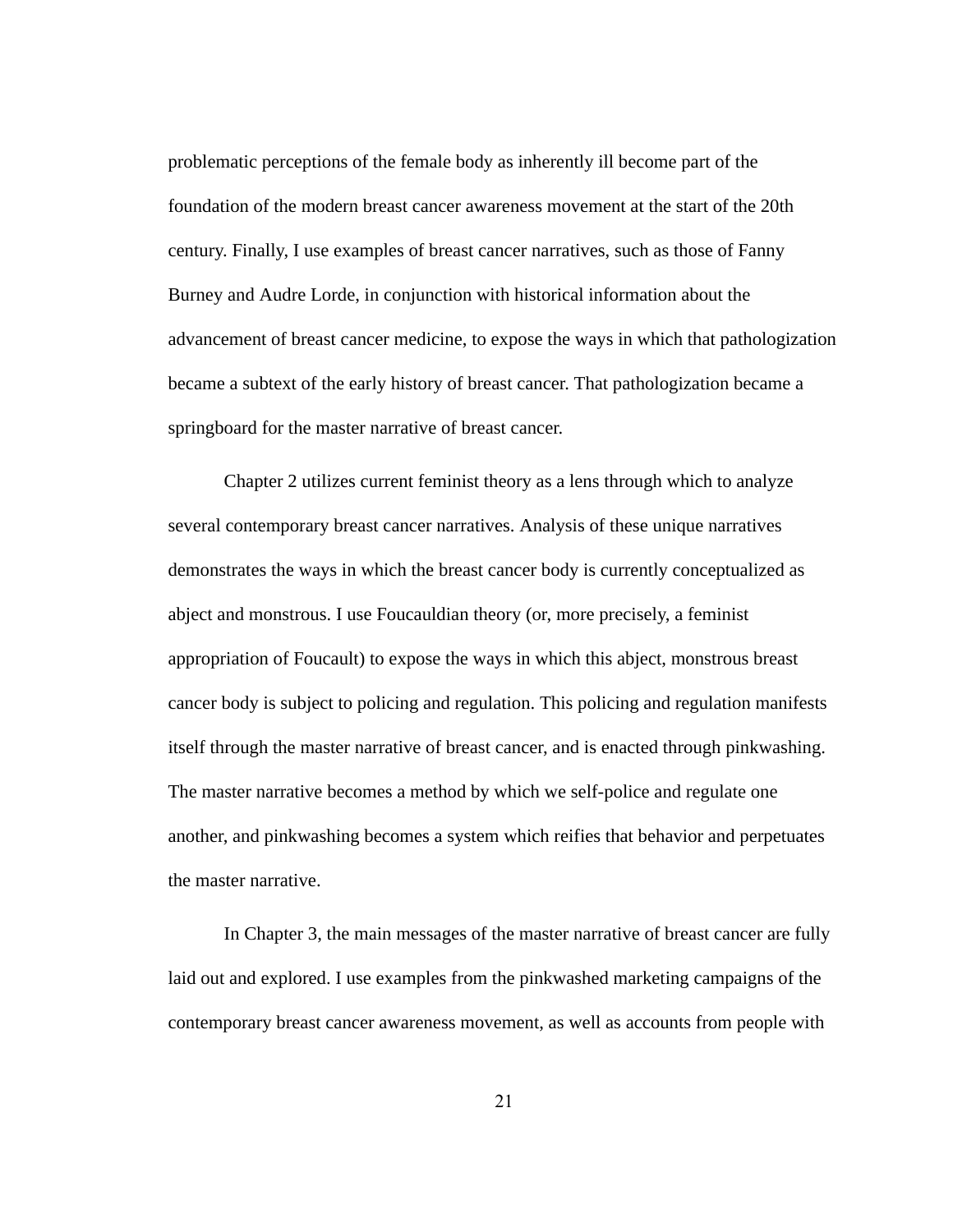problematic perceptions of the female body as inherently ill become part of the foundation of the modern breast cancer awareness movement at the start of the 20th century. Finally, I use examples of breast cancer narratives, such as those of Fanny Burney and Audre Lorde, in conjunction with historical information about the advancement of breast cancer medicine, to expose the ways in which that pathologization became a subtext of the early history of breast cancer. That pathologization became a springboard for the master narrative of breast cancer.

Chapter 2 utilizes current feminist theory as a lens through which to analyze several contemporary breast cancer narratives. Analysis of these unique narratives demonstrates the ways in which the breast cancer body is currently conceptualized as abject and monstrous. I use Foucauldian theory (or, more precisely, a feminist appropriation of Foucault) to expose the ways in which this abject, monstrous breast cancer body is subject to policing and regulation. This policing and regulation manifests itself through the master narrative of breast cancer, and is enacted through pinkwashing. The master narrative becomes a method by which we self-police and regulate one another, and pinkwashing becomes a system which reifies that behavior and perpetuates the master narrative.

In Chapter 3, the main messages of the master narrative of breast cancer are fully laid out and explored. I use examples from the pinkwashed marketing campaigns of the contemporary breast cancer awareness movement, as well as accounts from people with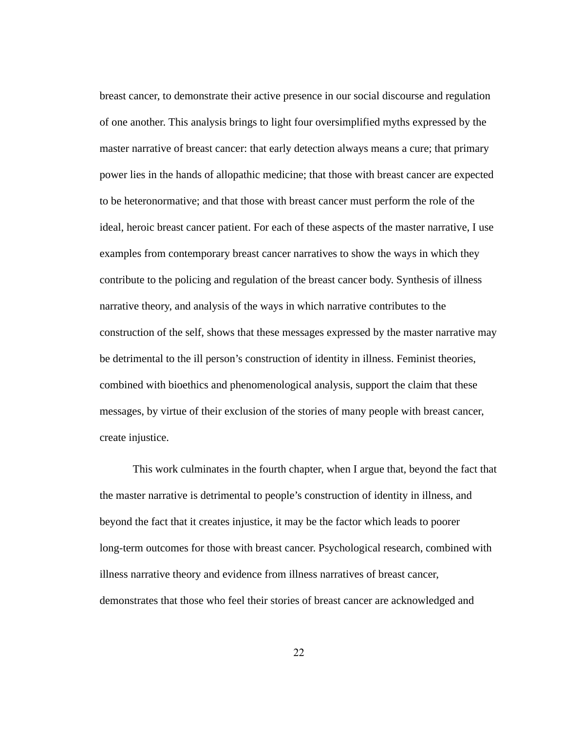breast cancer, to demonstrate their active presence in our social discourse and regulation of one another. This analysis brings to light four oversimplified myths expressed by the master narrative of breast cancer: that early detection always means a cure; that primary power lies in the hands of allopathic medicine; that those with breast cancer are expected to be heteronormative; and that those with breast cancer must perform the role of the ideal, heroic breast cancer patient. For each of these aspects of the master narrative, I use examples from contemporary breast cancer narratives to show the ways in which they contribute to the policing and regulation of the breast cancer body. Synthesis of illness narrative theory, and analysis of the ways in which narrative contributes to the construction of the self, shows that these messages expressed by the master narrative may be detrimental to the ill person's construction of identity in illness. Feminist theories, combined with bioethics and phenomenological analysis, support the claim that these messages, by virtue of their exclusion of the stories of many people with breast cancer, create injustice.

This work culminates in the fourth chapter, when I argue that, beyond the fact that the master narrative is detrimental to people's construction of identity in illness, and beyond the fact that it creates injustice, it may be the factor which leads to poorer long-term outcomes for those with breast cancer. Psychological research, combined with illness narrative theory and evidence from illness narratives of breast cancer, demonstrates that those who feel their stories of breast cancer are acknowledged and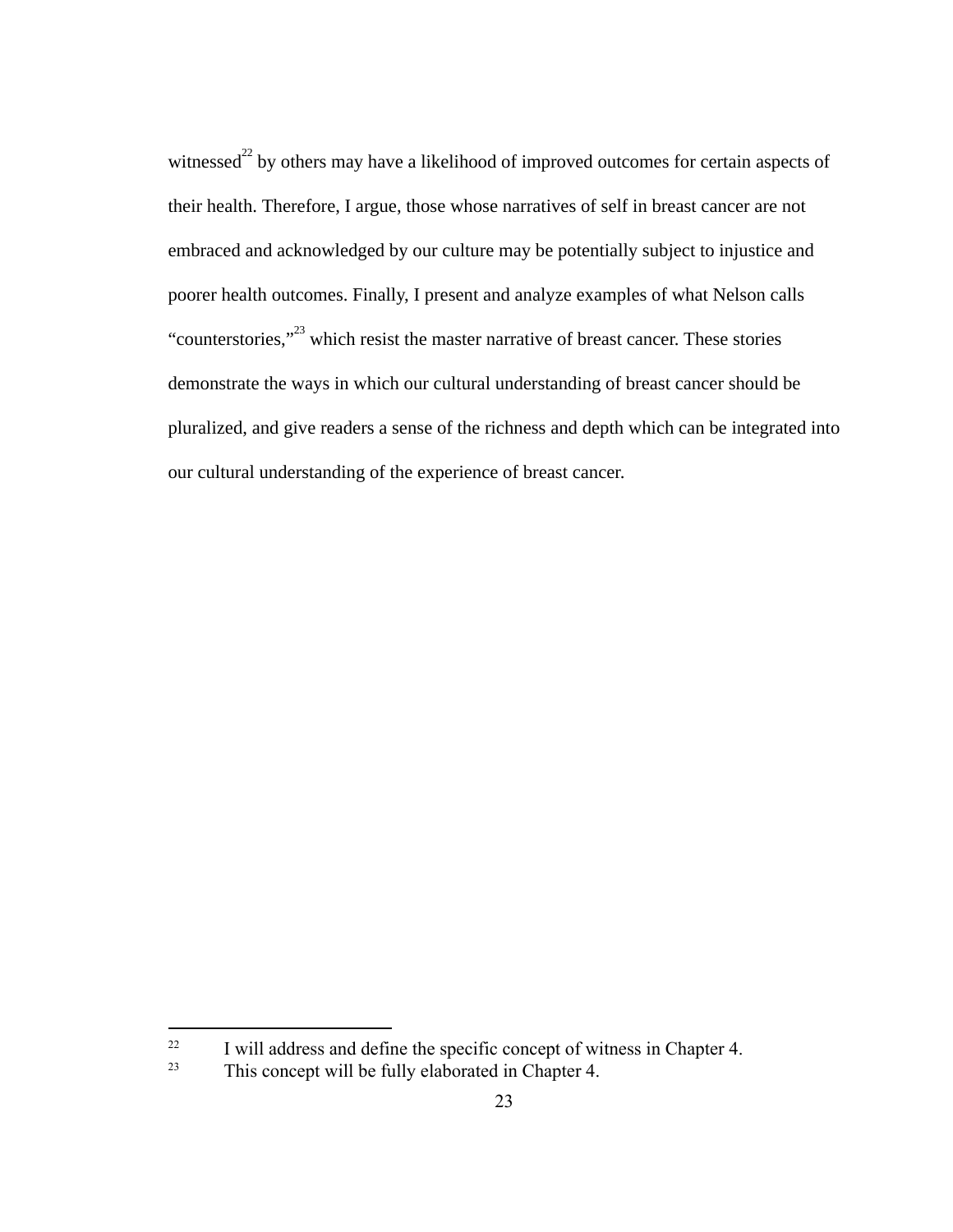witnessed[22] by others may have a likelihood of improved outcomes for certain aspects of their health. Therefore, I argue, those whose narratives of self in breast cancer are not embraced and acknowledged by our culture may be potentially subject to injustice and poorer health outcomes. Finally, I present and analyze examples of what Nelson calls "counterstories,"[23] which resist the master narrative of breast cancer. These stories demonstrate the ways in which our cultural understanding of breast cancer should be pluralized, and give readers a sense of the richness and depth which can be integrated into our cultural understanding of the experience of breast cancer.

---

[22] I will address and define the specific concept of witness in Chapter 4.

[23] This concept will be fully elaborated in Chapter 4.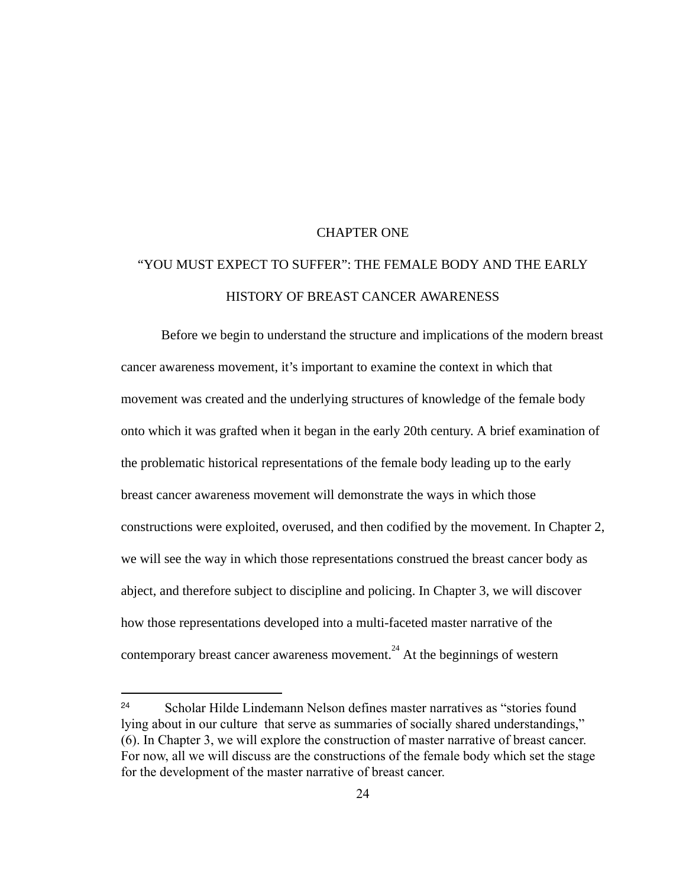# CHAPTER ONE

## "YOU MUST EXPECT TO SUFFER": THE FEMALE BODY AND THE EARLY HISTORY OF BREAST CANCER AWARENESS

Before we begin to understand the structure and implications of the modern breast cancer awareness movement, it's important to examine the context in which that movement was created and the underlying structures of knowledge of the female body onto which it was grafted when it began in the early 20th century. A brief examination of the problematic historical representations of the female body leading up to the early breast cancer awareness movement will demonstrate the ways in which those constructions were exploited, overused, and then codified by the movement. In Chapter 2, we will see the way in which those representations construed the breast cancer body as abject, and therefore subject to discipline and policing. In Chapter 3, we will discover how those representations developed into a multi-faceted master narrative of the contemporary breast cancer awareness movement.[24] At the beginnings of western

---

[24] Scholar Hilde Lindemann Nelson defines master narratives as "stories found lying about in our culture that serve as summaries of socially shared understandings," (6). In Chapter 3, we will explore the construction of master narrative of breast cancer. For now, all we will discuss are the constructions of the female body which set the stage for the development of the master narrative of breast cancer.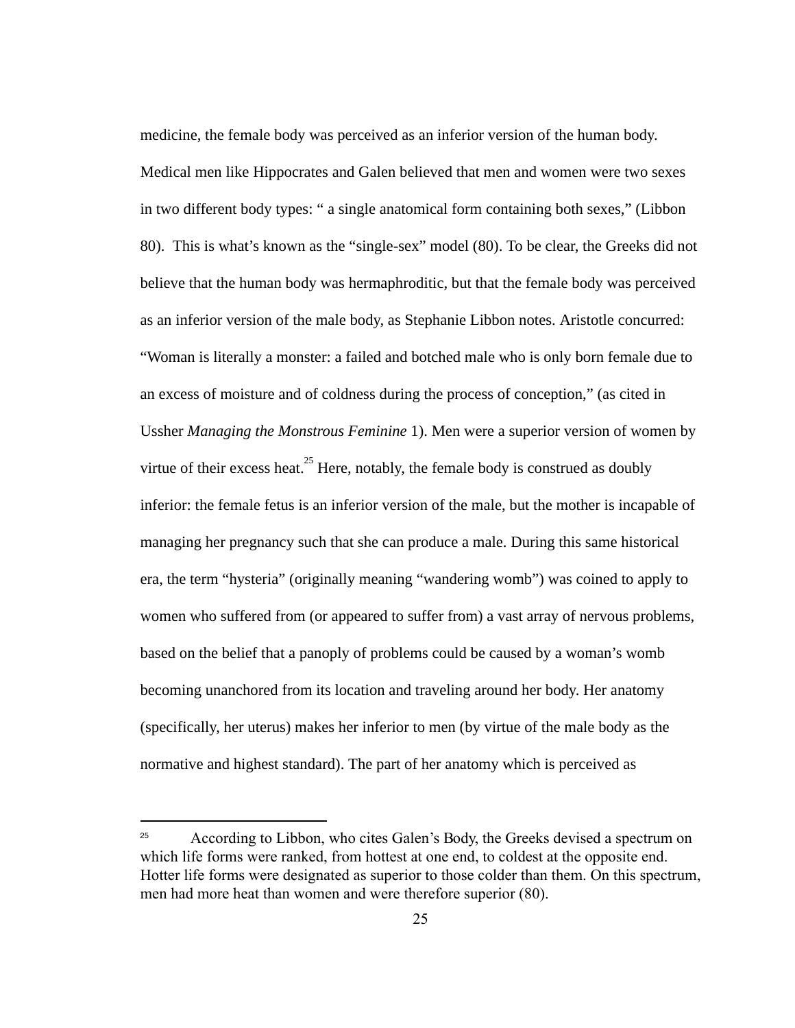medicine, the female body was perceived as an inferior version of the human body. Medical men like Hippocrates and Galen believed that men and women were two sexes in two different body types: " a single anatomical form containing both sexes," (Libbon 80). This is what's known as the "single-sex" model (80). To be clear, the Greeks did not believe that the human body was hermaphroditic, but that the female body was perceived as an inferior version of the male body, as Stephanie Libbon notes. Aristotle concurred: "Woman is literally a monster: a failed and botched male who is only born female due to an excess of moisture and of coldness during the process of conception," (as cited in Ussher *Managing the Monstrous Feminine* 1). Men were a superior version of women by virtue of their excess heat.[25] Here, notably, the female body is construed as doubly inferior: the female fetus is an inferior version of the male, but the mother is incapable of managing her pregnancy such that she can produce a male. During this same historical era, the term "hysteria" (originally meaning "wandering womb") was coined to apply to women who suffered from (or appeared to suffer from) a vast array of nervous problems, based on the belief that a panoply of problems could be caused by a woman's womb becoming unanchored from its location and traveling around her body. Her anatomy (specifically, her uterus) makes her inferior to men (by virtue of the male body as the normative and highest standard). The part of her anatomy which is perceived as

---

[25] According to Libbon, who cites Galen's Body, the Greeks devised a spectrum on which life forms were ranked, from hottest at one end, to coldest at the opposite end. Hotter life forms were designated as superior to those colder than them. On this spectrum, men had more heat than women and were therefore superior (80).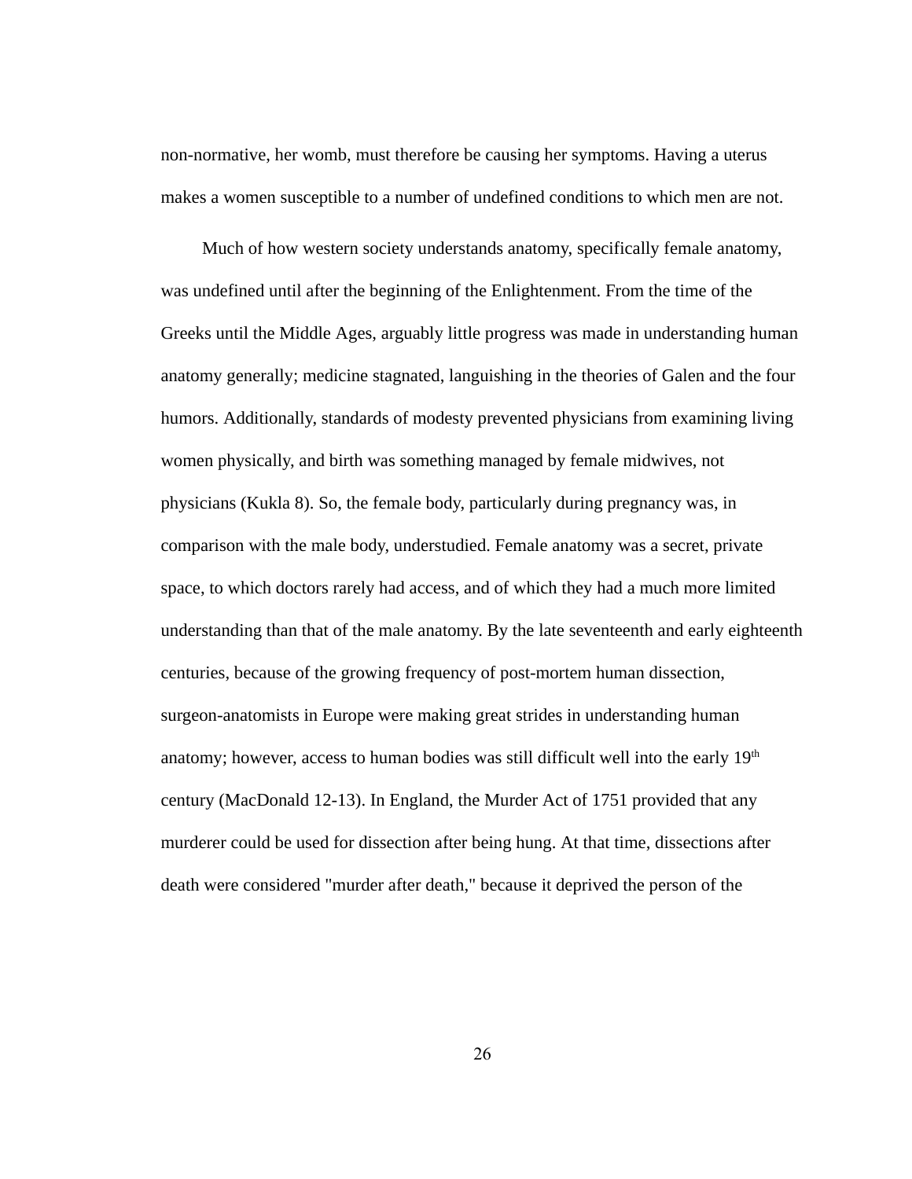non-normative, her womb, must therefore be causing her symptoms. Having a uterus makes a women susceptible to a number of undefined conditions to which men are not.

Much of how western society understands anatomy, specifically female anatomy, was undefined until after the beginning of the Enlightenment. From the time of the Greeks until the Middle Ages, arguably little progress was made in understanding human anatomy generally; medicine stagnated, languishing in the theories of Galen and the four humors. Additionally, standards of modesty prevented physicians from examining living women physically, and birth was something managed by female midwives, not physicians (Kukla 8). So, the female body, particularly during pregnancy was, in comparison with the male body, understudied. Female anatomy was a secret, private space, to which doctors rarely had access, and of which they had a much more limited understanding than that of the male anatomy. By the late seventeenth and early eighteenth centuries, because of the growing frequency of post-mortem human dissection, surgeon-anatomists in Europe were making great strides in understanding human anatomy; however, access to human bodies was still difficult well into the early 19th century (MacDonald 12-13). In England, the Murder Act of 1751 provided that any murderer could be used for dissection after being hung. At that time, dissections after death were considered "murder after death," because it deprived the person of the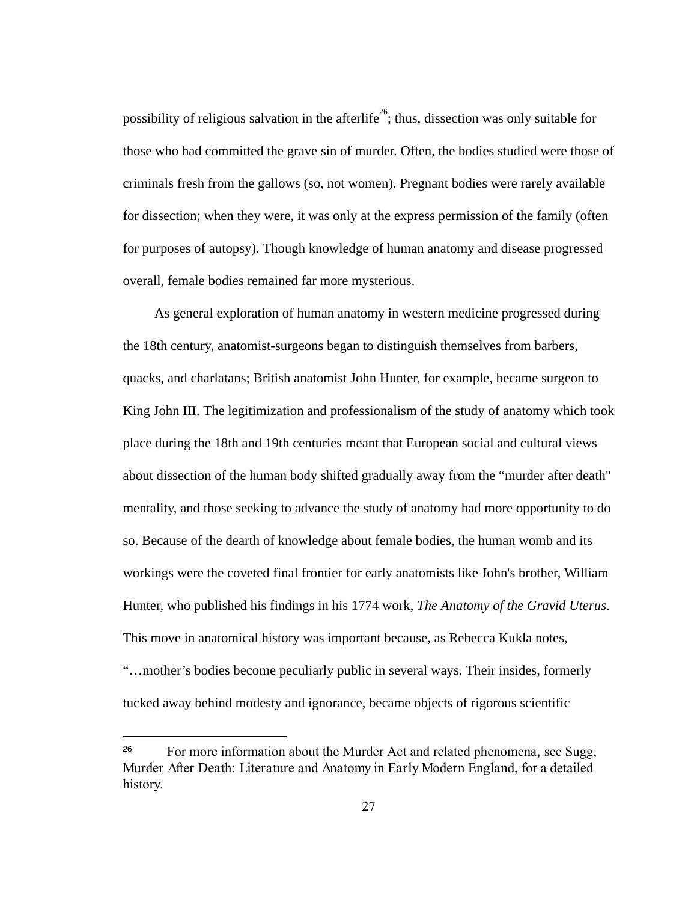possibility of religious salvation in the afterlife[26]; thus, dissection was only suitable for those who had committed the grave sin of murder. Often, the bodies studied were those of criminals fresh from the gallows (so, not women). Pregnant bodies were rarely available for dissection; when they were, it was only at the express permission of the family (often for purposes of autopsy). Though knowledge of human anatomy and disease progressed overall, female bodies remained far more mysterious.

As general exploration of human anatomy in western medicine progressed during the 18th century, anatomist-surgeons began to distinguish themselves from barbers, quacks, and charlatans; British anatomist John Hunter, for example, became surgeon to King John III. The legitimization and professionalism of the study of anatomy which took place during the 18th and 19th centuries meant that European social and cultural views about dissection of the human body shifted gradually away from the "murder after death" mentality, and those seeking to advance the study of anatomy had more opportunity to do so. Because of the dearth of knowledge about female bodies, the human womb and its workings were the coveted final frontier for early anatomists like John's brother, William Hunter, who published his findings in his 1774 work, *The Anatomy of the Gravid Uterus*. This move in anatomical history was important because, as Rebecca Kukla notes, "…mother's bodies become peculiarly public in several ways. Their insides, formerly tucked away behind modesty and ignorance, became objects of rigorous scientific

---

[26] For more information about the Murder Act and related phenomena, see Sugg, Murder After Death: Literature and Anatomy in Early Modern England, for a detailed history.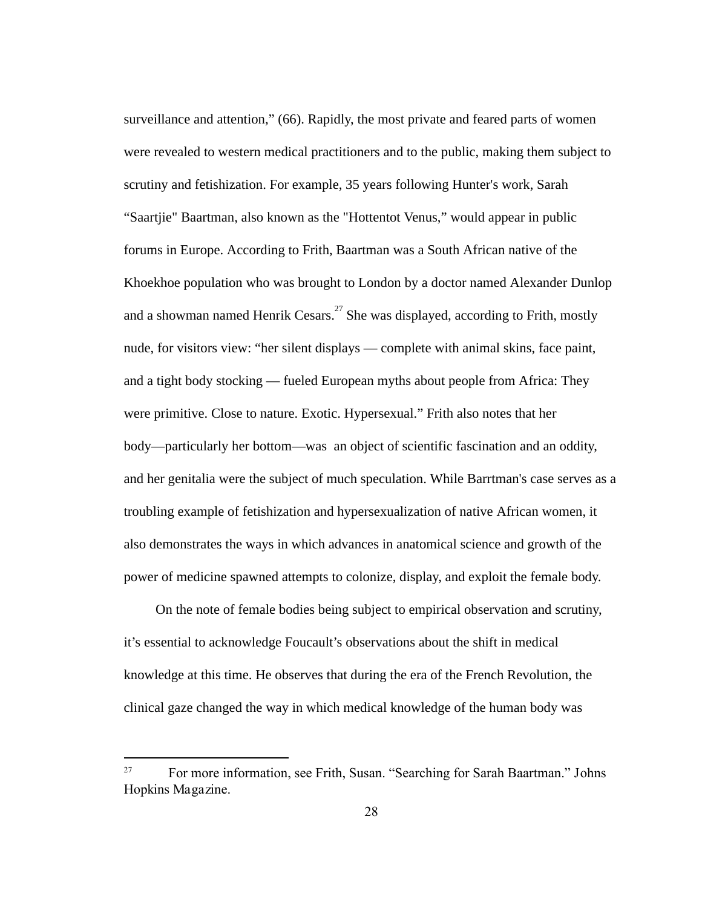surveillance and attention," (66). Rapidly, the most private and feared parts of women were revealed to western medical practitioners and to the public, making them subject to scrutiny and fetishization. For example, 35 years following Hunter's work, Sarah "Saartjie" Baartman, also known as the "Hottentot Venus," would appear in public forums in Europe. According to Frith, Baartman was a South African native of the Khoekhoe population who was brought to London by a doctor named Alexander Dunlop and a showman named Henrik Cesars.[27] She was displayed, according to Frith, mostly nude, for visitors view: "her silent displays — complete with animal skins, face paint, and a tight body stocking — fueled European myths about people from Africa: They were primitive. Close to nature. Exotic. Hypersexual." Frith also notes that her body—particularly her bottom—was  an object of scientific fascination and an oddity, and her genitalia were the subject of much speculation. While Barrtman's case serves as a troubling example of fetishization and hypersexualization of native African women, it also demonstrates the ways in which advances in anatomical science and growth of the power of medicine spawned attempts to colonize, display, and exploit the female body.

On the note of female bodies being subject to empirical observation and scrutiny, it's essential to acknowledge Foucault's observations about the shift in medical knowledge at this time. He observes that during the era of the French Revolution, the clinical gaze changed the way in which medical knowledge of the human body was

[27] For more information, see Frith, Susan. "Searching for Sarah Baartman." Johns Hopkins Magazine.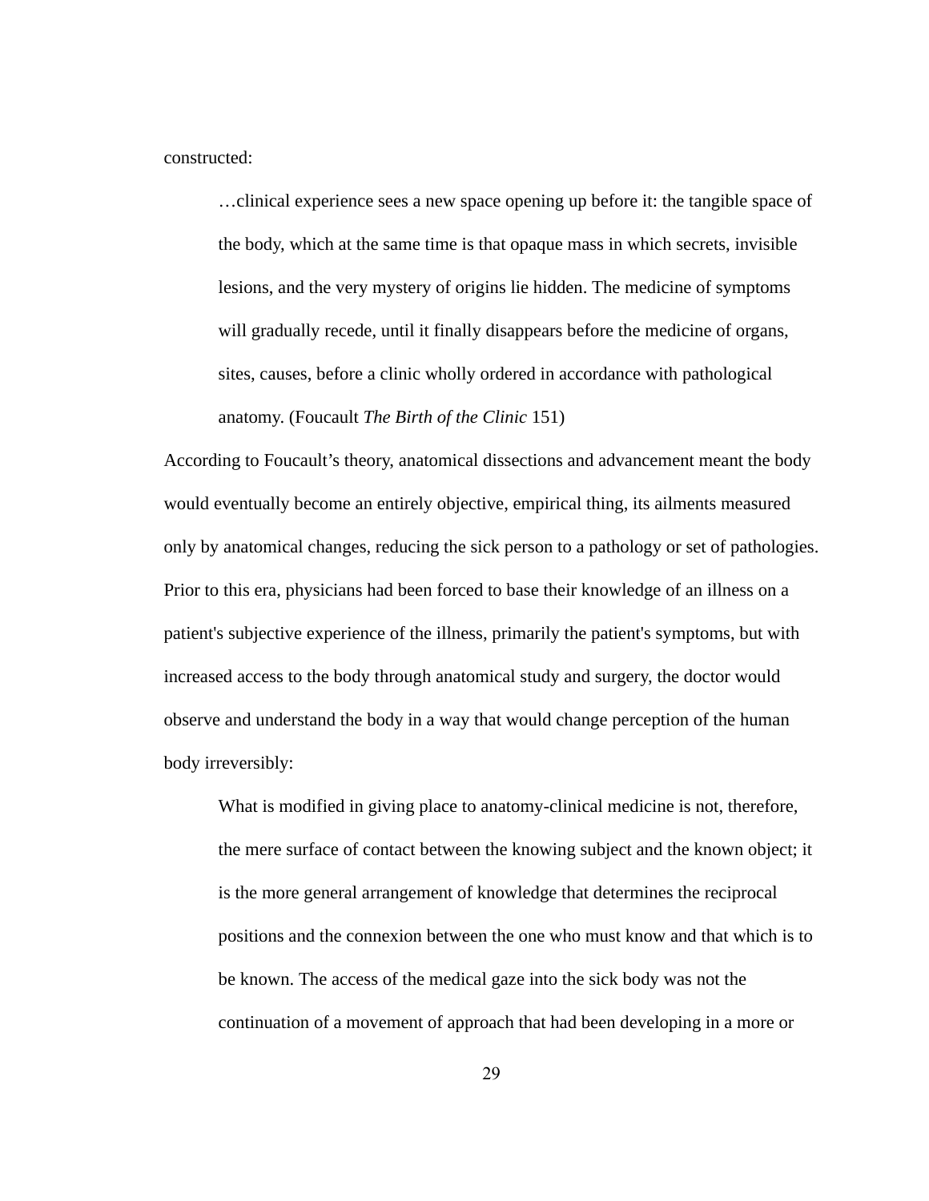constructed:

> …clinical experience sees a new space opening up before it: the tangible space of the body, which at the same time is that opaque mass in which secrets, invisible lesions, and the very mystery of origins lie hidden. The medicine of symptoms will gradually recede, until it finally disappears before the medicine of organs, sites, causes, before a clinic wholly ordered in accordance with pathological anatomy. (Foucault *The Birth of the Clinic* 151)

According to Foucault's theory, anatomical dissections and advancement meant the body would eventually become an entirely objective, empirical thing, its ailments measured only by anatomical changes, reducing the sick person to a pathology or set of pathologies. Prior to this era, physicians had been forced to base their knowledge of an illness on a patient's subjective experience of the illness, primarily the patient's symptoms, but with increased access to the body through anatomical study and surgery, the doctor would observe and understand the body in a way that would change perception of the human body irreversibly:

> What is modified in giving place to anatomy-clinical medicine is not, therefore, the mere surface of contact between the knowing subject and the known object; it is the more general arrangement of knowledge that determines the reciprocal positions and the connexion between the one who must know and that which is to be known. The access of the medical gaze into the sick body was not the continuation of a movement of approach that had been developing in a more or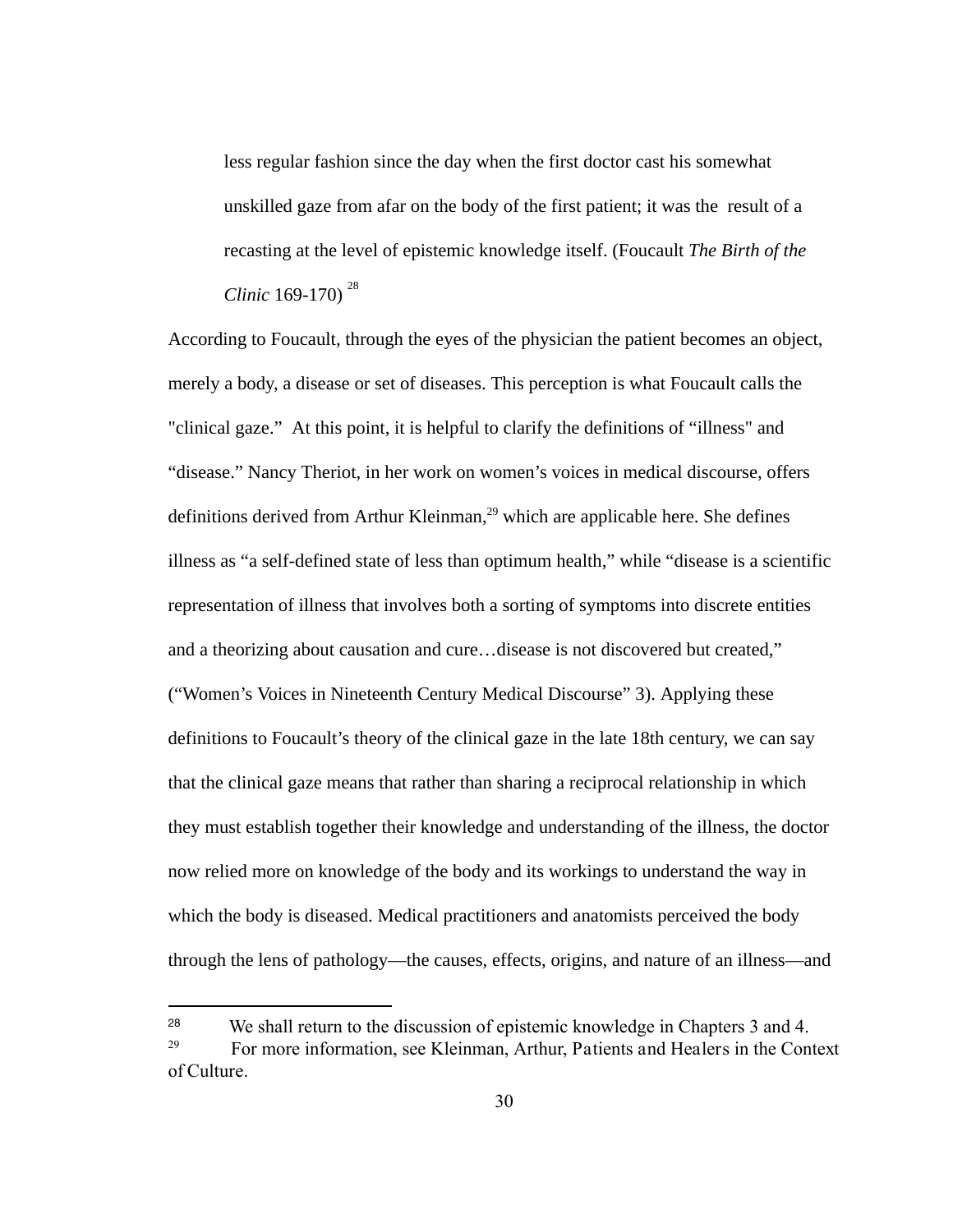> less regular fashion since the day when the first doctor cast his somewhat unskilled gaze from afar on the body of the first patient; it was the result of a recasting at the level of epistemic knowledge itself. (Foucault *The Birth of the Clinic* 169-170) [28]

According to Foucault, through the eyes of the physician the patient becomes an object, merely a body, a disease or set of diseases. This perception is what Foucault calls the "clinical gaze." At this point, it is helpful to clarify the definitions of "illness" and "disease." Nancy Theriot, in her work on women's voices in medical discourse, offers definitions derived from Arthur Kleinman,[29] which are applicable here. She defines illness as "a self-defined state of less than optimum health," while "disease is a scientific representation of illness that involves both a sorting of symptoms into discrete entities and a theorizing about causation and cure…disease is not discovered but created," ("Women's Voices in Nineteenth Century Medical Discourse" 3). Applying these definitions to Foucault's theory of the clinical gaze in the late 18th century, we can say that the clinical gaze means that rather than sharing a reciprocal relationship in which they must establish together their knowledge and understanding of the illness, the doctor now relied more on knowledge of the body and its workings to understand the way in which the body is diseased. Medical practitioners and anatomists perceived the body through the lens of pathology—the causes, effects, origins, and nature of an illness—and

---

[28] We shall return to the discussion of epistemic knowledge in Chapters 3 and 4.

[29] For more information, see Kleinman, Arthur, Patients and Healers in the Context of Culture.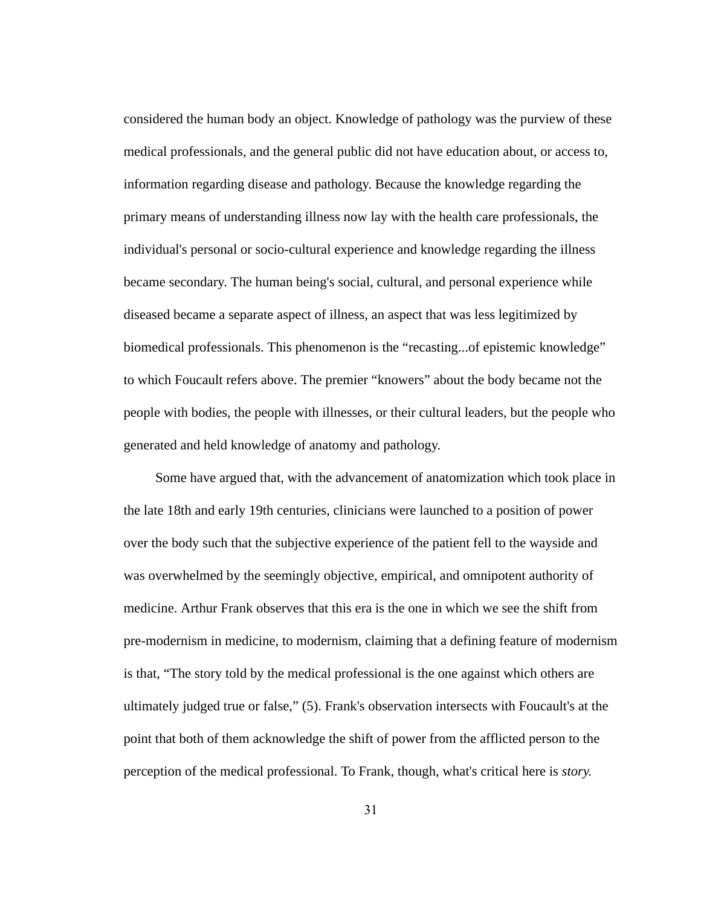considered the human body an object. Knowledge of pathology was the purview of these medical professionals, and the general public did not have education about, or access to, information regarding disease and pathology. Because the knowledge regarding the primary means of understanding illness now lay with the health care professionals, the individual's personal or socio-cultural experience and knowledge regarding the illness became secondary. The human being's social, cultural, and personal experience while diseased became a separate aspect of illness, an aspect that was less legitimized by biomedical professionals. This phenomenon is the "recasting...of epistemic knowledge" to which Foucault refers above. The premier "knowers" about the body became not the people with bodies, the people with illnesses, or their cultural leaders, but the people who generated and held knowledge of anatomy and pathology.

Some have argued that, with the advancement of anatomization which took place in the late 18th and early 19th centuries, clinicians were launched to a position of power over the body such that the subjective experience of the patient fell to the wayside and was overwhelmed by the seemingly objective, empirical, and omnipotent authority of medicine. Arthur Frank observes that this era is the one in which we see the shift from pre-modernism in medicine, to modernism, claiming that a defining feature of modernism is that, "The story told by the medical professional is the one against which others are ultimately judged true or false," (5). Frank's observation intersects with Foucault's at the point that both of them acknowledge the shift of power from the afflicted person to the perception of the medical professional. To Frank, though, what's critical here is *story.*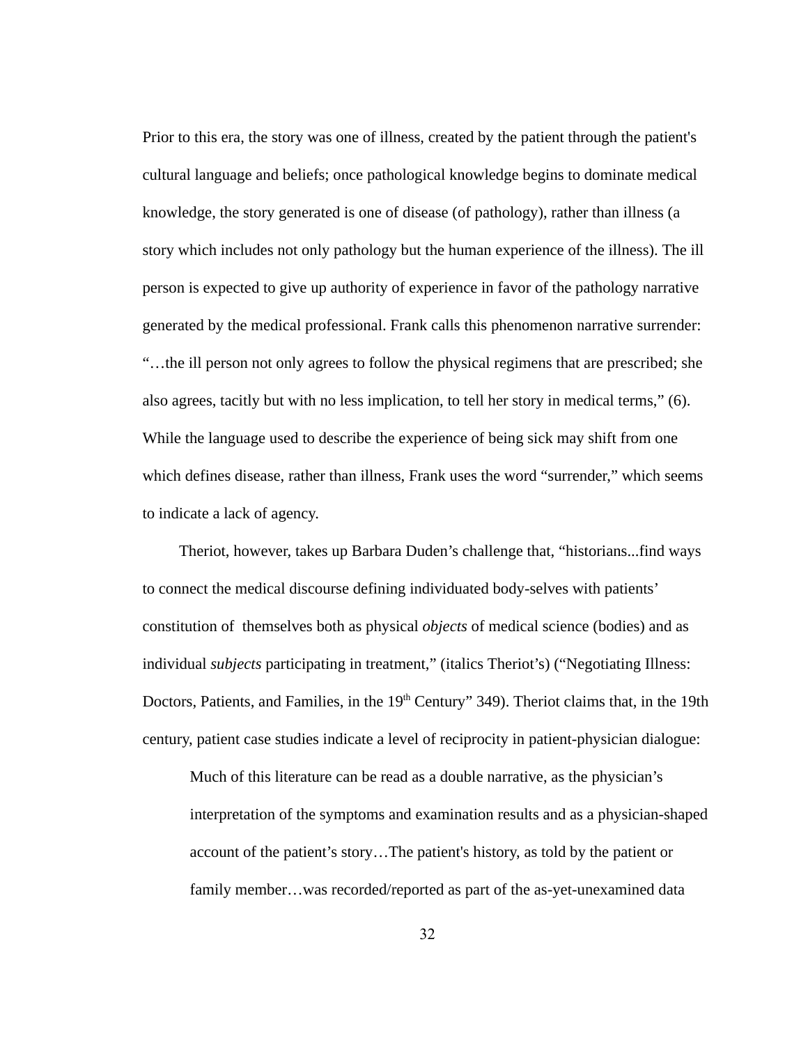Prior to this era, the story was one of illness, created by the patient through the patient's cultural language and beliefs; once pathological knowledge begins to dominate medical knowledge, the story generated is one of disease (of pathology), rather than illness (a story which includes not only pathology but the human experience of the illness). The ill person is expected to give up authority of experience in favor of the pathology narrative generated by the medical professional. Frank calls this phenomenon narrative surrender: "…the ill person not only agrees to follow the physical regimens that are prescribed; she also agrees, tacitly but with no less implication, to tell her story in medical terms," (6). While the language used to describe the experience of being sick may shift from one which defines disease, rather than illness, Frank uses the word "surrender," which seems to indicate a lack of agency.

Theriot, however, takes up Barbara Duden's challenge that, "historians...find ways to connect the medical discourse defining individuated body-selves with patients' constitution of themselves both as physical *objects* of medical science (bodies) and as individual *subjects* participating in treatment," (italics Theriot's) ("Negotiating Illness: Doctors, Patients, and Families, in the 19th Century" 349). Theriot claims that, in the 19th century, patient case studies indicate a level of reciprocity in patient-physician dialogue:

> Much of this literature can be read as a double narrative, as the physician's interpretation of the symptoms and examination results and as a physician-shaped account of the patient's story…The patient's history, as told by the patient or family member…was recorded/reported as part of the as-yet-unexamined data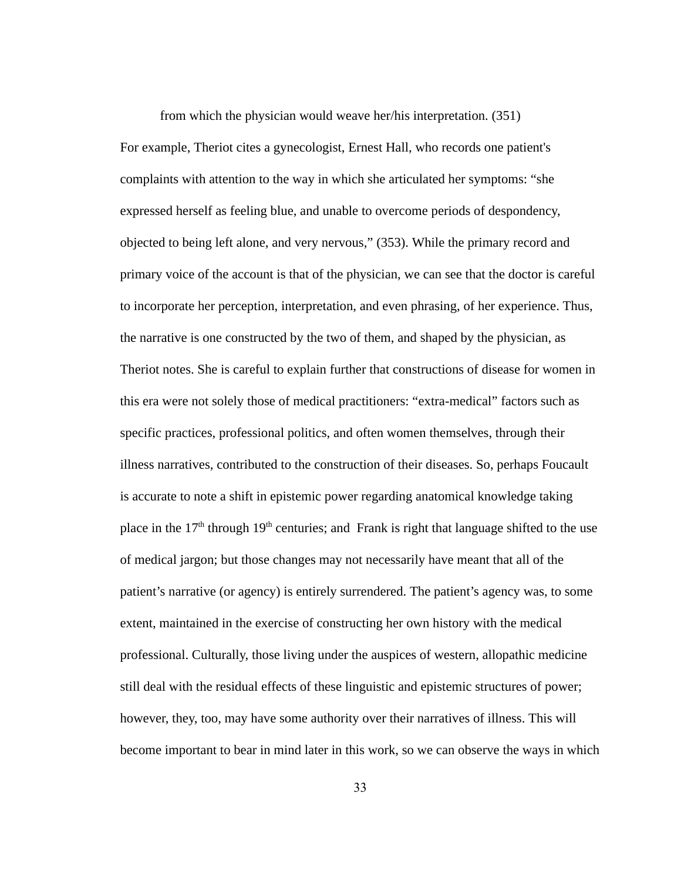from which the physician would weave her/his interpretation. (351)

For example, Theriot cites a gynecologist, Ernest Hall, who records one patient's complaints with attention to the way in which she articulated her symptoms: "she expressed herself as feeling blue, and unable to overcome periods of despondency, objected to being left alone, and very nervous," (353). While the primary record and primary voice of the account is that of the physician, we can see that the doctor is careful to incorporate her perception, interpretation, and even phrasing, of her experience. Thus, the narrative is one constructed by the two of them, and shaped by the physician, as Theriot notes. She is careful to explain further that constructions of disease for women in this era were not solely those of medical practitioners: "extra-medical" factors such as specific practices, professional politics, and often women themselves, through their illness narratives, contributed to the construction of their diseases. So, perhaps Foucault is accurate to note a shift in epistemic power regarding anatomical knowledge taking place in the 17th through 19th centuries; and Frank is right that language shifted to the use of medical jargon; but those changes may not necessarily have meant that all of the patient's narrative (or agency) is entirely surrendered. The patient's agency was, to some extent, maintained in the exercise of constructing her own history with the medical professional. Culturally, those living under the auspices of western, allopathic medicine still deal with the residual effects of these linguistic and epistemic structures of power; however, they, too, may have some authority over their narratives of illness. This will become important to bear in mind later in this work, so we can observe the ways in which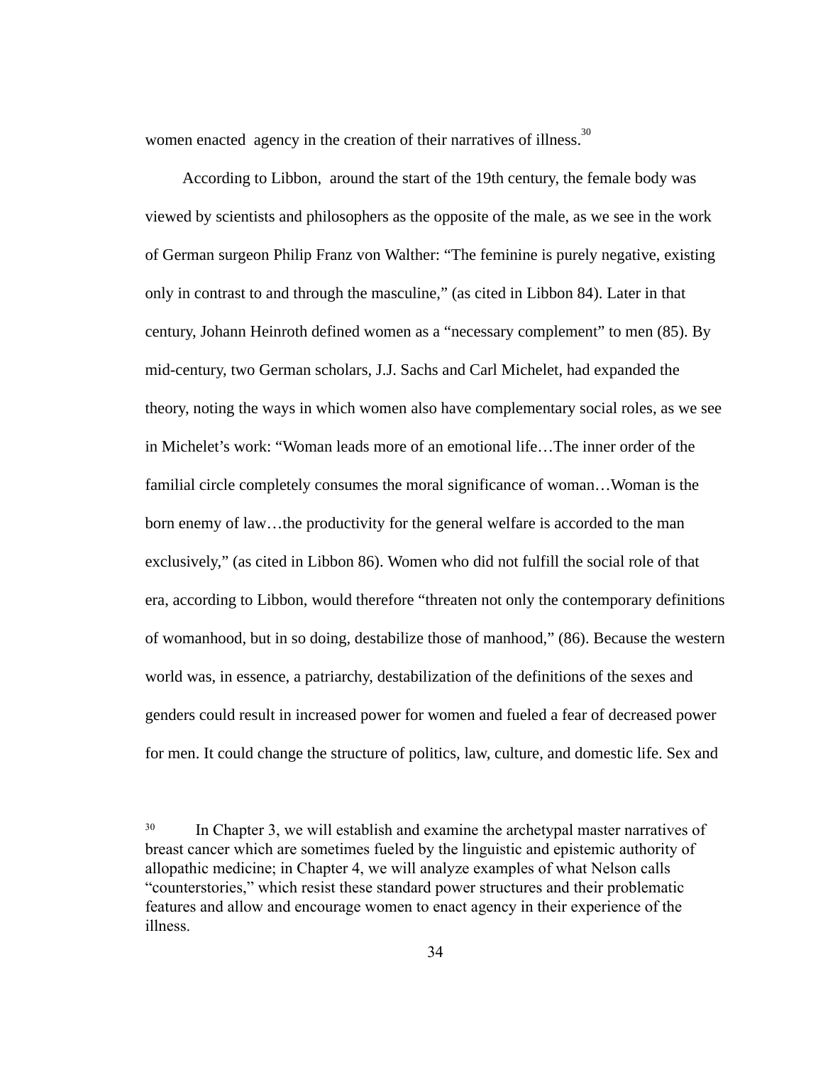women enacted  agency in the creation of their narratives of illness.[30]

According to Libbon,  around the start of the 19th century, the female body was viewed by scientists and philosophers as the opposite of the male, as we see in the work of German surgeon Philip Franz von Walther: "The feminine is purely negative, existing only in contrast to and through the masculine," (as cited in Libbon 84). Later in that century, Johann Heinroth defined women as a "necessary complement" to men (85). By mid-century, two German scholars, J.J. Sachs and Carl Michelet, had expanded the theory, noting the ways in which women also have complementary social roles, as we see in Michelet's work: "Woman leads more of an emotional life…The inner order of the familial circle completely consumes the moral significance of woman…Woman is the born enemy of law…the productivity for the general welfare is accorded to the man exclusively," (as cited in Libbon 86). Women who did not fulfill the social role of that era, according to Libbon, would therefore "threaten not only the contemporary definitions of womanhood, but in so doing, destabilize those of manhood," (86). Because the western world was, in essence, a patriarchy, destabilization of the definitions of the sexes and genders could result in increased power for women and fueled a fear of decreased power for men. It could change the structure of politics, law, culture, and domestic life. Sex and

[30] In Chapter 3, we will establish and examine the archetypal master narratives of breast cancer which are sometimes fueled by the linguistic and epistemic authority of allopathic medicine; in Chapter 4, we will analyze examples of what Nelson calls "counterstories," which resist these standard power structures and their problematic features and allow and encourage women to enact agency in their experience of the illness.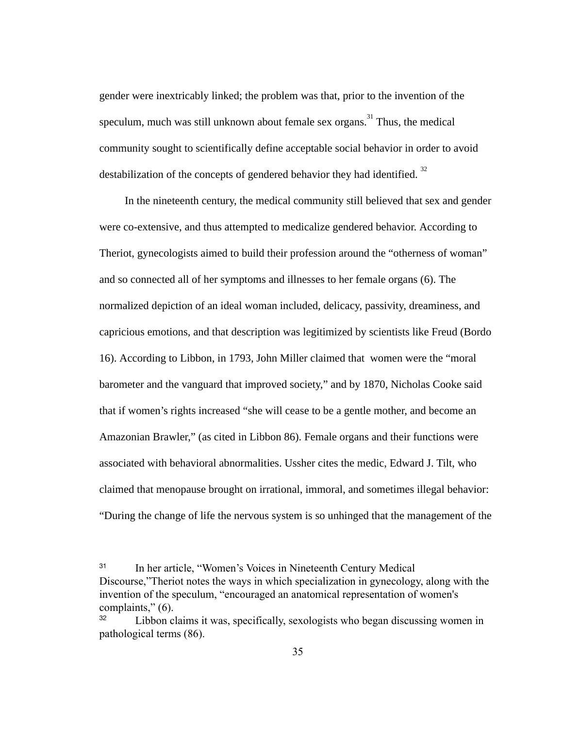gender were inextricably linked; the problem was that, prior to the invention of the speculum, much was still unknown about female sex organs.[31] Thus, the medical community sought to scientifically define acceptable social behavior in order to avoid destabilization of the concepts of gendered behavior they had identified. [32]

In the nineteenth century, the medical community still believed that sex and gender were co-extensive, and thus attempted to medicalize gendered behavior. According to Theriot, gynecologists aimed to build their profession around the "otherness of woman" and so connected all of her symptoms and illnesses to her female organs (6). The normalized depiction of an ideal woman included, delicacy, passivity, dreaminess, and capricious emotions, and that description was legitimized by scientists like Freud (Bordo 16). According to Libbon, in 1793, John Miller claimed that women were the "moral barometer and the vanguard that improved society," and by 1870, Nicholas Cooke said that if women's rights increased "she will cease to be a gentle mother, and become an Amazonian Brawler," (as cited in Libbon 86). Female organs and their functions were associated with behavioral abnormalities. Ussher cites the medic, Edward J. Tilt, who claimed that menopause brought on irrational, immoral, and sometimes illegal behavior: "During the change of life the nervous system is so unhinged that the management of the

[31] In her article, "Women's Voices in Nineteenth Century Medical Discourse,"Theriot notes the ways in which specialization in gynecology, along with the invention of the speculum, "encouraged an anatomical representation of women's complaints," (6).

[32] Libbon claims it was, specifically, sexologists who began discussing women in pathological terms (86).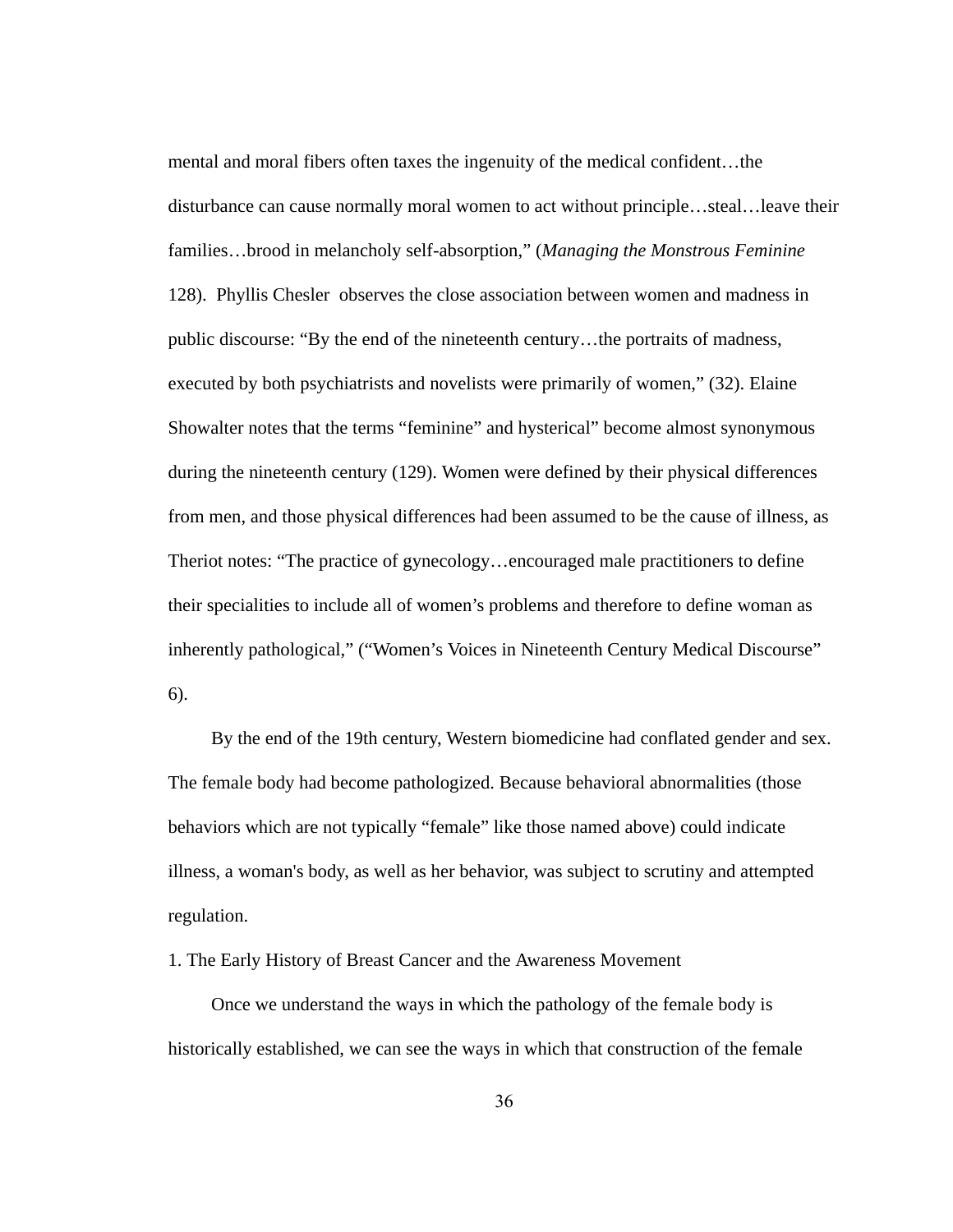mental and moral fibers often taxes the ingenuity of the medical confident…the disturbance can cause normally moral women to act without principle…steal…leave their families…brood in melancholy self-absorption," (*Managing the Monstrous Feminine* 128). Phyllis Chesler observes the close association between women and madness in public discourse: "By the end of the nineteenth century…the portraits of madness, executed by both psychiatrists and novelists were primarily of women," (32). Elaine Showalter notes that the terms "feminine" and hysterical" become almost synonymous during the nineteenth century (129). Women were defined by their physical differences from men, and those physical differences had been assumed to be the cause of illness, as Theriot notes: "The practice of gynecology…encouraged male practitioners to define their specialities to include all of women's problems and therefore to define woman as inherently pathological," ("Women's Voices in Nineteenth Century Medical Discourse" 6).

By the end of the 19th century, Western biomedicine had conflated gender and sex. The female body had become pathologized. Because behavioral abnormalities (those behaviors which are not typically "female" like those named above) could indicate illness, a woman's body, as well as her behavior, was subject to scrutiny and attempted regulation.

1. The Early History of Breast Cancer and the Awareness Movement

Once we understand the ways in which the pathology of the female body is historically established, we can see the ways in which that construction of the female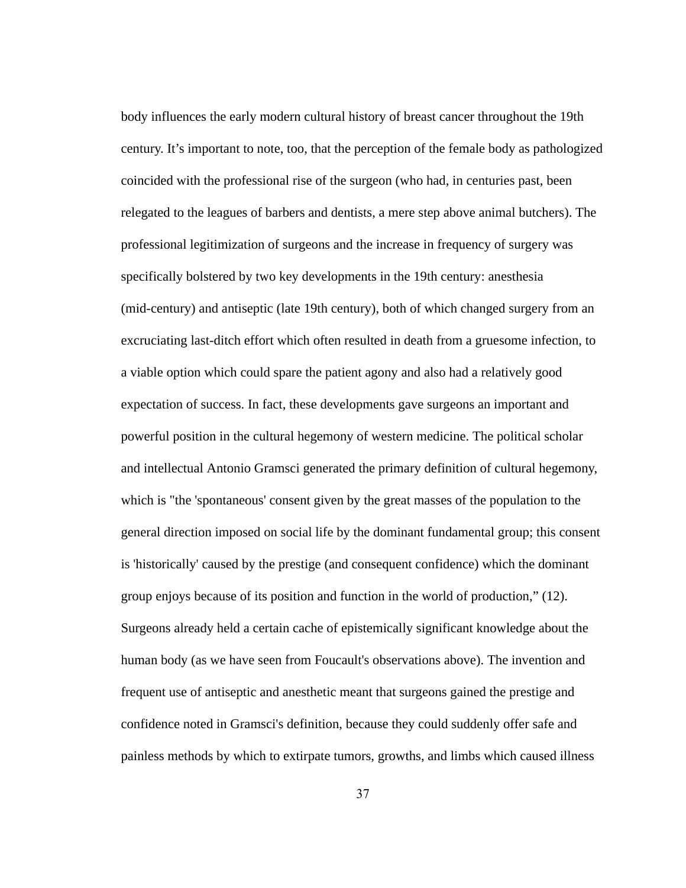body influences the early modern cultural history of breast cancer throughout the 19th century. It's important to note, too, that the perception of the female body as pathologized coincided with the professional rise of the surgeon (who had, in centuries past, been relegated to the leagues of barbers and dentists, a mere step above animal butchers). The professional legitimization of surgeons and the increase in frequency of surgery was specifically bolstered by two key developments in the 19th century: anesthesia (mid-century) and antiseptic (late 19th century), both of which changed surgery from an excruciating last-ditch effort which often resulted in death from a gruesome infection, to a viable option which could spare the patient agony and also had a relatively good expectation of success. In fact, these developments gave surgeons an important and powerful position in the cultural hegemony of western medicine. The political scholar and intellectual Antonio Gramsci generated the primary definition of cultural hegemony, which is "the 'spontaneous' consent given by the great masses of the population to the general direction imposed on social life by the dominant fundamental group; this consent is 'historically' caused by the prestige (and consequent confidence) which the dominant group enjoys because of its position and function in the world of production," (12). Surgeons already held a certain cache of epistemically significant knowledge about the human body (as we have seen from Foucault's observations above). The invention and frequent use of antiseptic and anesthetic meant that surgeons gained the prestige and confidence noted in Gramsci's definition, because they could suddenly offer safe and painless methods by which to extirpate tumors, growths, and limbs which caused illness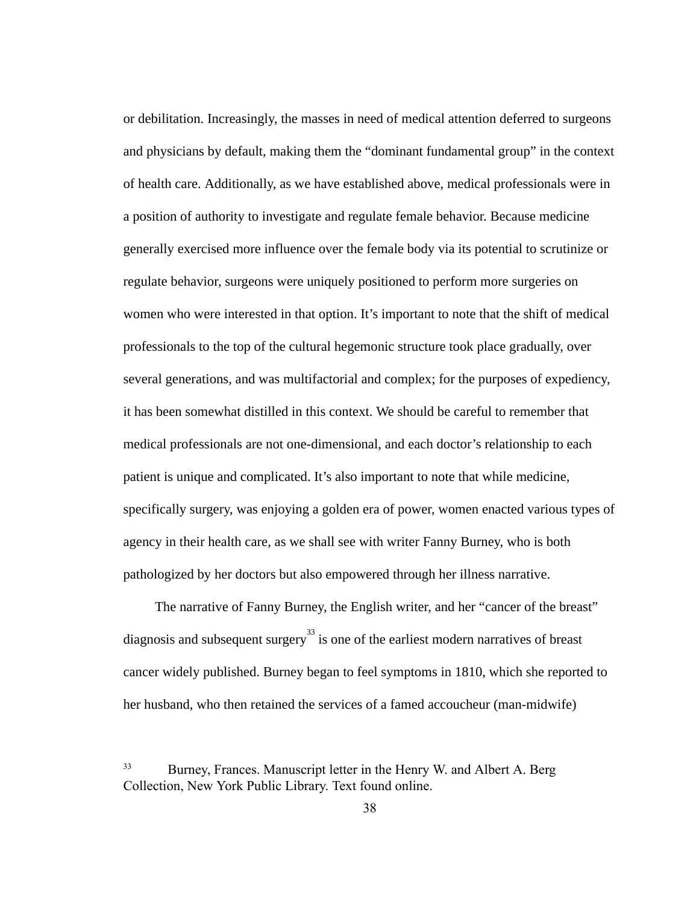or debilitation. Increasingly, the masses in need of medical attention deferred to surgeons and physicians by default, making them the "dominant fundamental group" in the context of health care. Additionally, as we have established above, medical professionals were in a position of authority to investigate and regulate female behavior. Because medicine generally exercised more influence over the female body via its potential to scrutinize or regulate behavior, surgeons were uniquely positioned to perform more surgeries on women who were interested in that option. It's important to note that the shift of medical professionals to the top of the cultural hegemonic structure took place gradually, over several generations, and was multifactorial and complex; for the purposes of expediency, it has been somewhat distilled in this context. We should be careful to remember that medical professionals are not one-dimensional, and each doctor's relationship to each patient is unique and complicated. It's also important to note that while medicine, specifically surgery, was enjoying a golden era of power, women enacted various types of agency in their health care, as we shall see with writer Fanny Burney, who is both pathologized by her doctors but also empowered through her illness narrative.

The narrative of Fanny Burney, the English writer, and her "cancer of the breast" diagnosis and subsequent surgery[33] is one of the earliest modern narratives of breast cancer widely published. Burney began to feel symptoms in 1810, which she reported to her husband, who then retained the services of a famed accoucheur (man-midwife)

[33] Burney, Frances. Manuscript letter in the Henry W. and Albert A. Berg Collection, New York Public Library. Text found online.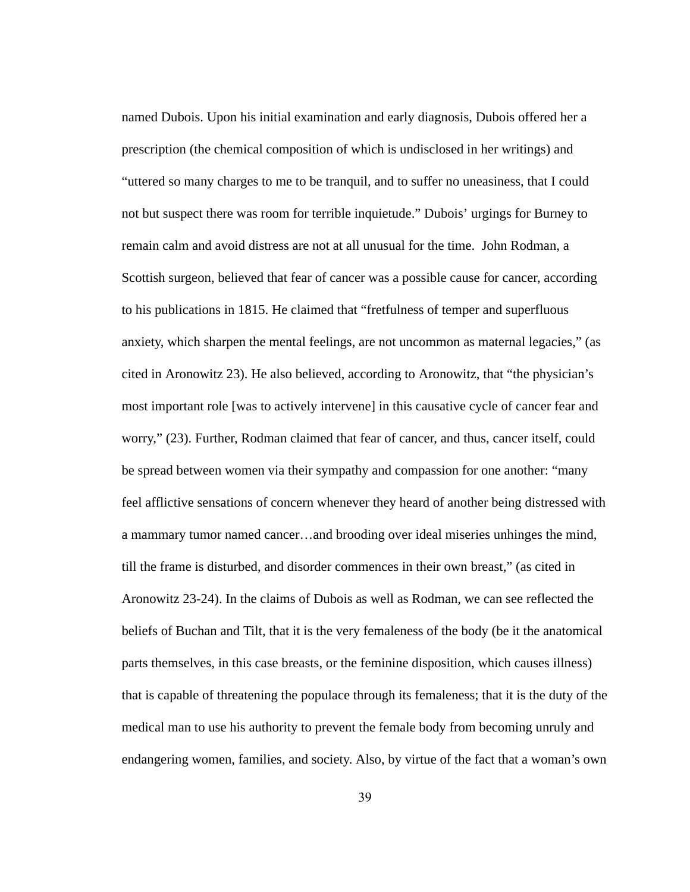named Dubois. Upon his initial examination and early diagnosis, Dubois offered her a prescription (the chemical composition of which is undisclosed in her writings) and "uttered so many charges to me to be tranquil, and to suffer no uneasiness, that I could not but suspect there was room for terrible inquietude." Dubois' urgings for Burney to remain calm and avoid distress are not at all unusual for the time. John Rodman, a Scottish surgeon, believed that fear of cancer was a possible cause for cancer, according to his publications in 1815. He claimed that "fretfulness of temper and superfluous anxiety, which sharpen the mental feelings, are not uncommon as maternal legacies," (as cited in Aronowitz 23). He also believed, according to Aronowitz, that "the physician's most important role [was to actively intervene] in this causative cycle of cancer fear and worry," (23). Further, Rodman claimed that fear of cancer, and thus, cancer itself, could be spread between women via their sympathy and compassion for one another: "many feel afflictive sensations of concern whenever they heard of another being distressed with a mammary tumor named cancer…and brooding over ideal miseries unhinges the mind, till the frame is disturbed, and disorder commences in their own breast," (as cited in Aronowitz 23-24). In the claims of Dubois as well as Rodman, we can see reflected the beliefs of Buchan and Tilt, that it is the very femaleness of the body (be it the anatomical parts themselves, in this case breasts, or the feminine disposition, which causes illness) that is capable of threatening the populace through its femaleness; that it is the duty of the medical man to use his authority to prevent the female body from becoming unruly and endangering women, families, and society. Also, by virtue of the fact that a woman's own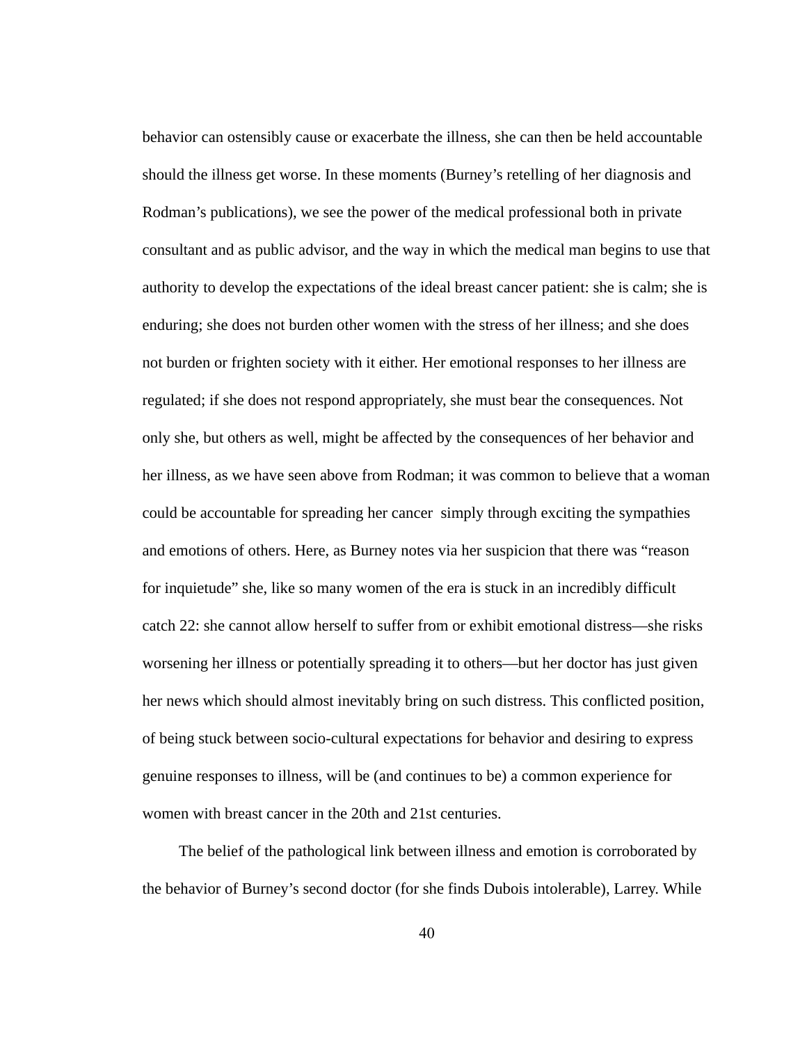behavior can ostensibly cause or exacerbate the illness, she can then be held accountable should the illness get worse. In these moments (Burney's retelling of her diagnosis and Rodman's publications), we see the power of the medical professional both in private consultant and as public advisor, and the way in which the medical man begins to use that authority to develop the expectations of the ideal breast cancer patient: she is calm; she is enduring; she does not burden other women with the stress of her illness; and she does not burden or frighten society with it either. Her emotional responses to her illness are regulated; if she does not respond appropriately, she must bear the consequences. Not only she, but others as well, might be affected by the consequences of her behavior and her illness, as we have seen above from Rodman; it was common to believe that a woman could be accountable for spreading her cancer simply through exciting the sympathies and emotions of others. Here, as Burney notes via her suspicion that there was "reason for inquietude" she, like so many women of the era is stuck in an incredibly difficult catch 22: she cannot allow herself to suffer from or exhibit emotional distress—she risks worsening her illness or potentially spreading it to others—but her doctor has just given her news which should almost inevitably bring on such distress. This conflicted position, of being stuck between socio-cultural expectations for behavior and desiring to express genuine responses to illness, will be (and continues to be) a common experience for women with breast cancer in the 20th and 21st centuries.

The belief of the pathological link between illness and emotion is corroborated by the behavior of Burney's second doctor (for she finds Dubois intolerable), Larrey. While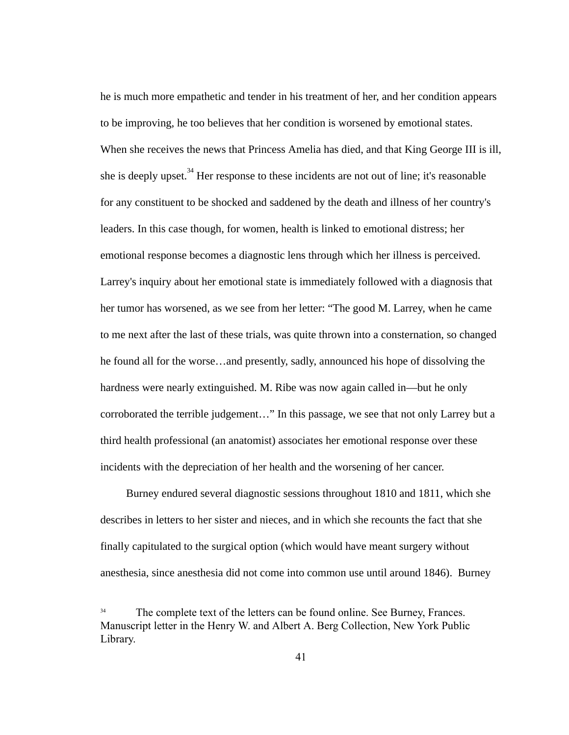he is much more empathetic and tender in his treatment of her, and her condition appears to be improving, he too believes that her condition is worsened by emotional states. When she receives the news that Princess Amelia has died, and that King George III is ill, she is deeply upset.[34] Her response to these incidents are not out of line; it's reasonable for any constituent to be shocked and saddened by the death and illness of her country's leaders. In this case though, for women, health is linked to emotional distress; her emotional response becomes a diagnostic lens through which her illness is perceived. Larrey's inquiry about her emotional state is immediately followed with a diagnosis that her tumor has worsened, as we see from her letter: "The good M. Larrey, when he came to me next after the last of these trials, was quite thrown into a consternation, so changed he found all for the worse…and presently, sadly, announced his hope of dissolving the hardness were nearly extinguished. M. Ribe was now again called in—but he only corroborated the terrible judgement…" In this passage, we see that not only Larrey but a third health professional (an anatomist) associates her emotional response over these incidents with the depreciation of her health and the worsening of her cancer.

Burney endured several diagnostic sessions throughout 1810 and 1811, which she describes in letters to her sister and nieces, and in which she recounts the fact that she finally capitulated to the surgical option (which would have meant surgery without anesthesia, since anesthesia did not come into common use until around 1846). Burney

[34] The complete text of the letters can be found online. See Burney, Frances. Manuscript letter in the Henry W. and Albert A. Berg Collection, New York Public Library.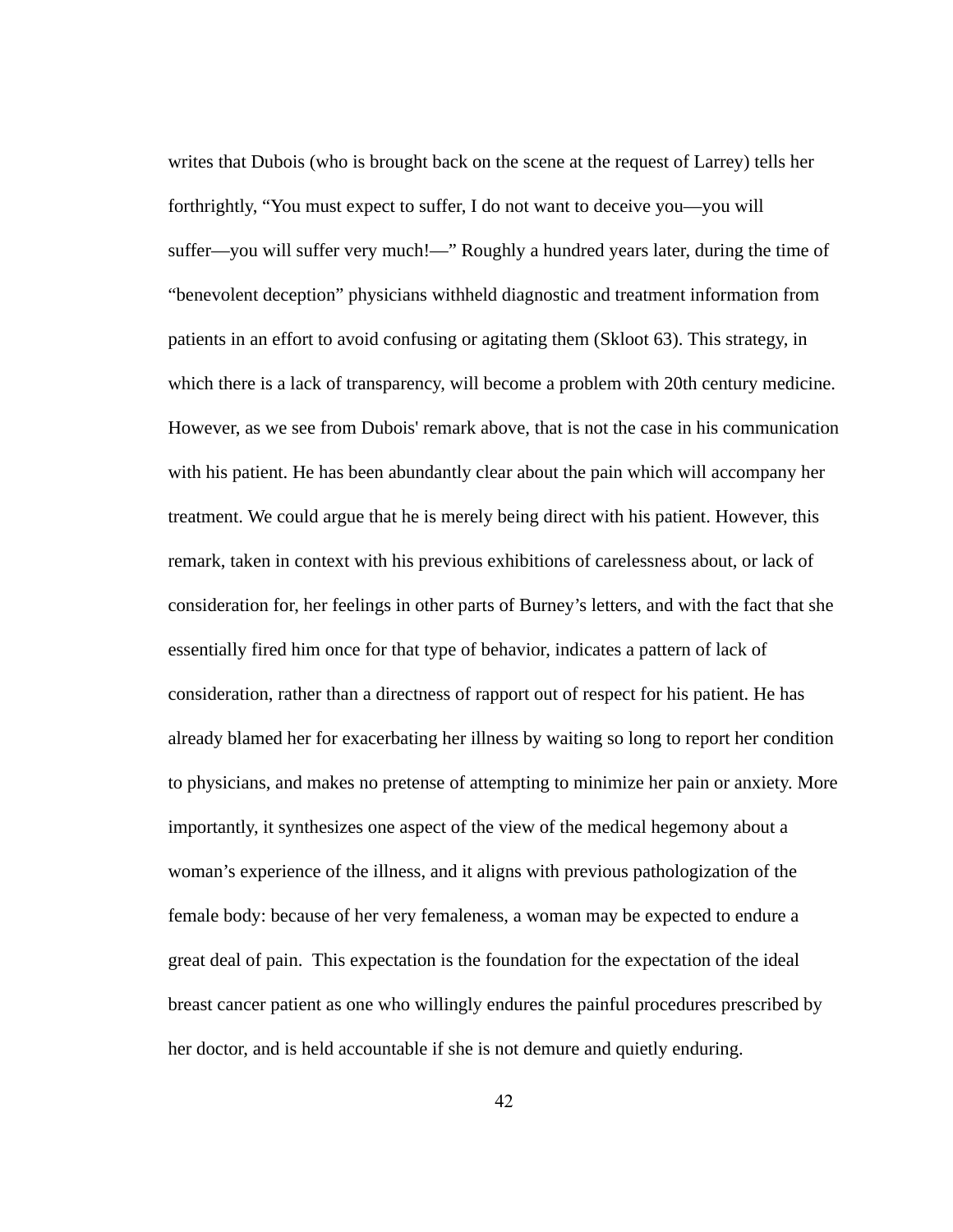writes that Dubois (who is brought back on the scene at the request of Larrey) tells her forthrightly, “You must expect to suffer, I do not want to deceive you—you will suffer—you will suffer very much!—” Roughly a hundred years later, during the time of “benevolent deception” physicians withheld diagnostic and treatment information from patients in an effort to avoid confusing or agitating them (Skloot 63). This strategy, in which there is a lack of transparency, will become a problem with 20th century medicine. However, as we see from Dubois' remark above, that is not the case in his communication with his patient. He has been abundantly clear about the pain which will accompany her treatment. We could argue that he is merely being direct with his patient. However, this remark, taken in context with his previous exhibitions of carelessness about, or lack of consideration for, her feelings in other parts of Burney’s letters, and with the fact that she essentially fired him once for that type of behavior, indicates a pattern of lack of consideration, rather than a directness of rapport out of respect for his patient. He has already blamed her for exacerbating her illness by waiting so long to report her condition to physicians, and makes no pretense of attempting to minimize her pain or anxiety. More importantly, it synthesizes one aspect of the view of the medical hegemony about a woman’s experience of the illness, and it aligns with previous pathologization of the female body: because of her very femaleness, a woman may be expected to endure a great deal of pain. This expectation is the foundation for the expectation of the ideal breast cancer patient as one who willingly endures the painful procedures prescribed by her doctor, and is held accountable if she is not demure and quietly enduring.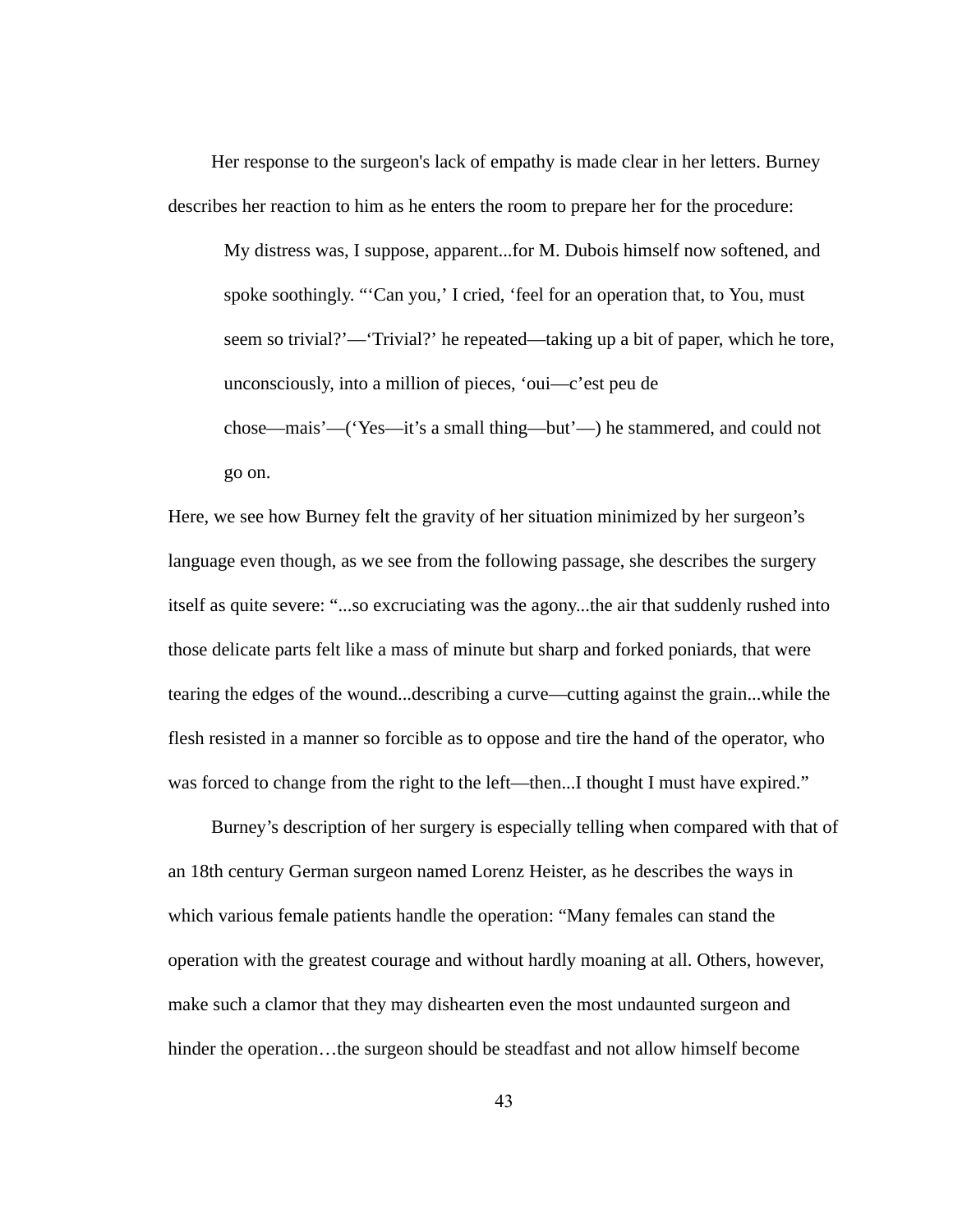Her response to the surgeon's lack of empathy is made clear in her letters. Burney describes her reaction to him as he enters the room to prepare her for the procedure:

> My distress was, I suppose, apparent...for M. Dubois himself now softened, and spoke soothingly. "'Can you,' I cried, 'feel for an operation that, to You, must seem so trivial?'—'Trivial?' he repeated—taking up a bit of paper, which he tore, unconsciously, into a million of pieces, 'oui—c'est peu de chose—mais'—('Yes—it's a small thing—but'—) he stammered, and could not go on.

Here, we see how Burney felt the gravity of her situation minimized by her surgeon's language even though, as we see from the following passage, she describes the surgery itself as quite severe: "...so excruciating was the agony...the air that suddenly rushed into those delicate parts felt like a mass of minute but sharp and forked poniards, that were tearing the edges of the wound...describing a curve—cutting against the grain...while the flesh resisted in a manner so forcible as to oppose and tire the hand of the operator, who was forced to change from the right to the left—then...I thought I must have expired."

Burney's description of her surgery is especially telling when compared with that of an 18th century German surgeon named Lorenz Heister, as he describes the ways in which various female patients handle the operation: "Many females can stand the operation with the greatest courage and without hardly moaning at all. Others, however, make such a clamor that they may dishearten even the most undaunted surgeon and hinder the operation…the surgeon should be steadfast and not allow himself become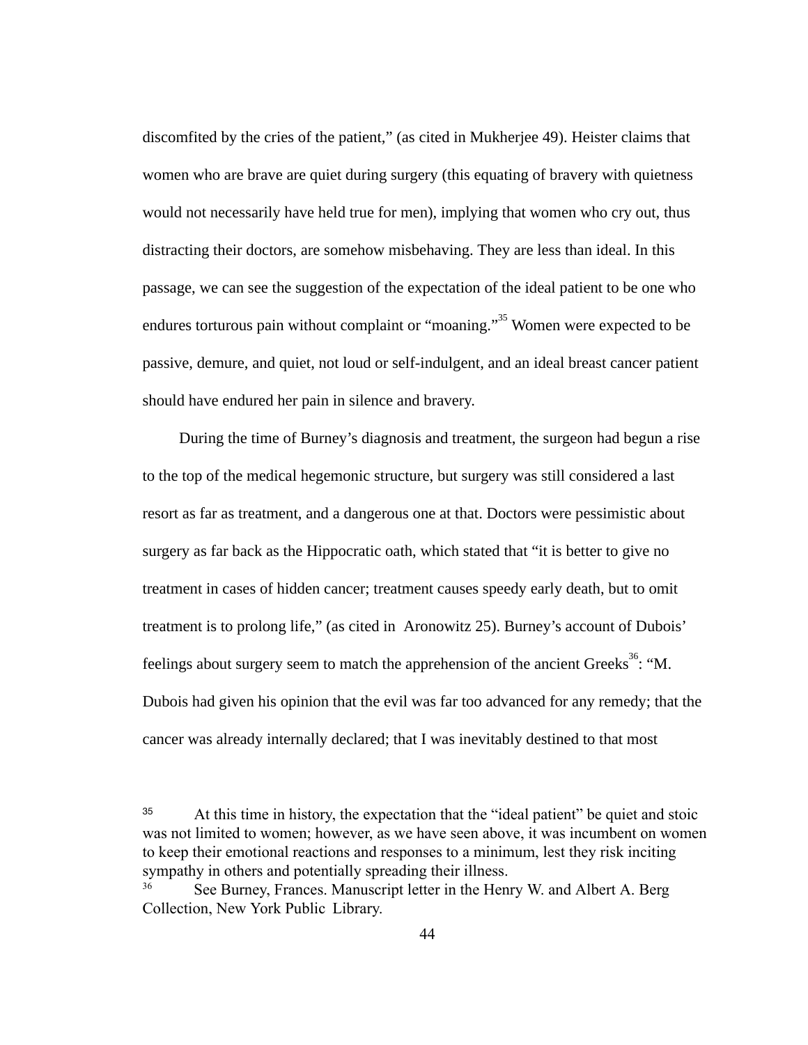discomfited by the cries of the patient," (as cited in Mukherjee 49). Heister claims that women who are brave are quiet during surgery (this equating of bravery with quietness would not necessarily have held true for men), implying that women who cry out, thus distracting their doctors, are somehow misbehaving. They are less than ideal. In this passage, we can see the suggestion of the expectation of the ideal patient to be one who endures torturous pain without complaint or "moaning."[35] Women were expected to be passive, demure, and quiet, not loud or self-indulgent, and an ideal breast cancer patient should have endured her pain in silence and bravery.

During the time of Burney's diagnosis and treatment, the surgeon had begun a rise to the top of the medical hegemonic structure, but surgery was still considered a last resort as far as treatment, and a dangerous one at that. Doctors were pessimistic about surgery as far back as the Hippocratic oath, which stated that "it is better to give no treatment in cases of hidden cancer; treatment causes speedy early death, but to omit treatment is to prolong life," (as cited in Aronowitz 25). Burney's account of Dubois' feelings about surgery seem to match the apprehension of the ancient Greeks[36]: "M. Dubois had given his opinion that the evil was far too advanced for any remedy; that the cancer was already internally declared; that I was inevitably destined to that most

---

[35] At this time in history, the expectation that the "ideal patient" be quiet and stoic was not limited to women; however, as we have seen above, it was incumbent on women to keep their emotional reactions and responses to a minimum, lest they risk inciting sympathy in others and potentially spreading their illness.

[36] See Burney, Frances. Manuscript letter in the Henry W. and Albert A. Berg Collection, New York Public Library.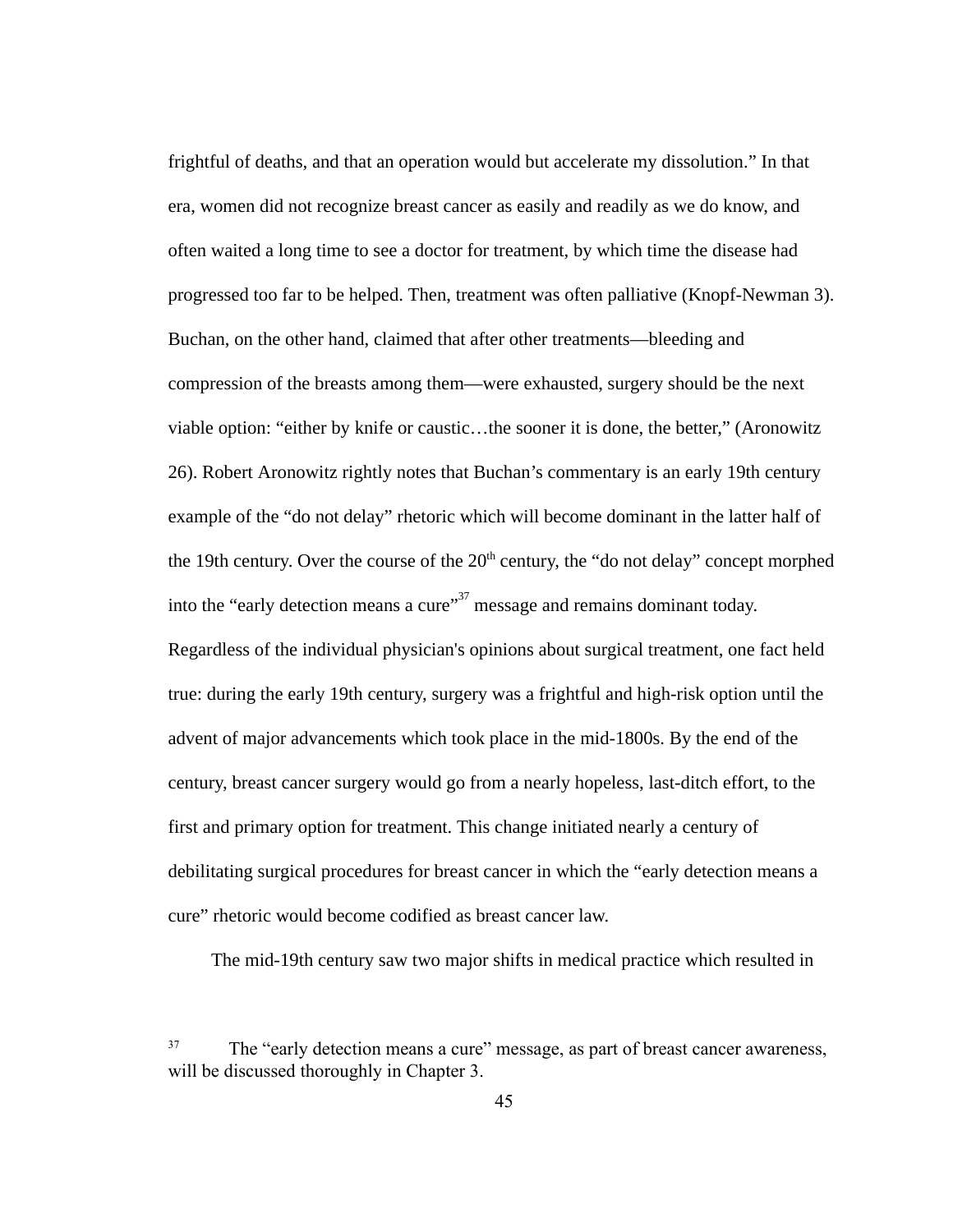frightful of deaths, and that an operation would but accelerate my dissolution." In that era, women did not recognize breast cancer as easily and readily as we do know, and often waited a long time to see a doctor for treatment, by which time the disease had progressed too far to be helped. Then, treatment was often palliative (Knopf-Newman 3). Buchan, on the other hand, claimed that after other treatments—bleeding and compression of the breasts among them—were exhausted, surgery should be the next viable option: "either by knife or caustic…the sooner it is done, the better," (Aronowitz 26). Robert Aronowitz rightly notes that Buchan's commentary is an early 19th century example of the "do not delay" rhetoric which will become dominant in the latter half of the 19th century. Over the course of the 20th century, the "do not delay" concept morphed into the "early detection means a cure"[37] message and remains dominant today. Regardless of the individual physician's opinions about surgical treatment, one fact held true: during the early 19th century, surgery was a frightful and high-risk option until the advent of major advancements which took place in the mid-1800s. By the end of the century, breast cancer surgery would go from a nearly hopeless, last-ditch effort, to the first and primary option for treatment. This change initiated nearly a century of debilitating surgical procedures for breast cancer in which the "early detection means a cure" rhetoric would become codified as breast cancer law.

The mid-19th century saw two major shifts in medical practice which resulted in

[37] The "early detection means a cure" message, as part of breast cancer awareness, will be discussed thoroughly in Chapter 3.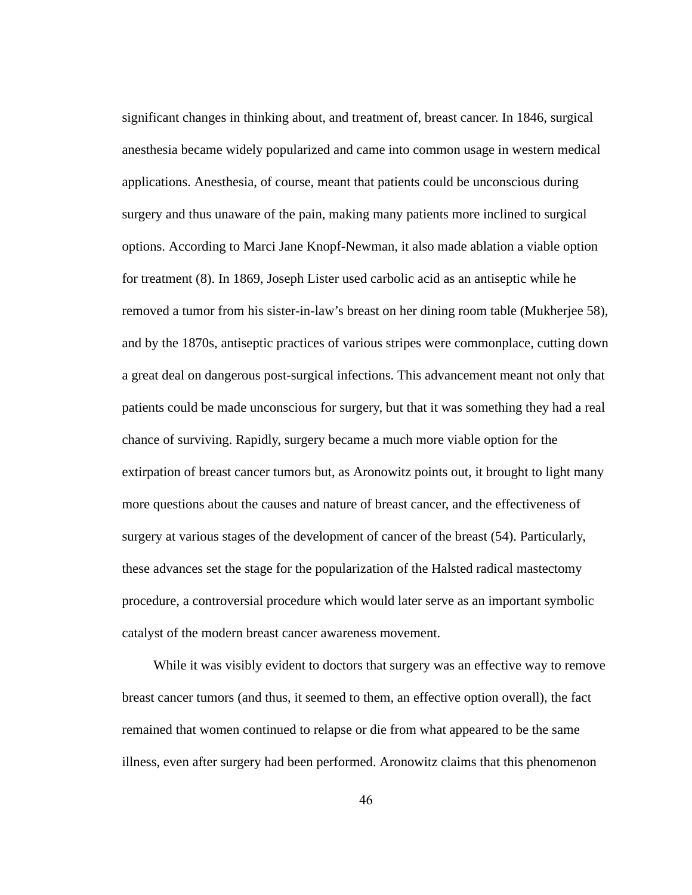significant changes in thinking about, and treatment of, breast cancer. In 1846, surgical anesthesia became widely popularized and came into common usage in western medical applications. Anesthesia, of course, meant that patients could be unconscious during surgery and thus unaware of the pain, making many patients more inclined to surgical options. According to Marci Jane Knopf-Newman, it also made ablation a viable option for treatment (8). In 1869, Joseph Lister used carbolic acid as an antiseptic while he removed a tumor from his sister-in-law's breast on her dining room table (Mukherjee 58), and by the 1870s, antiseptic practices of various stripes were commonplace, cutting down a great deal on dangerous post-surgical infections. This advancement meant not only that patients could be made unconscious for surgery, but that it was something they had a real chance of surviving. Rapidly, surgery became a much more viable option for the extirpation of breast cancer tumors but, as Aronowitz points out, it brought to light many more questions about the causes and nature of breast cancer, and the effectiveness of surgery at various stages of the development of cancer of the breast (54). Particularly, these advances set the stage for the popularization of the Halsted radical mastectomy procedure, a controversial procedure which would later serve as an important symbolic catalyst of the modern breast cancer awareness movement.

While it was visibly evident to doctors that surgery was an effective way to remove breast cancer tumors (and thus, it seemed to them, an effective option overall), the fact remained that women continued to relapse or die from what appeared to be the same illness, even after surgery had been performed. Aronowitz claims that this phenomenon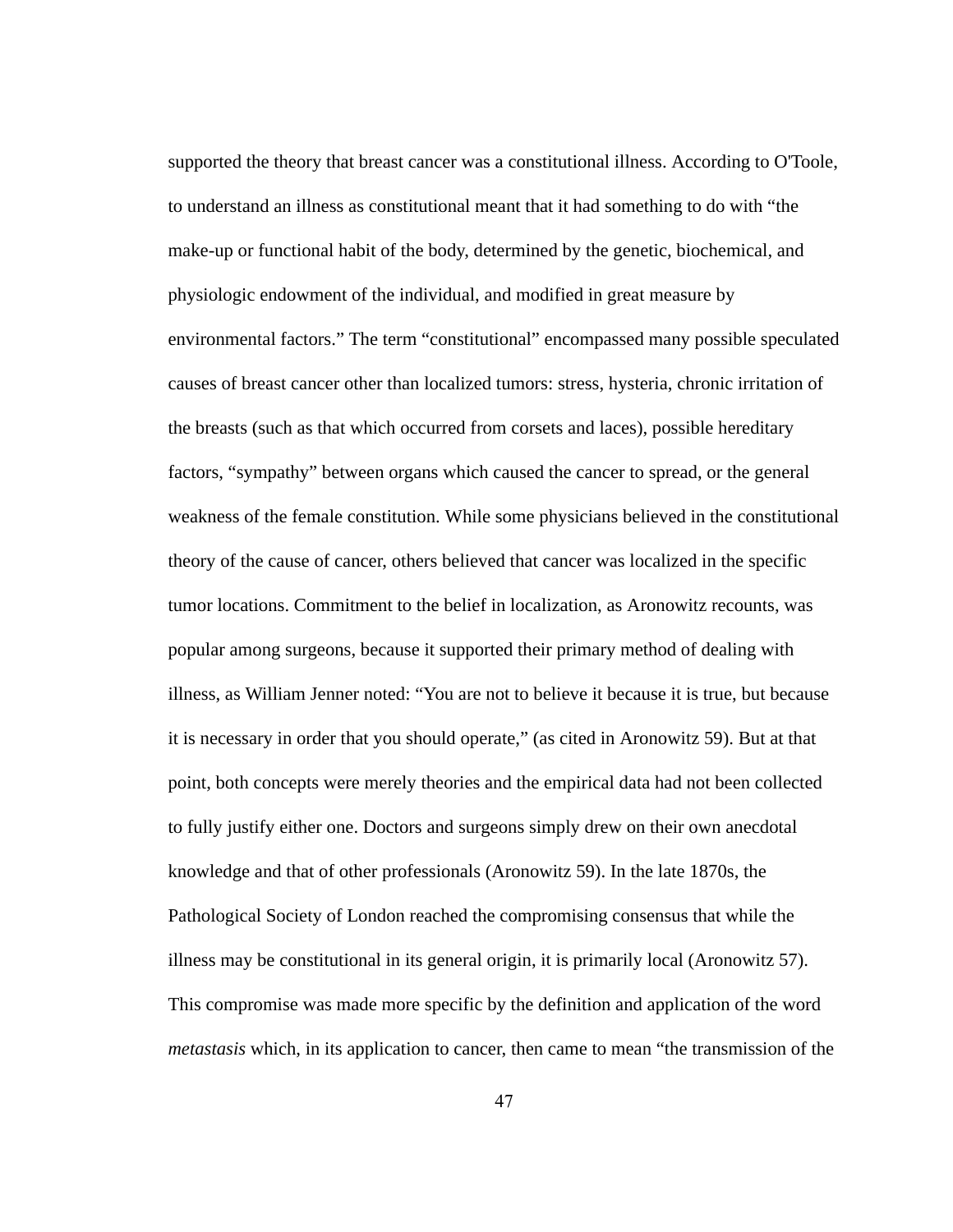supported the theory that breast cancer was a constitutional illness. According to O'Toole, to understand an illness as constitutional meant that it had something to do with “the make-up or functional habit of the body, determined by the genetic, biochemical, and physiologic endowment of the individual, and modified in great measure by environmental factors.” The term “constitutional” encompassed many possible speculated causes of breast cancer other than localized tumors: stress, hysteria, chronic irritation of the breasts (such as that which occurred from corsets and laces), possible hereditary factors, “sympathy” between organs which caused the cancer to spread, or the general weakness of the female constitution. While some physicians believed in the constitutional theory of the cause of cancer, others believed that cancer was localized in the specific tumor locations. Commitment to the belief in localization, as Aronowitz recounts, was popular among surgeons, because it supported their primary method of dealing with illness, as William Jenner noted: “You are not to believe it because it is true, but because it is necessary in order that you should operate,” (as cited in Aronowitz 59). But at that point, both concepts were merely theories and the empirical data had not been collected to fully justify either one. Doctors and surgeons simply drew on their own anecdotal knowledge and that of other professionals (Aronowitz 59). In the late 1870s, the Pathological Society of London reached the compromising consensus that while the illness may be constitutional in its general origin, it is primarily local (Aronowitz 57). This compromise was made more specific by the definition and application of the word *metastasis* which, in its application to cancer, then came to mean “the transmission of the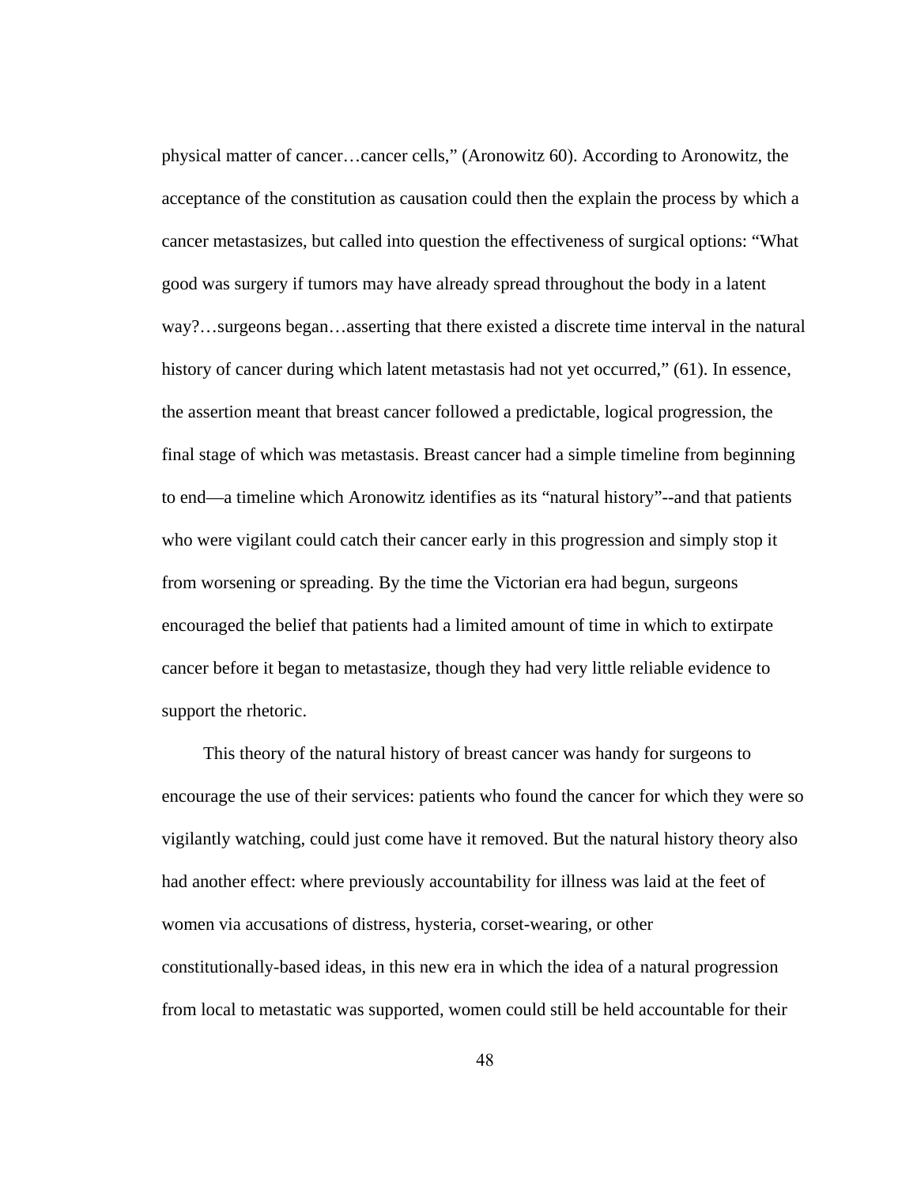physical matter of cancer…cancer cells," (Aronowitz 60). According to Aronowitz, the acceptance of the constitution as causation could then the explain the process by which a cancer metastasizes, but called into question the effectiveness of surgical options: "What good was surgery if tumors may have already spread throughout the body in a latent way?…surgeons began…asserting that there existed a discrete time interval in the natural history of cancer during which latent metastasis had not yet occurred," (61). In essence, the assertion meant that breast cancer followed a predictable, logical progression, the final stage of which was metastasis. Breast cancer had a simple timeline from beginning to end—a timeline which Aronowitz identifies as its "natural history"--and that patients who were vigilant could catch their cancer early in this progression and simply stop it from worsening or spreading. By the time the Victorian era had begun, surgeons encouraged the belief that patients had a limited amount of time in which to extirpate cancer before it began to metastasize, though they had very little reliable evidence to support the rhetoric.

This theory of the natural history of breast cancer was handy for surgeons to encourage the use of their services: patients who found the cancer for which they were so vigilantly watching, could just come have it removed. But the natural history theory also had another effect: where previously accountability for illness was laid at the feet of women via accusations of distress, hysteria, corset-wearing, or other constitutionally-based ideas, in this new era in which the idea of a natural progression from local to metastatic was supported, women could still be held accountable for their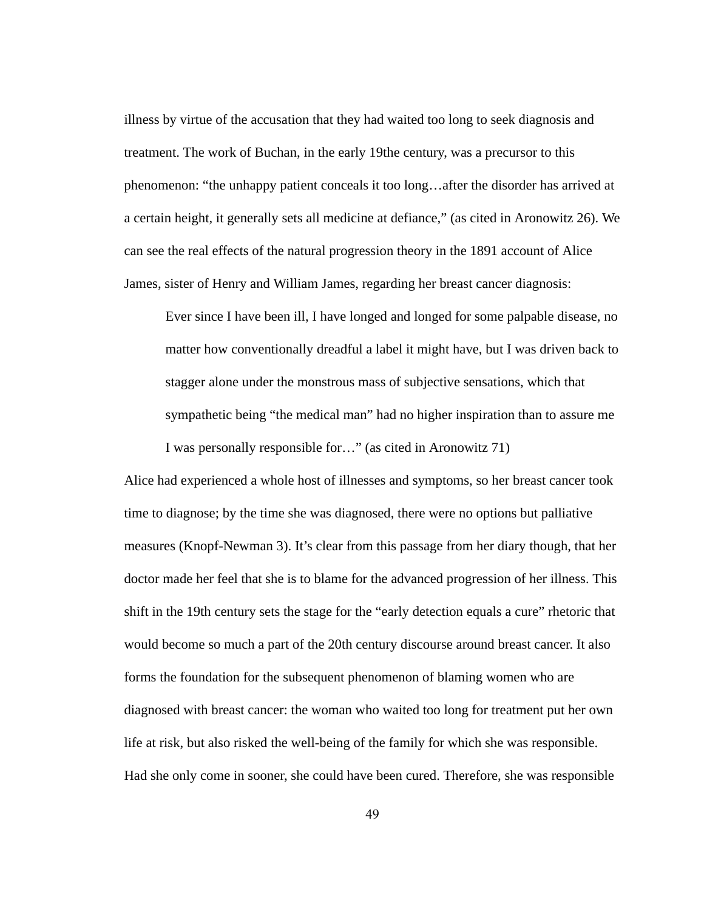illness by virtue of the accusation that they had waited too long to seek diagnosis and treatment. The work of Buchan, in the early 19the century, was a precursor to this phenomenon: “the unhappy patient conceals it too long…after the disorder has arrived at a certain height, it generally sets all medicine at defiance,” (as cited in Aronowitz 26). We can see the real effects of the natural progression theory in the 1891 account of Alice James, sister of Henry and William James, regarding her breast cancer diagnosis:

> Ever since I have been ill, I have longed and longed for some palpable disease, no matter how conventionally dreadful a label it might have, but I was driven back to stagger alone under the monstrous mass of subjective sensations, which that sympathetic being “the medical man” had no higher inspiration than to assure me I was personally responsible for…” (as cited in Aronowitz 71)

Alice had experienced a whole host of illnesses and symptoms, so her breast cancer took time to diagnose; by the time she was diagnosed, there were no options but palliative measures (Knopf-Newman 3). It’s clear from this passage from her diary though, that her doctor made her feel that she is to blame for the advanced progression of her illness. This shift in the 19th century sets the stage for the “early detection equals a cure” rhetoric that would become so much a part of the 20th century discourse around breast cancer. It also forms the foundation for the subsequent phenomenon of blaming women who are diagnosed with breast cancer: the woman who waited too long for treatment put her own life at risk, but also risked the well-being of the family for which she was responsible. Had she only come in sooner, she could have been cured. Therefore, she was responsible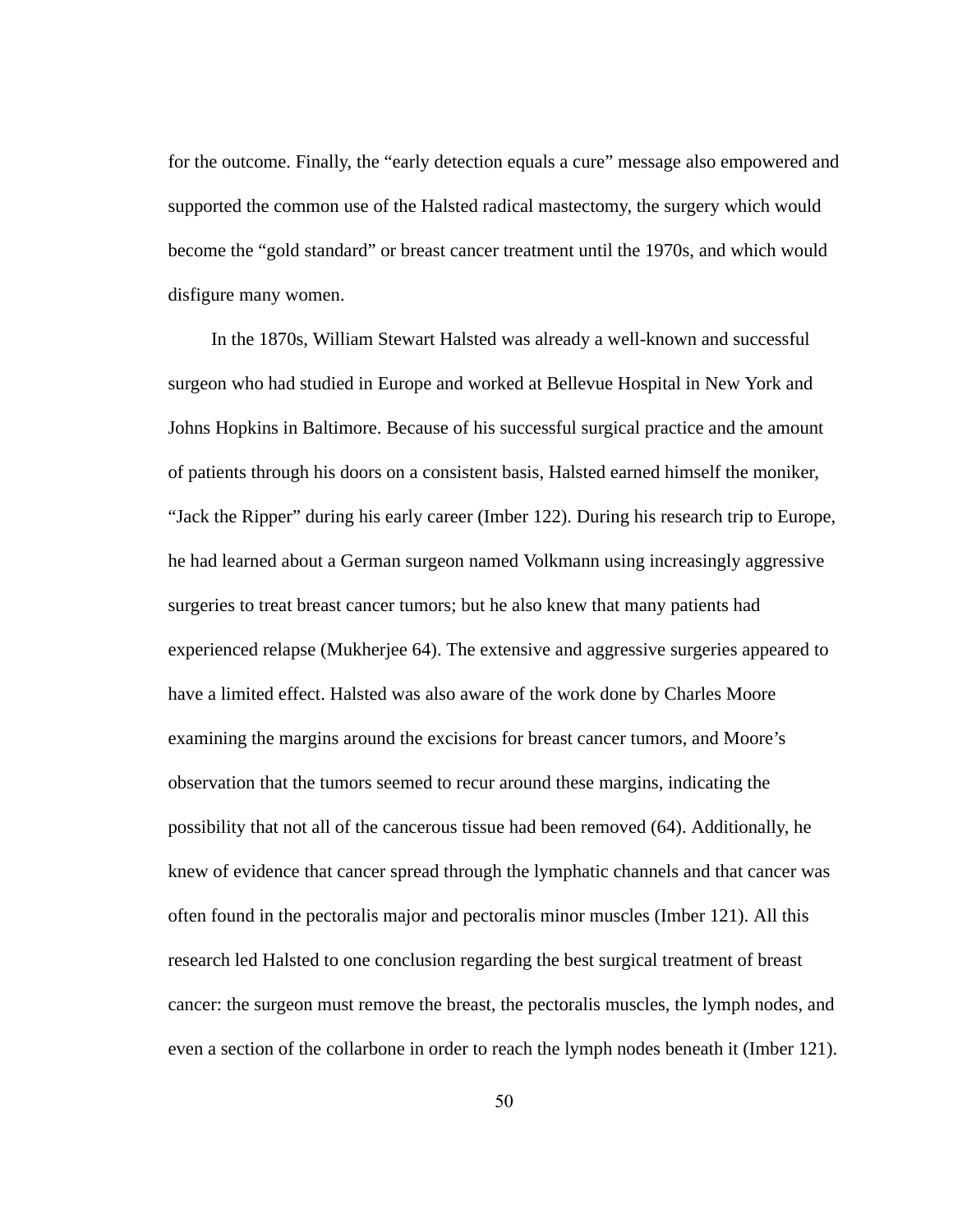for the outcome. Finally, the "early detection equals a cure" message also empowered and supported the common use of the Halsted radical mastectomy, the surgery which would become the "gold standard" or breast cancer treatment until the 1970s, and which would disfigure many women.

In the 1870s, William Stewart Halsted was already a well-known and successful surgeon who had studied in Europe and worked at Bellevue Hospital in New York and Johns Hopkins in Baltimore. Because of his successful surgical practice and the amount of patients through his doors on a consistent basis, Halsted earned himself the moniker, "Jack the Ripper" during his early career (Imber 122). During his research trip to Europe, he had learned about a German surgeon named Volkmann using increasingly aggressive surgeries to treat breast cancer tumors; but he also knew that many patients had experienced relapse (Mukherjee 64). The extensive and aggressive surgeries appeared to have a limited effect. Halsted was also aware of the work done by Charles Moore examining the margins around the excisions for breast cancer tumors, and Moore's observation that the tumors seemed to recur around these margins, indicating the possibility that not all of the cancerous tissue had been removed (64). Additionally, he knew of evidence that cancer spread through the lymphatic channels and that cancer was often found in the pectoralis major and pectoralis minor muscles (Imber 121). All this research led Halsted to one conclusion regarding the best surgical treatment of breast cancer: the surgeon must remove the breast, the pectoralis muscles, the lymph nodes, and even a section of the collarbone in order to reach the lymph nodes beneath it (Imber 121).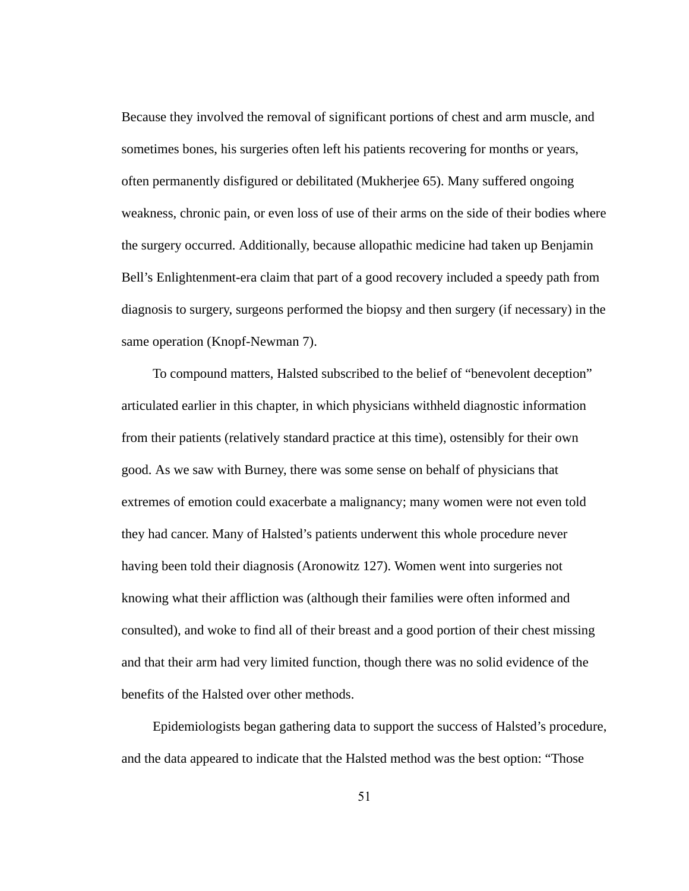Because they involved the removal of significant portions of chest and arm muscle, and sometimes bones, his surgeries often left his patients recovering for months or years, often permanently disfigured or debilitated (Mukherjee 65). Many suffered ongoing weakness, chronic pain, or even loss of use of their arms on the side of their bodies where the surgery occurred. Additionally, because allopathic medicine had taken up Benjamin Bell's Enlightenment-era claim that part of a good recovery included a speedy path from diagnosis to surgery, surgeons performed the biopsy and then surgery (if necessary) in the same operation (Knopf-Newman 7).

To compound matters, Halsted subscribed to the belief of "benevolent deception" articulated earlier in this chapter, in which physicians withheld diagnostic information from their patients (relatively standard practice at this time), ostensibly for their own good. As we saw with Burney, there was some sense on behalf of physicians that extremes of emotion could exacerbate a malignancy; many women were not even told they had cancer. Many of Halsted's patients underwent this whole procedure never having been told their diagnosis (Aronowitz 127). Women went into surgeries not knowing what their affliction was (although their families were often informed and consulted), and woke to find all of their breast and a good portion of their chest missing and that their arm had very limited function, though there was no solid evidence of the benefits of the Halsted over other methods.

Epidemiologists began gathering data to support the success of Halsted's procedure, and the data appeared to indicate that the Halsted method was the best option: "Those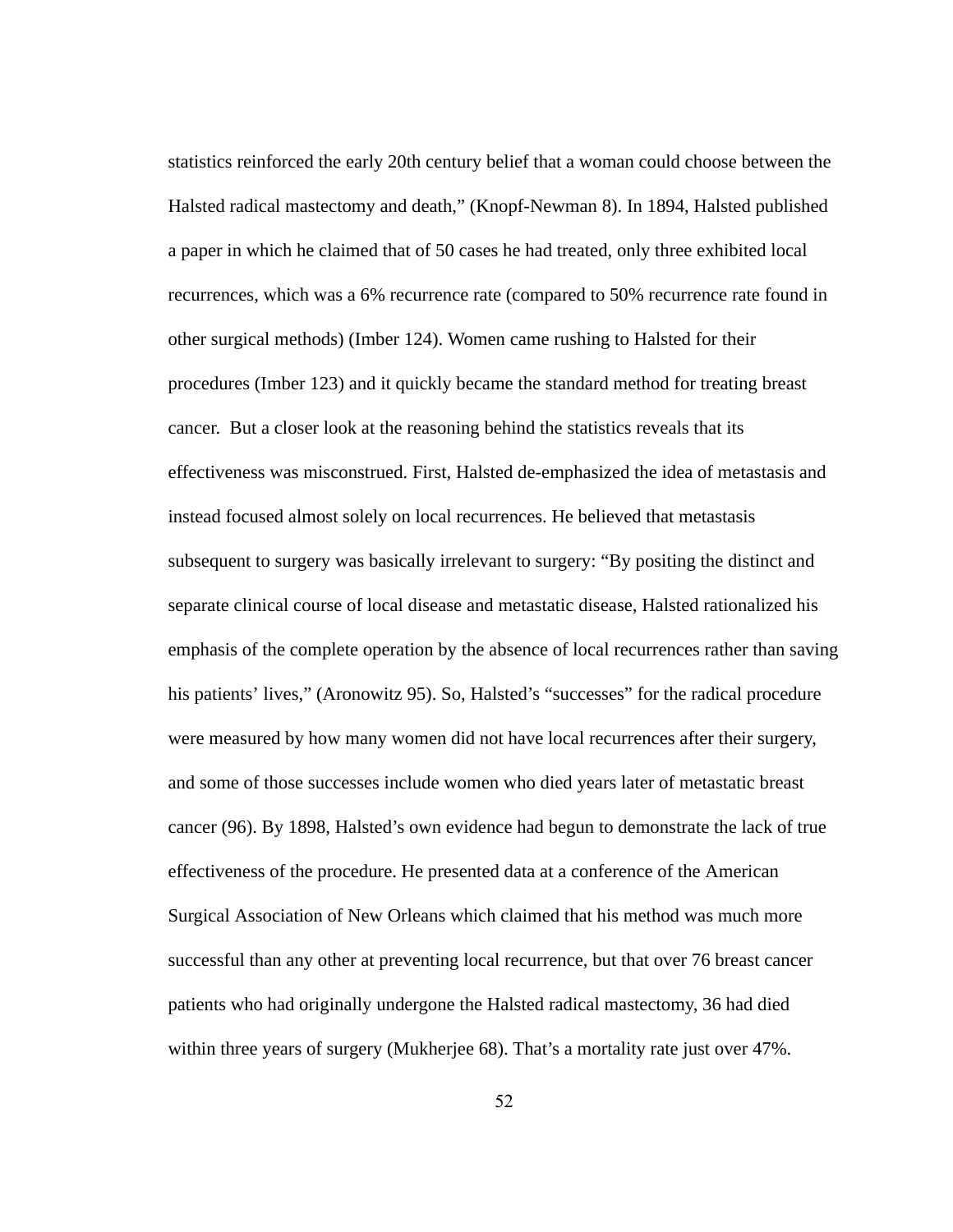statistics reinforced the early 20th century belief that a woman could choose between the Halsted radical mastectomy and death," (Knopf-Newman 8). In 1894, Halsted published a paper in which he claimed that of 50 cases he had treated, only three exhibited local recurrences, which was a 6% recurrence rate (compared to 50% recurrence rate found in other surgical methods) (Imber 124). Women came rushing to Halsted for their procedures (Imber 123) and it quickly became the standard method for treating breast cancer.  But a closer look at the reasoning behind the statistics reveals that its effectiveness was misconstrued. First, Halsted de-emphasized the idea of metastasis and instead focused almost solely on local recurrences. He believed that metastasis subsequent to surgery was basically irrelevant to surgery: "By positing the distinct and separate clinical course of local disease and metastatic disease, Halsted rationalized his emphasis of the complete operation by the absence of local recurrences rather than saving his patients' lives," (Aronowitz 95). So, Halsted's "successes" for the radical procedure were measured by how many women did not have local recurrences after their surgery, and some of those successes include women who died years later of metastatic breast cancer (96). By 1898, Halsted's own evidence had begun to demonstrate the lack of true effectiveness of the procedure. He presented data at a conference of the American Surgical Association of New Orleans which claimed that his method was much more successful than any other at preventing local recurrence, but that over 76 breast cancer patients who had originally undergone the Halsted radical mastectomy, 36 had died within three years of surgery (Mukherjee 68). That's a mortality rate just over 47%.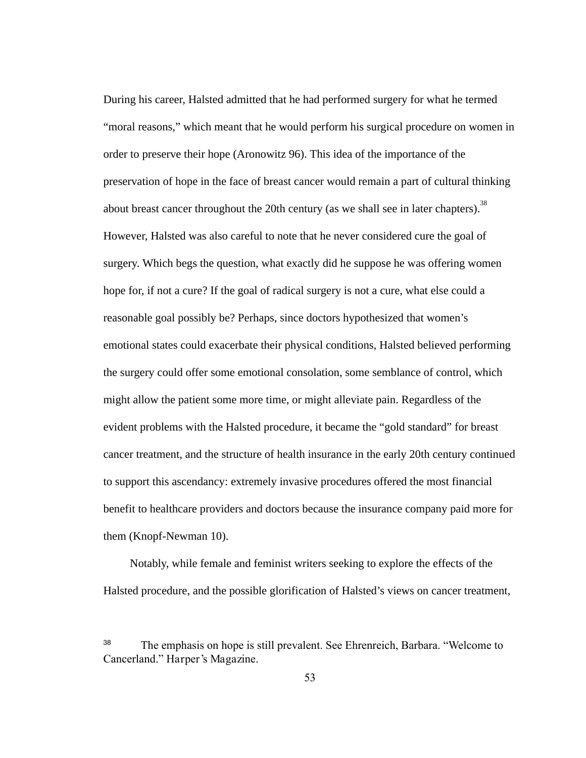During his career, Halsted admitted that he had performed surgery for what he termed "moral reasons," which meant that he would perform his surgical procedure on women in order to preserve their hope (Aronowitz 96). This idea of the importance of the preservation of hope in the face of breast cancer would remain a part of cultural thinking about breast cancer throughout the 20th century (as we shall see in later chapters).[38] However, Halsted was also careful to note that he never considered cure the goal of surgery. Which begs the question, what exactly did he suppose he was offering women hope for, if not a cure? If the goal of radical surgery is not a cure, what else could a reasonable goal possibly be? Perhaps, since doctors hypothesized that women's emotional states could exacerbate their physical conditions, Halsted believed performing the surgery could offer some emotional consolation, some semblance of control, which might allow the patient some more time, or might alleviate pain. Regardless of the evident problems with the Halsted procedure, it became the "gold standard" for breast cancer treatment, and the structure of health insurance in the early 20th century continued to support this ascendancy: extremely invasive procedures offered the most financial benefit to healthcare providers and doctors because the insurance company paid more for them (Knopf-Newman 10).

Notably, while female and feminist writers seeking to explore the effects of the Halsted procedure, and the possible glorification of Halsted's views on cancer treatment,

[38] The emphasis on hope is still prevalent. See Ehrenreich, Barbara. "Welcome to Cancerland." *Harper's Magazine.*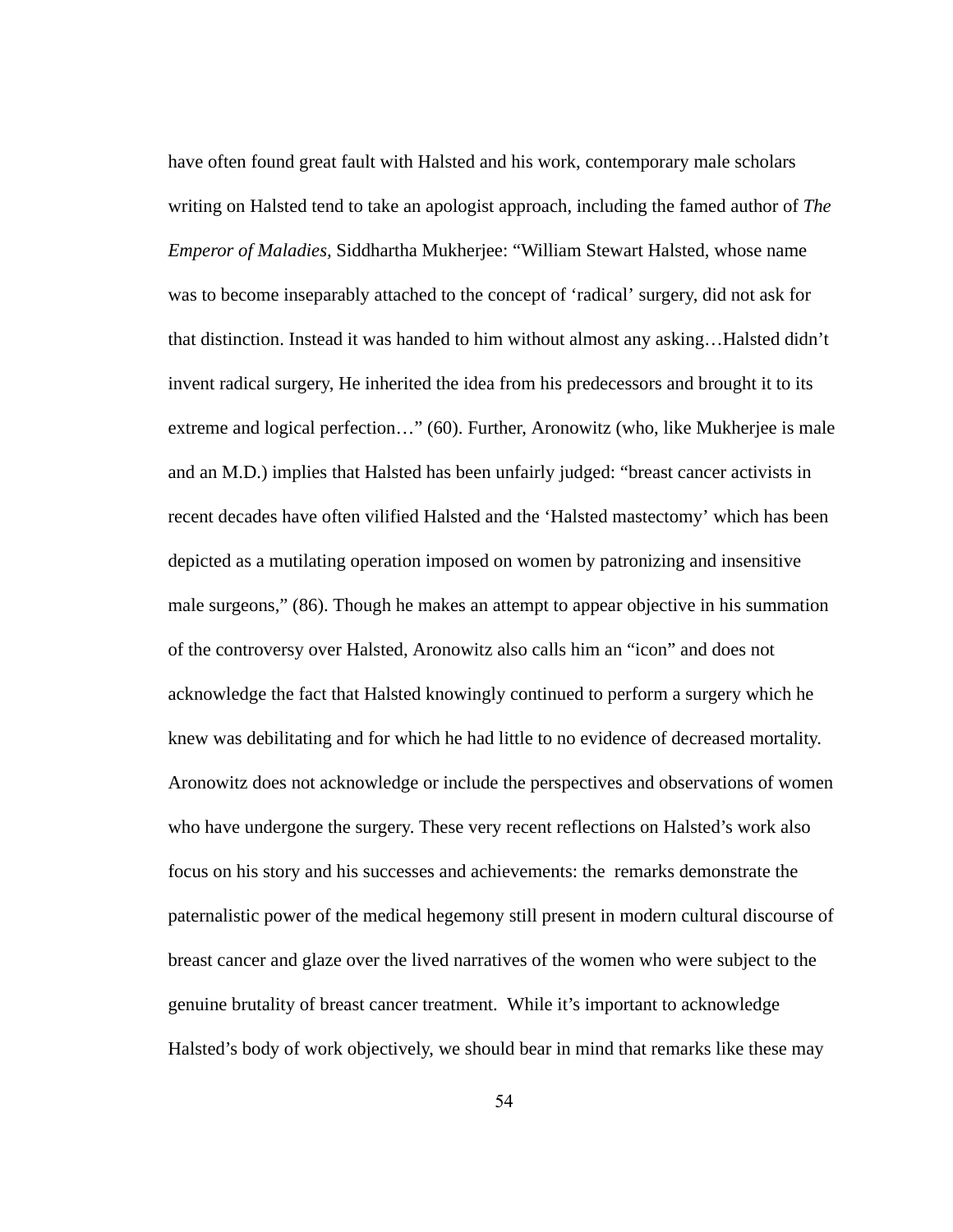have often found great fault with Halsted and his work, contemporary male scholars writing on Halsted tend to take an apologist approach, including the famed author of *The Emperor of Maladies*, Siddhartha Mukherjee: "William Stewart Halsted, whose name was to become inseparably attached to the concept of 'radical' surgery, did not ask for that distinction. Instead it was handed to him without almost any asking…Halsted didn't invent radical surgery, He inherited the idea from his predecessors and brought it to its extreme and logical perfection…" (60). Further, Aronowitz (who, like Mukherjee is male and an M.D.) implies that Halsted has been unfairly judged: "breast cancer activists in recent decades have often vilified Halsted and the 'Halsted mastectomy' which has been depicted as a mutilating operation imposed on women by patronizing and insensitive male surgeons," (86). Though he makes an attempt to appear objective in his summation of the controversy over Halsted, Aronowitz also calls him an "icon" and does not acknowledge the fact that Halsted knowingly continued to perform a surgery which he knew was debilitating and for which he had little to no evidence of decreased mortality. Aronowitz does not acknowledge or include the perspectives and observations of women who have undergone the surgery. These very recent reflections on Halsted's work also focus on his story and his successes and achievements: the remarks demonstrate the paternalistic power of the medical hegemony still present in modern cultural discourse of breast cancer and glaze over the lived narratives of the women who were subject to the genuine brutality of breast cancer treatment. While it's important to acknowledge Halsted's body of work objectively, we should bear in mind that remarks like these may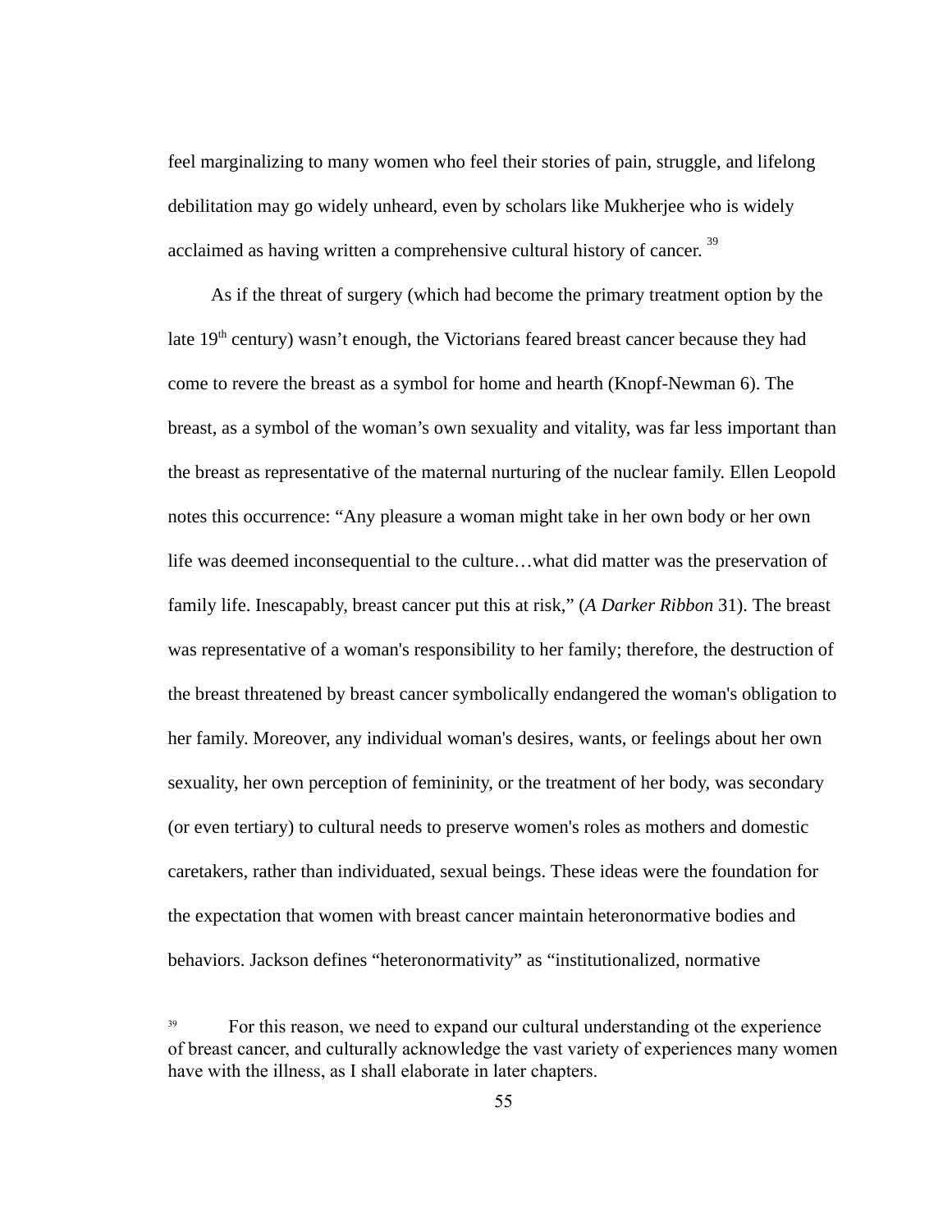feel marginalizing to many women who feel their stories of pain, struggle, and lifelong debilitation may go widely unheard, even by scholars like Mukherjee who is widely acclaimed as having written a comprehensive cultural history of cancer. [39]

As if the threat of surgery (which had become the primary treatment option by the late 19th century) wasn't enough, the Victorians feared breast cancer because they had come to revere the breast as a symbol for home and hearth (Knopf-Newman 6). The breast, as a symbol of the woman's own sexuality and vitality, was far less important than the breast as representative of the maternal nurturing of the nuclear family. Ellen Leopold notes this occurrence: "Any pleasure a woman might take in her own body or her own life was deemed inconsequential to the culture…what did matter was the preservation of family life. Inescapably, breast cancer put this at risk," (*A Darker Ribbon* 31). The breast was representative of a woman's responsibility to her family; therefore, the destruction of the breast threatened by breast cancer symbolically endangered the woman's obligation to her family. Moreover, any individual woman's desires, wants, or feelings about her own sexuality, her own perception of femininity, or the treatment of her body, was secondary (or even tertiary) to cultural needs to preserve women's roles as mothers and domestic caretakers, rather than individuated, sexual beings. These ideas were the foundation for the expectation that women with breast cancer maintain heteronormative bodies and behaviors. Jackson defines "heteronormativity" as "institutionalized, normative

[39] For this reason, we need to expand our cultural understanding ot the experience of breast cancer, and culturally acknowledge the vast variety of experiences many women have with the illness, as I shall elaborate in later chapters.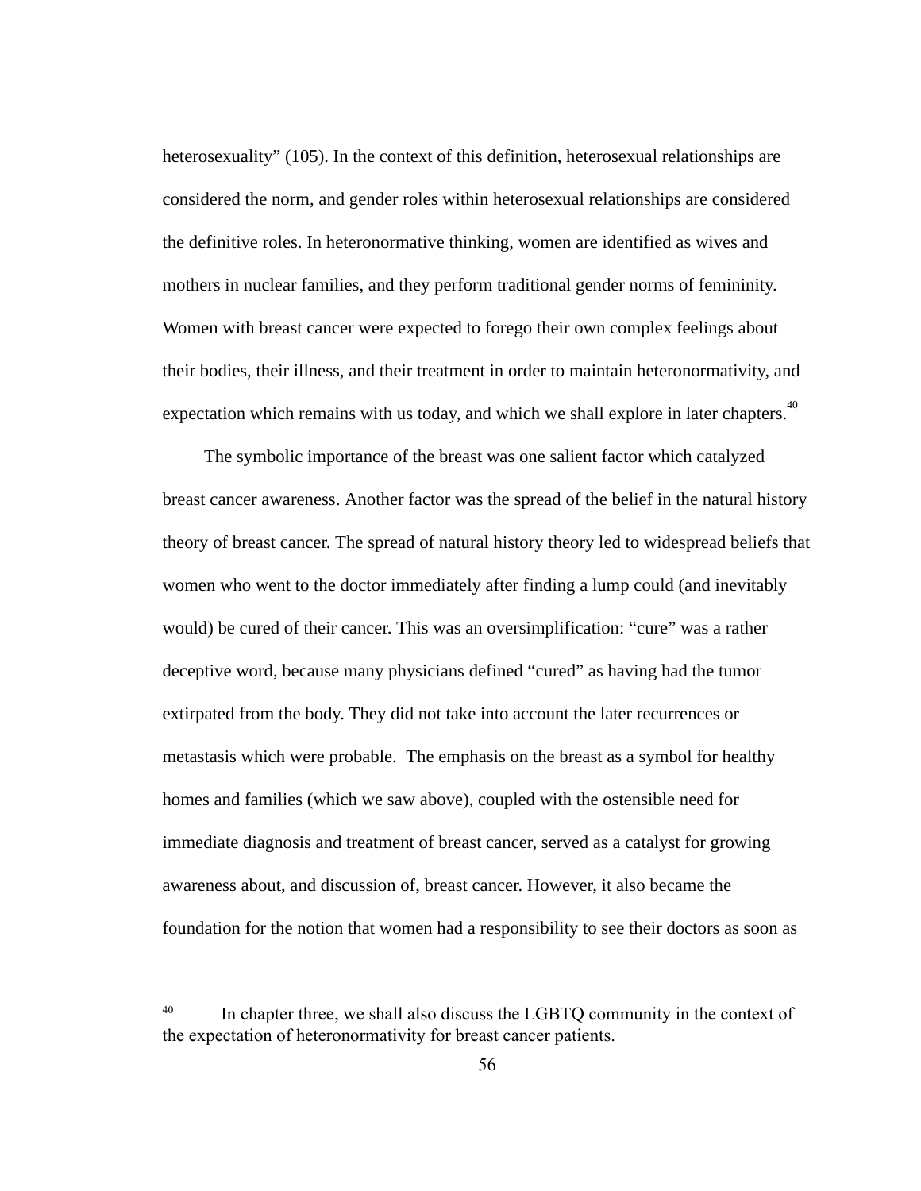heterosexuality" (105). In the context of this definition, heterosexual relationships are considered the norm, and gender roles within heterosexual relationships are considered the definitive roles. In heteronormative thinking, women are identified as wives and mothers in nuclear families, and they perform traditional gender norms of femininity. Women with breast cancer were expected to forego their own complex feelings about their bodies, their illness, and their treatment in order to maintain heteronormativity, and expectation which remains with us today, and which we shall explore in later chapters.[40]

The symbolic importance of the breast was one salient factor which catalyzed breast cancer awareness. Another factor was the spread of the belief in the natural history theory of breast cancer. The spread of natural history theory led to widespread beliefs that women who went to the doctor immediately after finding a lump could (and inevitably would) be cured of their cancer. This was an oversimplification: "cure" was a rather deceptive word, because many physicians defined "cured" as having had the tumor extirpated from the body. They did not take into account the later recurrences or metastasis which were probable. The emphasis on the breast as a symbol for healthy homes and families (which we saw above), coupled with the ostensible need for immediate diagnosis and treatment of breast cancer, served as a catalyst for growing awareness about, and discussion of, breast cancer. However, it also became the foundation for the notion that women had a responsibility to see their doctors as soon as

[40] In chapter three, we shall also discuss the LGBTQ community in the context of the expectation of heteronormativity for breast cancer patients.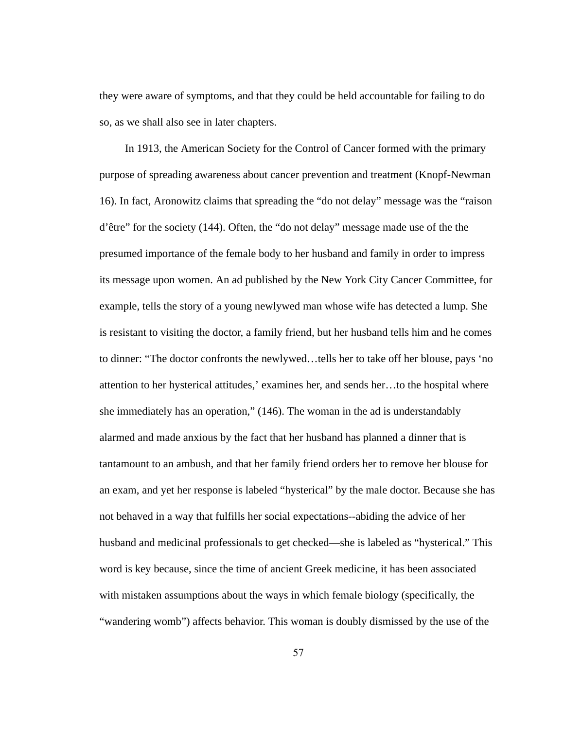they were aware of symptoms, and that they could be held accountable for failing to do so, as we shall also see in later chapters.

In 1913, the American Society for the Control of Cancer formed with the primary purpose of spreading awareness about cancer prevention and treatment (Knopf-Newman 16). In fact, Aronowitz claims that spreading the "do not delay" message was the "raison d'être" for the society (144). Often, the "do not delay" message made use of the the presumed importance of the female body to her husband and family in order to impress its message upon women. An ad published by the New York City Cancer Committee, for example, tells the story of a young newlywed man whose wife has detected a lump. She is resistant to visiting the doctor, a family friend, but her husband tells him and he comes to dinner: "The doctor confronts the newlywed…tells her to take off her blouse, pays 'no attention to her hysterical attitudes,' examines her, and sends her…to the hospital where she immediately has an operation," (146). The woman in the ad is understandably alarmed and made anxious by the fact that her husband has planned a dinner that is tantamount to an ambush, and that her family friend orders her to remove her blouse for an exam, and yet her response is labeled "hysterical" by the male doctor. Because she has not behaved in a way that fulfills her social expectations--abiding the advice of her husband and medicinal professionals to get checked—she is labeled as "hysterical." This word is key because, since the time of ancient Greek medicine, it has been associated with mistaken assumptions about the ways in which female biology (specifically, the "wandering womb") affects behavior. This woman is doubly dismissed by the use of the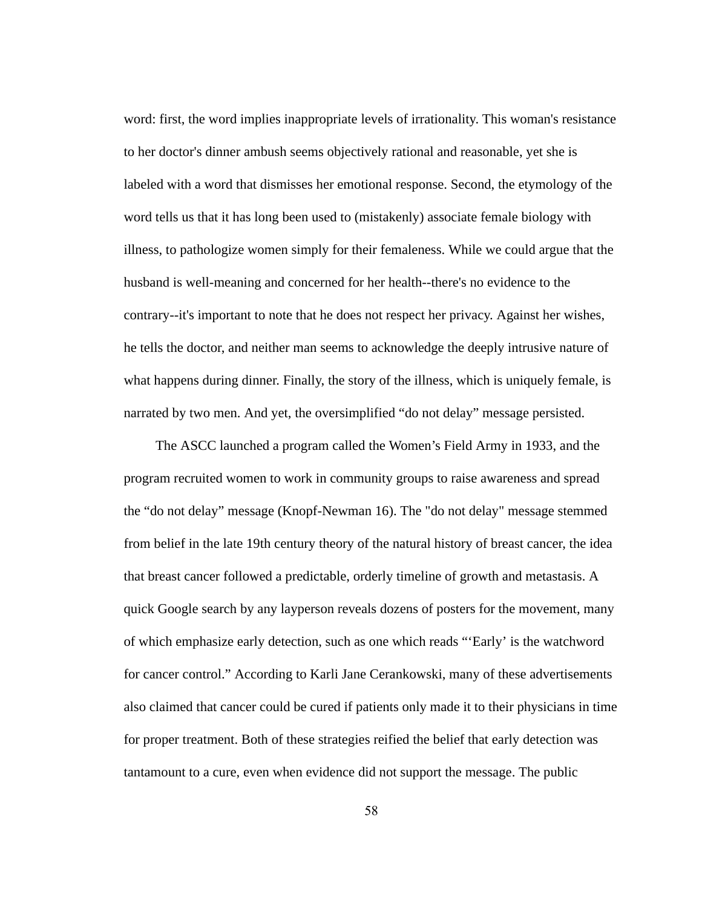word: first, the word implies inappropriate levels of irrationality. This woman's resistance to her doctor's dinner ambush seems objectively rational and reasonable, yet she is labeled with a word that dismisses her emotional response. Second, the etymology of the word tells us that it has long been used to (mistakenly) associate female biology with illness, to pathologize women simply for their femaleness. While we could argue that the husband is well-meaning and concerned for her health--there's no evidence to the contrary--it's important to note that he does not respect her privacy. Against her wishes, he tells the doctor, and neither man seems to acknowledge the deeply intrusive nature of what happens during dinner. Finally, the story of the illness, which is uniquely female, is narrated by two men. And yet, the oversimplified “do not delay” message persisted.

The ASCC launched a program called the Women’s Field Army in 1933, and the program recruited women to work in community groups to raise awareness and spread the “do not delay” message (Knopf-Newman 16). The "do not delay" message stemmed from belief in the late 19th century theory of the natural history of breast cancer, the idea that breast cancer followed a predictable, orderly timeline of growth and metastasis. A quick Google search by any layperson reveals dozens of posters for the movement, many of which emphasize early detection, such as one which reads “‘Early’ is the watchword for cancer control.” According to Karli Jane Cerankowski, many of these advertisements also claimed that cancer could be cured if patients only made it to their physicians in time for proper treatment. Both of these strategies reified the belief that early detection was tantamount to a cure, even when evidence did not support the message. The public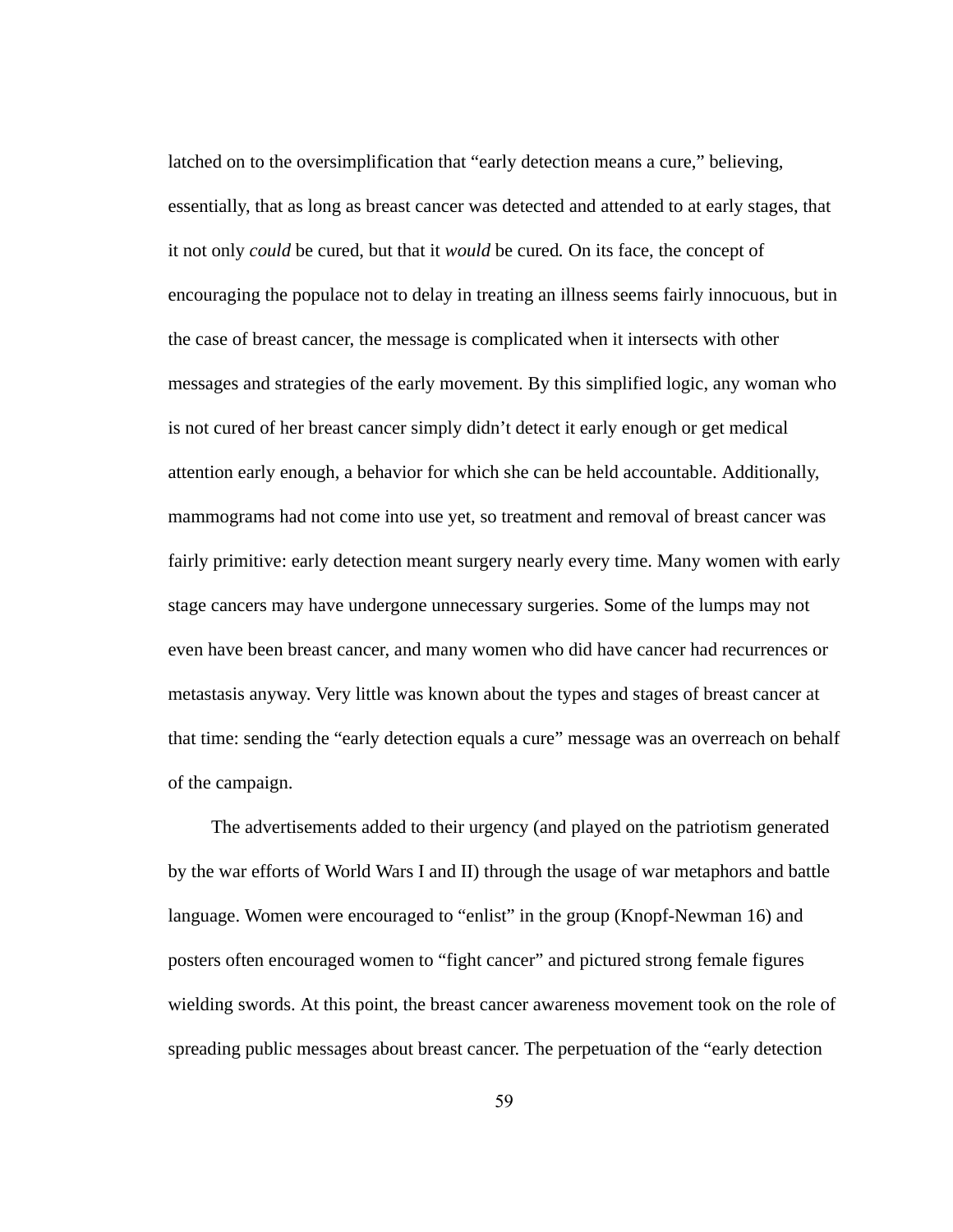latched on to the oversimplification that “early detection means a cure,” believing, essentially, that as long as breast cancer was detected and attended to at early stages, that it not only *could* be cured, but that it *would* be cured. On its face, the concept of encouraging the populace not to delay in treating an illness seems fairly innocuous, but in the case of breast cancer, the message is complicated when it intersects with other messages and strategies of the early movement. By this simplified logic, any woman who is not cured of her breast cancer simply didn’t detect it early enough or get medical attention early enough, a behavior for which she can be held accountable. Additionally, mammograms had not come into use yet, so treatment and removal of breast cancer was fairly primitive: early detection meant surgery nearly every time. Many women with early stage cancers may have undergone unnecessary surgeries. Some of the lumps may not even have been breast cancer, and many women who did have cancer had recurrences or metastasis anyway. Very little was known about the types and stages of breast cancer at that time: sending the “early detection equals a cure” message was an overreach on behalf of the campaign.

The advertisements added to their urgency (and played on the patriotism generated by the war efforts of World Wars I and II) through the usage of war metaphors and battle language. Women were encouraged to “enlist” in the group (Knopf-Newman 16) and posters often encouraged women to “fight cancer” and pictured strong female figures wielding swords. At this point, the breast cancer awareness movement took on the role of spreading public messages about breast cancer. The perpetuation of the “early detection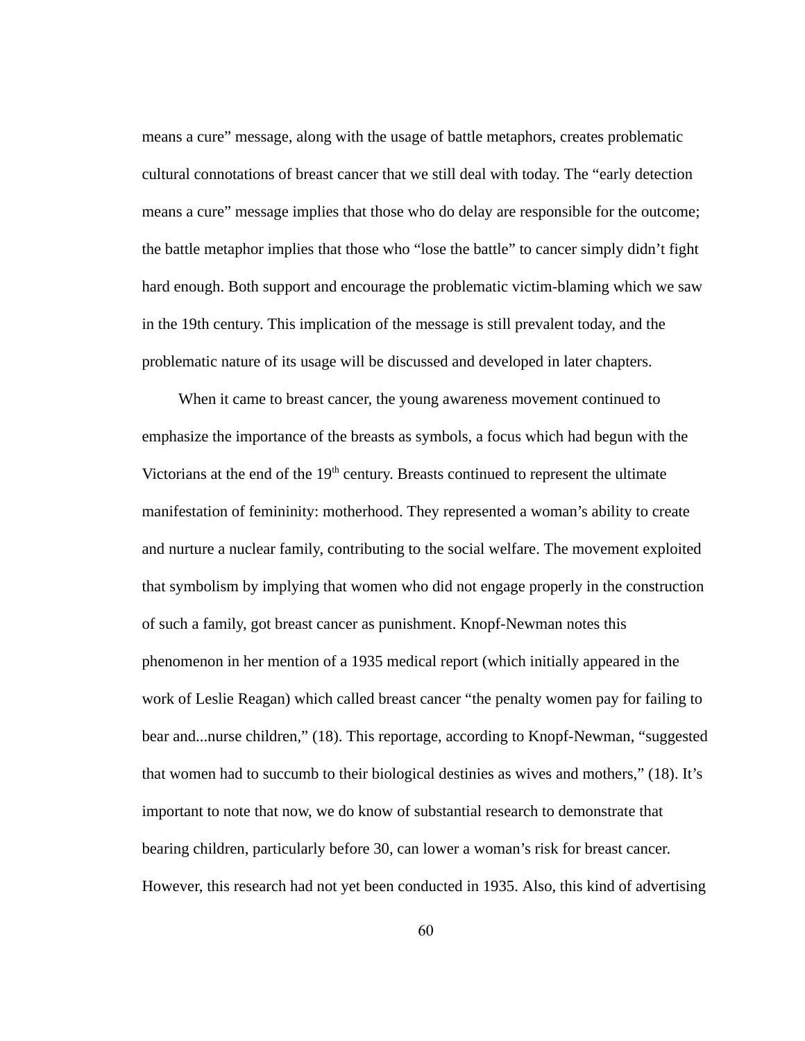means a cure" message, along with the usage of battle metaphors, creates problematic cultural connotations of breast cancer that we still deal with today. The "early detection means a cure" message implies that those who do delay are responsible for the outcome; the battle metaphor implies that those who "lose the battle" to cancer simply didn't fight hard enough. Both support and encourage the problematic victim-blaming which we saw in the 19th century. This implication of the message is still prevalent today, and the problematic nature of its usage will be discussed and developed in later chapters.

When it came to breast cancer, the young awareness movement continued to emphasize the importance of the breasts as symbols, a focus which had begun with the Victorians at the end of the 19th century. Breasts continued to represent the ultimate manifestation of femininity: motherhood. They represented a woman's ability to create and nurture a nuclear family, contributing to the social welfare. The movement exploited that symbolism by implying that women who did not engage properly in the construction of such a family, got breast cancer as punishment. Knopf-Newman notes this phenomenon in her mention of a 1935 medical report (which initially appeared in the work of Leslie Reagan) which called breast cancer "the penalty women pay for failing to bear and...nurse children," (18). This reportage, according to Knopf-Newman, "suggested that women had to succumb to their biological destinies as wives and mothers," (18). It's important to note that now, we do know of substantial research to demonstrate that bearing children, particularly before 30, can lower a woman's risk for breast cancer. However, this research had not yet been conducted in 1935. Also, this kind of advertising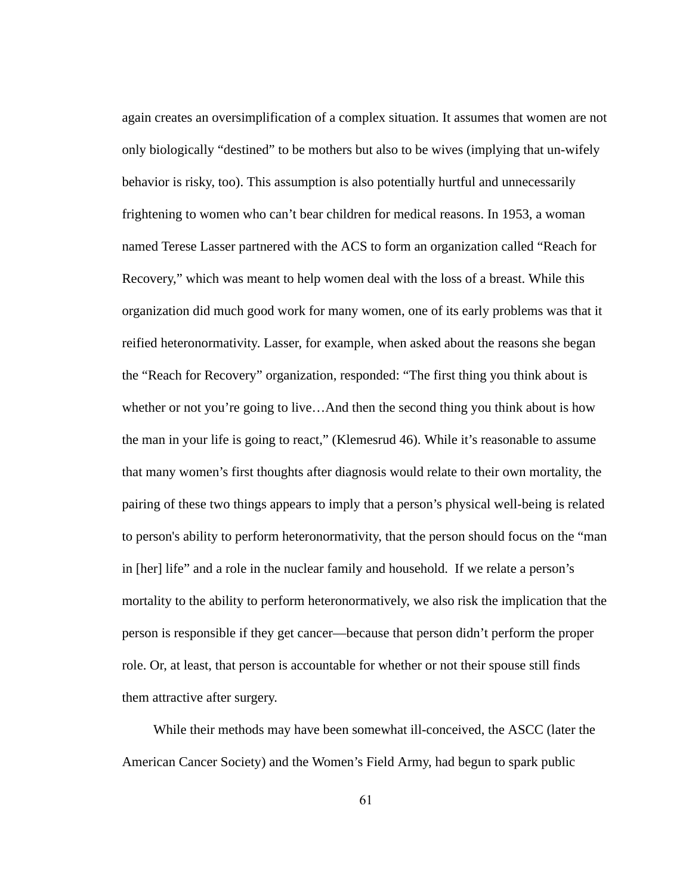again creates an oversimplification of a complex situation. It assumes that women are not only biologically “destined” to be mothers but also to be wives (implying that un-wifely behavior is risky, too). This assumption is also potentially hurtful and unnecessarily frightening to women who can’t bear children for medical reasons. In 1953, a woman named Terese Lasser partnered with the ACS to form an organization called “Reach for Recovery,” which was meant to help women deal with the loss of a breast. While this organization did much good work for many women, one of its early problems was that it reified heteronormativity. Lasser, for example, when asked about the reasons she began the “Reach for Recovery” organization, responded: “The first thing you think about is whether or not you’re going to live…And then the second thing you think about is how the man in your life is going to react,” (Klemesrud 46). While it’s reasonable to assume that many women’s first thoughts after diagnosis would relate to their own mortality, the pairing of these two things appears to imply that a person’s physical well-being is related to person's ability to perform heteronormativity, that the person should focus on the “man in [her] life” and a role in the nuclear family and household.  If we relate a person’s mortality to the ability to perform heteronormatively, we also risk the implication that the person is responsible if they get cancer—because that person didn’t perform the proper role. Or, at least, that person is accountable for whether or not their spouse still finds them attractive after surgery.

While their methods may have been somewhat ill-conceived, the ASCC (later the American Cancer Society) and the Women’s Field Army, had begun to spark public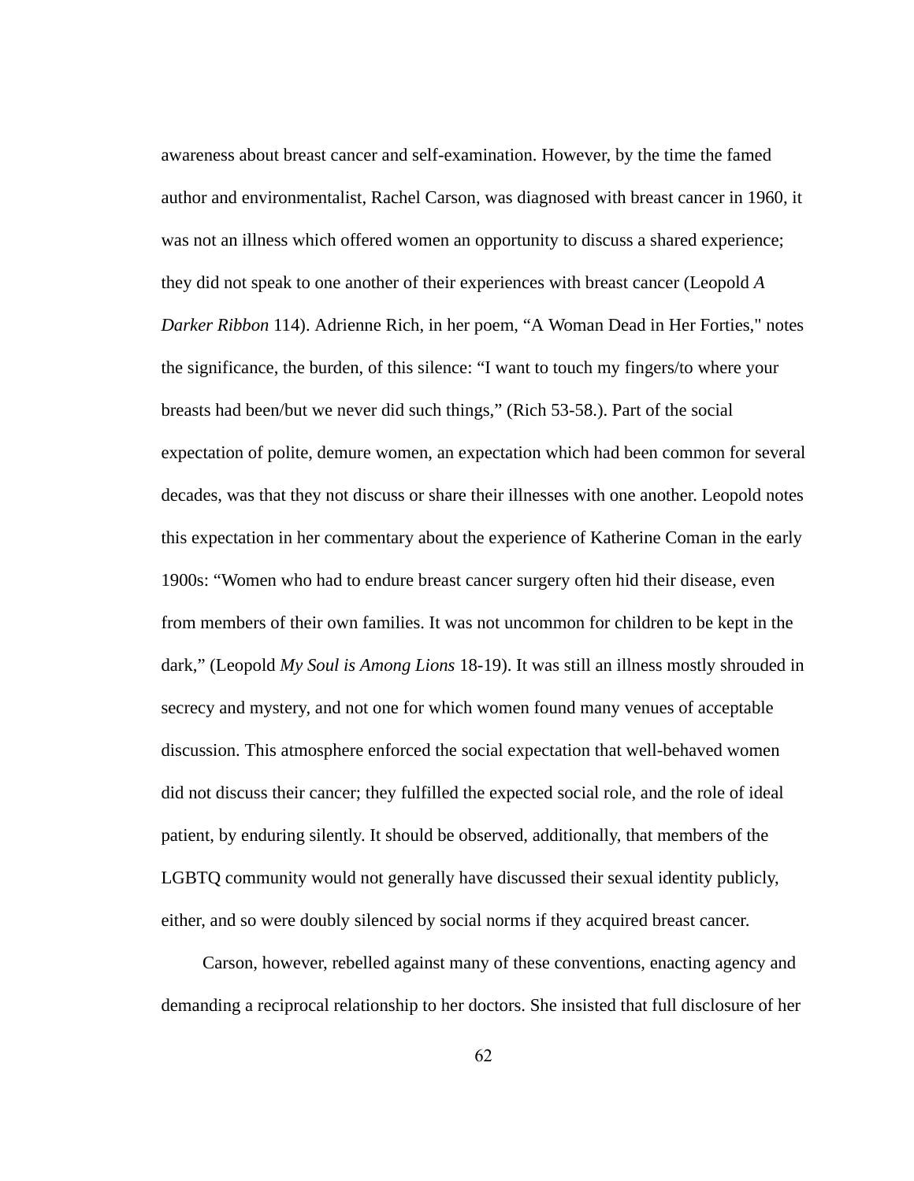awareness about breast cancer and self-examination. However, by the time the famed author and environmentalist, Rachel Carson, was diagnosed with breast cancer in 1960, it was not an illness which offered women an opportunity to discuss a shared experience; they did not speak to one another of their experiences with breast cancer (Leopold *A Darker Ribbon* 114). Adrienne Rich, in her poem, "A Woman Dead in Her Forties," notes the significance, the burden, of this silence: "I want to touch my fingers/to where your breasts had been/but we never did such things," (Rich 53-58.). Part of the social expectation of polite, demure women, an expectation which had been common for several decades, was that they not discuss or share their illnesses with one another. Leopold notes this expectation in her commentary about the experience of Katherine Coman in the early 1900s: "Women who had to endure breast cancer surgery often hid their disease, even from members of their own families. It was not uncommon for children to be kept in the dark," (Leopold *My Soul is Among Lions* 18-19). It was still an illness mostly shrouded in secrecy and mystery, and not one for which women found many venues of acceptable discussion. This atmosphere enforced the social expectation that well-behaved women did not discuss their cancer; they fulfilled the expected social role, and the role of ideal patient, by enduring silently. It should be observed, additionally, that members of the LGBTQ community would not generally have discussed their sexual identity publicly, either, and so were doubly silenced by social norms if they acquired breast cancer.

Carson, however, rebelled against many of these conventions, enacting agency and demanding a reciprocal relationship to her doctors. She insisted that full disclosure of her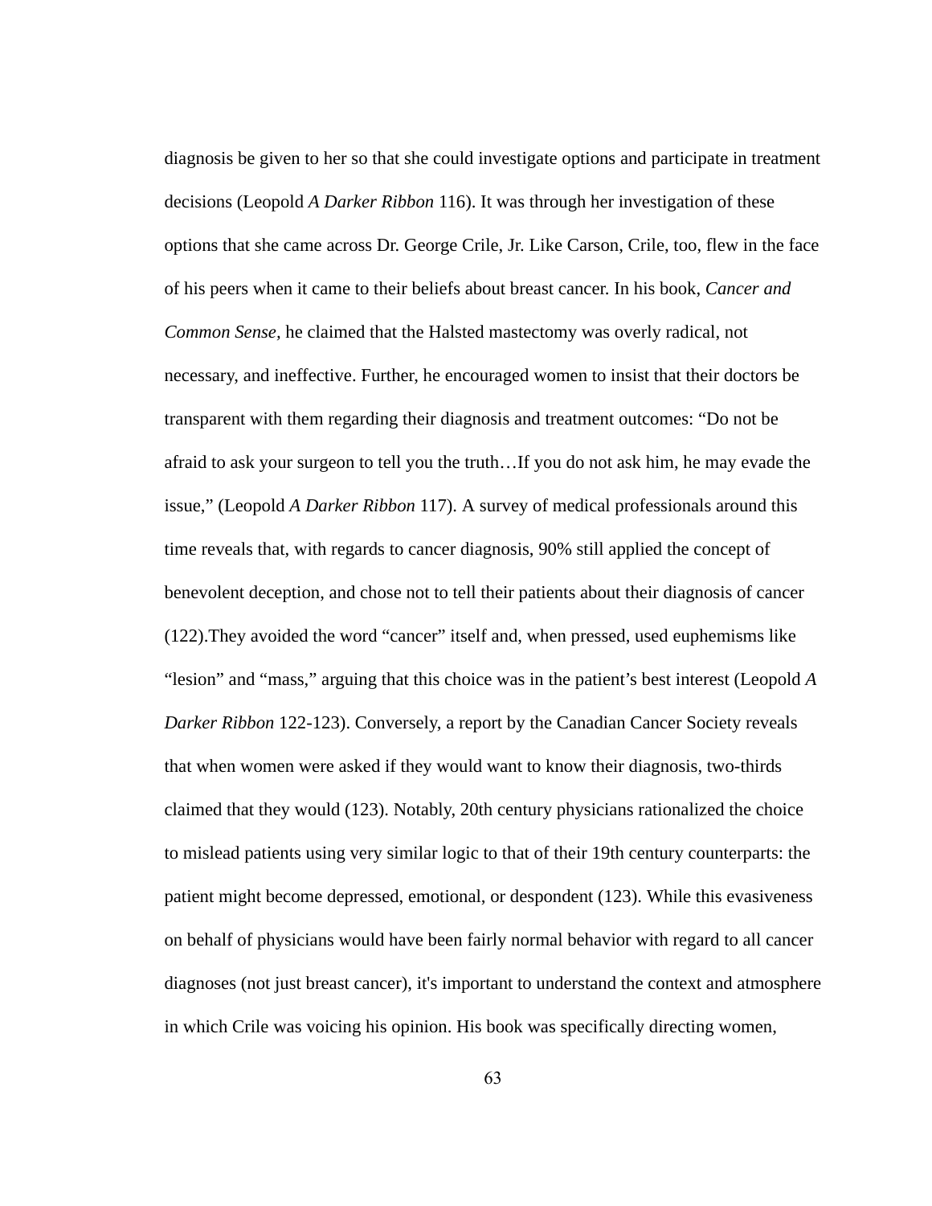diagnosis be given to her so that she could investigate options and participate in treatment decisions (Leopold *A Darker Ribbon* 116). It was through her investigation of these options that she came across Dr. George Crile, Jr. Like Carson, Crile, too, flew in the face of his peers when it came to their beliefs about breast cancer. In his book, *Cancer and Common Sense,* he claimed that the Halsted mastectomy was overly radical, not necessary, and ineffective. Further, he encouraged women to insist that their doctors be transparent with them regarding their diagnosis and treatment outcomes: "Do not be afraid to ask your surgeon to tell you the truth…If you do not ask him, he may evade the issue," (Leopold *A Darker Ribbon* 117). A survey of medical professionals around this time reveals that, with regards to cancer diagnosis, 90% still applied the concept of benevolent deception, and chose not to tell their patients about their diagnosis of cancer (122).They avoided the word "cancer" itself and, when pressed, used euphemisms like "lesion" and "mass," arguing that this choice was in the patient's best interest (Leopold *A Darker Ribbon* 122-123). Conversely, a report by the Canadian Cancer Society reveals that when women were asked if they would want to know their diagnosis, two-thirds claimed that they would (123). Notably, 20th century physicians rationalized the choice to mislead patients using very similar logic to that of their 19th century counterparts: the patient might become depressed, emotional, or despondent (123). While this evasiveness on behalf of physicians would have been fairly normal behavior with regard to all cancer diagnoses (not just breast cancer), it's important to understand the context and atmosphere in which Crile was voicing his opinion. His book was specifically directing women,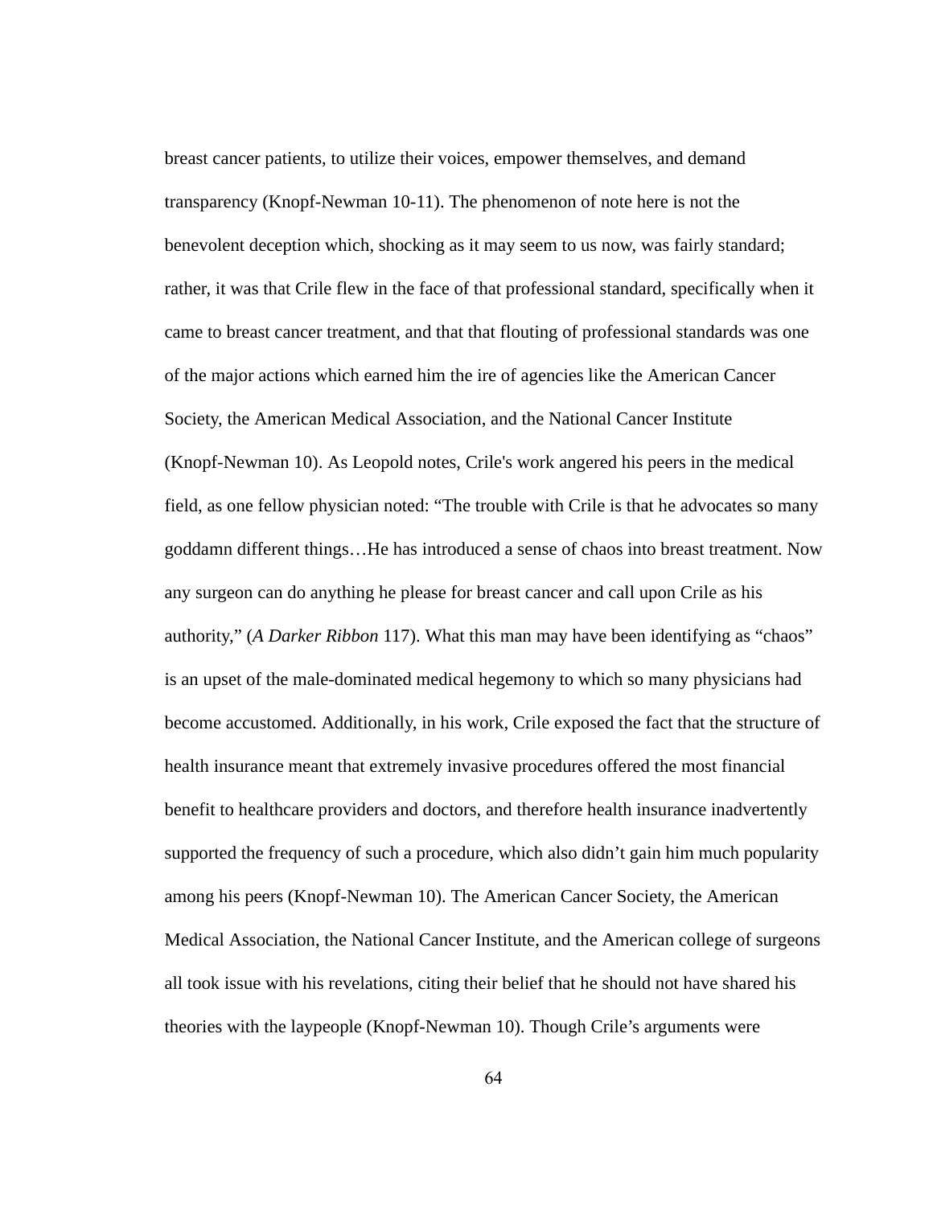breast cancer patients, to utilize their voices, empower themselves, and demand transparency (Knopf-Newman 10-11). The phenomenon of note here is not the benevolent deception which, shocking as it may seem to us now, was fairly standard; rather, it was that Crile flew in the face of that professional standard, specifically when it came to breast cancer treatment, and that that flouting of professional standards was one of the major actions which earned him the ire of agencies like the American Cancer Society, the American Medical Association, and the National Cancer Institute (Knopf-Newman 10). As Leopold notes, Crile's work angered his peers in the medical field, as one fellow physician noted: "The trouble with Crile is that he advocates so many goddamn different things…He has introduced a sense of chaos into breast treatment. Now any surgeon can do anything he please for breast cancer and call upon Crile as his authority," (*A Darker Ribbon* 117). What this man may have been identifying as "chaos" is an upset of the male-dominated medical hegemony to which so many physicians had become accustomed. Additionally, in his work, Crile exposed the fact that the structure of health insurance meant that extremely invasive procedures offered the most financial benefit to healthcare providers and doctors, and therefore health insurance inadvertently supported the frequency of such a procedure, which also didn't gain him much popularity among his peers (Knopf-Newman 10). The American Cancer Society, the American Medical Association, the National Cancer Institute, and the American college of surgeons all took issue with his revelations, citing their belief that he should not have shared his theories with the laypeople (Knopf-Newman 10). Though Crile's arguments were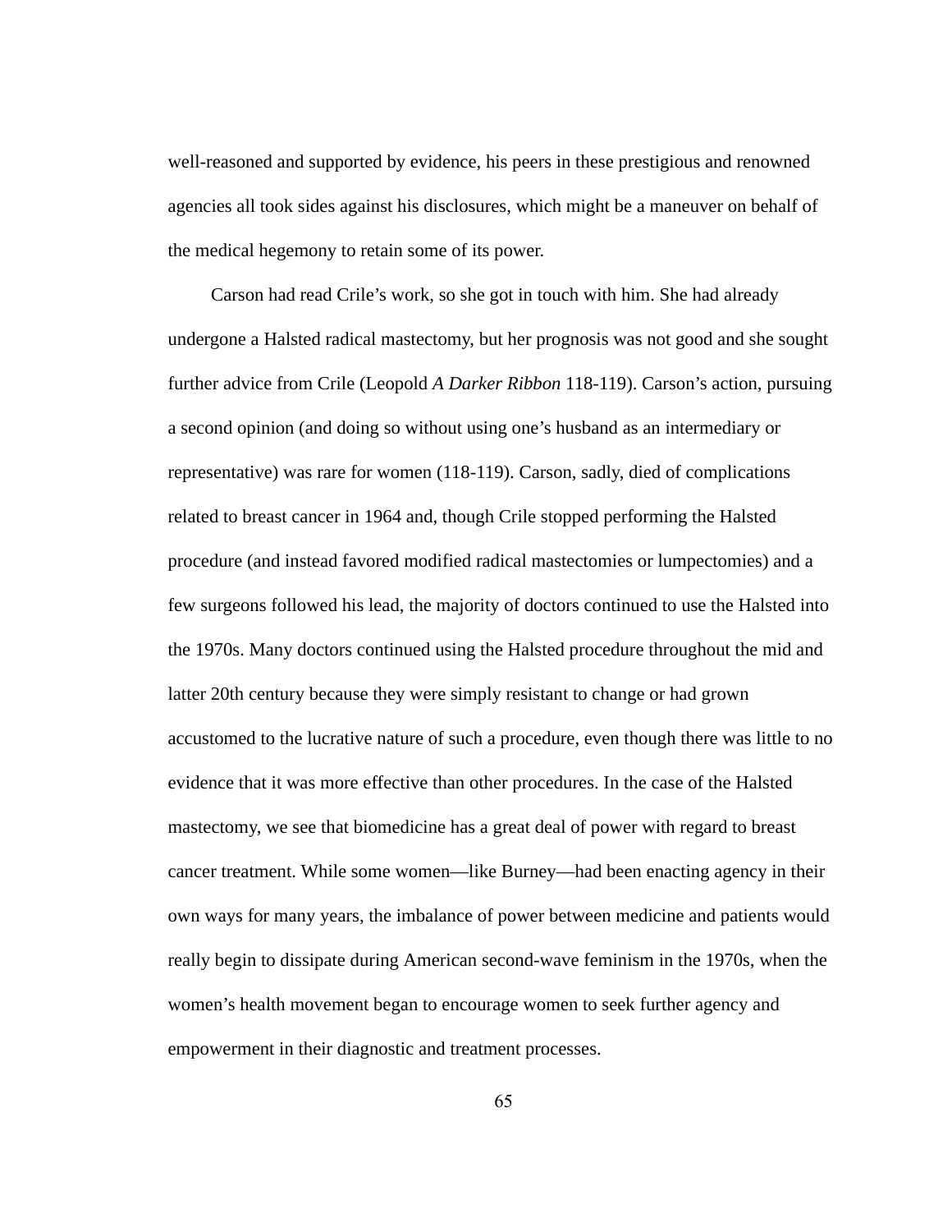well-reasoned and supported by evidence, his peers in these prestigious and renowned agencies all took sides against his disclosures, which might be a maneuver on behalf of the medical hegemony to retain some of its power.

Carson had read Crile's work, so she got in touch with him. She had already undergone a Halsted radical mastectomy, but her prognosis was not good and she sought further advice from Crile (Leopold *A Darker Ribbon* 118-119). Carson's action, pursuing a second opinion (and doing so without using one's husband as an intermediary or representative) was rare for women (118-119). Carson, sadly, died of complications related to breast cancer in 1964 and, though Crile stopped performing the Halsted procedure (and instead favored modified radical mastectomies or lumpectomies) and a few surgeons followed his lead, the majority of doctors continued to use the Halsted into the 1970s. Many doctors continued using the Halsted procedure throughout the mid and latter 20th century because they were simply resistant to change or had grown accustomed to the lucrative nature of such a procedure, even though there was little to no evidence that it was more effective than other procedures. In the case of the Halsted mastectomy, we see that biomedicine has a great deal of power with regard to breast cancer treatment. While some women—like Burney—had been enacting agency in their own ways for many years, the imbalance of power between medicine and patients would really begin to dissipate during American second-wave feminism in the 1970s, when the women's health movement began to encourage women to seek further agency and empowerment in their diagnostic and treatment processes.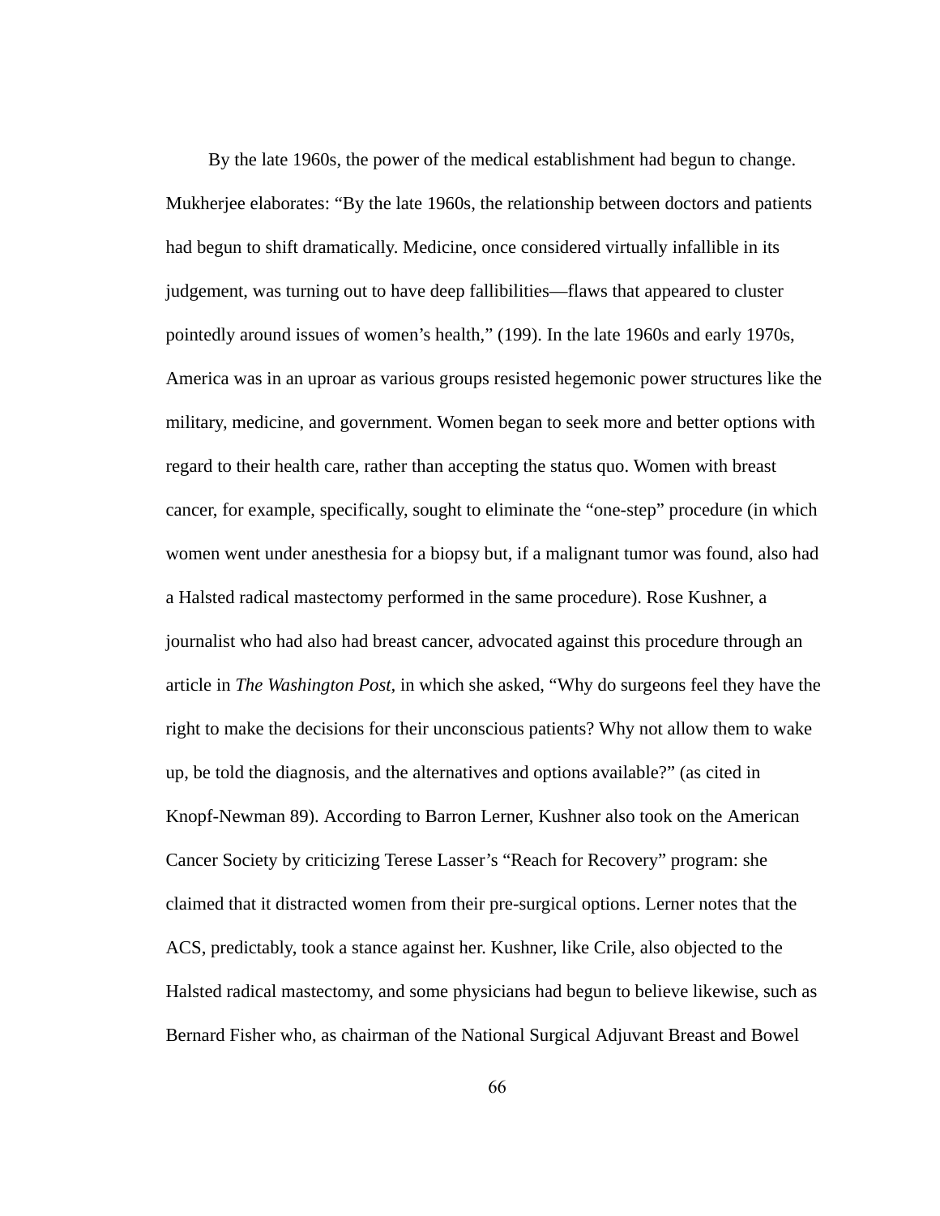By the late 1960s, the power of the medical establishment had begun to change. Mukherjee elaborates: “By the late 1960s, the relationship between doctors and patients had begun to shift dramatically. Medicine, once considered virtually infallible in its judgement, was turning out to have deep fallibilities—flaws that appeared to cluster pointedly around issues of women’s health,” (199). In the late 1960s and early 1970s, America was in an uproar as various groups resisted hegemonic power structures like the military, medicine, and government. Women began to seek more and better options with regard to their health care, rather than accepting the status quo. Women with breast cancer, for example, specifically, sought to eliminate the “one-step” procedure (in which women went under anesthesia for a biopsy but, if a malignant tumor was found, also had a Halsted radical mastectomy performed in the same procedure). Rose Kushner, a journalist who had also had breast cancer, advocated against this procedure through an article in *The Washington Post*, in which she asked, “Why do surgeons feel they have the right to make the decisions for their unconscious patients? Why not allow them to wake up, be told the diagnosis, and the alternatives and options available?” (as cited in Knopf-Newman 89). According to Barron Lerner, Kushner also took on the American Cancer Society by criticizing Terese Lasser’s “Reach for Recovery” program: she claimed that it distracted women from their pre-surgical options. Lerner notes that the ACS, predictably, took a stance against her. Kushner, like Crile, also objected to the Halsted radical mastectomy, and some physicians had begun to believe likewise, such as Bernard Fisher who, as chairman of the National Surgical Adjuvant Breast and Bowel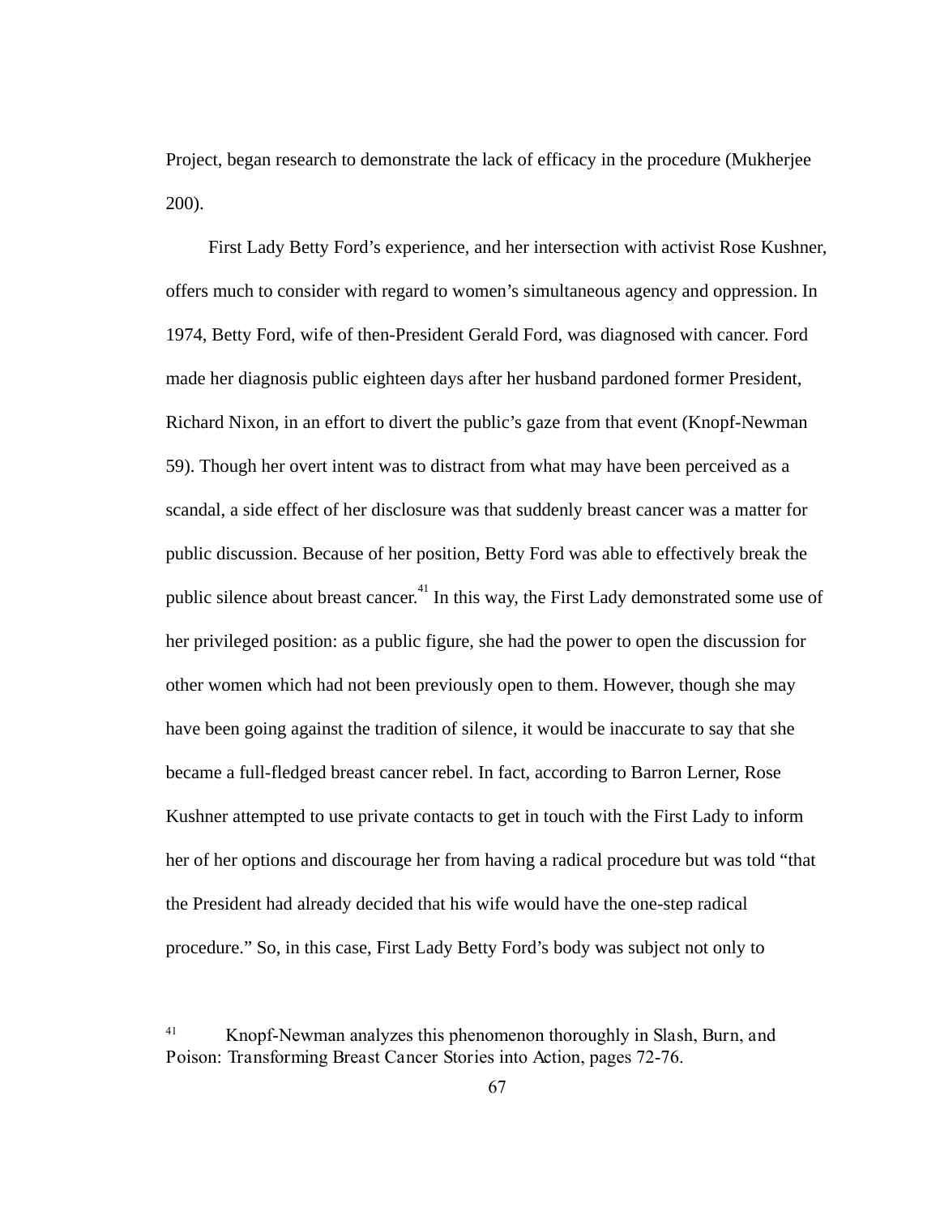Project, began research to demonstrate the lack of efficacy in the procedure (Mukherjee 200).

First Lady Betty Ford's experience, and her intersection with activist Rose Kushner, offers much to consider with regard to women's simultaneous agency and oppression. In 1974, Betty Ford, wife of then-President Gerald Ford, was diagnosed with cancer. Ford made her diagnosis public eighteen days after her husband pardoned former President, Richard Nixon, in an effort to divert the public's gaze from that event (Knopf-Newman 59). Though her overt intent was to distract from what may have been perceived as a scandal, a side effect of her disclosure was that suddenly breast cancer was a matter for public discussion. Because of her position, Betty Ford was able to effectively break the public silence about breast cancer.[41] In this way, the First Lady demonstrated some use of her privileged position: as a public figure, she had the power to open the discussion for other women which had not been previously open to them. However, though she may have been going against the tradition of silence, it would be inaccurate to say that she became a full-fledged breast cancer rebel. In fact, according to Barron Lerner, Rose Kushner attempted to use private contacts to get in touch with the First Lady to inform her of her options and discourage her from having a radical procedure but was told "that the President had already decided that his wife would have the one-step radical procedure." So, in this case, First Lady Betty Ford's body was subject not only to

[41] Knopf-Newman analyzes this phenomenon thoroughly in Slash, Burn, and Poison: Transforming Breast Cancer Stories into Action, pages 72-76.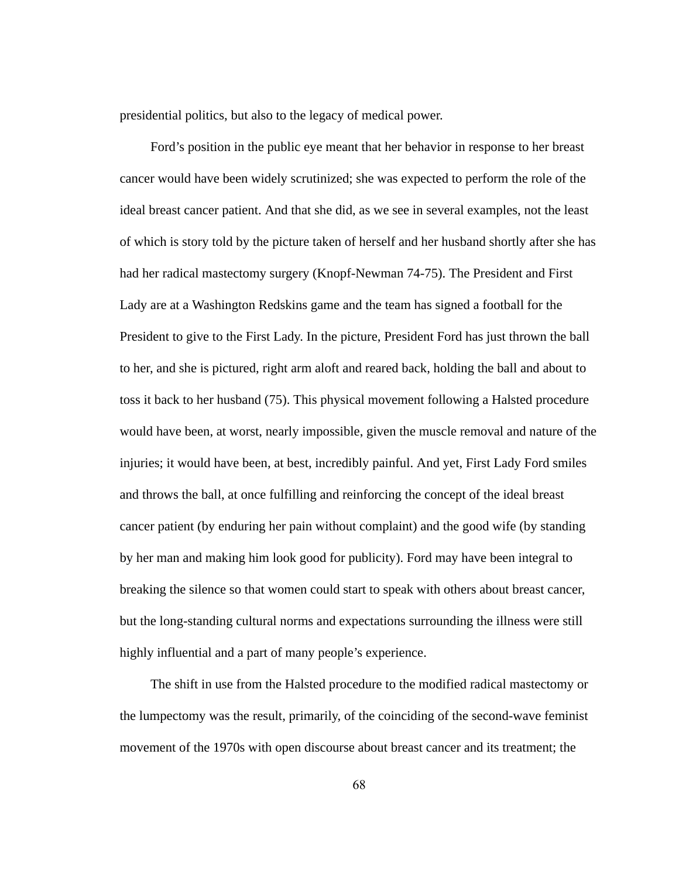presidential politics, but also to the legacy of medical power.

Ford's position in the public eye meant that her behavior in response to her breast cancer would have been widely scrutinized; she was expected to perform the role of the ideal breast cancer patient. And that she did, as we see in several examples, not the least of which is story told by the picture taken of herself and her husband shortly after she has had her radical mastectomy surgery (Knopf-Newman 74-75). The President and First Lady are at a Washington Redskins game and the team has signed a football for the President to give to the First Lady. In the picture, President Ford has just thrown the ball to her, and she is pictured, right arm aloft and reared back, holding the ball and about to toss it back to her husband (75). This physical movement following a Halsted procedure would have been, at worst, nearly impossible, given the muscle removal and nature of the injuries; it would have been, at best, incredibly painful. And yet, First Lady Ford smiles and throws the ball, at once fulfilling and reinforcing the concept of the ideal breast cancer patient (by enduring her pain without complaint) and the good wife (by standing by her man and making him look good for publicity). Ford may have been integral to breaking the silence so that women could start to speak with others about breast cancer, but the long-standing cultural norms and expectations surrounding the illness were still highly influential and a part of many people's experience.

The shift in use from the Halsted procedure to the modified radical mastectomy or the lumpectomy was the result, primarily, of the coinciding of the second-wave feminist movement of the 1970s with open discourse about breast cancer and its treatment; the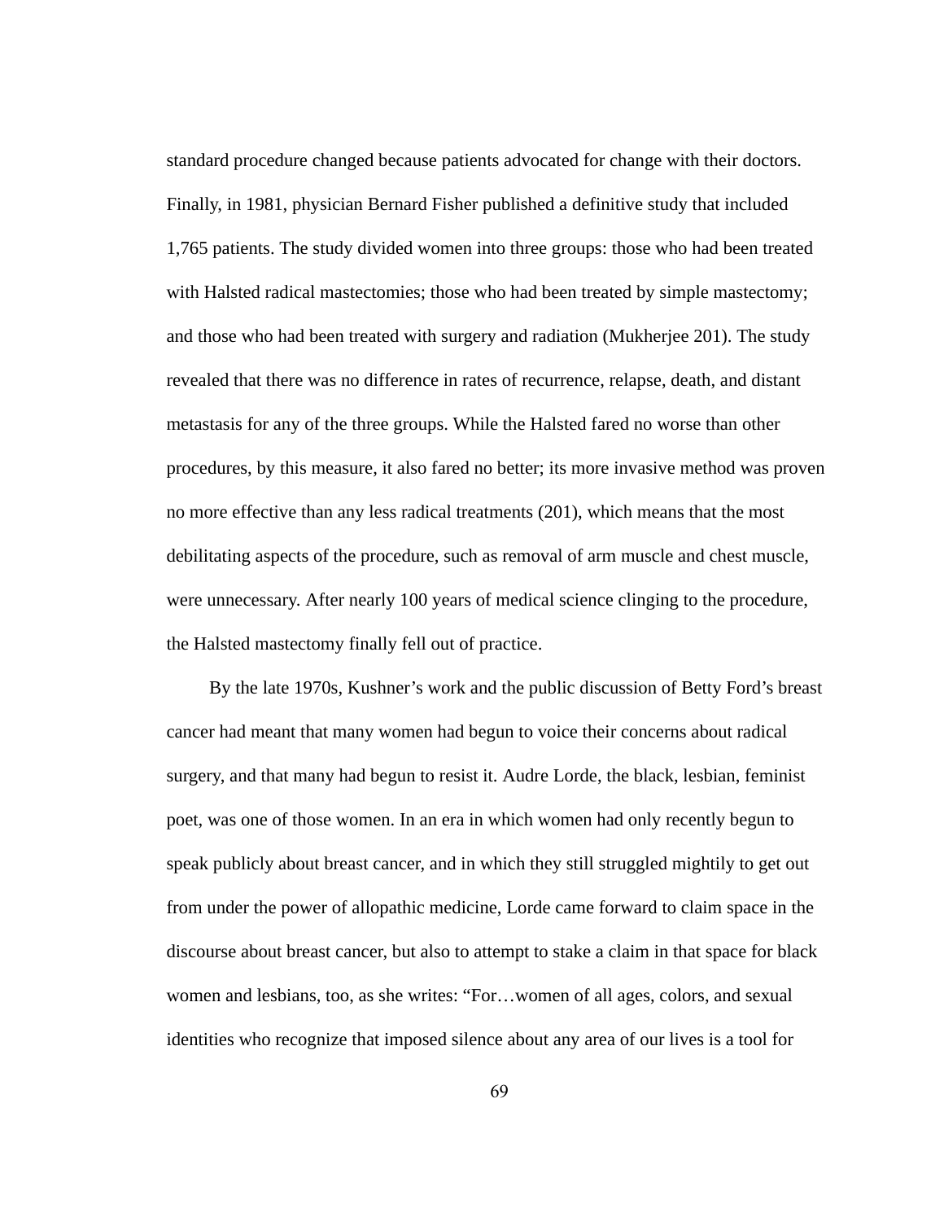standard procedure changed because patients advocated for change with their doctors. Finally, in 1981, physician Bernard Fisher published a definitive study that included 1,765 patients. The study divided women into three groups: those who had been treated with Halsted radical mastectomies; those who had been treated by simple mastectomy; and those who had been treated with surgery and radiation (Mukherjee 201). The study revealed that there was no difference in rates of recurrence, relapse, death, and distant metastasis for any of the three groups. While the Halsted fared no worse than other procedures, by this measure, it also fared no better; its more invasive method was proven no more effective than any less radical treatments (201), which means that the most debilitating aspects of the procedure, such as removal of arm muscle and chest muscle, were unnecessary. After nearly 100 years of medical science clinging to the procedure, the Halsted mastectomy finally fell out of practice.

By the late 1970s, Kushner's work and the public discussion of Betty Ford's breast cancer had meant that many women had begun to voice their concerns about radical surgery, and that many had begun to resist it. Audre Lorde, the black, lesbian, feminist poet, was one of those women. In an era in which women had only recently begun to speak publicly about breast cancer, and in which they still struggled mightily to get out from under the power of allopathic medicine, Lorde came forward to claim space in the discourse about breast cancer, but also to attempt to stake a claim in that space for black women and lesbians, too, as she writes: "For…women of all ages, colors, and sexual identities who recognize that imposed silence about any area of our lives is a tool for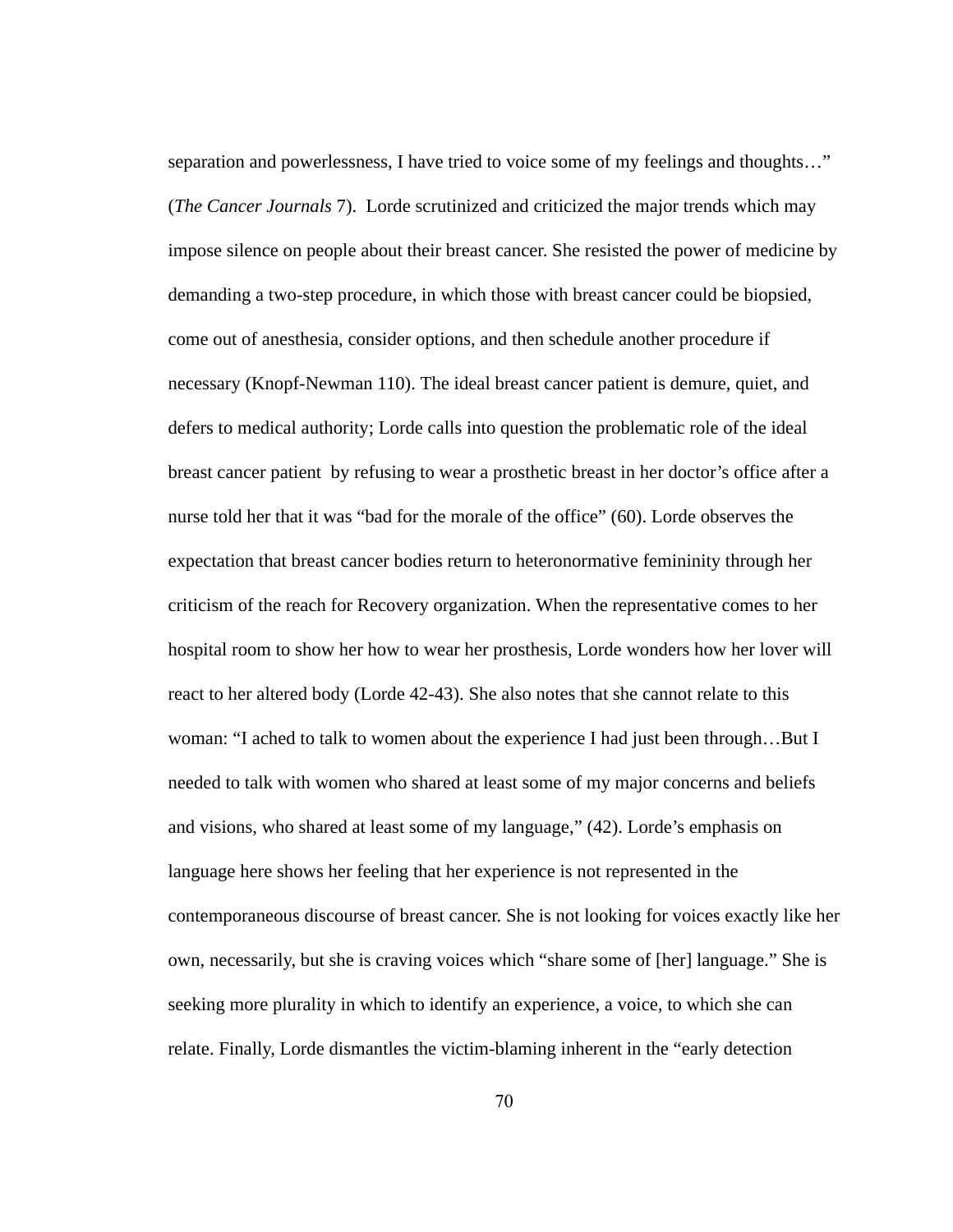separation and powerlessness, I have tried to voice some of my feelings and thoughts…" (*The Cancer Journals* 7). Lorde scrutinized and criticized the major trends which may impose silence on people about their breast cancer. She resisted the power of medicine by demanding a two-step procedure, in which those with breast cancer could be biopsied, come out of anesthesia, consider options, and then schedule another procedure if necessary (Knopf-Newman 110). The ideal breast cancer patient is demure, quiet, and defers to medical authority; Lorde calls into question the problematic role of the ideal breast cancer patient by refusing to wear a prosthetic breast in her doctor's office after a nurse told her that it was "bad for the morale of the office" (60). Lorde observes the expectation that breast cancer bodies return to heteronormative femininity through her criticism of the reach for Recovery organization. When the representative comes to her hospital room to show her how to wear her prosthesis, Lorde wonders how her lover will react to her altered body (Lorde 42-43). She also notes that she cannot relate to this woman: "I ached to talk to women about the experience I had just been through…But I needed to talk with women who shared at least some of my major concerns and beliefs and visions, who shared at least some of my language," (42). Lorde's emphasis on language here shows her feeling that her experience is not represented in the contemporaneous discourse of breast cancer. She is not looking for voices exactly like her own, necessarily, but she is craving voices which "share some of [her] language." She is seeking more plurality in which to identify an experience, a voice, to which she can relate. Finally, Lorde dismantles the victim-blaming inherent in the "early detection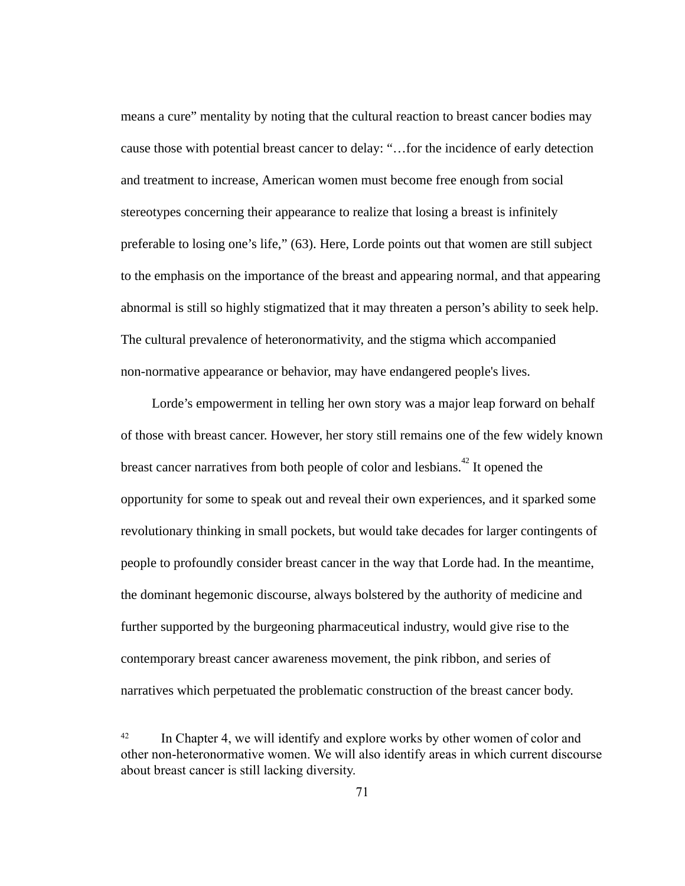means a cure" mentality by noting that the cultural reaction to breast cancer bodies may cause those with potential breast cancer to delay: "…for the incidence of early detection and treatment to increase, American women must become free enough from social stereotypes concerning their appearance to realize that losing a breast is infinitely preferable to losing one's life," (63). Here, Lorde points out that women are still subject to the emphasis on the importance of the breast and appearing normal, and that appearing abnormal is still so highly stigmatized that it may threaten a person's ability to seek help. The cultural prevalence of heteronormativity, and the stigma which accompanied non-normative appearance or behavior, may have endangered people's lives.

Lorde's empowerment in telling her own story was a major leap forward on behalf of those with breast cancer. However, her story still remains one of the few widely known breast cancer narratives from both people of color and lesbians.[42] It opened the opportunity for some to speak out and reveal their own experiences, and it sparked some revolutionary thinking in small pockets, but would take decades for larger contingents of people to profoundly consider breast cancer in the way that Lorde had. In the meantime, the dominant hegemonic discourse, always bolstered by the authority of medicine and further supported by the burgeoning pharmaceutical industry, would give rise to the contemporary breast cancer awareness movement, the pink ribbon, and series of narratives which perpetuated the problematic construction of the breast cancer body.

[42] In Chapter 4, we will identify and explore works by other women of color and other non-heteronormative women. We will also identify areas in which current discourse about breast cancer is still lacking diversity.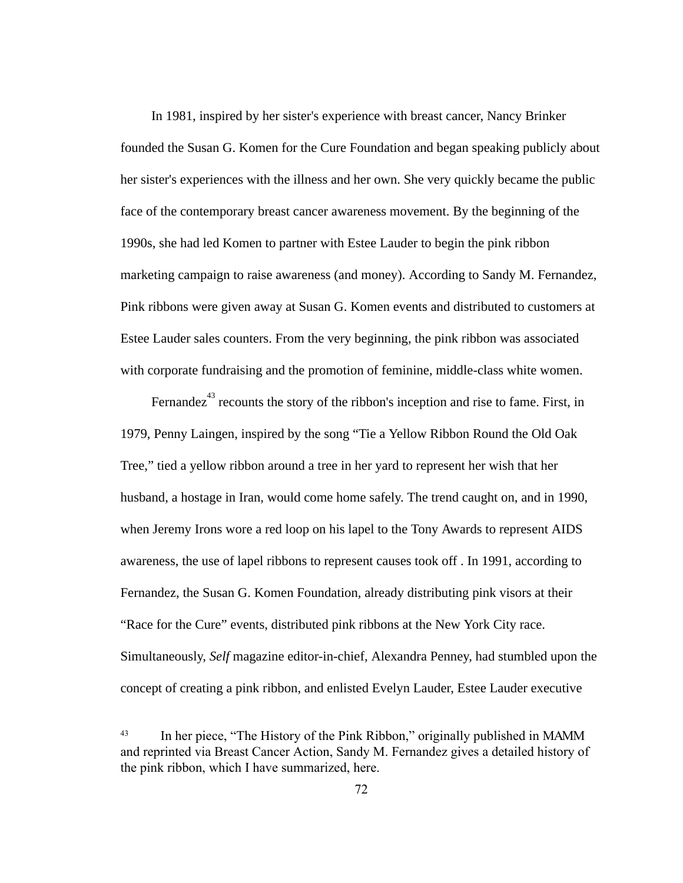In 1981, inspired by her sister's experience with breast cancer, Nancy Brinker founded the Susan G. Komen for the Cure Foundation and began speaking publicly about her sister's experiences with the illness and her own. She very quickly became the public face of the contemporary breast cancer awareness movement. By the beginning of the 1990s, she had led Komen to partner with Estee Lauder to begin the pink ribbon marketing campaign to raise awareness (and money). According to Sandy M. Fernandez, Pink ribbons were given away at Susan G. Komen events and distributed to customers at Estee Lauder sales counters. From the very beginning, the pink ribbon was associated with corporate fundraising and the promotion of feminine, middle-class white women.

Fernandez[43] recounts the story of the ribbon's inception and rise to fame. First, in 1979, Penny Laingen, inspired by the song "Tie a Yellow Ribbon Round the Old Oak Tree," tied a yellow ribbon around a tree in her yard to represent her wish that her husband, a hostage in Iran, would come home safely. The trend caught on, and in 1990, when Jeremy Irons wore a red loop on his lapel to the Tony Awards to represent AIDS awareness, the use of lapel ribbons to represent causes took off . In 1991, according to Fernandez, the Susan G. Komen Foundation, already distributing pink visors at their "Race for the Cure" events, distributed pink ribbons at the New York City race. Simultaneously, *Self* magazine editor-in-chief, Alexandra Penney, had stumbled upon the concept of creating a pink ribbon, and enlisted Evelyn Lauder, Estee Lauder executive

[43] In her piece, "The History of the Pink Ribbon," originally published in MAMM and reprinted via Breast Cancer Action, Sandy M. Fernandez gives a detailed history of the pink ribbon, which I have summarized, here.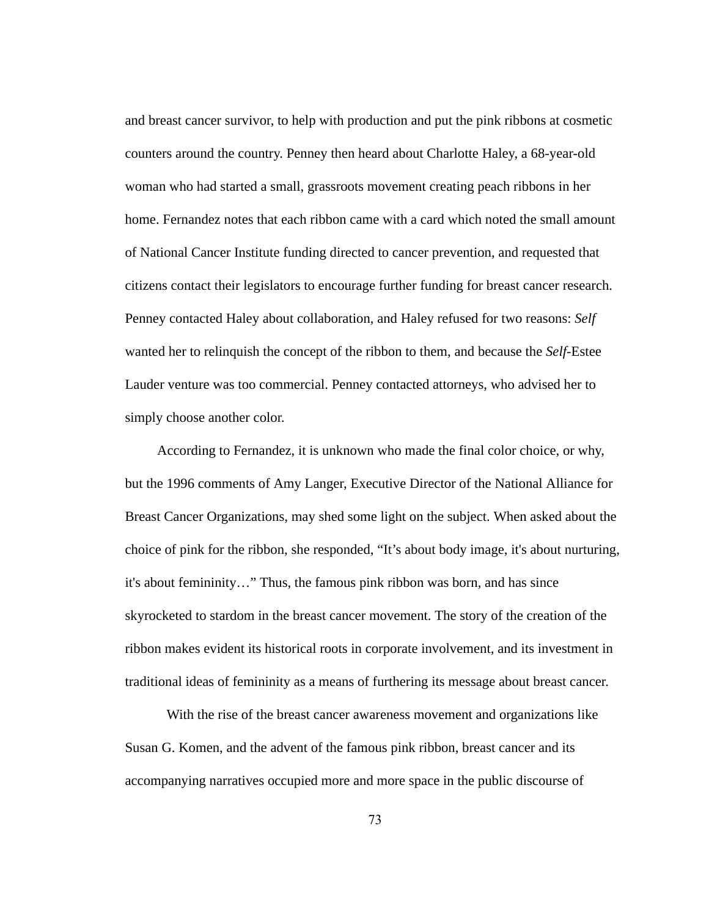and breast cancer survivor, to help with production and put the pink ribbons at cosmetic counters around the country. Penney then heard about Charlotte Haley, a 68-year-old woman who had started a small, grassroots movement creating peach ribbons in her home. Fernandez notes that each ribbon came with a card which noted the small amount of National Cancer Institute funding directed to cancer prevention, and requested that citizens contact their legislators to encourage further funding for breast cancer research. Penney contacted Haley about collaboration, and Haley refused for two reasons: *Self* wanted her to relinquish the concept of the ribbon to them, and because the *Self*-Estee Lauder venture was too commercial. Penney contacted attorneys, who advised her to simply choose another color.

According to Fernandez, it is unknown who made the final color choice, or why, but the 1996 comments of Amy Langer, Executive Director of the National Alliance for Breast Cancer Organizations, may shed some light on the subject. When asked about the choice of pink for the ribbon, she responded, "It's about body image, it's about nurturing, it's about femininity…" Thus, the famous pink ribbon was born, and has since skyrocketed to stardom in the breast cancer movement. The story of the creation of the ribbon makes evident its historical roots in corporate involvement, and its investment in traditional ideas of femininity as a means of furthering its message about breast cancer.

With the rise of the breast cancer awareness movement and organizations like Susan G. Komen, and the advent of the famous pink ribbon, breast cancer and its accompanying narratives occupied more and more space in the public discourse of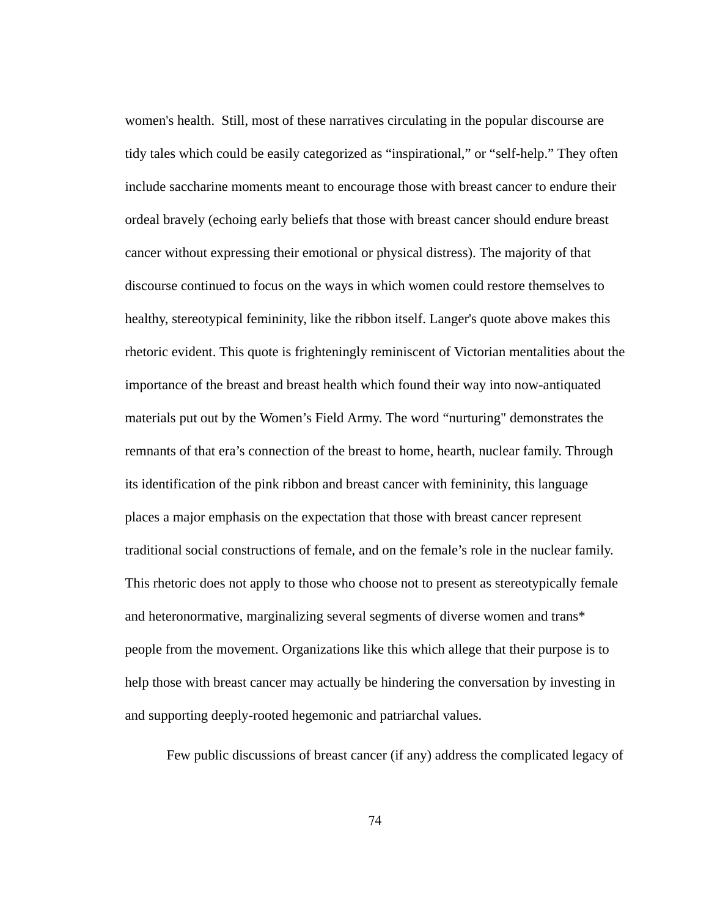women's health. Still, most of these narratives circulating in the popular discourse are tidy tales which could be easily categorized as "inspirational," or "self-help." They often include saccharine moments meant to encourage those with breast cancer to endure their ordeal bravely (echoing early beliefs that those with breast cancer should endure breast cancer without expressing their emotional or physical distress). The majority of that discourse continued to focus on the ways in which women could restore themselves to healthy, stereotypical femininity, like the ribbon itself. Langer's quote above makes this rhetoric evident. This quote is frighteningly reminiscent of Victorian mentalities about the importance of the breast and breast health which found their way into now-antiquated materials put out by the Women's Field Army. The word "nurturing" demonstrates the remnants of that era's connection of the breast to home, hearth, nuclear family. Through its identification of the pink ribbon and breast cancer with femininity, this language places a major emphasis on the expectation that those with breast cancer represent traditional social constructions of female, and on the female's role in the nuclear family. This rhetoric does not apply to those who choose not to present as stereotypically female and heteronormative, marginalizing several segments of diverse women and trans* people from the movement. Organizations like this which allege that their purpose is to help those with breast cancer may actually be hindering the conversation by investing in and supporting deeply-rooted hegemonic and patriarchal values.

Few public discussions of breast cancer (if any) address the complicated legacy of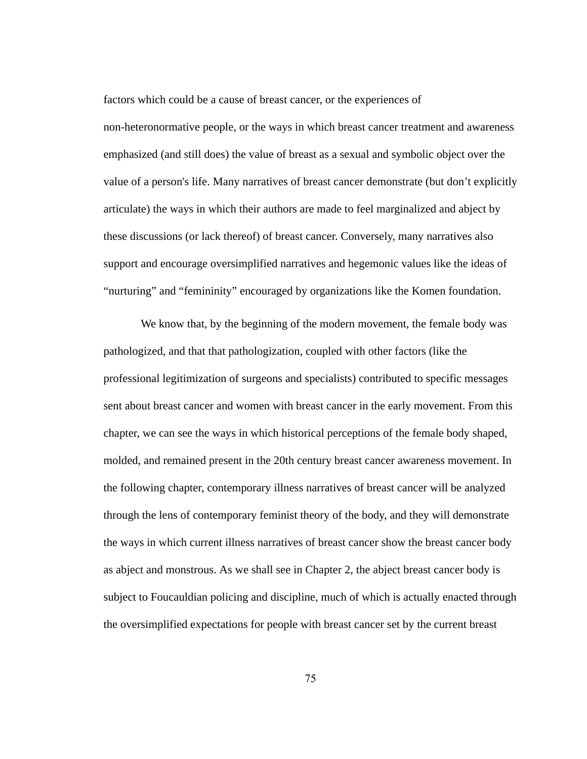factors which could be a cause of breast cancer, or the experiences of non-heteronormative people, or the ways in which breast cancer treatment and awareness emphasized (and still does) the value of breast as a sexual and symbolic object over the value of a person's life. Many narratives of breast cancer demonstrate (but don't explicitly articulate) the ways in which their authors are made to feel marginalized and abject by these discussions (or lack thereof) of breast cancer. Conversely, many narratives also support and encourage oversimplified narratives and hegemonic values like the ideas of "nurturing" and "femininity" encouraged by organizations like the Komen foundation.

We know that, by the beginning of the modern movement, the female body was pathologized, and that that pathologization, coupled with other factors (like the professional legitimization of surgeons and specialists) contributed to specific messages sent about breast cancer and women with breast cancer in the early movement. From this chapter, we can see the ways in which historical perceptions of the female body shaped, molded, and remained present in the 20th century breast cancer awareness movement. In the following chapter, contemporary illness narratives of breast cancer will be analyzed through the lens of contemporary feminist theory of the body, and they will demonstrate the ways in which current illness narratives of breast cancer show the breast cancer body as abject and monstrous. As we shall see in Chapter 2, the abject breast cancer body is subject to Foucauldian policing and discipline, much of which is actually enacted through the oversimplified expectations for people with breast cancer set by the current breast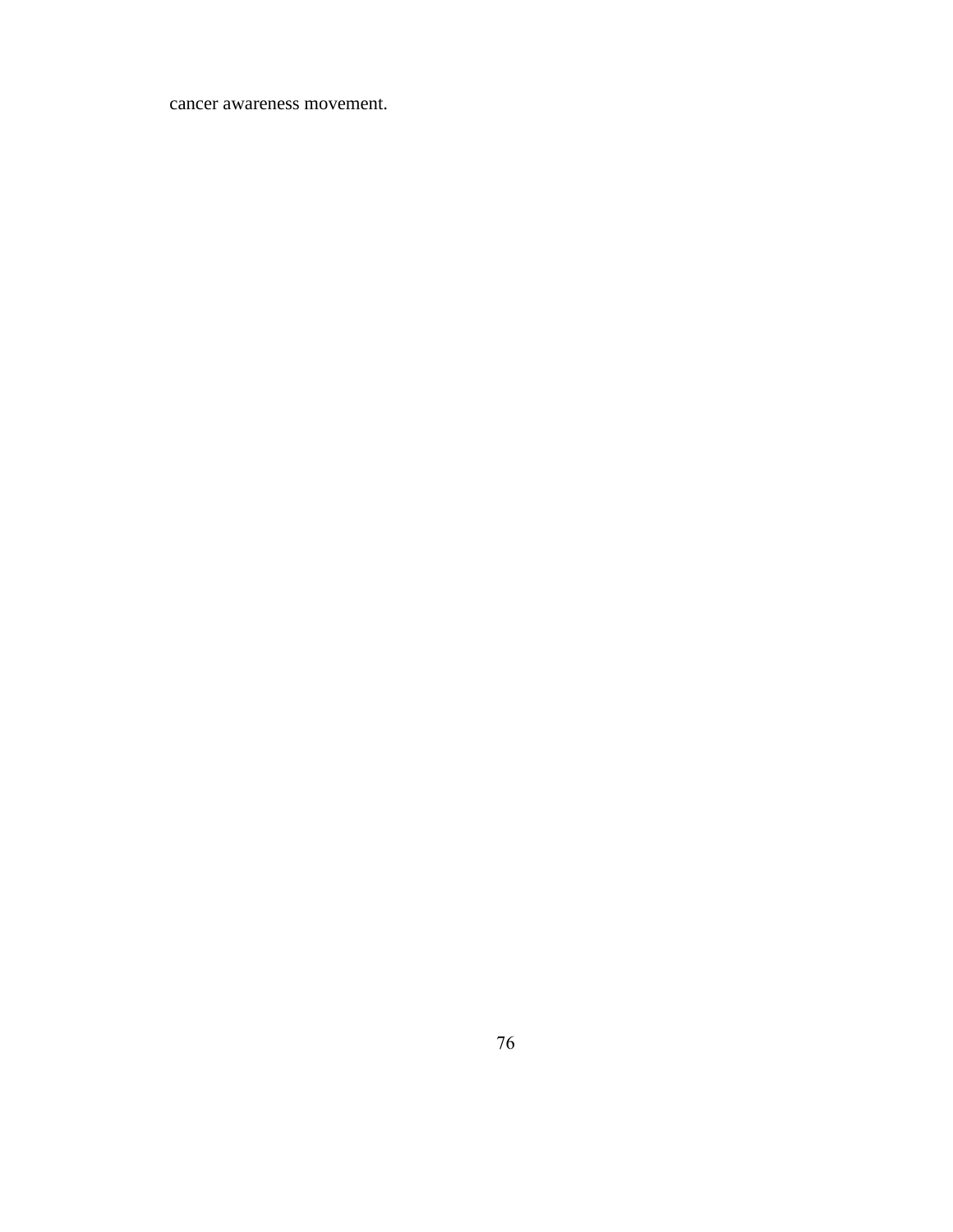cancer awareness movement.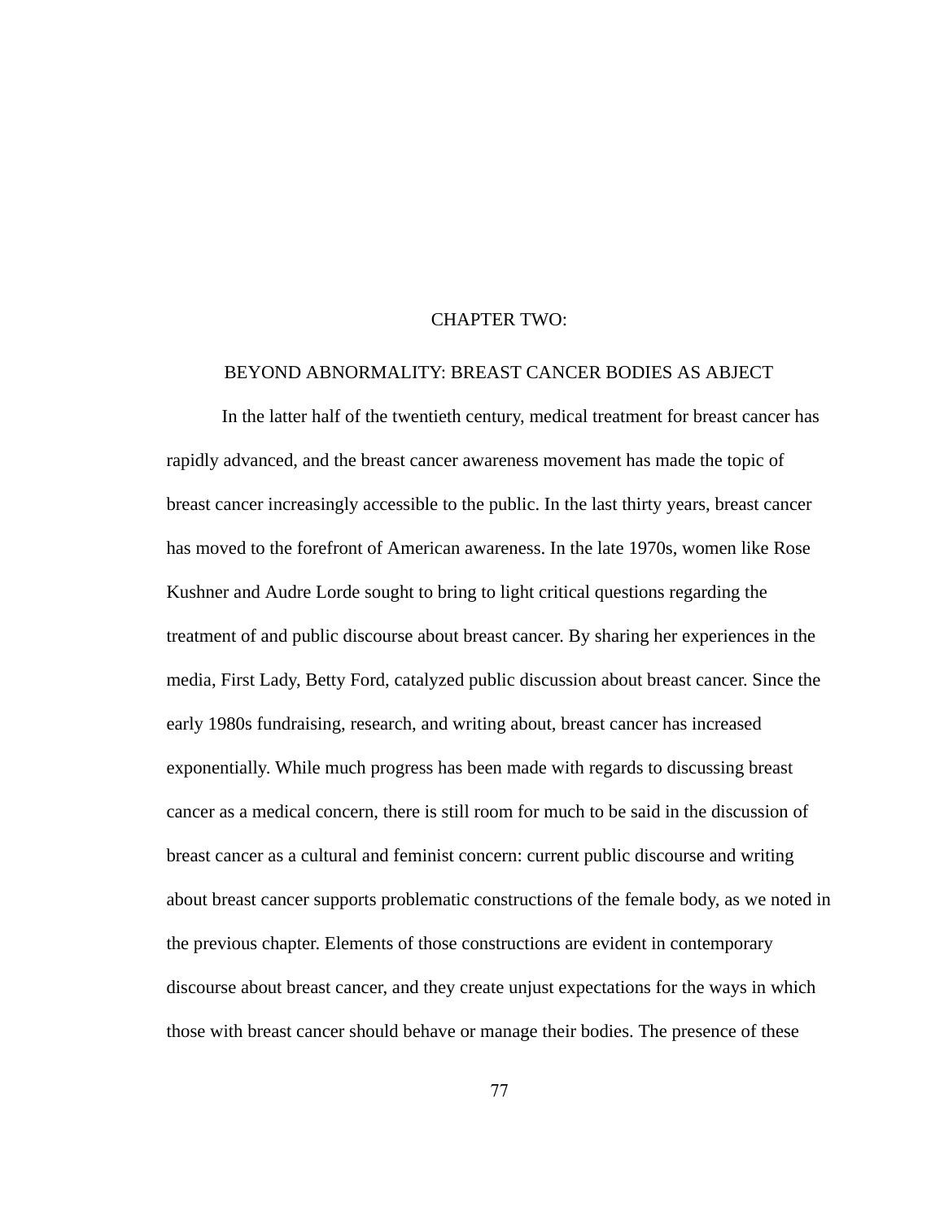# CHAPTER TWO:

## BEYOND ABNORMALITY: BREAST CANCER BODIES AS ABJECT

In the latter half of the twentieth century, medical treatment for breast cancer has rapidly advanced, and the breast cancer awareness movement has made the topic of breast cancer increasingly accessible to the public. In the last thirty years, breast cancer has moved to the forefront of American awareness. In the late 1970s, women like Rose Kushner and Audre Lorde sought to bring to light critical questions regarding the treatment of and public discourse about breast cancer. By sharing her experiences in the media, First Lady, Betty Ford, catalyzed public discussion about breast cancer. Since the early 1980s fundraising, research, and writing about, breast cancer has increased exponentially. While much progress has been made with regards to discussing breast cancer as a medical concern, there is still room for much to be said in the discussion of breast cancer as a cultural and feminist concern: current public discourse and writing about breast cancer supports problematic constructions of the female body, as we noted in the previous chapter. Elements of those constructions are evident in contemporary discourse about breast cancer, and they create unjust expectations for the ways in which those with breast cancer should behave or manage their bodies. The presence of these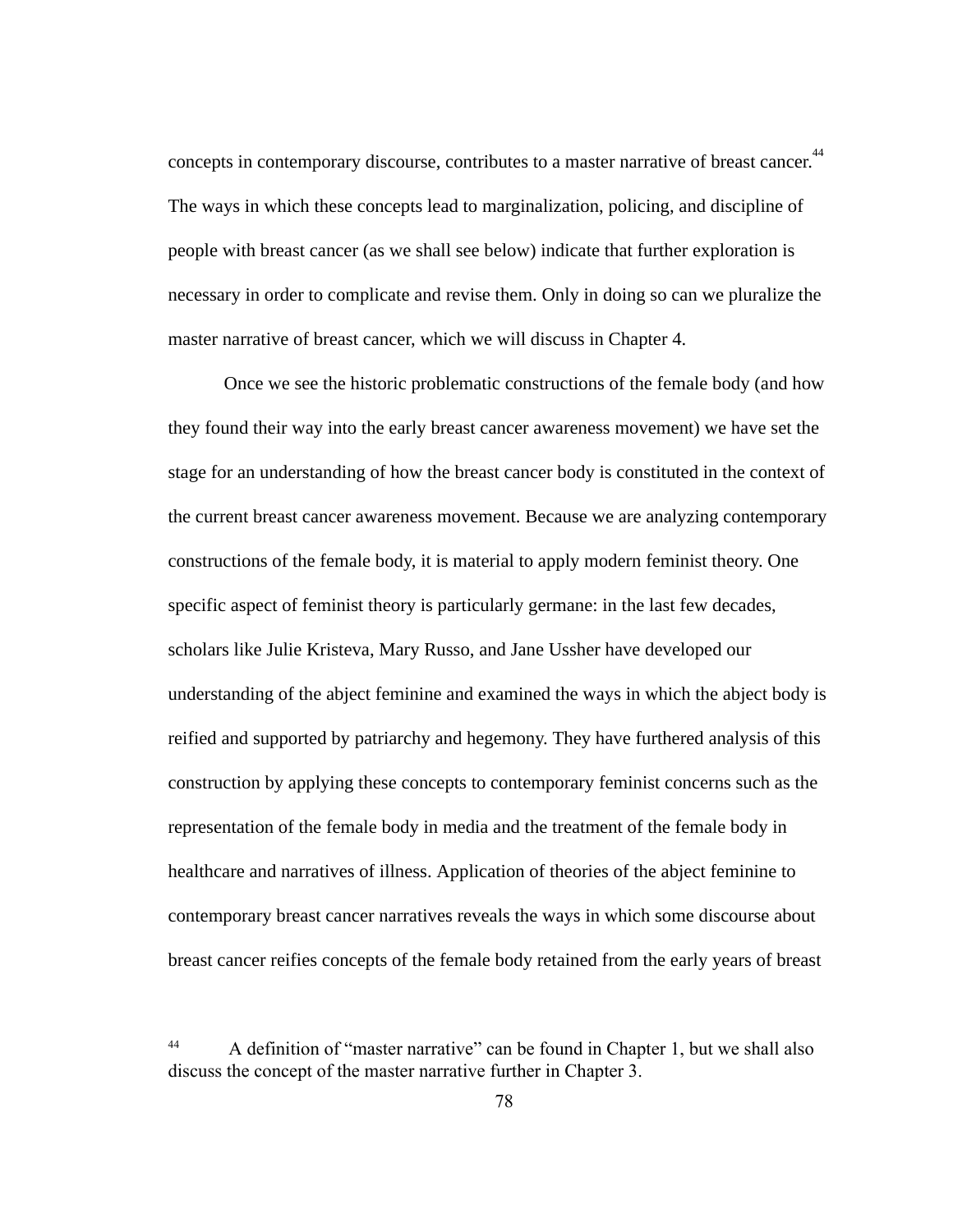concepts in contemporary discourse, contributes to a master narrative of breast cancer.[44] The ways in which these concepts lead to marginalization, policing, and discipline of people with breast cancer (as we shall see below) indicate that further exploration is necessary in order to complicate and revise them. Only in doing so can we pluralize the master narrative of breast cancer, which we will discuss in Chapter 4.

Once we see the historic problematic constructions of the female body (and how they found their way into the early breast cancer awareness movement) we have set the stage for an understanding of how the breast cancer body is constituted in the context of the current breast cancer awareness movement. Because we are analyzing contemporary constructions of the female body, it is material to apply modern feminist theory. One specific aspect of feminist theory is particularly germane: in the last few decades, scholars like Julie Kristeva, Mary Russo, and Jane Ussher have developed our understanding of the abject feminine and examined the ways in which the abject body is reified and supported by patriarchy and hegemony. They have furthered analysis of this construction by applying these concepts to contemporary feminist concerns such as the representation of the female body in media and the treatment of the female body in healthcare and narratives of illness. Application of theories of the abject feminine to contemporary breast cancer narratives reveals the ways in which some discourse about breast cancer reifies concepts of the female body retained from the early years of breast

[44] A definition of "master narrative" can be found in Chapter 1, but we shall also discuss the concept of the master narrative further in Chapter 3.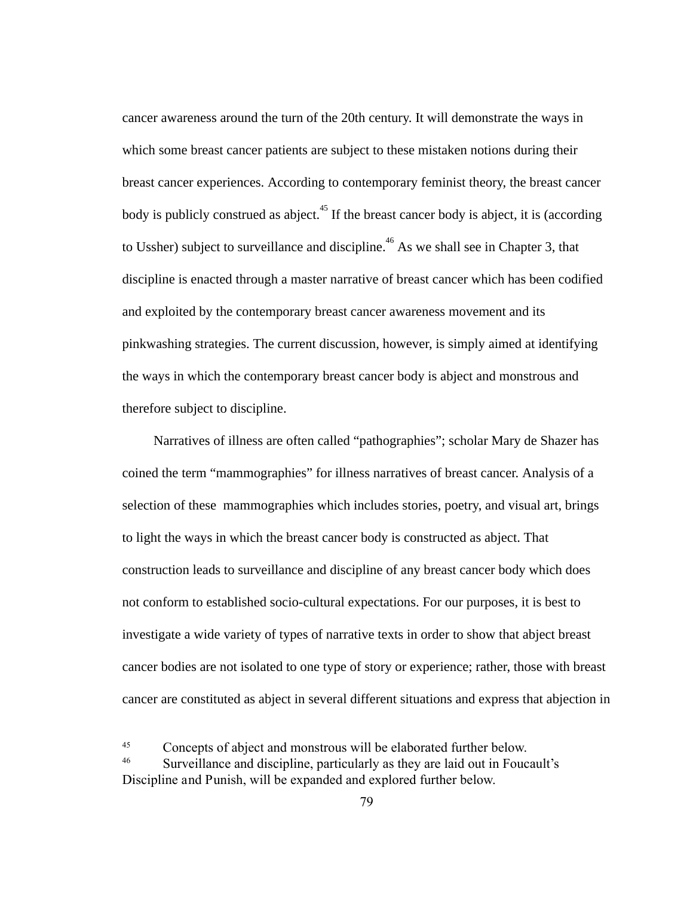cancer awareness around the turn of the 20th century. It will demonstrate the ways in which some breast cancer patients are subject to these mistaken notions during their breast cancer experiences. According to contemporary feminist theory, the breast cancer body is publicly construed as abject.[45] If the breast cancer body is abject, it is (according to Ussher) subject to surveillance and discipline.[46] As we shall see in Chapter 3, that discipline is enacted through a master narrative of breast cancer which has been codified and exploited by the contemporary breast cancer awareness movement and its pinkwashing strategies. The current discussion, however, is simply aimed at identifying the ways in which the contemporary breast cancer body is abject and monstrous and therefore subject to discipline.

Narratives of illness are often called "pathographies"; scholar Mary de Shazer has coined the term "mammographies" for illness narratives of breast cancer. Analysis of a selection of these mammographies which includes stories, poetry, and visual art, brings to light the ways in which the breast cancer body is constructed as abject. That construction leads to surveillance and discipline of any breast cancer body which does not conform to established socio-cultural expectations. For our purposes, it is best to investigate a wide variety of types of narrative texts in order to show that abject breast cancer bodies are not isolated to one type of story or experience; rather, those with breast cancer are constituted as abject in several different situations and express that abjection in

[45] Concepts of abject and monstrous will be elaborated further below.

[46] Surveillance and discipline, particularly as they are laid out in Foucault's Discipline and Punish, will be expanded and explored further below.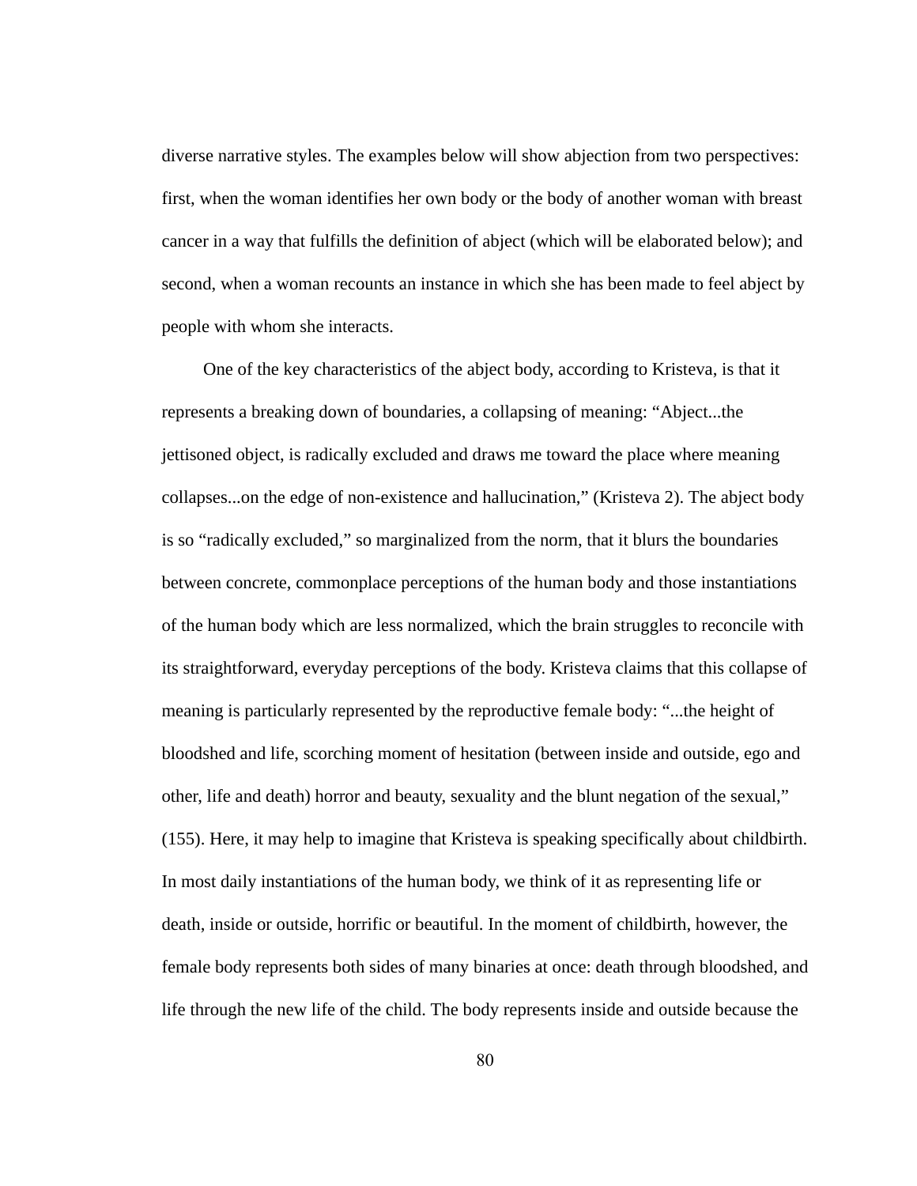diverse narrative styles. The examples below will show abjection from two perspectives: first, when the woman identifies her own body or the body of another woman with breast cancer in a way that fulfills the definition of abject (which will be elaborated below); and second, when a woman recounts an instance in which she has been made to feel abject by people with whom she interacts.

One of the key characteristics of the abject body, according to Kristeva, is that it represents a breaking down of boundaries, a collapsing of meaning: “Abject...the jettisoned object, is radically excluded and draws me toward the place where meaning collapses...on the edge of non-existence and hallucination,” (Kristeva 2). The abject body is so “radically excluded,” so marginalized from the norm, that it blurs the boundaries between concrete, commonplace perceptions of the human body and those instantiations of the human body which are less normalized, which the brain struggles to reconcile with its straightforward, everyday perceptions of the body. Kristeva claims that this collapse of meaning is particularly represented by the reproductive female body: “...the height of bloodshed and life, scorching moment of hesitation (between inside and outside, ego and other, life and death) horror and beauty, sexuality and the blunt negation of the sexual,” (155). Here, it may help to imagine that Kristeva is speaking specifically about childbirth. In most daily instantiations of the human body, we think of it as representing life or death, inside or outside, horrific or beautiful. In the moment of childbirth, however, the female body represents both sides of many binaries at once: death through bloodshed, and life through the new life of the child. The body represents inside and outside because the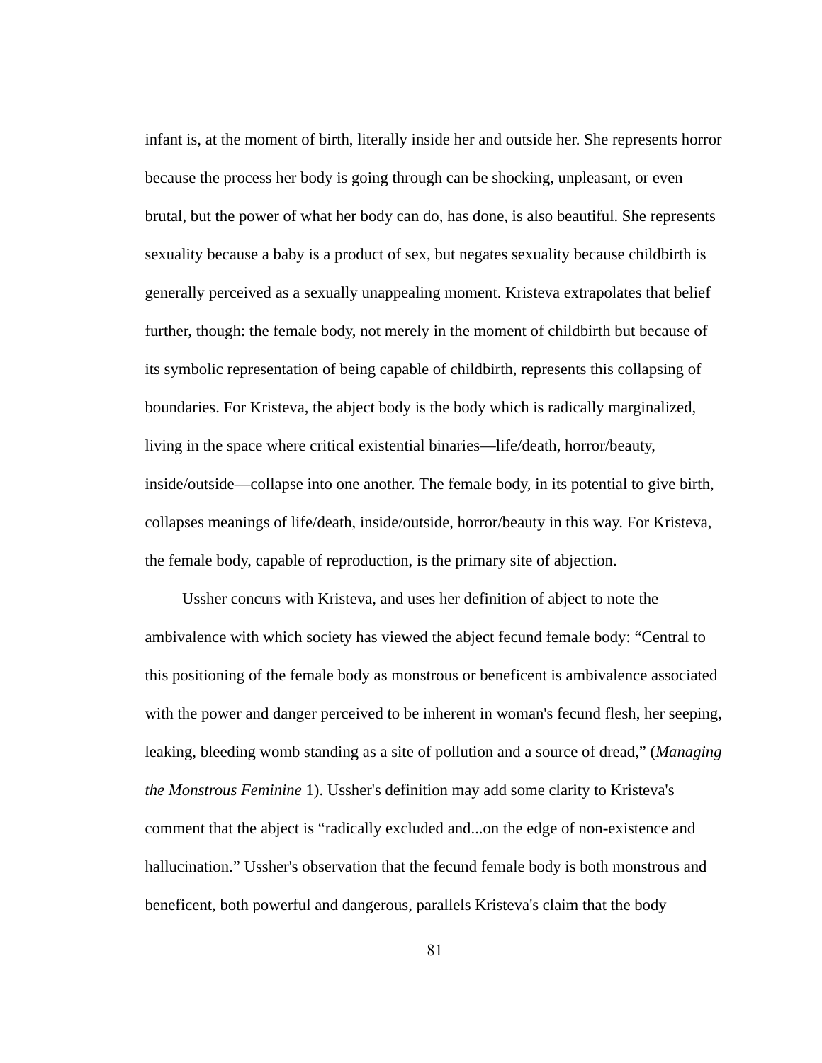infant is, at the moment of birth, literally inside her and outside her. She represents horror because the process her body is going through can be shocking, unpleasant, or even brutal, but the power of what her body can do, has done, is also beautiful. She represents sexuality because a baby is a product of sex, but negates sexuality because childbirth is generally perceived as a sexually unappealing moment. Kristeva extrapolates that belief further, though: the female body, not merely in the moment of childbirth but because of its symbolic representation of being capable of childbirth, represents this collapsing of boundaries. For Kristeva, the abject body is the body which is radically marginalized, living in the space where critical existential binaries—life/death, horror/beauty, inside/outside—collapse into one another. The female body, in its potential to give birth, collapses meanings of life/death, inside/outside, horror/beauty in this way. For Kristeva, the female body, capable of reproduction, is the primary site of abjection.

Ussher concurs with Kristeva, and uses her definition of abject to note the ambivalence with which society has viewed the abject fecund female body: "Central to this positioning of the female body as monstrous or beneficent is ambivalence associated with the power and danger perceived to be inherent in woman's fecund flesh, her seeping, leaking, bleeding womb standing as a site of pollution and a source of dread," (*Managing the Monstrous Feminine* 1). Ussher's definition may add some clarity to Kristeva's comment that the abject is "radically excluded and...on the edge of non-existence and hallucination." Ussher's observation that the fecund female body is both monstrous and beneficent, both powerful and dangerous, parallels Kristeva's claim that the body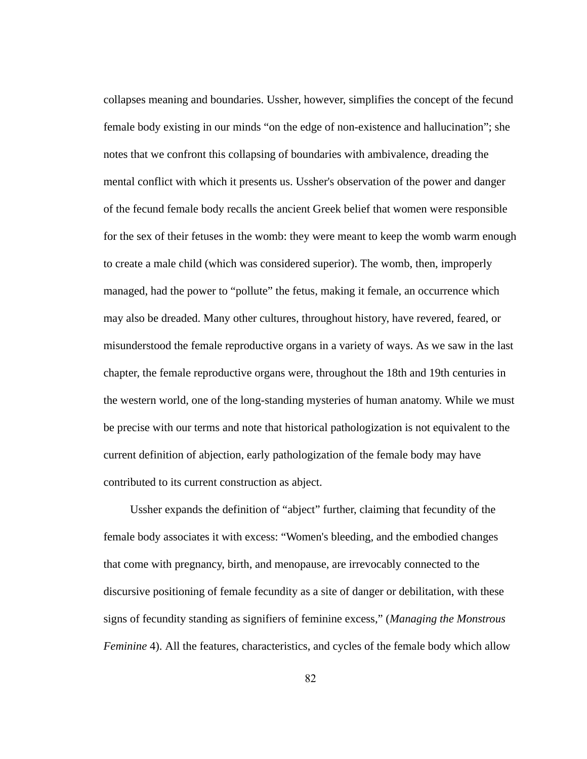collapses meaning and boundaries. Ussher, however, simplifies the concept of the fecund female body existing in our minds "on the edge of non-existence and hallucination"; she notes that we confront this collapsing of boundaries with ambivalence, dreading the mental conflict with which it presents us. Ussher's observation of the power and danger of the fecund female body recalls the ancient Greek belief that women were responsible for the sex of their fetuses in the womb: they were meant to keep the womb warm enough to create a male child (which was considered superior). The womb, then, improperly managed, had the power to "pollute" the fetus, making it female, an occurrence which may also be dreaded. Many other cultures, throughout history, have revered, feared, or misunderstood the female reproductive organs in a variety of ways. As we saw in the last chapter, the female reproductive organs were, throughout the 18th and 19th centuries in the western world, one of the long-standing mysteries of human anatomy. While we must be precise with our terms and note that historical pathologization is not equivalent to the current definition of abjection, early pathologization of the female body may have contributed to its current construction as abject.

Ussher expands the definition of "abject" further, claiming that fecundity of the female body associates it with excess: "Women's bleeding, and the embodied changes that come with pregnancy, birth, and menopause, are irrevocably connected to the discursive positioning of female fecundity as a site of danger or debilitation, with these signs of fecundity standing as signifiers of feminine excess," (*Managing the Monstrous Feminine* 4). All the features, characteristics, and cycles of the female body which allow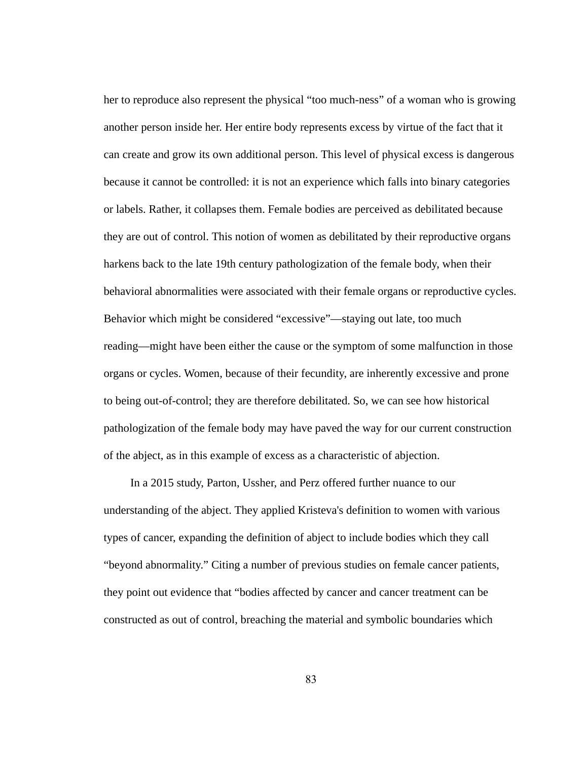her to reproduce also represent the physical "too much-ness" of a woman who is growing another person inside her. Her entire body represents excess by virtue of the fact that it can create and grow its own additional person. This level of physical excess is dangerous because it cannot be controlled: it is not an experience which falls into binary categories or labels. Rather, it collapses them. Female bodies are perceived as debilitated because they are out of control. This notion of women as debilitated by their reproductive organs harkens back to the late 19th century pathologization of the female body, when their behavioral abnormalities were associated with their female organs or reproductive cycles. Behavior which might be considered "excessive"—staying out late, too much reading—might have been either the cause or the symptom of some malfunction in those organs or cycles. Women, because of their fecundity, are inherently excessive and prone to being out-of-control; they are therefore debilitated. So, we can see how historical pathologization of the female body may have paved the way for our current construction of the abject, as in this example of excess as a characteristic of abjection.

In a 2015 study, Parton, Ussher, and Perz offered further nuance to our understanding of the abject. They applied Kristeva's definition to women with various types of cancer, expanding the definition of abject to include bodies which they call "beyond abnormality." Citing a number of previous studies on female cancer patients, they point out evidence that "bodies affected by cancer and cancer treatment can be constructed as out of control, breaching the material and symbolic boundaries which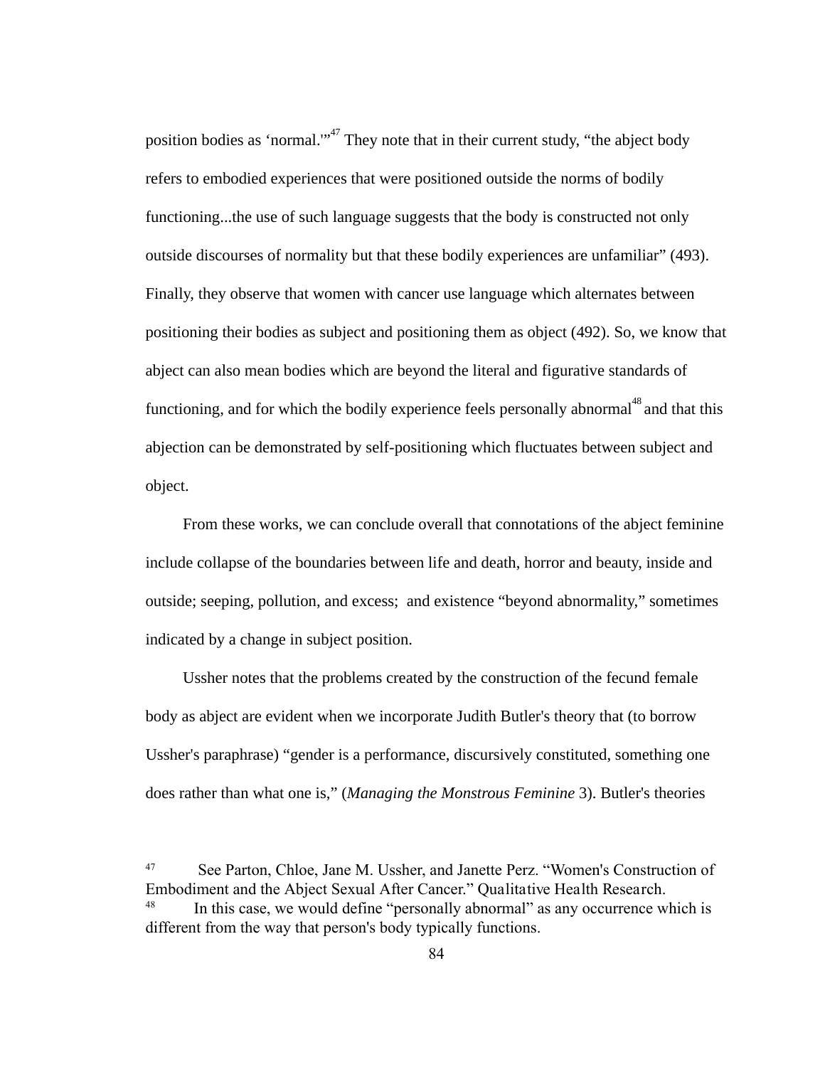position bodies as 'normal.'"[47] They note that in their current study, "the abject body refers to embodied experiences that were positioned outside the norms of bodily functioning...the use of such language suggests that the body is constructed not only outside discourses of normality but that these bodily experiences are unfamiliar" (493). Finally, they observe that women with cancer use language which alternates between positioning their bodies as subject and positioning them as object (492). So, we know that abject can also mean bodies which are beyond the literal and figurative standards of functioning, and for which the bodily experience feels personally abnormal[48] and that this abjection can be demonstrated by self-positioning which fluctuates between subject and object.

From these works, we can conclude overall that connotations of the abject feminine include collapse of the boundaries between life and death, horror and beauty, inside and outside; seeping, pollution, and excess; and existence "beyond abnormality," sometimes indicated by a change in subject position.

Ussher notes that the problems created by the construction of the fecund female body as abject are evident when we incorporate Judith Butler's theory that (to borrow Ussher's paraphrase) "gender is a performance, discursively constituted, something one does rather than what one is," (*Managing the Monstrous Feminine* 3). Butler's theories

[47] See Parton, Chloe, Jane M. Ussher, and Janette Perz. "Women's Construction of Embodiment and the Abject Sexual After Cancer." Qualitative Health Research.

[48] In this case, we would define "personally abnormal" as any occurrence which is different from the way that person's body typically functions.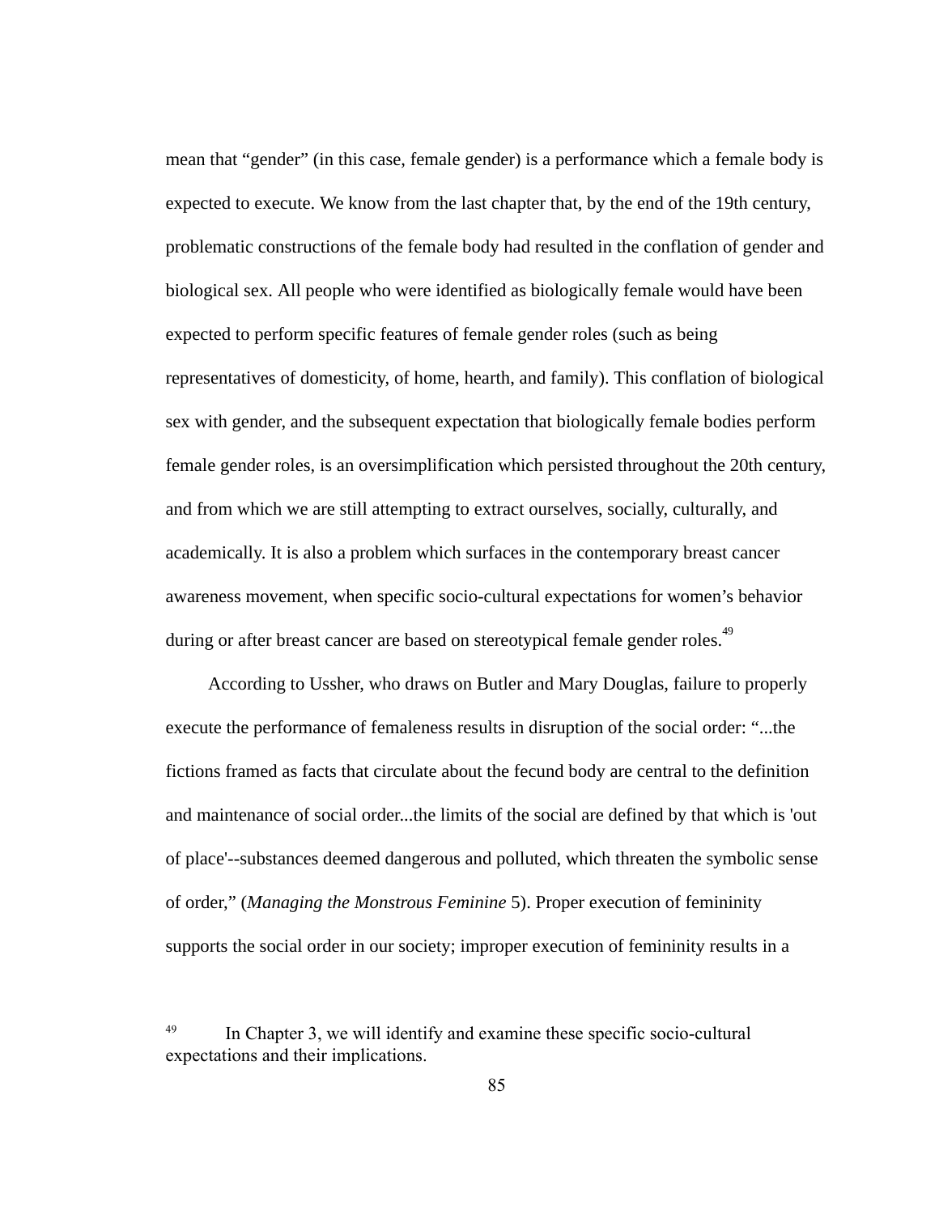mean that "gender" (in this case, female gender) is a performance which a female body is expected to execute. We know from the last chapter that, by the end of the 19th century, problematic constructions of the female body had resulted in the conflation of gender and biological sex. All people who were identified as biologically female would have been expected to perform specific features of female gender roles (such as being representatives of domesticity, of home, hearth, and family). This conflation of biological sex with gender, and the subsequent expectation that biologically female bodies perform female gender roles, is an oversimplification which persisted throughout the 20th century, and from which we are still attempting to extract ourselves, socially, culturally, and academically. It is also a problem which surfaces in the contemporary breast cancer awareness movement, when specific socio-cultural expectations for women's behavior during or after breast cancer are based on stereotypical female gender roles.[49]

According to Ussher, who draws on Butler and Mary Douglas, failure to properly execute the performance of femaleness results in disruption of the social order: "...the fictions framed as facts that circulate about the fecund body are central to the definition and maintenance of social order...the limits of the social are defined by that which is 'out of place'--substances deemed dangerous and polluted, which threaten the symbolic sense of order," (*Managing the Monstrous Feminine* 5). Proper execution of femininity supports the social order in our society; improper execution of femininity results in a

[49] In Chapter 3, we will identify and examine these specific socio-cultural expectations and their implications.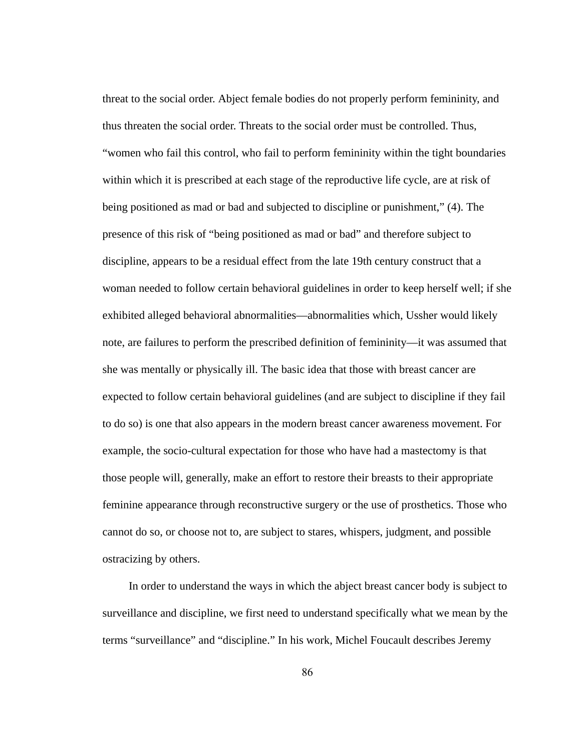threat to the social order. Abject female bodies do not properly perform femininity, and thus threaten the social order. Threats to the social order must be controlled. Thus, "women who fail this control, who fail to perform femininity within the tight boundaries within which it is prescribed at each stage of the reproductive life cycle, are at risk of being positioned as mad or bad and subjected to discipline or punishment," (4). The presence of this risk of "being positioned as mad or bad" and therefore subject to discipline, appears to be a residual effect from the late 19th century construct that a woman needed to follow certain behavioral guidelines in order to keep herself well; if she exhibited alleged behavioral abnormalities—abnormalities which, Ussher would likely note, are failures to perform the prescribed definition of femininity—it was assumed that she was mentally or physically ill. The basic idea that those with breast cancer are expected to follow certain behavioral guidelines (and are subject to discipline if they fail to do so) is one that also appears in the modern breast cancer awareness movement. For example, the socio-cultural expectation for those who have had a mastectomy is that those people will, generally, make an effort to restore their breasts to their appropriate feminine appearance through reconstructive surgery or the use of prosthetics. Those who cannot do so, or choose not to, are subject to stares, whispers, judgment, and possible ostracizing by others.

In order to understand the ways in which the abject breast cancer body is subject to surveillance and discipline, we first need to understand specifically what we mean by the terms "surveillance" and "discipline." In his work, Michel Foucault describes Jeremy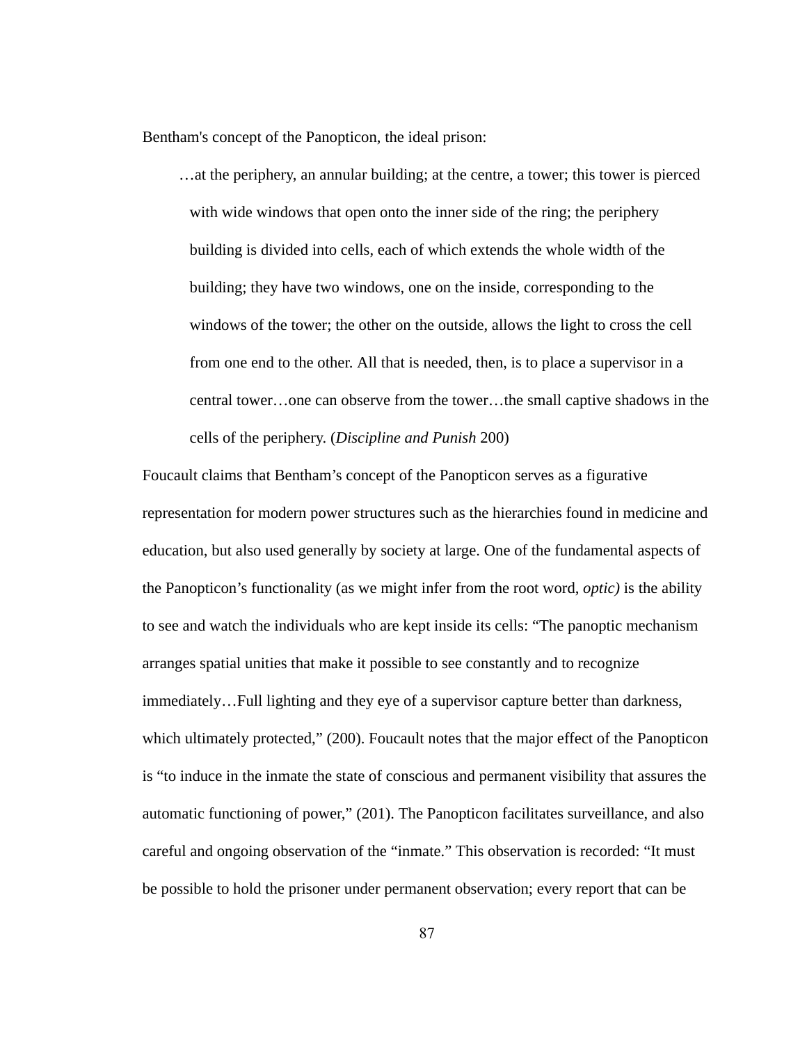Bentham's concept of the Panopticon, the ideal prison:

> …at the periphery, an annular building; at the centre, a tower; this tower is pierced with wide windows that open onto the inner side of the ring; the periphery building is divided into cells, each of which extends the whole width of the building; they have two windows, one on the inside, corresponding to the windows of the tower; the other on the outside, allows the light to cross the cell from one end to the other. All that is needed, then, is to place a supervisor in a central tower…one can observe from the tower…the small captive shadows in the cells of the periphery. (*Discipline and Punish* 200)

Foucault claims that Bentham's concept of the Panopticon serves as a figurative representation for modern power structures such as the hierarchies found in medicine and education, but also used generally by society at large. One of the fundamental aspects of the Panopticon's functionality (as we might infer from the root word, *optic)* is the ability to see and watch the individuals who are kept inside its cells: "The panoptic mechanism arranges spatial unities that make it possible to see constantly and to recognize immediately…Full lighting and they eye of a supervisor capture better than darkness, which ultimately protected," (200). Foucault notes that the major effect of the Panopticon is "to induce in the inmate the state of conscious and permanent visibility that assures the automatic functioning of power," (201). The Panopticon facilitates surveillance, and also careful and ongoing observation of the "inmate." This observation is recorded: "It must be possible to hold the prisoner under permanent observation; every report that can be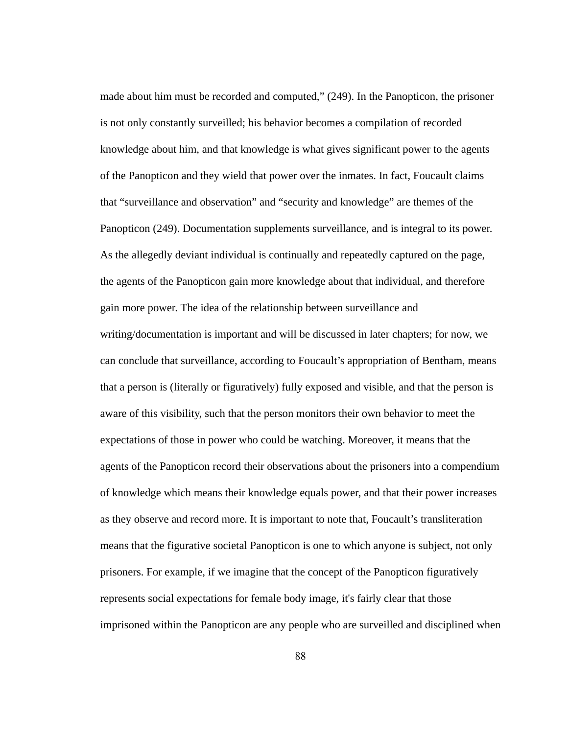made about him must be recorded and computed," (249). In the Panopticon, the prisoner is not only constantly surveilled; his behavior becomes a compilation of recorded knowledge about him, and that knowledge is what gives significant power to the agents of the Panopticon and they wield that power over the inmates. In fact, Foucault claims that "surveillance and observation" and "security and knowledge" are themes of the Panopticon (249). Documentation supplements surveillance, and is integral to its power. As the allegedly deviant individual is continually and repeatedly captured on the page, the agents of the Panopticon gain more knowledge about that individual, and therefore gain more power. The idea of the relationship between surveillance and writing/documentation is important and will be discussed in later chapters; for now, we can conclude that surveillance, according to Foucault's appropriation of Bentham, means that a person is (literally or figuratively) fully exposed and visible, and that the person is aware of this visibility, such that the person monitors their own behavior to meet the expectations of those in power who could be watching. Moreover, it means that the agents of the Panopticon record their observations about the prisoners into a compendium of knowledge which means their knowledge equals power, and that their power increases as they observe and record more. It is important to note that, Foucault's transliteration means that the figurative societal Panopticon is one to which anyone is subject, not only prisoners. For example, if we imagine that the concept of the Panopticon figuratively represents social expectations for female body image, it's fairly clear that those imprisoned within the Panopticon are any people who are surveilled and disciplined when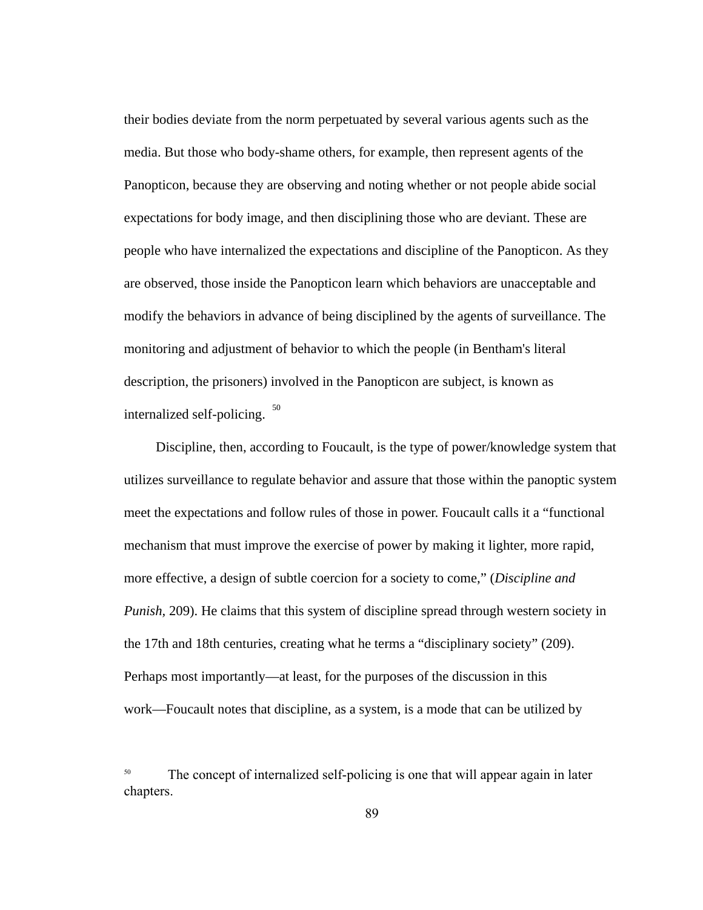their bodies deviate from the norm perpetuated by several various agents such as the media. But those who body-shame others, for example, then represent agents of the Panopticon, because they are observing and noting whether or not people abide social expectations for body image, and then disciplining those who are deviant. These are people who have internalized the expectations and discipline of the Panopticon. As they are observed, those inside the Panopticon learn which behaviors are unacceptable and modify the behaviors in advance of being disciplined by the agents of surveillance. The monitoring and adjustment of behavior to which the people (in Bentham's literal description, the prisoners) involved in the Panopticon are subject, is known as internalized self-policing. [50]

Discipline, then, according to Foucault, is the type of power/knowledge system that utilizes surveillance to regulate behavior and assure that those within the panoptic system meet the expectations and follow rules of those in power. Foucault calls it a "functional mechanism that must improve the exercise of power by making it lighter, more rapid, more effective, a design of subtle coercion for a society to come," (*Discipline and Punish*, 209). He claims that this system of discipline spread through western society in the 17th and 18th centuries, creating what he terms a "disciplinary society" (209). Perhaps most importantly—at least, for the purposes of the discussion in this work—Foucault notes that discipline, as a system, is a mode that can be utilized by

[50] The concept of internalized self-policing is one that will appear again in later chapters.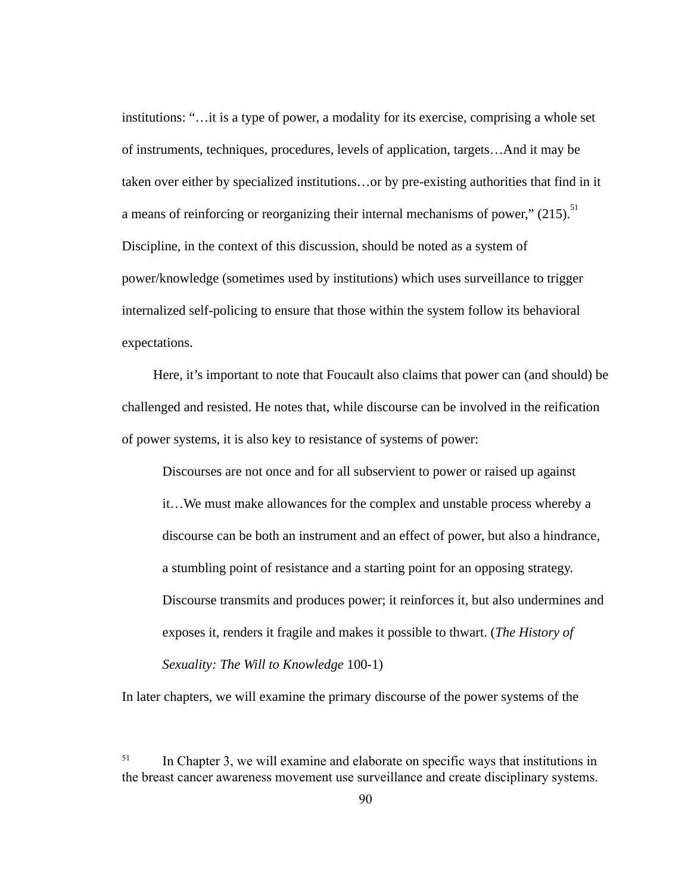institutions: "…it is a type of power, a modality for its exercise, comprising a whole set of instruments, techniques, procedures, levels of application, targets…And it may be taken over either by specialized institutions…or by pre-existing authorities that find in it a means of reinforcing or reorganizing their internal mechanisms of power," (215).[51] Discipline, in the context of this discussion, should be noted as a system of power/knowledge (sometimes used by institutions) which uses surveillance to trigger internalized self-policing to ensure that those within the system follow its behavioral expectations.

Here, it's important to note that Foucault also claims that power can (and should) be challenged and resisted. He notes that, while discourse can be involved in the reification of power systems, it is also key to resistance of systems of power:

> Discourses are not once and for all subservient to power or raised up against it…We must make allowances for the complex and unstable process whereby a discourse can be both an instrument and an effect of power, but also a hindrance, a stumbling point of resistance and a starting point for an opposing strategy. Discourse transmits and produces power; it reinforces it, but also undermines and exposes it, renders it fragile and makes it possible to thwart. (*The History of Sexuality: The Will to Knowledge* 100-1)

In later chapters, we will examine the primary discourse of the power systems of the

---

[51] In Chapter 3, we will examine and elaborate on specific ways that institutions in the breast cancer awareness movement use surveillance and create disciplinary systems.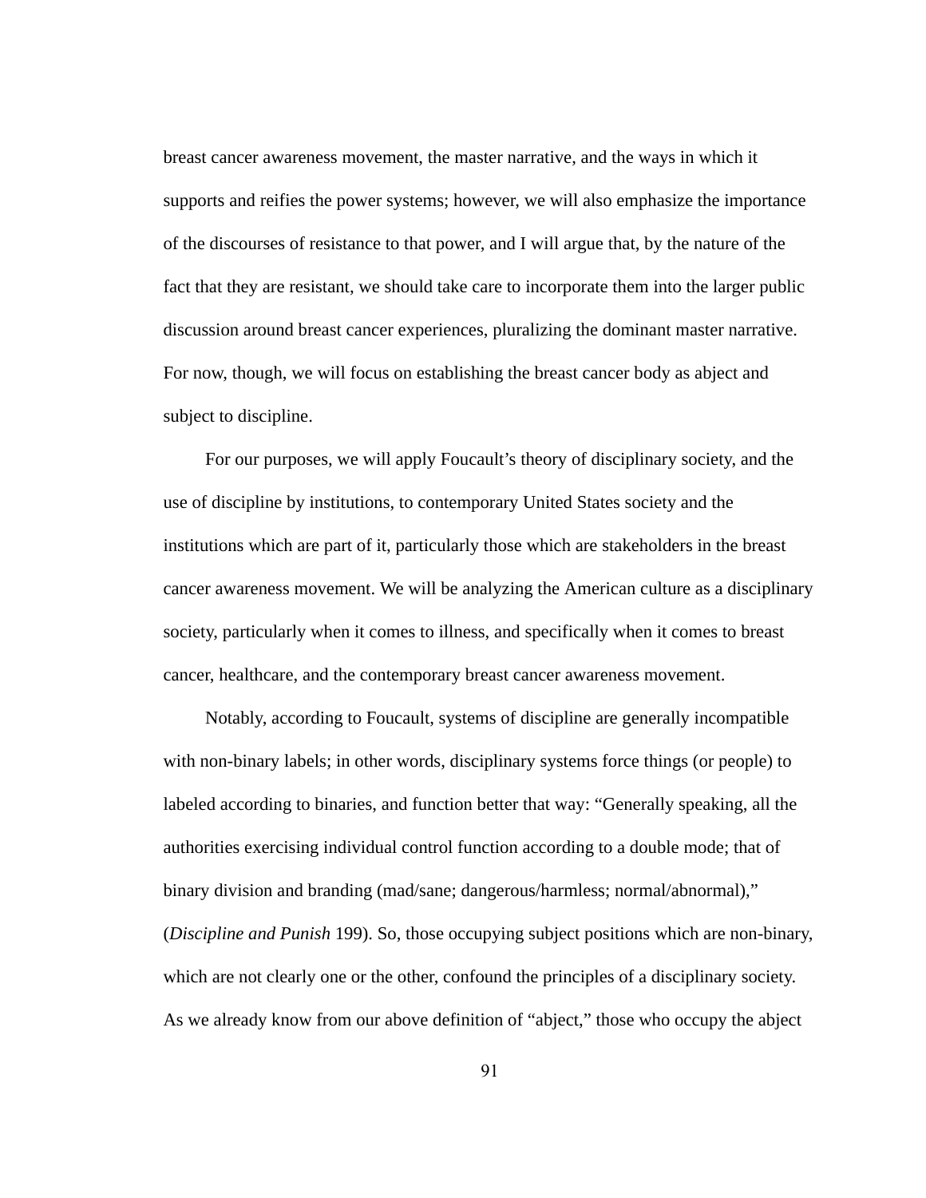breast cancer awareness movement, the master narrative, and the ways in which it supports and reifies the power systems; however, we will also emphasize the importance of the discourses of resistance to that power, and I will argue that, by the nature of the fact that they are resistant, we should take care to incorporate them into the larger public discussion around breast cancer experiences, pluralizing the dominant master narrative. For now, though, we will focus on establishing the breast cancer body as abject and subject to discipline.

For our purposes, we will apply Foucault's theory of disciplinary society, and the use of discipline by institutions, to contemporary United States society and the institutions which are part of it, particularly those which are stakeholders in the breast cancer awareness movement. We will be analyzing the American culture as a disciplinary society, particularly when it comes to illness, and specifically when it comes to breast cancer, healthcare, and the contemporary breast cancer awareness movement.

Notably, according to Foucault, systems of discipline are generally incompatible with non-binary labels; in other words, disciplinary systems force things (or people) to labeled according to binaries, and function better that way: "Generally speaking, all the authorities exercising individual control function according to a double mode; that of binary division and branding (mad/sane; dangerous/harmless; normal/abnormal)," (*Discipline and Punish* 199). So, those occupying subject positions which are non-binary, which are not clearly one or the other, confound the principles of a disciplinary society. As we already know from our above definition of "abject," those who occupy the abject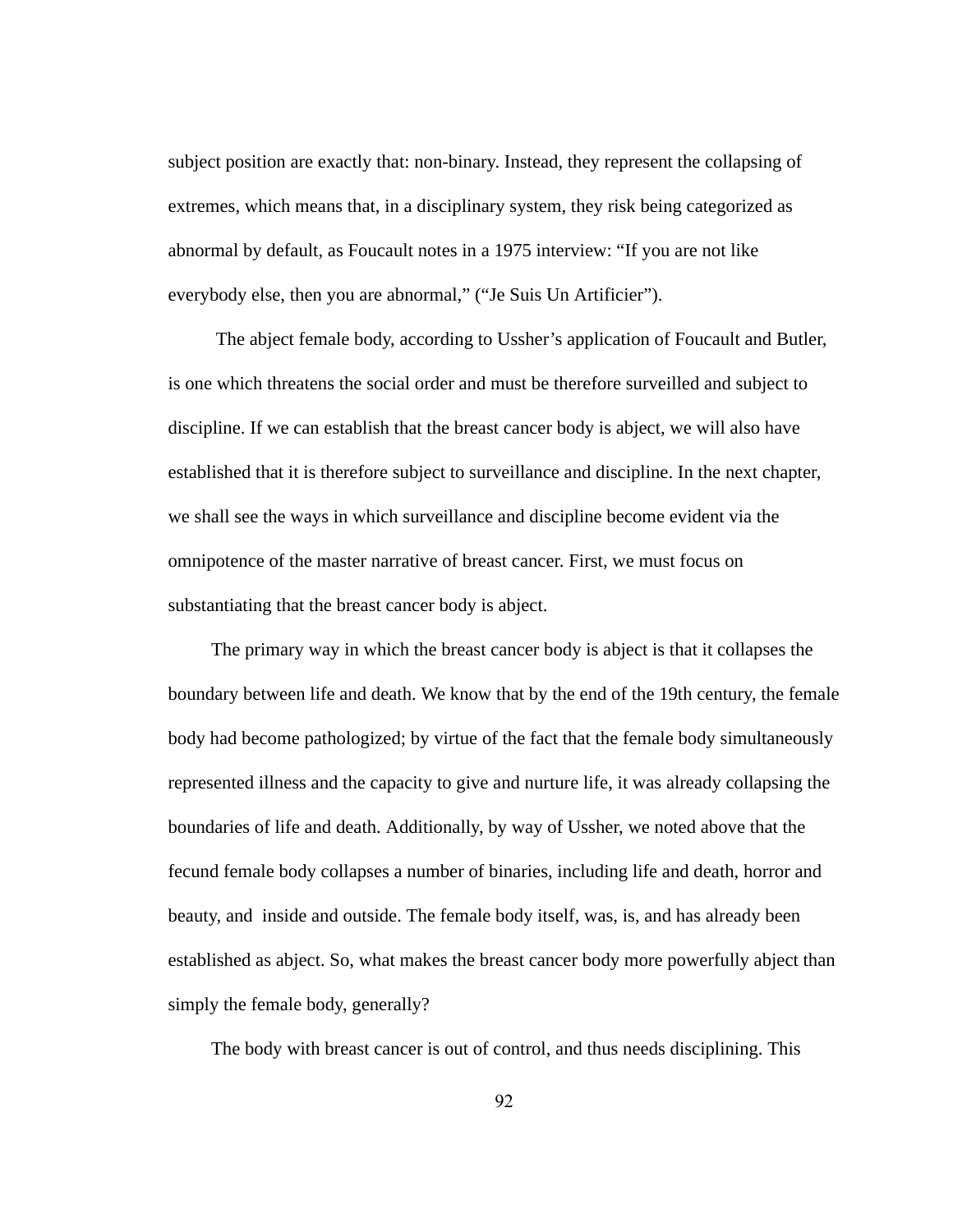subject position are exactly that: non-binary. Instead, they represent the collapsing of extremes, which means that, in a disciplinary system, they risk being categorized as abnormal by default, as Foucault notes in a 1975 interview: "If you are not like everybody else, then you are abnormal," ("Je Suis Un Artificier").

The abject female body, according to Ussher's application of Foucault and Butler, is one which threatens the social order and must be therefore surveilled and subject to discipline. If we can establish that the breast cancer body is abject, we will also have established that it is therefore subject to surveillance and discipline. In the next chapter, we shall see the ways in which surveillance and discipline become evident via the omnipotence of the master narrative of breast cancer. First, we must focus on substantiating that the breast cancer body is abject.

The primary way in which the breast cancer body is abject is that it collapses the boundary between life and death. We know that by the end of the 19th century, the female body had become pathologized; by virtue of the fact that the female body simultaneously represented illness and the capacity to give and nurture life, it was already collapsing the boundaries of life and death. Additionally, by way of Ussher, we noted above that the fecund female body collapses a number of binaries, including life and death, horror and beauty, and inside and outside. The female body itself, was, is, and has already been established as abject. So, what makes the breast cancer body more powerfully abject than simply the female body, generally?

The body with breast cancer is out of control, and thus needs disciplining. This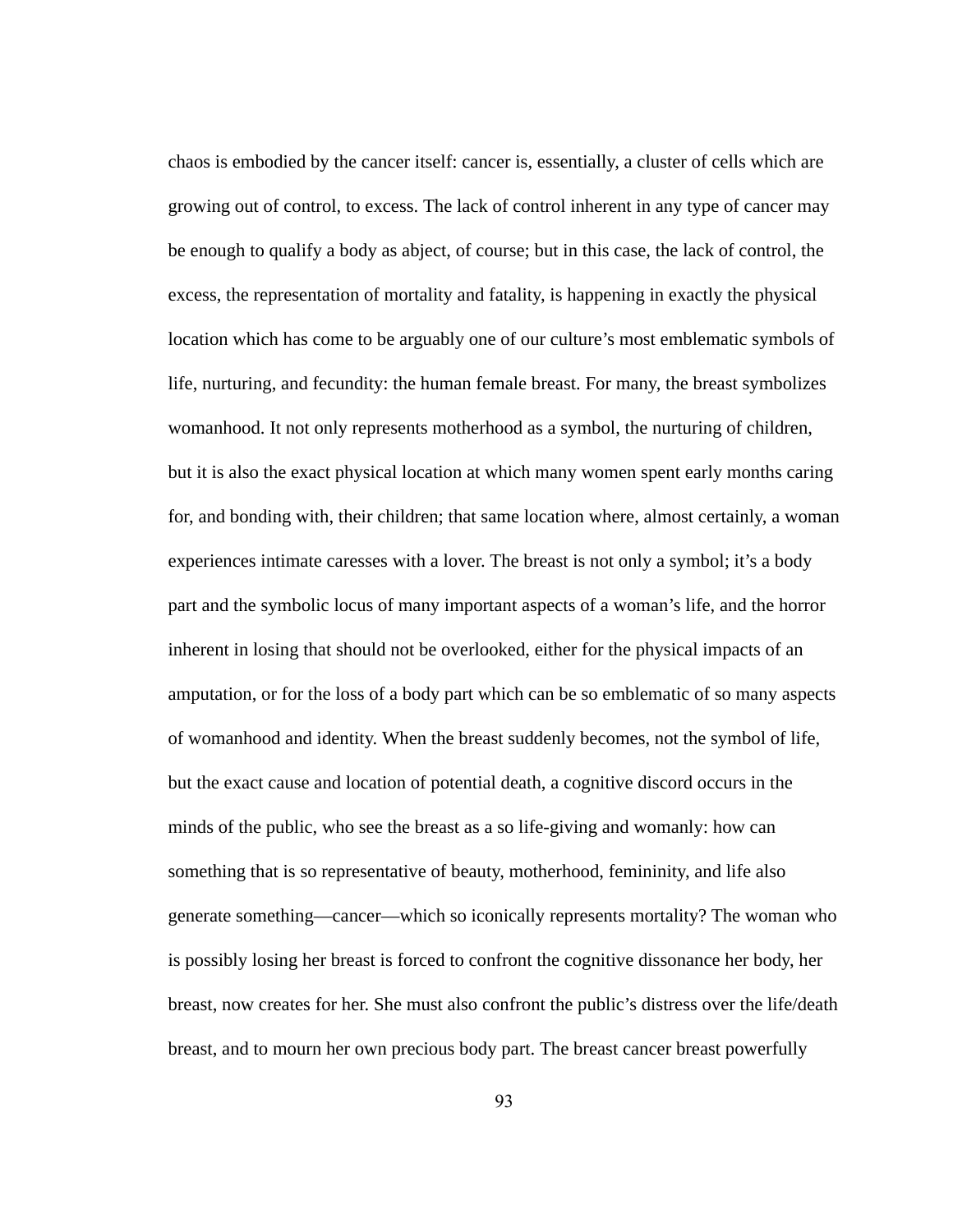chaos is embodied by the cancer itself: cancer is, essentially, a cluster of cells which are growing out of control, to excess. The lack of control inherent in any type of cancer may be enough to qualify a body as abject, of course; but in this case, the lack of control, the excess, the representation of mortality and fatality, is happening in exactly the physical location which has come to be arguably one of our culture's most emblematic symbols of life, nurturing, and fecundity: the human female breast. For many, the breast symbolizes womanhood. It not only represents motherhood as a symbol, the nurturing of children, but it is also the exact physical location at which many women spent early months caring for, and bonding with, their children; that same location where, almost certainly, a woman experiences intimate caresses with a lover. The breast is not only a symbol; it's a body part and the symbolic locus of many important aspects of a woman's life, and the horror inherent in losing that should not be overlooked, either for the physical impacts of an amputation, or for the loss of a body part which can be so emblematic of so many aspects of womanhood and identity. When the breast suddenly becomes, not the symbol of life, but the exact cause and location of potential death, a cognitive discord occurs in the minds of the public, who see the breast as a so life-giving and womanly: how can something that is so representative of beauty, motherhood, femininity, and life also generate something—cancer—which so iconically represents mortality? The woman who is possibly losing her breast is forced to confront the cognitive dissonance her body, her breast, now creates for her. She must also confront the public's distress over the life/death breast, and to mourn her own precious body part. The breast cancer breast powerfully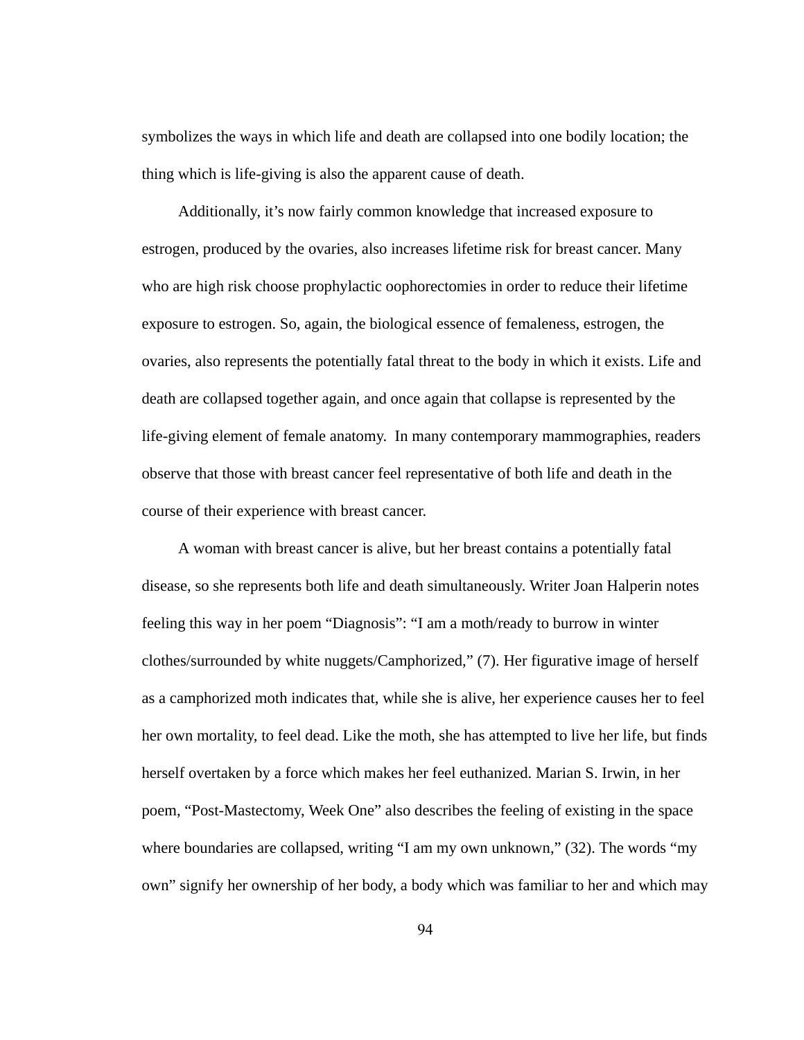symbolizes the ways in which life and death are collapsed into one bodily location; the thing which is life-giving is also the apparent cause of death.

Additionally, it's now fairly common knowledge that increased exposure to estrogen, produced by the ovaries, also increases lifetime risk for breast cancer. Many who are high risk choose prophylactic oophorectomies in order to reduce their lifetime exposure to estrogen. So, again, the biological essence of femaleness, estrogen, the ovaries, also represents the potentially fatal threat to the body in which it exists. Life and death are collapsed together again, and once again that collapse is represented by the life-giving element of female anatomy. In many contemporary mammographies, readers observe that those with breast cancer feel representative of both life and death in the course of their experience with breast cancer.

A woman with breast cancer is alive, but her breast contains a potentially fatal disease, so she represents both life and death simultaneously. Writer Joan Halperin notes feeling this way in her poem "Diagnosis": "I am a moth/ready to burrow in winter clothes/surrounded by white nuggets/Camphorized," (7). Her figurative image of herself as a camphorized moth indicates that, while she is alive, her experience causes her to feel her own mortality, to feel dead. Like the moth, she has attempted to live her life, but finds herself overtaken by a force which makes her feel euthanized. Marian S. Irwin, in her poem, "Post-Mastectomy, Week One" also describes the feeling of existing in the space where boundaries are collapsed, writing "I am my own unknown," (32). The words "my own" signify her ownership of her body, a body which was familiar to her and which may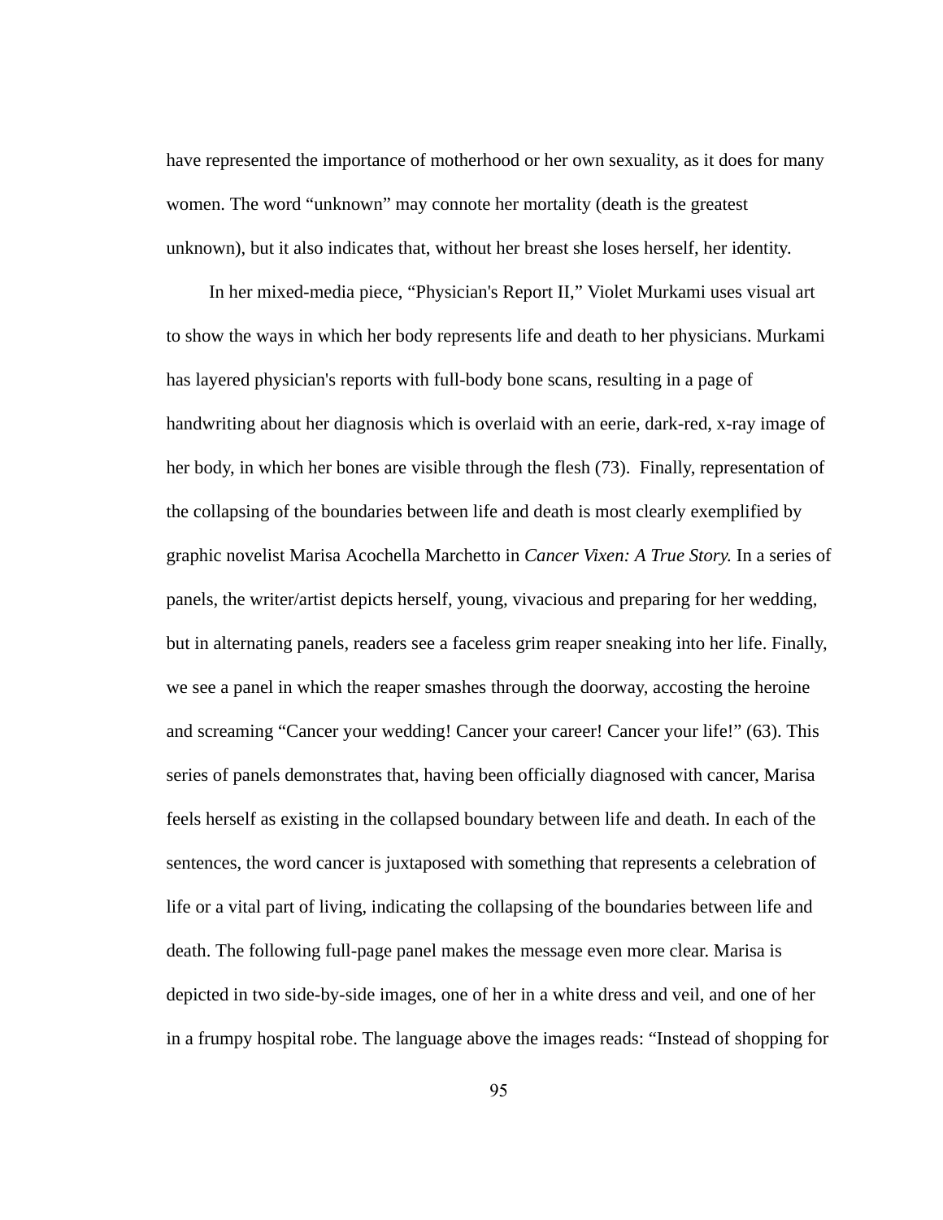have represented the importance of motherhood or her own sexuality, as it does for many women. The word "unknown" may connote her mortality (death is the greatest unknown), but it also indicates that, without her breast she loses herself, her identity.

In her mixed-media piece, "Physician's Report II," Violet Murkami uses visual art to show the ways in which her body represents life and death to her physicians. Murkami has layered physician's reports with full-body bone scans, resulting in a page of handwriting about her diagnosis which is overlaid with an eerie, dark-red, x-ray image of her body, in which her bones are visible through the flesh (73). Finally, representation of the collapsing of the boundaries between life and death is most clearly exemplified by graphic novelist Marisa Acochella Marchetto in *Cancer Vixen: A True Story.* In a series of panels, the writer/artist depicts herself, young, vivacious and preparing for her wedding, but in alternating panels, readers see a faceless grim reaper sneaking into her life. Finally, we see a panel in which the reaper smashes through the doorway, accosting the heroine and screaming "Cancer your wedding! Cancer your career! Cancer your life!" (63). This series of panels demonstrates that, having been officially diagnosed with cancer, Marisa feels herself as existing in the collapsed boundary between life and death. In each of the sentences, the word cancer is juxtaposed with something that represents a celebration of life or a vital part of living, indicating the collapsing of the boundaries between life and death. The following full-page panel makes the message even more clear. Marisa is depicted in two side-by-side images, one of her in a white dress and veil, and one of her in a frumpy hospital robe. The language above the images reads: "Instead of shopping for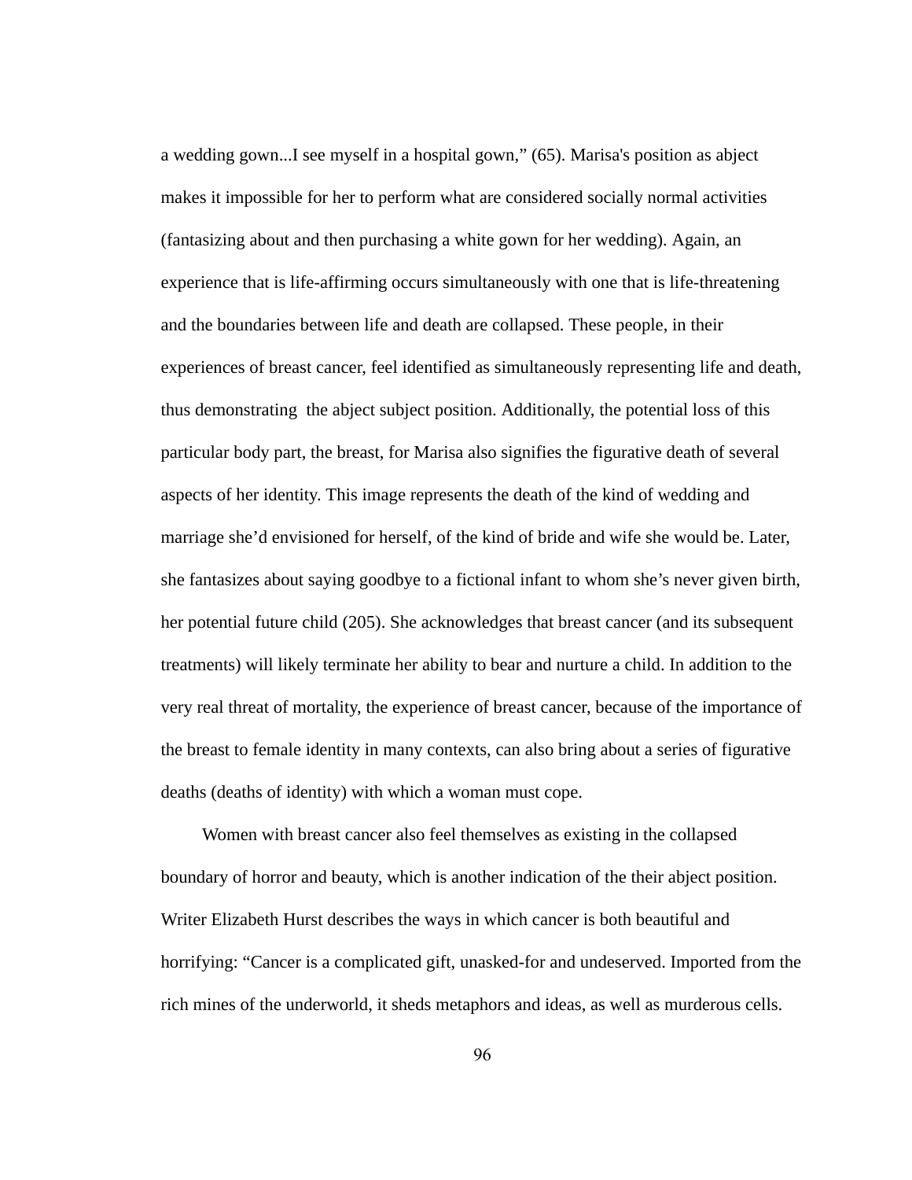a wedding gown...I see myself in a hospital gown," (65). Marisa's position as abject makes it impossible for her to perform what are considered socially normal activities (fantasizing about and then purchasing a white gown for her wedding). Again, an experience that is life-affirming occurs simultaneously with one that is life-threatening and the boundaries between life and death are collapsed. These people, in their experiences of breast cancer, feel identified as simultaneously representing life and death, thus demonstrating the abject subject position. Additionally, the potential loss of this particular body part, the breast, for Marisa also signifies the figurative death of several aspects of her identity. This image represents the death of the kind of wedding and marriage she'd envisioned for herself, of the kind of bride and wife she would be. Later, she fantasizes about saying goodbye to a fictional infant to whom she's never given birth, her potential future child (205). She acknowledges that breast cancer (and its subsequent treatments) will likely terminate her ability to bear and nurture a child. In addition to the very real threat of mortality, the experience of breast cancer, because of the importance of the breast to female identity in many contexts, can also bring about a series of figurative deaths (deaths of identity) with which a woman must cope.

Women with breast cancer also feel themselves as existing in the collapsed boundary of horror and beauty, which is another indication of the their abject position. Writer Elizabeth Hurst describes the ways in which cancer is both beautiful and horrifying: "Cancer is a complicated gift, unasked-for and undeserved. Imported from the rich mines of the underworld, it sheds metaphors and ideas, as well as murderous cells.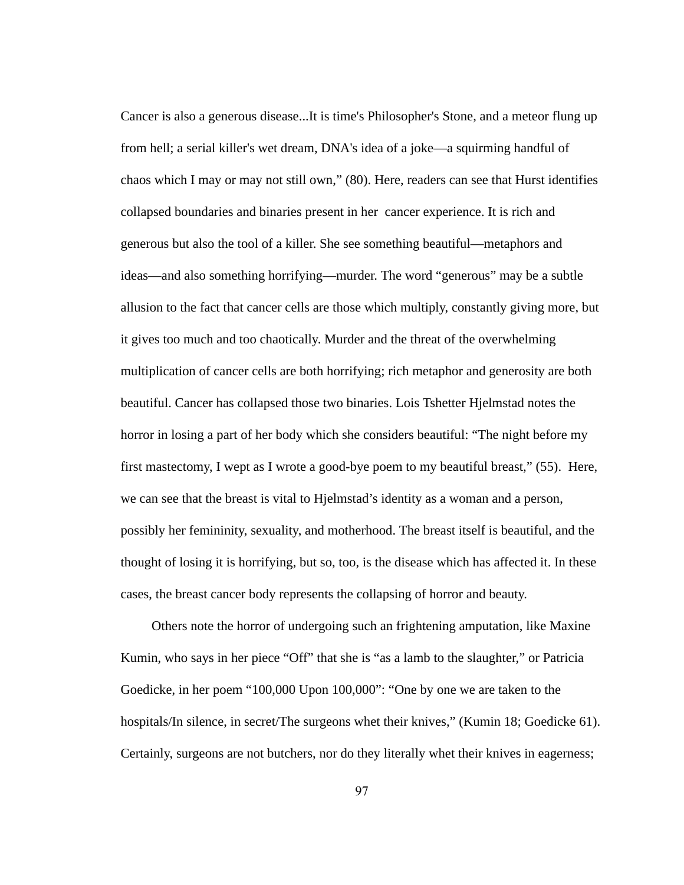Cancer is also a generous disease...It is time's Philosopher's Stone, and a meteor flung up from hell; a serial killer's wet dream, DNA's idea of a joke—a squirming handful of chaos which I may or may not still own," (80). Here, readers can see that Hurst identifies collapsed boundaries and binaries present in her cancer experience. It is rich and generous but also the tool of a killer. She see something beautiful—metaphors and ideas—and also something horrifying—murder. The word "generous" may be a subtle allusion to the fact that cancer cells are those which multiply, constantly giving more, but it gives too much and too chaotically. Murder and the threat of the overwhelming multiplication of cancer cells are both horrifying; rich metaphor and generosity are both beautiful. Cancer has collapsed those two binaries. Lois Tshetter Hjelmstad notes the horror in losing a part of her body which she considers beautiful: "The night before my first mastectomy, I wept as I wrote a good-bye poem to my beautiful breast," (55). Here, we can see that the breast is vital to Hjelmstad's identity as a woman and a person, possibly her femininity, sexuality, and motherhood. The breast itself is beautiful, and the thought of losing it is horrifying, but so, too, is the disease which has affected it. In these cases, the breast cancer body represents the collapsing of horror and beauty.

Others note the horror of undergoing such an frightening amputation, like Maxine Kumin, who says in her piece "Off" that she is "as a lamb to the slaughter," or Patricia Goedicke, in her poem "100,000 Upon 100,000": "One by one we are taken to the hospitals/In silence, in secret/The surgeons whet their knives," (Kumin 18; Goedicke 61). Certainly, surgeons are not butchers, nor do they literally whet their knives in eagerness;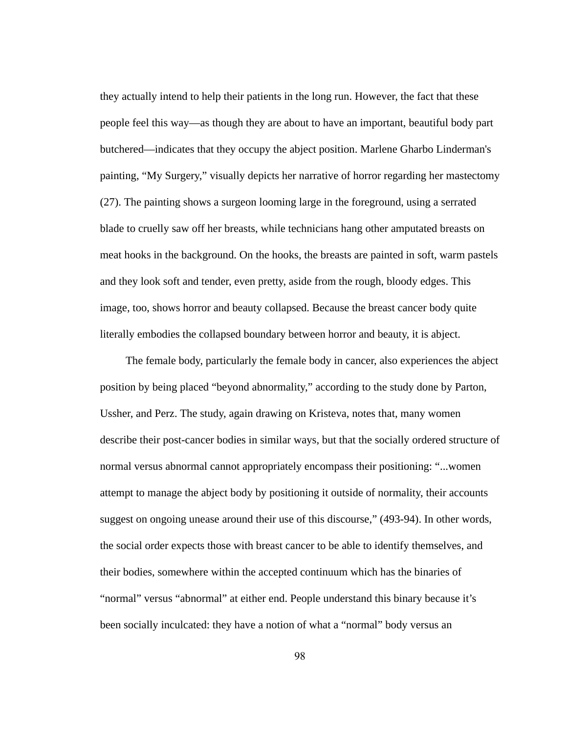they actually intend to help their patients in the long run. However, the fact that these people feel this way—as though they are about to have an important, beautiful body part butchered—indicates that they occupy the abject position. Marlene Gharbo Linderman's painting, "My Surgery," visually depicts her narrative of horror regarding her mastectomy (27). The painting shows a surgeon looming large in the foreground, using a serrated blade to cruelly saw off her breasts, while technicians hang other amputated breasts on meat hooks in the background. On the hooks, the breasts are painted in soft, warm pastels and they look soft and tender, even pretty, aside from the rough, bloody edges. This image, too, shows horror and beauty collapsed. Because the breast cancer body quite literally embodies the collapsed boundary between horror and beauty, it is abject.

The female body, particularly the female body in cancer, also experiences the abject position by being placed "beyond abnormality," according to the study done by Parton, Ussher, and Perz. The study, again drawing on Kristeva, notes that, many women describe their post-cancer bodies in similar ways, but that the socially ordered structure of normal versus abnormal cannot appropriately encompass their positioning: "...women attempt to manage the abject body by positioning it outside of normality, their accounts suggest on ongoing unease around their use of this discourse," (493-94). In other words, the social order expects those with breast cancer to be able to identify themselves, and their bodies, somewhere within the accepted continuum which has the binaries of "normal" versus "abnormal" at either end. People understand this binary because it's been socially inculcated: they have a notion of what a "normal" body versus an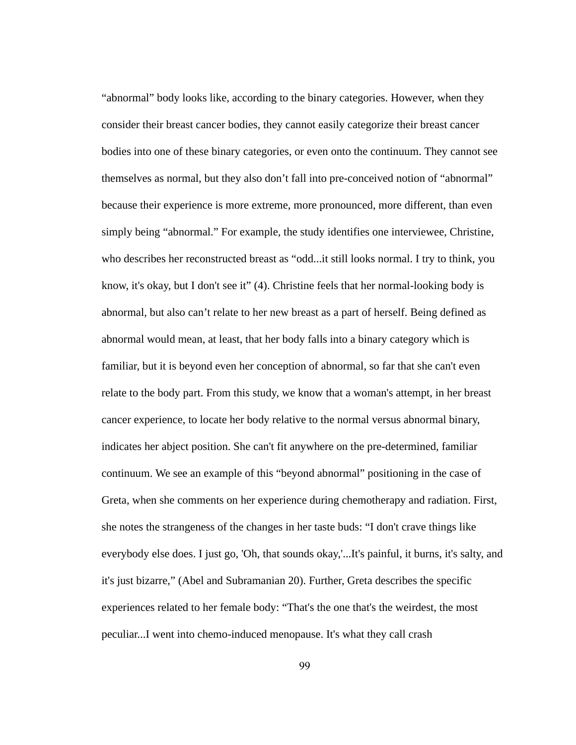"abnormal" body looks like, according to the binary categories. However, when they consider their breast cancer bodies, they cannot easily categorize their breast cancer bodies into one of these binary categories, or even onto the continuum. They cannot see themselves as normal, but they also don't fall into pre-conceived notion of "abnormal" because their experience is more extreme, more pronounced, more different, than even simply being "abnormal." For example, the study identifies one interviewee, Christine, who describes her reconstructed breast as "odd...it still looks normal. I try to think, you know, it's okay, but I don't see it" (4). Christine feels that her normal-looking body is abnormal, but also can't relate to her new breast as a part of herself. Being defined as abnormal would mean, at least, that her body falls into a binary category which is familiar, but it is beyond even her conception of abnormal, so far that she can't even relate to the body part. From this study, we know that a woman's attempt, in her breast cancer experience, to locate her body relative to the normal versus abnormal binary, indicates her abject position. She can't fit anywhere on the pre-determined, familiar continuum. We see an example of this "beyond abnormal" positioning in the case of Greta, when she comments on her experience during chemotherapy and radiation. First, she notes the strangeness of the changes in her taste buds: "I don't crave things like everybody else does. I just go, 'Oh, that sounds okay,'...It's painful, it burns, it's salty, and it's just bizarre," (Abel and Subramanian 20). Further, Greta describes the specific experiences related to her female body: "That's the one that's the weirdest, the most peculiar...I went into chemo-induced menopause. It's what they call crash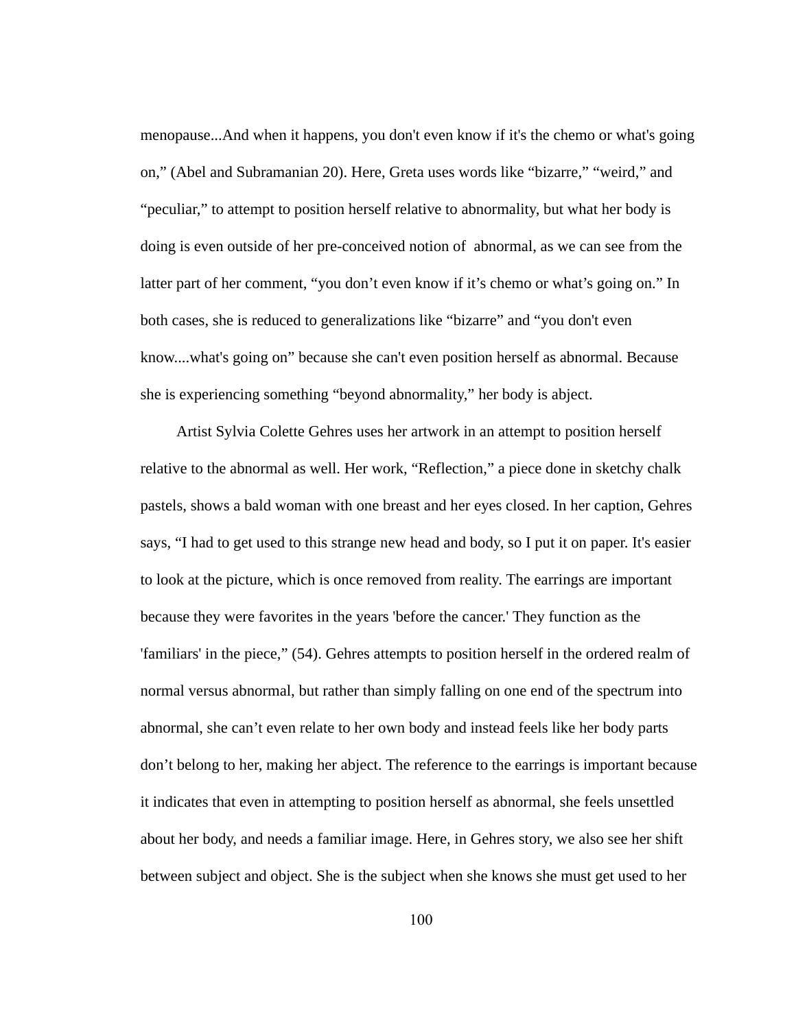menopause...And when it happens, you don't even know if it's the chemo or what's going on," (Abel and Subramanian 20). Here, Greta uses words like "bizarre," "weird," and "peculiar," to attempt to position herself relative to abnormality, but what her body is doing is even outside of her pre-conceived notion of abnormal, as we can see from the latter part of her comment, "you don't even know if it's chemo or what's going on." In both cases, she is reduced to generalizations like "bizarre" and "you don't even know....what's going on" because she can't even position herself as abnormal. Because she is experiencing something "beyond abnormality," her body is abject.

Artist Sylvia Colette Gehres uses her artwork in an attempt to position herself relative to the abnormal as well. Her work, "Reflection," a piece done in sketchy chalk pastels, shows a bald woman with one breast and her eyes closed. In her caption, Gehres says, "I had to get used to this strange new head and body, so I put it on paper. It's easier to look at the picture, which is once removed from reality. The earrings are important because they were favorites in the years 'before the cancer.' They function as the 'familiars' in the piece," (54). Gehres attempts to position herself in the ordered realm of normal versus abnormal, but rather than simply falling on one end of the spectrum into abnormal, she can't even relate to her own body and instead feels like her body parts don't belong to her, making her abject. The reference to the earrings is important because it indicates that even in attempting to position herself as abnormal, she feels unsettled about her body, and needs a familiar image. Here, in Gehres story, we also see her shift between subject and object. She is the subject when she knows she must get used to her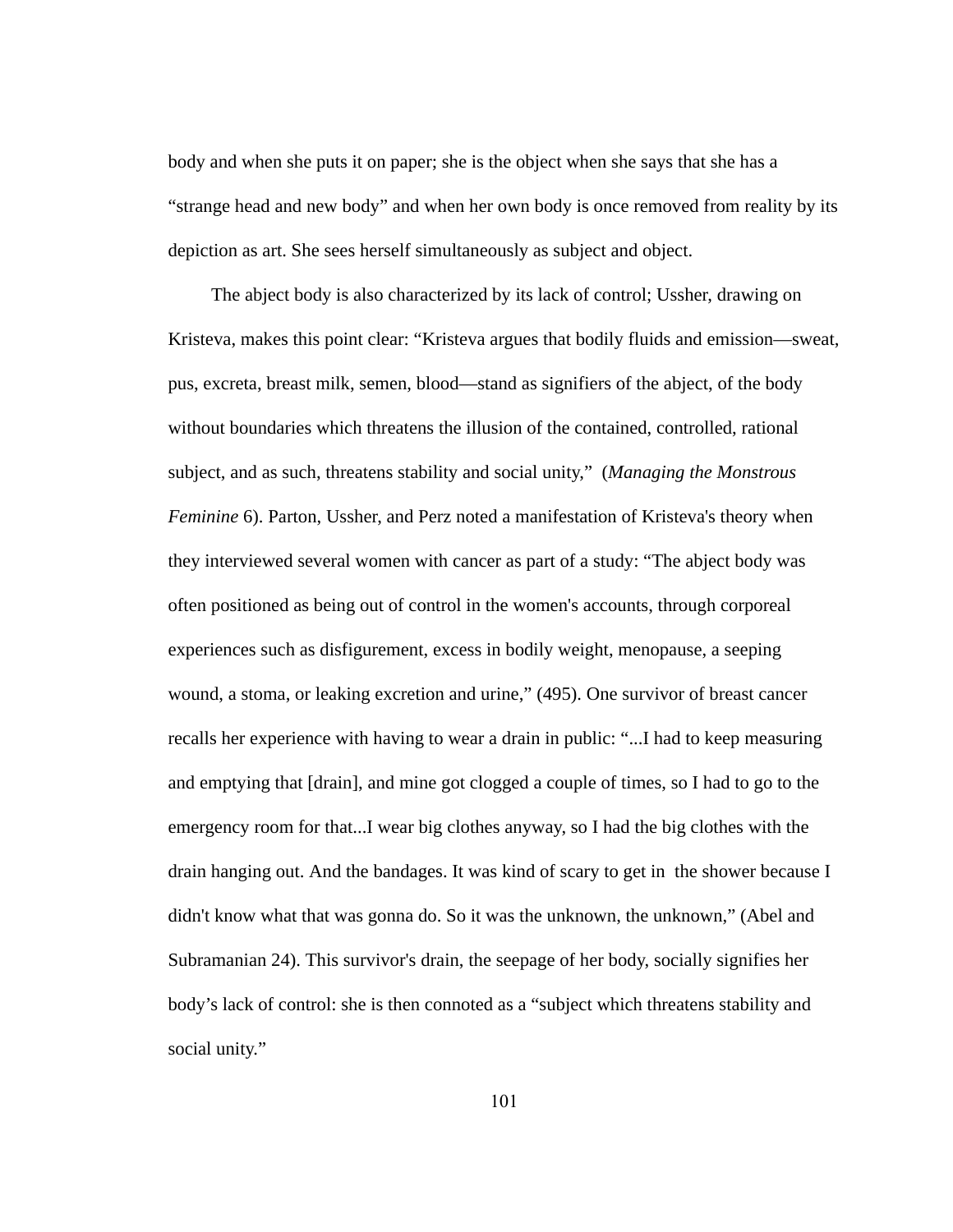body and when she puts it on paper; she is the object when she says that she has a "strange head and new body" and when her own body is once removed from reality by its depiction as art. She sees herself simultaneously as subject and object.

The abject body is also characterized by its lack of control; Ussher, drawing on Kristeva, makes this point clear: "Kristeva argues that bodily fluids and emission—sweat, pus, excreta, breast milk, semen, blood—stand as signifiers of the abject, of the body without boundaries which threatens the illusion of the contained, controlled, rational subject, and as such, threatens stability and social unity," (*Managing the Monstrous Feminine* 6). Parton, Ussher, and Perz noted a manifestation of Kristeva's theory when they interviewed several women with cancer as part of a study: "The abject body was often positioned as being out of control in the women's accounts, through corporeal experiences such as disfigurement, excess in bodily weight, menopause, a seeping wound, a stoma, or leaking excretion and urine," (495). One survivor of breast cancer recalls her experience with having to wear a drain in public: "...I had to keep measuring and emptying that [drain], and mine got clogged a couple of times, so I had to go to the emergency room for that...I wear big clothes anyway, so I had the big clothes with the drain hanging out. And the bandages. It was kind of scary to get in the shower because I didn't know what that was gonna do. So it was the unknown, the unknown," (Abel and Subramanian 24). This survivor's drain, the seepage of her body, socially signifies her body's lack of control: she is then connoted as a "subject which threatens stability and social unity."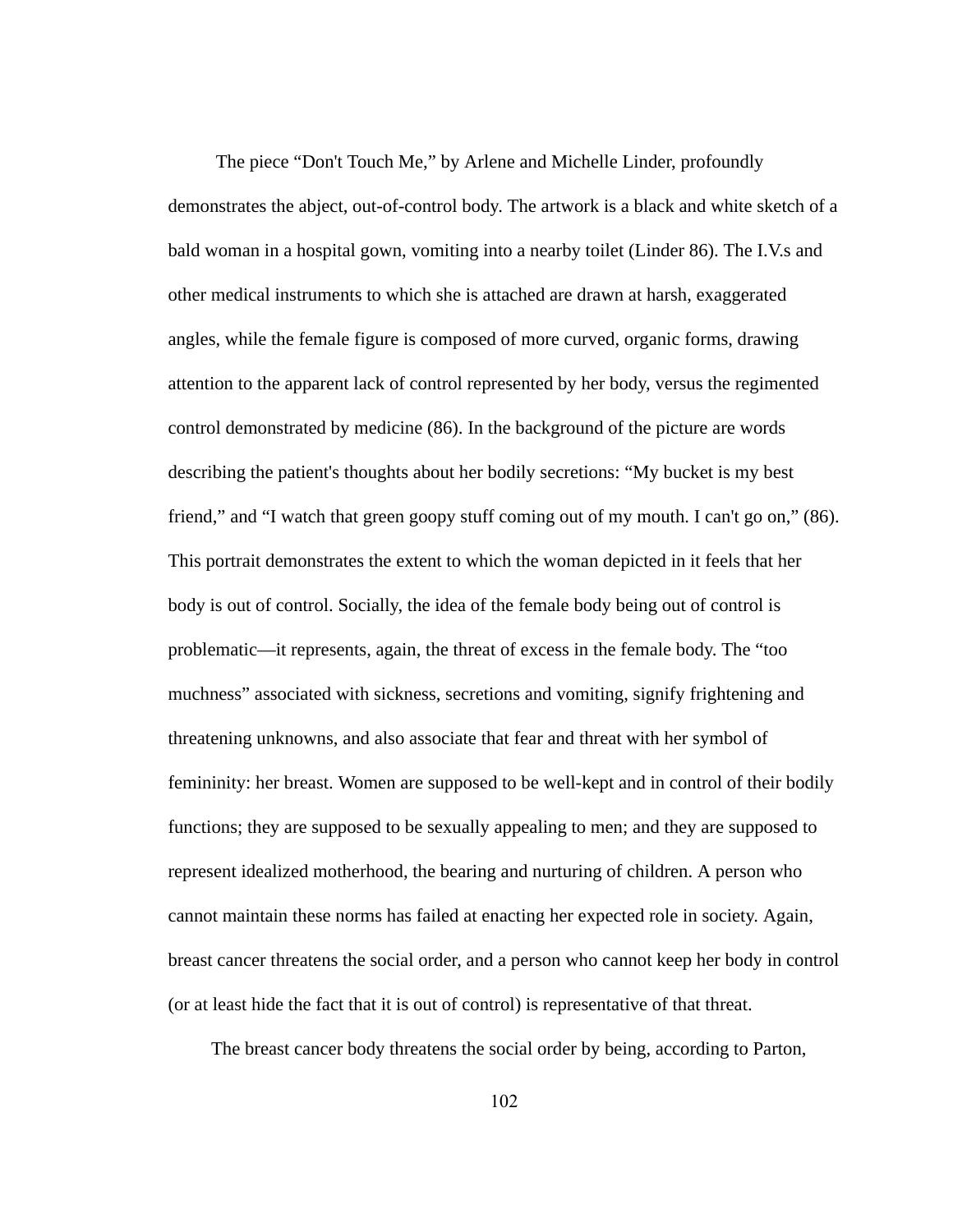The piece “Don't Touch Me,” by Arlene and Michelle Linder, profoundly demonstrates the abject, out-of-control body. The artwork is a black and white sketch of a bald woman in a hospital gown, vomiting into a nearby toilet (Linder 86). The I.V.s and other medical instruments to which she is attached are drawn at harsh, exaggerated angles, while the female figure is composed of more curved, organic forms, drawing attention to the apparent lack of control represented by her body, versus the regimented control demonstrated by medicine (86). In the background of the picture are words describing the patient's thoughts about her bodily secretions: “My bucket is my best friend,” and “I watch that green goopy stuff coming out of my mouth. I can't go on,” (86). This portrait demonstrates the extent to which the woman depicted in it feels that her body is out of control. Socially, the idea of the female body being out of control is problematic—it represents, again, the threat of excess in the female body. The “too muchness” associated with sickness, secretions and vomiting, signify frightening and threatening unknowns, and also associate that fear and threat with her symbol of femininity: her breast. Women are supposed to be well-kept and in control of their bodily functions; they are supposed to be sexually appealing to men; and they are supposed to represent idealized motherhood, the bearing and nurturing of children. A person who cannot maintain these norms has failed at enacting her expected role in society. Again, breast cancer threatens the social order, and a person who cannot keep her body in control (or at least hide the fact that it is out of control) is representative of that threat.

The breast cancer body threatens the social order by being, according to Parton,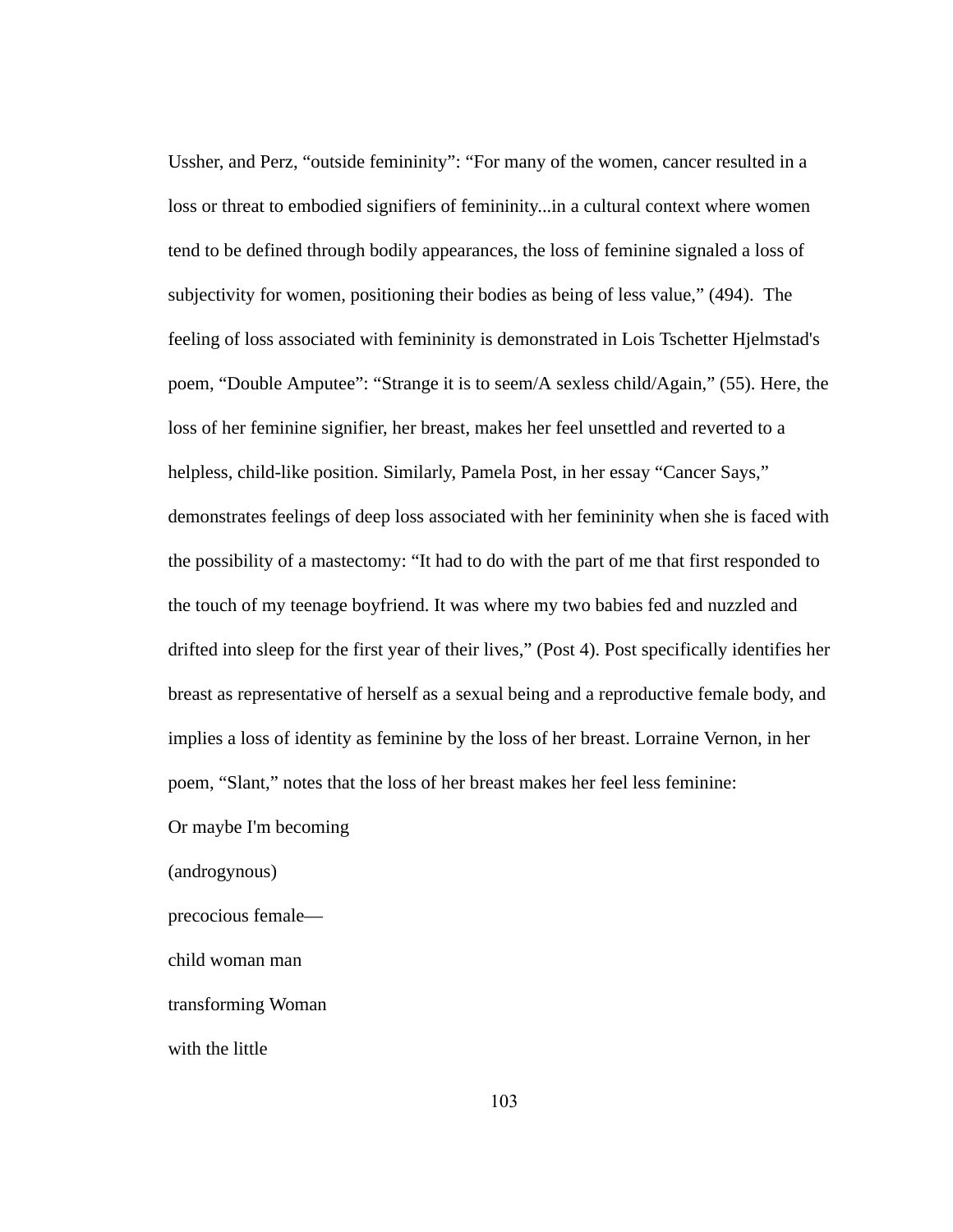Ussher, and Perz, “outside femininity”: “For many of the women, cancer resulted in a loss or threat to embodied signifiers of femininity...in a cultural context where women tend to be defined through bodily appearances, the loss of feminine signaled a loss of subjectivity for women, positioning their bodies as being of less value,” (494). The feeling of loss associated with femininity is demonstrated in Lois Tschetter Hjelmstad's poem, “Double Amputee”: “Strange it is to seem/A sexless child/Again,” (55). Here, the loss of her feminine signifier, her breast, makes her feel unsettled and reverted to a helpless, child-like position. Similarly, Pamela Post, in her essay “Cancer Says,” demonstrates feelings of deep loss associated with her femininity when she is faced with the possibility of a mastectomy: “It had to do with the part of me that first responded to the touch of my teenage boyfriend. It was where my two babies fed and nuzzled and drifted into sleep for the first year of their lives,” (Post 4). Post specifically identifies her breast as representative of herself as a sexual being and a reproductive female body, and implies a loss of identity as feminine by the loss of her breast. Lorraine Vernon, in her poem, “Slant,” notes that the loss of her breast makes her feel less feminine:

Or maybe I'm becoming

(androgynous)

precocious female—

child woman man

transforming Woman

with the little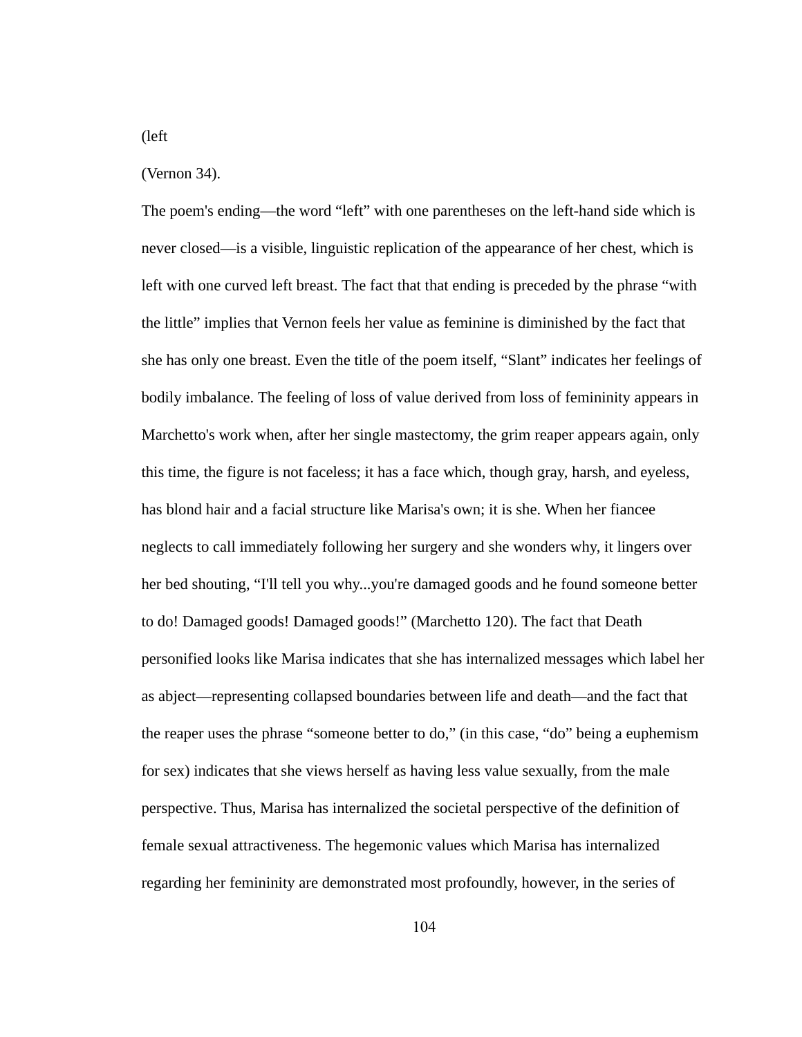(left

(Vernon 34).

The poem's ending—the word “left” with one parentheses on the left-hand side which is never closed—is a visible, linguistic replication of the appearance of her chest, which is left with one curved left breast. The fact that that ending is preceded by the phrase “with the little” implies that Vernon feels her value as feminine is diminished by the fact that she has only one breast. Even the title of the poem itself, “Slant” indicates her feelings of bodily imbalance. The feeling of loss of value derived from loss of femininity appears in Marchetto's work when, after her single mastectomy, the grim reaper appears again, only this time, the figure is not faceless; it has a face which, though gray, harsh, and eyeless, has blond hair and a facial structure like Marisa's own; it is she. When her fiancee neglects to call immediately following her surgery and she wonders why, it lingers over her bed shouting, “I'll tell you why...you're damaged goods and he found someone better to do! Damaged goods! Damaged goods!” (Marchetto 120). The fact that Death personified looks like Marisa indicates that she has internalized messages which label her as abject—representing collapsed boundaries between life and death—and the fact that the reaper uses the phrase “someone better to do,” (in this case, “do” being a euphemism for sex) indicates that she views herself as having less value sexually, from the male perspective. Thus, Marisa has internalized the societal perspective of the definition of female sexual attractiveness. The hegemonic values which Marisa has internalized regarding her femininity are demonstrated most profoundly, however, in the series of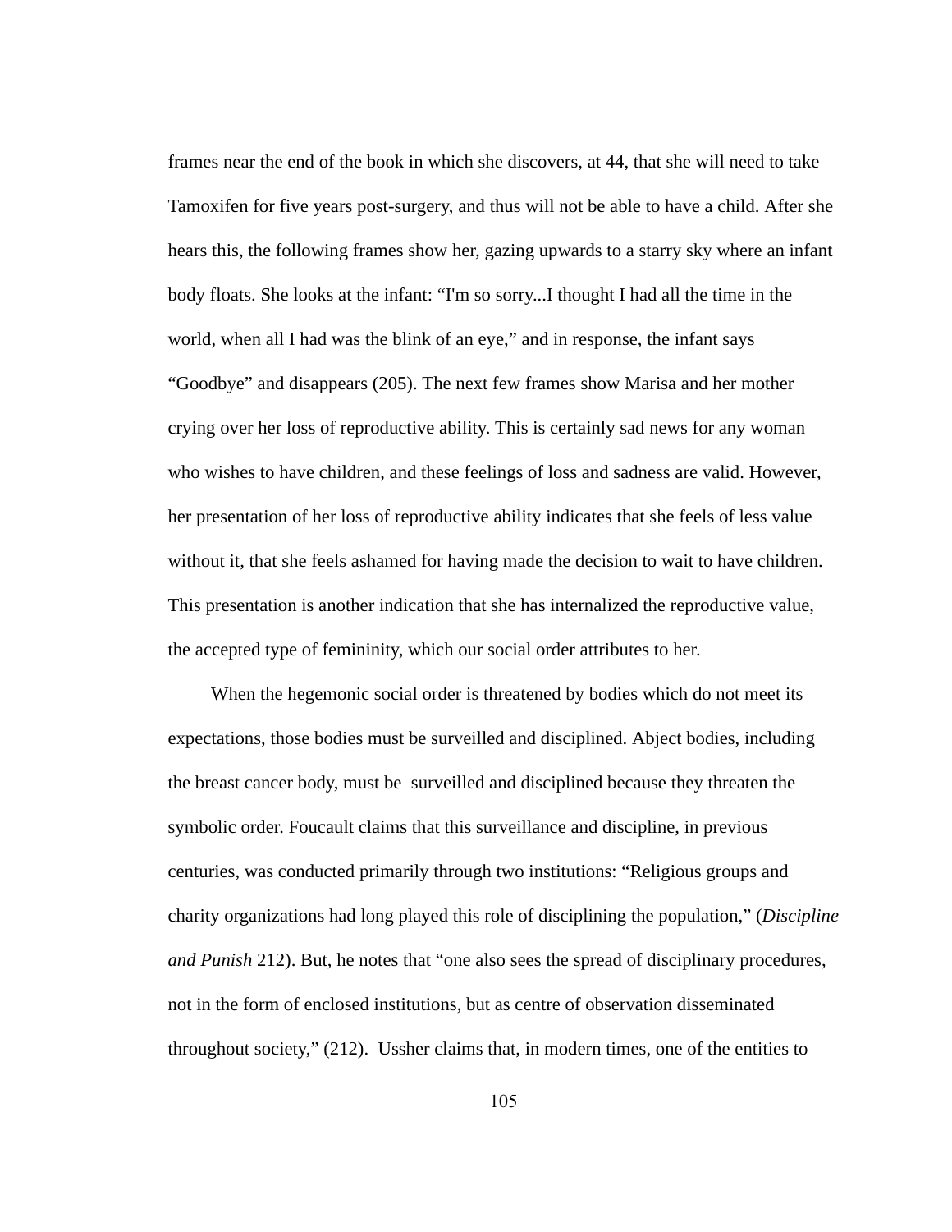frames near the end of the book in which she discovers, at 44, that she will need to take Tamoxifen for five years post-surgery, and thus will not be able to have a child. After she hears this, the following frames show her, gazing upwards to a starry sky where an infant body floats. She looks at the infant: "I'm so sorry...I thought I had all the time in the world, when all I had was the blink of an eye," and in response, the infant says "Goodbye" and disappears (205). The next few frames show Marisa and her mother crying over her loss of reproductive ability. This is certainly sad news for any woman who wishes to have children, and these feelings of loss and sadness are valid. However, her presentation of her loss of reproductive ability indicates that she feels of less value without it, that she feels ashamed for having made the decision to wait to have children. This presentation is another indication that she has internalized the reproductive value, the accepted type of femininity, which our social order attributes to her.

When the hegemonic social order is threatened by bodies which do not meet its expectations, those bodies must be surveilled and disciplined. Abject bodies, including the breast cancer body, must be surveilled and disciplined because they threaten the symbolic order. Foucault claims that this surveillance and discipline, in previous centuries, was conducted primarily through two institutions: "Religious groups and charity organizations had long played this role of disciplining the population," (*Discipline and Punish* 212). But, he notes that "one also sees the spread of disciplinary procedures, not in the form of enclosed institutions, but as centre of observation disseminated throughout society," (212). Ussher claims that, in modern times, one of the entities to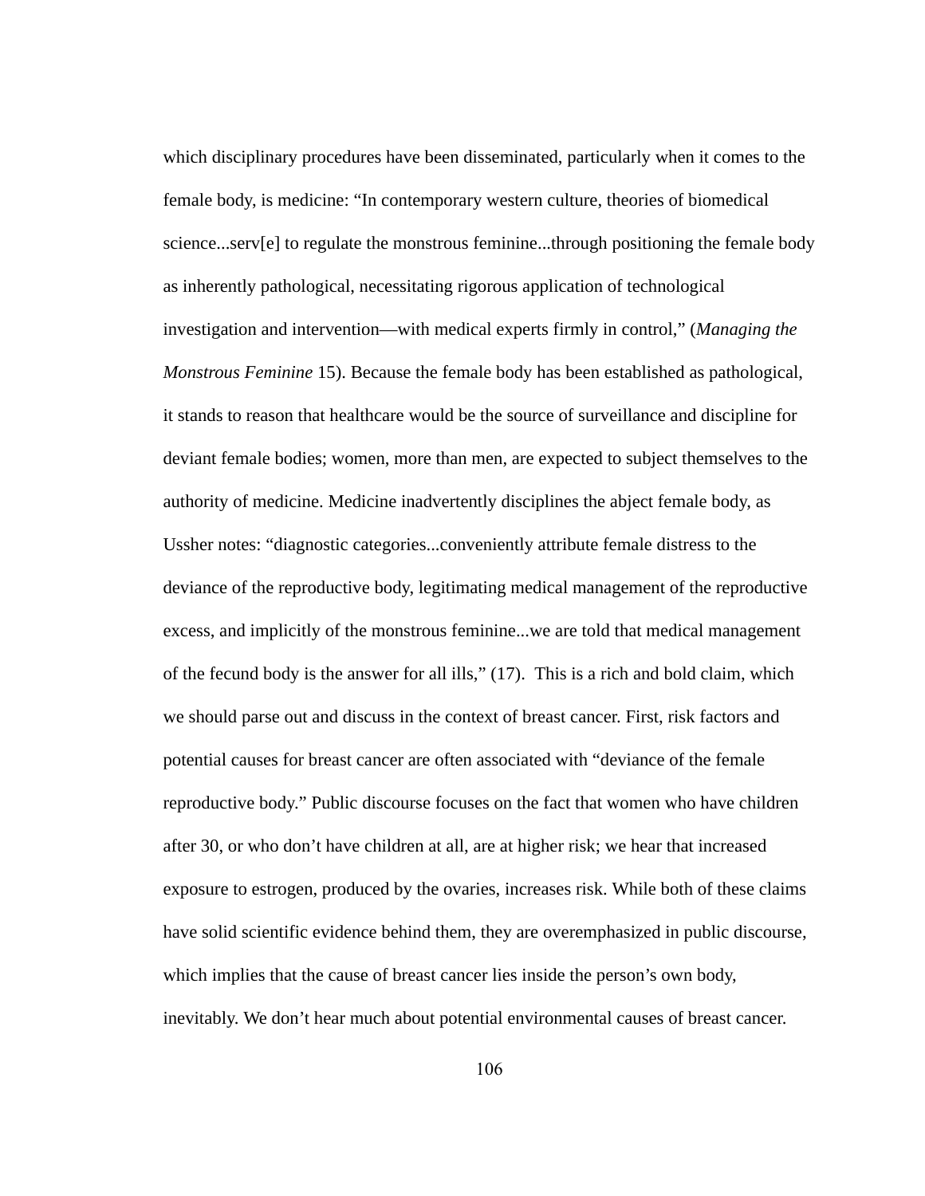which disciplinary procedures have been disseminated, particularly when it comes to the female body, is medicine: "In contemporary western culture, theories of biomedical science...serv[e] to regulate the monstrous feminine...through positioning the female body as inherently pathological, necessitating rigorous application of technological investigation and intervention—with medical experts firmly in control," (*Managing the Monstrous Feminine* 15). Because the female body has been established as pathological, it stands to reason that healthcare would be the source of surveillance and discipline for deviant female bodies; women, more than men, are expected to subject themselves to the authority of medicine. Medicine inadvertently disciplines the abject female body, as Ussher notes: "diagnostic categories...conveniently attribute female distress to the deviance of the reproductive body, legitimating medical management of the reproductive excess, and implicitly of the monstrous feminine...we are told that medical management of the fecund body is the answer for all ills," (17). This is a rich and bold claim, which we should parse out and discuss in the context of breast cancer. First, risk factors and potential causes for breast cancer are often associated with "deviance of the female reproductive body." Public discourse focuses on the fact that women who have children after 30, or who don't have children at all, are at higher risk; we hear that increased exposure to estrogen, produced by the ovaries, increases risk. While both of these claims have solid scientific evidence behind them, they are overemphasized in public discourse, which implies that the cause of breast cancer lies inside the person's own body, inevitably. We don't hear much about potential environmental causes of breast cancer.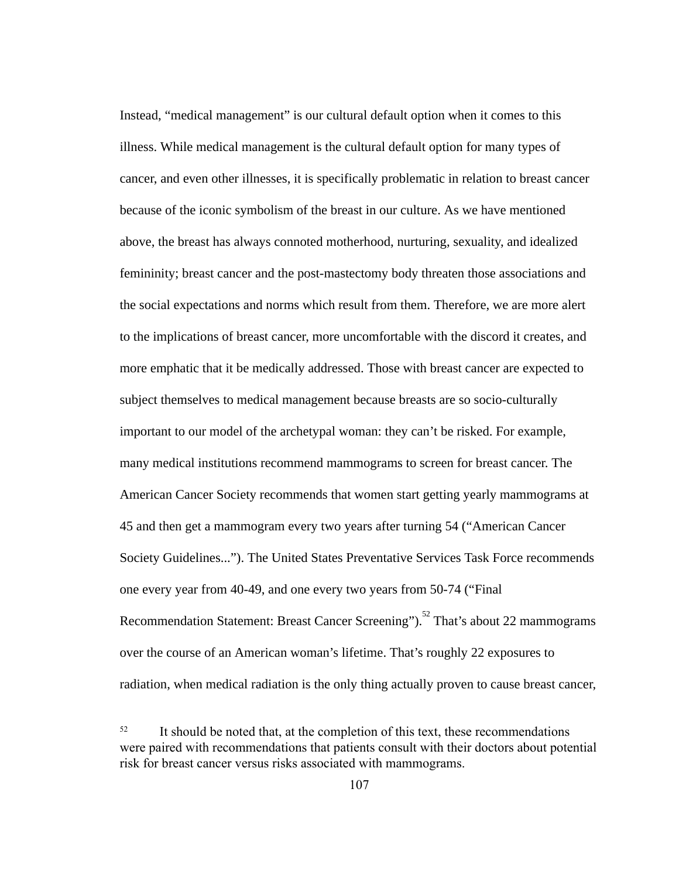Instead, "medical management" is our cultural default option when it comes to this illness. While medical management is the cultural default option for many types of cancer, and even other illnesses, it is specifically problematic in relation to breast cancer because of the iconic symbolism of the breast in our culture. As we have mentioned above, the breast has always connoted motherhood, nurturing, sexuality, and idealized femininity; breast cancer and the post-mastectomy body threaten those associations and the social expectations and norms which result from them. Therefore, we are more alert to the implications of breast cancer, more uncomfortable with the discord it creates, and more emphatic that it be medically addressed. Those with breast cancer are expected to subject themselves to medical management because breasts are so socio-culturally important to our model of the archetypal woman: they can't be risked. For example, many medical institutions recommend mammograms to screen for breast cancer. The American Cancer Society recommends that women start getting yearly mammograms at 45 and then get a mammogram every two years after turning 54 ("American Cancer Society Guidelines..."). The United States Preventative Services Task Force recommends one every year from 40-49, and one every two years from 50-74 ("Final Recommendation Statement: Breast Cancer Screening").[52] That's about 22 mammograms over the course of an American woman's lifetime. That's roughly 22 exposures to radiation, when medical radiation is the only thing actually proven to cause breast cancer,

[52] It should be noted that, at the completion of this text, these recommendations were paired with recommendations that patients consult with their doctors about potential risk for breast cancer versus risks associated with mammograms.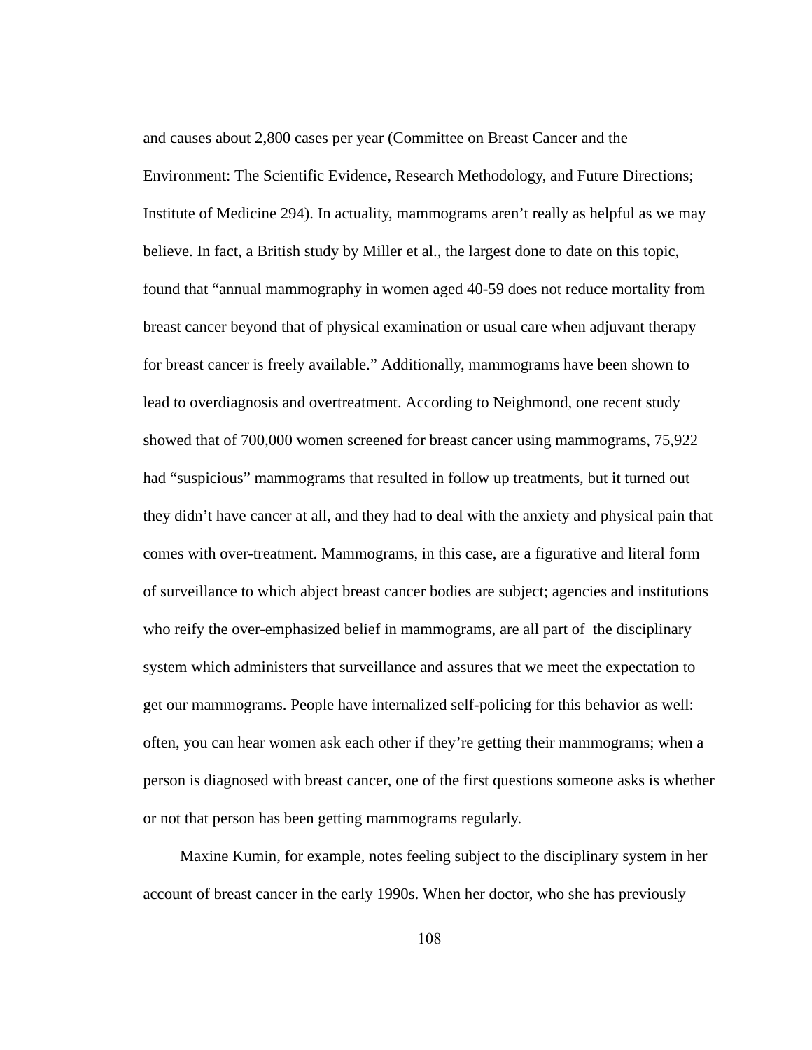and causes about 2,800 cases per year (Committee on Breast Cancer and the Environment: The Scientific Evidence, Research Methodology, and Future Directions; Institute of Medicine 294). In actuality, mammograms aren't really as helpful as we may believe. In fact, a British study by Miller et al., the largest done to date on this topic, found that "annual mammography in women aged 40-59 does not reduce mortality from breast cancer beyond that of physical examination or usual care when adjuvant therapy for breast cancer is freely available." Additionally, mammograms have been shown to lead to overdiagnosis and overtreatment. According to Neighmond, one recent study showed that of 700,000 women screened for breast cancer using mammograms, 75,922 had "suspicious" mammograms that resulted in follow up treatments, but it turned out they didn't have cancer at all, and they had to deal with the anxiety and physical pain that comes with over-treatment. Mammograms, in this case, are a figurative and literal form of surveillance to which abject breast cancer bodies are subject; agencies and institutions who reify the over-emphasized belief in mammograms, are all part of the disciplinary system which administers that surveillance and assures that we meet the expectation to get our mammograms. People have internalized self-policing for this behavior as well: often, you can hear women ask each other if they're getting their mammograms; when a person is diagnosed with breast cancer, one of the first questions someone asks is whether or not that person has been getting mammograms regularly.

Maxine Kumin, for example, notes feeling subject to the disciplinary system in her account of breast cancer in the early 1990s. When her doctor, who she has previously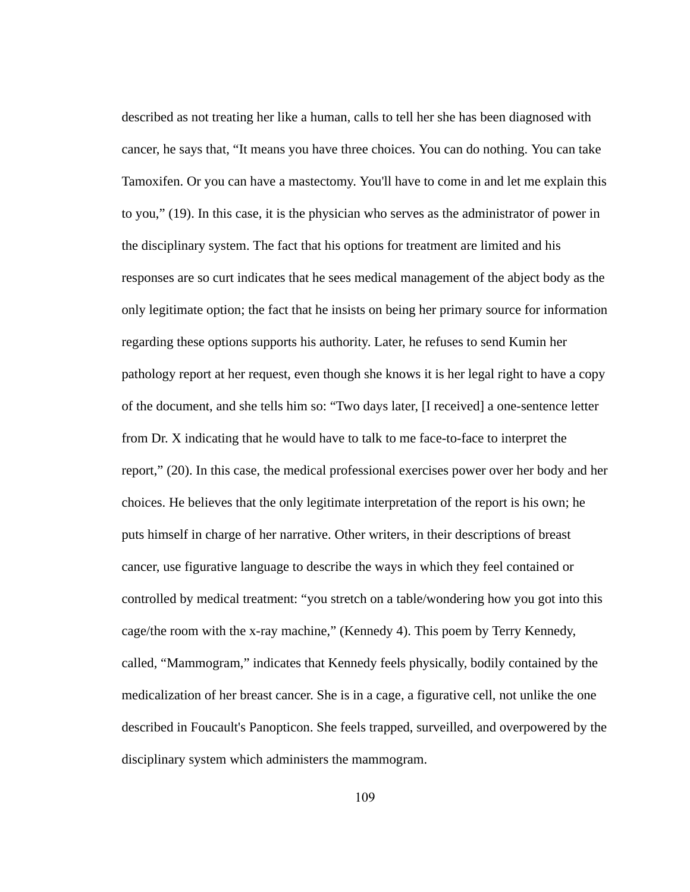described as not treating her like a human, calls to tell her she has been diagnosed with cancer, he says that, "It means you have three choices. You can do nothing. You can take Tamoxifen. Or you can have a mastectomy. You'll have to come in and let me explain this to you," (19). In this case, it is the physician who serves as the administrator of power in the disciplinary system. The fact that his options for treatment are limited and his responses are so curt indicates that he sees medical management of the abject body as the only legitimate option; the fact that he insists on being her primary source for information regarding these options supports his authority. Later, he refuses to send Kumin her pathology report at her request, even though she knows it is her legal right to have a copy of the document, and she tells him so: "Two days later, [I received] a one-sentence letter from Dr. X indicating that he would have to talk to me face-to-face to interpret the report," (20). In this case, the medical professional exercises power over her body and her choices. He believes that the only legitimate interpretation of the report is his own; he puts himself in charge of her narrative. Other writers, in their descriptions of breast cancer, use figurative language to describe the ways in which they feel contained or controlled by medical treatment: "you stretch on a table/wondering how you got into this cage/the room with the x-ray machine," (Kennedy 4). This poem by Terry Kennedy, called, "Mammogram," indicates that Kennedy feels physically, bodily contained by the medicalization of her breast cancer. She is in a cage, a figurative cell, not unlike the one described in Foucault's Panopticon. She feels trapped, surveilled, and overpowered by the disciplinary system which administers the mammogram.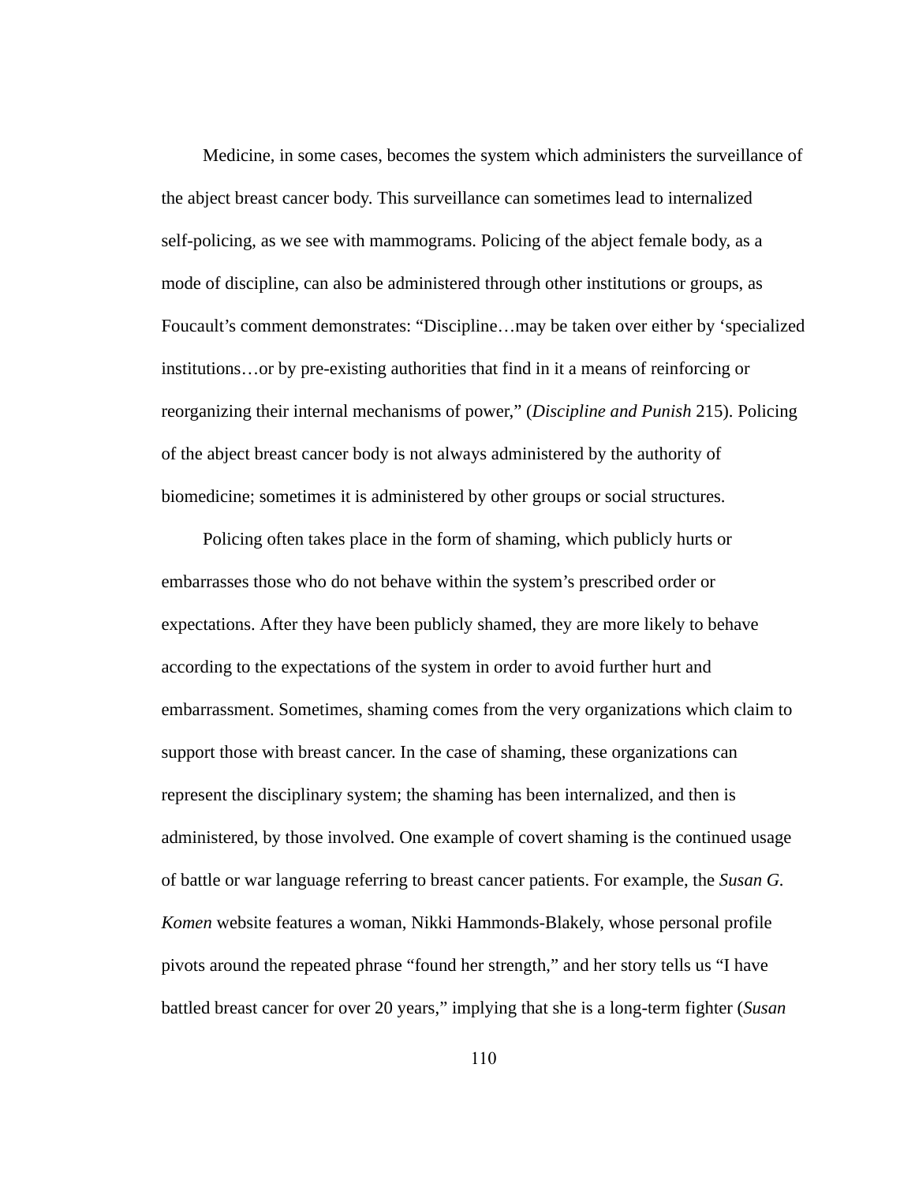Medicine, in some cases, becomes the system which administers the surveillance of the abject breast cancer body. This surveillance can sometimes lead to internalized self-policing, as we see with mammograms. Policing of the abject female body, as a mode of discipline, can also be administered through other institutions or groups, as Foucault's comment demonstrates: "Discipline…may be taken over either by 'specialized institutions…or by pre-existing authorities that find in it a means of reinforcing or reorganizing their internal mechanisms of power," (*Discipline and Punish* 215). Policing of the abject breast cancer body is not always administered by the authority of biomedicine; sometimes it is administered by other groups or social structures.

Policing often takes place in the form of shaming, which publicly hurts or embarrasses those who do not behave within the system's prescribed order or expectations. After they have been publicly shamed, they are more likely to behave according to the expectations of the system in order to avoid further hurt and embarrassment. Sometimes, shaming comes from the very organizations which claim to support those with breast cancer. In the case of shaming, these organizations can represent the disciplinary system; the shaming has been internalized, and then is administered, by those involved. One example of covert shaming is the continued usage of battle or war language referring to breast cancer patients. For example, the *Susan G. Komen* website features a woman, Nikki Hammonds-Blakely, whose personal profile pivots around the repeated phrase "found her strength," and her story tells us "I have battled breast cancer for over 20 years," implying that she is a long-term fighter (*Susan*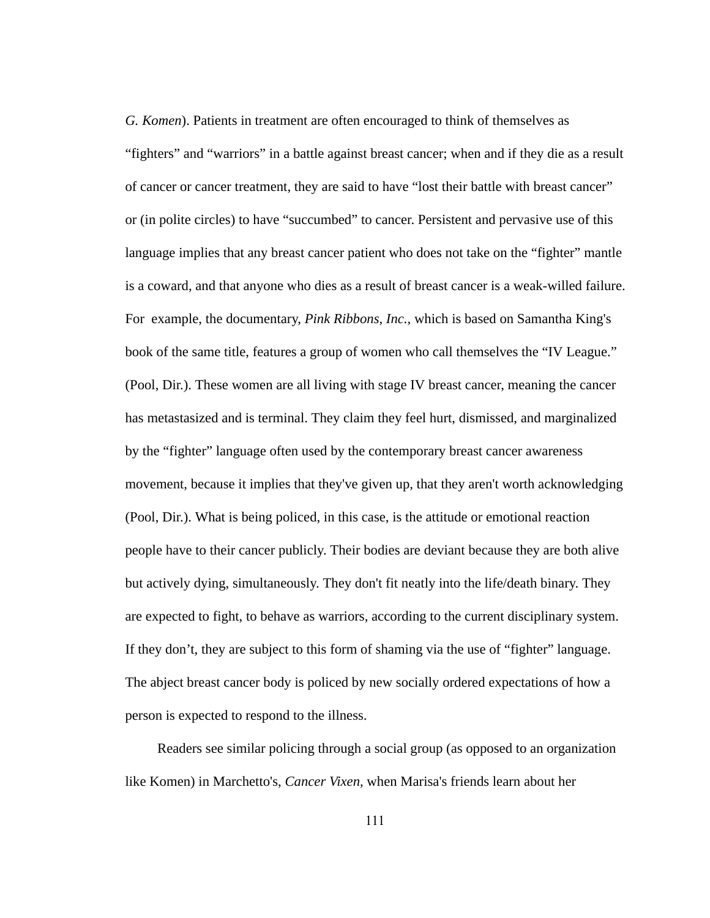*G. Komen*). Patients in treatment are often encouraged to think of themselves as "fighters" and "warriors" in a battle against breast cancer; when and if they die as a result of cancer or cancer treatment, they are said to have "lost their battle with breast cancer" or (in polite circles) to have "succumbed" to cancer. Persistent and pervasive use of this language implies that any breast cancer patient who does not take on the "fighter" mantle is a coward, and that anyone who dies as a result of breast cancer is a weak-willed failure. For example, the documentary, *Pink Ribbons, Inc.*, which is based on Samantha King's book of the same title, features a group of women who call themselves the "IV League." (Pool, Dir.). These women are all living with stage IV breast cancer, meaning the cancer has metastasized and is terminal. They claim they feel hurt, dismissed, and marginalized by the "fighter" language often used by the contemporary breast cancer awareness movement, because it implies that they've given up, that they aren't worth acknowledging (Pool, Dir.). What is being policed, in this case, is the attitude or emotional reaction people have to their cancer publicly. Their bodies are deviant because they are both alive but actively dying, simultaneously. They don't fit neatly into the life/death binary. They are expected to fight, to behave as warriors, according to the current disciplinary system. If they don't, they are subject to this form of shaming via the use of "fighter" language. The abject breast cancer body is policed by new socially ordered expectations of how a person is expected to respond to the illness.

Readers see similar policing through a social group (as opposed to an organization like Komen) in Marchetto's, *Cancer Vixen,* when Marisa's friends learn about her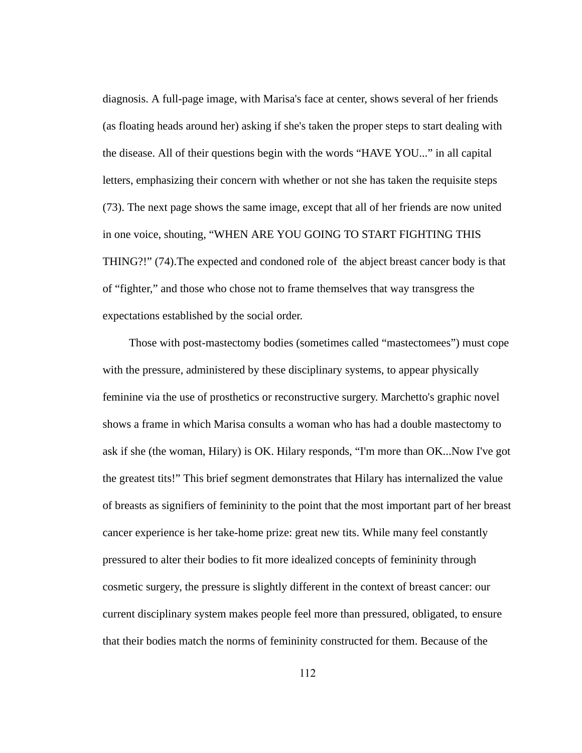diagnosis. A full-page image, with Marisa's face at center, shows several of her friends (as floating heads around her) asking if she's taken the proper steps to start dealing with the disease. All of their questions begin with the words "HAVE YOU..." in all capital letters, emphasizing their concern with whether or not she has taken the requisite steps (73). The next page shows the same image, except that all of her friends are now united in one voice, shouting, "WHEN ARE YOU GOING TO START FIGHTING THIS THING?!" (74).The expected and condoned role of the abject breast cancer body is that of "fighter," and those who chose not to frame themselves that way transgress the expectations established by the social order.

Those with post-mastectomy bodies (sometimes called "mastectomees") must cope with the pressure, administered by these disciplinary systems, to appear physically feminine via the use of prosthetics or reconstructive surgery. Marchetto's graphic novel shows a frame in which Marisa consults a woman who has had a double mastectomy to ask if she (the woman, Hilary) is OK. Hilary responds, "I'm more than OK...Now I've got the greatest tits!" This brief segment demonstrates that Hilary has internalized the value of breasts as signifiers of femininity to the point that the most important part of her breast cancer experience is her take-home prize: great new tits. While many feel constantly pressured to alter their bodies to fit more idealized concepts of femininity through cosmetic surgery, the pressure is slightly different in the context of breast cancer: our current disciplinary system makes people feel more than pressured, obligated, to ensure that their bodies match the norms of femininity constructed for them. Because of the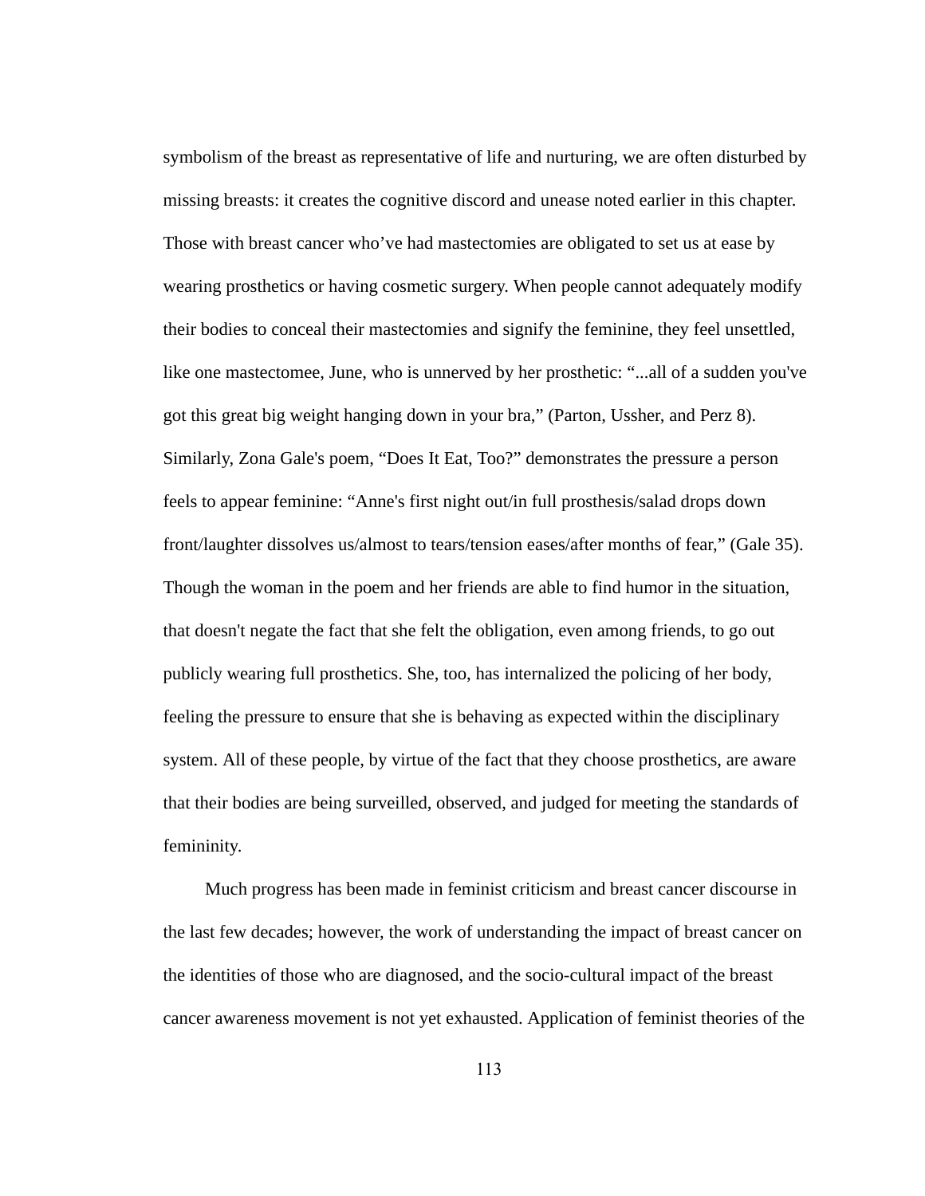symbolism of the breast as representative of life and nurturing, we are often disturbed by missing breasts: it creates the cognitive discord and unease noted earlier in this chapter. Those with breast cancer who've had mastectomies are obligated to set us at ease by wearing prosthetics or having cosmetic surgery. When people cannot adequately modify their bodies to conceal their mastectomies and signify the feminine, they feel unsettled, like one mastectomee, June, who is unnerved by her prosthetic: "...all of a sudden you've got this great big weight hanging down in your bra," (Parton, Ussher, and Perz 8). Similarly, Zona Gale's poem, "Does It Eat, Too?" demonstrates the pressure a person feels to appear feminine: "Anne's first night out/in full prosthesis/salad drops down front/laughter dissolves us/almost to tears/tension eases/after months of fear," (Gale 35). Though the woman in the poem and her friends are able to find humor in the situation, that doesn't negate the fact that she felt the obligation, even among friends, to go out publicly wearing full prosthetics. She, too, has internalized the policing of her body, feeling the pressure to ensure that she is behaving as expected within the disciplinary system. All of these people, by virtue of the fact that they choose prosthetics, are aware that their bodies are being surveilled, observed, and judged for meeting the standards of femininity.

Much progress has been made in feminist criticism and breast cancer discourse in the last few decades; however, the work of understanding the impact of breast cancer on the identities of those who are diagnosed, and the socio-cultural impact of the breast cancer awareness movement is not yet exhausted. Application of feminist theories of the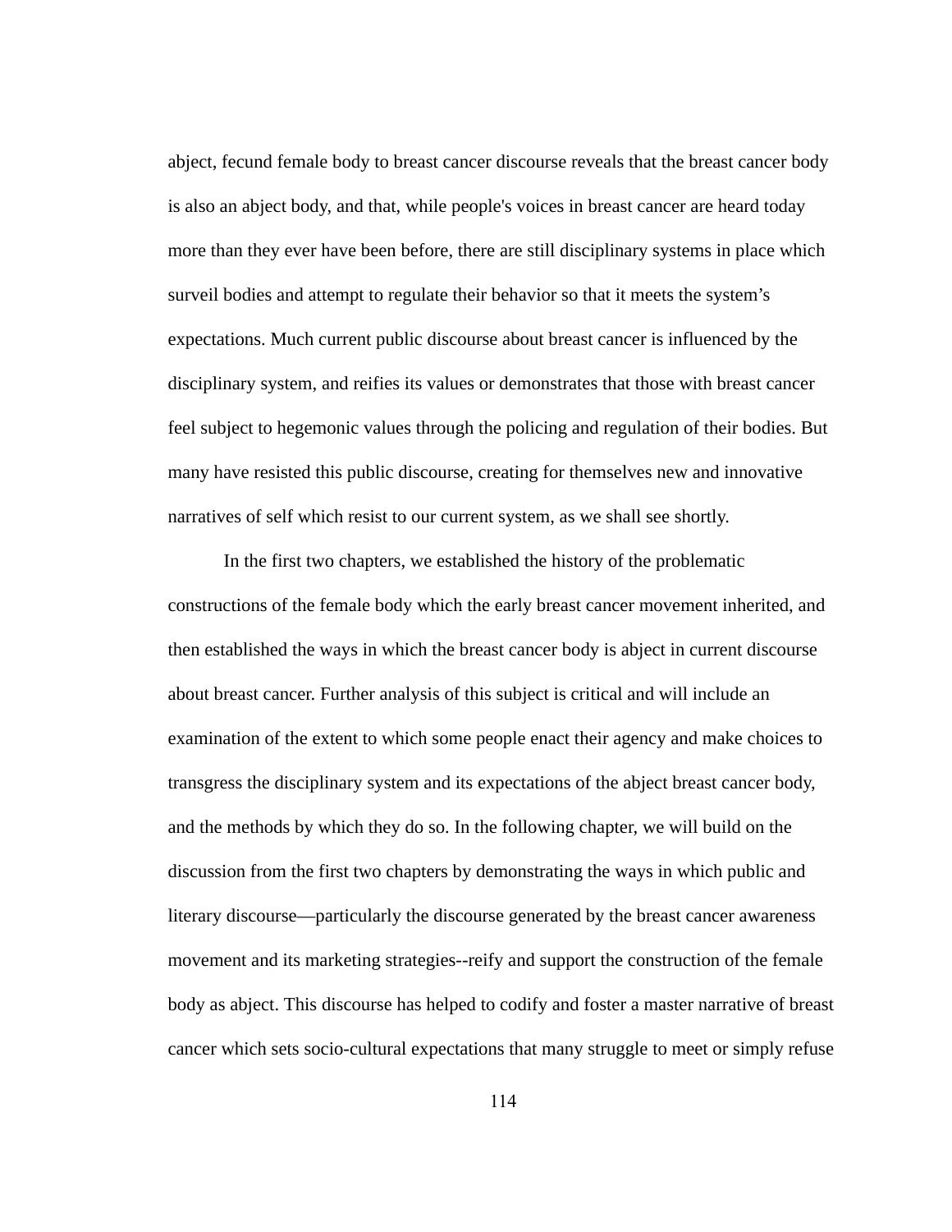abject, fecund female body to breast cancer discourse reveals that the breast cancer body is also an abject body, and that, while people's voices in breast cancer are heard today more than they ever have been before, there are still disciplinary systems in place which surveil bodies and attempt to regulate their behavior so that it meets the system's expectations. Much current public discourse about breast cancer is influenced by the disciplinary system, and reifies its values or demonstrates that those with breast cancer feel subject to hegemonic values through the policing and regulation of their bodies. But many have resisted this public discourse, creating for themselves new and innovative narratives of self which resist to our current system, as we shall see shortly.

In the first two chapters, we established the history of the problematic constructions of the female body which the early breast cancer movement inherited, and then established the ways in which the breast cancer body is abject in current discourse about breast cancer. Further analysis of this subject is critical and will include an examination of the extent to which some people enact their agency and make choices to transgress the disciplinary system and its expectations of the abject breast cancer body, and the methods by which they do so. In the following chapter, we will build on the discussion from the first two chapters by demonstrating the ways in which public and literary discourse—particularly the discourse generated by the breast cancer awareness movement and its marketing strategies--reify and support the construction of the female body as abject. This discourse has helped to codify and foster a master narrative of breast cancer which sets socio-cultural expectations that many struggle to meet or simply refuse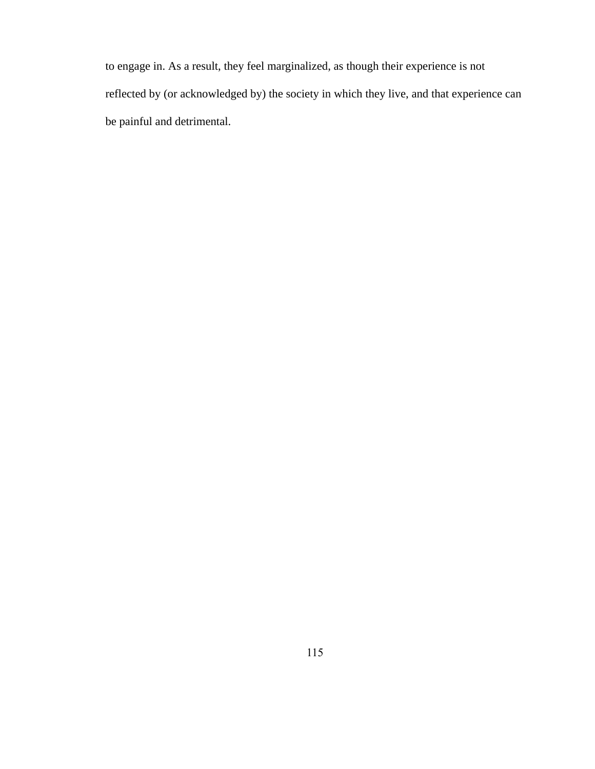to engage in. As a result, they feel marginalized, as though their experience is not reflected by (or acknowledged by) the society in which they live, and that experience can be painful and detrimental.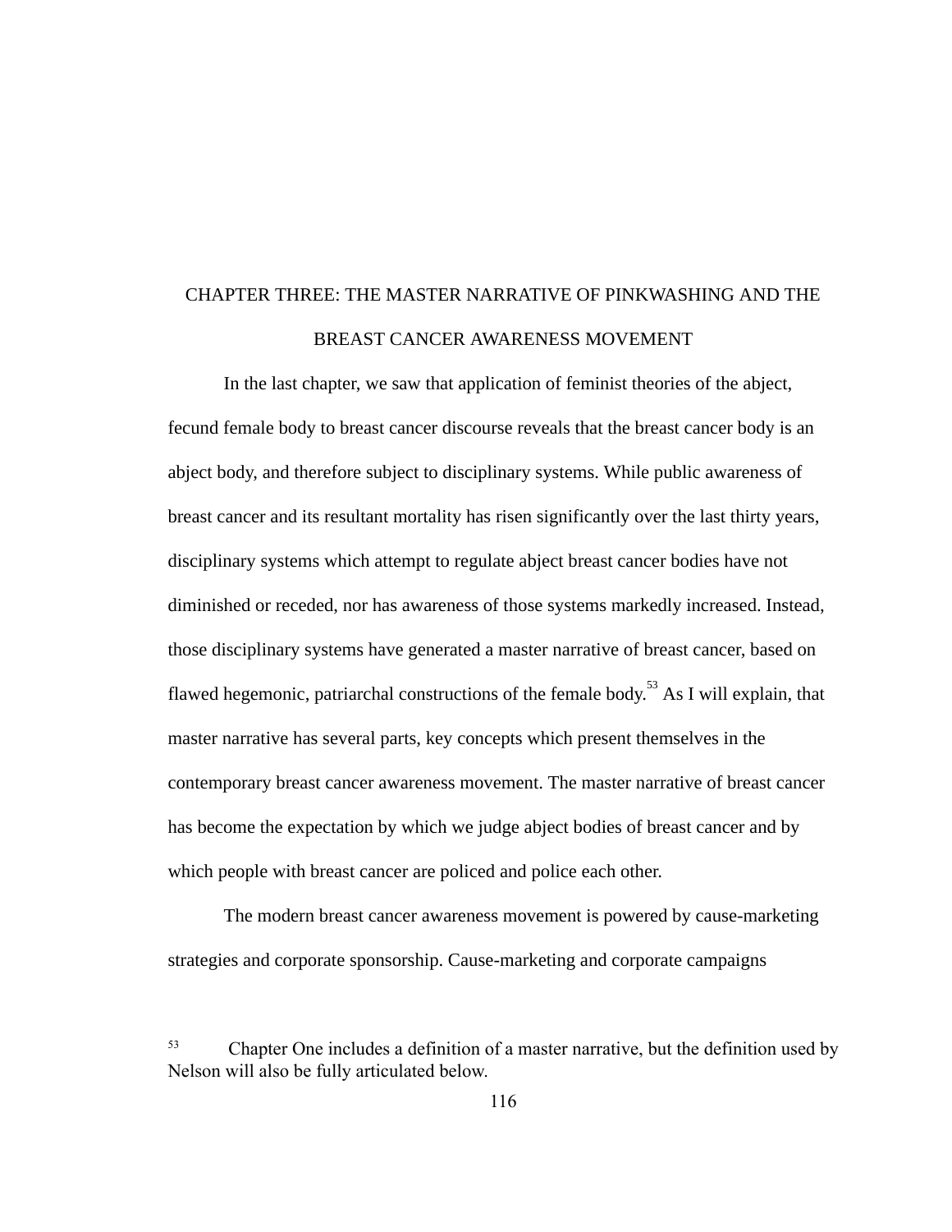# CHAPTER THREE: THE MASTER NARRATIVE OF PINKWASHING AND THE BREAST CANCER AWARENESS MOVEMENT

In the last chapter, we saw that application of feminist theories of the abject, fecund female body to breast cancer discourse reveals that the breast cancer body is an abject body, and therefore subject to disciplinary systems. While public awareness of breast cancer and its resultant mortality has risen significantly over the last thirty years, disciplinary systems which attempt to regulate abject breast cancer bodies have not diminished or receded, nor has awareness of those systems markedly increased. Instead, those disciplinary systems have generated a master narrative of breast cancer, based on flawed hegemonic, patriarchal constructions of the female body.[53] As I will explain, that master narrative has several parts, key concepts which present themselves in the contemporary breast cancer awareness movement. The master narrative of breast cancer has become the expectation by which we judge abject bodies of breast cancer and by which people with breast cancer are policed and police each other.

The modern breast cancer awareness movement is powered by cause-marketing strategies and corporate sponsorship. Cause-marketing and corporate campaigns

[53] Chapter One includes a definition of a master narrative, but the definition used by Nelson will also be fully articulated below.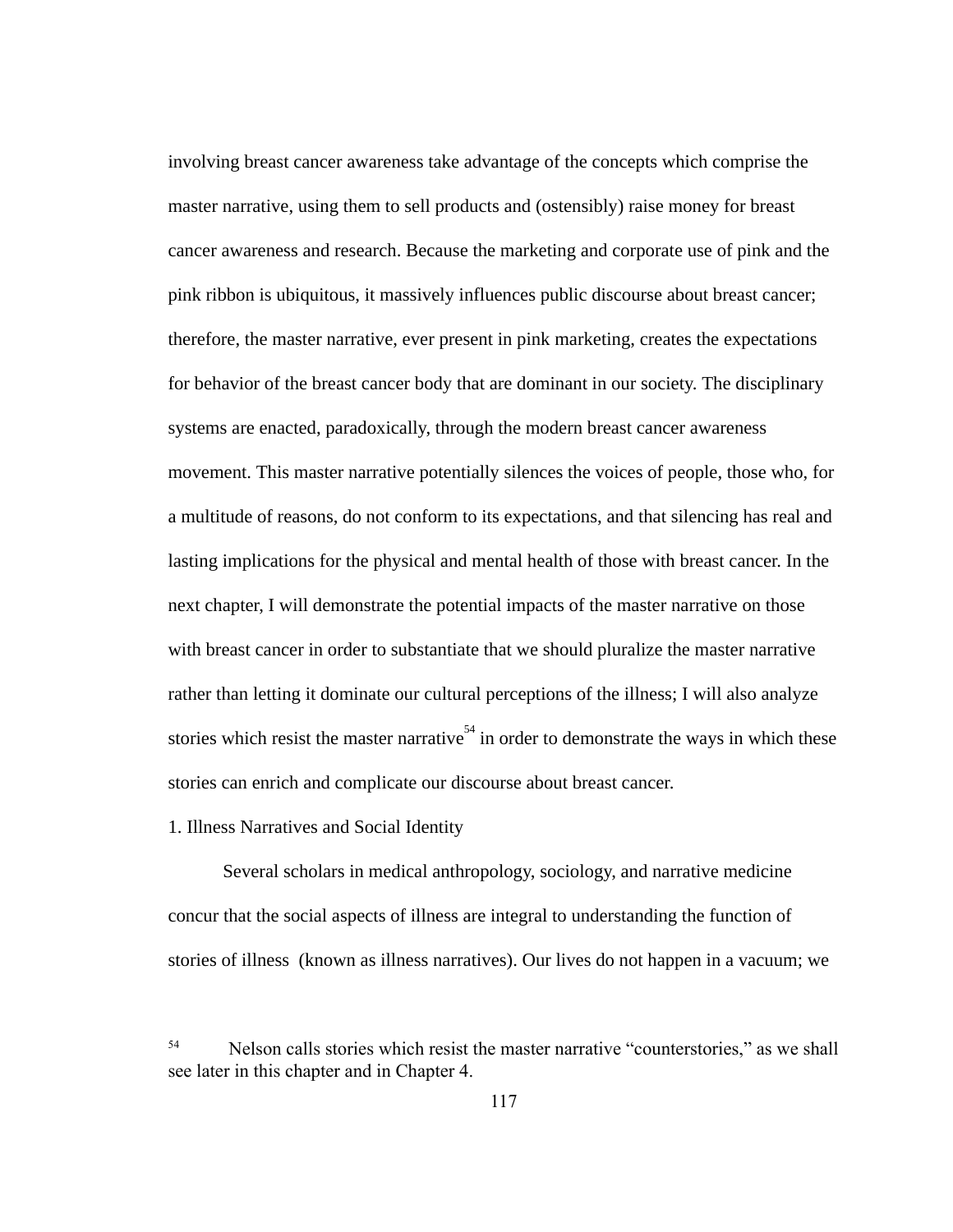involving breast cancer awareness take advantage of the concepts which comprise the master narrative, using them to sell products and (ostensibly) raise money for breast cancer awareness and research. Because the marketing and corporate use of pink and the pink ribbon is ubiquitous, it massively influences public discourse about breast cancer; therefore, the master narrative, ever present in pink marketing, creates the expectations for behavior of the breast cancer body that are dominant in our society. The disciplinary systems are enacted, paradoxically, through the modern breast cancer awareness movement. This master narrative potentially silences the voices of people, those who, for a multitude of reasons, do not conform to its expectations, and that silencing has real and lasting implications for the physical and mental health of those with breast cancer. In the next chapter, I will demonstrate the potential impacts of the master narrative on those with breast cancer in order to substantiate that we should pluralize the master narrative rather than letting it dominate our cultural perceptions of the illness; I will also analyze stories which resist the master narrative[54] in order to demonstrate the ways in which these stories can enrich and complicate our discourse about breast cancer.

## 1. Illness Narratives and Social Identity

Several scholars in medical anthropology, sociology, and narrative medicine concur that the social aspects of illness are integral to understanding the function of stories of illness (known as illness narratives). Our lives do not happen in a vacuum; we

[54] Nelson calls stories which resist the master narrative "counterstories," as we shall see later in this chapter and in Chapter 4.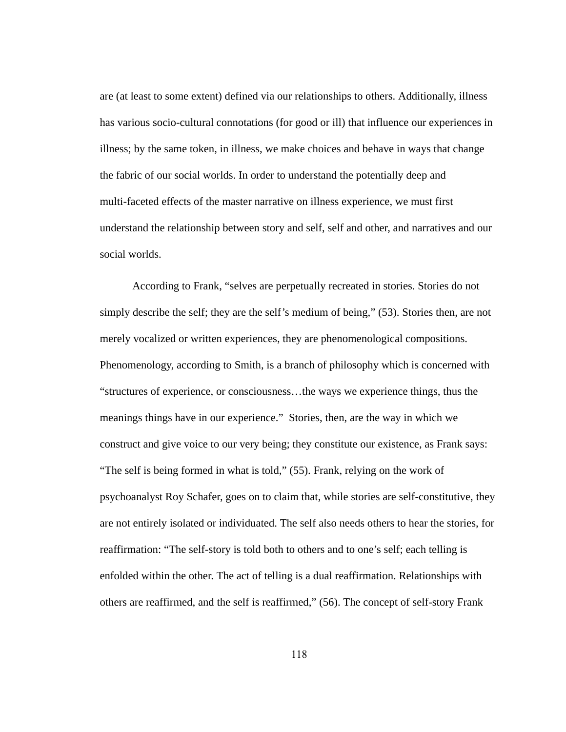are (at least to some extent) defined via our relationships to others. Additionally, illness has various socio-cultural connotations (for good or ill) that influence our experiences in illness; by the same token, in illness, we make choices and behave in ways that change the fabric of our social worlds. In order to understand the potentially deep and multi-faceted effects of the master narrative on illness experience, we must first understand the relationship between story and self, self and other, and narratives and our social worlds.

According to Frank, "selves are perpetually recreated in stories. Stories do not simply describe the self; they are the self's medium of being," (53). Stories then, are not merely vocalized or written experiences, they are phenomenological compositions. Phenomenology, according to Smith, is a branch of philosophy which is concerned with "structures of experience, or consciousness…the ways we experience things, thus the meanings things have in our experience." Stories, then, are the way in which we construct and give voice to our very being; they constitute our existence, as Frank says: "The self is being formed in what is told," (55). Frank, relying on the work of psychoanalyst Roy Schafer, goes on to claim that, while stories are self-constitutive, they are not entirely isolated or individuated. The self also needs others to hear the stories, for reaffirmation: "The self-story is told both to others and to one's self; each telling is enfolded within the other. The act of telling is a dual reaffirmation. Relationships with others are reaffirmed, and the self is reaffirmed," (56). The concept of self-story Frank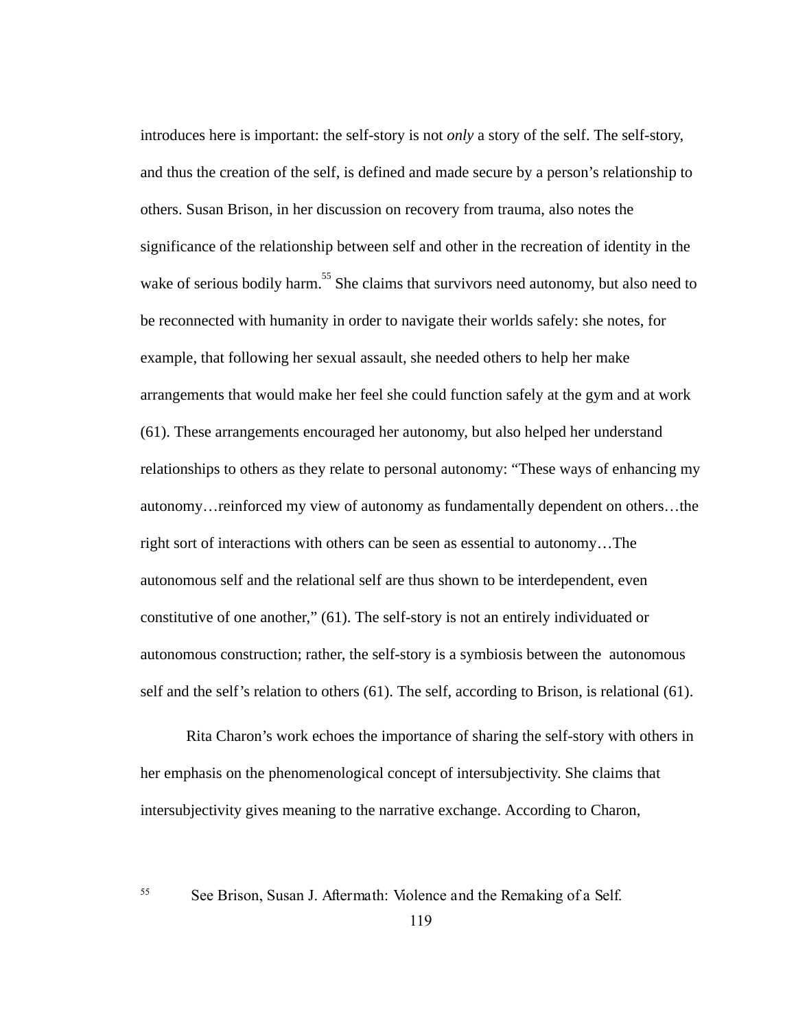introduces here is important: the self-story is not *only* a story of the self. The self-story, and thus the creation of the self, is defined and made secure by a person's relationship to others. Susan Brison, in her discussion on recovery from trauma, also notes the significance of the relationship between self and other in the recreation of identity in the wake of serious bodily harm.[55] She claims that survivors need autonomy, but also need to be reconnected with humanity in order to navigate their worlds safely: she notes, for example, that following her sexual assault, she needed others to help her make arrangements that would make her feel she could function safely at the gym and at work (61). These arrangements encouraged her autonomy, but also helped her understand relationships to others as they relate to personal autonomy: "These ways of enhancing my autonomy…reinforced my view of autonomy as fundamentally dependent on others…the right sort of interactions with others can be seen as essential to autonomy…The autonomous self and the relational self are thus shown to be interdependent, even constitutive of one another," (61). The self-story is not an entirely individuated or autonomous construction; rather, the self-story is a symbiosis between the autonomous self and the self's relation to others (61). The self, according to Brison, is relational (61).

Rita Charon's work echoes the importance of sharing the self-story with others in her emphasis on the phenomenological concept of intersubjectivity. She claims that intersubjectivity gives meaning to the narrative exchange. According to Charon,

[55] See Brison, Susan J. Aftermath: Violence and the Remaking of a Self.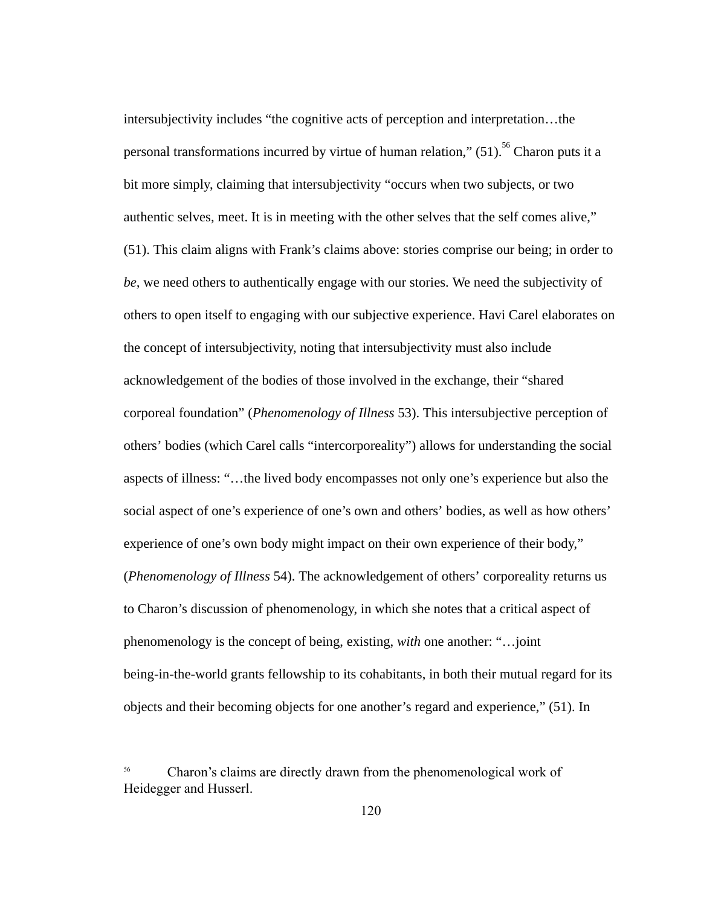intersubjectivity includes "the cognitive acts of perception and interpretation…the personal transformations incurred by virtue of human relation," (51).[56] Charon puts it a bit more simply, claiming that intersubjectivity "occurs when two subjects, or two authentic selves, meet. It is in meeting with the other selves that the self comes alive," (51). This claim aligns with Frank's claims above: stories comprise our being; in order to *be*, we need others to authentically engage with our stories. We need the subjectivity of others to open itself to engaging with our subjective experience. Havi Carel elaborates on the concept of intersubjectivity, noting that intersubjectivity must also include acknowledgement of the bodies of those involved in the exchange, their "shared corporeal foundation" (*Phenomenology of Illness* 53). This intersubjective perception of others' bodies (which Carel calls "intercorporeality") allows for understanding the social aspects of illness: "…the lived body encompasses not only one's experience but also the social aspect of one's experience of one's own and others' bodies, as well as how others' experience of one's own body might impact on their own experience of their body," (*Phenomenology of Illness* 54). The acknowledgement of others' corporeality returns us to Charon's discussion of phenomenology, in which she notes that a critical aspect of phenomenology is the concept of being, existing, *with* one another: "…joint being-in-the-world grants fellowship to its cohabitants, in both their mutual regard for its objects and their becoming objects for one another's regard and experience," (51). In

[56] Charon's claims are directly drawn from the phenomenological work of Heidegger and Husserl.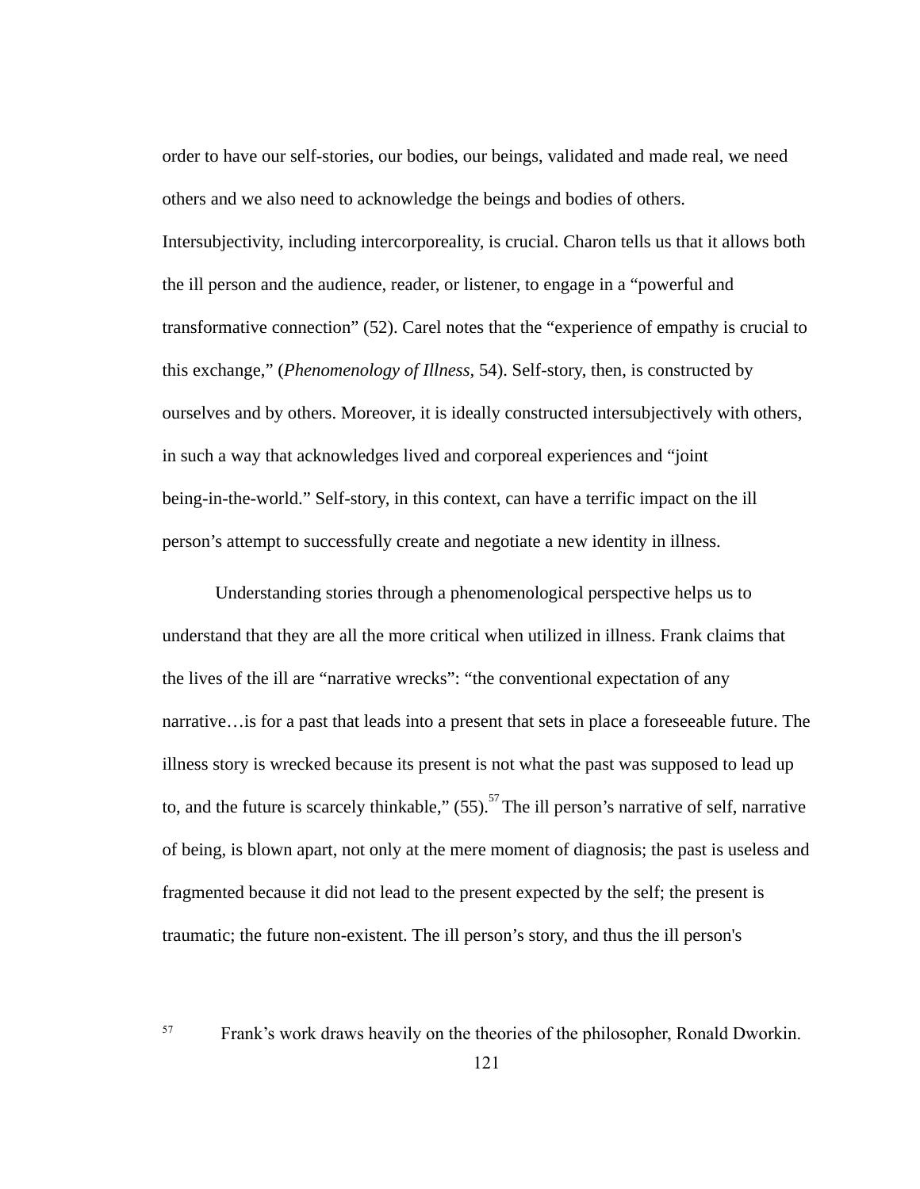order to have our self-stories, our bodies, our beings, validated and made real, we need others and we also need to acknowledge the beings and bodies of others. Intersubjectivity, including intercorporeality, is crucial. Charon tells us that it allows both the ill person and the audience, reader, or listener, to engage in a "powerful and transformative connection" (52). Carel notes that the "experience of empathy is crucial to this exchange," (*Phenomenology of Illness*, 54). Self-story, then, is constructed by ourselves and by others. Moreover, it is ideally constructed intersubjectively with others, in such a way that acknowledges lived and corporeal experiences and "joint being-in-the-world." Self-story, in this context, can have a terrific impact on the ill person's attempt to successfully create and negotiate a new identity in illness.

Understanding stories through a phenomenological perspective helps us to understand that they are all the more critical when utilized in illness. Frank claims that the lives of the ill are "narrative wrecks": "the conventional expectation of any narrative…is for a past that leads into a present that sets in place a foreseeable future. The illness story is wrecked because its present is not what the past was supposed to lead up to, and the future is scarcely thinkable," (55).[57] The ill person's narrative of self, narrative of being, is blown apart, not only at the mere moment of diagnosis; the past is useless and fragmented because it did not lead to the present expected by the self; the present is traumatic; the future non-existent. The ill person's story, and thus the ill person's

[57] Frank's work draws heavily on the theories of the philosopher, Ronald Dworkin.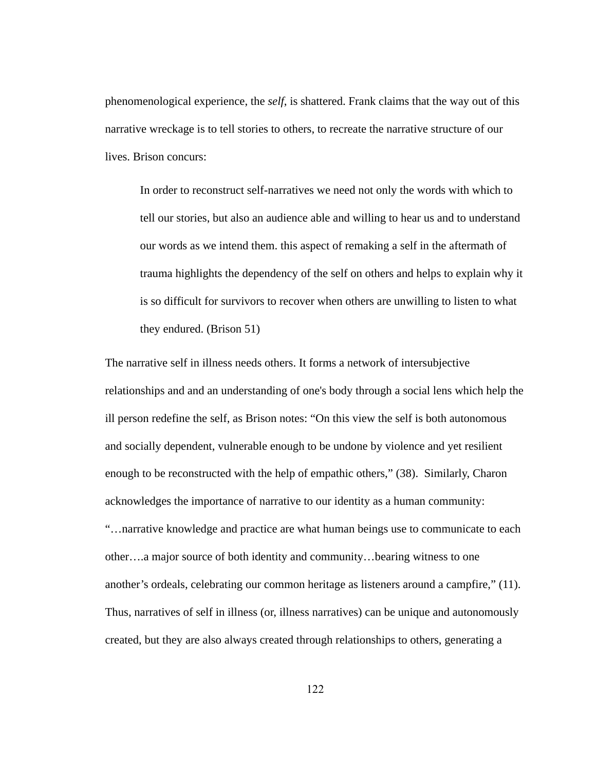phenomenological experience, the *self*, is shattered. Frank claims that the way out of this narrative wreckage is to tell stories to others, to recreate the narrative structure of our lives. Brison concurs:

> In order to reconstruct self-narratives we need not only the words with which to tell our stories, but also an audience able and willing to hear us and to understand our words as we intend them. this aspect of remaking a self in the aftermath of trauma highlights the dependency of the self on others and helps to explain why it is so difficult for survivors to recover when others are unwilling to listen to what they endured. (Brison 51)

The narrative self in illness needs others. It forms a network of intersubjective relationships and and an understanding of one's body through a social lens which help the ill person redefine the self, as Brison notes: “On this view the self is both autonomous and socially dependent, vulnerable enough to be undone by violence and yet resilient enough to be reconstructed with the help of empathic others,” (38). Similarly, Charon acknowledges the importance of narrative to our identity as a human community: “…narrative knowledge and practice are what human beings use to communicate to each other….a major source of both identity and community…bearing witness to one another’s ordeals, celebrating our common heritage as listeners around a campfire,” (11). Thus, narratives of self in illness (or, illness narratives) can be unique and autonomously created, but they are also always created through relationships to others, generating a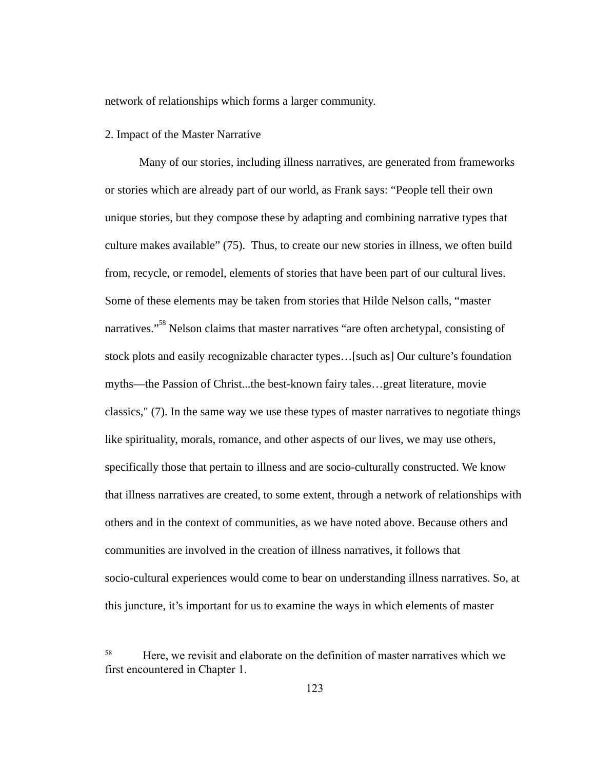network of relationships which forms a larger community.

2. Impact of the Master Narrative

Many of our stories, including illness narratives, are generated from frameworks or stories which are already part of our world, as Frank says: "People tell their own unique stories, but they compose these by adapting and combining narrative types that culture makes available" (75). Thus, to create our new stories in illness, we often build from, recycle, or remodel, elements of stories that have been part of our cultural lives. Some of these elements may be taken from stories that Hilde Nelson calls, "master narratives."[58] Nelson claims that master narratives "are often archetypal, consisting of stock plots and easily recognizable character types…[such as] Our culture's foundation myths—the Passion of Christ...the best-known fairy tales…great literature, movie classics," (7). In the same way we use these types of master narratives to negotiate things like spirituality, morals, romance, and other aspects of our lives, we may use others, specifically those that pertain to illness and are socio-culturally constructed. We know that illness narratives are created, to some extent, through a network of relationships with others and in the context of communities, as we have noted above. Because others and communities are involved in the creation of illness narratives, it follows that socio-cultural experiences would come to bear on understanding illness narratives. So, at this juncture, it's important for us to examine the ways in which elements of master

[58] Here, we revisit and elaborate on the definition of master narratives which we first encountered in Chapter 1.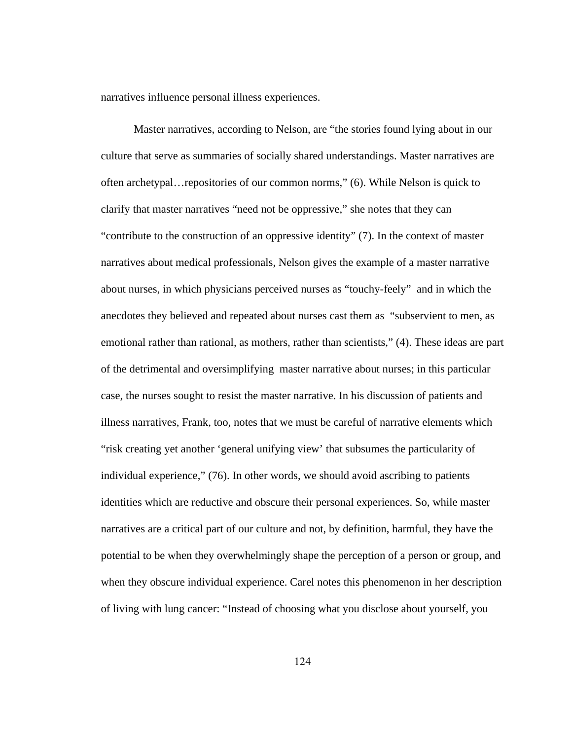narratives influence personal illness experiences.

Master narratives, according to Nelson, are "the stories found lying about in our culture that serve as summaries of socially shared understandings. Master narratives are often archetypal…repositories of our common norms," (6). While Nelson is quick to clarify that master narratives "need not be oppressive," she notes that they can "contribute to the construction of an oppressive identity" (7). In the context of master narratives about medical professionals, Nelson gives the example of a master narrative about nurses, in which physicians perceived nurses as "touchy-feely" and in which the anecdotes they believed and repeated about nurses cast them as "subservient to men, as emotional rather than rational, as mothers, rather than scientists," (4). These ideas are part of the detrimental and oversimplifying master narrative about nurses; in this particular case, the nurses sought to resist the master narrative. In his discussion of patients and illness narratives, Frank, too, notes that we must be careful of narrative elements which "risk creating yet another 'general unifying view' that subsumes the particularity of individual experience," (76). In other words, we should avoid ascribing to patients identities which are reductive and obscure their personal experiences. So, while master narratives are a critical part of our culture and not, by definition, harmful, they have the potential to be when they overwhelmingly shape the perception of a person or group, and when they obscure individual experience. Carel notes this phenomenon in her description of living with lung cancer: "Instead of choosing what you disclose about yourself, you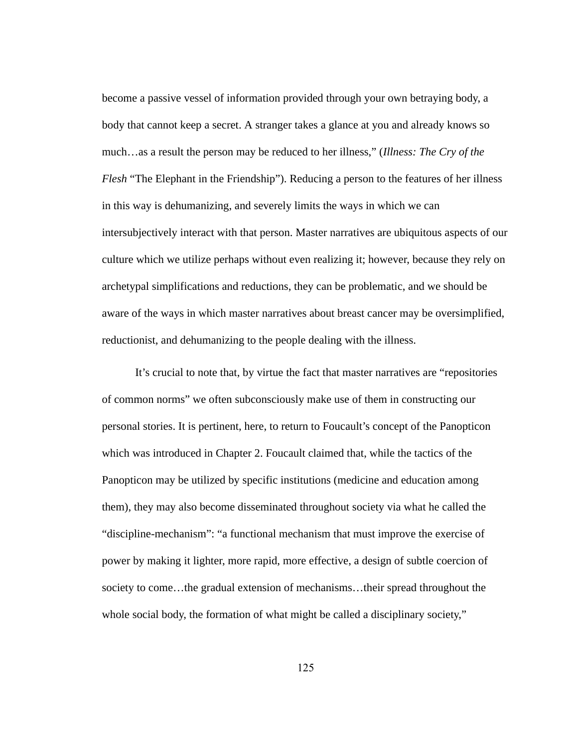become a passive vessel of information provided through your own betraying body, a body that cannot keep a secret. A stranger takes a glance at you and already knows so much…as a result the person may be reduced to her illness," (*Illness: The Cry of the Flesh* "The Elephant in the Friendship"). Reducing a person to the features of her illness in this way is dehumanizing, and severely limits the ways in which we can intersubjectively interact with that person. Master narratives are ubiquitous aspects of our culture which we utilize perhaps without even realizing it; however, because they rely on archetypal simplifications and reductions, they can be problematic, and we should be aware of the ways in which master narratives about breast cancer may be oversimplified, reductionist, and dehumanizing to the people dealing with the illness.

It's crucial to note that, by virtue the fact that master narratives are "repositories of common norms" we often subconsciously make use of them in constructing our personal stories. It is pertinent, here, to return to Foucault's concept of the Panopticon which was introduced in Chapter 2. Foucault claimed that, while the tactics of the Panopticon may be utilized by specific institutions (medicine and education among them), they may also become disseminated throughout society via what he called the "discipline-mechanism": "a functional mechanism that must improve the exercise of power by making it lighter, more rapid, more effective, a design of subtle coercion of society to come…the gradual extension of mechanisms…their spread throughout the whole social body, the formation of what might be called a disciplinary society,"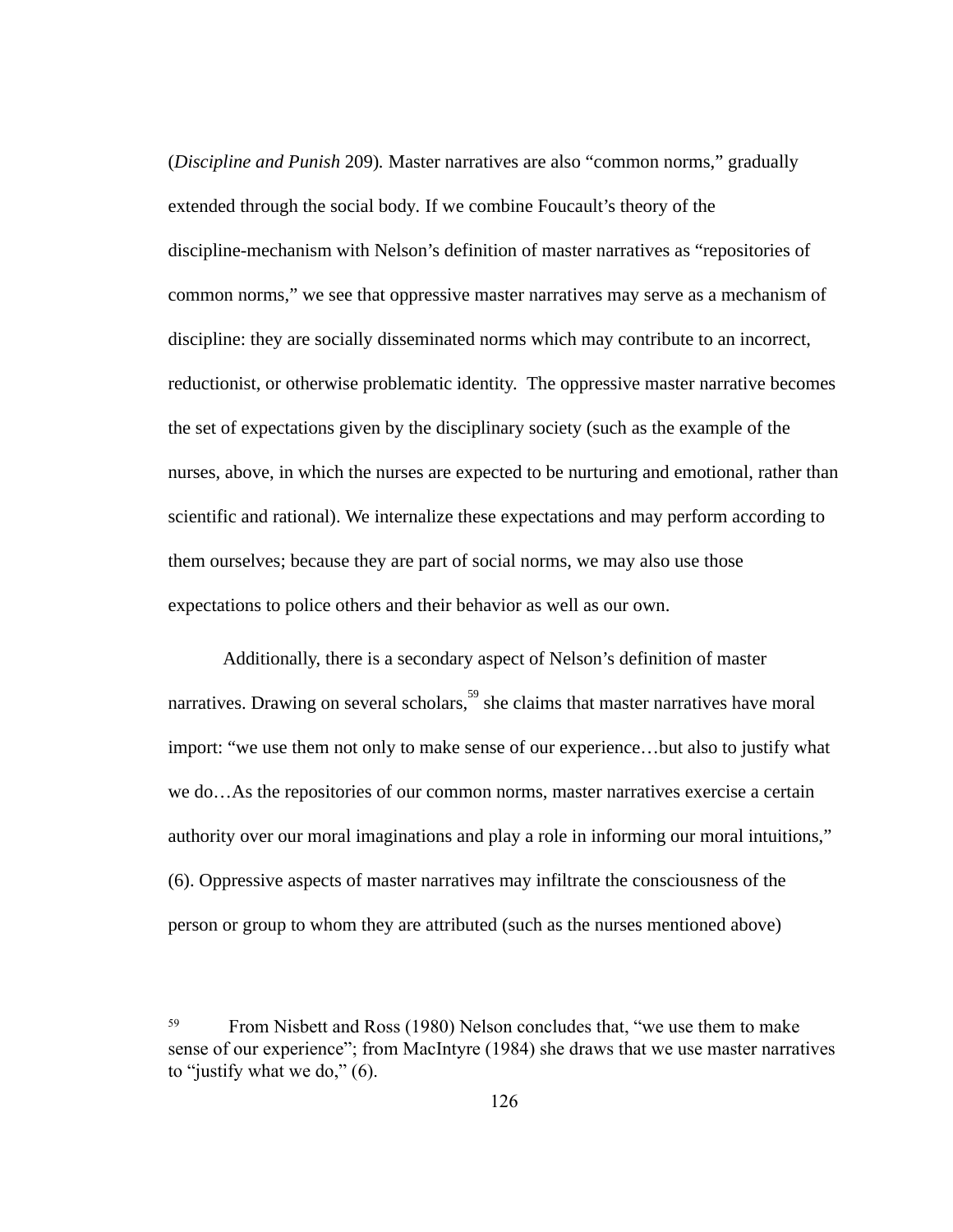(*Discipline and Punish* 209). Master narratives are also "common norms," gradually extended through the social body. If we combine Foucault's theory of the discipline-mechanism with Nelson's definition of master narratives as "repositories of common norms," we see that oppressive master narratives may serve as a mechanism of discipline: they are socially disseminated norms which may contribute to an incorrect, reductionist, or otherwise problematic identity. The oppressive master narrative becomes the set of expectations given by the disciplinary society (such as the example of the nurses, above, in which the nurses are expected to be nurturing and emotional, rather than scientific and rational). We internalize these expectations and may perform according to them ourselves; because they are part of social norms, we may also use those expectations to police others and their behavior as well as our own.

Additionally, there is a secondary aspect of Nelson's definition of master narratives. Drawing on several scholars,[59] she claims that master narratives have moral import: "we use them not only to make sense of our experience…but also to justify what we do…As the repositories of our common norms, master narratives exercise a certain authority over our moral imaginations and play a role in informing our moral intuitions," (6). Oppressive aspects of master narratives may infiltrate the consciousness of the person or group to whom they are attributed (such as the nurses mentioned above)

[59] From Nisbett and Ross (1980) Nelson concludes that, "we use them to make sense of our experience"; from MacIntyre (1984) she draws that we use master narratives to "justify what we do," (6).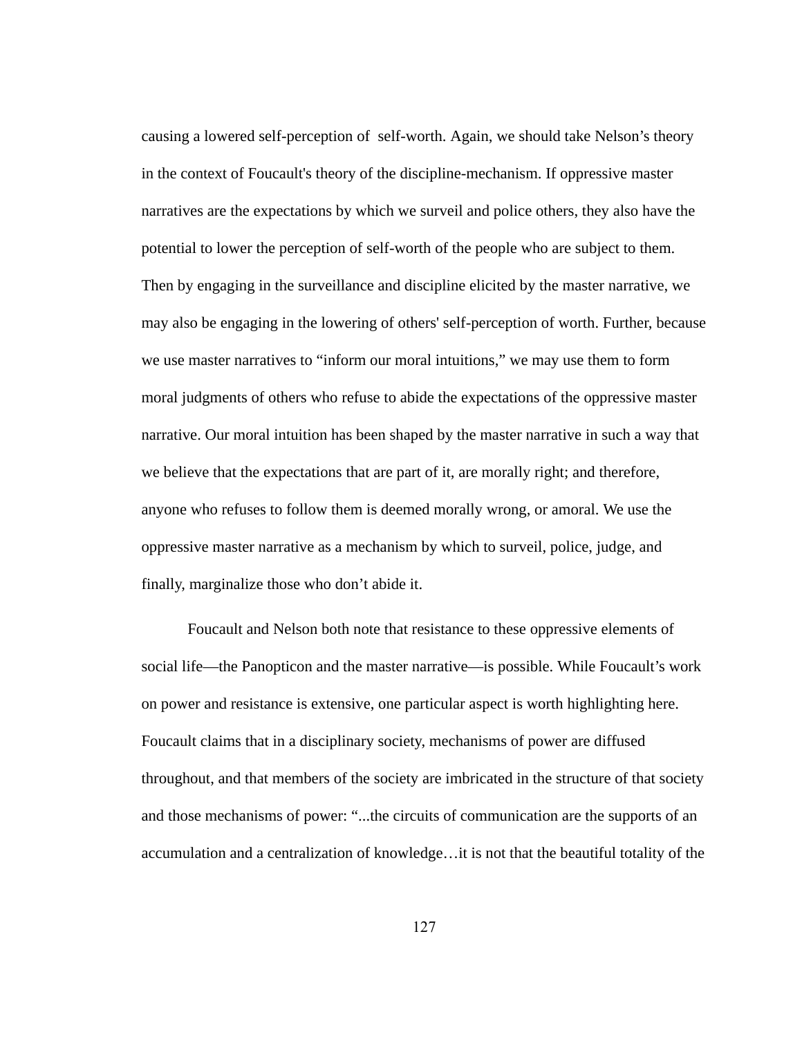causing a lowered self-perception of self-worth. Again, we should take Nelson's theory in the context of Foucault's theory of the discipline-mechanism. If oppressive master narratives are the expectations by which we surveil and police others, they also have the potential to lower the perception of self-worth of the people who are subject to them. Then by engaging in the surveillance and discipline elicited by the master narrative, we may also be engaging in the lowering of others' self-perception of worth. Further, because we use master narratives to "inform our moral intuitions," we may use them to form moral judgments of others who refuse to abide the expectations of the oppressive master narrative. Our moral intuition has been shaped by the master narrative in such a way that we believe that the expectations that are part of it, are morally right; and therefore, anyone who refuses to follow them is deemed morally wrong, or amoral. We use the oppressive master narrative as a mechanism by which to surveil, police, judge, and finally, marginalize those who don't abide it.

Foucault and Nelson both note that resistance to these oppressive elements of social life—the Panopticon and the master narrative—is possible. While Foucault's work on power and resistance is extensive, one particular aspect is worth highlighting here. Foucault claims that in a disciplinary society, mechanisms of power are diffused throughout, and that members of the society are imbricated in the structure of that society and those mechanisms of power: "...the circuits of communication are the supports of an accumulation and a centralization of knowledge…it is not that the beautiful totality of the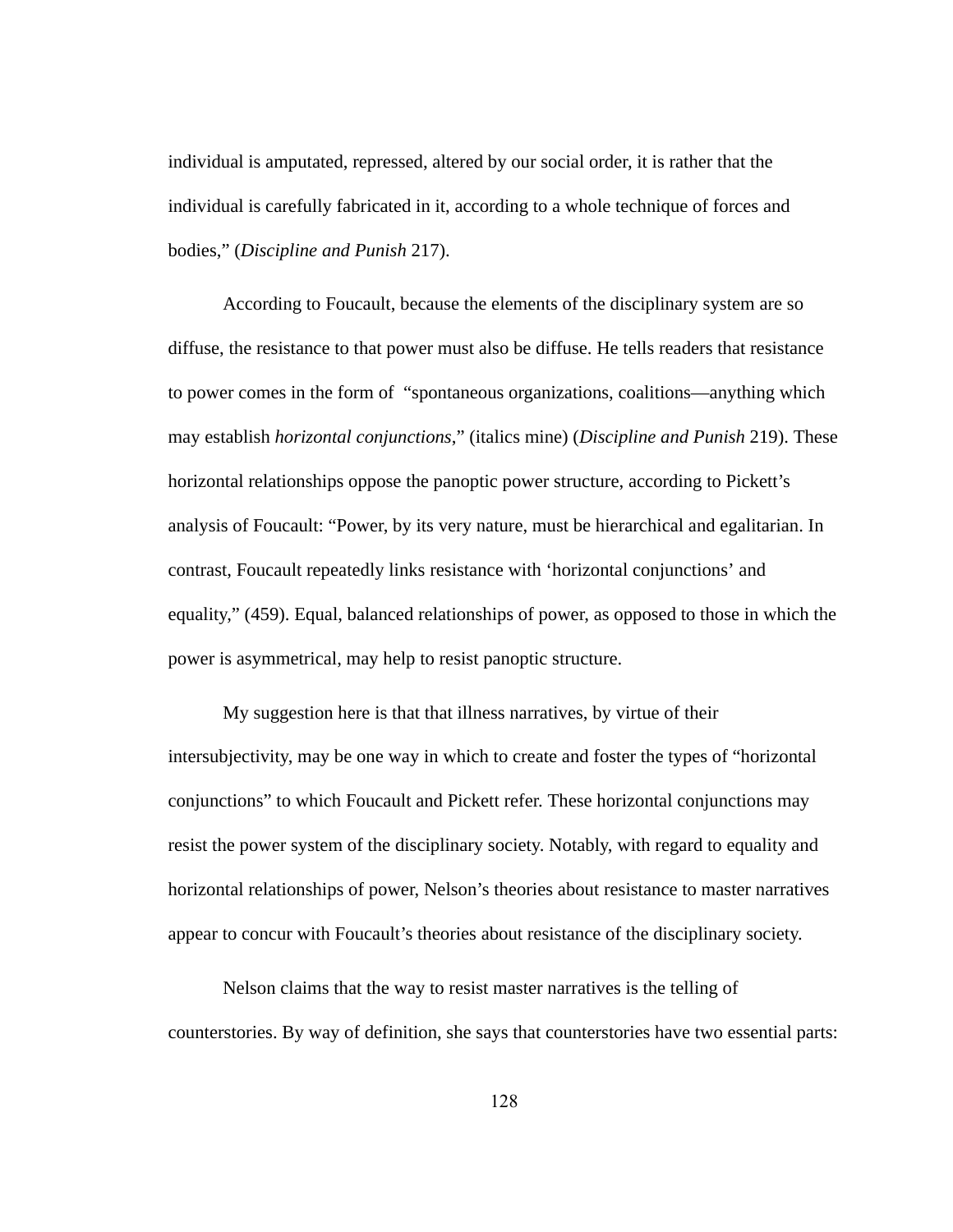individual is amputated, repressed, altered by our social order, it is rather that the individual is carefully fabricated in it, according to a whole technique of forces and bodies," (*Discipline and Punish* 217).

According to Foucault, because the elements of the disciplinary system are so diffuse, the resistance to that power must also be diffuse. He tells readers that resistance to power comes in the form of "spontaneous organizations, coalitions—anything which may establish *horizontal conjunctions*," (italics mine) (*Discipline and Punish* 219). These horizontal relationships oppose the panoptic power structure, according to Pickett's analysis of Foucault: "Power, by its very nature, must be hierarchical and egalitarian. In contrast, Foucault repeatedly links resistance with 'horizontal conjunctions' and equality," (459). Equal, balanced relationships of power, as opposed to those in which the power is asymmetrical, may help to resist panoptic structure.

My suggestion here is that that illness narratives, by virtue of their intersubjectivity, may be one way in which to create and foster the types of "horizontal conjunctions" to which Foucault and Pickett refer. These horizontal conjunctions may resist the power system of the disciplinary society. Notably, with regard to equality and horizontal relationships of power, Nelson's theories about resistance to master narratives appear to concur with Foucault's theories about resistance of the disciplinary society.

Nelson claims that the way to resist master narratives is the telling of counterstories. By way of definition, she says that counterstories have two essential parts: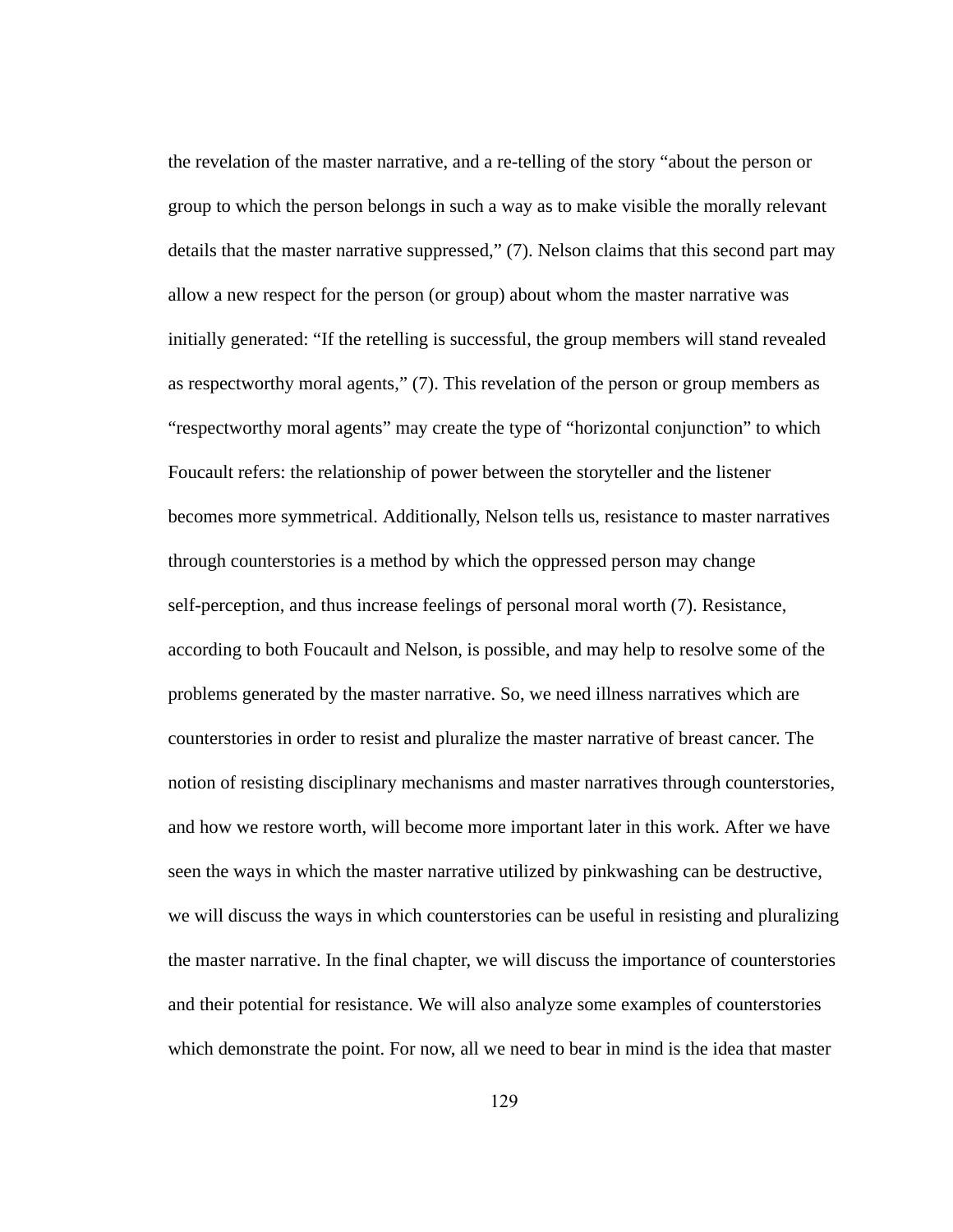the revelation of the master narrative, and a re-telling of the story “about the person or group to which the person belongs in such a way as to make visible the morally relevant details that the master narrative suppressed,” (7). Nelson claims that this second part may allow a new respect for the person (or group) about whom the master narrative was initially generated: “If the retelling is successful, the group members will stand revealed as respectworthy moral agents,” (7). This revelation of the person or group members as “respectworthy moral agents” may create the type of “horizontal conjunction” to which Foucault refers: the relationship of power between the storyteller and the listener becomes more symmetrical. Additionally, Nelson tells us, resistance to master narratives through counterstories is a method by which the oppressed person may change self-perception, and thus increase feelings of personal moral worth (7). Resistance, according to both Foucault and Nelson, is possible, and may help to resolve some of the problems generated by the master narrative. So, we need illness narratives which are counterstories in order to resist and pluralize the master narrative of breast cancer. The notion of resisting disciplinary mechanisms and master narratives through counterstories, and how we restore worth, will become more important later in this work. After we have seen the ways in which the master narrative utilized by pinkwashing can be destructive, we will discuss the ways in which counterstories can be useful in resisting and pluralizing the master narrative. In the final chapter, we will discuss the importance of counterstories and their potential for resistance. We will also analyze some examples of counterstories which demonstrate the point. For now, all we need to bear in mind is the idea that master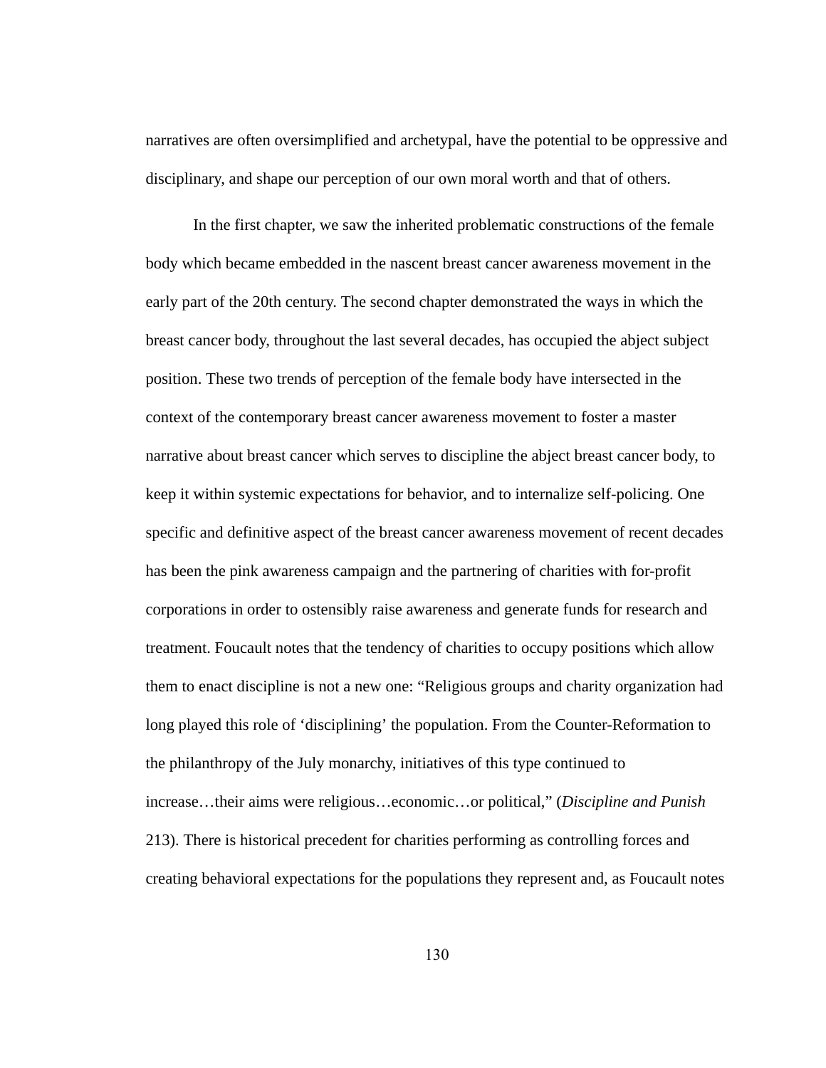narratives are often oversimplified and archetypal, have the potential to be oppressive and disciplinary, and shape our perception of our own moral worth and that of others.

In the first chapter, we saw the inherited problematic constructions of the female body which became embedded in the nascent breast cancer awareness movement in the early part of the 20th century. The second chapter demonstrated the ways in which the breast cancer body, throughout the last several decades, has occupied the abject subject position. These two trends of perception of the female body have intersected in the context of the contemporary breast cancer awareness movement to foster a master narrative about breast cancer which serves to discipline the abject breast cancer body, to keep it within systemic expectations for behavior, and to internalize self-policing. One specific and definitive aspect of the breast cancer awareness movement of recent decades has been the pink awareness campaign and the partnering of charities with for-profit corporations in order to ostensibly raise awareness and generate funds for research and treatment. Foucault notes that the tendency of charities to occupy positions which allow them to enact discipline is not a new one: "Religious groups and charity organization had long played this role of 'disciplining' the population. From the Counter-Reformation to the philanthropy of the July monarchy, initiatives of this type continued to increase…their aims were religious…economic…or political," (*Discipline and Punish* 213). There is historical precedent for charities performing as controlling forces and creating behavioral expectations for the populations they represent and, as Foucault notes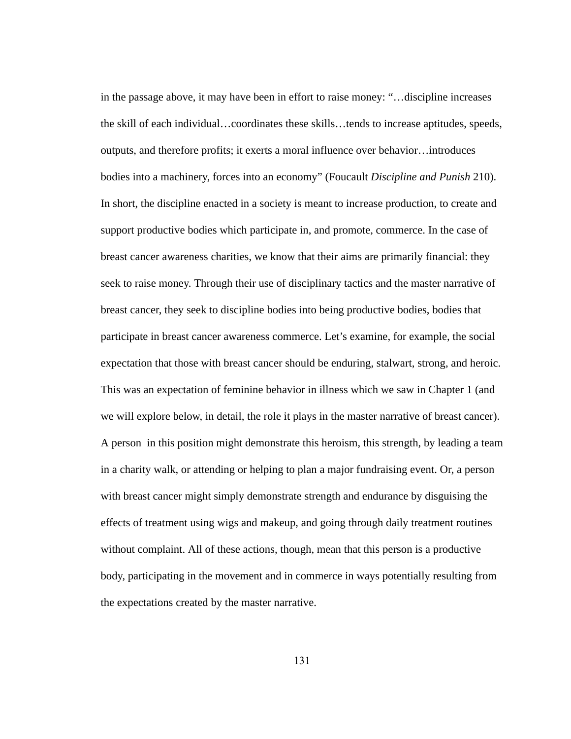in the passage above, it may have been in effort to raise money: "…discipline increases the skill of each individual…coordinates these skills…tends to increase aptitudes, speeds, outputs, and therefore profits; it exerts a moral influence over behavior…introduces bodies into a machinery, forces into an economy" (Foucault *Discipline and Punish* 210). In short, the discipline enacted in a society is meant to increase production, to create and support productive bodies which participate in, and promote, commerce. In the case of breast cancer awareness charities, we know that their aims are primarily financial: they seek to raise money. Through their use of disciplinary tactics and the master narrative of breast cancer, they seek to discipline bodies into being productive bodies, bodies that participate in breast cancer awareness commerce. Let's examine, for example, the social expectation that those with breast cancer should be enduring, stalwart, strong, and heroic. This was an expectation of feminine behavior in illness which we saw in Chapter 1 (and we will explore below, in detail, the role it plays in the master narrative of breast cancer). A person  in this position might demonstrate this heroism, this strength, by leading a team in a charity walk, or attending or helping to plan a major fundraising event. Or, a person with breast cancer might simply demonstrate strength and endurance by disguising the effects of treatment using wigs and makeup, and going through daily treatment routines without complaint. All of these actions, though, mean that this person is a productive body, participating in the movement and in commerce in ways potentially resulting from the expectations created by the master narrative.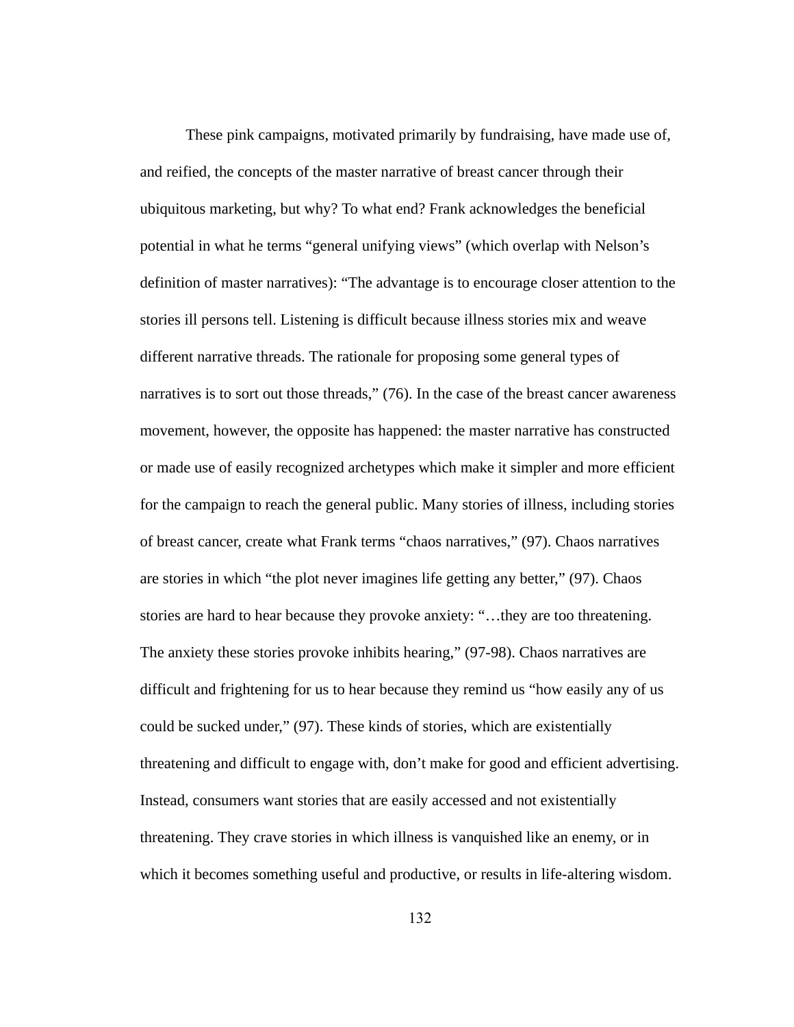These pink campaigns, motivated primarily by fundraising, have made use of, and reified, the concepts of the master narrative of breast cancer through their ubiquitous marketing, but why? To what end? Frank acknowledges the beneficial potential in what he terms “general unifying views” (which overlap with Nelson’s definition of master narratives): “The advantage is to encourage closer attention to the stories ill persons tell. Listening is difficult because illness stories mix and weave different narrative threads. The rationale for proposing some general types of narratives is to sort out those threads,” (76). In the case of the breast cancer awareness movement, however, the opposite has happened: the master narrative has constructed or made use of easily recognized archetypes which make it simpler and more efficient for the campaign to reach the general public. Many stories of illness, including stories of breast cancer, create what Frank terms “chaos narratives,” (97). Chaos narratives are stories in which “the plot never imagines life getting any better,” (97). Chaos stories are hard to hear because they provoke anxiety: “…they are too threatening. The anxiety these stories provoke inhibits hearing,” (97-98). Chaos narratives are difficult and frightening for us to hear because they remind us “how easily any of us could be sucked under,” (97). These kinds of stories, which are existentially threatening and difficult to engage with, don’t make for good and efficient advertising. Instead, consumers want stories that are easily accessed and not existentially threatening. They crave stories in which illness is vanquished like an enemy, or in which it becomes something useful and productive, or results in life-altering wisdom.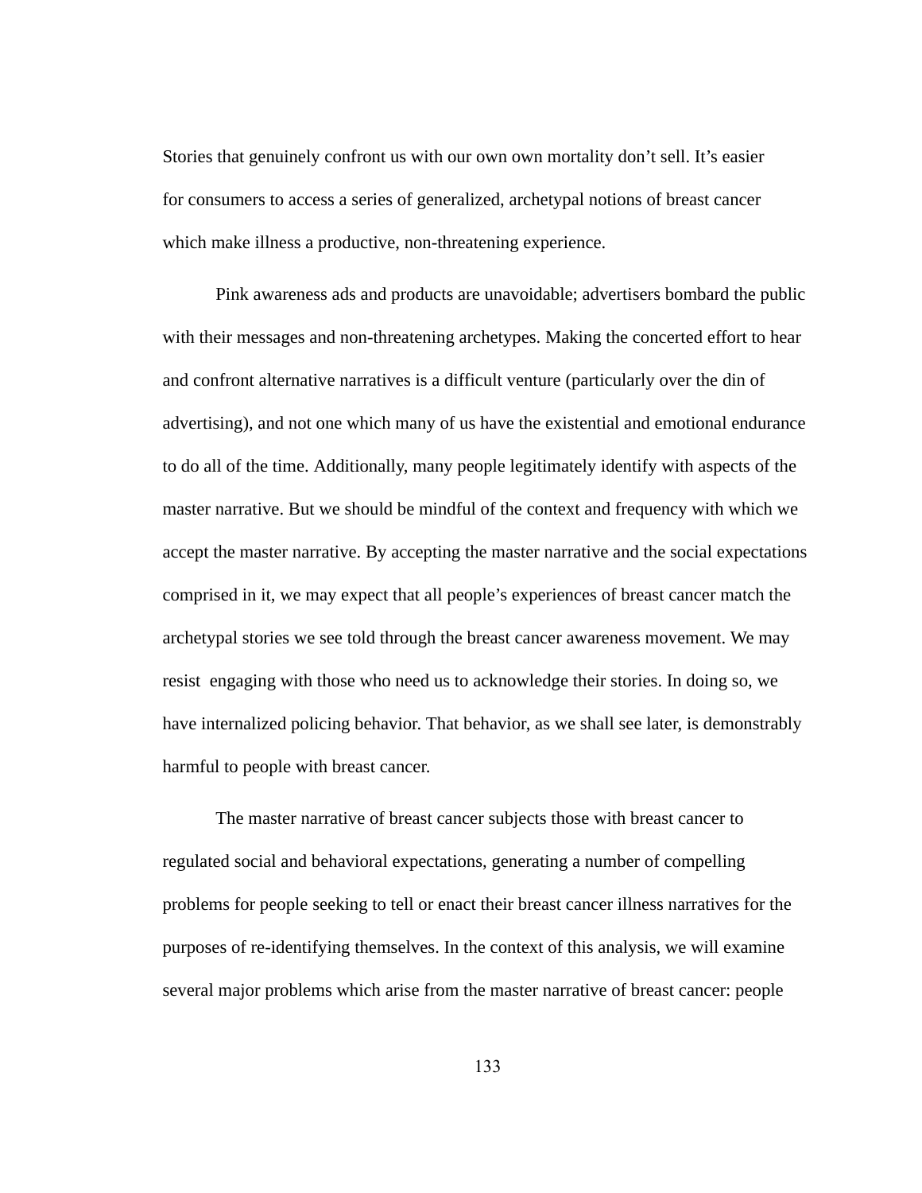Stories that genuinely confront us with our own own mortality don't sell. It's easier for consumers to access a series of generalized, archetypal notions of breast cancer which make illness a productive, non-threatening experience.

Pink awareness ads and products are unavoidable; advertisers bombard the public with their messages and non-threatening archetypes. Making the concerted effort to hear and confront alternative narratives is a difficult venture (particularly over the din of advertising), and not one which many of us have the existential and emotional endurance to do all of the time. Additionally, many people legitimately identify with aspects of the master narrative. But we should be mindful of the context and frequency with which we accept the master narrative. By accepting the master narrative and the social expectations comprised in it, we may expect that all people's experiences of breast cancer match the archetypal stories we see told through the breast cancer awareness movement. We may resist engaging with those who need us to acknowledge their stories. In doing so, we have internalized policing behavior. That behavior, as we shall see later, is demonstrably harmful to people with breast cancer.

The master narrative of breast cancer subjects those with breast cancer to regulated social and behavioral expectations, generating a number of compelling problems for people seeking to tell or enact their breast cancer illness narratives for the purposes of re-identifying themselves. In the context of this analysis, we will examine several major problems which arise from the master narrative of breast cancer: people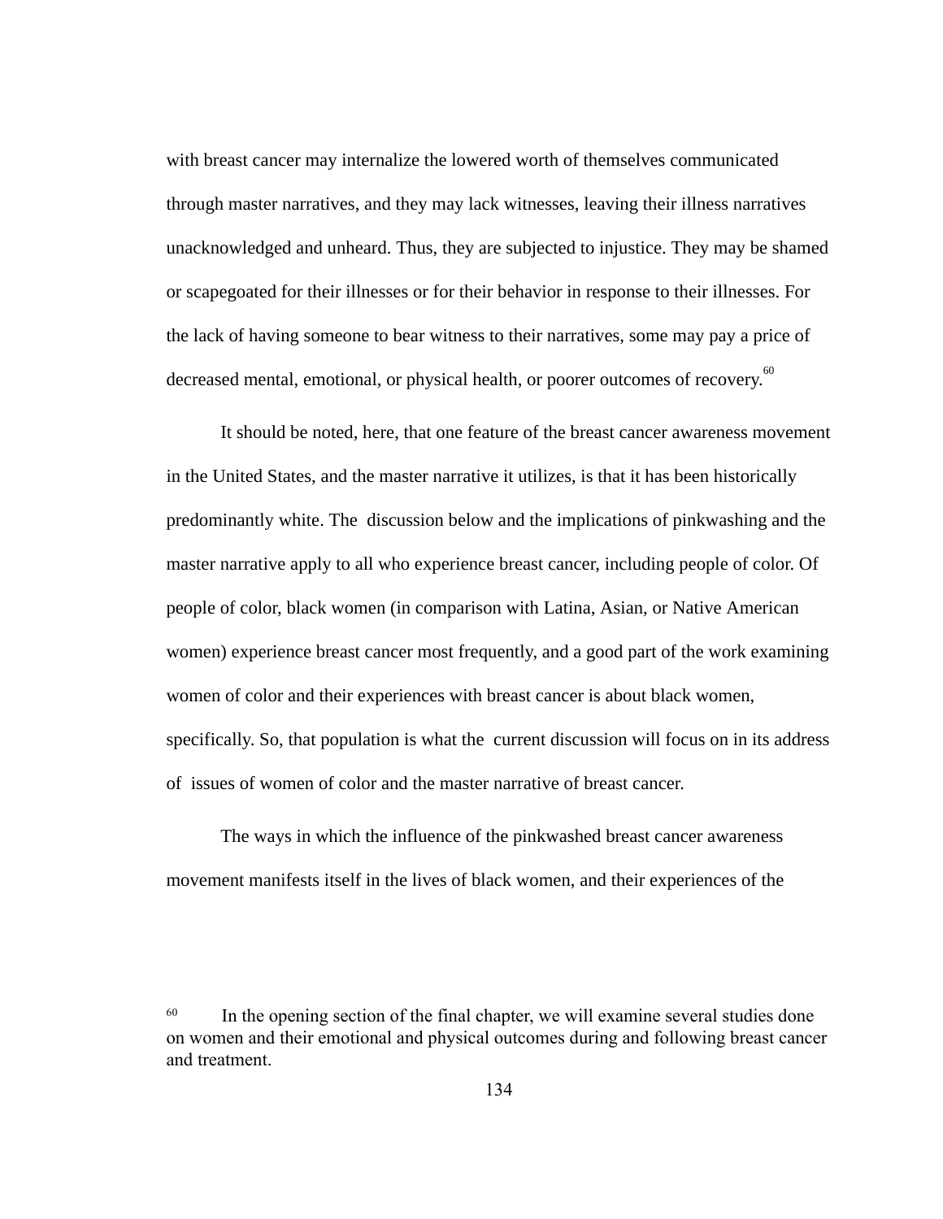with breast cancer may internalize the lowered worth of themselves communicated through master narratives, and they may lack witnesses, leaving their illness narratives unacknowledged and unheard. Thus, they are subjected to injustice. They may be shamed or scapegoated for their illnesses or for their behavior in response to their illnesses. For the lack of having someone to bear witness to their narratives, some may pay a price of decreased mental, emotional, or physical health, or poorer outcomes of recovery.[60]

It should be noted, here, that one feature of the breast cancer awareness movement in the United States, and the master narrative it utilizes, is that it has been historically predominantly white. The discussion below and the implications of pinkwashing and the master narrative apply to all who experience breast cancer, including people of color. Of people of color, black women (in comparison with Latina, Asian, or Native American women) experience breast cancer most frequently, and a good part of the work examining women of color and their experiences with breast cancer is about black women, specifically. So, that population is what the current discussion will focus on in its address of issues of women of color and the master narrative of breast cancer.

The ways in which the influence of the pinkwashed breast cancer awareness movement manifests itself in the lives of black women, and their experiences of the

[60] In the opening section of the final chapter, we will examine several studies done on women and their emotional and physical outcomes during and following breast cancer and treatment.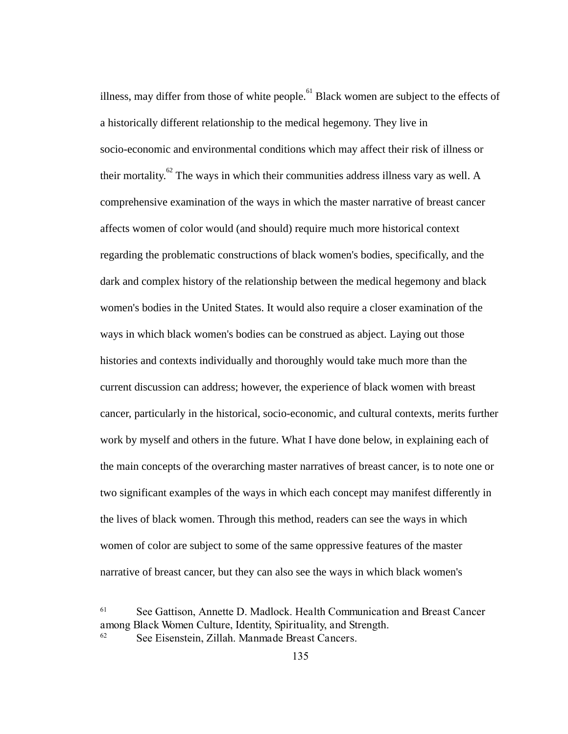illness, may differ from those of white people.[61] Black women are subject to the effects of a historically different relationship to the medical hegemony. They live in socio-economic and environmental conditions which may affect their risk of illness or their mortality.[62] The ways in which their communities address illness vary as well. A comprehensive examination of the ways in which the master narrative of breast cancer affects women of color would (and should) require much more historical context regarding the problematic constructions of black women's bodies, specifically, and the dark and complex history of the relationship between the medical hegemony and black women's bodies in the United States. It would also require a closer examination of the ways in which black women's bodies can be construed as abject. Laying out those histories and contexts individually and thoroughly would take much more than the current discussion can address; however, the experience of black women with breast cancer, particularly in the historical, socio-economic, and cultural contexts, merits further work by myself and others in the future. What I have done below, in explaining each of the main concepts of the overarching master narratives of breast cancer, is to note one or two significant examples of the ways in which each concept may manifest differently in the lives of black women. Through this method, readers can see the ways in which women of color are subject to some of the same oppressive features of the master narrative of breast cancer, but they can also see the ways in which black women's

[61] See Gattison, Annette D. Madlock. Health Communication and Breast Cancer among Black Women Culture, Identity, Spirituality, and Strength.

[62] See Eisenstein, Zillah. Manmade Breast Cancers.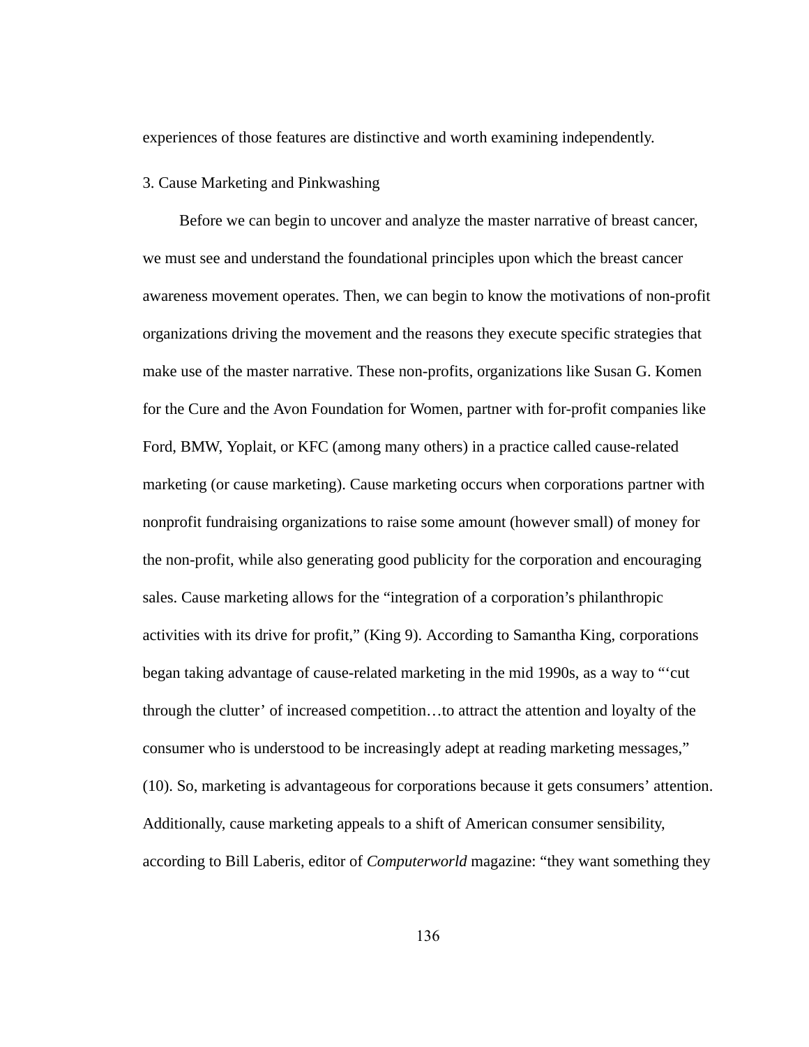experiences of those features are distinctive and worth examining independently.

### 3. Cause Marketing and Pinkwashing

Before we can begin to uncover and analyze the master narrative of breast cancer, we must see and understand the foundational principles upon which the breast cancer awareness movement operates. Then, we can begin to know the motivations of non-profit organizations driving the movement and the reasons they execute specific strategies that make use of the master narrative. These non-profits, organizations like Susan G. Komen for the Cure and the Avon Foundation for Women, partner with for-profit companies like Ford, BMW, Yoplait, or KFC (among many others) in a practice called cause-related marketing (or cause marketing). Cause marketing occurs when corporations partner with nonprofit fundraising organizations to raise some amount (however small) of money for the non-profit, while also generating good publicity for the corporation and encouraging sales. Cause marketing allows for the "integration of a corporation's philanthropic activities with its drive for profit," (King 9). According to Samantha King, corporations began taking advantage of cause-related marketing in the mid 1990s, as a way to "'cut through the clutter' of increased competition…to attract the attention and loyalty of the consumer who is understood to be increasingly adept at reading marketing messages," (10). So, marketing is advantageous for corporations because it gets consumers' attention. Additionally, cause marketing appeals to a shift of American consumer sensibility, according to Bill Laberis, editor of *Computerworld* magazine: "they want something they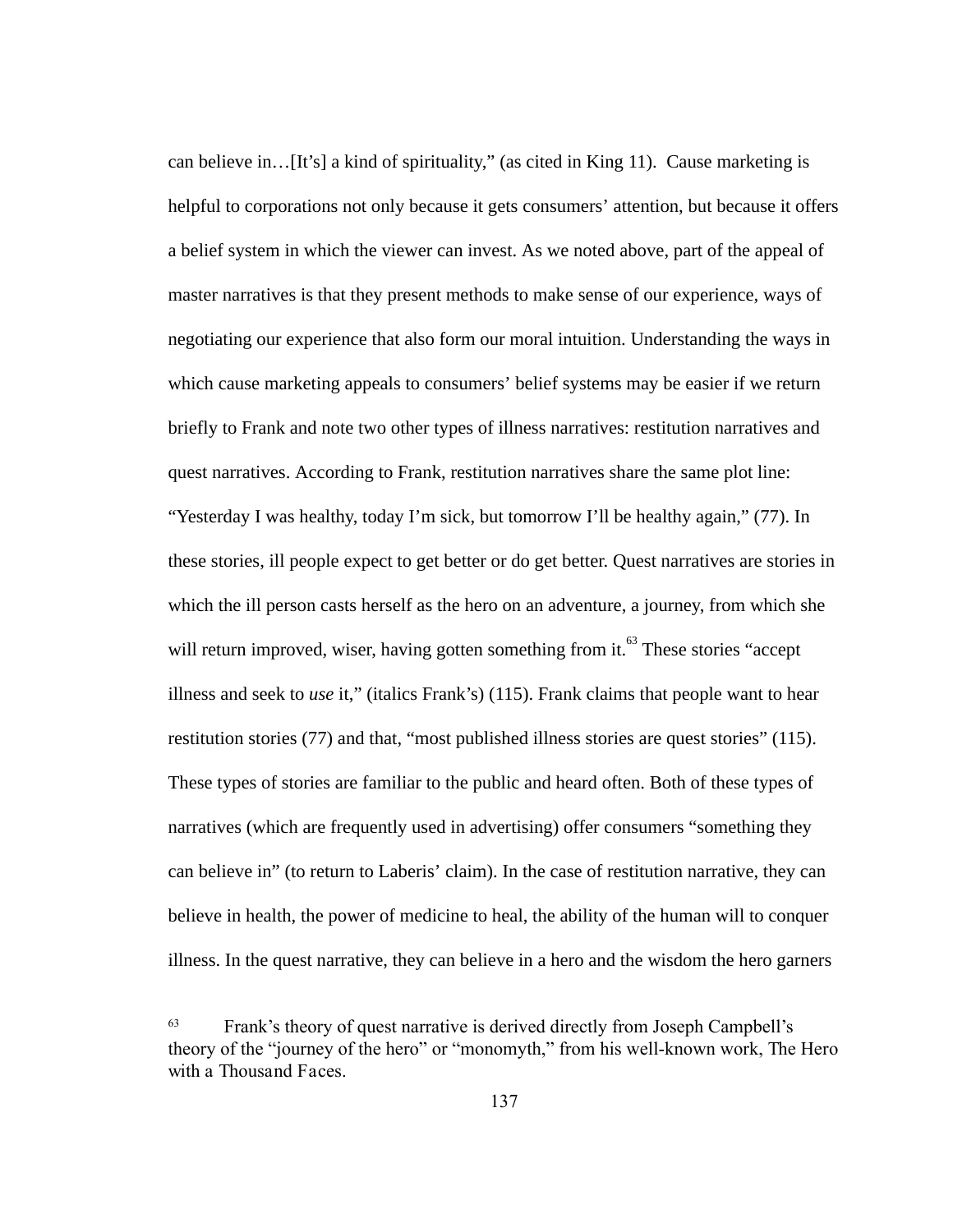can believe in…[It's] a kind of spirituality," (as cited in King 11). Cause marketing is helpful to corporations not only because it gets consumers' attention, but because it offers a belief system in which the viewer can invest. As we noted above, part of the appeal of master narratives is that they present methods to make sense of our experience, ways of negotiating our experience that also form our moral intuition. Understanding the ways in which cause marketing appeals to consumers' belief systems may be easier if we return briefly to Frank and note two other types of illness narratives: restitution narratives and quest narratives. According to Frank, restitution narratives share the same plot line: "Yesterday I was healthy, today I'm sick, but tomorrow I'll be healthy again," (77). In these stories, ill people expect to get better or do get better. Quest narratives are stories in which the ill person casts herself as the hero on an adventure, a journey, from which she will return improved, wiser, having gotten something from it.[63] These stories "accept illness and seek to *use* it," (italics Frank's) (115). Frank claims that people want to hear restitution stories (77) and that, "most published illness stories are quest stories" (115). These types of stories are familiar to the public and heard often. Both of these types of narratives (which are frequently used in advertising) offer consumers "something they can believe in" (to return to Laberis' claim). In the case of restitution narrative, they can believe in health, the power of medicine to heal, the ability of the human will to conquer illness. In the quest narrative, they can believe in a hero and the wisdom the hero garners

[63] Frank's theory of quest narrative is derived directly from Joseph Campbell's theory of the "journey of the hero" or "monomyth," from his well-known work, The Hero with a Thousand Faces.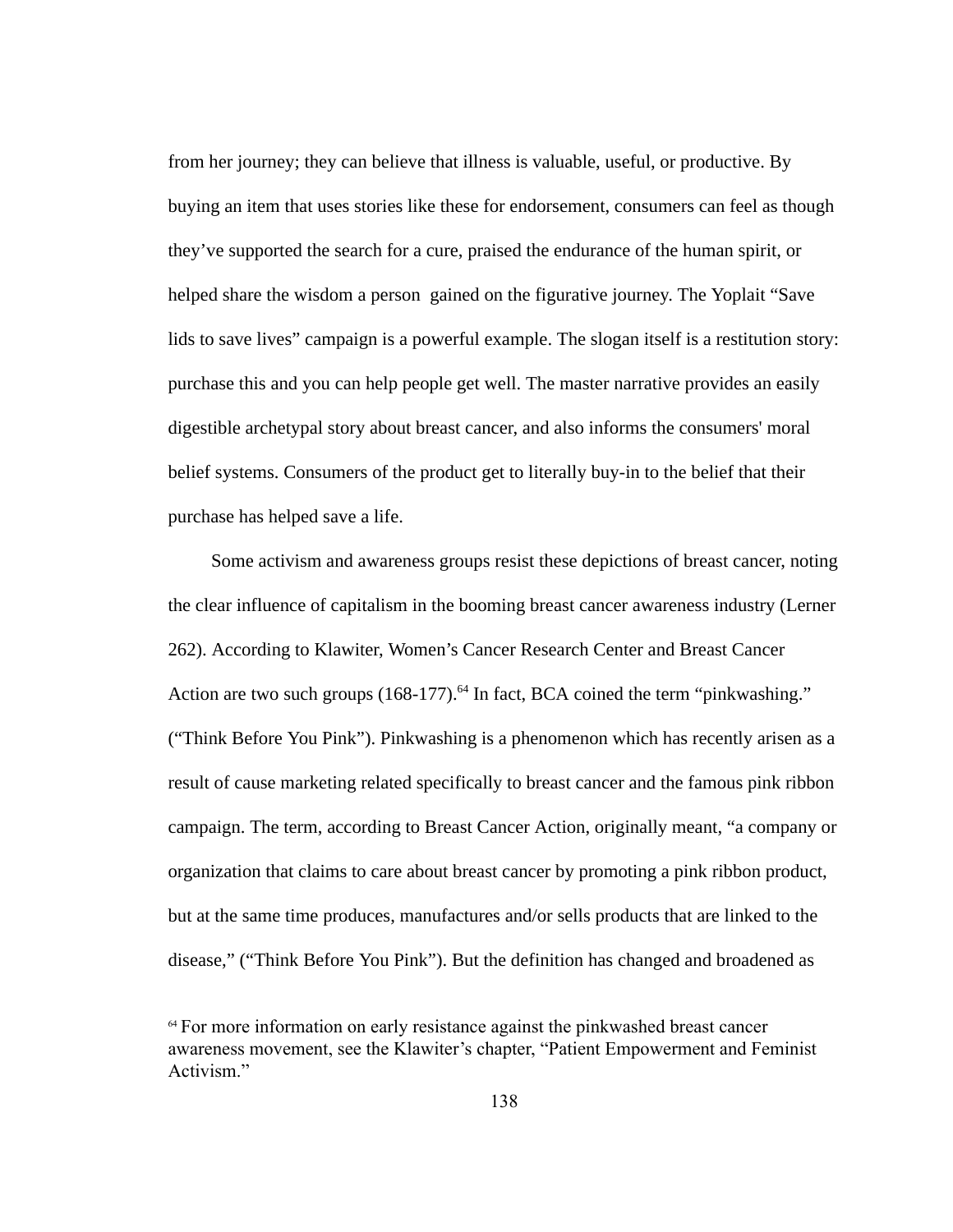from her journey; they can believe that illness is valuable, useful, or productive. By buying an item that uses stories like these for endorsement, consumers can feel as though they've supported the search for a cure, praised the endurance of the human spirit, or helped share the wisdom a person gained on the figurative journey. The Yoplait "Save lids to save lives" campaign is a powerful example. The slogan itself is a restitution story: purchase this and you can help people get well. The master narrative provides an easily digestible archetypal story about breast cancer, and also informs the consumers' moral belief systems. Consumers of the product get to literally buy-in to the belief that their purchase has helped save a life.

Some activism and awareness groups resist these depictions of breast cancer, noting the clear influence of capitalism in the booming breast cancer awareness industry (Lerner 262). According to Klawiter, Women's Cancer Research Center and Breast Cancer Action are two such groups (168-177).[64] In fact, BCA coined the term "pinkwashing." ("Think Before You Pink"). Pinkwashing is a phenomenon which has recently arisen as a result of cause marketing related specifically to breast cancer and the famous pink ribbon campaign. The term, according to Breast Cancer Action, originally meant, "a company or organization that claims to care about breast cancer by promoting a pink ribbon product, but at the same time produces, manufactures and/or sells products that are linked to the disease," ("Think Before You Pink"). But the definition has changed and broadened as

[64] For more information on early resistance against the pinkwashed breast cancer awareness movement, see the Klawiter's chapter, "Patient Empowerment and Feminist Activism."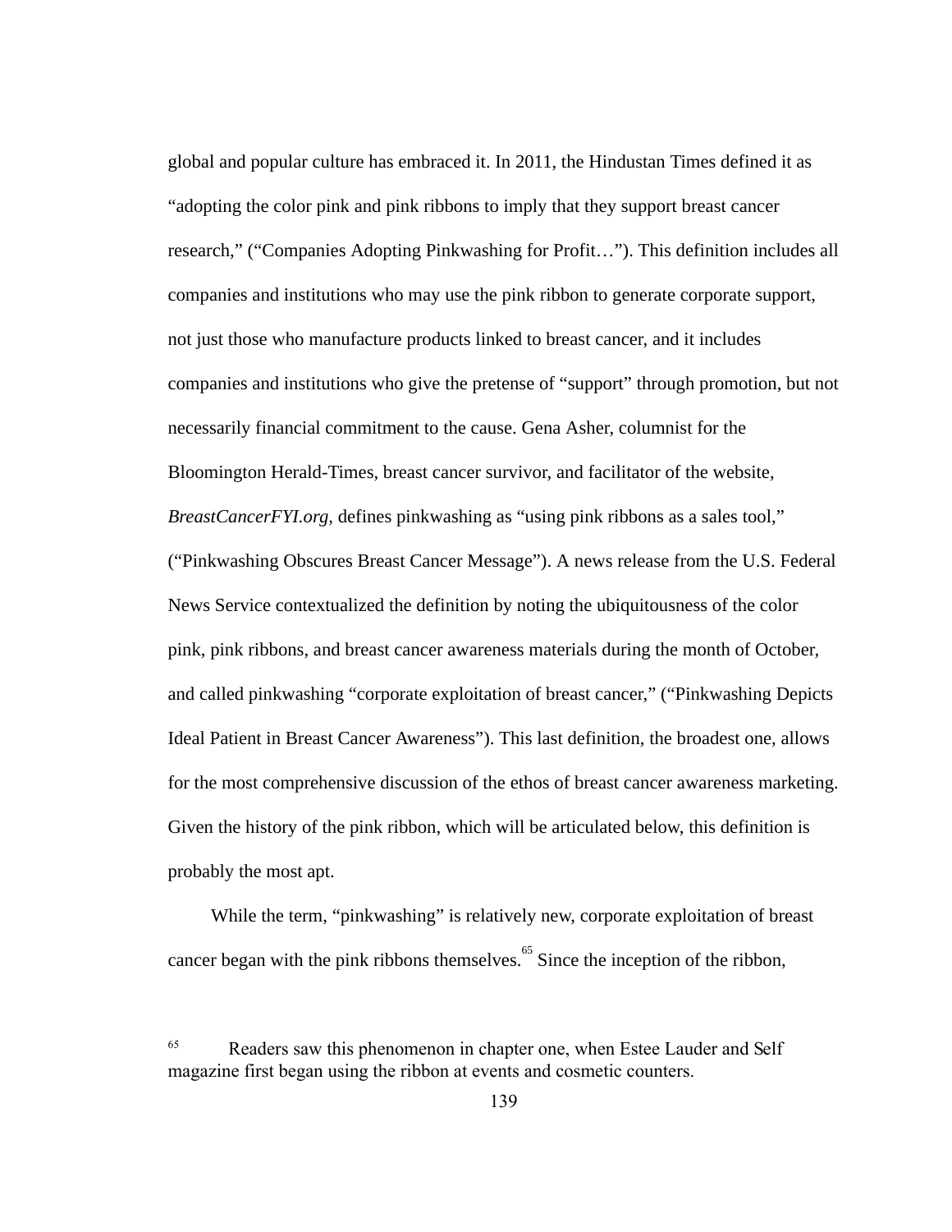global and popular culture has embraced it. In 2011, the Hindustan Times defined it as "adopting the color pink and pink ribbons to imply that they support breast cancer research," ("Companies Adopting Pinkwashing for Profit…"). This definition includes all companies and institutions who may use the pink ribbon to generate corporate support, not just those who manufacture products linked to breast cancer, and it includes companies and institutions who give the pretense of "support" through promotion, but not necessarily financial commitment to the cause. Gena Asher, columnist for the Bloomington Herald-Times, breast cancer survivor, and facilitator of the website, *BreastCancerFYI.org,* defines pinkwashing as "using pink ribbons as a sales tool," ("Pinkwashing Obscures Breast Cancer Message"). A news release from the U.S. Federal News Service contextualized the definition by noting the ubiquitousness of the color pink, pink ribbons, and breast cancer awareness materials during the month of October, and called pinkwashing "corporate exploitation of breast cancer," ("Pinkwashing Depicts Ideal Patient in Breast Cancer Awareness"). This last definition, the broadest one, allows for the most comprehensive discussion of the ethos of breast cancer awareness marketing. Given the history of the pink ribbon, which will be articulated below, this definition is probably the most apt.

While the term, "pinkwashing" is relatively new, corporate exploitation of breast cancer began with the pink ribbons themselves.[65] Since the inception of the ribbon,

[65] Readers saw this phenomenon in chapter one, when Estee Lauder and Self magazine first began using the ribbon at events and cosmetic counters.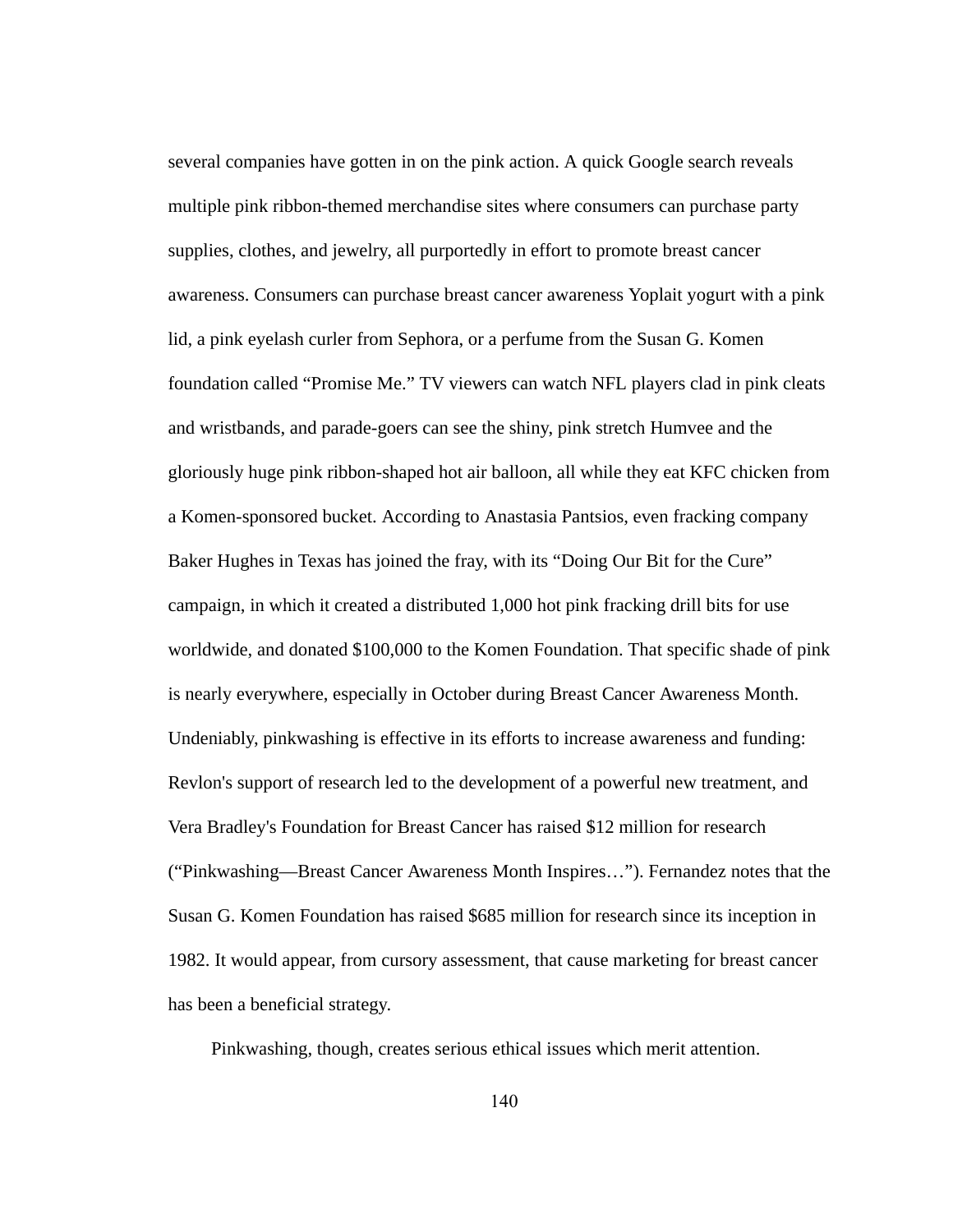several companies have gotten in on the pink action. A quick Google search reveals multiple pink ribbon-themed merchandise sites where consumers can purchase party supplies, clothes, and jewelry, all purportedly in effort to promote breast cancer awareness. Consumers can purchase breast cancer awareness Yoplait yogurt with a pink lid, a pink eyelash curler from Sephora, or a perfume from the Susan G. Komen foundation called “Promise Me.” TV viewers can watch NFL players clad in pink cleats and wristbands, and parade-goers can see the shiny, pink stretch Humvee and the gloriously huge pink ribbon-shaped hot air balloon, all while they eat KFC chicken from a Komen-sponsored bucket. According to Anastasia Pantsios, even fracking company Baker Hughes in Texas has joined the fray, with its “Doing Our Bit for the Cure” campaign, in which it created a distributed 1,000 hot pink fracking drill bits for use worldwide, and donated $100,000 to the Komen Foundation. That specific shade of pink is nearly everywhere, especially in October during Breast Cancer Awareness Month. Undeniably, pinkwashing is effective in its efforts to increase awareness and funding: Revlon's support of research led to the development of a powerful new treatment, and Vera Bradley's Foundation for Breast Cancer has raised $12 million for research (“Pinkwashing—Breast Cancer Awareness Month Inspires…”). Fernandez notes that the Susan G. Komen Foundation has raised $685 million for research since its inception in 1982. It would appear, from cursory assessment, that cause marketing for breast cancer has been a beneficial strategy.

Pinkwashing, though, creates serious ethical issues which merit attention.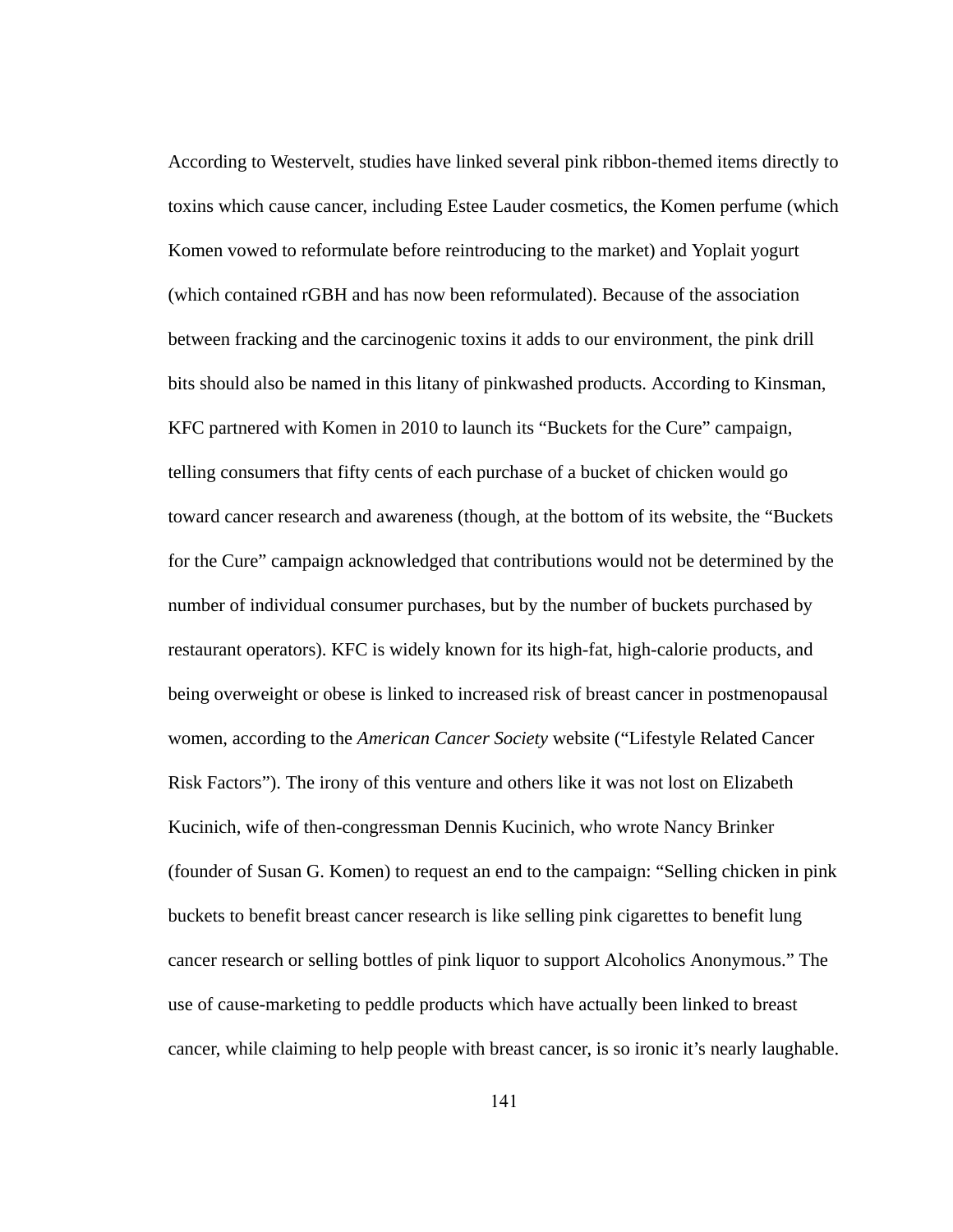According to Westervelt, studies have linked several pink ribbon-themed items directly to toxins which cause cancer, including Estee Lauder cosmetics, the Komen perfume (which Komen vowed to reformulate before reintroducing to the market) and Yoplait yogurt (which contained rGBH and has now been reformulated). Because of the association between fracking and the carcinogenic toxins it adds to our environment, the pink drill bits should also be named in this litany of pinkwashed products. According to Kinsman, KFC partnered with Komen in 2010 to launch its "Buckets for the Cure" campaign, telling consumers that fifty cents of each purchase of a bucket of chicken would go toward cancer research and awareness (though, at the bottom of its website, the "Buckets for the Cure" campaign acknowledged that contributions would not be determined by the number of individual consumer purchases, but by the number of buckets purchased by restaurant operators). KFC is widely known for its high-fat, high-calorie products, and being overweight or obese is linked to increased risk of breast cancer in postmenopausal women, according to the *American Cancer Society* website ("Lifestyle Related Cancer Risk Factors"). The irony of this venture and others like it was not lost on Elizabeth Kucinich, wife of then-congressman Dennis Kucinich, who wrote Nancy Brinker (founder of Susan G. Komen) to request an end to the campaign: "Selling chicken in pink buckets to benefit breast cancer research is like selling pink cigarettes to benefit lung cancer research or selling bottles of pink liquor to support Alcoholics Anonymous." The use of cause-marketing to peddle products which have actually been linked to breast cancer, while claiming to help people with breast cancer, is so ironic it's nearly laughable.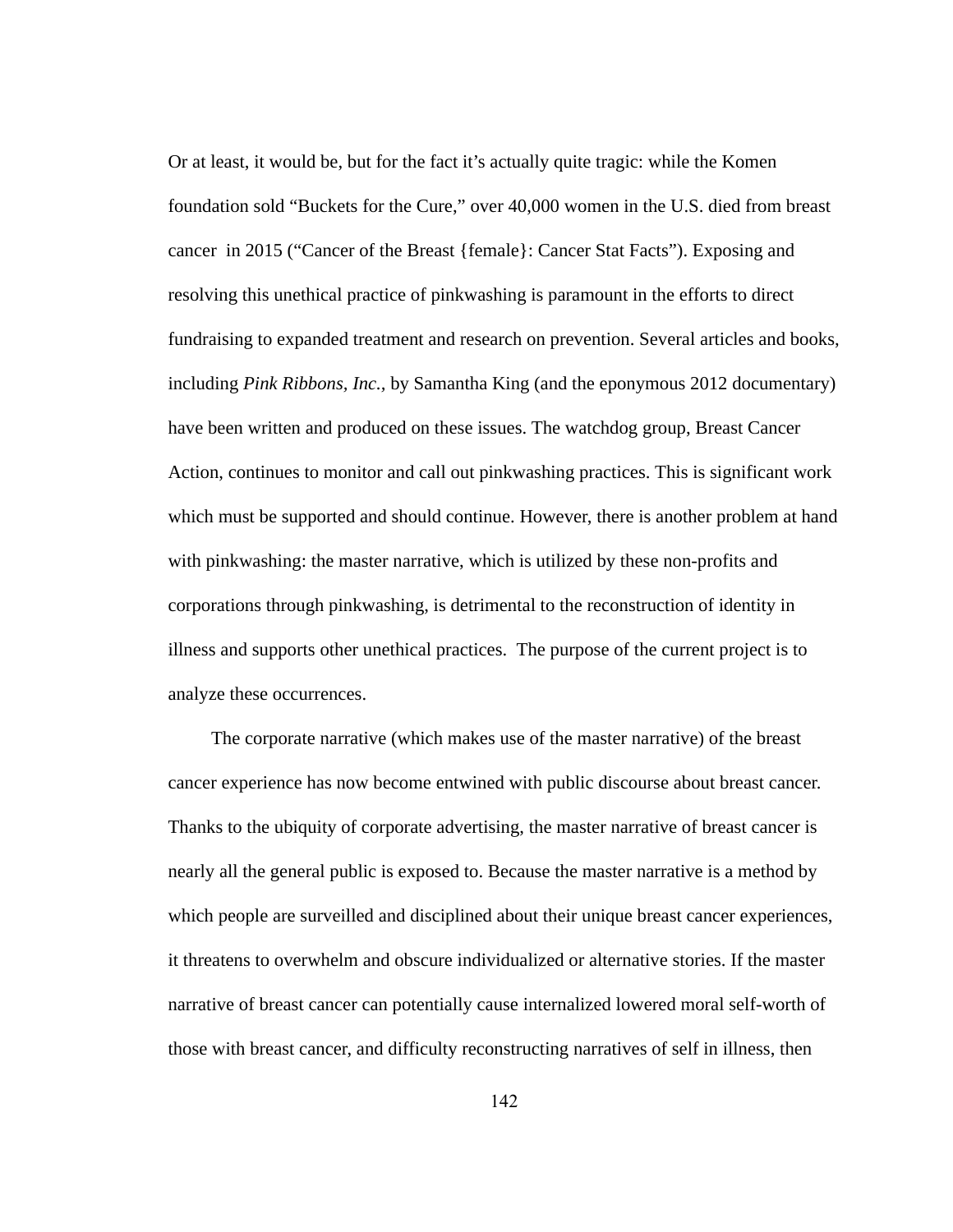Or at least, it would be, but for the fact it's actually quite tragic: while the Komen foundation sold "Buckets for the Cure," over 40,000 women in the U.S. died from breast cancer in 2015 ("Cancer of the Breast {female}: Cancer Stat Facts"). Exposing and resolving this unethical practice of pinkwashing is paramount in the efforts to direct fundraising to expanded treatment and research on prevention. Several articles and books, including *Pink Ribbons, Inc.*, by Samantha King (and the eponymous 2012 documentary) have been written and produced on these issues. The watchdog group, Breast Cancer Action, continues to monitor and call out pinkwashing practices. This is significant work which must be supported and should continue. However, there is another problem at hand with pinkwashing: the master narrative, which is utilized by these non-profits and corporations through pinkwashing, is detrimental to the reconstruction of identity in illness and supports other unethical practices. The purpose of the current project is to analyze these occurrences.

The corporate narrative (which makes use of the master narrative) of the breast cancer experience has now become entwined with public discourse about breast cancer. Thanks to the ubiquity of corporate advertising, the master narrative of breast cancer is nearly all the general public is exposed to. Because the master narrative is a method by which people are surveilled and disciplined about their unique breast cancer experiences, it threatens to overwhelm and obscure individualized or alternative stories. If the master narrative of breast cancer can potentially cause internalized lowered moral self-worth of those with breast cancer, and difficulty reconstructing narratives of self in illness, then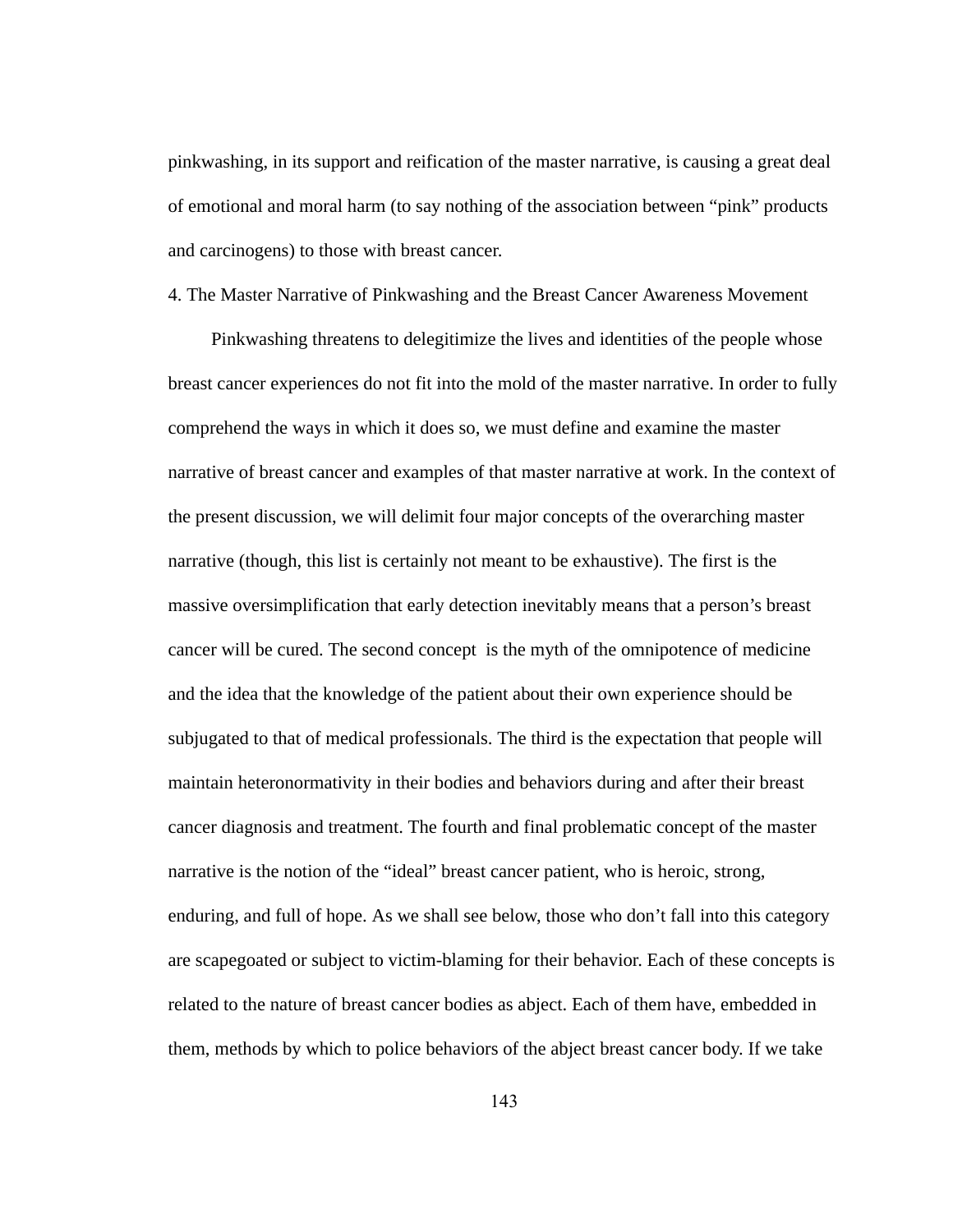pinkwashing, in its support and reification of the master narrative, is causing a great deal of emotional and moral harm (to say nothing of the association between "pink" products and carcinogens) to those with breast cancer.

## 4. The Master Narrative of Pinkwashing and the Breast Cancer Awareness Movement

Pinkwashing threatens to delegitimize the lives and identities of the people whose breast cancer experiences do not fit into the mold of the master narrative. In order to fully comprehend the ways in which it does so, we must define and examine the master narrative of breast cancer and examples of that master narrative at work. In the context of the present discussion, we will delimit four major concepts of the overarching master narrative (though, this list is certainly not meant to be exhaustive). The first is the massive oversimplification that early detection inevitably means that a person's breast cancer will be cured. The second concept  is the myth of the omnipotence of medicine and the idea that the knowledge of the patient about their own experience should be subjugated to that of medical professionals. The third is the expectation that people will maintain heteronormativity in their bodies and behaviors during and after their breast cancer diagnosis and treatment. The fourth and final problematic concept of the master narrative is the notion of the "ideal" breast cancer patient, who is heroic, strong, enduring, and full of hope. As we shall see below, those who don't fall into this category are scapegoated or subject to victim-blaming for their behavior. Each of these concepts is related to the nature of breast cancer bodies as abject. Each of them have, embedded in them, methods by which to police behaviors of the abject breast cancer body. If we take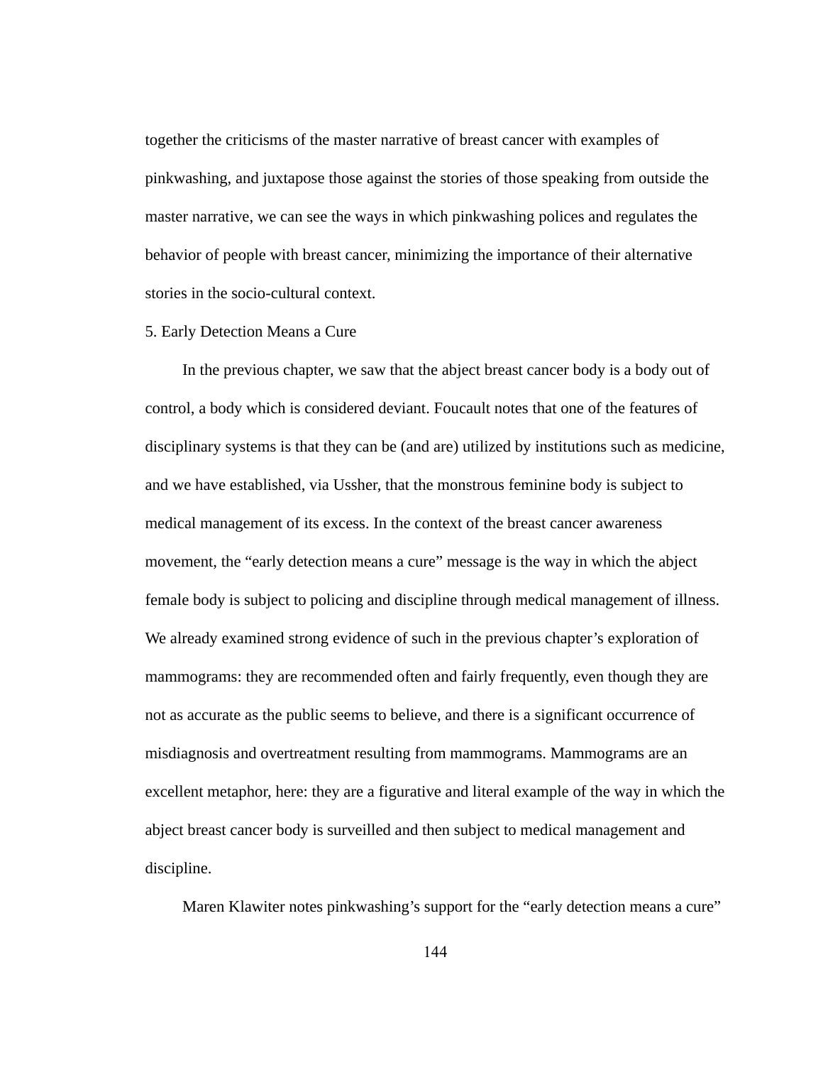together the criticisms of the master narrative of breast cancer with examples of pinkwashing, and juxtapose those against the stories of those speaking from outside the master narrative, we can see the ways in which pinkwashing polices and regulates the behavior of people with breast cancer, minimizing the importance of their alternative stories in the socio-cultural context.

### 5. Early Detection Means a Cure

In the previous chapter, we saw that the abject breast cancer body is a body out of control, a body which is considered deviant. Foucault notes that one of the features of disciplinary systems is that they can be (and are) utilized by institutions such as medicine, and we have established, via Ussher, that the monstrous feminine body is subject to medical management of its excess. In the context of the breast cancer awareness movement, the "early detection means a cure" message is the way in which the abject female body is subject to policing and discipline through medical management of illness. We already examined strong evidence of such in the previous chapter's exploration of mammograms: they are recommended often and fairly frequently, even though they are not as accurate as the public seems to believe, and there is a significant occurrence of misdiagnosis and overtreatment resulting from mammograms. Mammograms are an excellent metaphor, here: they are a figurative and literal example of the way in which the abject breast cancer body is surveilled and then subject to medical management and discipline.

Maren Klawiter notes pinkwashing's support for the "early detection means a cure"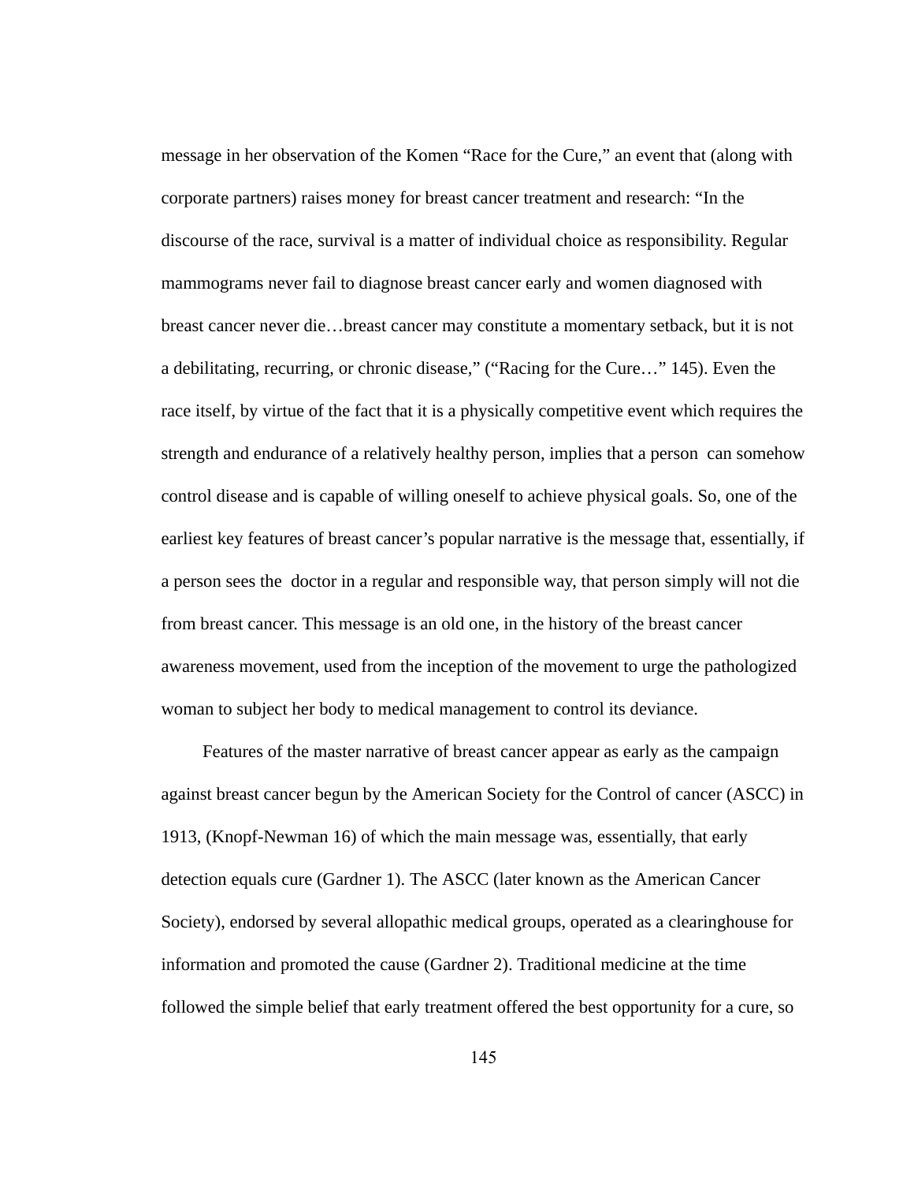message in her observation of the Komen "Race for the Cure," an event that (along with corporate partners) raises money for breast cancer treatment and research: "In the discourse of the race, survival is a matter of individual choice as responsibility. Regular mammograms never fail to diagnose breast cancer early and women diagnosed with breast cancer never die…breast cancer may constitute a momentary setback, but it is not a debilitating, recurring, or chronic disease," ("Racing for the Cure…" 145). Even the race itself, by virtue of the fact that it is a physically competitive event which requires the strength and endurance of a relatively healthy person, implies that a person can somehow control disease and is capable of willing oneself to achieve physical goals. So, one of the earliest key features of breast cancer's popular narrative is the message that, essentially, if a person sees the doctor in a regular and responsible way, that person simply will not die from breast cancer. This message is an old one, in the history of the breast cancer awareness movement, used from the inception of the movement to urge the pathologized woman to subject her body to medical management to control its deviance.

Features of the master narrative of breast cancer appear as early as the campaign against breast cancer begun by the American Society for the Control of cancer (ASCC) in 1913, (Knopf-Newman 16) of which the main message was, essentially, that early detection equals cure (Gardner 1). The ASCC (later known as the American Cancer Society), endorsed by several allopathic medical groups, operated as a clearinghouse for information and promoted the cause (Gardner 2). Traditional medicine at the time followed the simple belief that early treatment offered the best opportunity for a cure, so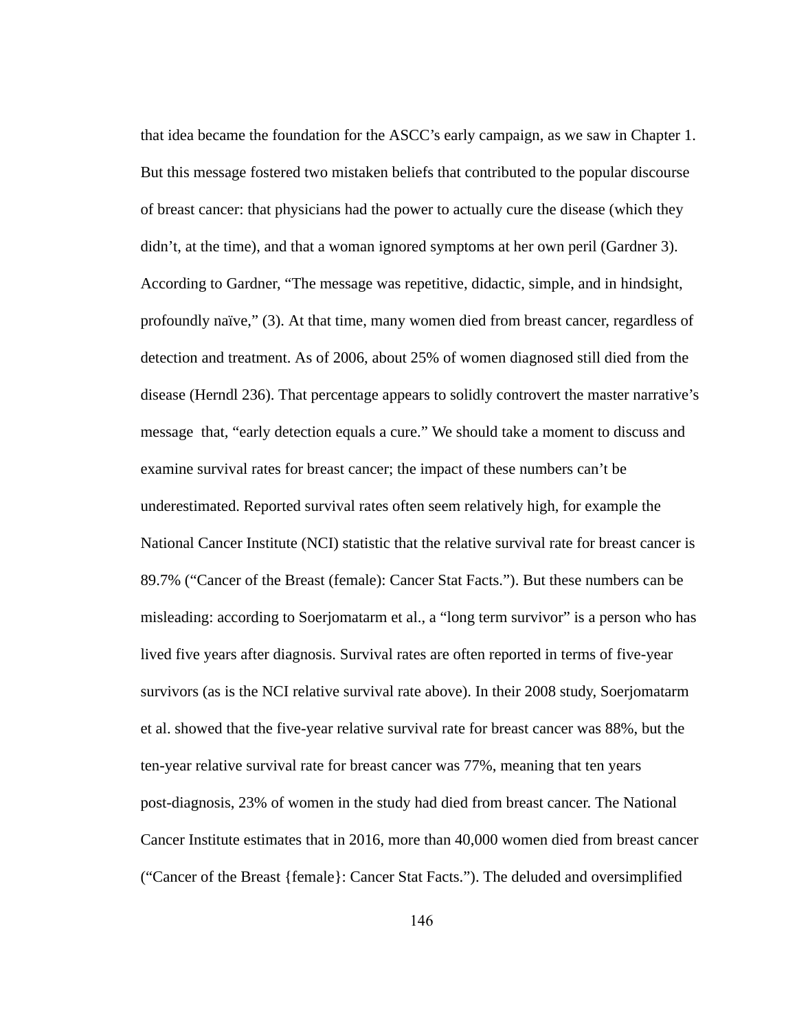that idea became the foundation for the ASCC's early campaign, as we saw in Chapter 1. But this message fostered two mistaken beliefs that contributed to the popular discourse of breast cancer: that physicians had the power to actually cure the disease (which they didn't, at the time), and that a woman ignored symptoms at her own peril (Gardner 3). According to Gardner, "The message was repetitive, didactic, simple, and in hindsight, profoundly naïve," (3). At that time, many women died from breast cancer, regardless of detection and treatment. As of 2006, about 25% of women diagnosed still died from the disease (Herndl 236). That percentage appears to solidly controvert the master narrative's message  that, "early detection equals a cure." We should take a moment to discuss and examine survival rates for breast cancer; the impact of these numbers can't be underestimated. Reported survival rates often seem relatively high, for example the National Cancer Institute (NCI) statistic that the relative survival rate for breast cancer is 89.7% ("Cancer of the Breast (female): Cancer Stat Facts."). But these numbers can be misleading: according to Soerjomatarm et al., a "long term survivor" is a person who has lived five years after diagnosis. Survival rates are often reported in terms of five-year survivors (as is the NCI relative survival rate above). In their 2008 study, Soerjomatarm et al. showed that the five-year relative survival rate for breast cancer was 88%, but the ten-year relative survival rate for breast cancer was 77%, meaning that ten years post-diagnosis, 23% of women in the study had died from breast cancer. The National Cancer Institute estimates that in 2016, more than 40,000 women died from breast cancer ("Cancer of the Breast {female}: Cancer Stat Facts."). The deluded and oversimplified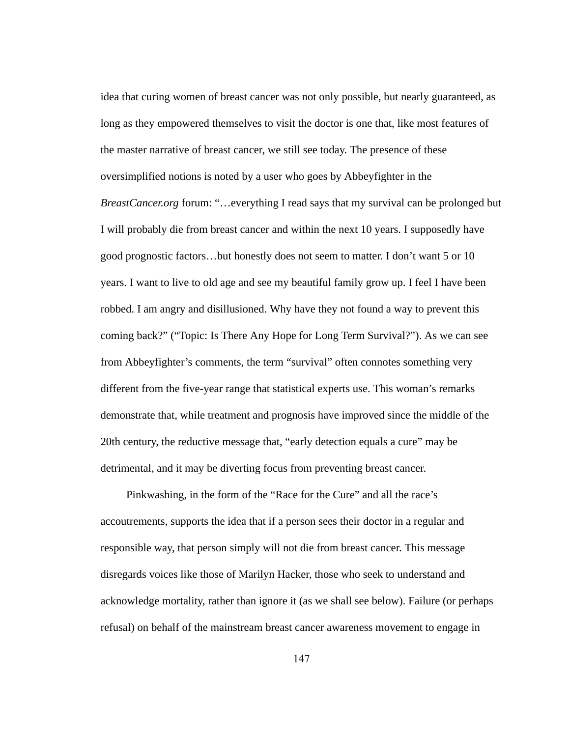idea that curing women of breast cancer was not only possible, but nearly guaranteed, as long as they empowered themselves to visit the doctor is one that, like most features of the master narrative of breast cancer, we still see today. The presence of these oversimplified notions is noted by a user who goes by Abbeyfighter in the *BreastCancer.org* forum: "…everything I read says that my survival can be prolonged but I will probably die from breast cancer and within the next 10 years. I supposedly have good prognostic factors…but honestly does not seem to matter. I don't want 5 or 10 years. I want to live to old age and see my beautiful family grow up. I feel I have been robbed. I am angry and disillusioned. Why have they not found a way to prevent this coming back?" ("Topic: Is There Any Hope for Long Term Survival?"). As we can see from Abbeyfighter's comments, the term "survival" often connotes something very different from the five-year range that statistical experts use. This woman's remarks demonstrate that, while treatment and prognosis have improved since the middle of the 20th century, the reductive message that, "early detection equals a cure" may be detrimental, and it may be diverting focus from preventing breast cancer.

Pinkwashing, in the form of the "Race for the Cure" and all the race's accoutrements, supports the idea that if a person sees their doctor in a regular and responsible way, that person simply will not die from breast cancer. This message disregards voices like those of Marilyn Hacker, those who seek to understand and acknowledge mortality, rather than ignore it (as we shall see below). Failure (or perhaps refusal) on behalf of the mainstream breast cancer awareness movement to engage in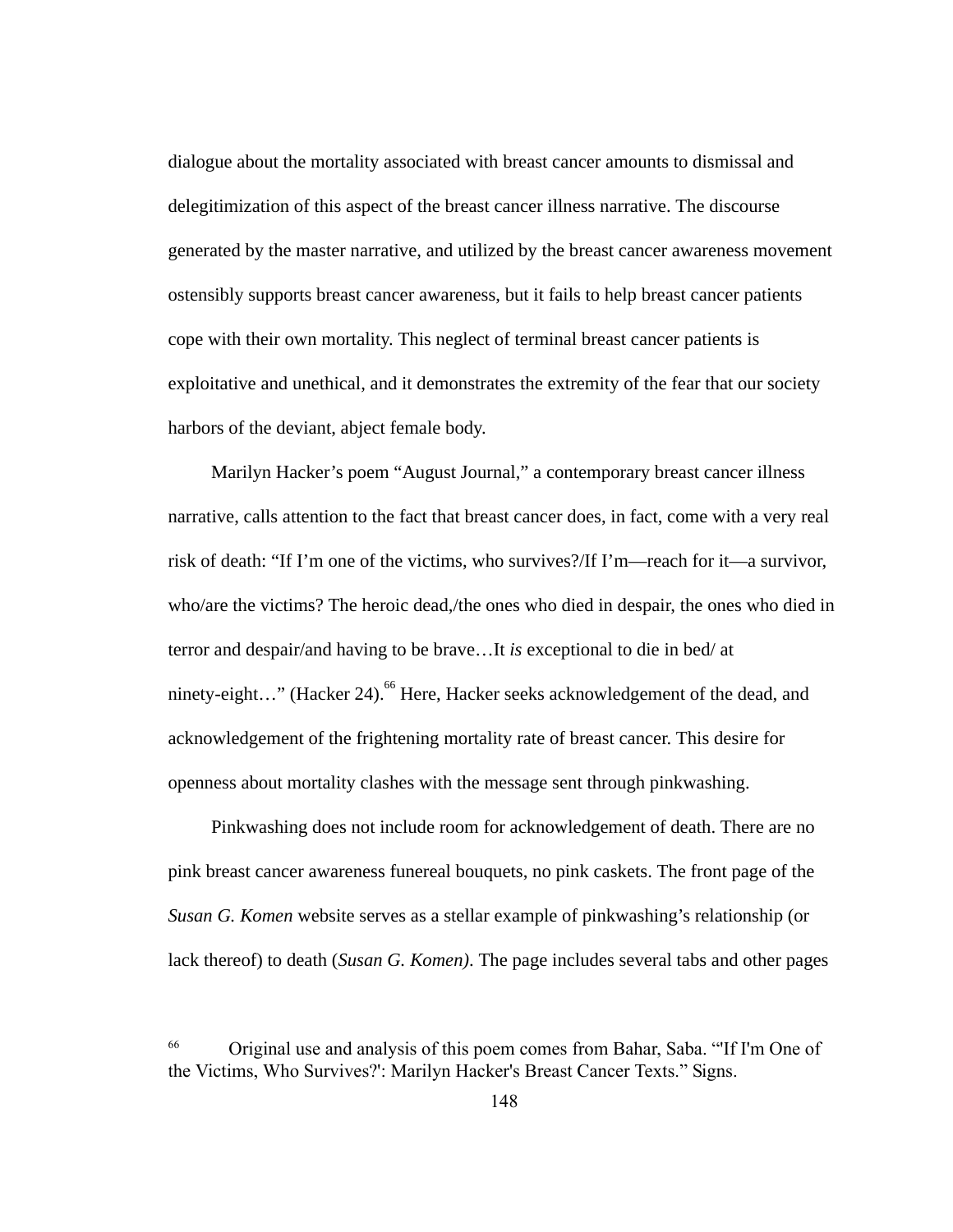dialogue about the mortality associated with breast cancer amounts to dismissal and delegitimization of this aspect of the breast cancer illness narrative. The discourse generated by the master narrative, and utilized by the breast cancer awareness movement ostensibly supports breast cancer awareness, but it fails to help breast cancer patients cope with their own mortality. This neglect of terminal breast cancer patients is exploitative and unethical, and it demonstrates the extremity of the fear that our society harbors of the deviant, abject female body.

Marilyn Hacker's poem "August Journal," a contemporary breast cancer illness narrative, calls attention to the fact that breast cancer does, in fact, come with a very real risk of death: "If I'm one of the victims, who survives?/If I'm—reach for it—a survivor, who/are the victims? The heroic dead,/the ones who died in despair, the ones who died in terror and despair/and having to be brave…It *is* exceptional to die in bed/ at ninety-eight…" (Hacker 24).[66] Here, Hacker seeks acknowledgement of the dead, and acknowledgement of the frightening mortality rate of breast cancer. This desire for openness about mortality clashes with the message sent through pinkwashing.

Pinkwashing does not include room for acknowledgement of death. There are no pink breast cancer awareness funereal bouquets, no pink caskets. The front page of the *Susan G. Komen* website serves as a stellar example of pinkwashing's relationship (or lack thereof) to death (*Susan G. Komen)*. The page includes several tabs and other pages

[66] Original use and analysis of this poem comes from Bahar, Saba. "'If I'm One of the Victims, Who Survives?': Marilyn Hacker's Breast Cancer Texts." Signs.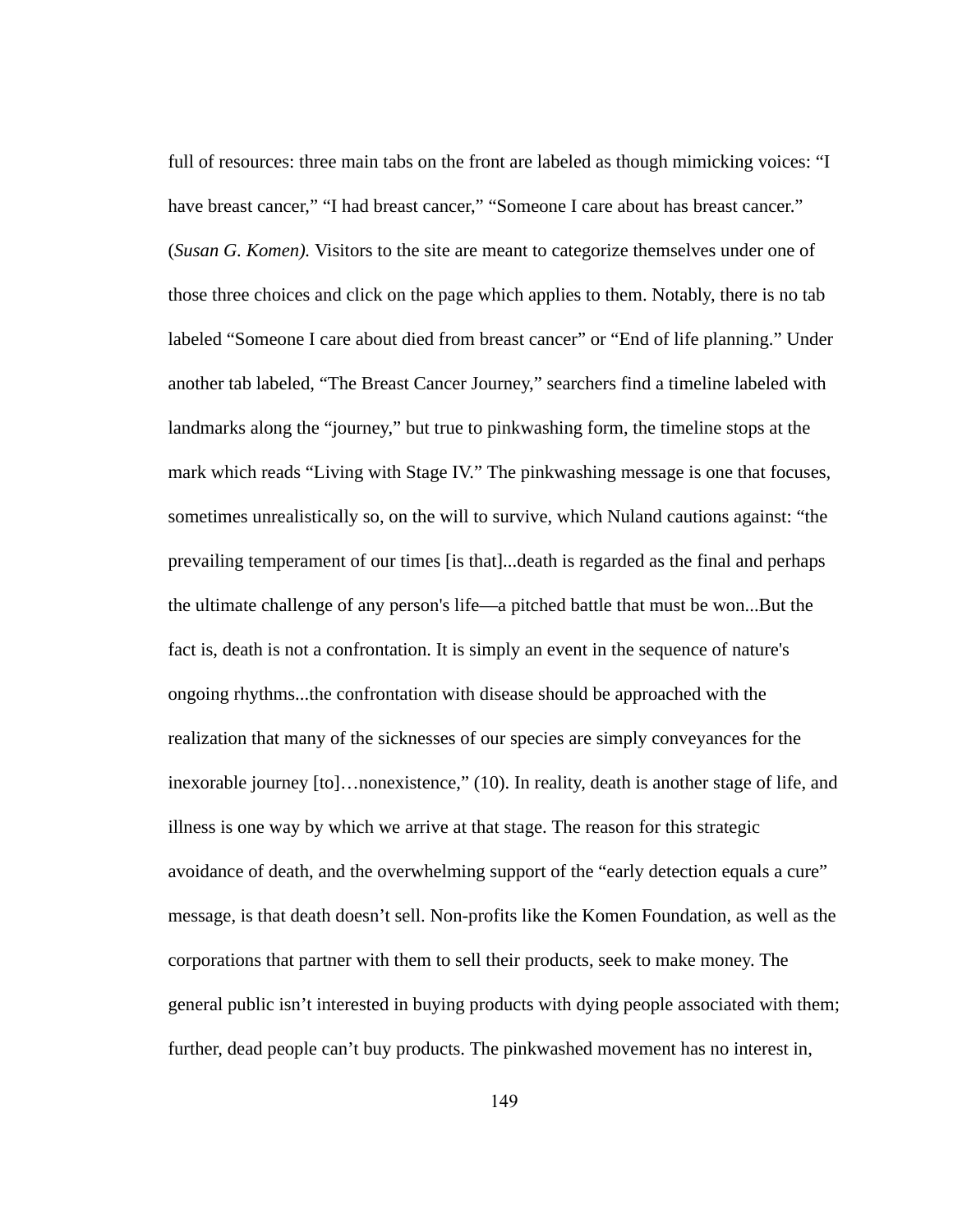full of resources: three main tabs on the front are labeled as though mimicking voices: "I have breast cancer," "I had breast cancer," "Someone I care about has breast cancer." (*Susan G. Komen).* Visitors to the site are meant to categorize themselves under one of those three choices and click on the page which applies to them. Notably, there is no tab labeled "Someone I care about died from breast cancer" or "End of life planning." Under another tab labeled, "The Breast Cancer Journey," searchers find a timeline labeled with landmarks along the "journey," but true to pinkwashing form, the timeline stops at the mark which reads "Living with Stage IV." The pinkwashing message is one that focuses, sometimes unrealistically so, on the will to survive, which Nuland cautions against: "the prevailing temperament of our times [is that]...death is regarded as the final and perhaps the ultimate challenge of any person's life—a pitched battle that must be won...But the fact is, death is not a confrontation. It is simply an event in the sequence of nature's ongoing rhythms...the confrontation with disease should be approached with the realization that many of the sicknesses of our species are simply conveyances for the inexorable journey [to]…nonexistence," (10). In reality, death is another stage of life, and illness is one way by which we arrive at that stage. The reason for this strategic avoidance of death, and the overwhelming support of the "early detection equals a cure" message, is that death doesn't sell. Non-profits like the Komen Foundation, as well as the corporations that partner with them to sell their products, seek to make money. The general public isn't interested in buying products with dying people associated with them; further, dead people can't buy products. The pinkwashed movement has no interest in,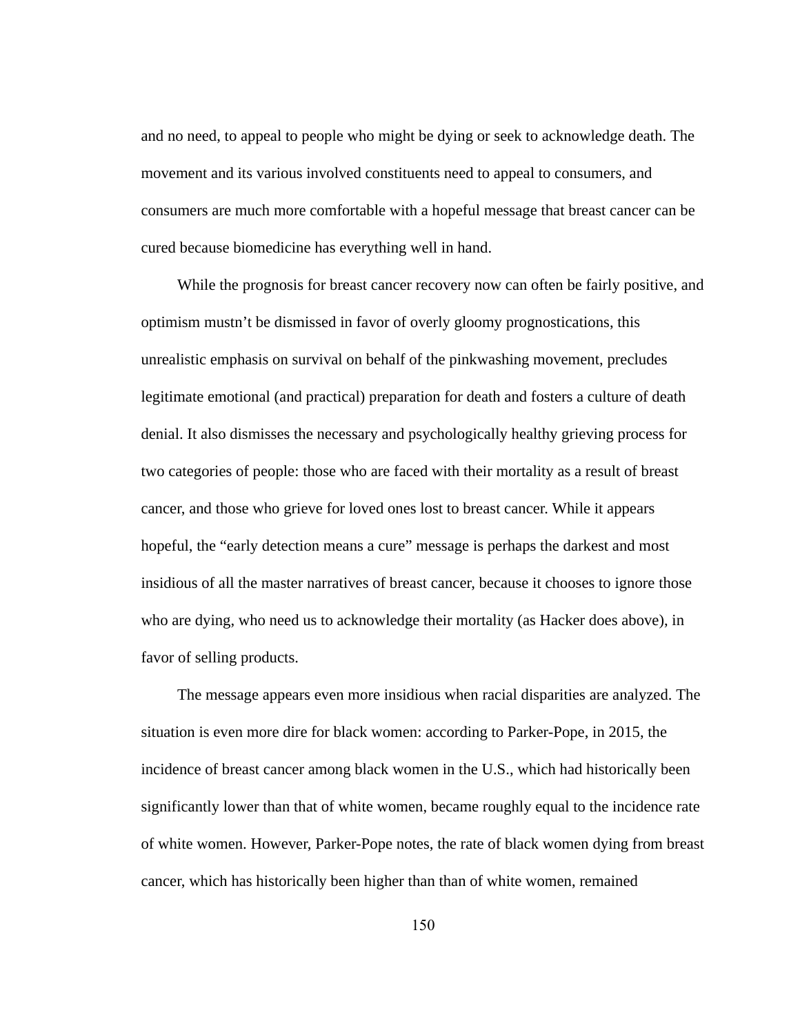and no need, to appeal to people who might be dying or seek to acknowledge death. The movement and its various involved constituents need to appeal to consumers, and consumers are much more comfortable with a hopeful message that breast cancer can be cured because biomedicine has everything well in hand.

While the prognosis for breast cancer recovery now can often be fairly positive, and optimism mustn't be dismissed in favor of overly gloomy prognostications, this unrealistic emphasis on survival on behalf of the pinkwashing movement, precludes legitimate emotional (and practical) preparation for death and fosters a culture of death denial. It also dismisses the necessary and psychologically healthy grieving process for two categories of people: those who are faced with their mortality as a result of breast cancer, and those who grieve for loved ones lost to breast cancer. While it appears hopeful, the "early detection means a cure" message is perhaps the darkest and most insidious of all the master narratives of breast cancer, because it chooses to ignore those who are dying, who need us to acknowledge their mortality (as Hacker does above), in favor of selling products.

The message appears even more insidious when racial disparities are analyzed. The situation is even more dire for black women: according to Parker-Pope, in 2015, the incidence of breast cancer among black women in the U.S., which had historically been significantly lower than that of white women, became roughly equal to the incidence rate of white women. However, Parker-Pope notes, the rate of black women dying from breast cancer, which has historically been higher than than of white women, remained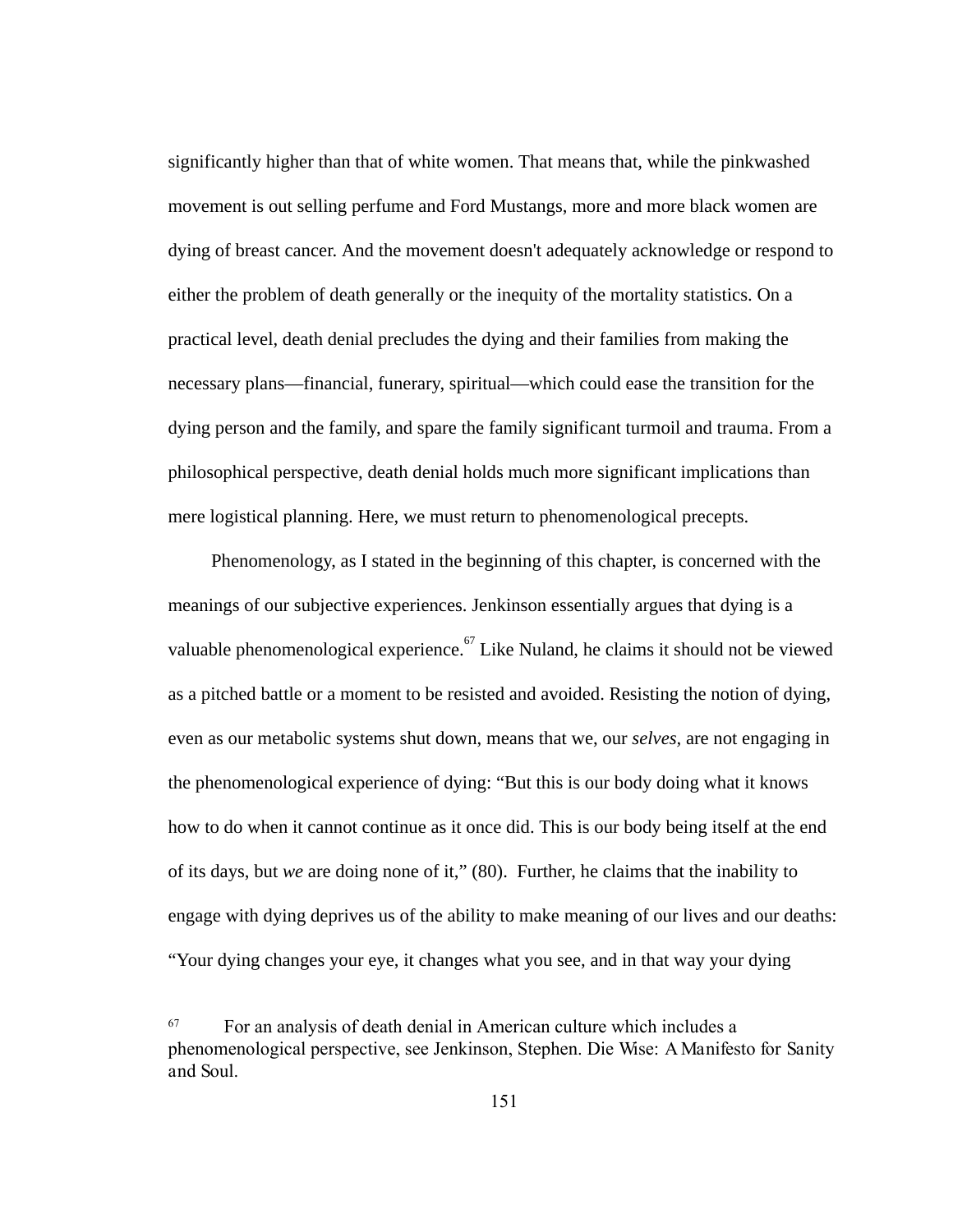significantly higher than that of white women. That means that, while the pinkwashed movement is out selling perfume and Ford Mustangs, more and more black women are dying of breast cancer. And the movement doesn't adequately acknowledge or respond to either the problem of death generally or the inequity of the mortality statistics. On a practical level, death denial precludes the dying and their families from making the necessary plans—financial, funerary, spiritual—which could ease the transition for the dying person and the family, and spare the family significant turmoil and trauma. From a philosophical perspective, death denial holds much more significant implications than mere logistical planning. Here, we must return to phenomenological precepts.

Phenomenology, as I stated in the beginning of this chapter, is concerned with the meanings of our subjective experiences. Jenkinson essentially argues that dying is a valuable phenomenological experience.[67] Like Nuland, he claims it should not be viewed as a pitched battle or a moment to be resisted and avoided. Resisting the notion of dying, even as our metabolic systems shut down, means that we, our *selves,* are not engaging in the phenomenological experience of dying: "But this is our body doing what it knows how to do when it cannot continue as it once did. This is our body being itself at the end of its days, but *we* are doing none of it," (80). Further, he claims that the inability to engage with dying deprives us of the ability to make meaning of our lives and our deaths: "Your dying changes your eye, it changes what you see, and in that way your dying

[67] For an analysis of death denial in American culture which includes a phenomenological perspective, see Jenkinson, Stephen. Die Wise: A Manifesto for Sanity and Soul.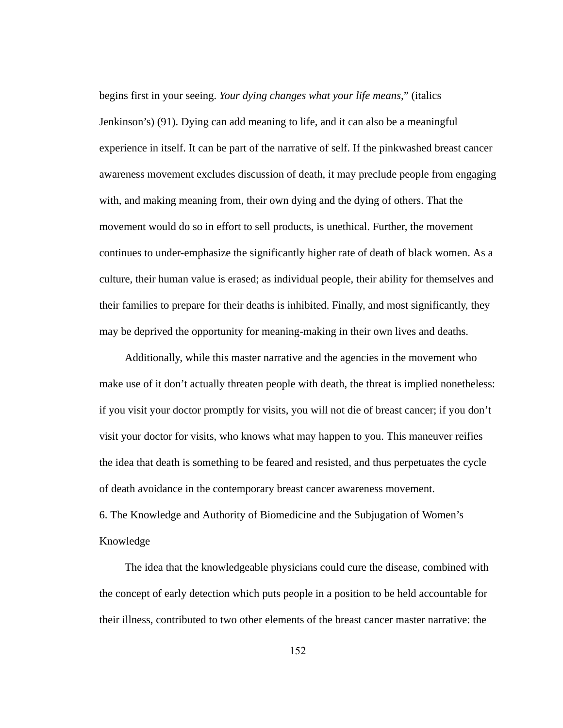begins first in your seeing. *Your dying changes what your life means,*" (italics Jenkinson's) (91). Dying can add meaning to life, and it can also be a meaningful experience in itself. It can be part of the narrative of self. If the pinkwashed breast cancer awareness movement excludes discussion of death, it may preclude people from engaging with, and making meaning from, their own dying and the dying of others. That the movement would do so in effort to sell products, is unethical. Further, the movement continues to under-emphasize the significantly higher rate of death of black women. As a culture, their human value is erased; as individual people, their ability for themselves and their families to prepare for their deaths is inhibited. Finally, and most significantly, they may be deprived the opportunity for meaning-making in their own lives and deaths.

Additionally, while this master narrative and the agencies in the movement who make use of it don't actually threaten people with death, the threat is implied nonetheless: if you visit your doctor promptly for visits, you will not die of breast cancer; if you don't visit your doctor for visits, who knows what may happen to you. This maneuver reifies the idea that death is something to be feared and resisted, and thus perpetuates the cycle of death avoidance in the contemporary breast cancer awareness movement.

## 6. The Knowledge and Authority of Biomedicine and the Subjugation of Women's Knowledge

The idea that the knowledgeable physicians could cure the disease, combined with the concept of early detection which puts people in a position to be held accountable for their illness, contributed to two other elements of the breast cancer master narrative: the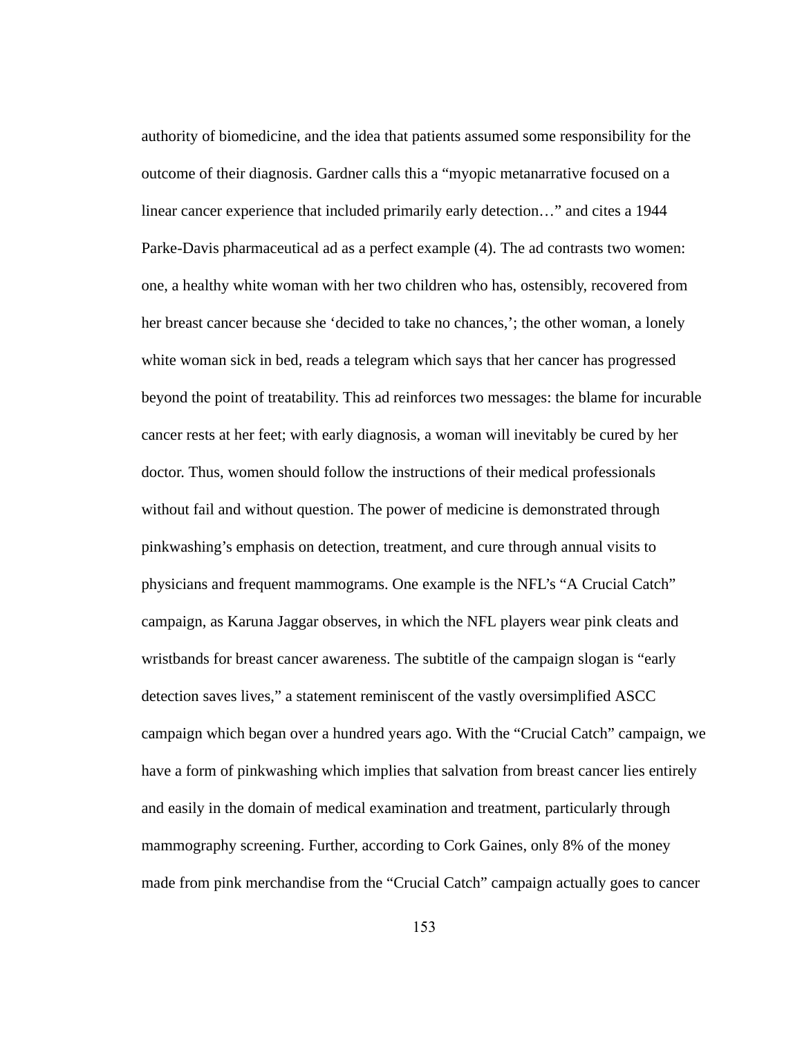authority of biomedicine, and the idea that patients assumed some responsibility for the outcome of their diagnosis. Gardner calls this a "myopic metanarrative focused on a linear cancer experience that included primarily early detection…" and cites a 1944 Parke-Davis pharmaceutical ad as a perfect example (4). The ad contrasts two women: one, a healthy white woman with her two children who has, ostensibly, recovered from her breast cancer because she 'decided to take no chances,'; the other woman, a lonely white woman sick in bed, reads a telegram which says that her cancer has progressed beyond the point of treatability. This ad reinforces two messages: the blame for incurable cancer rests at her feet; with early diagnosis, a woman will inevitably be cured by her doctor. Thus, women should follow the instructions of their medical professionals without fail and without question. The power of medicine is demonstrated through pinkwashing's emphasis on detection, treatment, and cure through annual visits to physicians and frequent mammograms. One example is the NFL's "A Crucial Catch" campaign, as Karuna Jaggar observes, in which the NFL players wear pink cleats and wristbands for breast cancer awareness. The subtitle of the campaign slogan is "early detection saves lives," a statement reminiscent of the vastly oversimplified ASCC campaign which began over a hundred years ago. With the "Crucial Catch" campaign, we have a form of pinkwashing which implies that salvation from breast cancer lies entirely and easily in the domain of medical examination and treatment, particularly through mammography screening. Further, according to Cork Gaines, only 8% of the money made from pink merchandise from the "Crucial Catch" campaign actually goes to cancer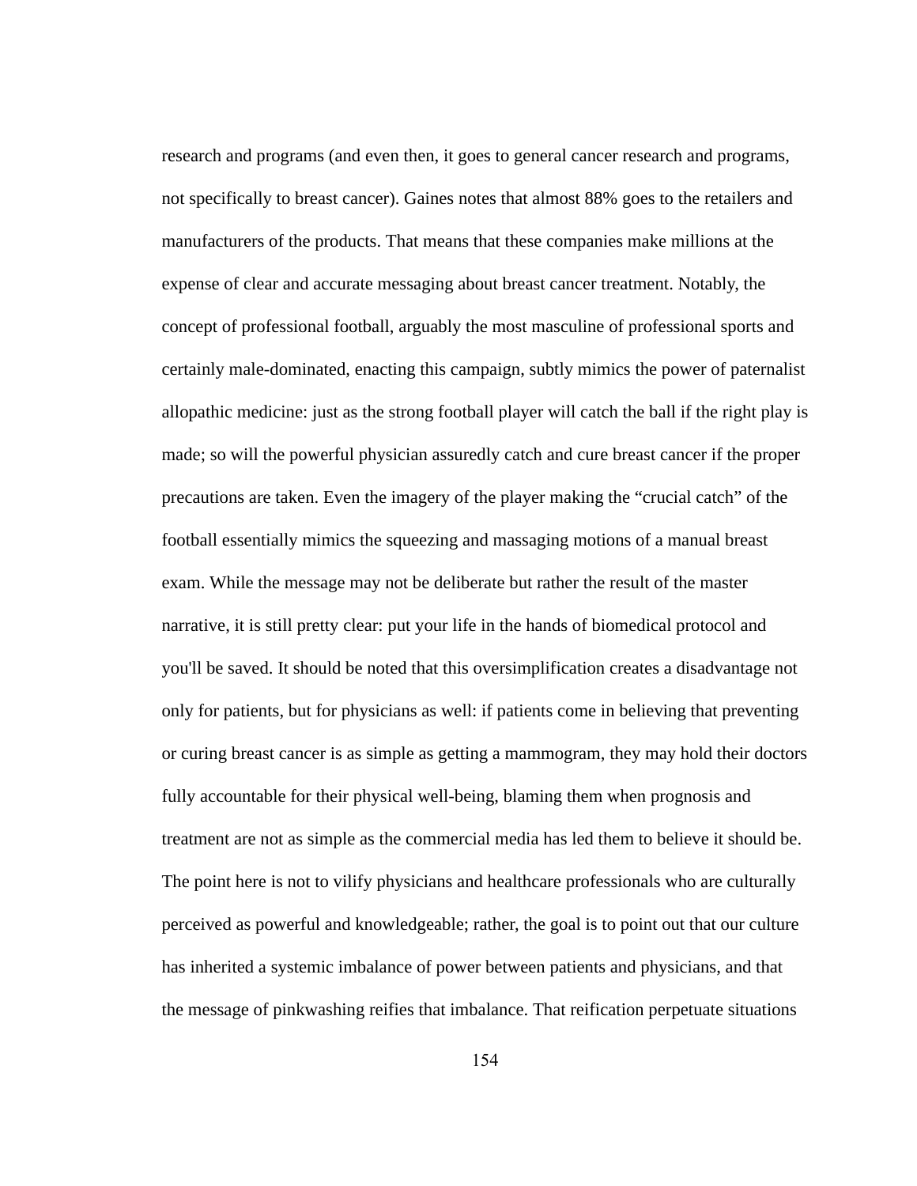research and programs (and even then, it goes to general cancer research and programs, not specifically to breast cancer). Gaines notes that almost 88% goes to the retailers and manufacturers of the products. That means that these companies make millions at the expense of clear and accurate messaging about breast cancer treatment. Notably, the concept of professional football, arguably the most masculine of professional sports and certainly male-dominated, enacting this campaign, subtly mimics the power of paternalist allopathic medicine: just as the strong football player will catch the ball if the right play is made; so will the powerful physician assuredly catch and cure breast cancer if the proper precautions are taken. Even the imagery of the player making the "crucial catch" of the football essentially mimics the squeezing and massaging motions of a manual breast exam. While the message may not be deliberate but rather the result of the master narrative, it is still pretty clear: put your life in the hands of biomedical protocol and you'll be saved. It should be noted that this oversimplification creates a disadvantage not only for patients, but for physicians as well: if patients come in believing that preventing or curing breast cancer is as simple as getting a mammogram, they may hold their doctors fully accountable for their physical well-being, blaming them when prognosis and treatment are not as simple as the commercial media has led them to believe it should be. The point here is not to vilify physicians and healthcare professionals who are culturally perceived as powerful and knowledgeable; rather, the goal is to point out that our culture has inherited a systemic imbalance of power between patients and physicians, and that the message of pinkwashing reifies that imbalance. That reification perpetuate situations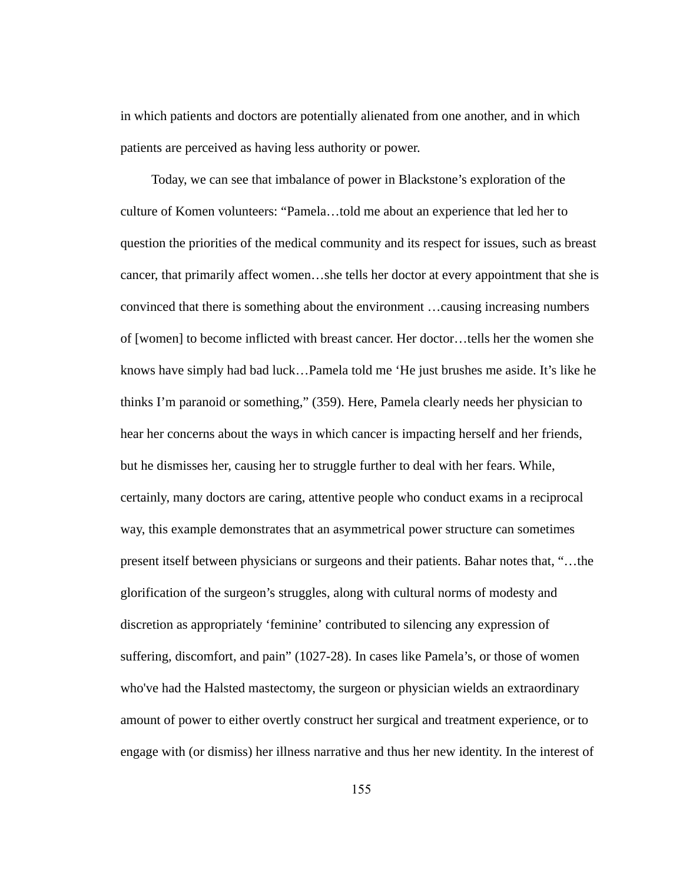in which patients and doctors are potentially alienated from one another, and in which patients are perceived as having less authority or power.

Today, we can see that imbalance of power in Blackstone's exploration of the culture of Komen volunteers: "Pamela…told me about an experience that led her to question the priorities of the medical community and its respect for issues, such as breast cancer, that primarily affect women…she tells her doctor at every appointment that she is convinced that there is something about the environment …causing increasing numbers of [women] to become inflicted with breast cancer. Her doctor…tells her the women she knows have simply had bad luck…Pamela told me 'He just brushes me aside. It's like he thinks I'm paranoid or something," (359). Here, Pamela clearly needs her physician to hear her concerns about the ways in which cancer is impacting herself and her friends, but he dismisses her, causing her to struggle further to deal with her fears. While, certainly, many doctors are caring, attentive people who conduct exams in a reciprocal way, this example demonstrates that an asymmetrical power structure can sometimes present itself between physicians or surgeons and their patients. Bahar notes that, "…the glorification of the surgeon's struggles, along with cultural norms of modesty and discretion as appropriately 'feminine' contributed to silencing any expression of suffering, discomfort, and pain" (1027-28). In cases like Pamela's, or those of women who've had the Halsted mastectomy, the surgeon or physician wields an extraordinary amount of power to either overtly construct her surgical and treatment experience, or to engage with (or dismiss) her illness narrative and thus her new identity. In the interest of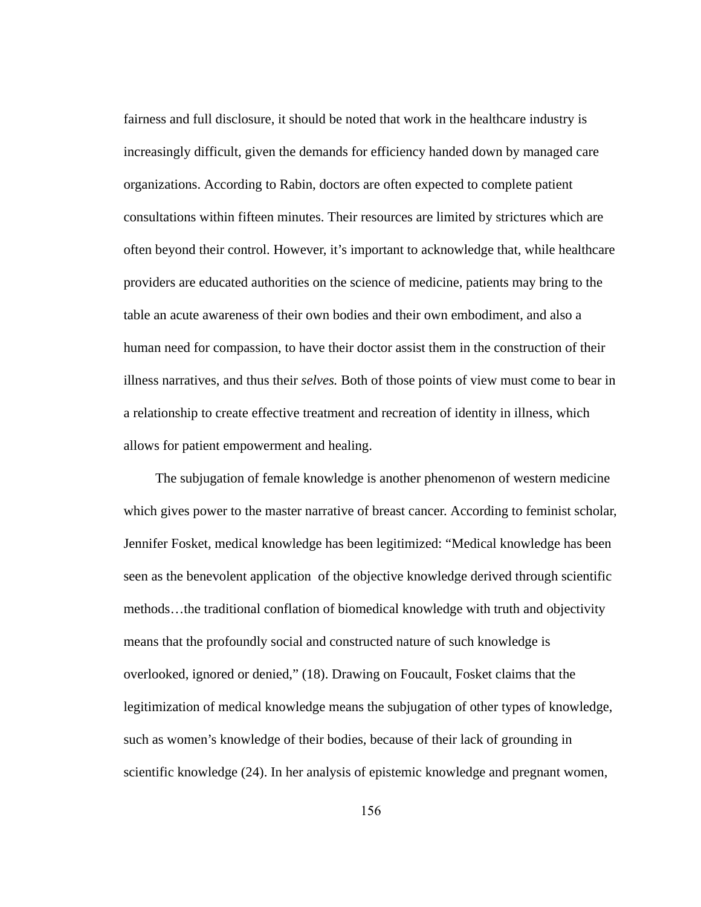fairness and full disclosure, it should be noted that work in the healthcare industry is increasingly difficult, given the demands for efficiency handed down by managed care organizations. According to Rabin, doctors are often expected to complete patient consultations within fifteen minutes. Their resources are limited by strictures which are often beyond their control. However, it's important to acknowledge that, while healthcare providers are educated authorities on the science of medicine, patients may bring to the table an acute awareness of their own bodies and their own embodiment, and also a human need for compassion, to have their doctor assist them in the construction of their illness narratives, and thus their *selves.* Both of those points of view must come to bear in a relationship to create effective treatment and recreation of identity in illness, which allows for patient empowerment and healing.

The subjugation of female knowledge is another phenomenon of western medicine which gives power to the master narrative of breast cancer. According to feminist scholar, Jennifer Fosket, medical knowledge has been legitimized: "Medical knowledge has been seen as the benevolent application of the objective knowledge derived through scientific methods…the traditional conflation of biomedical knowledge with truth and objectivity means that the profoundly social and constructed nature of such knowledge is overlooked, ignored or denied," (18). Drawing on Foucault, Fosket claims that the legitimization of medical knowledge means the subjugation of other types of knowledge, such as women's knowledge of their bodies, because of their lack of grounding in scientific knowledge (24). In her analysis of epistemic knowledge and pregnant women,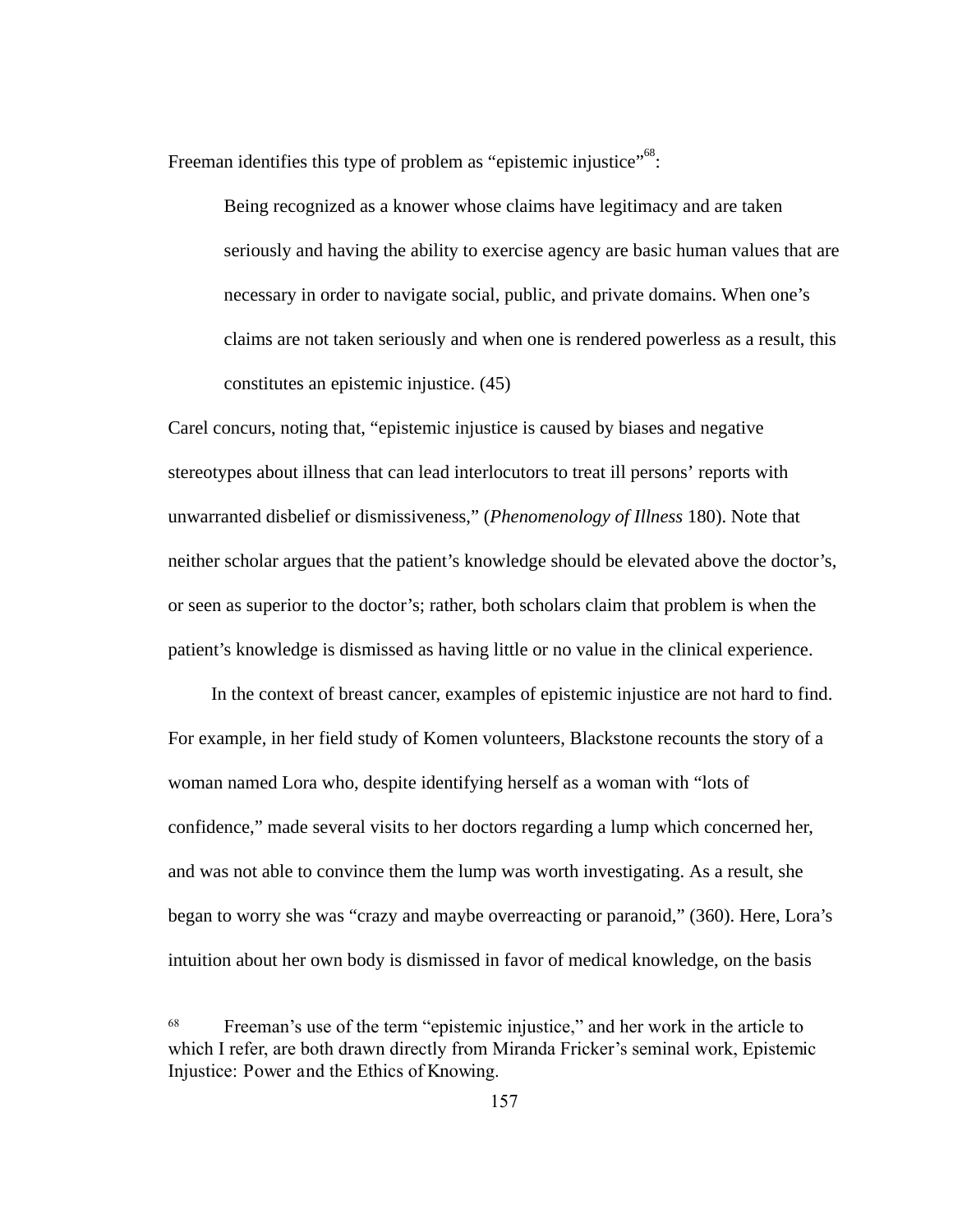Freeman identifies this type of problem as "epistemic injustice"[68]:

> Being recognized as a knower whose claims have legitimacy and are taken seriously and having the ability to exercise agency are basic human values that are necessary in order to navigate social, public, and private domains. When one's claims are not taken seriously and when one is rendered powerless as a result, this constitutes an epistemic injustice. (45)

Carel concurs, noting that, "epistemic injustice is caused by biases and negative stereotypes about illness that can lead interlocutors to treat ill persons' reports with unwarranted disbelief or dismissiveness," (*Phenomenology of Illness* 180). Note that neither scholar argues that the patient's knowledge should be elevated above the doctor's, or seen as superior to the doctor's; rather, both scholars claim that problem is when the patient's knowledge is dismissed as having little or no value in the clinical experience.

In the context of breast cancer, examples of epistemic injustice are not hard to find. For example, in her field study of Komen volunteers, Blackstone recounts the story of a woman named Lora who, despite identifying herself as a woman with "lots of confidence," made several visits to her doctors regarding a lump which concerned her, and was not able to convince them the lump was worth investigating. As a result, she began to worry she was "crazy and maybe overreacting or paranoid," (360). Here, Lora's intuition about her own body is dismissed in favor of medical knowledge, on the basis

[68] Freeman's use of the term "epistemic injustice," and her work in the article to which I refer, are both drawn directly from Miranda Fricker's seminal work, Epistemic Injustice: Power and the Ethics of Knowing.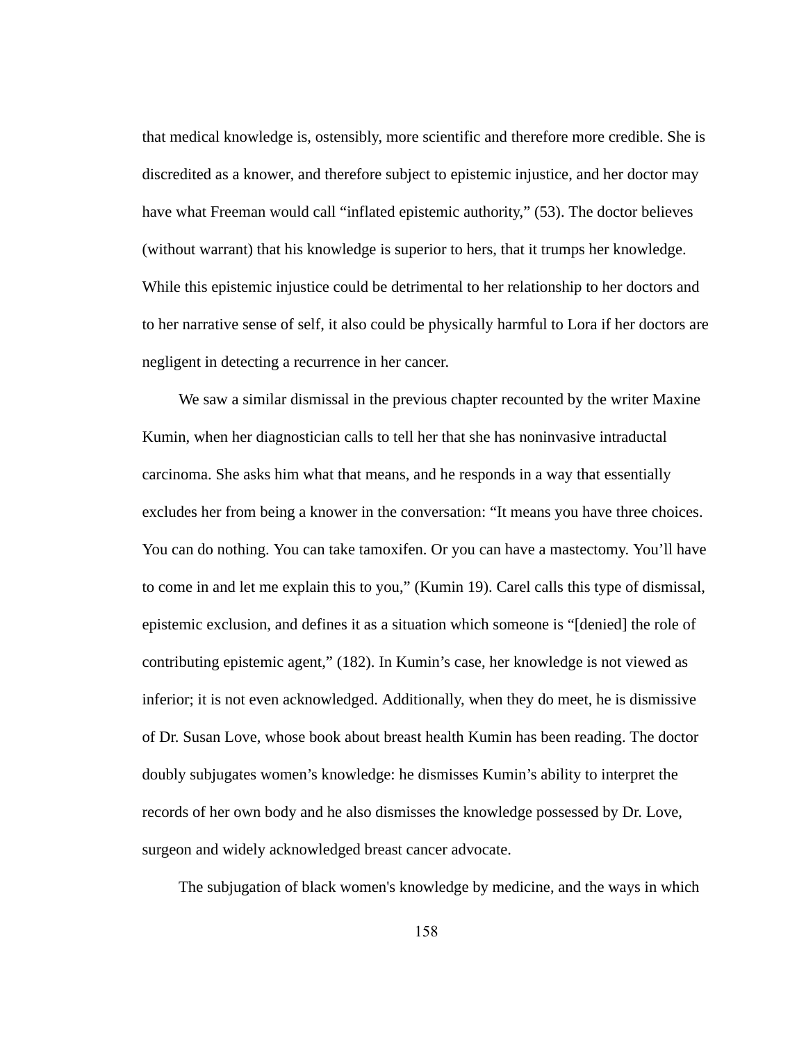that medical knowledge is, ostensibly, more scientific and therefore more credible. She is discredited as a knower, and therefore subject to epistemic injustice, and her doctor may have what Freeman would call "inflated epistemic authority," (53). The doctor believes (without warrant) that his knowledge is superior to hers, that it trumps her knowledge. While this epistemic injustice could be detrimental to her relationship to her doctors and to her narrative sense of self, it also could be physically harmful to Lora if her doctors are negligent in detecting a recurrence in her cancer.

We saw a similar dismissal in the previous chapter recounted by the writer Maxine Kumin, when her diagnostician calls to tell her that she has noninvasive intraductal carcinoma. She asks him what that means, and he responds in a way that essentially excludes her from being a knower in the conversation: "It means you have three choices. You can do nothing. You can take tamoxifen. Or you can have a mastectomy. You'll have to come in and let me explain this to you," (Kumin 19). Carel calls this type of dismissal, epistemic exclusion, and defines it as a situation which someone is "[denied] the role of contributing epistemic agent," (182). In Kumin's case, her knowledge is not viewed as inferior; it is not even acknowledged. Additionally, when they do meet, he is dismissive of Dr. Susan Love, whose book about breast health Kumin has been reading. The doctor doubly subjugates women's knowledge: he dismisses Kumin's ability to interpret the records of her own body and he also dismisses the knowledge possessed by Dr. Love, surgeon and widely acknowledged breast cancer advocate.

The subjugation of black women's knowledge by medicine, and the ways in which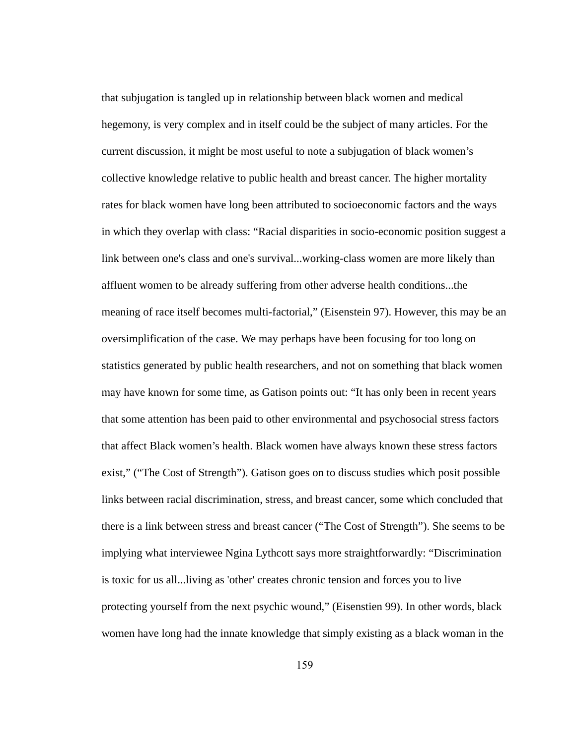that subjugation is tangled up in relationship between black women and medical hegemony, is very complex and in itself could be the subject of many articles. For the current discussion, it might be most useful to note a subjugation of black women's collective knowledge relative to public health and breast cancer. The higher mortality rates for black women have long been attributed to socioeconomic factors and the ways in which they overlap with class: "Racial disparities in socio-economic position suggest a link between one's class and one's survival...working-class women are more likely than affluent women to be already suffering from other adverse health conditions...the meaning of race itself becomes multi-factorial," (Eisenstein 97). However, this may be an oversimplification of the case. We may perhaps have been focusing for too long on statistics generated by public health researchers, and not on something that black women may have known for some time, as Gatison points out: "It has only been in recent years that some attention has been paid to other environmental and psychosocial stress factors that affect Black women's health. Black women have always known these stress factors exist," ("The Cost of Strength"). Gatison goes on to discuss studies which posit possible links between racial discrimination, stress, and breast cancer, some which concluded that there is a link between stress and breast cancer ("The Cost of Strength"). She seems to be implying what interviewee Ngina Lythcott says more straightforwardly: "Discrimination is toxic for us all...living as 'other' creates chronic tension and forces you to live protecting yourself from the next psychic wound," (Eisenstien 99). In other words, black women have long had the innate knowledge that simply existing as a black woman in the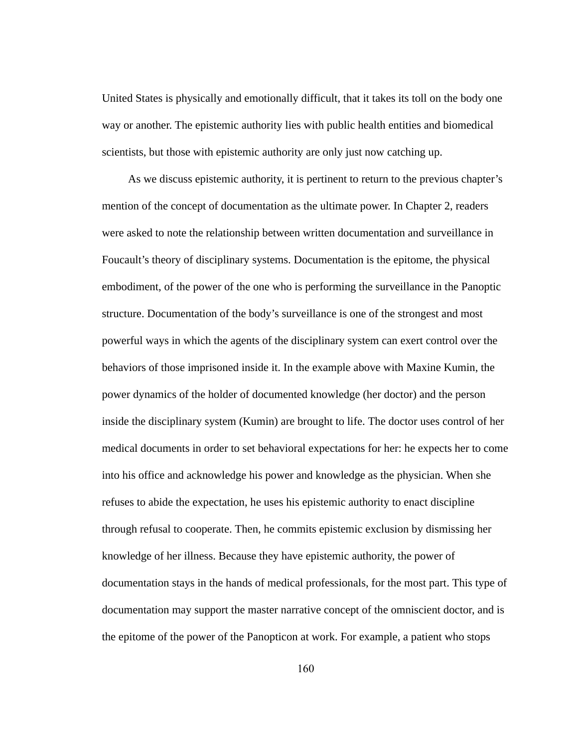United States is physically and emotionally difficult, that it takes its toll on the body one way or another. The epistemic authority lies with public health entities and biomedical scientists, but those with epistemic authority are only just now catching up.

As we discuss epistemic authority, it is pertinent to return to the previous chapter's mention of the concept of documentation as the ultimate power. In Chapter 2, readers were asked to note the relationship between written documentation and surveillance in Foucault's theory of disciplinary systems. Documentation is the epitome, the physical embodiment, of the power of the one who is performing the surveillance in the Panoptic structure. Documentation of the body's surveillance is one of the strongest and most powerful ways in which the agents of the disciplinary system can exert control over the behaviors of those imprisoned inside it. In the example above with Maxine Kumin, the power dynamics of the holder of documented knowledge (her doctor) and the person inside the disciplinary system (Kumin) are brought to life. The doctor uses control of her medical documents in order to set behavioral expectations for her: he expects her to come into his office and acknowledge his power and knowledge as the physician. When she refuses to abide the expectation, he uses his epistemic authority to enact discipline through refusal to cooperate. Then, he commits epistemic exclusion by dismissing her knowledge of her illness. Because they have epistemic authority, the power of documentation stays in the hands of medical professionals, for the most part. This type of documentation may support the master narrative concept of the omniscient doctor, and is the epitome of the power of the Panopticon at work. For example, a patient who stops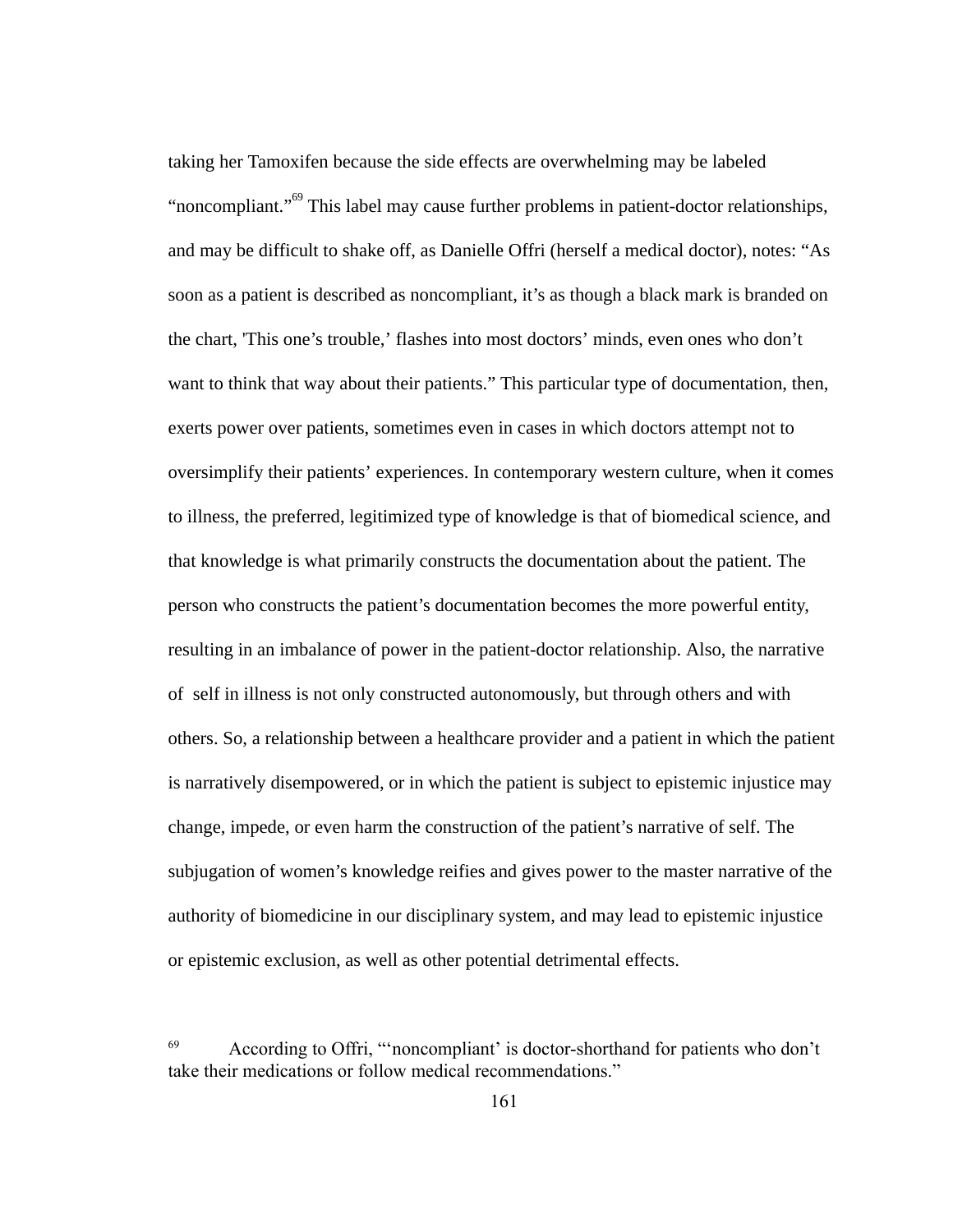taking her Tamoxifen because the side effects are overwhelming may be labeled "noncompliant."[69] This label may cause further problems in patient-doctor relationships, and may be difficult to shake off, as Danielle Offri (herself a medical doctor), notes: "As soon as a patient is described as noncompliant, it's as though a black mark is branded on the chart, 'This one's trouble,' flashes into most doctors' minds, even ones who don't want to think that way about their patients." This particular type of documentation, then, exerts power over patients, sometimes even in cases in which doctors attempt not to oversimplify their patients' experiences. In contemporary western culture, when it comes to illness, the preferred, legitimized type of knowledge is that of biomedical science, and that knowledge is what primarily constructs the documentation about the patient. The person who constructs the patient's documentation becomes the more powerful entity, resulting in an imbalance of power in the patient-doctor relationship. Also, the narrative of self in illness is not only constructed autonomously, but through others and with others. So, a relationship between a healthcare provider and a patient in which the patient is narratively disempowered, or in which the patient is subject to epistemic injustice may change, impede, or even harm the construction of the patient's narrative of self. The subjugation of women's knowledge reifies and gives power to the master narrative of the authority of biomedicine in our disciplinary system, and may lead to epistemic injustice or epistemic exclusion, as well as other potential detrimental effects.

[69] According to Offri, "'noncompliant' is doctor-shorthand for patients who don't take their medications or follow medical recommendations."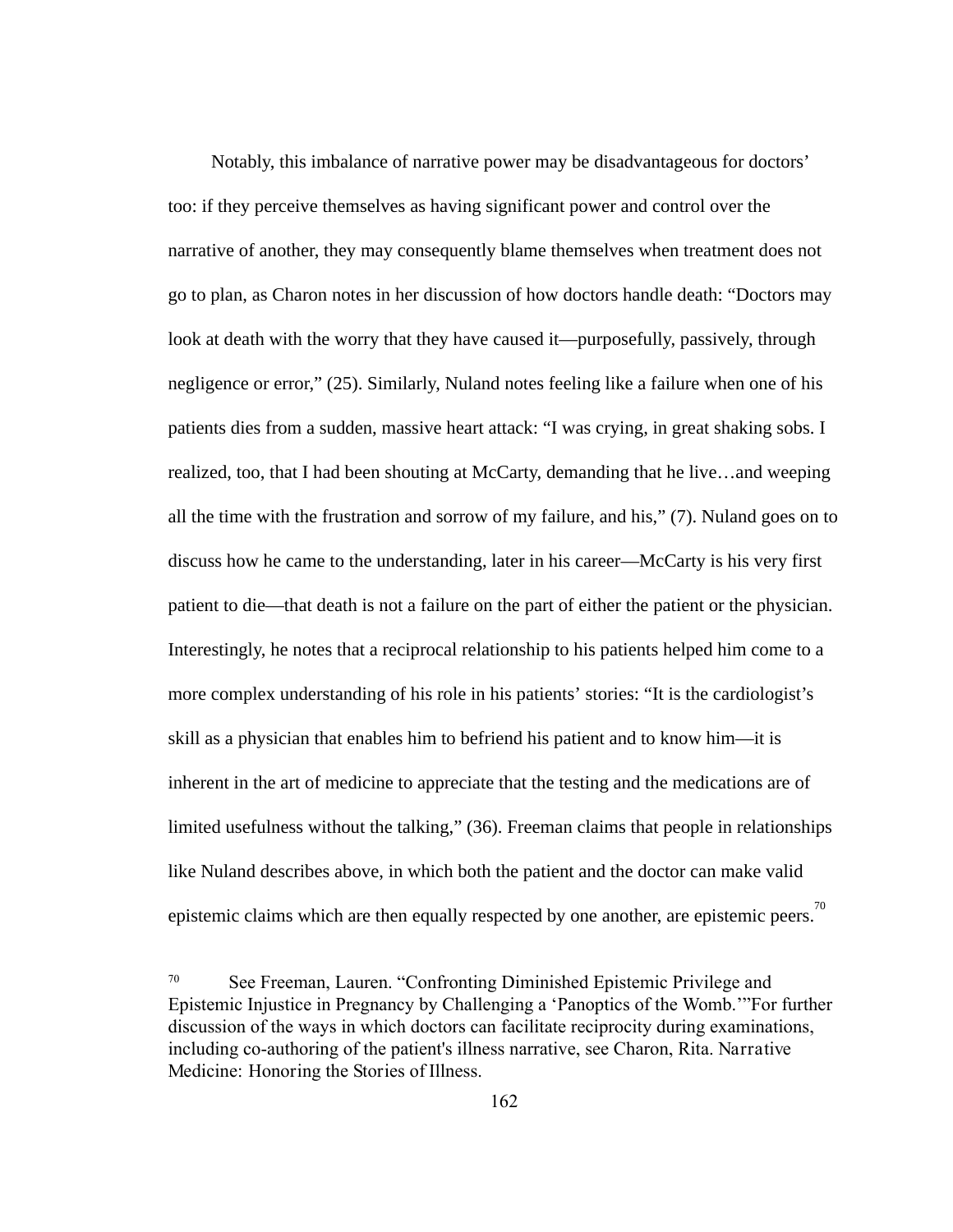Notably, this imbalance of narrative power may be disadvantageous for doctors' too: if they perceive themselves as having significant power and control over the narrative of another, they may consequently blame themselves when treatment does not go to plan, as Charon notes in her discussion of how doctors handle death: "Doctors may look at death with the worry that they have caused it—purposefully, passively, through negligence or error," (25). Similarly, Nuland notes feeling like a failure when one of his patients dies from a sudden, massive heart attack: "I was crying, in great shaking sobs. I realized, too, that I had been shouting at McCarty, demanding that he live…and weeping all the time with the frustration and sorrow of my failure, and his," (7). Nuland goes on to discuss how he came to the understanding, later in his career—McCarty is his very first patient to die—that death is not a failure on the part of either the patient or the physician. Interestingly, he notes that a reciprocal relationship to his patients helped him come to a more complex understanding of his role in his patients' stories: "It is the cardiologist's skill as a physician that enables him to befriend his patient and to know him—it is inherent in the art of medicine to appreciate that the testing and the medications are of limited usefulness without the talking," (36). Freeman claims that people in relationships like Nuland describes above, in which both the patient and the doctor can make valid epistemic claims which are then equally respected by one another, are epistemic peers.[70]

[70] See Freeman, Lauren. "Confronting Diminished Epistemic Privilege and Epistemic Injustice in Pregnancy by Challenging a 'Panoptics of the Womb.'"For further discussion of the ways in which doctors can facilitate reciprocity during examinations, including co-authoring of the patient's illness narrative, see Charon, Rita. Narrative Medicine: Honoring the Stories of Illness.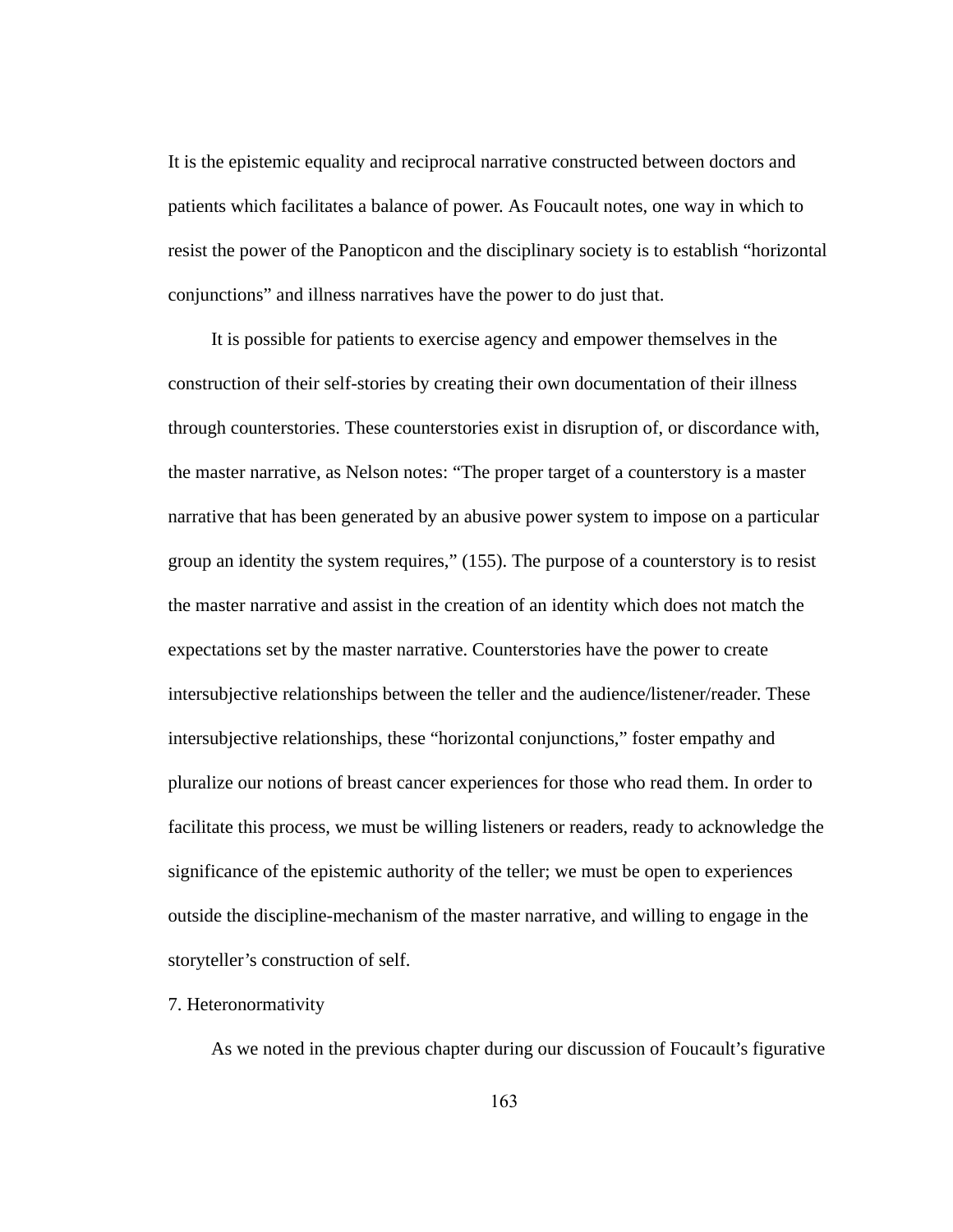It is the epistemic equality and reciprocal narrative constructed between doctors and patients which facilitates a balance of power. As Foucault notes, one way in which to resist the power of the Panopticon and the disciplinary society is to establish "horizontal conjunctions" and illness narratives have the power to do just that.

It is possible for patients to exercise agency and empower themselves in the construction of their self-stories by creating their own documentation of their illness through counterstories. These counterstories exist in disruption of, or discordance with, the master narrative, as Nelson notes: "The proper target of a counterstory is a master narrative that has been generated by an abusive power system to impose on a particular group an identity the system requires," (155). The purpose of a counterstory is to resist the master narrative and assist in the creation of an identity which does not match the expectations set by the master narrative. Counterstories have the power to create intersubjective relationships between the teller and the audience/listener/reader. These intersubjective relationships, these "horizontal conjunctions," foster empathy and pluralize our notions of breast cancer experiences for those who read them. In order to facilitate this process, we must be willing listeners or readers, ready to acknowledge the significance of the epistemic authority of the teller; we must be open to experiences outside the discipline-mechanism of the master narrative, and willing to engage in the storyteller's construction of self.

## 7. Heteronormativity

As we noted in the previous chapter during our discussion of Foucault's figurative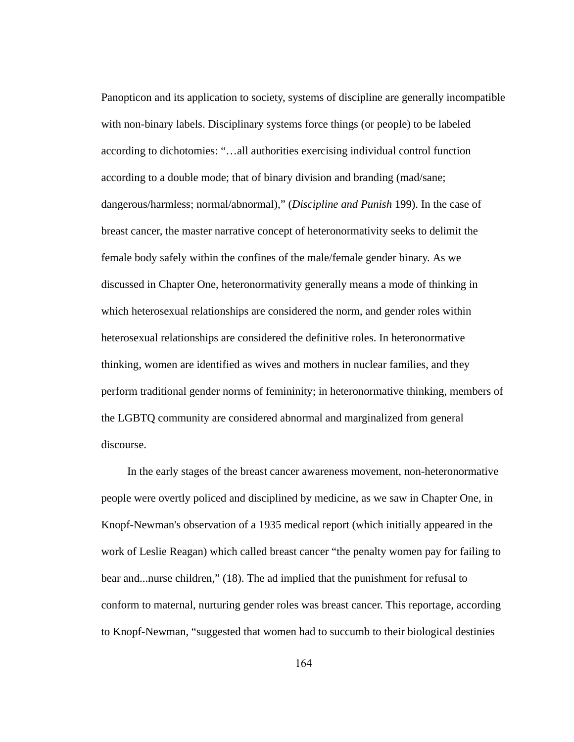Panopticon and its application to society, systems of discipline are generally incompatible with non-binary labels. Disciplinary systems force things (or people) to be labeled according to dichotomies: "…all authorities exercising individual control function according to a double mode; that of binary division and branding (mad/sane; dangerous/harmless; normal/abnormal)," (*Discipline and Punish* 199). In the case of breast cancer, the master narrative concept of heteronormativity seeks to delimit the female body safely within the confines of the male/female gender binary. As we discussed in Chapter One, heteronormativity generally means a mode of thinking in which heterosexual relationships are considered the norm, and gender roles within heterosexual relationships are considered the definitive roles. In heteronormative thinking, women are identified as wives and mothers in nuclear families, and they perform traditional gender norms of femininity; in heteronormative thinking, members of the LGBTQ community are considered abnormal and marginalized from general discourse.

In the early stages of the breast cancer awareness movement, non-heteronormative people were overtly policed and disciplined by medicine, as we saw in Chapter One, in Knopf-Newman's observation of a 1935 medical report (which initially appeared in the work of Leslie Reagan) which called breast cancer "the penalty women pay for failing to bear and...nurse children," (18). The ad implied that the punishment for refusal to conform to maternal, nurturing gender roles was breast cancer. This reportage, according to Knopf-Newman, "suggested that women had to succumb to their biological destinies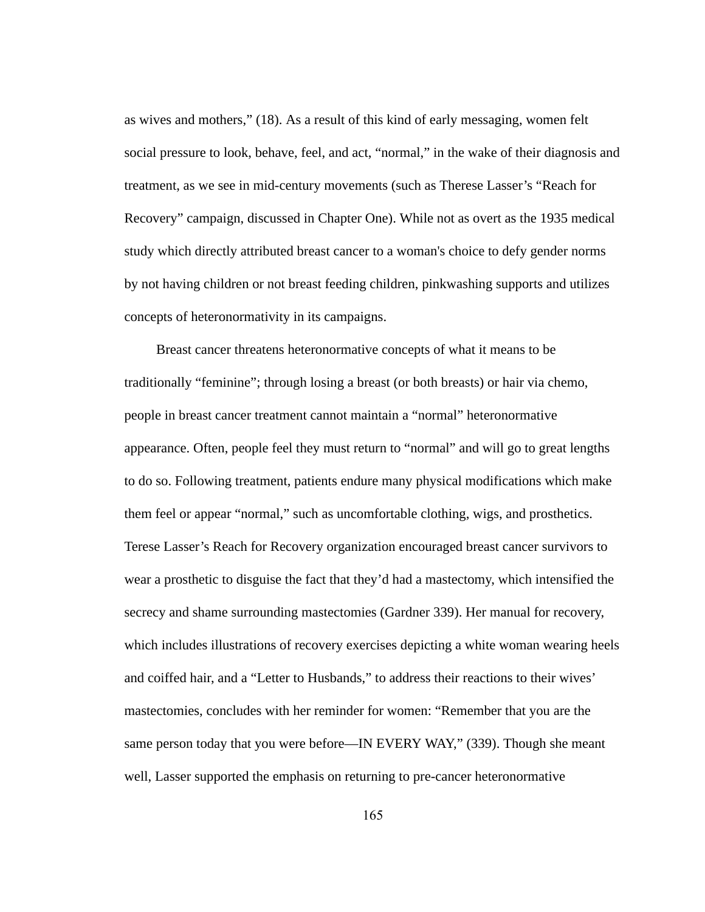as wives and mothers," (18). As a result of this kind of early messaging, women felt social pressure to look, behave, feel, and act, "normal," in the wake of their diagnosis and treatment, as we see in mid-century movements (such as Therese Lasser's "Reach for Recovery" campaign, discussed in Chapter One). While not as overt as the 1935 medical study which directly attributed breast cancer to a woman's choice to defy gender norms by not having children or not breast feeding children, pinkwashing supports and utilizes concepts of heteronormativity in its campaigns.

Breast cancer threatens heteronormative concepts of what it means to be traditionally "feminine"; through losing a breast (or both breasts) or hair via chemo, people in breast cancer treatment cannot maintain a "normal" heteronormative appearance. Often, people feel they must return to "normal" and will go to great lengths to do so. Following treatment, patients endure many physical modifications which make them feel or appear "normal," such as uncomfortable clothing, wigs, and prosthetics. Terese Lasser's Reach for Recovery organization encouraged breast cancer survivors to wear a prosthetic to disguise the fact that they'd had a mastectomy, which intensified the secrecy and shame surrounding mastectomies (Gardner 339). Her manual for recovery, which includes illustrations of recovery exercises depicting a white woman wearing heels and coiffed hair, and a "Letter to Husbands," to address their reactions to their wives' mastectomies, concludes with her reminder for women: "Remember that you are the same person today that you were before—IN EVERY WAY," (339). Though she meant well, Lasser supported the emphasis on returning to pre-cancer heteronormative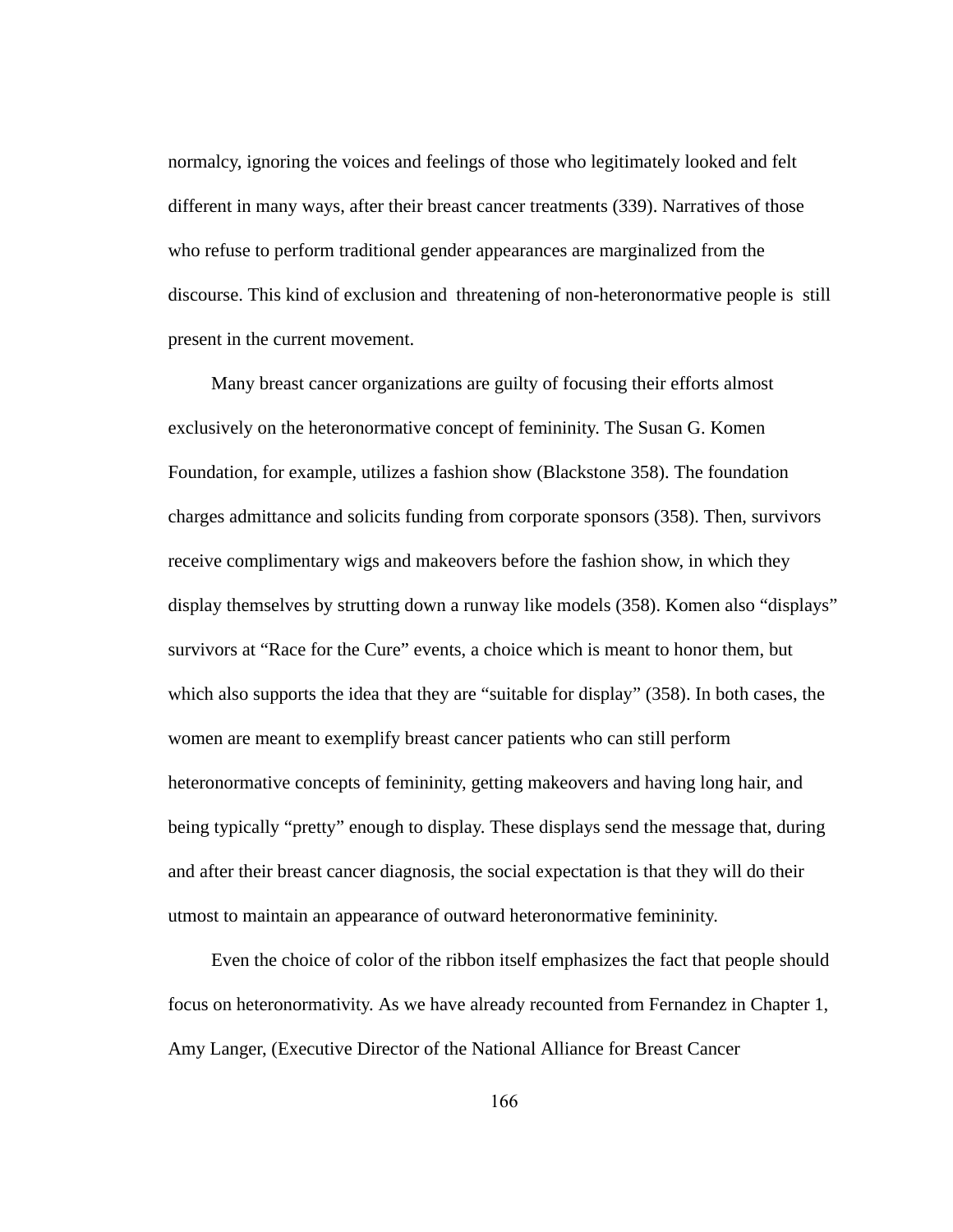normalcy, ignoring the voices and feelings of those who legitimately looked and felt different in many ways, after their breast cancer treatments (339). Narratives of those who refuse to perform traditional gender appearances are marginalized from the discourse. This kind of exclusion and threatening of non-heteronormative people is still present in the current movement.

Many breast cancer organizations are guilty of focusing their efforts almost exclusively on the heteronormative concept of femininity. The Susan G. Komen Foundation, for example, utilizes a fashion show (Blackstone 358). The foundation charges admittance and solicits funding from corporate sponsors (358). Then, survivors receive complimentary wigs and makeovers before the fashion show, in which they display themselves by strutting down a runway like models (358). Komen also “displays” survivors at “Race for the Cure” events, a choice which is meant to honor them, but which also supports the idea that they are “suitable for display” (358). In both cases, the women are meant to exemplify breast cancer patients who can still perform heteronormative concepts of femininity, getting makeovers and having long hair, and being typically “pretty” enough to display. These displays send the message that, during and after their breast cancer diagnosis, the social expectation is that they will do their utmost to maintain an appearance of outward heteronormative femininity.

Even the choice of color of the ribbon itself emphasizes the fact that people should focus on heteronormativity. As we have already recounted from Fernandez in Chapter 1, Amy Langer, (Executive Director of the National Alliance for Breast Cancer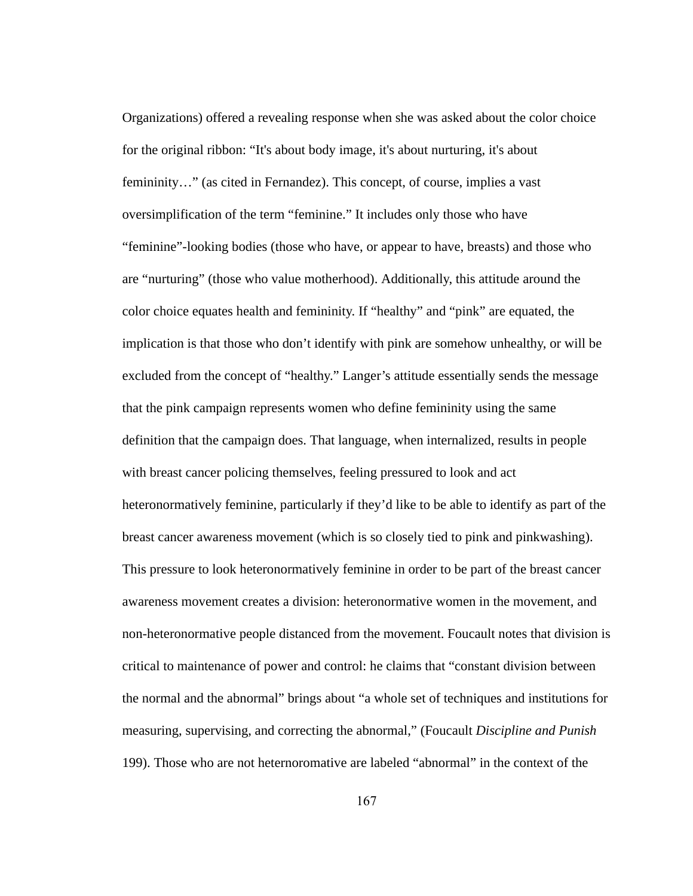Organizations) offered a revealing response when she was asked about the color choice for the original ribbon: "It's about body image, it's about nurturing, it's about femininity…" (as cited in Fernandez). This concept, of course, implies a vast oversimplification of the term "feminine." It includes only those who have "feminine"-looking bodies (those who have, or appear to have, breasts) and those who are "nurturing" (those who value motherhood). Additionally, this attitude around the color choice equates health and femininity. If "healthy" and "pink" are equated, the implication is that those who don't identify with pink are somehow unhealthy, or will be excluded from the concept of "healthy." Langer's attitude essentially sends the message that the pink campaign represents women who define femininity using the same definition that the campaign does. That language, when internalized, results in people with breast cancer policing themselves, feeling pressured to look and act heteronormatively feminine, particularly if they'd like to be able to identify as part of the breast cancer awareness movement (which is so closely tied to pink and pinkwashing). This pressure to look heteronormatively feminine in order to be part of the breast cancer awareness movement creates a division: heteronormative women in the movement, and non-heteronormative people distanced from the movement. Foucault notes that division is critical to maintenance of power and control: he claims that "constant division between the normal and the abnormal" brings about "a whole set of techniques and institutions for measuring, supervising, and correcting the abnormal," (Foucault *Discipline and Punish* 199). Those who are not heternoromative are labeled "abnormal" in the context of the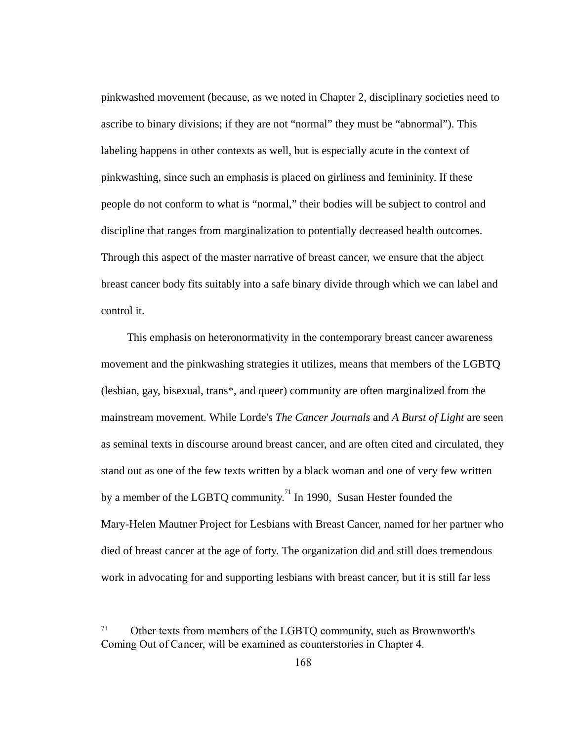pinkwashed movement (because, as we noted in Chapter 2, disciplinary societies need to ascribe to binary divisions; if they are not "normal" they must be "abnormal"). This labeling happens in other contexts as well, but is especially acute in the context of pinkwashing, since such an emphasis is placed on girliness and femininity. If these people do not conform to what is "normal," their bodies will be subject to control and discipline that ranges from marginalization to potentially decreased health outcomes. Through this aspect of the master narrative of breast cancer, we ensure that the abject breast cancer body fits suitably into a safe binary divide through which we can label and control it.

This emphasis on heteronormativity in the contemporary breast cancer awareness movement and the pinkwashing strategies it utilizes, means that members of the LGBTQ (lesbian, gay, bisexual, trans*, and queer) community are often marginalized from the mainstream movement. While Lorde's *The Cancer Journals* and *A Burst of Light* are seen as seminal texts in discourse around breast cancer, and are often cited and circulated, they stand out as one of the few texts written by a black woman and one of very few written by a member of the LGBTQ community.[71] In 1990, Susan Hester founded the Mary-Helen Mautner Project for Lesbians with Breast Cancer, named for her partner who died of breast cancer at the age of forty. The organization did and still does tremendous work in advocating for and supporting lesbians with breast cancer, but it is still far less

[71] Other texts from members of the LGBTQ community, such as Brownworth's Coming Out of Cancer, will be examined as counterstories in Chapter 4.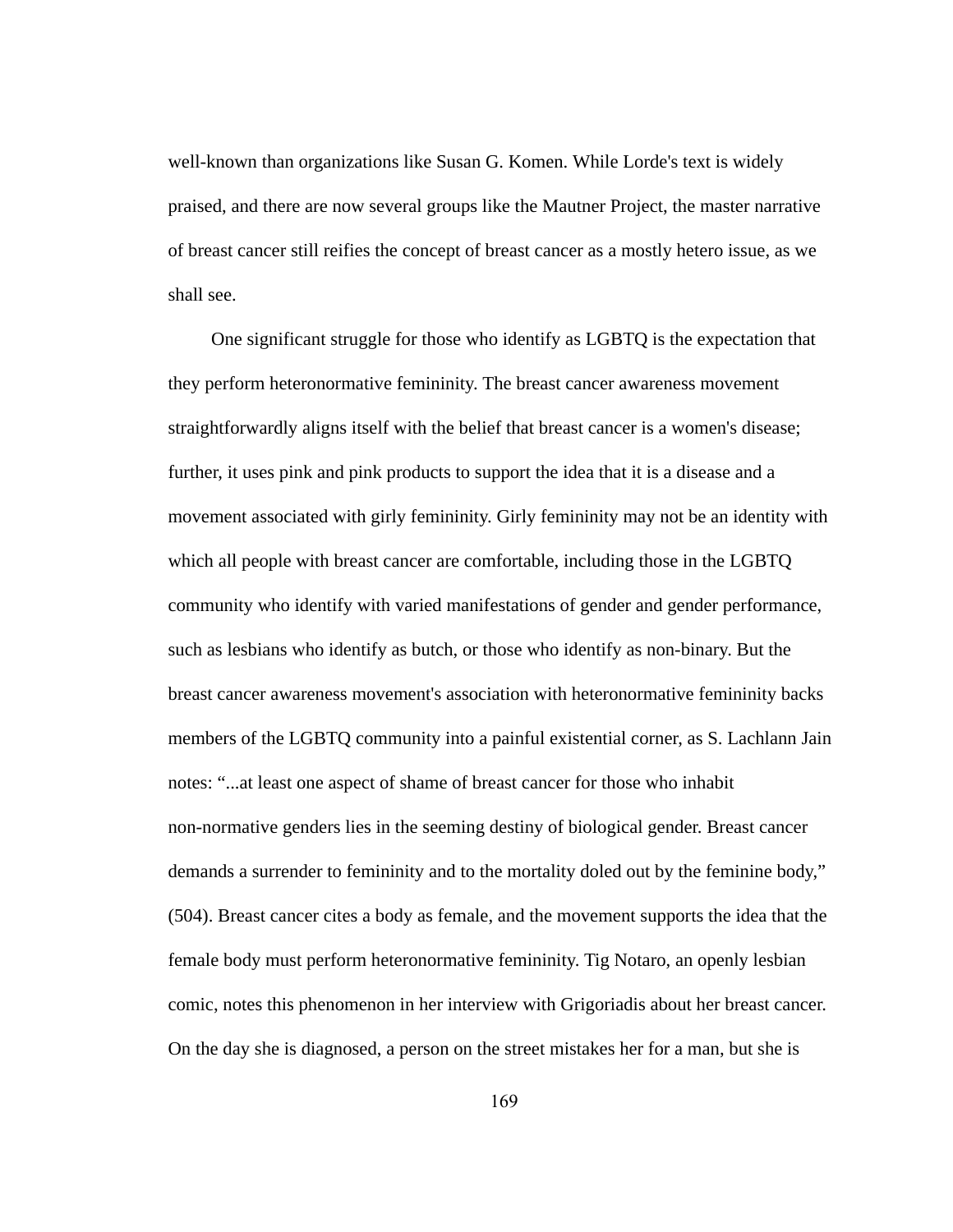well-known than organizations like Susan G. Komen. While Lorde's text is widely praised, and there are now several groups like the Mautner Project, the master narrative of breast cancer still reifies the concept of breast cancer as a mostly hetero issue, as we shall see.

One significant struggle for those who identify as LGBTQ is the expectation that they perform heteronormative femininity. The breast cancer awareness movement straightforwardly aligns itself with the belief that breast cancer is a women's disease; further, it uses pink and pink products to support the idea that it is a disease and a movement associated with girly femininity. Girly femininity may not be an identity with which all people with breast cancer are comfortable, including those in the LGBTQ community who identify with varied manifestations of gender and gender performance, such as lesbians who identify as butch, or those who identify as non-binary. But the breast cancer awareness movement's association with heteronormative femininity backs members of the LGBTQ community into a painful existential corner, as S. Lachlann Jain notes: "...at least one aspect of shame of breast cancer for those who inhabit non-normative genders lies in the seeming destiny of biological gender. Breast cancer demands a surrender to femininity and to the mortality doled out by the feminine body," (504). Breast cancer cites a body as female, and the movement supports the idea that the female body must perform heteronormative femininity. Tig Notaro, an openly lesbian comic, notes this phenomenon in her interview with Grigoriadis about her breast cancer. On the day she is diagnosed, a person on the street mistakes her for a man, but she is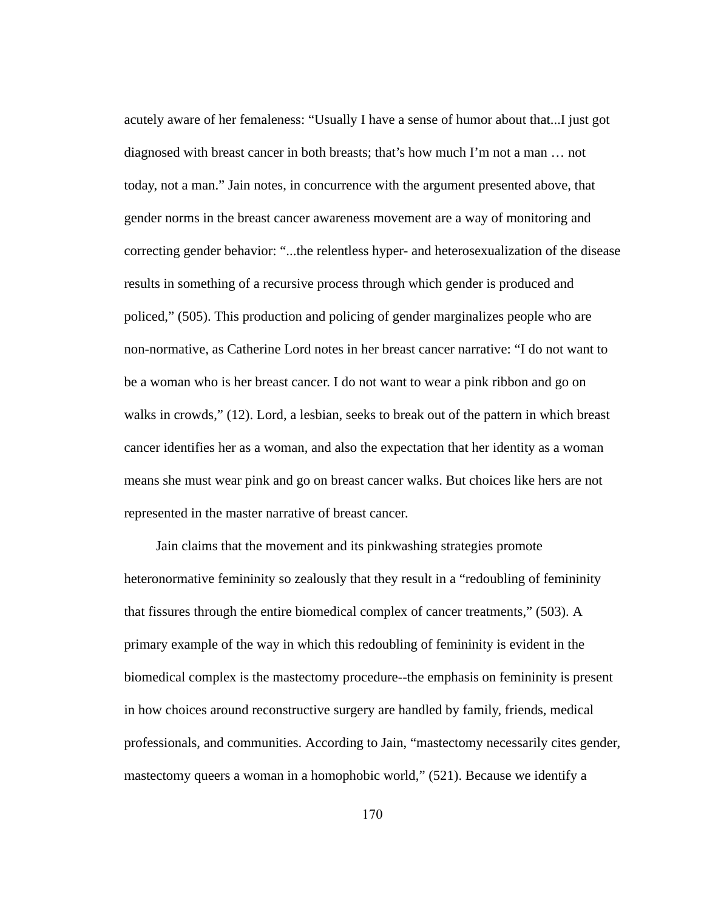acutely aware of her femaleness: “Usually I have a sense of humor about that...I just got diagnosed with breast cancer in both breasts; that’s how much I’m not a man … not today, not a man.” Jain notes, in concurrence with the argument presented above, that gender norms in the breast cancer awareness movement are a way of monitoring and correcting gender behavior: “...the relentless hyper- and heterosexualization of the disease results in something of a recursive process through which gender is produced and policed,” (505). This production and policing of gender marginalizes people who are non-normative, as Catherine Lord notes in her breast cancer narrative: “I do not want to be a woman who is her breast cancer. I do not want to wear a pink ribbon and go on walks in crowds,” (12). Lord, a lesbian, seeks to break out of the pattern in which breast cancer identifies her as a woman, and also the expectation that her identity as a woman means she must wear pink and go on breast cancer walks. But choices like hers are not represented in the master narrative of breast cancer.

Jain claims that the movement and its pinkwashing strategies promote heteronormative femininity so zealously that they result in a “redoubling of femininity that fissures through the entire biomedical complex of cancer treatments,” (503). A primary example of the way in which this redoubling of femininity is evident in the biomedical complex is the mastectomy procedure--the emphasis on femininity is present in how choices around reconstructive surgery are handled by family, friends, medical professionals, and communities. According to Jain, “mastectomy necessarily cites gender, mastectomy queers a woman in a homophobic world,” (521). Because we identify a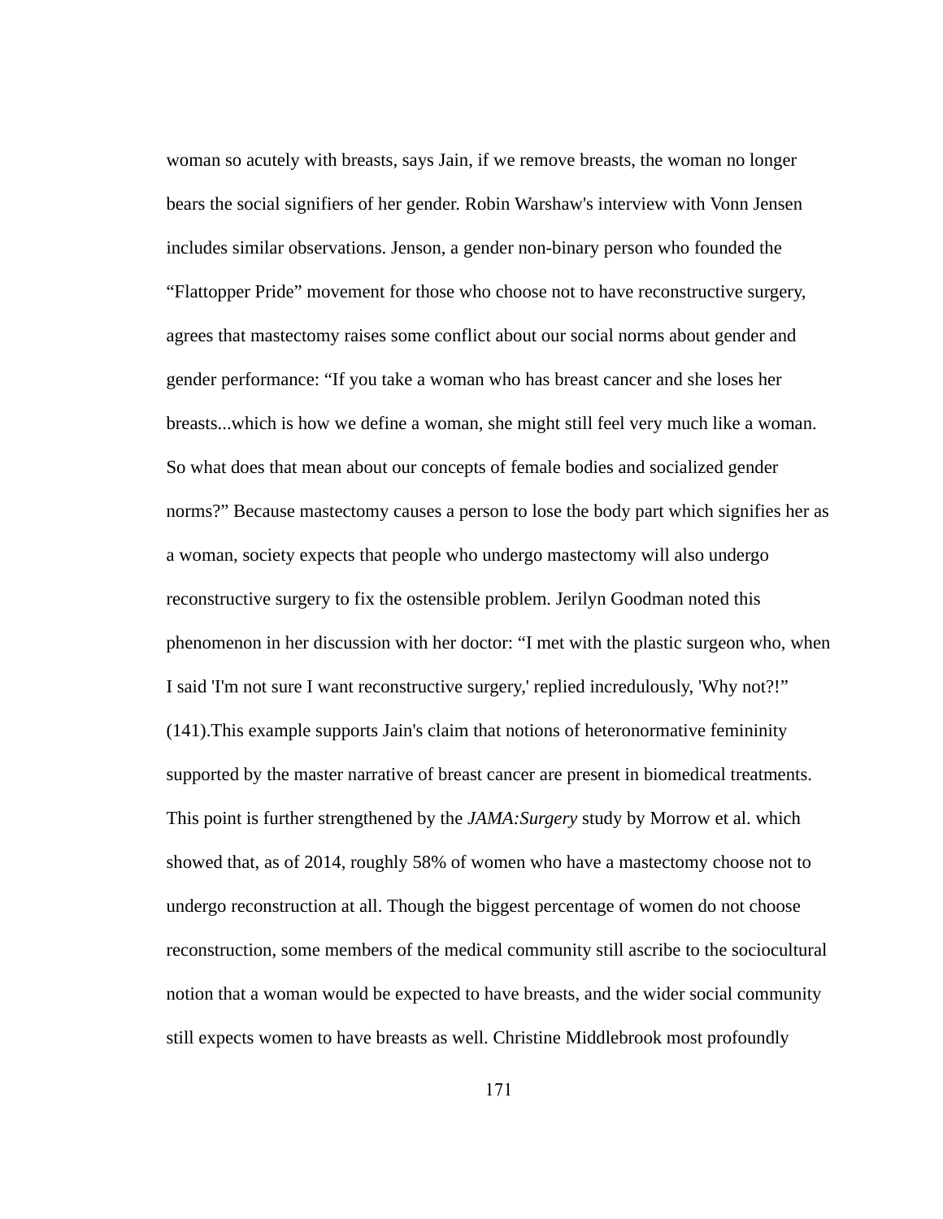woman so acutely with breasts, says Jain, if we remove breasts, the woman no longer bears the social signifiers of her gender. Robin Warshaw's interview with Vonn Jensen includes similar observations. Jenson, a gender non-binary person who founded the "Flattopper Pride" movement for those who choose not to have reconstructive surgery, agrees that mastectomy raises some conflict about our social norms about gender and gender performance: "If you take a woman who has breast cancer and she loses her breasts...which is how we define a woman, she might still feel very much like a woman. So what does that mean about our concepts of female bodies and socialized gender norms?" Because mastectomy causes a person to lose the body part which signifies her as a woman, society expects that people who undergo mastectomy will also undergo reconstructive surgery to fix the ostensible problem. Jerilyn Goodman noted this phenomenon in her discussion with her doctor: "I met with the plastic surgeon who, when I said 'I'm not sure I want reconstructive surgery,' replied incredulously, 'Why not?!" (141).This example supports Jain's claim that notions of heteronormative femininity supported by the master narrative of breast cancer are present in biomedical treatments. This point is further strengthened by the *JAMA:Surgery* study by Morrow et al. which showed that, as of 2014, roughly 58% of women who have a mastectomy choose not to undergo reconstruction at all. Though the biggest percentage of women do not choose reconstruction, some members of the medical community still ascribe to the sociocultural notion that a woman would be expected to have breasts, and the wider social community still expects women to have breasts as well. Christine Middlebrook most profoundly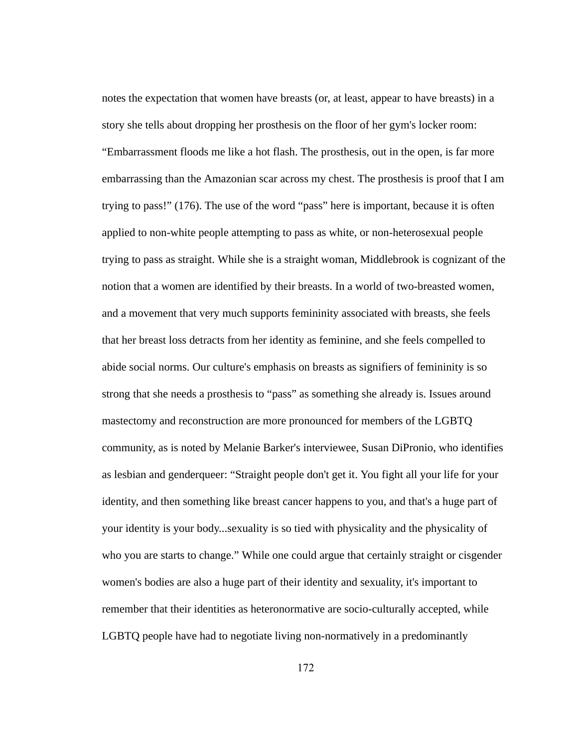notes the expectation that women have breasts (or, at least, appear to have breasts) in a story she tells about dropping her prosthesis on the floor of her gym's locker room: "Embarrassment floods me like a hot flash. The prosthesis, out in the open, is far more embarrassing than the Amazonian scar across my chest. The prosthesis is proof that I am trying to pass!" (176). The use of the word "pass" here is important, because it is often applied to non-white people attempting to pass as white, or non-heterosexual people trying to pass as straight. While she is a straight woman, Middlebrook is cognizant of the notion that a women are identified by their breasts. In a world of two-breasted women, and a movement that very much supports femininity associated with breasts, she feels that her breast loss detracts from her identity as feminine, and she feels compelled to abide social norms. Our culture's emphasis on breasts as signifiers of femininity is so strong that she needs a prosthesis to "pass" as something she already is. Issues around mastectomy and reconstruction are more pronounced for members of the LGBTQ community, as is noted by Melanie Barker's interviewee, Susan DiPronio, who identifies as lesbian and genderqueer: "Straight people don't get it. You fight all your life for your identity, and then something like breast cancer happens to you, and that's a huge part of your identity is your body...sexuality is so tied with physicality and the physicality of who you are starts to change." While one could argue that certainly straight or cisgender women's bodies are also a huge part of their identity and sexuality, it's important to remember that their identities as heteronormative are socio-culturally accepted, while LGBTQ people have had to negotiate living non-normatively in a predominantly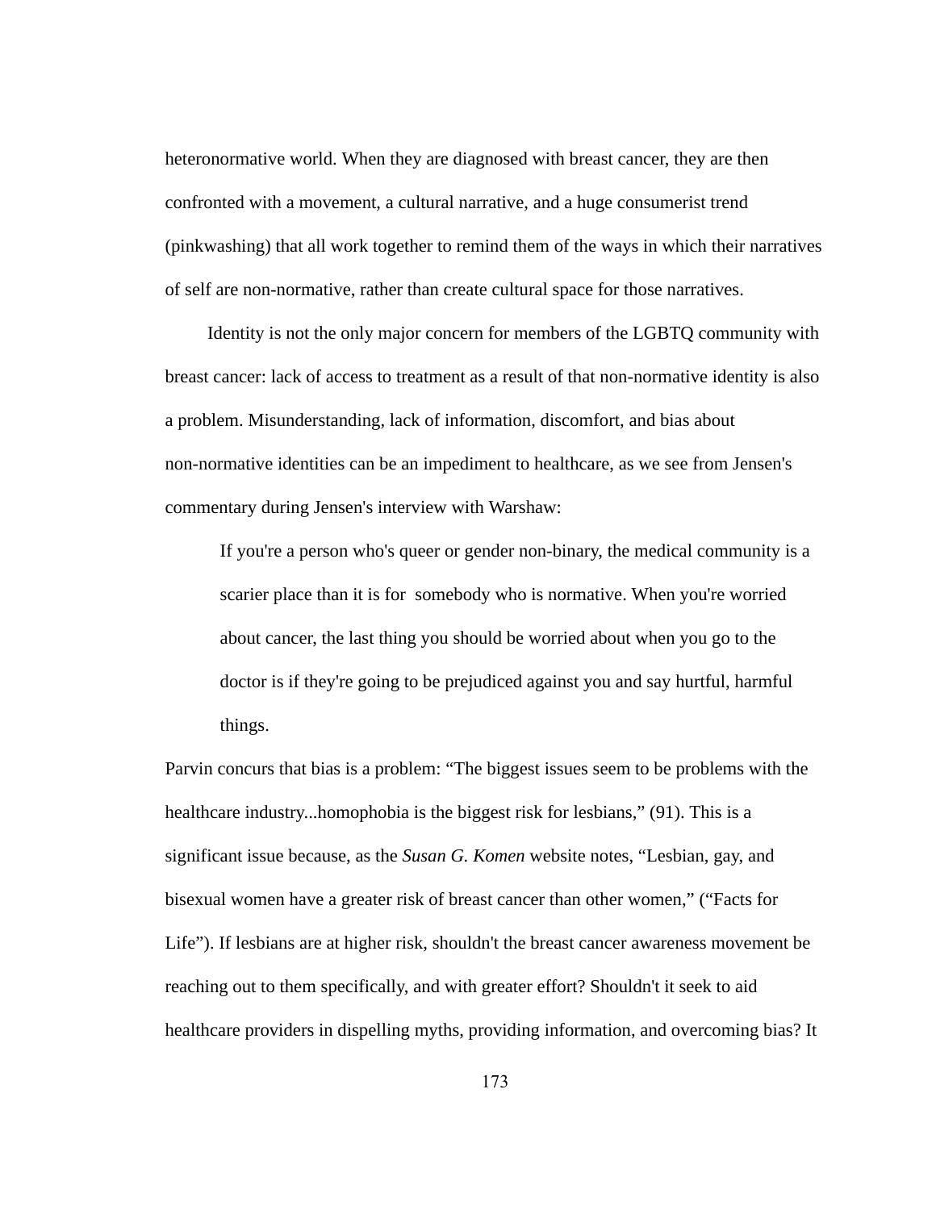heteronormative world. When they are diagnosed with breast cancer, they are then confronted with a movement, a cultural narrative, and a huge consumerist trend (pinkwashing) that all work together to remind them of the ways in which their narratives of self are non-normative, rather than create cultural space for those narratives.

Identity is not the only major concern for members of the LGBTQ community with breast cancer: lack of access to treatment as a result of that non-normative identity is also a problem. Misunderstanding, lack of information, discomfort, and bias about non-normative identities can be an impediment to healthcare, as we see from Jensen's commentary during Jensen's interview with Warshaw:

> If you're a person who's queer or gender non-binary, the medical community is a scarier place than it is for somebody who is normative. When you're worried about cancer, the last thing you should be worried about when you go to the doctor is if they're going to be prejudiced against you and say hurtful, harmful things.

Parvin concurs that bias is a problem: “The biggest issues seem to be problems with the healthcare industry...homophobia is the biggest risk for lesbians,” (91). This is a significant issue because, as the *Susan G. Komen* website notes, “Lesbian, gay, and bisexual women have a greater risk of breast cancer than other women,” (“Facts for Life”). If lesbians are at higher risk, shouldn't the breast cancer awareness movement be reaching out to them specifically, and with greater effort? Shouldn't it seek to aid healthcare providers in dispelling myths, providing information, and overcoming bias? It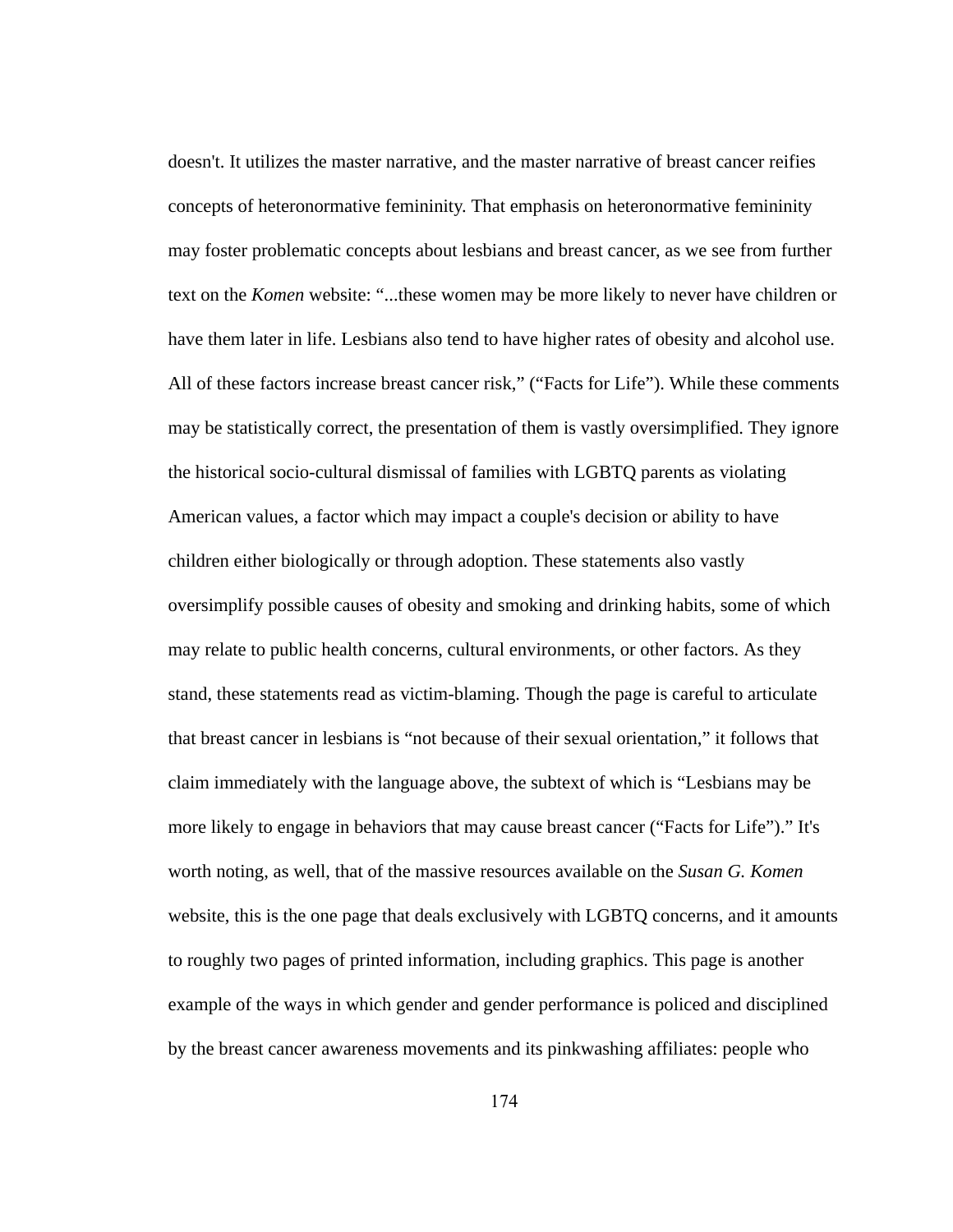doesn't. It utilizes the master narrative, and the master narrative of breast cancer reifies concepts of heteronormative femininity. That emphasis on heteronormative femininity may foster problematic concepts about lesbians and breast cancer, as we see from further text on the *Komen* website: "...these women may be more likely to never have children or have them later in life. Lesbians also tend to have higher rates of obesity and alcohol use. All of these factors increase breast cancer risk," ("Facts for Life"). While these comments may be statistically correct, the presentation of them is vastly oversimplified. They ignore the historical socio-cultural dismissal of families with LGBTQ parents as violating American values, a factor which may impact a couple's decision or ability to have children either biologically or through adoption. These statements also vastly oversimplify possible causes of obesity and smoking and drinking habits, some of which may relate to public health concerns, cultural environments, or other factors. As they stand, these statements read as victim-blaming. Though the page is careful to articulate that breast cancer in lesbians is "not because of their sexual orientation," it follows that claim immediately with the language above, the subtext of which is "Lesbians may be more likely to engage in behaviors that may cause breast cancer ("Facts for Life")." It's worth noting, as well, that of the massive resources available on the *Susan G. Komen* website, this is the one page that deals exclusively with LGBTQ concerns, and it amounts to roughly two pages of printed information, including graphics. This page is another example of the ways in which gender and gender performance is policed and disciplined by the breast cancer awareness movements and its pinkwashing affiliates: people who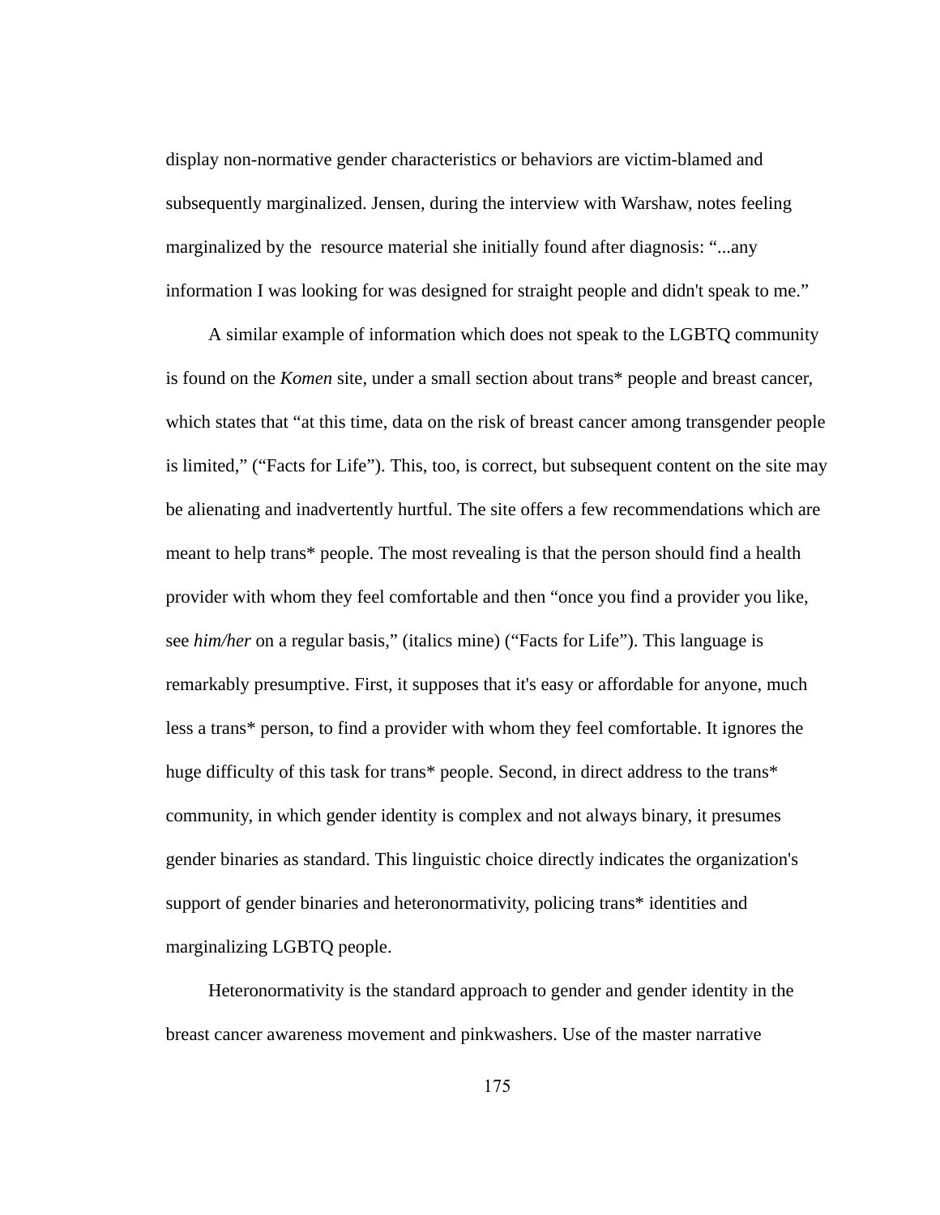display non-normative gender characteristics or behaviors are victim-blamed and subsequently marginalized. Jensen, during the interview with Warshaw, notes feeling marginalized by the resource material she initially found after diagnosis: "...any information I was looking for was designed for straight people and didn't speak to me."

A similar example of information which does not speak to the LGBTQ community is found on the *Komen* site, under a small section about trans* people and breast cancer, which states that "at this time, data on the risk of breast cancer among transgender people is limited," ("Facts for Life"). This, too, is correct, but subsequent content on the site may be alienating and inadvertently hurtful. The site offers a few recommendations which are meant to help trans* people. The most revealing is that the person should find a health provider with whom they feel comfortable and then "once you find a provider you like, see *him/her* on a regular basis," (italics mine) ("Facts for Life"). This language is remarkably presumptive. First, it supposes that it's easy or affordable for anyone, much less a trans* person, to find a provider with whom they feel comfortable. It ignores the huge difficulty of this task for trans* people. Second, in direct address to the trans* community, in which gender identity is complex and not always binary, it presumes gender binaries as standard. This linguistic choice directly indicates the organization's support of gender binaries and heteronormativity, policing trans* identities and marginalizing LGBTQ people.

Heteronormativity is the standard approach to gender and gender identity in the breast cancer awareness movement and pinkwashers. Use of the master narrative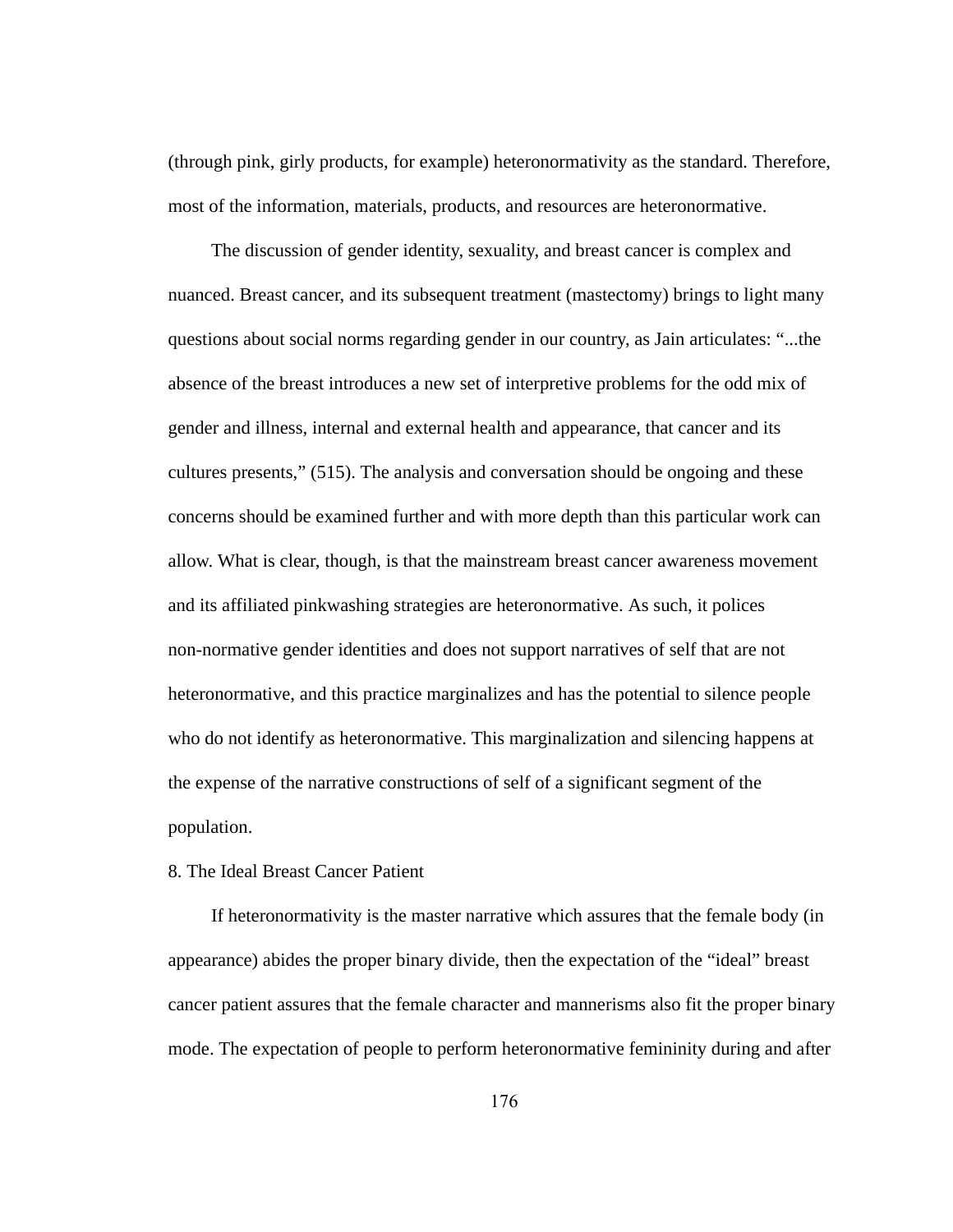(through pink, girly products, for example) heteronormativity as the standard. Therefore, most of the information, materials, products, and resources are heteronormative.

The discussion of gender identity, sexuality, and breast cancer is complex and nuanced. Breast cancer, and its subsequent treatment (mastectomy) brings to light many questions about social norms regarding gender in our country, as Jain articulates: "...the absence of the breast introduces a new set of interpretive problems for the odd mix of gender and illness, internal and external health and appearance, that cancer and its cultures presents," (515). The analysis and conversation should be ongoing and these concerns should be examined further and with more depth than this particular work can allow. What is clear, though, is that the mainstream breast cancer awareness movement and its affiliated pinkwashing strategies are heteronormative. As such, it polices non-normative gender identities and does not support narratives of self that are not heteronormative, and this practice marginalizes and has the potential to silence people who do not identify as heteronormative. This marginalization and silencing happens at the expense of the narrative constructions of self of a significant segment of the population.

## 8. The Ideal Breast Cancer Patient

If heteronormativity is the master narrative which assures that the female body (in appearance) abides the proper binary divide, then the expectation of the "ideal" breast cancer patient assures that the female character and mannerisms also fit the proper binary mode. The expectation of people to perform heteronormative femininity during and after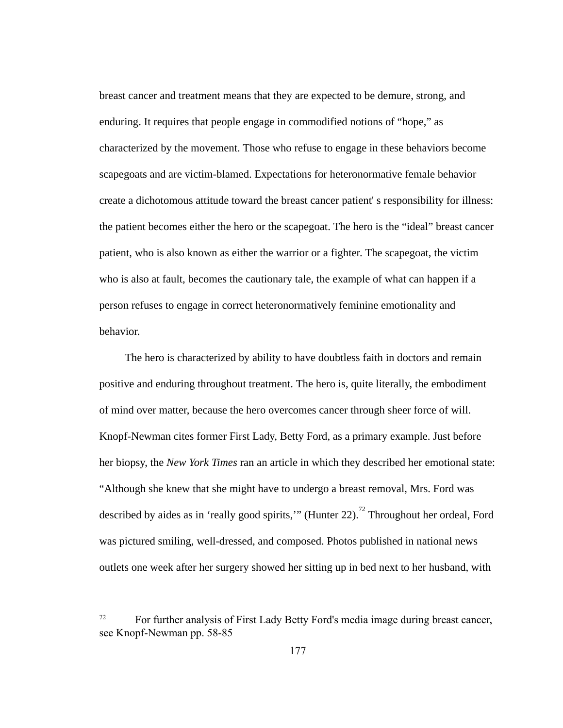breast cancer and treatment means that they are expected to be demure, strong, and enduring. It requires that people engage in commodified notions of "hope," as characterized by the movement. Those who refuse to engage in these behaviors become scapegoats and are victim-blamed. Expectations for heteronormative female behavior create a dichotomous attitude toward the breast cancer patient' s responsibility for illness: the patient becomes either the hero or the scapegoat. The hero is the "ideal" breast cancer patient, who is also known as either the warrior or a fighter. The scapegoat, the victim who is also at fault, becomes the cautionary tale, the example of what can happen if a person refuses to engage in correct heteronormatively feminine emotionality and behavior.

The hero is characterized by ability to have doubtless faith in doctors and remain positive and enduring throughout treatment. The hero is, quite literally, the embodiment of mind over matter, because the hero overcomes cancer through sheer force of will. Knopf-Newman cites former First Lady, Betty Ford, as a primary example. Just before her biopsy, the *New York Times* ran an article in which they described her emotional state: "Although she knew that she might have to undergo a breast removal, Mrs. Ford was described by aides as in 'really good spirits,'" (Hunter 22).[72] Throughout her ordeal, Ford was pictured smiling, well-dressed, and composed. Photos published in national news outlets one week after her surgery showed her sitting up in bed next to her husband, with

[72] For further analysis of First Lady Betty Ford's media image during breast cancer, see Knopf-Newman pp. 58-85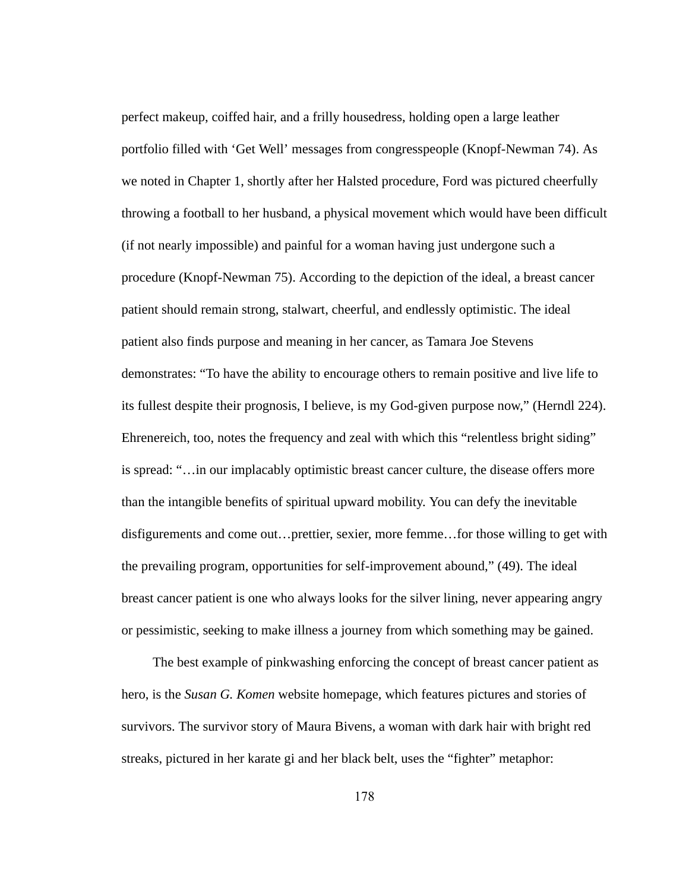perfect makeup, coiffed hair, and a frilly housedress, holding open a large leather portfolio filled with 'Get Well' messages from congresspeople (Knopf-Newman 74). As we noted in Chapter 1, shortly after her Halsted procedure, Ford was pictured cheerfully throwing a football to her husband, a physical movement which would have been difficult (if not nearly impossible) and painful for a woman having just undergone such a procedure (Knopf-Newman 75). According to the depiction of the ideal, a breast cancer patient should remain strong, stalwart, cheerful, and endlessly optimistic. The ideal patient also finds purpose and meaning in her cancer, as Tamara Joe Stevens demonstrates: "To have the ability to encourage others to remain positive and live life to its fullest despite their prognosis, I believe, is my God-given purpose now," (Herndl 224). Ehrenereich, too, notes the frequency and zeal with which this "relentless bright siding" is spread: "…in our implacably optimistic breast cancer culture, the disease offers more than the intangible benefits of spiritual upward mobility. You can defy the inevitable disfigurements and come out…prettier, sexier, more femme…for those willing to get with the prevailing program, opportunities for self-improvement abound," (49). The ideal breast cancer patient is one who always looks for the silver lining, never appearing angry or pessimistic, seeking to make illness a journey from which something may be gained.

The best example of pinkwashing enforcing the concept of breast cancer patient as hero, is the *Susan G. Komen* website homepage, which features pictures and stories of survivors. The survivor story of Maura Bivens, a woman with dark hair with bright red streaks, pictured in her karate gi and her black belt, uses the "fighter" metaphor: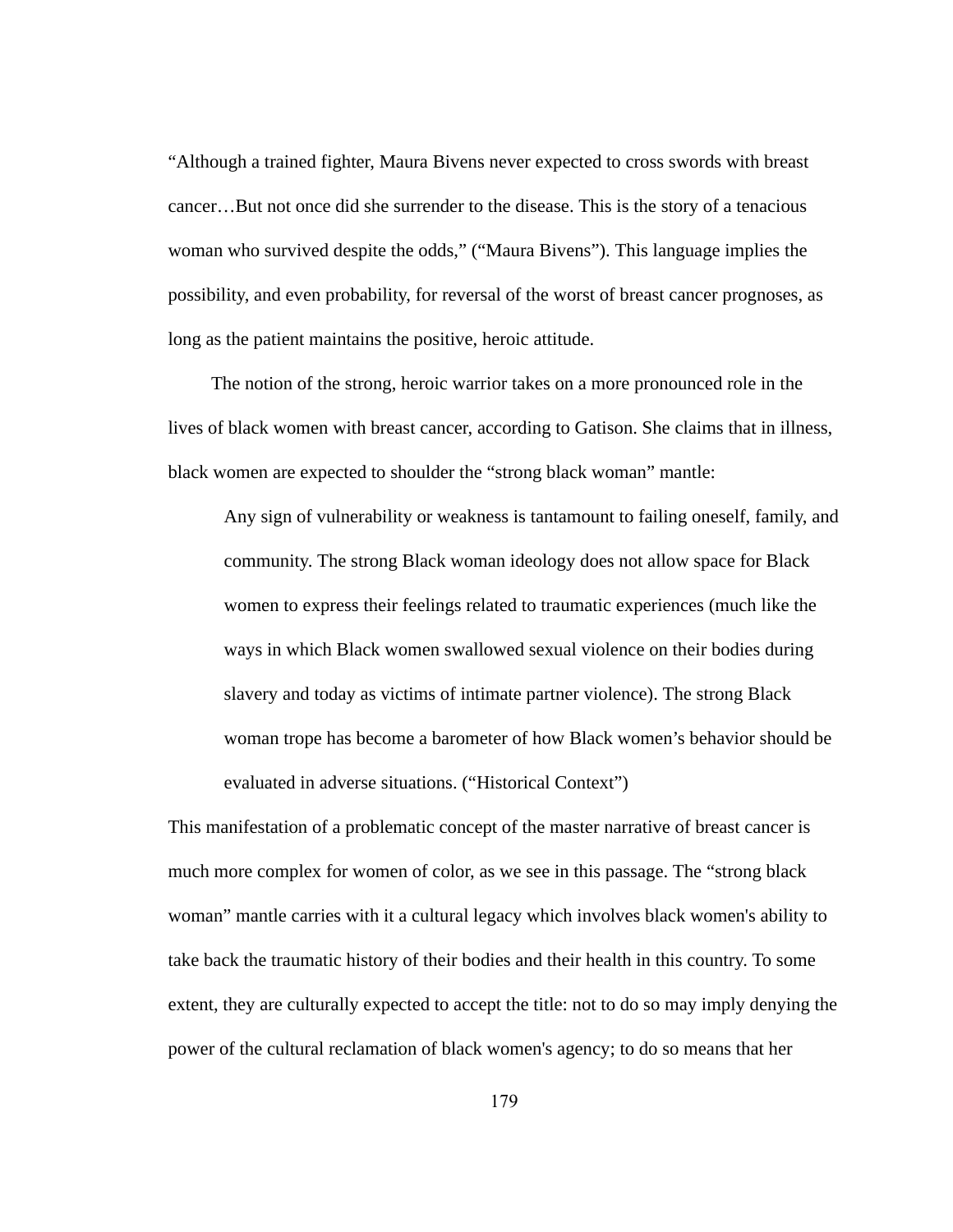"Although a trained fighter, Maura Bivens never expected to cross swords with breast cancer…But not once did she surrender to the disease. This is the story of a tenacious woman who survived despite the odds," ("Maura Bivens"). This language implies the possibility, and even probability, for reversal of the worst of breast cancer prognoses, as long as the patient maintains the positive, heroic attitude.

The notion of the strong, heroic warrior takes on a more pronounced role in the lives of black women with breast cancer, according to Gatison. She claims that in illness, black women are expected to shoulder the "strong black woman" mantle:

> Any sign of vulnerability or weakness is tantamount to failing oneself, family, and community. The strong Black woman ideology does not allow space for Black women to express their feelings related to traumatic experiences (much like the ways in which Black women swallowed sexual violence on their bodies during slavery and today as victims of intimate partner violence). The strong Black woman trope has become a barometer of how Black women's behavior should be evaluated in adverse situations. ("Historical Context")

This manifestation of a problematic concept of the master narrative of breast cancer is much more complex for women of color, as we see in this passage. The "strong black woman" mantle carries with it a cultural legacy which involves black women's ability to take back the traumatic history of their bodies and their health in this country. To some extent, they are culturally expected to accept the title: not to do so may imply denying the power of the cultural reclamation of black women's agency; to do so means that her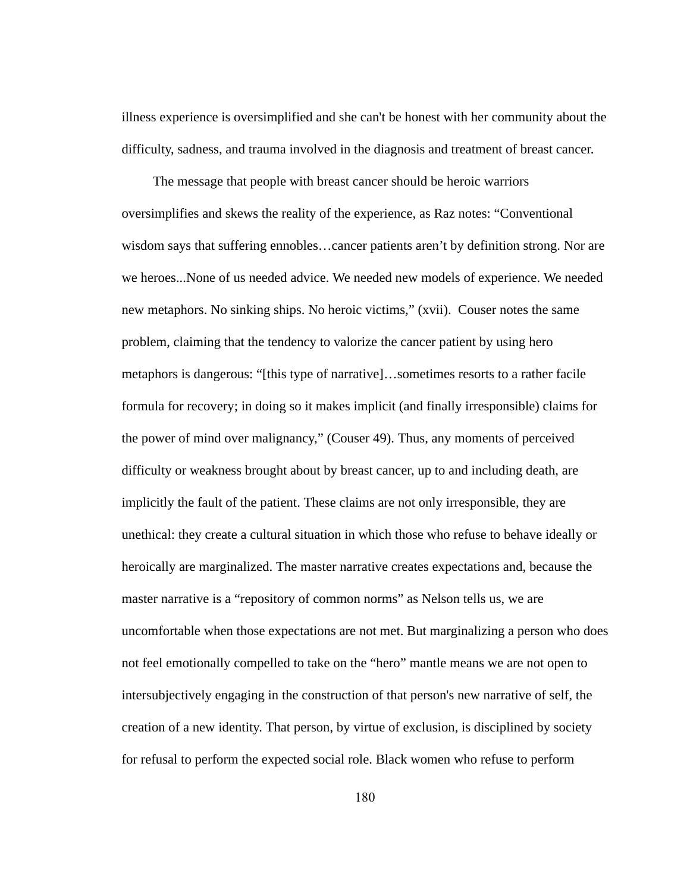illness experience is oversimplified and she can't be honest with her community about the difficulty, sadness, and trauma involved in the diagnosis and treatment of breast cancer.

The message that people with breast cancer should be heroic warriors oversimplifies and skews the reality of the experience, as Raz notes: "Conventional wisdom says that suffering ennobles…cancer patients aren't by definition strong. Nor are we heroes...None of us needed advice. We needed new models of experience. We needed new metaphors. No sinking ships. No heroic victims," (xvii). Couser notes the same problem, claiming that the tendency to valorize the cancer patient by using hero metaphors is dangerous: "[this type of narrative]…sometimes resorts to a rather facile formula for recovery; in doing so it makes implicit (and finally irresponsible) claims for the power of mind over malignancy," (Couser 49). Thus, any moments of perceived difficulty or weakness brought about by breast cancer, up to and including death, are implicitly the fault of the patient. These claims are not only irresponsible, they are unethical: they create a cultural situation in which those who refuse to behave ideally or heroically are marginalized. The master narrative creates expectations and, because the master narrative is a "repository of common norms" as Nelson tells us, we are uncomfortable when those expectations are not met. But marginalizing a person who does not feel emotionally compelled to take on the "hero" mantle means we are not open to intersubjectively engaging in the construction of that person's new narrative of self, the creation of a new identity. That person, by virtue of exclusion, is disciplined by society for refusal to perform the expected social role. Black women who refuse to perform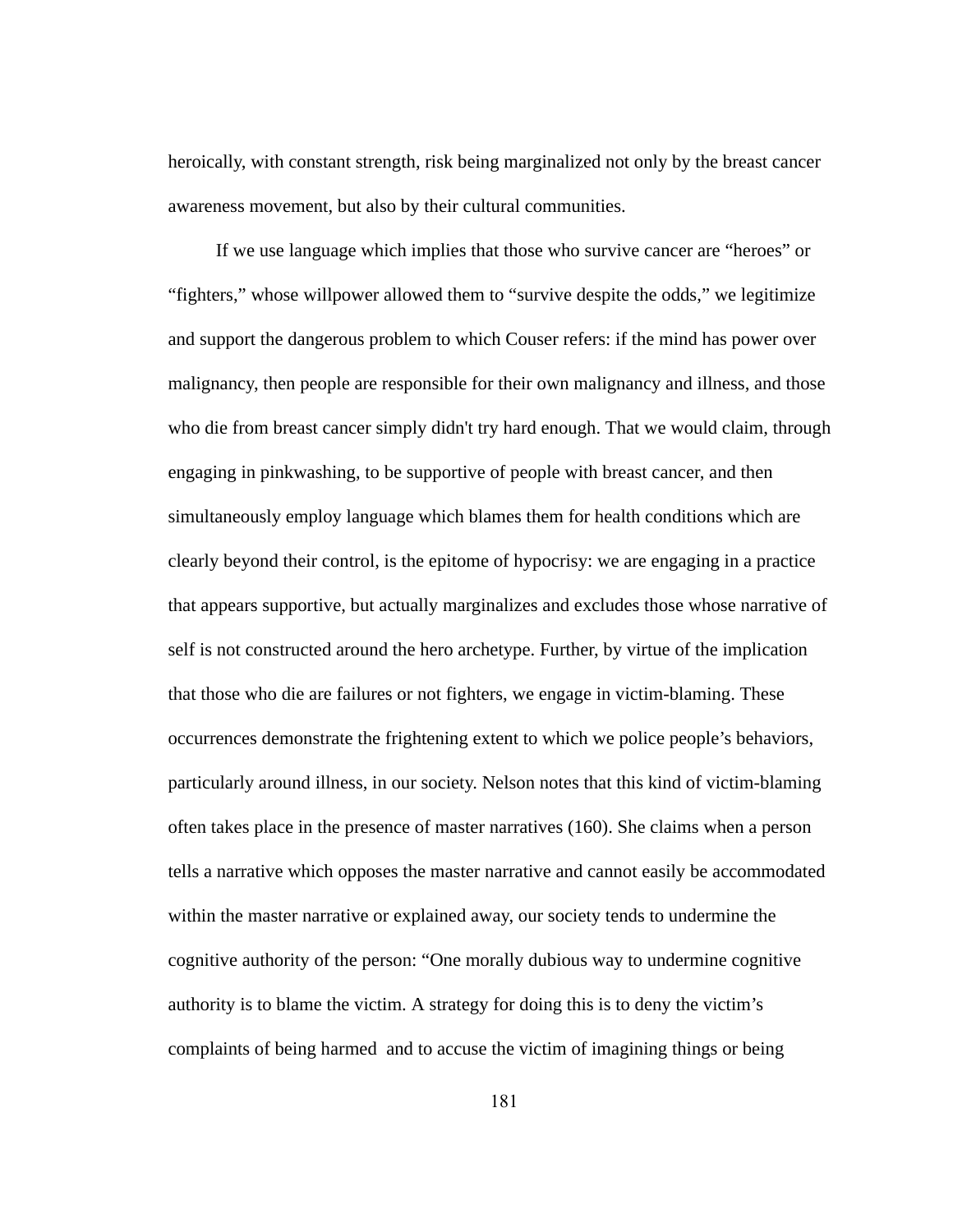heroically, with constant strength, risk being marginalized not only by the breast cancer awareness movement, but also by their cultural communities.

If we use language which implies that those who survive cancer are "heroes" or "fighters," whose willpower allowed them to "survive despite the odds," we legitimize and support the dangerous problem to which Couser refers: if the mind has power over malignancy, then people are responsible for their own malignancy and illness, and those who die from breast cancer simply didn't try hard enough. That we would claim, through engaging in pinkwashing, to be supportive of people with breast cancer, and then simultaneously employ language which blames them for health conditions which are clearly beyond their control, is the epitome of hypocrisy: we are engaging in a practice that appears supportive, but actually marginalizes and excludes those whose narrative of self is not constructed around the hero archetype. Further, by virtue of the implication that those who die are failures or not fighters, we engage in victim-blaming. These occurrences demonstrate the frightening extent to which we police people's behaviors, particularly around illness, in our society. Nelson notes that this kind of victim-blaming often takes place in the presence of master narratives (160). She claims when a person tells a narrative which opposes the master narrative and cannot easily be accommodated within the master narrative or explained away, our society tends to undermine the cognitive authority of the person: "One morally dubious way to undermine cognitive authority is to blame the victim. A strategy for doing this is to deny the victim's complaints of being harmed and to accuse the victim of imagining things or being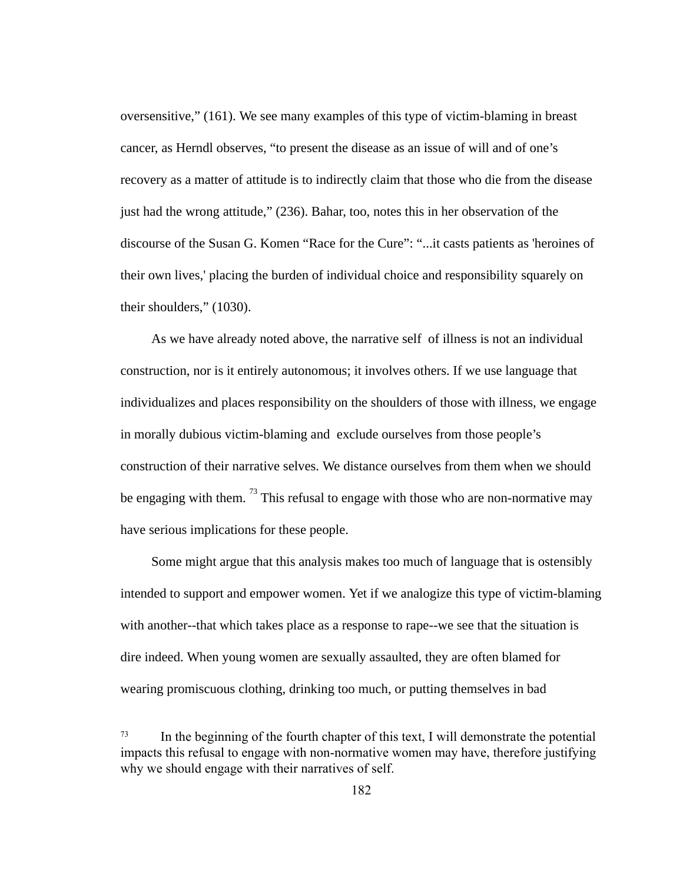oversensitive," (161). We see many examples of this type of victim-blaming in breast cancer, as Herndl observes, "to present the disease as an issue of will and of one's recovery as a matter of attitude is to indirectly claim that those who die from the disease just had the wrong attitude," (236). Bahar, too, notes this in her observation of the discourse of the Susan G. Komen "Race for the Cure": "...it casts patients as 'heroines of their own lives,' placing the burden of individual choice and responsibility squarely on their shoulders," (1030).

As we have already noted above, the narrative self of illness is not an individual construction, nor is it entirely autonomous; it involves others. If we use language that individualizes and places responsibility on the shoulders of those with illness, we engage in morally dubious victim-blaming and exclude ourselves from those people's construction of their narrative selves. We distance ourselves from them when we should be engaging with them. [73] This refusal to engage with those who are non-normative may have serious implications for these people.

Some might argue that this analysis makes too much of language that is ostensibly intended to support and empower women. Yet if we analogize this type of victim-blaming with another--that which takes place as a response to rape--we see that the situation is dire indeed. When young women are sexually assaulted, they are often blamed for wearing promiscuous clothing, drinking too much, or putting themselves in bad

[73] In the beginning of the fourth chapter of this text, I will demonstrate the potential impacts this refusal to engage with non-normative women may have, therefore justifying why we should engage with their narratives of self.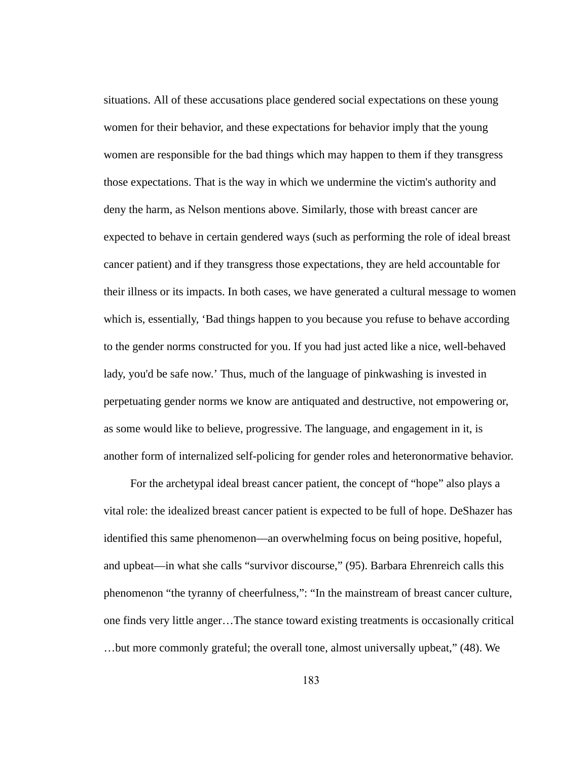situations. All of these accusations place gendered social expectations on these young women for their behavior, and these expectations for behavior imply that the young women are responsible for the bad things which may happen to them if they transgress those expectations. That is the way in which we undermine the victim's authority and deny the harm, as Nelson mentions above. Similarly, those with breast cancer are expected to behave in certain gendered ways (such as performing the role of ideal breast cancer patient) and if they transgress those expectations, they are held accountable for their illness or its impacts. In both cases, we have generated a cultural message to women which is, essentially, 'Bad things happen to you because you refuse to behave according to the gender norms constructed for you. If you had just acted like a nice, well-behaved lady, you'd be safe now.' Thus, much of the language of pinkwashing is invested in perpetuating gender norms we know are antiquated and destructive, not empowering or, as some would like to believe, progressive. The language, and engagement in it, is another form of internalized self-policing for gender roles and heteronormative behavior.

For the archetypal ideal breast cancer patient, the concept of "hope" also plays a vital role: the idealized breast cancer patient is expected to be full of hope. DeShazer has identified this same phenomenon—an overwhelming focus on being positive, hopeful, and upbeat—in what she calls "survivor discourse," (95). Barbara Ehrenreich calls this phenomenon "the tyranny of cheerfulness,": "In the mainstream of breast cancer culture, one finds very little anger…The stance toward existing treatments is occasionally critical …but more commonly grateful; the overall tone, almost universally upbeat," (48). We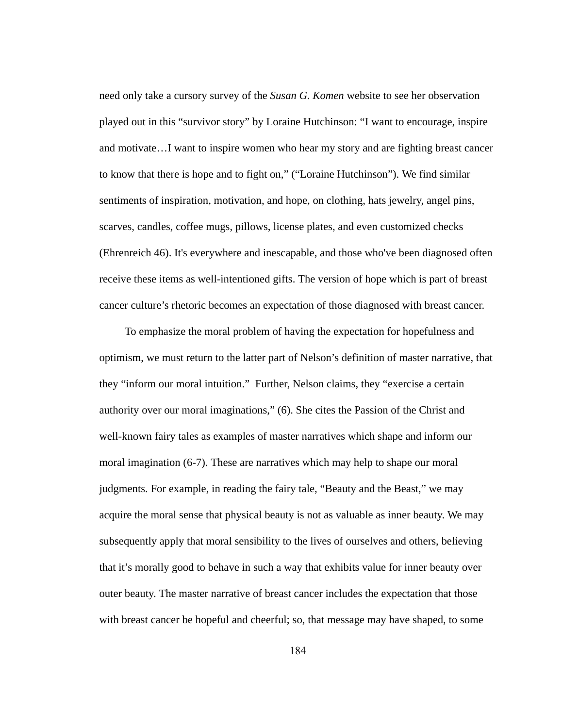need only take a cursory survey of the *Susan G. Komen* website to see her observation played out in this “survivor story” by Loraine Hutchinson: “I want to encourage, inspire and motivate…I want to inspire women who hear my story and are fighting breast cancer to know that there is hope and to fight on,” (“Loraine Hutchinson”). We find similar sentiments of inspiration, motivation, and hope, on clothing, hats jewelry, angel pins, scarves, candles, coffee mugs, pillows, license plates, and even customized checks (Ehrenreich 46). It's everywhere and inescapable, and those who've been diagnosed often receive these items as well-intentioned gifts. The version of hope which is part of breast cancer culture’s rhetoric becomes an expectation of those diagnosed with breast cancer.

To emphasize the moral problem of having the expectation for hopefulness and optimism, we must return to the latter part of Nelson’s definition of master narrative, that they “inform our moral intuition.” Further, Nelson claims, they “exercise a certain authority over our moral imaginations,” (6). She cites the Passion of the Christ and well-known fairy tales as examples of master narratives which shape and inform our moral imagination (6-7). These are narratives which may help to shape our moral judgments. For example, in reading the fairy tale, “Beauty and the Beast,” we may acquire the moral sense that physical beauty is not as valuable as inner beauty. We may subsequently apply that moral sensibility to the lives of ourselves and others, believing that it’s morally good to behave in such a way that exhibits value for inner beauty over outer beauty. The master narrative of breast cancer includes the expectation that those with breast cancer be hopeful and cheerful; so, that message may have shaped, to some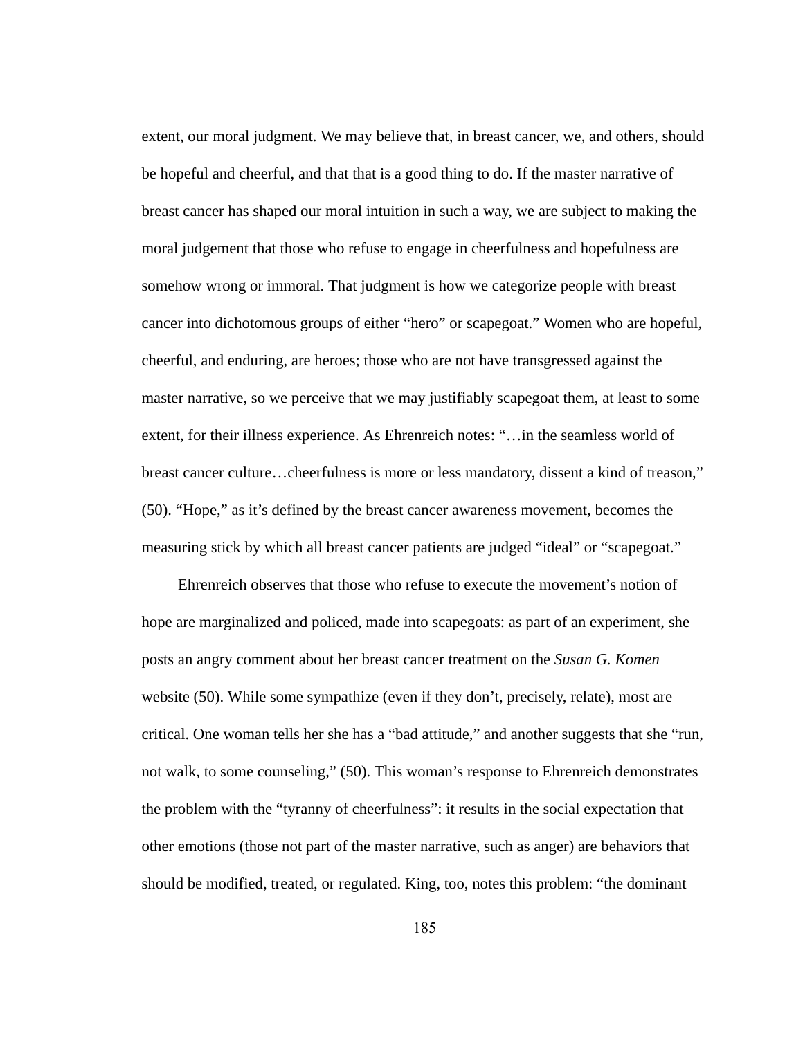extent, our moral judgment. We may believe that, in breast cancer, we, and others, should be hopeful and cheerful, and that that is a good thing to do. If the master narrative of breast cancer has shaped our moral intuition in such a way, we are subject to making the moral judgement that those who refuse to engage in cheerfulness and hopefulness are somehow wrong or immoral. That judgment is how we categorize people with breast cancer into dichotomous groups of either "hero" or scapegoat." Women who are hopeful, cheerful, and enduring, are heroes; those who are not have transgressed against the master narrative, so we perceive that we may justifiably scapegoat them, at least to some extent, for their illness experience. As Ehrenreich notes: "…in the seamless world of breast cancer culture…cheerfulness is more or less mandatory, dissent a kind of treason," (50). "Hope," as it's defined by the breast cancer awareness movement, becomes the measuring stick by which all breast cancer patients are judged "ideal" or "scapegoat."

Ehrenreich observes that those who refuse to execute the movement's notion of hope are marginalized and policed, made into scapegoats: as part of an experiment, she posts an angry comment about her breast cancer treatment on the *Susan G. Komen* website (50). While some sympathize (even if they don't, precisely, relate), most are critical. One woman tells her she has a "bad attitude," and another suggests that she "run, not walk, to some counseling," (50). This woman's response to Ehrenreich demonstrates the problem with the "tyranny of cheerfulness": it results in the social expectation that other emotions (those not part of the master narrative, such as anger) are behaviors that should be modified, treated, or regulated. King, too, notes this problem: "the dominant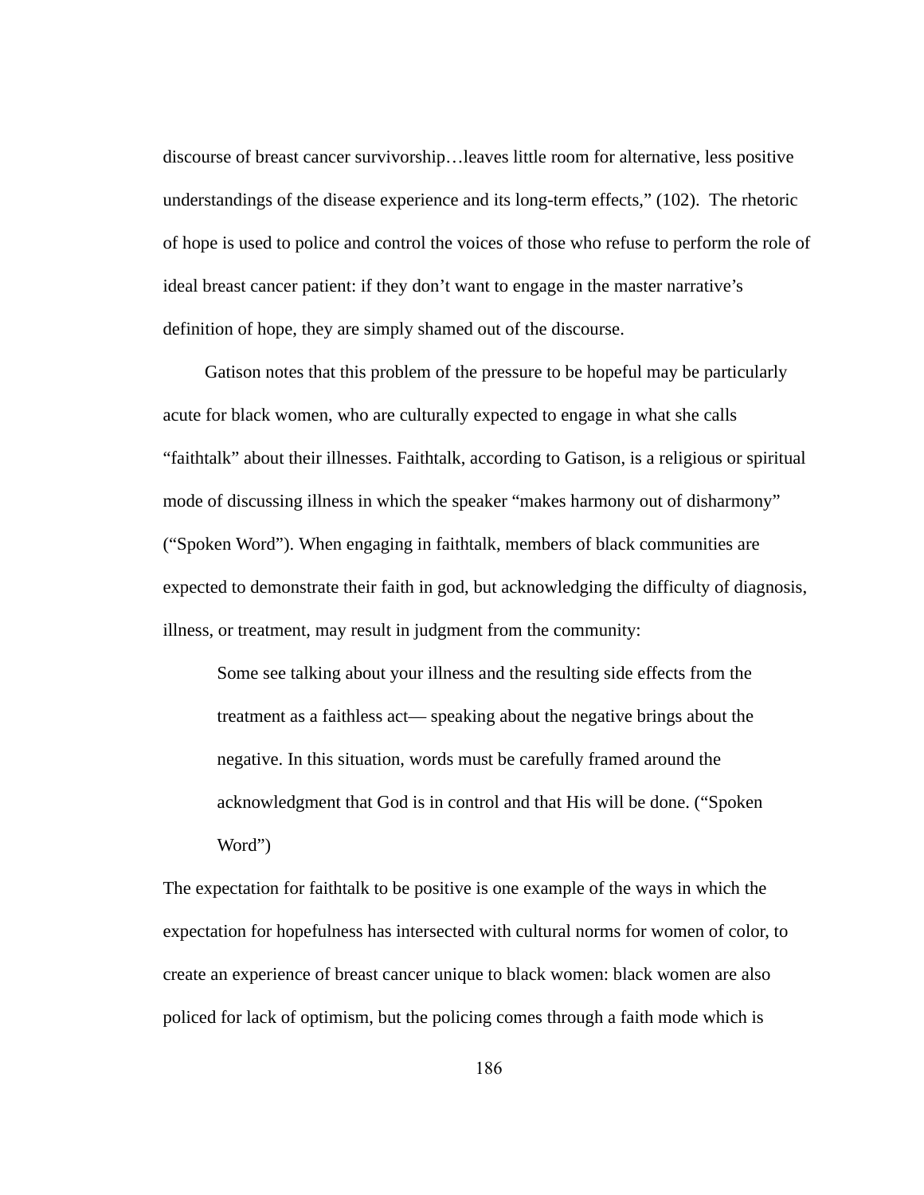discourse of breast cancer survivorship…leaves little room for alternative, less positive understandings of the disease experience and its long-term effects," (102). The rhetoric of hope is used to police and control the voices of those who refuse to perform the role of ideal breast cancer patient: if they don't want to engage in the master narrative's definition of hope, they are simply shamed out of the discourse.

Gatison notes that this problem of the pressure to be hopeful may be particularly acute for black women, who are culturally expected to engage in what she calls "faithtalk" about their illnesses. Faithtalk, according to Gatison, is a religious or spiritual mode of discussing illness in which the speaker "makes harmony out of disharmony" ("Spoken Word"). When engaging in faithtalk, members of black communities are expected to demonstrate their faith in god, but acknowledging the difficulty of diagnosis, illness, or treatment, may result in judgment from the community:

> Some see talking about your illness and the resulting side effects from the treatment as a faithless act— speaking about the negative brings about the negative. In this situation, words must be carefully framed around the acknowledgment that God is in control and that His will be done. ("Spoken Word")

The expectation for faithtalk to be positive is one example of the ways in which the expectation for hopefulness has intersected with cultural norms for women of color, to create an experience of breast cancer unique to black women: black women are also policed for lack of optimism, but the policing comes through a faith mode which is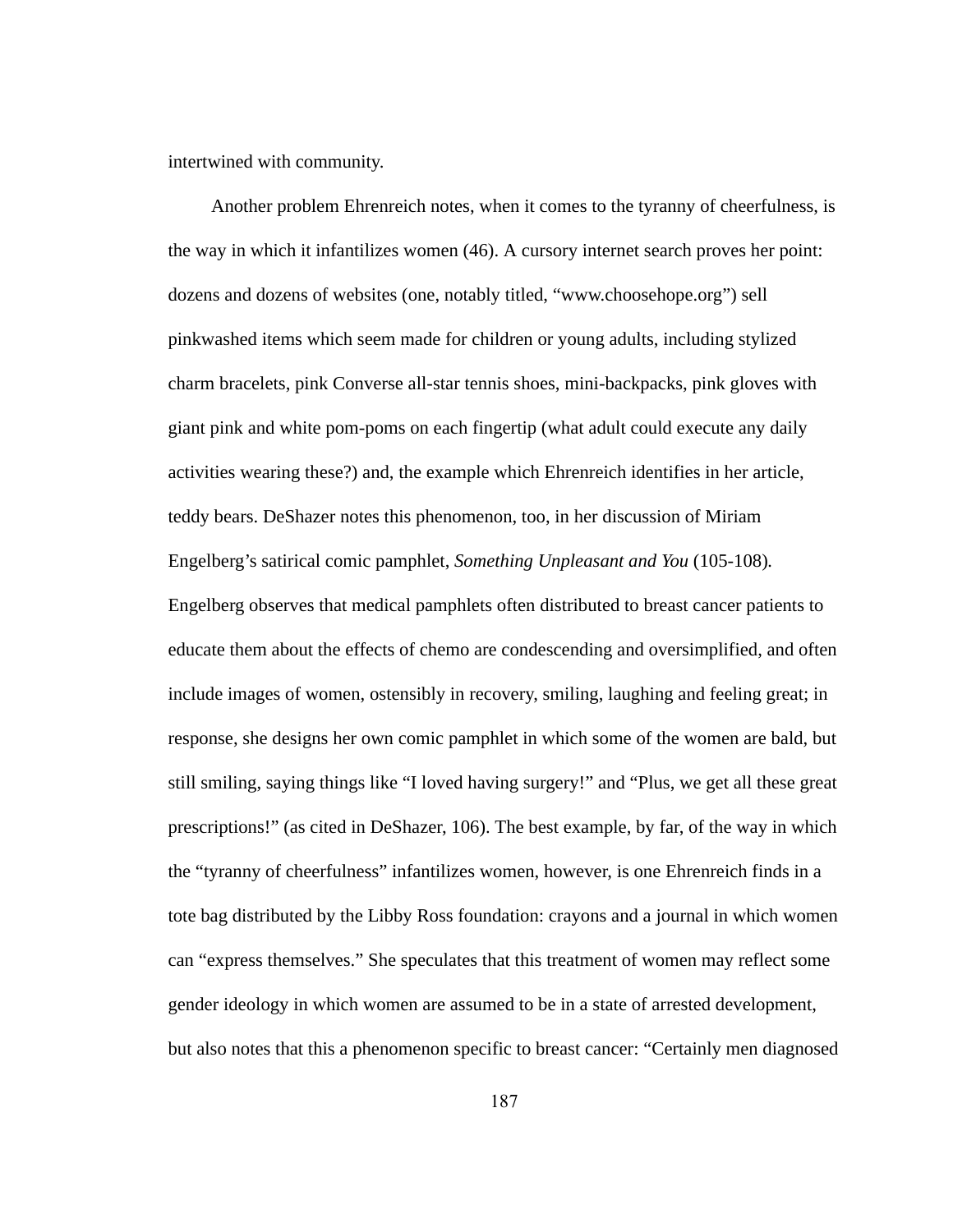intertwined with community.

Another problem Ehrenreich notes, when it comes to the tyranny of cheerfulness, is the way in which it infantilizes women (46). A cursory internet search proves her point: dozens and dozens of websites (one, notably titled, "www.choosehope.org") sell pinkwashed items which seem made for children or young adults, including stylized charm bracelets, pink Converse all-star tennis shoes, mini-backpacks, pink gloves with giant pink and white pom-poms on each fingertip (what adult could execute any daily activities wearing these?) and, the example which Ehrenreich identifies in her article, teddy bears. DeShazer notes this phenomenon, too, in her discussion of Miriam Engelberg's satirical comic pamphlet, *Something Unpleasant and You* (105-108). Engelberg observes that medical pamphlets often distributed to breast cancer patients to educate them about the effects of chemo are condescending and oversimplified, and often include images of women, ostensibly in recovery, smiling, laughing and feeling great; in response, she designs her own comic pamphlet in which some of the women are bald, but still smiling, saying things like "I loved having surgery!" and "Plus, we get all these great prescriptions!" (as cited in DeShazer, 106). The best example, by far, of the way in which the "tyranny of cheerfulness" infantilizes women, however, is one Ehrenreich finds in a tote bag distributed by the Libby Ross foundation: crayons and a journal in which women can "express themselves." She speculates that this treatment of women may reflect some gender ideology in which women are assumed to be in a state of arrested development, but also notes that this a phenomenon specific to breast cancer: "Certainly men diagnosed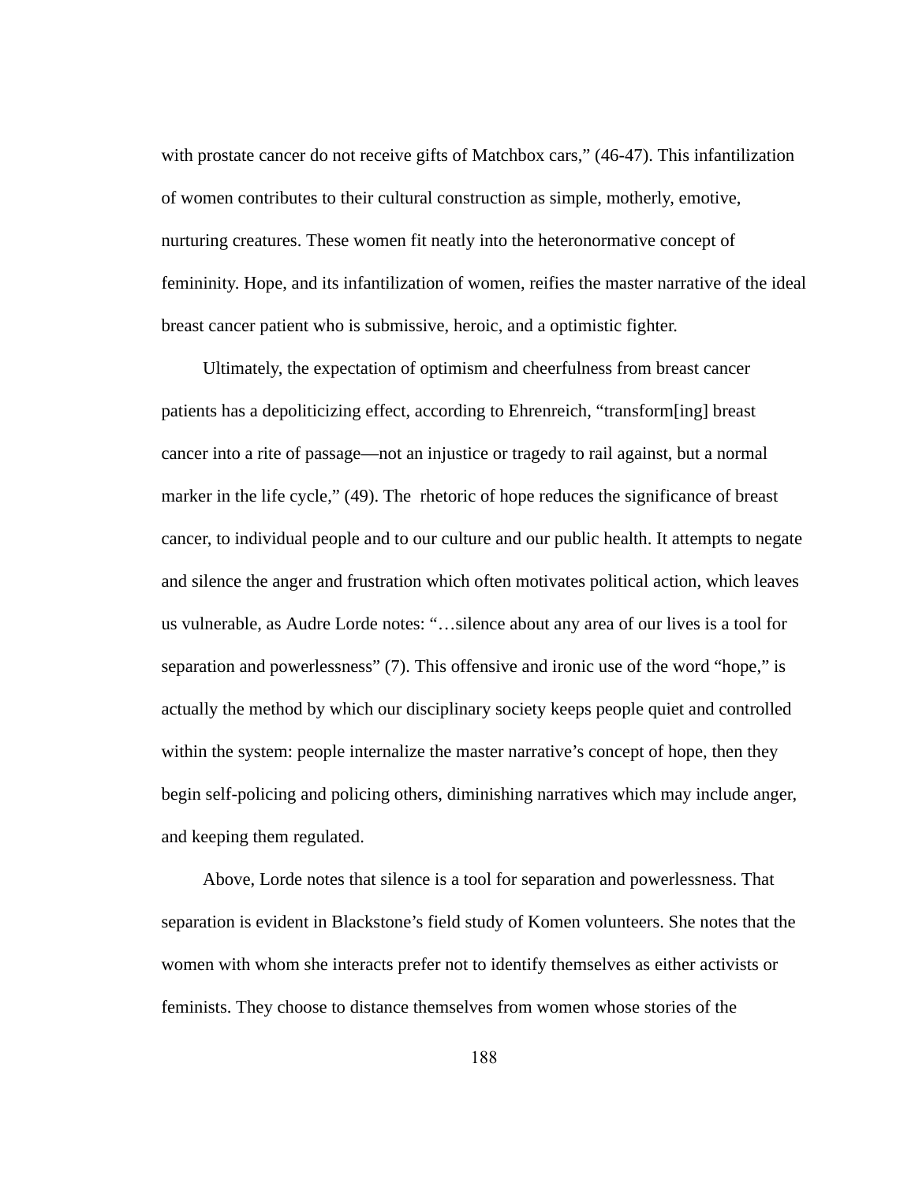with prostate cancer do not receive gifts of Matchbox cars," (46-47). This infantilization of women contributes to their cultural construction as simple, motherly, emotive, nurturing creatures. These women fit neatly into the heteronormative concept of femininity. Hope, and its infantilization of women, reifies the master narrative of the ideal breast cancer patient who is submissive, heroic, and a optimistic fighter.

Ultimately, the expectation of optimism and cheerfulness from breast cancer patients has a depoliticizing effect, according to Ehrenreich, "transform[ing] breast cancer into a rite of passage—not an injustice or tragedy to rail against, but a normal marker in the life cycle," (49). The rhetoric of hope reduces the significance of breast cancer, to individual people and to our culture and our public health. It attempts to negate and silence the anger and frustration which often motivates political action, which leaves us vulnerable, as Audre Lorde notes: "…silence about any area of our lives is a tool for separation and powerlessness" (7). This offensive and ironic use of the word "hope," is actually the method by which our disciplinary society keeps people quiet and controlled within the system: people internalize the master narrative's concept of hope, then they begin self-policing and policing others, diminishing narratives which may include anger, and keeping them regulated.

Above, Lorde notes that silence is a tool for separation and powerlessness. That separation is evident in Blackstone's field study of Komen volunteers. She notes that the women with whom she interacts prefer not to identify themselves as either activists or feminists. They choose to distance themselves from women whose stories of the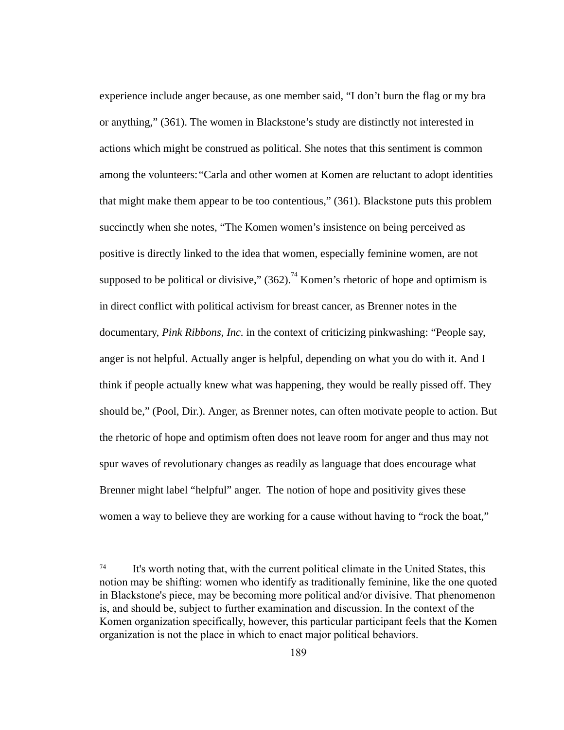experience include anger because, as one member said, "I don't burn the flag or my bra or anything," (361). The women in Blackstone's study are distinctly not interested in actions which might be construed as political. She notes that this sentiment is common among the volunteers: "Carla and other women at Komen are reluctant to adopt identities that might make them appear to be too contentious," (361). Blackstone puts this problem succinctly when she notes, "The Komen women's insistence on being perceived as positive is directly linked to the idea that women, especially feminine women, are not supposed to be political or divisive," (362).[74] Komen's rhetoric of hope and optimism is in direct conflict with political activism for breast cancer, as Brenner notes in the documentary, *Pink Ribbons, Inc.* in the context of criticizing pinkwashing: "People say, anger is not helpful. Actually anger is helpful, depending on what you do with it. And I think if people actually knew what was happening, they would be really pissed off. They should be," (Pool, Dir.). Anger, as Brenner notes, can often motivate people to action. But the rhetoric of hope and optimism often does not leave room for anger and thus may not spur waves of revolutionary changes as readily as language that does encourage what Brenner might label "helpful" anger. The notion of hope and positivity gives these women a way to believe they are working for a cause without having to "rock the boat,"

[74] It's worth noting that, with the current political climate in the United States, this notion may be shifting: women who identify as traditionally feminine, like the one quoted in Blackstone's piece, may be becoming more political and/or divisive. That phenomenon is, and should be, subject to further examination and discussion. In the context of the Komen organization specifically, however, this particular participant feels that the Komen organization is not the place in which to enact major political behaviors.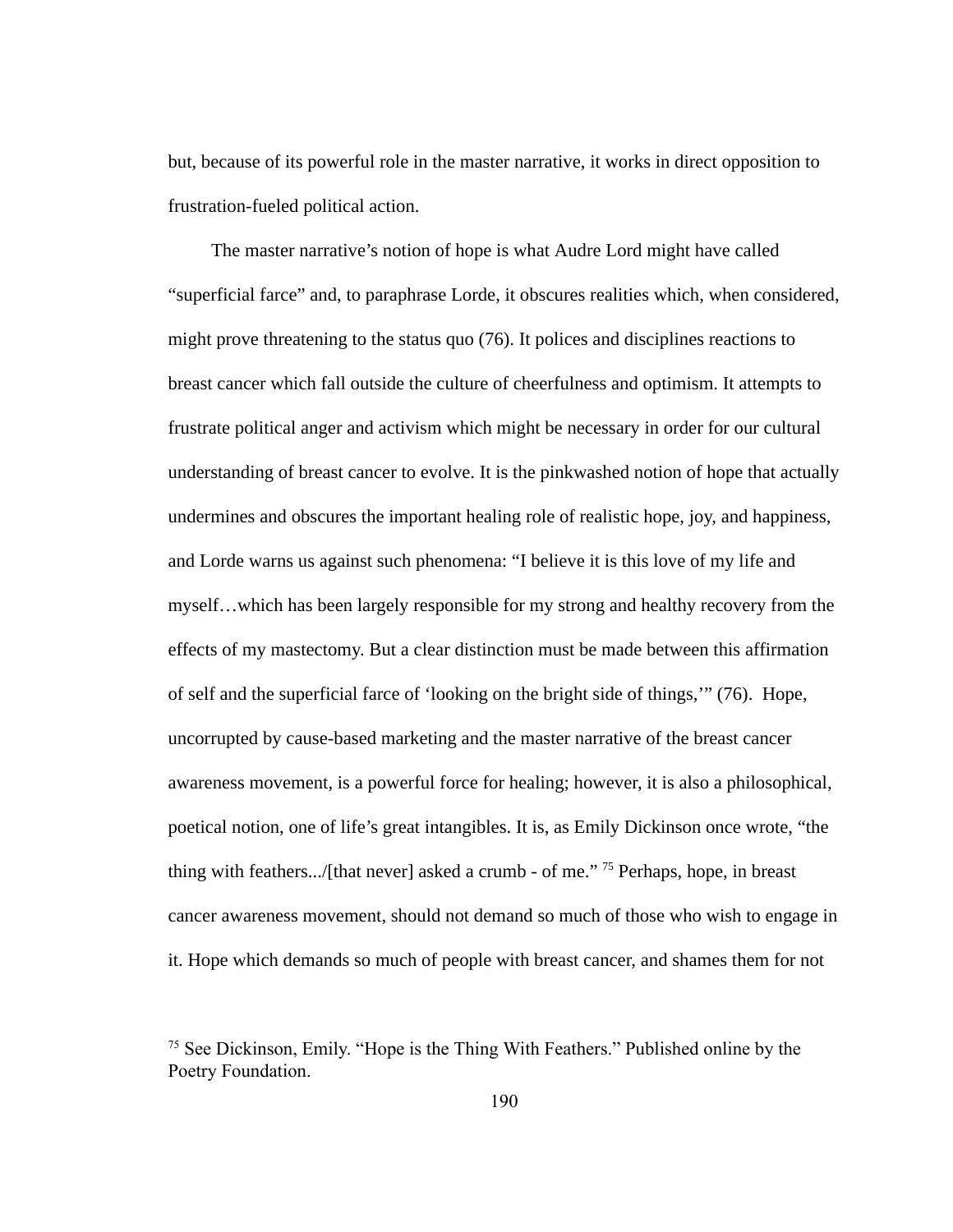but, because of its powerful role in the master narrative, it works in direct opposition to frustration-fueled political action.

The master narrative's notion of hope is what Audre Lord might have called "superficial farce" and, to paraphrase Lorde, it obscures realities which, when considered, might prove threatening to the status quo (76). It polices and disciplines reactions to breast cancer which fall outside the culture of cheerfulness and optimism. It attempts to frustrate political anger and activism which might be necessary in order for our cultural understanding of breast cancer to evolve. It is the pinkwashed notion of hope that actually undermines and obscures the important healing role of realistic hope, joy, and happiness, and Lorde warns us against such phenomena: "I believe it is this love of my life and myself…which has been largely responsible for my strong and healthy recovery from the effects of my mastectomy. But a clear distinction must be made between this affirmation of self and the superficial farce of 'looking on the bright side of things,'" (76). Hope, uncorrupted by cause-based marketing and the master narrative of the breast cancer awareness movement, is a powerful force for healing; however, it is also a philosophical, poetical notion, one of life's great intangibles. It is, as Emily Dickinson once wrote, "the thing with feathers.../[that never] asked a crumb - of me." [75] Perhaps, hope, in breast cancer awareness movement, should not demand so much of those who wish to engage in it. Hope which demands so much of people with breast cancer, and shames them for not

[75] See Dickinson, Emily. "Hope is the Thing With Feathers." Published online by the Poetry Foundation.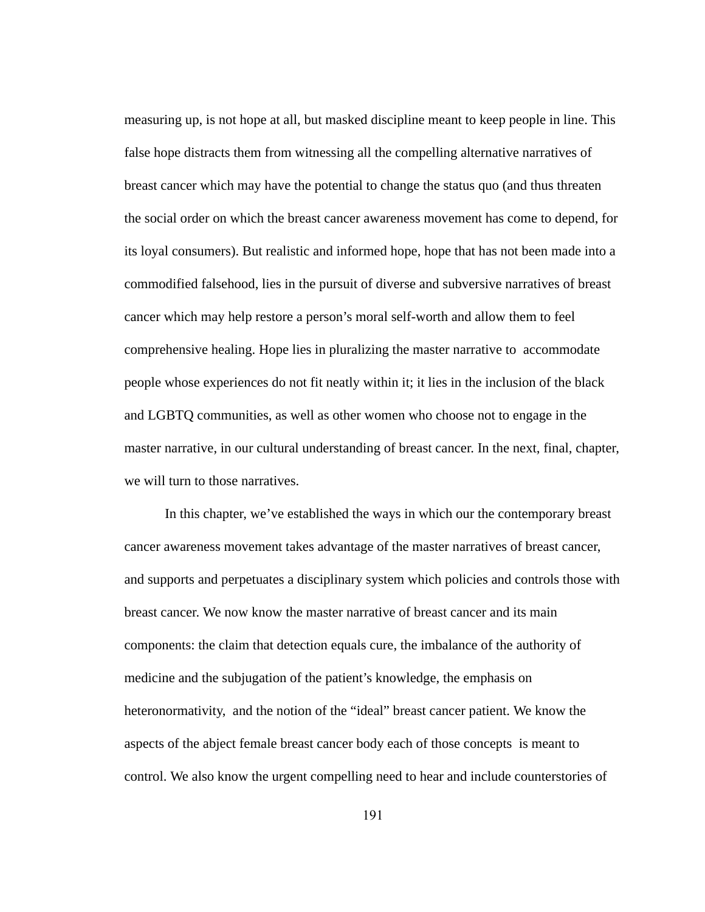measuring up, is not hope at all, but masked discipline meant to keep people in line. This false hope distracts them from witnessing all the compelling alternative narratives of breast cancer which may have the potential to change the status quo (and thus threaten the social order on which the breast cancer awareness movement has come to depend, for its loyal consumers). But realistic and informed hope, hope that has not been made into a commodified falsehood, lies in the pursuit of diverse and subversive narratives of breast cancer which may help restore a person's moral self-worth and allow them to feel comprehensive healing. Hope lies in pluralizing the master narrative to accommodate people whose experiences do not fit neatly within it; it lies in the inclusion of the black and LGBTQ communities, as well as other women who choose not to engage in the master narrative, in our cultural understanding of breast cancer. In the next, final, chapter, we will turn to those narratives.

In this chapter, we've established the ways in which our the contemporary breast cancer awareness movement takes advantage of the master narratives of breast cancer, and supports and perpetuates a disciplinary system which policies and controls those with breast cancer. We now know the master narrative of breast cancer and its main components: the claim that detection equals cure, the imbalance of the authority of medicine and the subjugation of the patient's knowledge, the emphasis on heteronormativity, and the notion of the "ideal" breast cancer patient. We know the aspects of the abject female breast cancer body each of those concepts is meant to control. We also know the urgent compelling need to hear and include counterstories of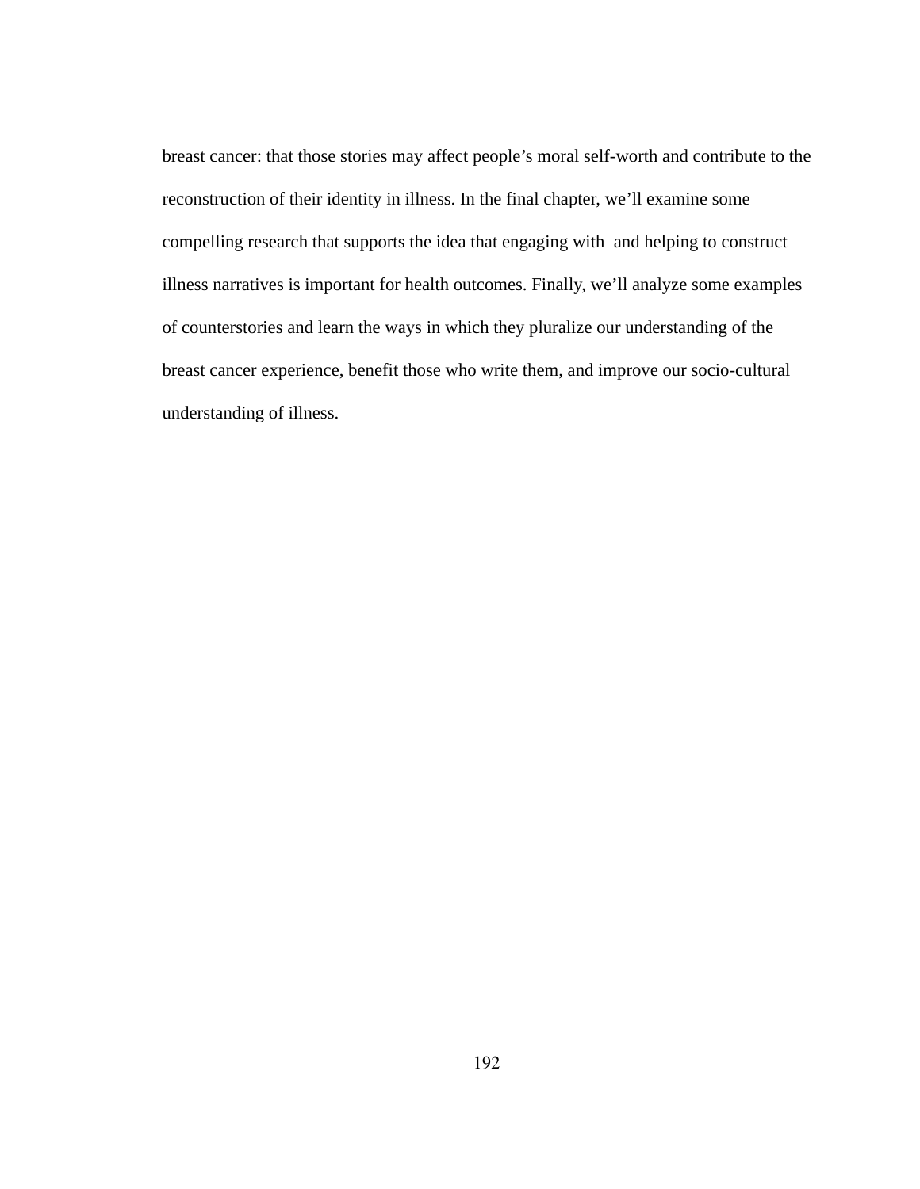breast cancer: that those stories may affect people's moral self-worth and contribute to the reconstruction of their identity in illness. In the final chapter, we'll examine some compelling research that supports the idea that engaging with and helping to construct illness narratives is important for health outcomes. Finally, we'll analyze some examples of counterstories and learn the ways in which they pluralize our understanding of the breast cancer experience, benefit those who write them, and improve our socio-cultural understanding of illness.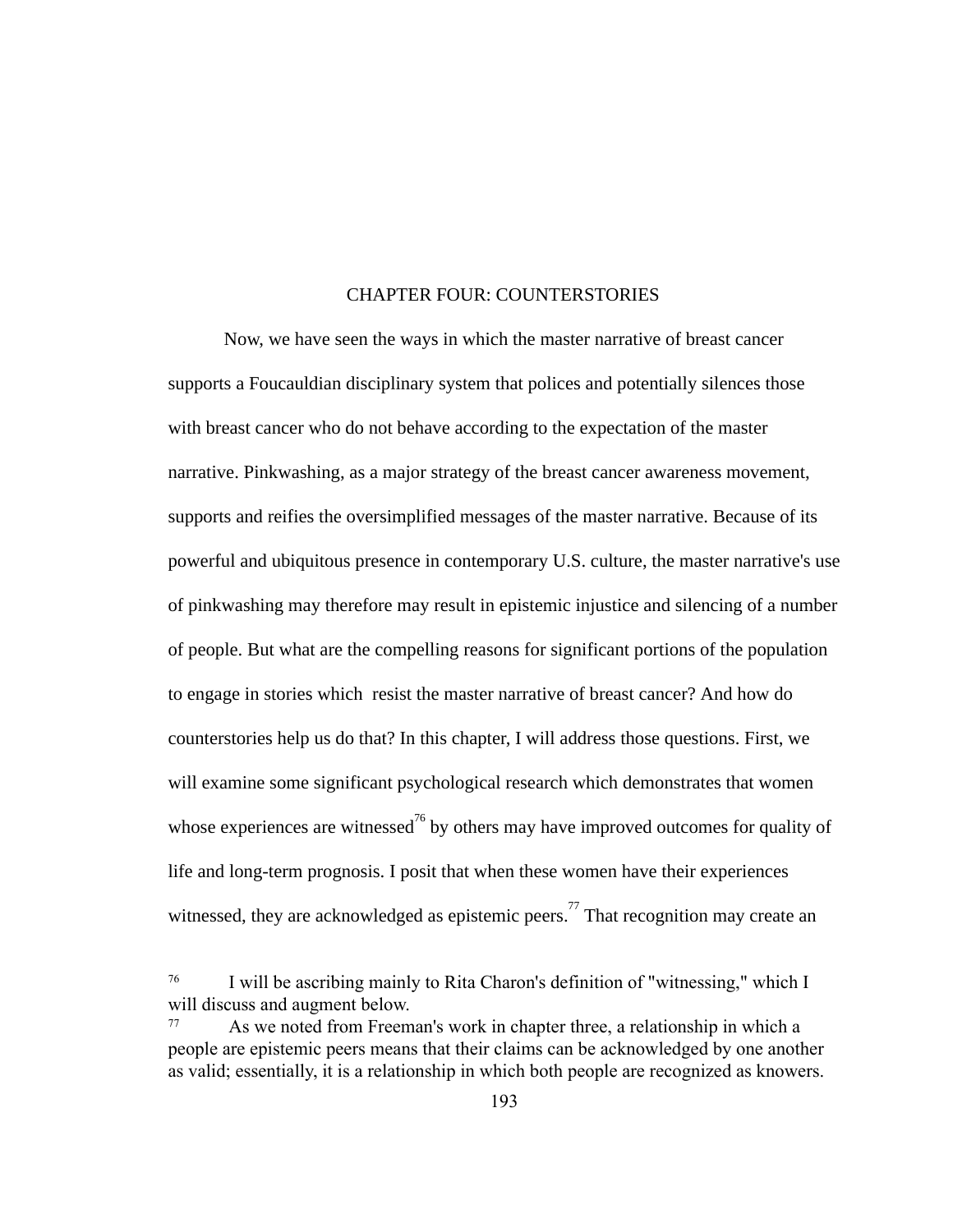# CHAPTER FOUR: COUNTERSTORIES

Now, we have seen the ways in which the master narrative of breast cancer supports a Foucauldian disciplinary system that polices and potentially silences those with breast cancer who do not behave according to the expectation of the master narrative. Pinkwashing, as a major strategy of the breast cancer awareness movement, supports and reifies the oversimplified messages of the master narrative. Because of its powerful and ubiquitous presence in contemporary U.S. culture, the master narrative's use of pinkwashing may therefore may result in epistemic injustice and silencing of a number of people. But what are the compelling reasons for significant portions of the population to engage in stories which resist the master narrative of breast cancer? And how do counterstories help us do that? In this chapter, I will address those questions. First, we will examine some significant psychological research which demonstrates that women whose experiences are witnessed[76] by others may have improved outcomes for quality of life and long-term prognosis. I posit that when these women have their experiences witnessed, they are acknowledged as epistemic peers.[77] That recognition may create an

[76] I will be ascribing mainly to Rita Charon's definition of "witnessing," which I will discuss and augment below.

[77] As we noted from Freeman's work in chapter three, a relationship in which a people are epistemic peers means that their claims can be acknowledged by one another as valid; essentially, it is a relationship in which both people are recognized as knowers.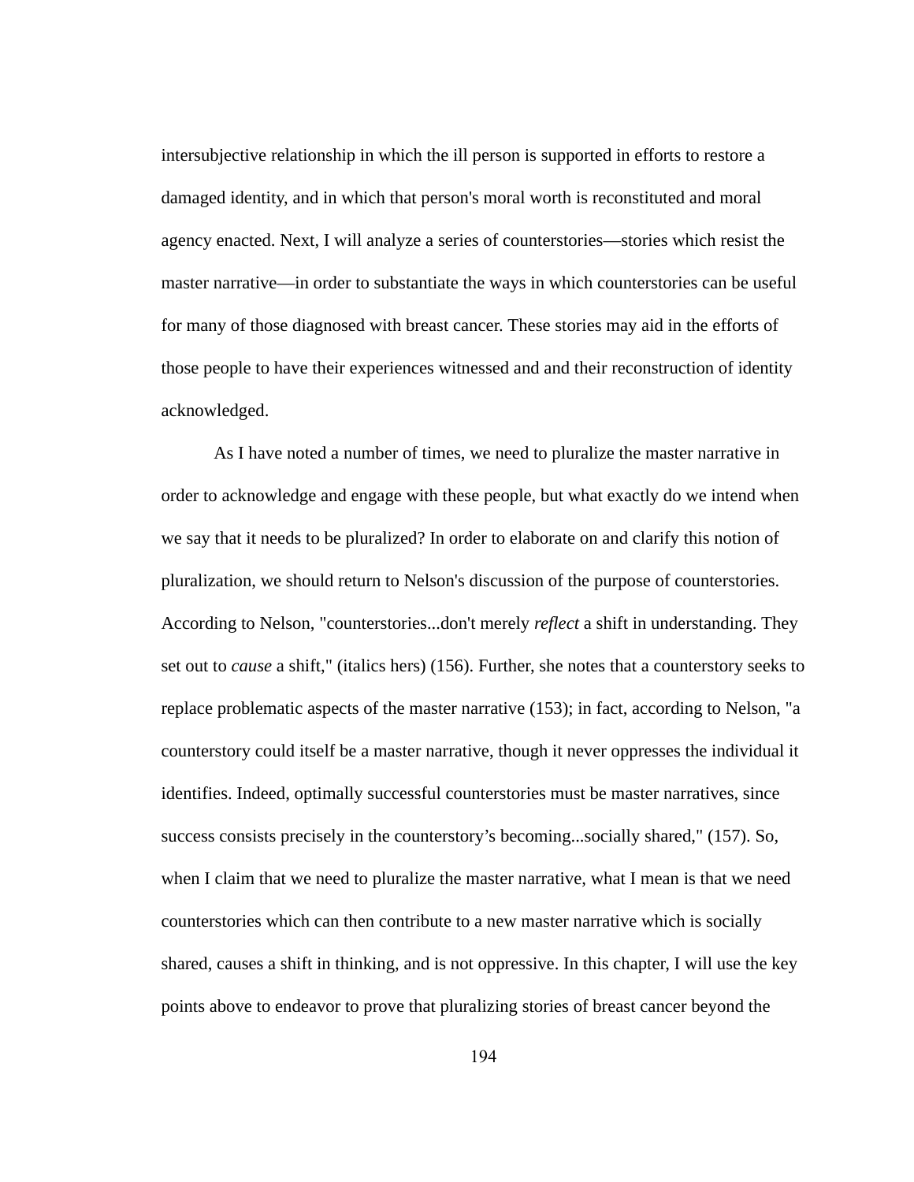intersubjective relationship in which the ill person is supported in efforts to restore a damaged identity, and in which that person's moral worth is reconstituted and moral agency enacted. Next, I will analyze a series of counterstories—stories which resist the master narrative—in order to substantiate the ways in which counterstories can be useful for many of those diagnosed with breast cancer. These stories may aid in the efforts of those people to have their experiences witnessed and and their reconstruction of identity acknowledged.

As I have noted a number of times, we need to pluralize the master narrative in order to acknowledge and engage with these people, but what exactly do we intend when we say that it needs to be pluralized? In order to elaborate on and clarify this notion of pluralization, we should return to Nelson's discussion of the purpose of counterstories. According to Nelson, "counterstories...don't merely *reflect* a shift in understanding. They set out to *cause* a shift," (italics hers) (156). Further, she notes that a counterstory seeks to replace problematic aspects of the master narrative (153); in fact, according to Nelson, "a counterstory could itself be a master narrative, though it never oppresses the individual it identifies. Indeed, optimally successful counterstories must be master narratives, since success consists precisely in the counterstory's becoming...socially shared," (157). So, when I claim that we need to pluralize the master narrative, what I mean is that we need counterstories which can then contribute to a new master narrative which is socially shared, causes a shift in thinking, and is not oppressive. In this chapter, I will use the key points above to endeavor to prove that pluralizing stories of breast cancer beyond the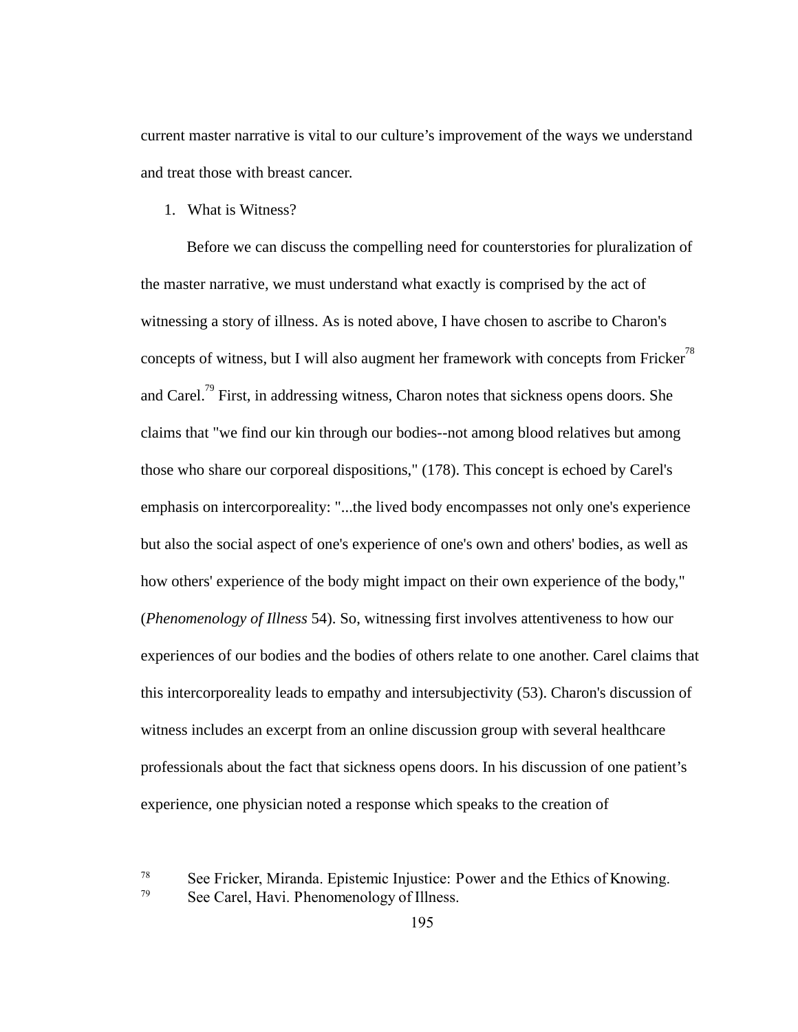current master narrative is vital to our culture's improvement of the ways we understand and treat those with breast cancer.

1. What is Witness?

Before we can discuss the compelling need for counterstories for pluralization of the master narrative, we must understand what exactly is comprised by the act of witnessing a story of illness. As is noted above, I have chosen to ascribe to Charon's concepts of witness, but I will also augment her framework with concepts from Fricker[78] and Carel.[79] First, in addressing witness, Charon notes that sickness opens doors. She claims that "we find our kin through our bodies--not among blood relatives but among those who share our corporeal dispositions," (178). This concept is echoed by Carel's emphasis on intercorporeality: "...the lived body encompasses not only one's experience but also the social aspect of one's experience of one's own and others' bodies, as well as how others' experience of the body might impact on their own experience of the body," (*Phenomenology of Illness* 54). So, witnessing first involves attentiveness to how our experiences of our bodies and the bodies of others relate to one another. Carel claims that this intercorporeality leads to empathy and intersubjectivity (53). Charon's discussion of witness includes an excerpt from an online discussion group with several healthcare professionals about the fact that sickness opens doors. In his discussion of one patient's experience, one physician noted a response which speaks to the creation of

[78] See Fricker, Miranda. Epistemic Injustice: Power and the Ethics of Knowing.

[79] See Carel, Havi. Phenomenology of Illness.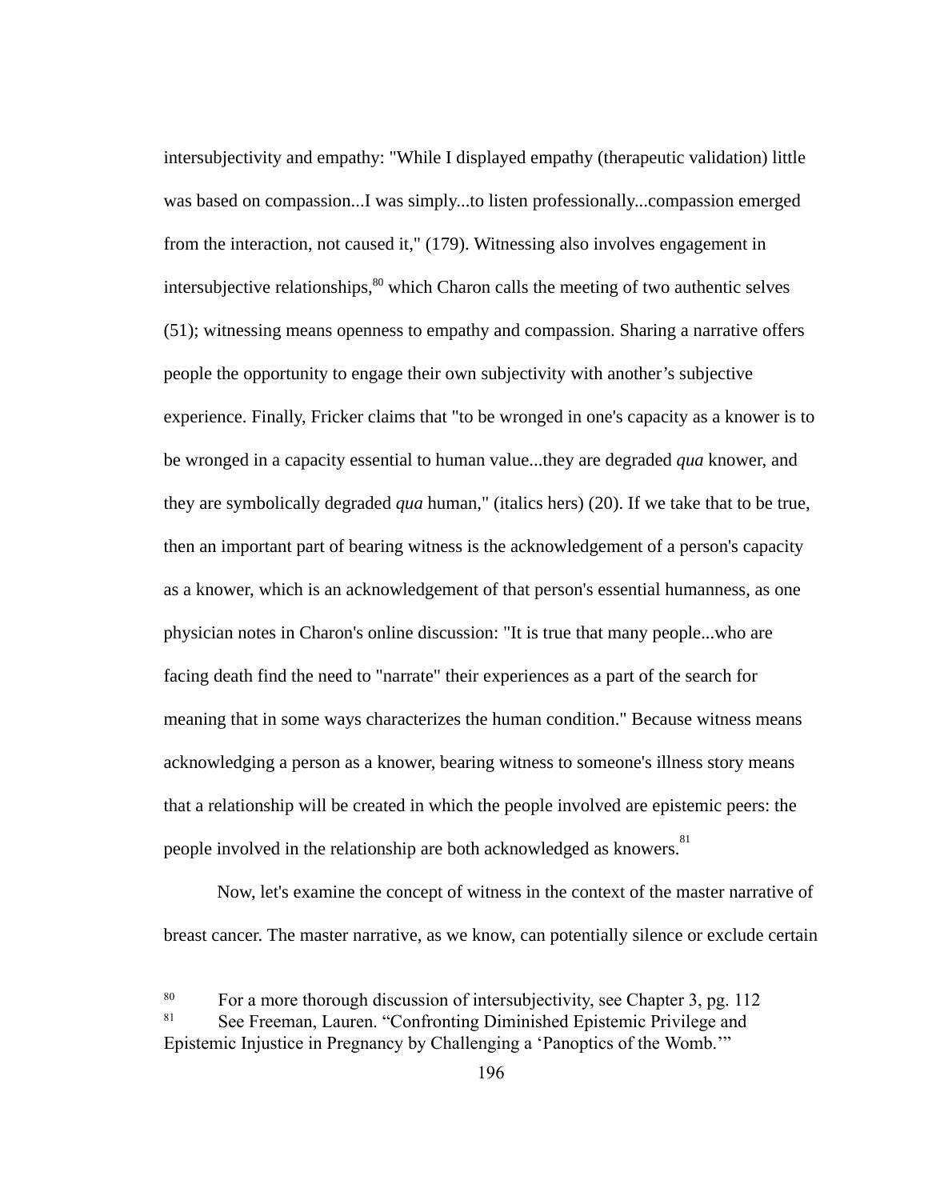intersubjectivity and empathy: "While I displayed empathy (therapeutic validation) little was based on compassion...I was simply...to listen professionally...compassion emerged from the interaction, not caused it," (179). Witnessing also involves engagement in intersubjective relationships,[80] which Charon calls the meeting of two authentic selves (51); witnessing means openness to empathy and compassion. Sharing a narrative offers people the opportunity to engage their own subjectivity with another's subjective experience. Finally, Fricker claims that "to be wronged in one's capacity as a knower is to be wronged in a capacity essential to human value...they are degraded *qua* knower, and they are symbolically degraded *qua* human," (italics hers) (20). If we take that to be true, then an important part of bearing witness is the acknowledgement of a person's capacity as a knower, which is an acknowledgement of that person's essential humanness, as one physician notes in Charon's online discussion: "It is true that many people...who are facing death find the need to "narrate" their experiences as a part of the search for meaning that in some ways characterizes the human condition." Because witness means acknowledging a person as a knower, bearing witness to someone's illness story means that a relationship will be created in which the people involved are epistemic peers: the people involved in the relationship are both acknowledged as knowers.[81]

Now, let's examine the concept of witness in the context of the master narrative of breast cancer. The master narrative, as we know, can potentially silence or exclude certain

[80] For a more thorough discussion of intersubjectivity, see Chapter 3, pg. 112

[81] See Freeman, Lauren. "Confronting Diminished Epistemic Privilege and Epistemic Injustice in Pregnancy by Challenging a 'Panoptics of the Womb.'"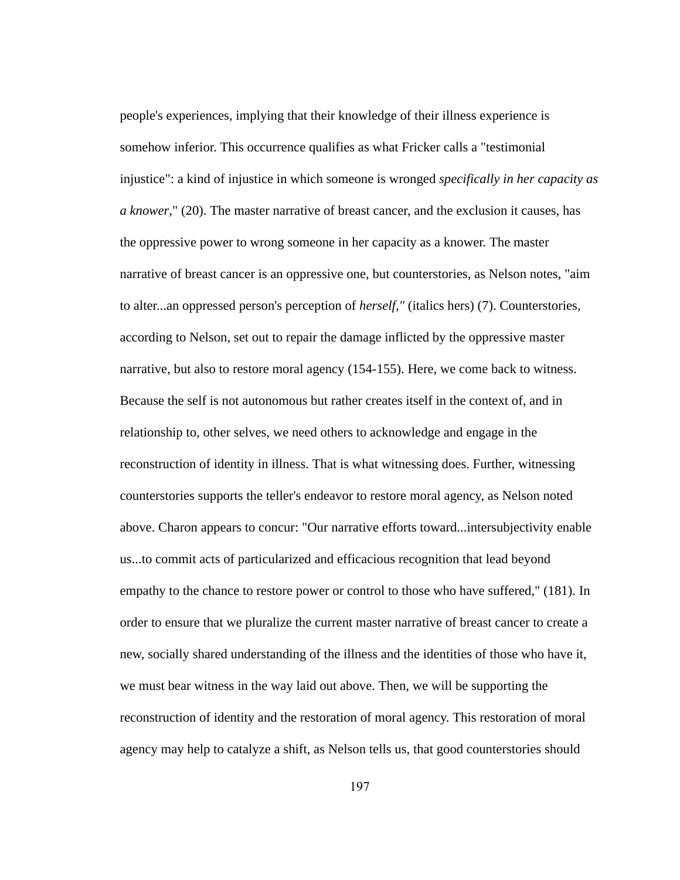people's experiences, implying that their knowledge of their illness experience is somehow inferior. This occurrence qualifies as what Fricker calls a "testimonial injustice": a kind of injustice in which someone is wronged *specifically in her capacity as a knower*," (20). The master narrative of breast cancer, and the exclusion it causes, has the oppressive power to wrong someone in her capacity as a knower. The master narrative of breast cancer is an oppressive one, but counterstories, as Nelson notes, "aim to alter...an oppressed person's perception of *herself,"* (italics hers) (7). Counterstories, according to Nelson, set out to repair the damage inflicted by the oppressive master narrative, but also to restore moral agency (154-155). Here, we come back to witness. Because the self is not autonomous but rather creates itself in the context of, and in relationship to, other selves, we need others to acknowledge and engage in the reconstruction of identity in illness. That is what witnessing does. Further, witnessing counterstories supports the teller's endeavor to restore moral agency, as Nelson noted above. Charon appears to concur: "Our narrative efforts toward...intersubjectivity enable us...to commit acts of particularized and efficacious recognition that lead beyond empathy to the chance to restore power or control to those who have suffered," (181). In order to ensure that we pluralize the current master narrative of breast cancer to create a new, socially shared understanding of the illness and the identities of those who have it, we must bear witness in the way laid out above. Then, we will be supporting the reconstruction of identity and the restoration of moral agency. This restoration of moral agency may help to catalyze a shift, as Nelson tells us, that good counterstories should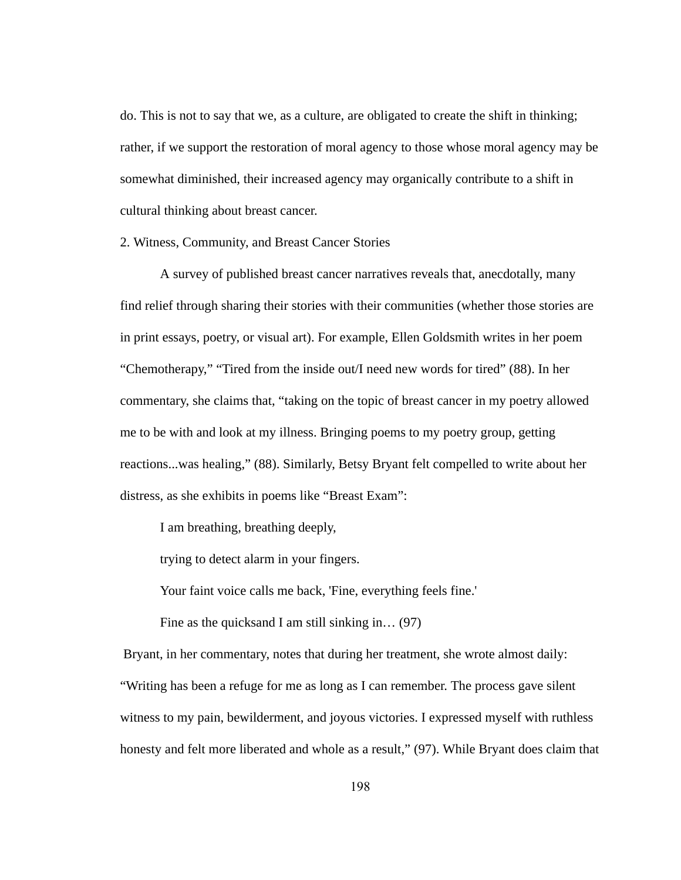do. This is not to say that we, as a culture, are obligated to create the shift in thinking; rather, if we support the restoration of moral agency to those whose moral agency may be somewhat diminished, their increased agency may organically contribute to a shift in cultural thinking about breast cancer.

## 2. Witness, Community, and Breast Cancer Stories

A survey of published breast cancer narratives reveals that, anecdotally, many find relief through sharing their stories with their communities (whether those stories are in print essays, poetry, or visual art). For example, Ellen Goldsmith writes in her poem "Chemotherapy," "Tired from the inside out/I need new words for tired" (88). In her commentary, she claims that, "taking on the topic of breast cancer in my poetry allowed me to be with and look at my illness. Bringing poems to my poetry group, getting reactions...was healing," (88). Similarly, Betsy Bryant felt compelled to write about her distress, as she exhibits in poems like "Breast Exam":

> I am breathing, breathing deeply,
>
> trying to detect alarm in your fingers.
>
> Your faint voice calls me back, 'Fine, everything feels fine.'
>
> Fine as the quicksand I am still sinking in… (97)

Bryant, in her commentary, notes that during her treatment, she wrote almost daily: "Writing has been a refuge for me as long as I can remember. The process gave silent witness to my pain, bewilderment, and joyous victories. I expressed myself with ruthless honesty and felt more liberated and whole as a result," (97). While Bryant does claim that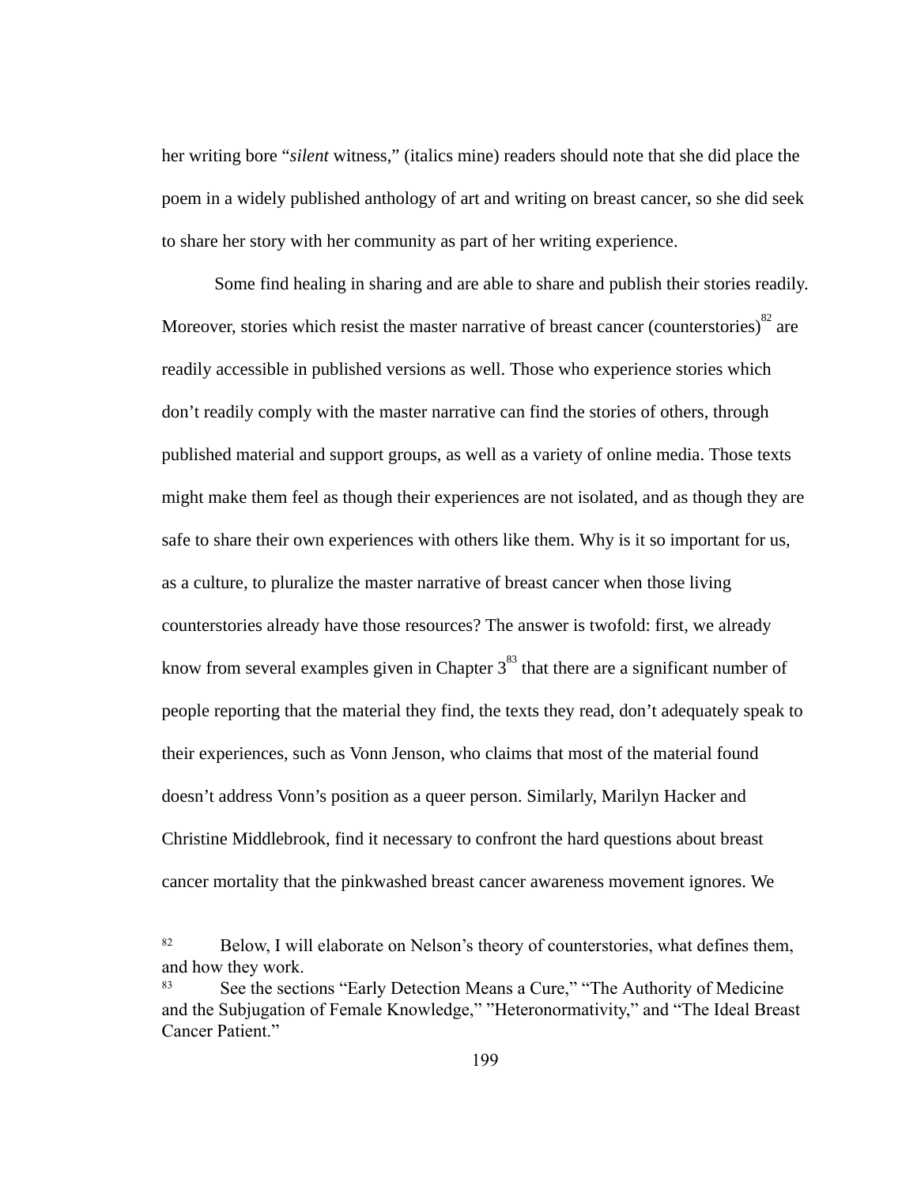her writing bore "*silent* witness," (italics mine) readers should note that she did place the poem in a widely published anthology of art and writing on breast cancer, so she did seek to share her story with her community as part of her writing experience.

Some find healing in sharing and are able to share and publish their stories readily. Moreover, stories which resist the master narrative of breast cancer (counterstories)[82] are readily accessible in published versions as well. Those who experience stories which don't readily comply with the master narrative can find the stories of others, through published material and support groups, as well as a variety of online media. Those texts might make them feel as though their experiences are not isolated, and as though they are safe to share their own experiences with others like them. Why is it so important for us, as a culture, to pluralize the master narrative of breast cancer when those living counterstories already have those resources? The answer is twofold: first, we already know from several examples given in Chapter 3[83] that there are a significant number of people reporting that the material they find, the texts they read, don't adequately speak to their experiences, such as Vonn Jenson, who claims that most of the material found doesn't address Vonn's position as a queer person. Similarly, Marilyn Hacker and Christine Middlebrook, find it necessary to confront the hard questions about breast cancer mortality that the pinkwashed breast cancer awareness movement ignores. We

[82] Below, I will elaborate on Nelson's theory of counterstories, what defines them, and how they work.

[83] See the sections "Early Detection Means a Cure," "The Authority of Medicine and the Subjugation of Female Knowledge," "Heteronormativity," and "The Ideal Breast Cancer Patient."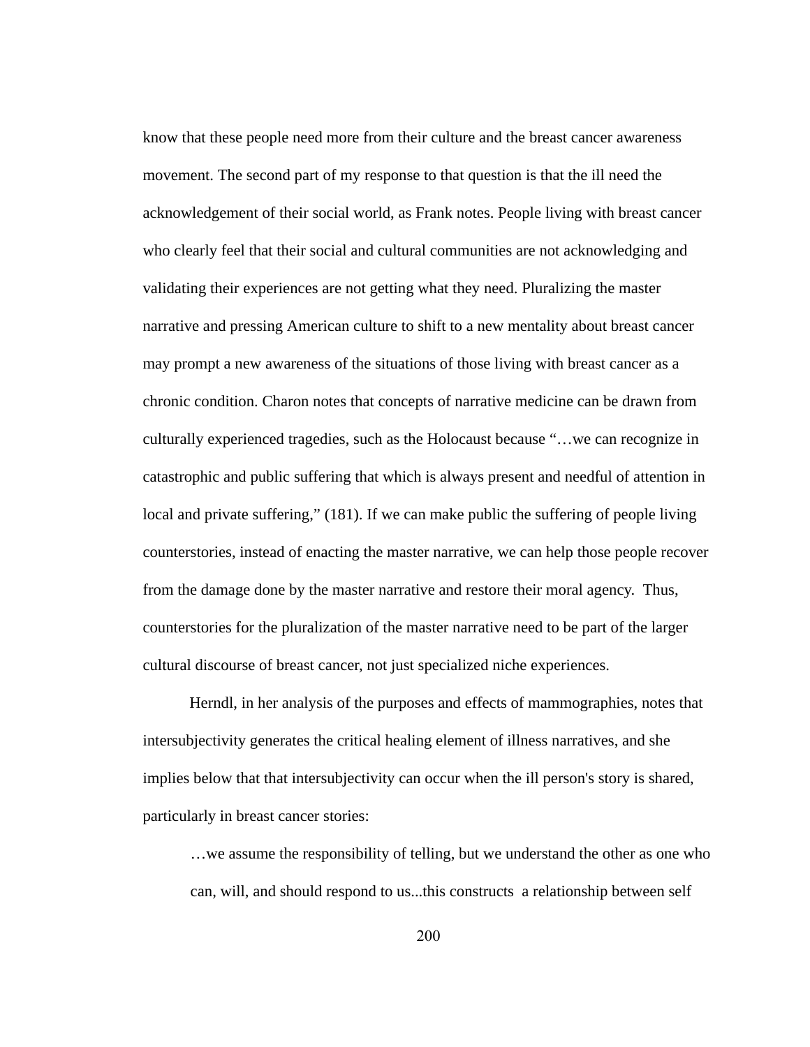know that these people need more from their culture and the breast cancer awareness movement. The second part of my response to that question is that the ill need the acknowledgement of their social world, as Frank notes. People living with breast cancer who clearly feel that their social and cultural communities are not acknowledging and validating their experiences are not getting what they need. Pluralizing the master narrative and pressing American culture to shift to a new mentality about breast cancer may prompt a new awareness of the situations of those living with breast cancer as a chronic condition. Charon notes that concepts of narrative medicine can be drawn from culturally experienced tragedies, such as the Holocaust because "…we can recognize in catastrophic and public suffering that which is always present and needful of attention in local and private suffering," (181). If we can make public the suffering of people living counterstories, instead of enacting the master narrative, we can help those people recover from the damage done by the master narrative and restore their moral agency. Thus, counterstories for the pluralization of the master narrative need to be part of the larger cultural discourse of breast cancer, not just specialized niche experiences.

Herndl, in her analysis of the purposes and effects of mammographies, notes that intersubjectivity generates the critical healing element of illness narratives, and she implies below that that intersubjectivity can occur when the ill person's story is shared, particularly in breast cancer stories:

> …we assume the responsibility of telling, but we understand the other as one who can, will, and should respond to us...this constructs a relationship between self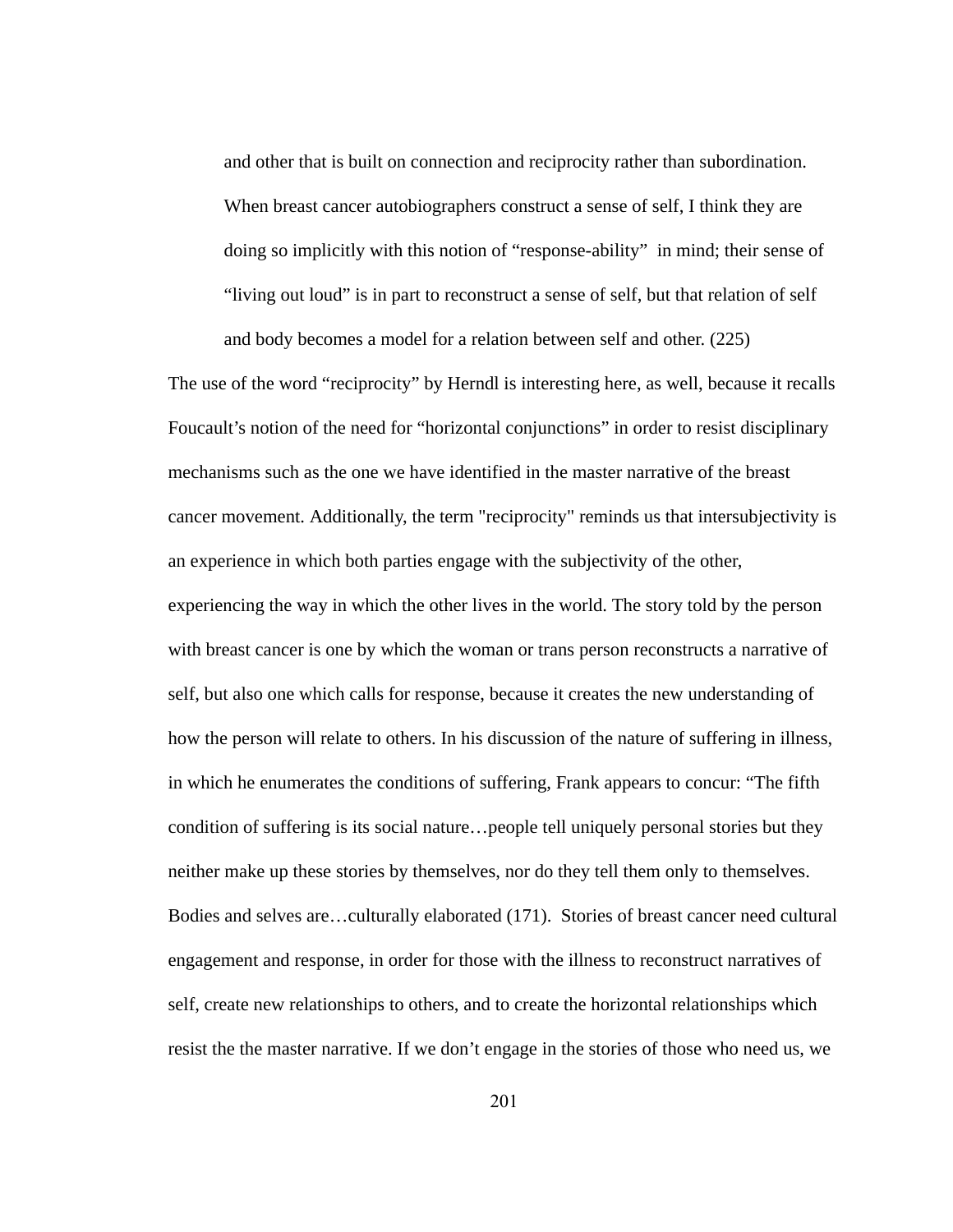> and other that is built on connection and reciprocity rather than subordination. When breast cancer autobiographers construct a sense of self, I think they are doing so implicitly with this notion of "response-ability" in mind; their sense of "living out loud" is in part to reconstruct a sense of self, but that relation of self and body becomes a model for a relation between self and other. (225)

The use of the word "reciprocity" by Herndl is interesting here, as well, because it recalls Foucault's notion of the need for "horizontal conjunctions" in order to resist disciplinary mechanisms such as the one we have identified in the master narrative of the breast cancer movement. Additionally, the term "reciprocity" reminds us that intersubjectivity is an experience in which both parties engage with the subjectivity of the other, experiencing the way in which the other lives in the world. The story told by the person with breast cancer is one by which the woman or trans person reconstructs a narrative of self, but also one which calls for response, because it creates the new understanding of how the person will relate to others. In his discussion of the nature of suffering in illness, in which he enumerates the conditions of suffering, Frank appears to concur: "The fifth condition of suffering is its social nature…people tell uniquely personal stories but they neither make up these stories by themselves, nor do they tell them only to themselves. Bodies and selves are…culturally elaborated (171). Stories of breast cancer need cultural engagement and response, in order for those with the illness to reconstruct narratives of self, create new relationships to others, and to create the horizontal relationships which resist the the master narrative. If we don't engage in the stories of those who need us, we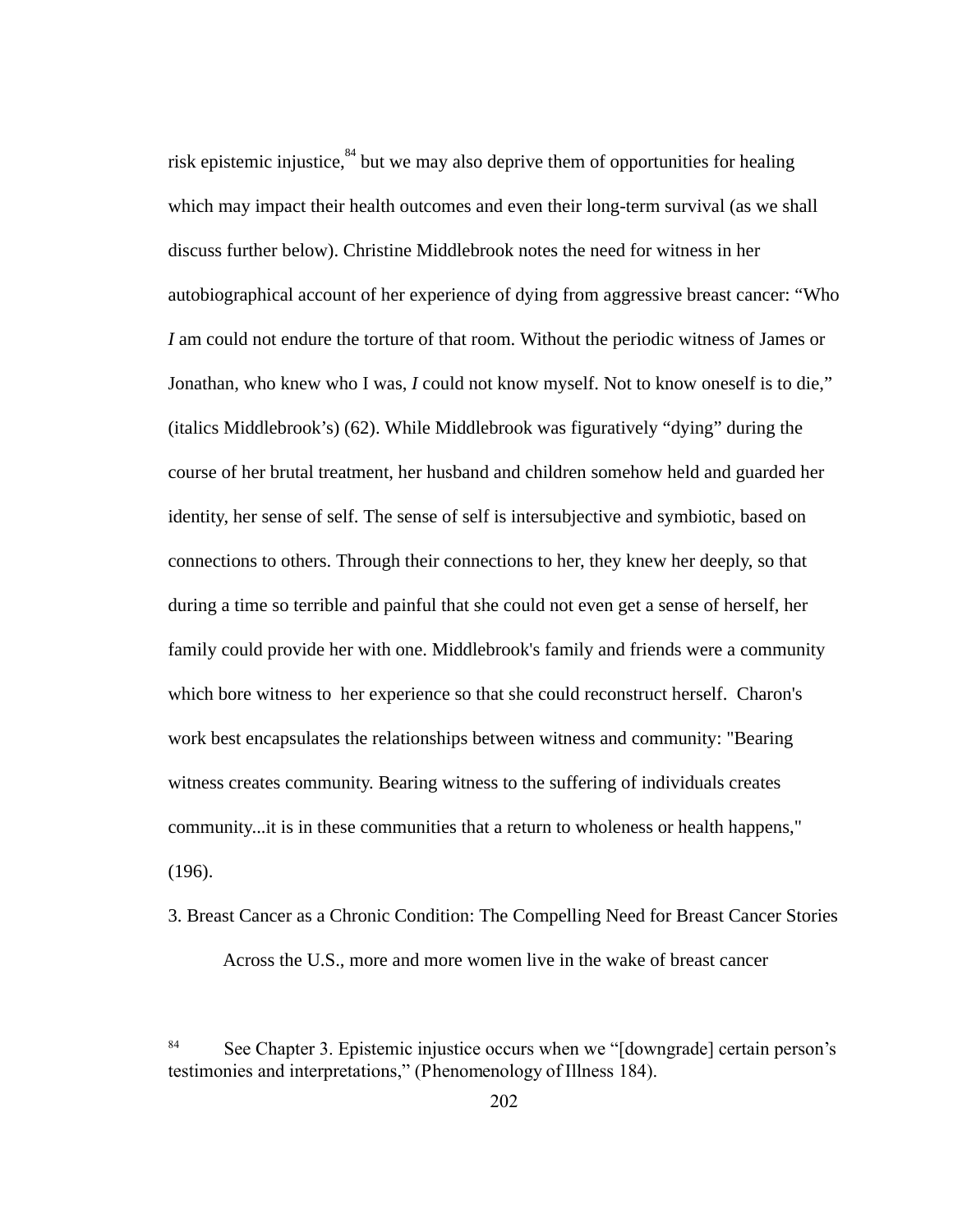risk epistemic injustice,[84] but we may also deprive them of opportunities for healing which may impact their health outcomes and even their long-term survival (as we shall discuss further below). Christine Middlebrook notes the need for witness in her autobiographical account of her experience of dying from aggressive breast cancer: “Who *I* am could not endure the torture of that room. Without the periodic witness of James or Jonathan, who knew who I was, *I* could not know myself. Not to know oneself is to die,” (italics Middlebrook’s) (62). While Middlebrook was figuratively “dying” during the course of her brutal treatment, her husband and children somehow held and guarded her identity, her sense of self. The sense of self is intersubjective and symbiotic, based on connections to others. Through their connections to her, they knew her deeply, so that during a time so terrible and painful that she could not even get a sense of herself, her family could provide her with one. Middlebrook's family and friends were a community which bore witness to her experience so that she could reconstruct herself. Charon's work best encapsulates the relationships between witness and community: "Bearing witness creates community. Bearing witness to the suffering of individuals creates community...it is in these communities that a return to wholeness or health happens," (196).

### 3. Breast Cancer as a Chronic Condition: The Compelling Need for Breast Cancer Stories

Across the U.S., more and more women live in the wake of breast cancer

[84] See Chapter 3. Epistemic injustice occurs when we “[downgrade] certain person’s testimonies and interpretations,” (Phenomenology of Illness 184).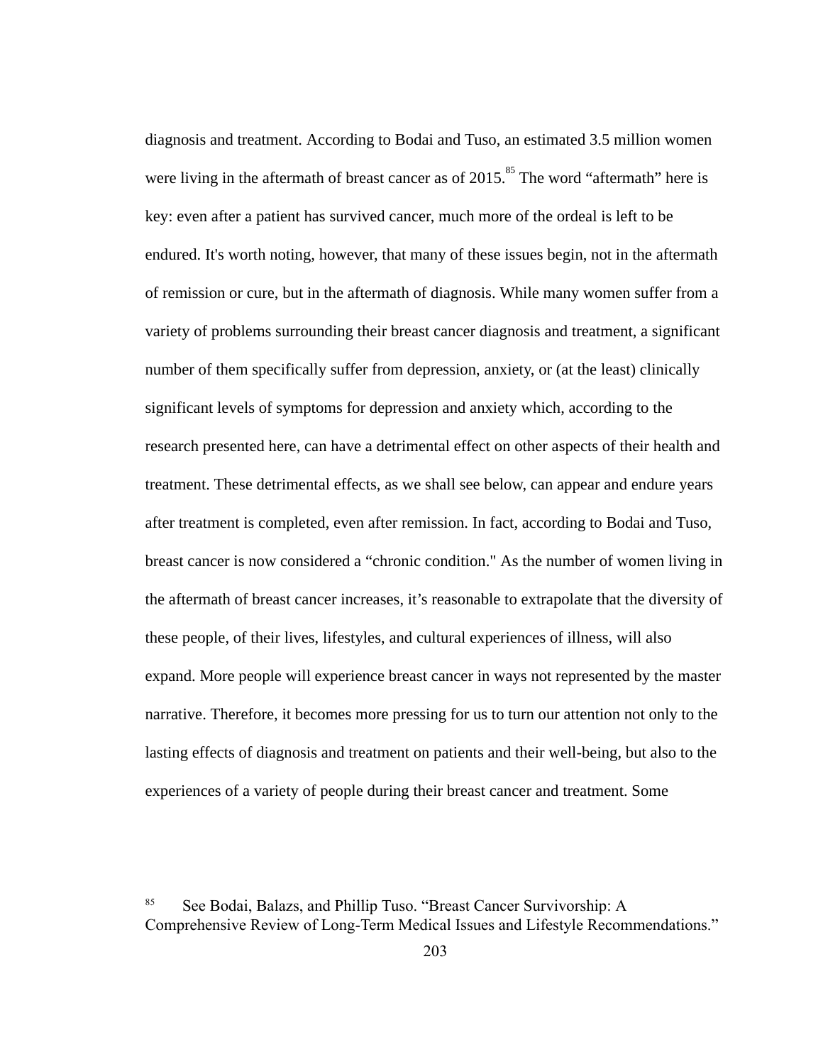diagnosis and treatment. According to Bodai and Tuso, an estimated 3.5 million women were living in the aftermath of breast cancer as of 2015.[85] The word “aftermath” here is key: even after a patient has survived cancer, much more of the ordeal is left to be endured. It's worth noting, however, that many of these issues begin, not in the aftermath of remission or cure, but in the aftermath of diagnosis. While many women suffer from a variety of problems surrounding their breast cancer diagnosis and treatment, a significant number of them specifically suffer from depression, anxiety, or (at the least) clinically significant levels of symptoms for depression and anxiety which, according to the research presented here, can have a detrimental effect on other aspects of their health and treatment. These detrimental effects, as we shall see below, can appear and endure years after treatment is completed, even after remission. In fact, according to Bodai and Tuso, breast cancer is now considered a “chronic condition." As the number of women living in the aftermath of breast cancer increases, it’s reasonable to extrapolate that the diversity of these people, of their lives, lifestyles, and cultural experiences of illness, will also expand. More people will experience breast cancer in ways not represented by the master narrative. Therefore, it becomes more pressing for us to turn our attention not only to the lasting effects of diagnosis and treatment on patients and their well-being, but also to the experiences of a variety of people during their breast cancer and treatment. Some

[85] See Bodai, Balazs, and Phillip Tuso. “Breast Cancer Survivorship: A Comprehensive Review of Long-Term Medical Issues and Lifestyle Recommendations.”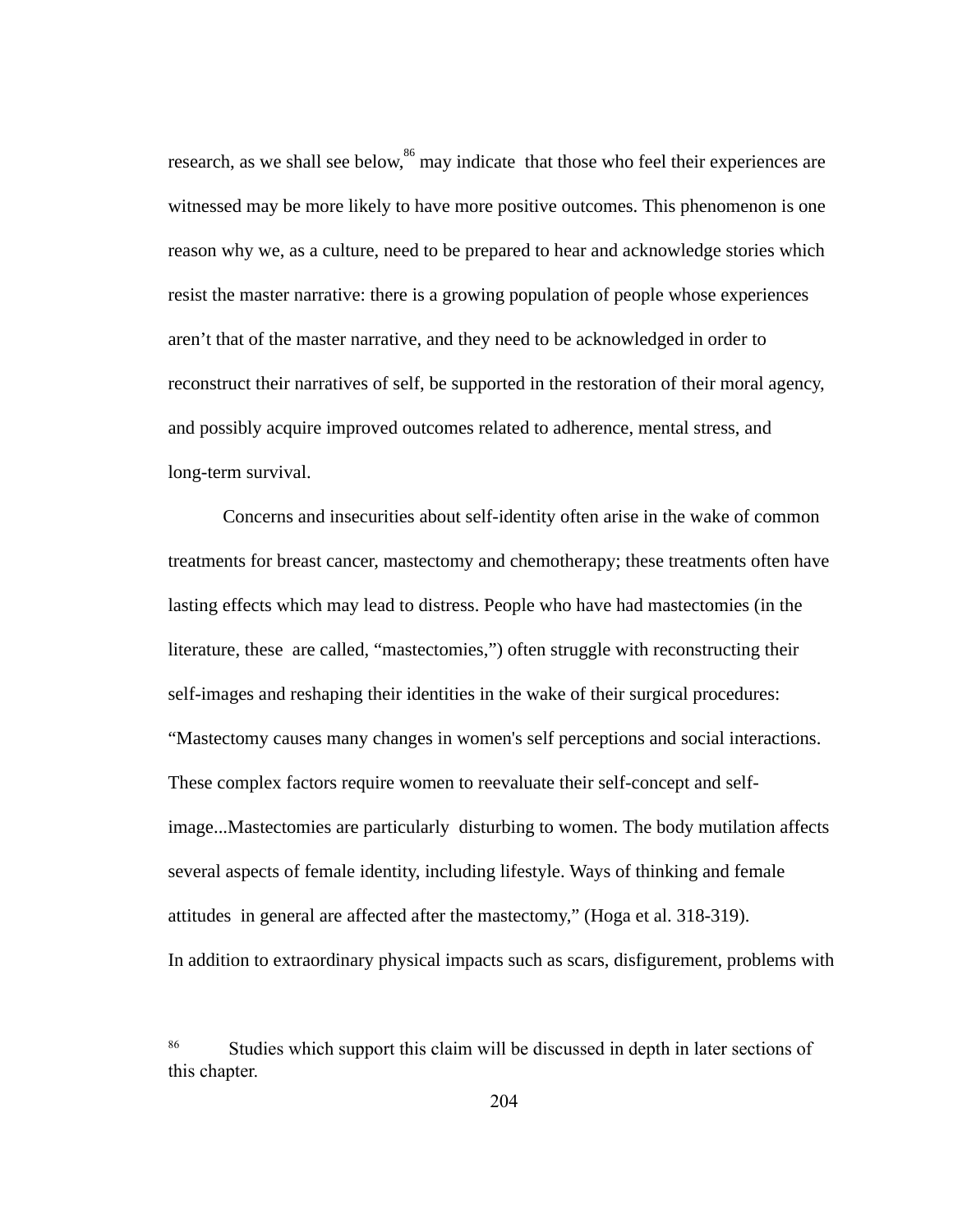research, as we shall see below,[86] may indicate that those who feel their experiences are witnessed may be more likely to have more positive outcomes. This phenomenon is one reason why we, as a culture, need to be prepared to hear and acknowledge stories which resist the master narrative: there is a growing population of people whose experiences aren't that of the master narrative, and they need to be acknowledged in order to reconstruct their narratives of self, be supported in the restoration of their moral agency, and possibly acquire improved outcomes related to adherence, mental stress, and long-term survival.

Concerns and insecurities about self-identity often arise in the wake of common treatments for breast cancer, mastectomy and chemotherapy; these treatments often have lasting effects which may lead to distress. People who have had mastectomies (in the literature, these are called, "mastectomies,") often struggle with reconstructing their self-images and reshaping their identities in the wake of their surgical procedures: "Mastectomy causes many changes in women's self perceptions and social interactions. These complex factors require women to reevaluate their self-concept and self-image...Mastectomies are particularly disturbing to women. The body mutilation affects several aspects of female identity, including lifestyle. Ways of thinking and female attitudes in general are affected after the mastectomy," (Hoga et al. 318-319).
In addition to extraordinary physical impacts such as scars, disfigurement, problems with

[86] Studies which support this claim will be discussed in depth in later sections of this chapter.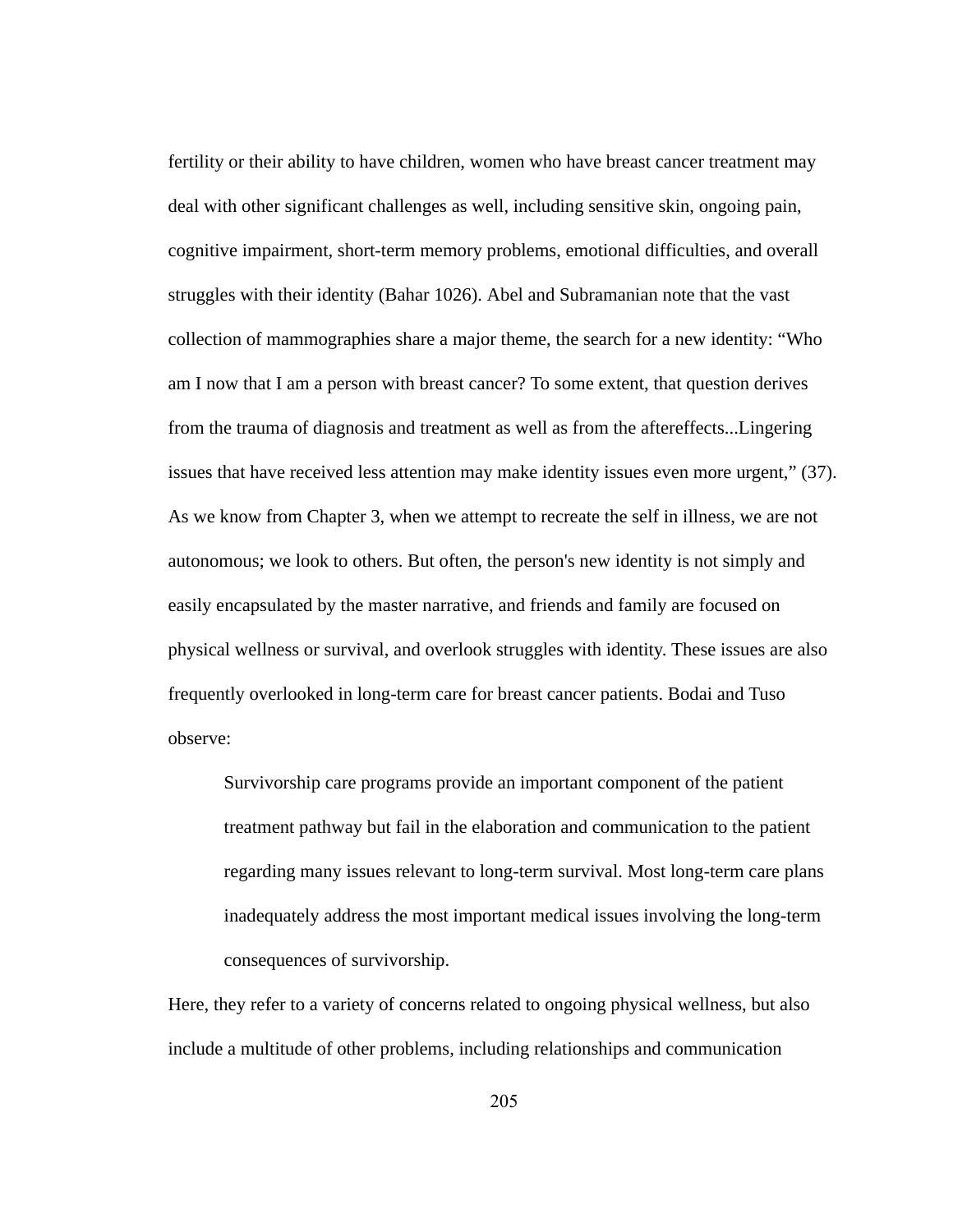fertility or their ability to have children, women who have breast cancer treatment may deal with other significant challenges as well, including sensitive skin, ongoing pain, cognitive impairment, short-term memory problems, emotional difficulties, and overall struggles with their identity (Bahar 1026). Abel and Subramanian note that the vast collection of mammographies share a major theme, the search for a new identity: “Who am I now that I am a person with breast cancer? To some extent, that question derives from the trauma of diagnosis and treatment as well as from the aftereffects...Lingering issues that have received less attention may make identity issues even more urgent,” (37). As we know from Chapter 3, when we attempt to recreate the self in illness, we are not autonomous; we look to others. But often, the person's new identity is not simply and easily encapsulated by the master narrative, and friends and family are focused on physical wellness or survival, and overlook struggles with identity. These issues are also frequently overlooked in long-term care for breast cancer patients. Bodai and Tuso observe:

> Survivorship care programs provide an important component of the patient treatment pathway but fail in the elaboration and communication to the patient regarding many issues relevant to long-term survival. Most long-term care plans inadequately address the most important medical issues involving the long-term consequences of survivorship.

Here, they refer to a variety of concerns related to ongoing physical wellness, but also include a multitude of other problems, including relationships and communication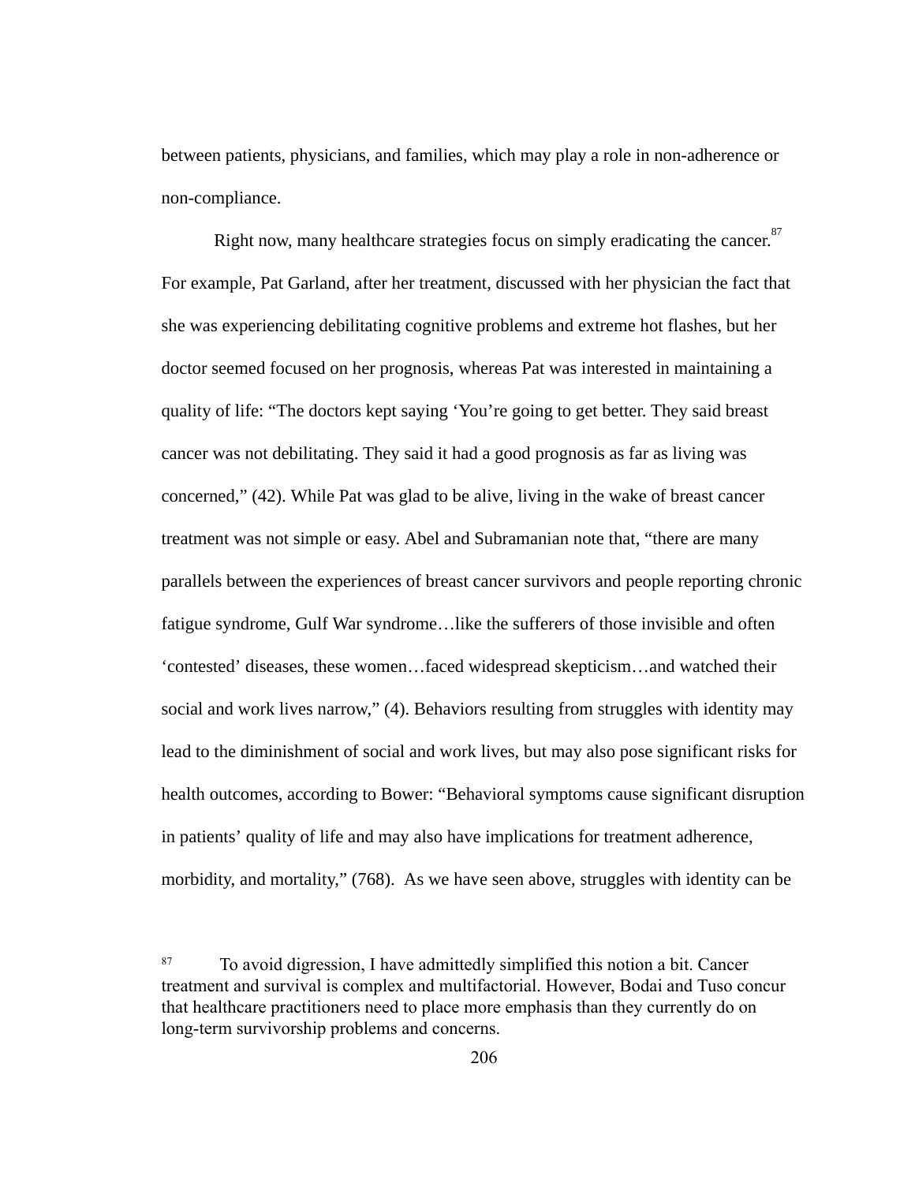between patients, physicians, and families, which may play a role in non-adherence or non-compliance.

Right now, many healthcare strategies focus on simply eradicating the cancer.[87] For example, Pat Garland, after her treatment, discussed with her physician the fact that she was experiencing debilitating cognitive problems and extreme hot flashes, but her doctor seemed focused on her prognosis, whereas Pat was interested in maintaining a quality of life: “The doctors kept saying ‘You’re going to get better. They said breast cancer was not debilitating. They said it had a good prognosis as far as living was concerned,” (42). While Pat was glad to be alive, living in the wake of breast cancer treatment was not simple or easy. Abel and Subramanian note that, “there are many parallels between the experiences of breast cancer survivors and people reporting chronic fatigue syndrome, Gulf War syndrome…like the sufferers of those invisible and often ‘contested’ diseases, these women…faced widespread skepticism…and watched their social and work lives narrow,” (4). Behaviors resulting from struggles with identity may lead to the diminishment of social and work lives, but may also pose significant risks for health outcomes, according to Bower: “Behavioral symptoms cause significant disruption in patients’ quality of life and may also have implications for treatment adherence, morbidity, and mortality,” (768). As we have seen above, struggles with identity can be

[87] To avoid digression, I have admittedly simplified this notion a bit. Cancer treatment and survival is complex and multifactorial. However, Bodai and Tuso concur that healthcare practitioners need to place more emphasis than they currently do on long-term survivorship problems and concerns.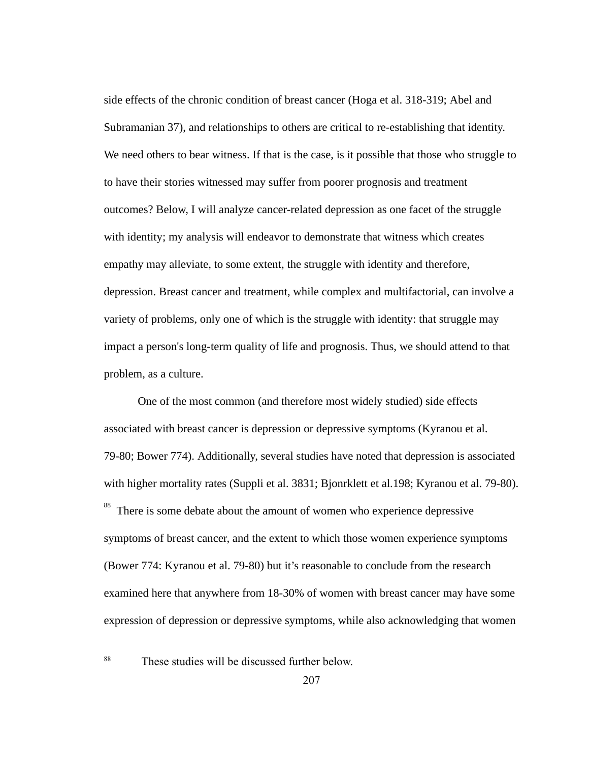side effects of the chronic condition of breast cancer (Hoga et al. 318-319; Abel and Subramanian 37), and relationships to others are critical to re-establishing that identity. We need others to bear witness. If that is the case, is it possible that those who struggle to to have their stories witnessed may suffer from poorer prognosis and treatment outcomes? Below, I will analyze cancer-related depression as one facet of the struggle with identity; my analysis will endeavor to demonstrate that witness which creates empathy may alleviate, to some extent, the struggle with identity and therefore, depression. Breast cancer and treatment, while complex and multifactorial, can involve a variety of problems, only one of which is the struggle with identity: that struggle may impact a person's long-term quality of life and prognosis. Thus, we should attend to that problem, as a culture.

One of the most common (and therefore most widely studied) side effects associated with breast cancer is depression or depressive symptoms (Kyranou et al. 79-80; Bower 774). Additionally, several studies have noted that depression is associated with higher mortality rates (Suppli et al. 3831; Bjonrklett et al.198; Kyranou et al. 79-80).[88] There is some debate about the amount of women who experience depressive symptoms of breast cancer, and the extent to which those women experience symptoms (Bower 774: Kyranou et al. 79-80) but it’s reasonable to conclude from the research examined here that anywhere from 18-30% of women with breast cancer may have some expression of depression or depressive symptoms, while also acknowledging that women

[88] These studies will be discussed further below.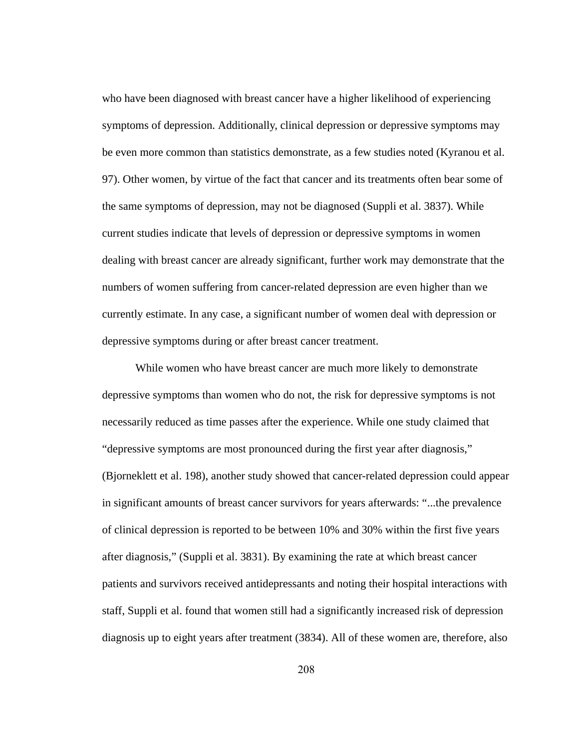who have been diagnosed with breast cancer have a higher likelihood of experiencing symptoms of depression. Additionally, clinical depression or depressive symptoms may be even more common than statistics demonstrate, as a few studies noted (Kyranou et al. 97). Other women, by virtue of the fact that cancer and its treatments often bear some of the same symptoms of depression, may not be diagnosed (Suppli et al. 3837). While current studies indicate that levels of depression or depressive symptoms in women dealing with breast cancer are already significant, further work may demonstrate that the numbers of women suffering from cancer-related depression are even higher than we currently estimate. In any case, a significant number of women deal with depression or depressive symptoms during or after breast cancer treatment.

While women who have breast cancer are much more likely to demonstrate depressive symptoms than women who do not, the risk for depressive symptoms is not necessarily reduced as time passes after the experience. While one study claimed that "depressive symptoms are most pronounced during the first year after diagnosis," (Bjorneklett et al. 198), another study showed that cancer-related depression could appear in significant amounts of breast cancer survivors for years afterwards: "...the prevalence of clinical depression is reported to be between 10% and 30% within the first five years after diagnosis," (Suppli et al. 3831). By examining the rate at which breast cancer patients and survivors received antidepressants and noting their hospital interactions with staff, Suppli et al. found that women still had a significantly increased risk of depression diagnosis up to eight years after treatment (3834). All of these women are, therefore, also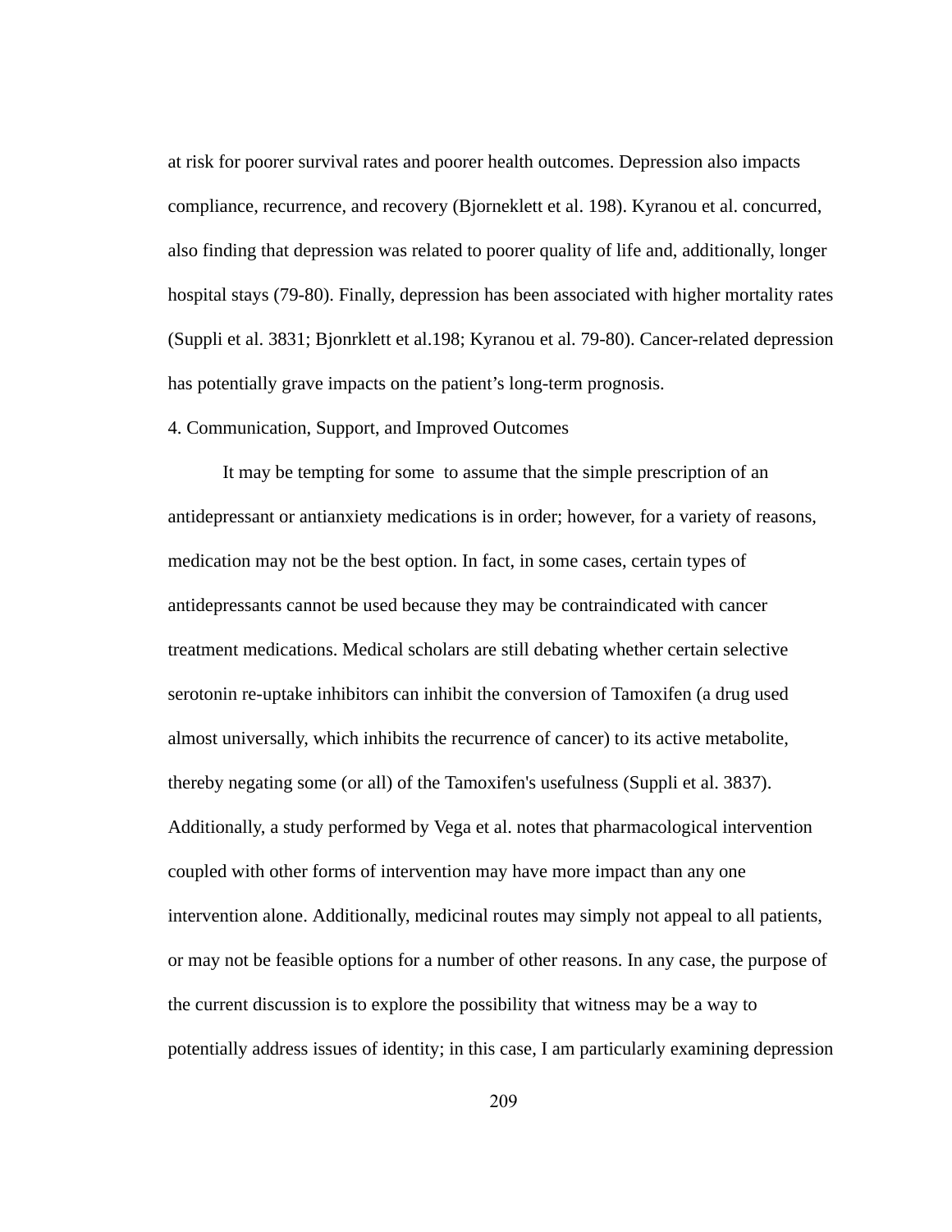at risk for poorer survival rates and poorer health outcomes. Depression also impacts compliance, recurrence, and recovery (Bjorneklett et al. 198). Kyranou et al. concurred, also finding that depression was related to poorer quality of life and, additionally, longer hospital stays (79-80). Finally, depression has been associated with higher mortality rates (Suppli et al. 3831; Bjonrklett et al.198; Kyranou et al. 79-80). Cancer-related depression has potentially grave impacts on the patient's long-term prognosis.

4. Communication, Support, and Improved Outcomes

It may be tempting for some  to assume that the simple prescription of an antidepressant or antianxiety medications is in order; however, for a variety of reasons, medication may not be the best option. In fact, in some cases, certain types of antidepressants cannot be used because they may be contraindicated with cancer treatment medications. Medical scholars are still debating whether certain selective serotonin re-uptake inhibitors can inhibit the conversion of Tamoxifen (a drug used almost universally, which inhibits the recurrence of cancer) to its active metabolite, thereby negating some (or all) of the Tamoxifen's usefulness (Suppli et al. 3837). Additionally, a study performed by Vega et al. notes that pharmacological intervention coupled with other forms of intervention may have more impact than any one intervention alone. Additionally, medicinal routes may simply not appeal to all patients, or may not be feasible options for a number of other reasons. In any case, the purpose of the current discussion is to explore the possibility that witness may be a way to potentially address issues of identity; in this case, I am particularly examining depression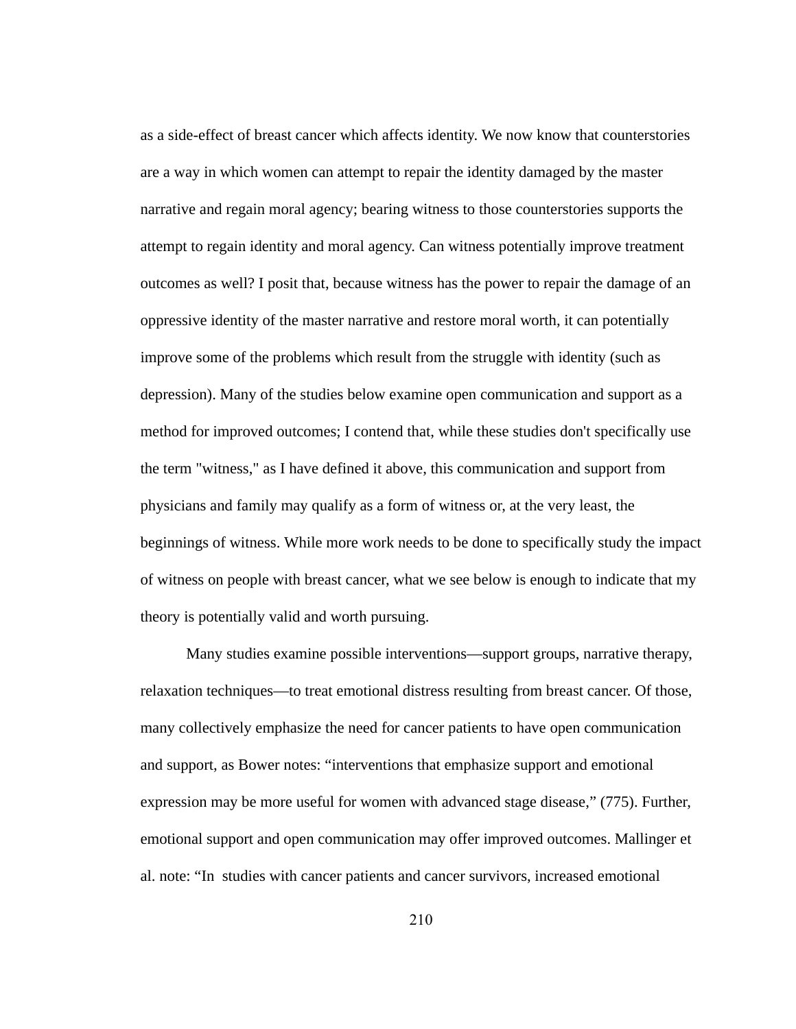as a side-effect of breast cancer which affects identity. We now know that counterstories are a way in which women can attempt to repair the identity damaged by the master narrative and regain moral agency; bearing witness to those counterstories supports the attempt to regain identity and moral agency. Can witness potentially improve treatment outcomes as well? I posit that, because witness has the power to repair the damage of an oppressive identity of the master narrative and restore moral worth, it can potentially improve some of the problems which result from the struggle with identity (such as depression). Many of the studies below examine open communication and support as a method for improved outcomes; I contend that, while these studies don't specifically use the term "witness," as I have defined it above, this communication and support from physicians and family may qualify as a form of witness or, at the very least, the beginnings of witness. While more work needs to be done to specifically study the impact of witness on people with breast cancer, what we see below is enough to indicate that my theory is potentially valid and worth pursuing.

Many studies examine possible interventions—support groups, narrative therapy, relaxation techniques—to treat emotional distress resulting from breast cancer. Of those, many collectively emphasize the need for cancer patients to have open communication and support, as Bower notes: "interventions that emphasize support and emotional expression may be more useful for women with advanced stage disease," (775). Further, emotional support and open communication may offer improved outcomes. Mallinger et al. note: "In studies with cancer patients and cancer survivors, increased emotional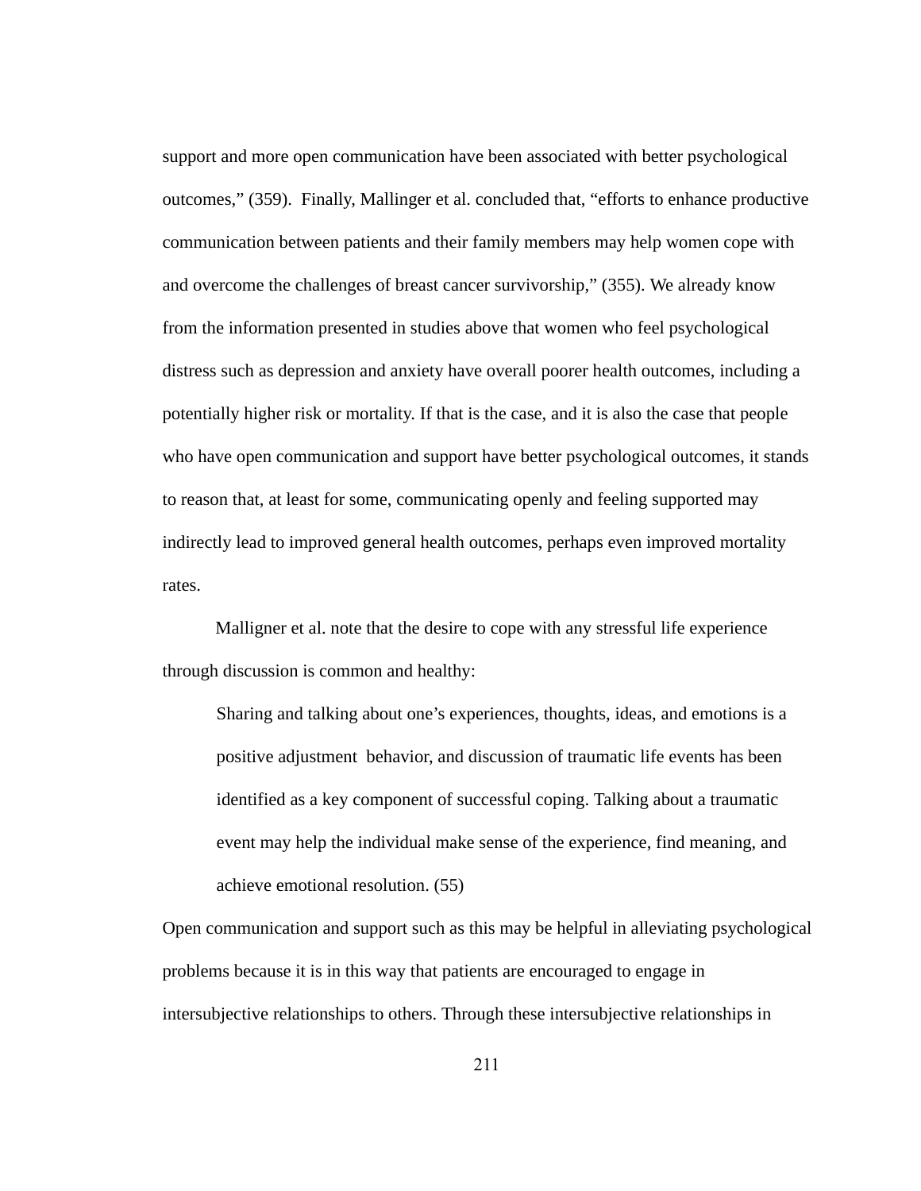support and more open communication have been associated with better psychological outcomes," (359). Finally, Mallinger et al. concluded that, "efforts to enhance productive communication between patients and their family members may help women cope with and overcome the challenges of breast cancer survivorship," (355). We already know from the information presented in studies above that women who feel psychological distress such as depression and anxiety have overall poorer health outcomes, including a potentially higher risk or mortality. If that is the case, and it is also the case that people who have open communication and support have better psychological outcomes, it stands to reason that, at least for some, communicating openly and feeling supported may indirectly lead to improved general health outcomes, perhaps even improved mortality rates.

Malligner et al. note that the desire to cope with any stressful life experience through discussion is common and healthy:

> Sharing and talking about one's experiences, thoughts, ideas, and emotions is a positive adjustment behavior, and discussion of traumatic life events has been identified as a key component of successful coping. Talking about a traumatic event may help the individual make sense of the experience, find meaning, and achieve emotional resolution. (55)

Open communication and support such as this may be helpful in alleviating psychological problems because it is in this way that patients are encouraged to engage in intersubjective relationships to others. Through these intersubjective relationships in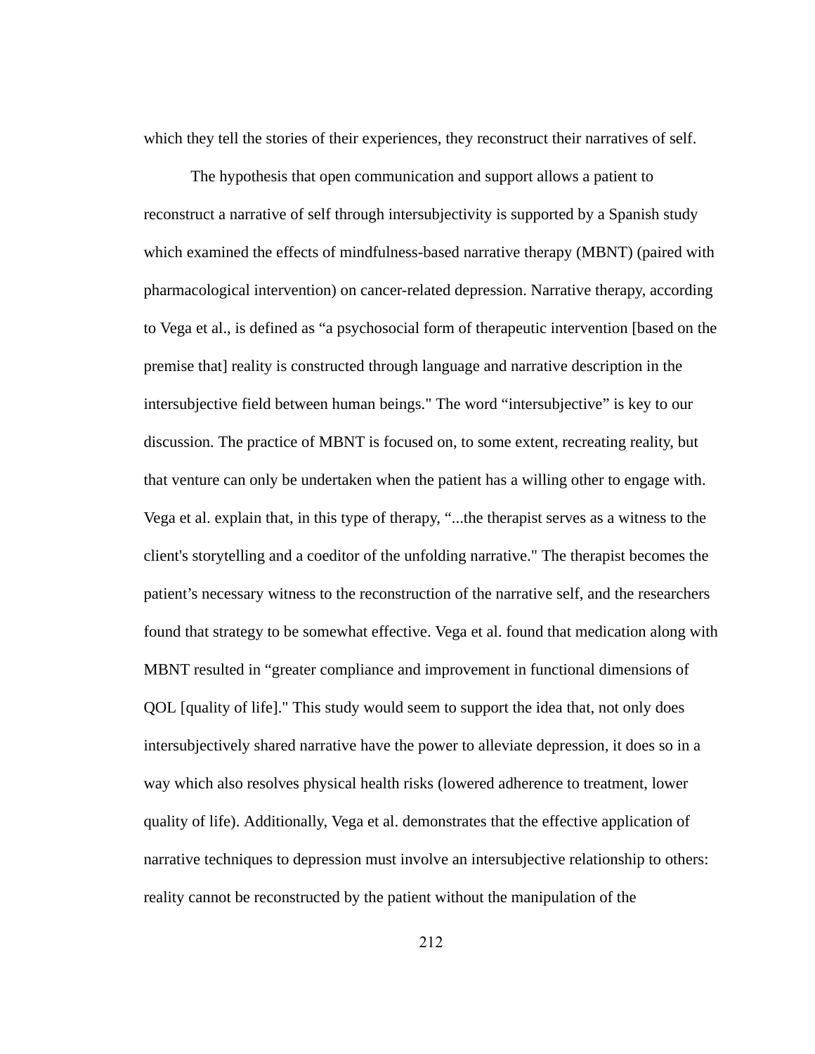which they tell the stories of their experiences, they reconstruct their narratives of self.

The hypothesis that open communication and support allows a patient to reconstruct a narrative of self through intersubjectivity is supported by a Spanish study which examined the effects of mindfulness-based narrative therapy (MBNT) (paired with pharmacological intervention) on cancer-related depression. Narrative therapy, according to Vega et al., is defined as “a psychosocial form of therapeutic intervention [based on the premise that] reality is constructed through language and narrative description in the intersubjective field between human beings." The word “intersubjective” is key to our discussion. The practice of MBNT is focused on, to some extent, recreating reality, but that venture can only be undertaken when the patient has a willing other to engage with. Vega et al. explain that, in this type of therapy, “...the therapist serves as a witness to the client's storytelling and a coeditor of the unfolding narrative." The therapist becomes the patient’s necessary witness to the reconstruction of the narrative self, and the researchers found that strategy to be somewhat effective. Vega et al. found that medication along with MBNT resulted in “greater compliance and improvement in functional dimensions of QOL [quality of life]." This study would seem to support the idea that, not only does intersubjectively shared narrative have the power to alleviate depression, it does so in a way which also resolves physical health risks (lowered adherence to treatment, lower quality of life). Additionally, Vega et al. demonstrates that the effective application of narrative techniques to depression must involve an intersubjective relationship to others: reality cannot be reconstructed by the patient without the manipulation of the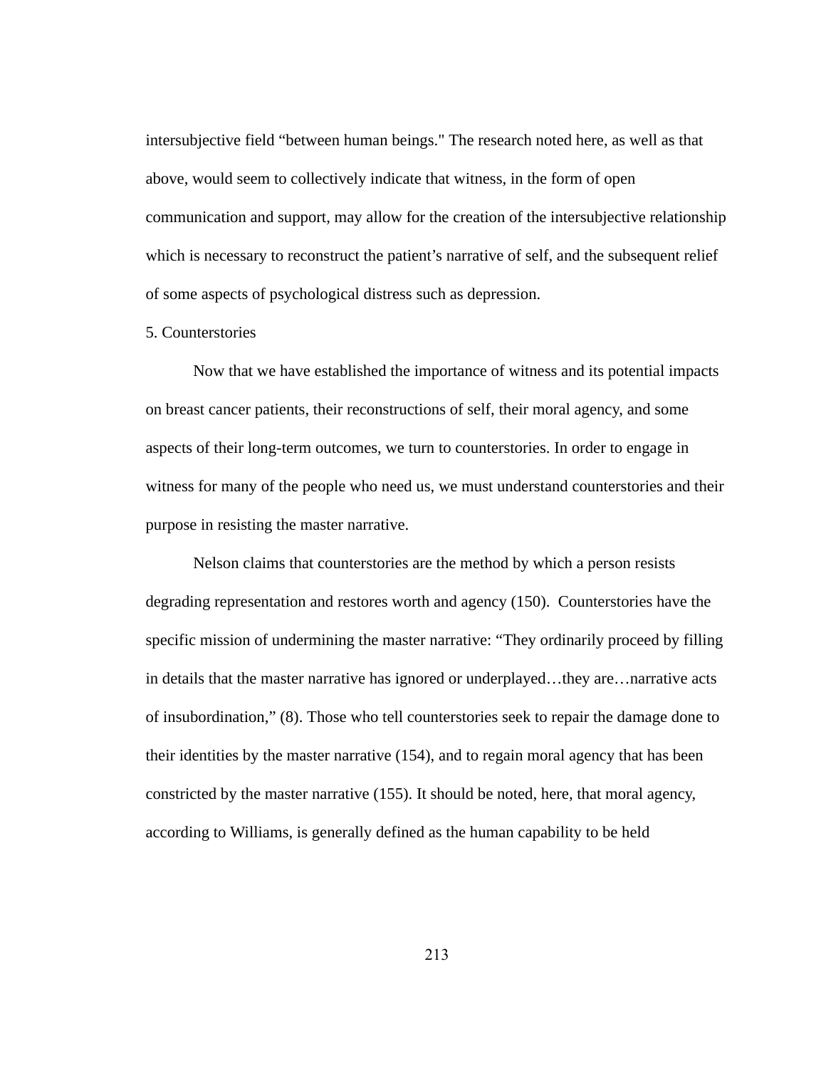intersubjective field “between human beings." The research noted here, as well as that above, would seem to collectively indicate that witness, in the form of open communication and support, may allow for the creation of the intersubjective relationship which is necessary to reconstruct the patient’s narrative of self, and the subsequent relief of some aspects of psychological distress such as depression.

## 5. Counterstories

Now that we have established the importance of witness and its potential impacts on breast cancer patients, their reconstructions of self, their moral agency, and some aspects of their long-term outcomes, we turn to counterstories. In order to engage in witness for many of the people who need us, we must understand counterstories and their purpose in resisting the master narrative.

Nelson claims that counterstories are the method by which a person resists degrading representation and restores worth and agency (150). Counterstories have the specific mission of undermining the master narrative: “They ordinarily proceed by filling in details that the master narrative has ignored or underplayed…they are…narrative acts of insubordination,” (8). Those who tell counterstories seek to repair the damage done to their identities by the master narrative (154), and to regain moral agency that has been constricted by the master narrative (155). It should be noted, here, that moral agency, according to Williams, is generally defined as the human capability to be held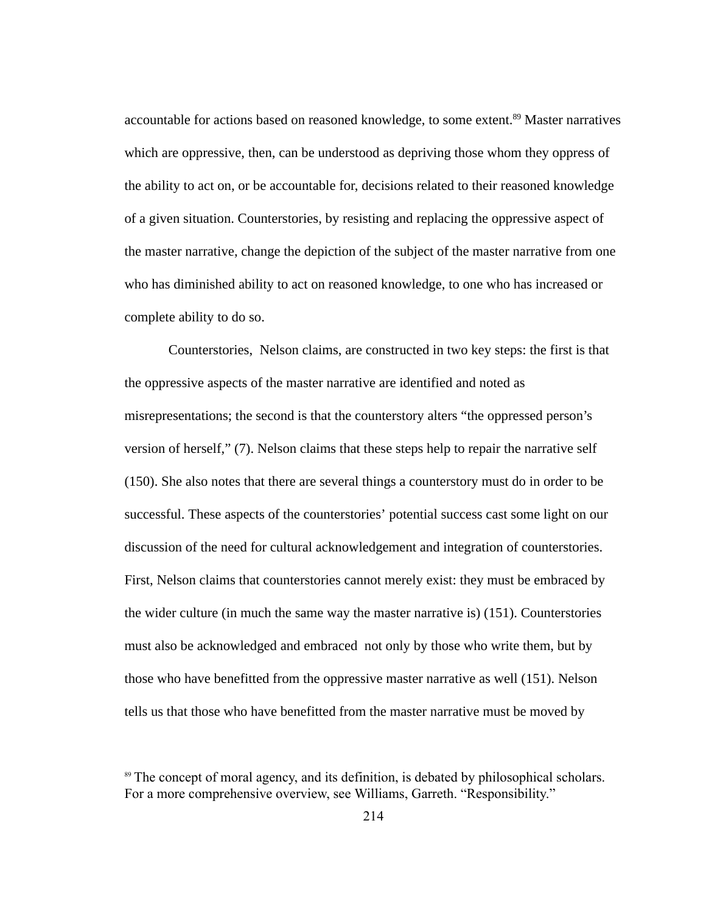accountable for actions based on reasoned knowledge, to some extent.[89] Master narratives which are oppressive, then, can be understood as depriving those whom they oppress of the ability to act on, or be accountable for, decisions related to their reasoned knowledge of a given situation. Counterstories, by resisting and replacing the oppressive aspect of the master narrative, change the depiction of the subject of the master narrative from one who has diminished ability to act on reasoned knowledge, to one who has increased or complete ability to do so.

Counterstories, Nelson claims, are constructed in two key steps: the first is that the oppressive aspects of the master narrative are identified and noted as misrepresentations; the second is that the counterstory alters "the oppressed person's version of herself," (7). Nelson claims that these steps help to repair the narrative self (150). She also notes that there are several things a counterstory must do in order to be successful. These aspects of the counterstories' potential success cast some light on our discussion of the need for cultural acknowledgement and integration of counterstories. First, Nelson claims that counterstories cannot merely exist: they must be embraced by the wider culture (in much the same way the master narrative is) (151). Counterstories must also be acknowledged and embraced not only by those who write them, but by those who have benefitted from the oppressive master narrative as well (151). Nelson tells us that those who have benefitted from the master narrative must be moved by

[89] The concept of moral agency, and its definition, is debated by philosophical scholars. For a more comprehensive overview, see Williams, Garreth. "Responsibility."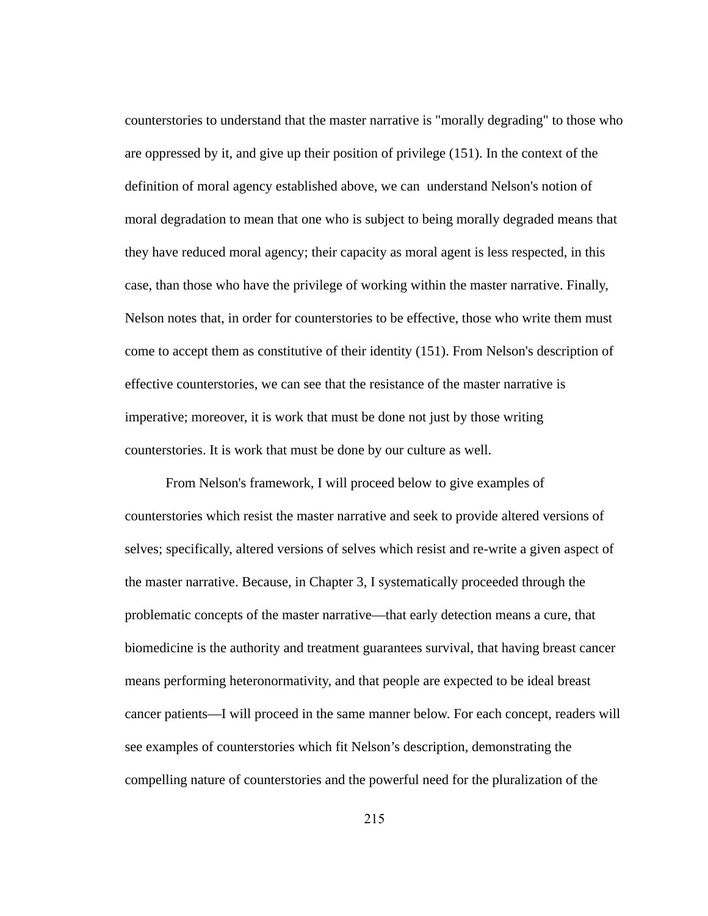counterstories to understand that the master narrative is "morally degrading" to those who are oppressed by it, and give up their position of privilege (151). In the context of the definition of moral agency established above, we can understand Nelson's notion of moral degradation to mean that one who is subject to being morally degraded means that they have reduced moral agency; their capacity as moral agent is less respected, in this case, than those who have the privilege of working within the master narrative. Finally, Nelson notes that, in order for counterstories to be effective, those who write them must come to accept them as constitutive of their identity (151). From Nelson's description of effective counterstories, we can see that the resistance of the master narrative is imperative; moreover, it is work that must be done not just by those writing counterstories. It is work that must be done by our culture as well.

From Nelson's framework, I will proceed below to give examples of counterstories which resist the master narrative and seek to provide altered versions of selves; specifically, altered versions of selves which resist and re-write a given aspect of the master narrative. Because, in Chapter 3, I systematically proceeded through the problematic concepts of the master narrative—that early detection means a cure, that biomedicine is the authority and treatment guarantees survival, that having breast cancer means performing heteronormativity, and that people are expected to be ideal breast cancer patients—I will proceed in the same manner below. For each concept, readers will see examples of counterstories which fit Nelson's description, demonstrating the compelling nature of counterstories and the powerful need for the pluralization of the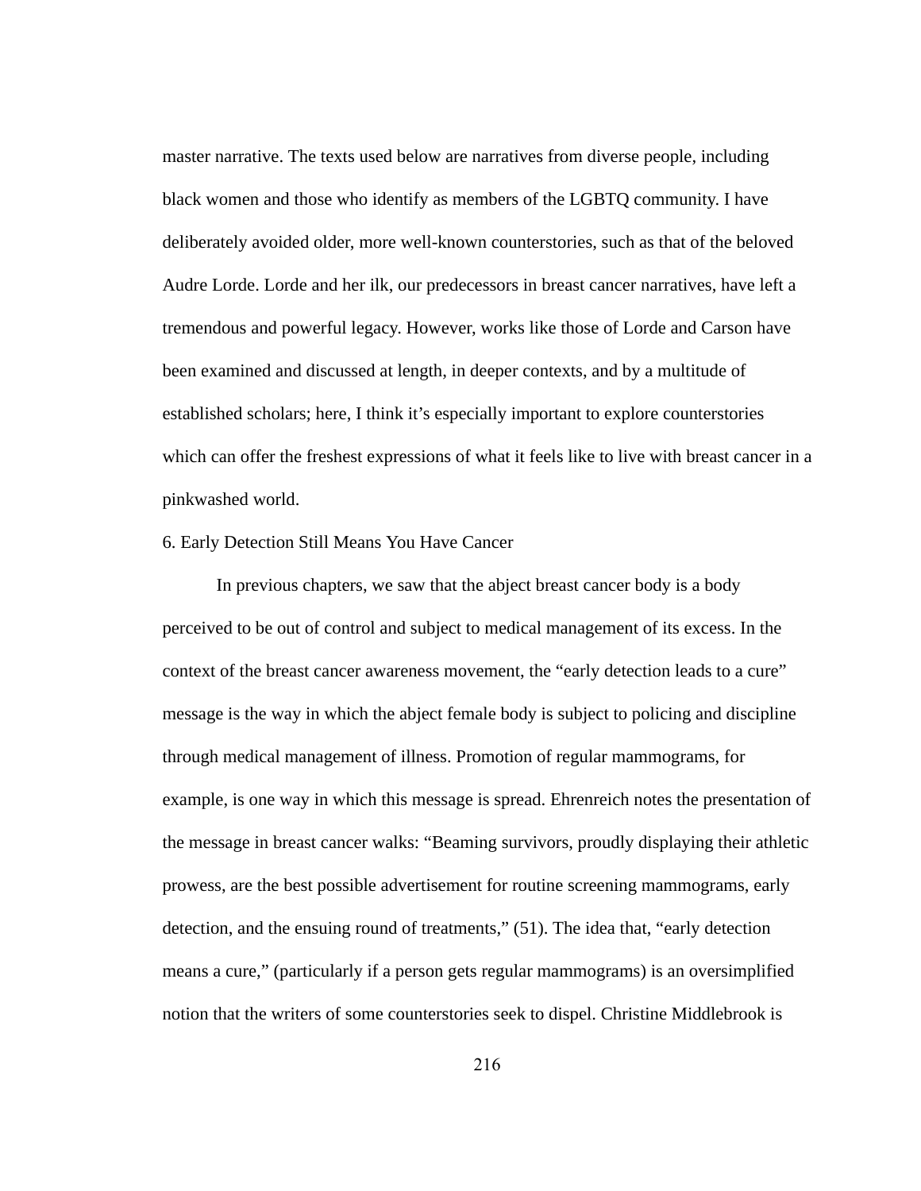master narrative. The texts used below are narratives from diverse people, including black women and those who identify as members of the LGBTQ community. I have deliberately avoided older, more well-known counterstories, such as that of the beloved Audre Lorde. Lorde and her ilk, our predecessors in breast cancer narratives, have left a tremendous and powerful legacy. However, works like those of Lorde and Carson have been examined and discussed at length, in deeper contexts, and by a multitude of established scholars; here, I think it's especially important to explore counterstories which can offer the freshest expressions of what it feels like to live with breast cancer in a pinkwashed world.

### 6. Early Detection Still Means You Have Cancer

In previous chapters, we saw that the abject breast cancer body is a body perceived to be out of control and subject to medical management of its excess. In the context of the breast cancer awareness movement, the "early detection leads to a cure" message is the way in which the abject female body is subject to policing and discipline through medical management of illness. Promotion of regular mammograms, for example, is one way in which this message is spread. Ehrenreich notes the presentation of the message in breast cancer walks: "Beaming survivors, proudly displaying their athletic prowess, are the best possible advertisement for routine screening mammograms, early detection, and the ensuing round of treatments," (51). The idea that, "early detection means a cure," (particularly if a person gets regular mammograms) is an oversimplified notion that the writers of some counterstories seek to dispel. Christine Middlebrook is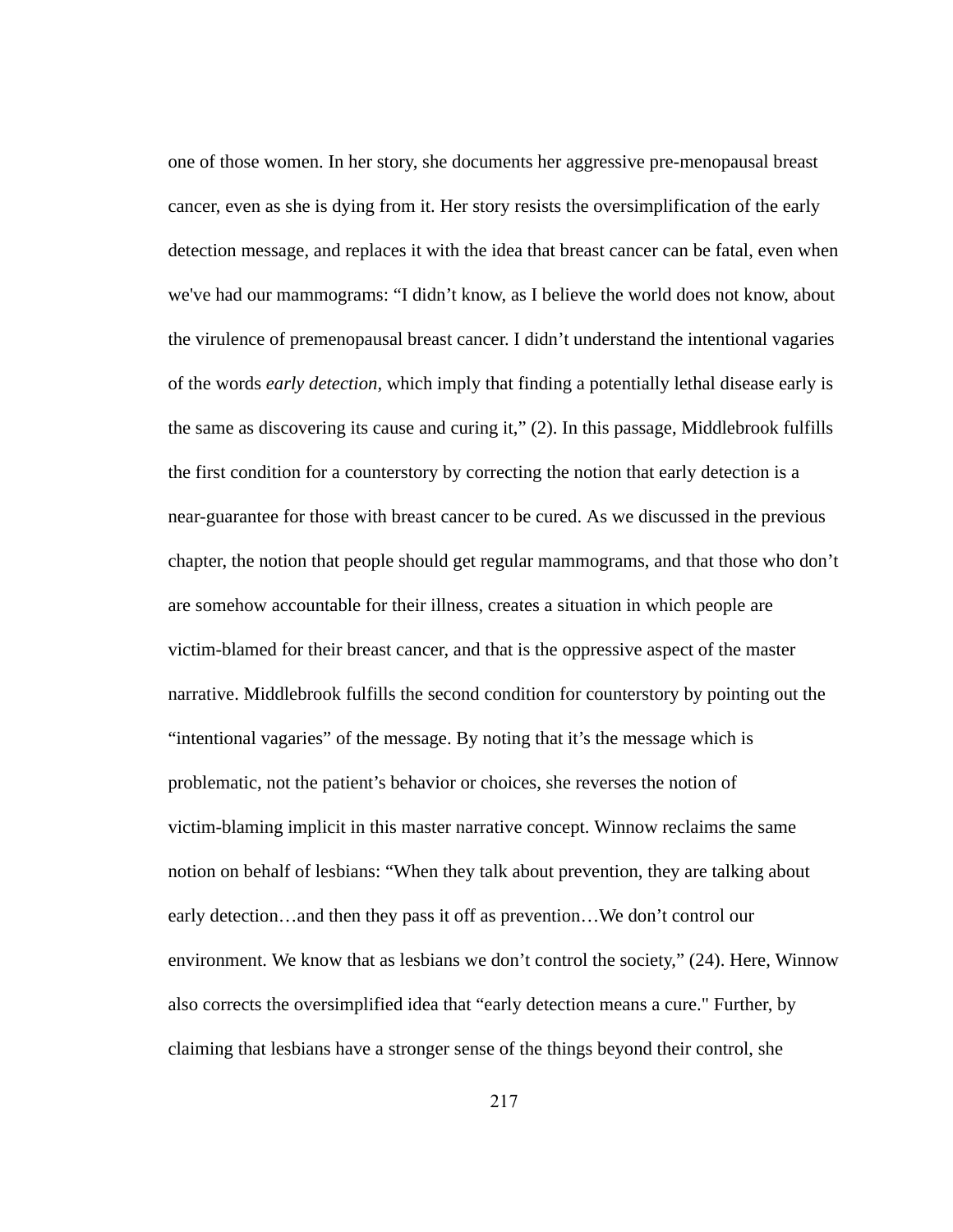one of those women. In her story, she documents her aggressive pre-menopausal breast cancer, even as she is dying from it. Her story resists the oversimplification of the early detection message, and replaces it with the idea that breast cancer can be fatal, even when we've had our mammograms: "I didn't know, as I believe the world does not know, about the virulence of premenopausal breast cancer. I didn't understand the intentional vagaries of the words *early detection,* which imply that finding a potentially lethal disease early is the same as discovering its cause and curing it," (2). In this passage, Middlebrook fulfills the first condition for a counterstory by correcting the notion that early detection is a near-guarantee for those with breast cancer to be cured. As we discussed in the previous chapter, the notion that people should get regular mammograms, and that those who don't are somehow accountable for their illness, creates a situation in which people are victim-blamed for their breast cancer, and that is the oppressive aspect of the master narrative. Middlebrook fulfills the second condition for counterstory by pointing out the "intentional vagaries" of the message. By noting that it's the message which is problematic, not the patient's behavior or choices, she reverses the notion of victim-blaming implicit in this master narrative concept. Winnow reclaims the same notion on behalf of lesbians: "When they talk about prevention, they are talking about early detection…and then they pass it off as prevention…We don't control our environment. We know that as lesbians we don't control the society," (24). Here, Winnow also corrects the oversimplified idea that "early detection means a cure." Further, by claiming that lesbians have a stronger sense of the things beyond their control, she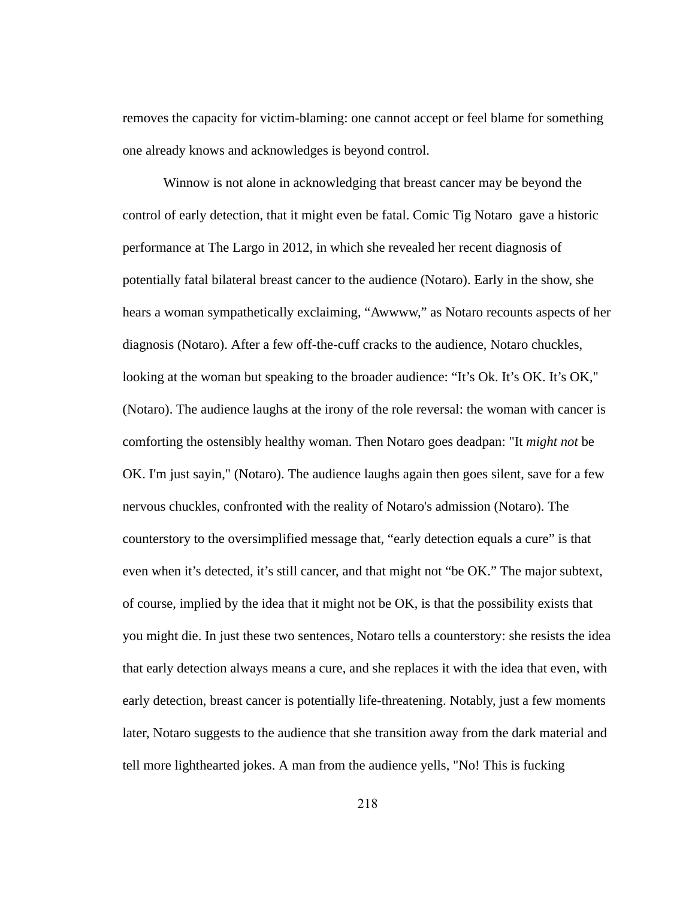removes the capacity for victim-blaming: one cannot accept or feel blame for something one already knows and acknowledges is beyond control.

Winnow is not alone in acknowledging that breast cancer may be beyond the control of early detection, that it might even be fatal. Comic Tig Notaro gave a historic performance at The Largo in 2012, in which she revealed her recent diagnosis of potentially fatal bilateral breast cancer to the audience (Notaro). Early in the show, she hears a woman sympathetically exclaiming, "Awwww," as Notaro recounts aspects of her diagnosis (Notaro). After a few off-the-cuff cracks to the audience, Notaro chuckles, looking at the woman but speaking to the broader audience: "It's Ok. It's OK. It's OK," (Notaro). The audience laughs at the irony of the role reversal: the woman with cancer is comforting the ostensibly healthy woman. Then Notaro goes deadpan: "It *might not* be OK. I'm just sayin," (Notaro). The audience laughs again then goes silent, save for a few nervous chuckles, confronted with the reality of Notaro's admission (Notaro). The counterstory to the oversimplified message that, "early detection equals a cure" is that even when it's detected, it's still cancer, and that might not "be OK." The major subtext, of course, implied by the idea that it might not be OK, is that the possibility exists that you might die. In just these two sentences, Notaro tells a counterstory: she resists the idea that early detection always means a cure, and she replaces it with the idea that even, with early detection, breast cancer is potentially life-threatening. Notably, just a few moments later, Notaro suggests to the audience that she transition away from the dark material and tell more lighthearted jokes. A man from the audience yells, "No! This is fucking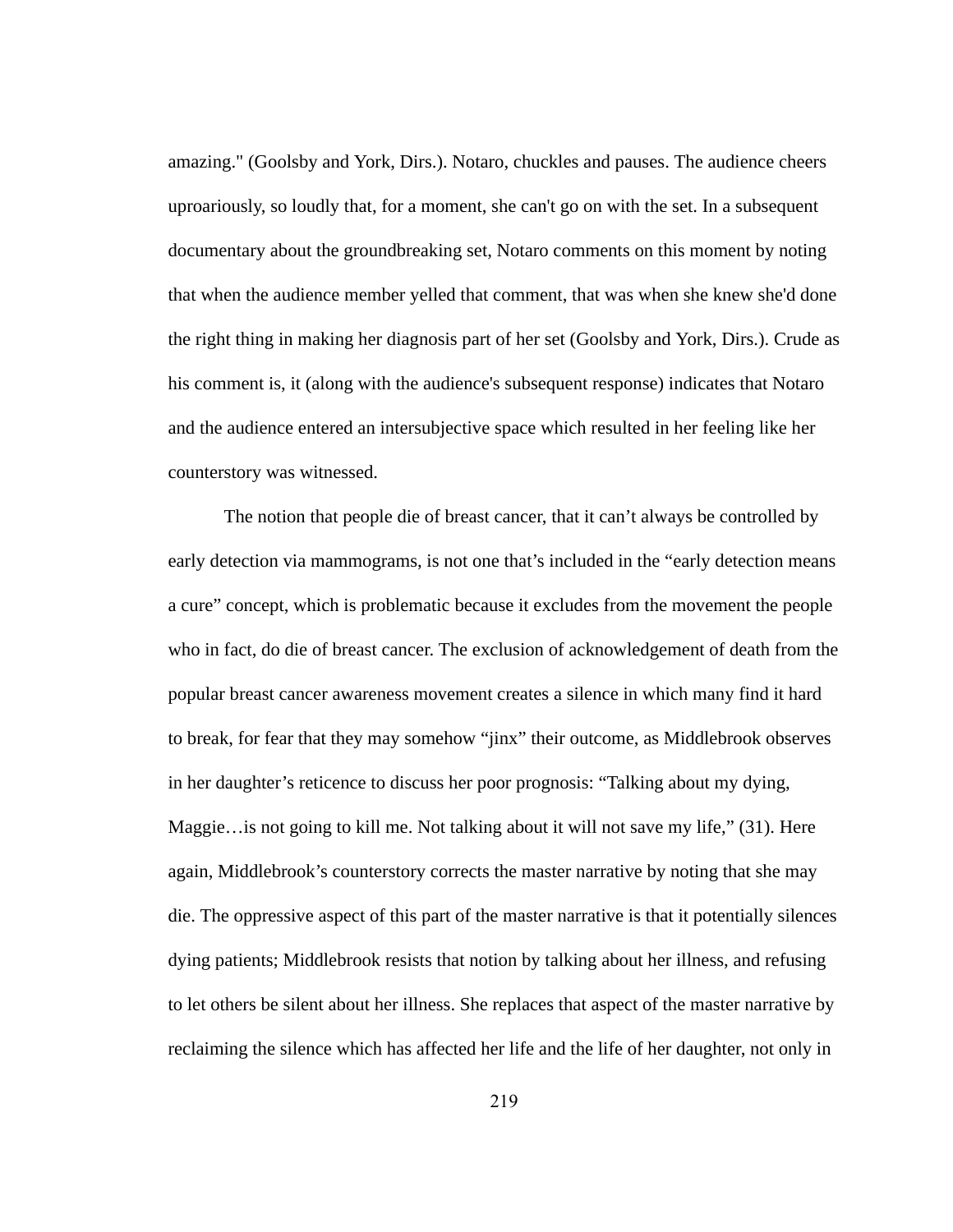amazing." (Goolsby and York, Dirs.). Notaro, chuckles and pauses. The audience cheers uproariously, so loudly that, for a moment, she can't go on with the set. In a subsequent documentary about the groundbreaking set, Notaro comments on this moment by noting that when the audience member yelled that comment, that was when she knew she'd done the right thing in making her diagnosis part of her set (Goolsby and York, Dirs.). Crude as his comment is, it (along with the audience's subsequent response) indicates that Notaro and the audience entered an intersubjective space which resulted in her feeling like her counterstory was witnessed.

The notion that people die of breast cancer, that it can't always be controlled by early detection via mammograms, is not one that's included in the "early detection means a cure" concept, which is problematic because it excludes from the movement the people who in fact, do die of breast cancer. The exclusion of acknowledgement of death from the popular breast cancer awareness movement creates a silence in which many find it hard to break, for fear that they may somehow "jinx" their outcome, as Middlebrook observes in her daughter's reticence to discuss her poor prognosis: "Talking about my dying, Maggie…is not going to kill me. Not talking about it will not save my life," (31). Here again, Middlebrook's counterstory corrects the master narrative by noting that she may die. The oppressive aspect of this part of the master narrative is that it potentially silences dying patients; Middlebrook resists that notion by talking about her illness, and refusing to let others be silent about her illness. She replaces that aspect of the master narrative by reclaiming the silence which has affected her life and the life of her daughter, not only in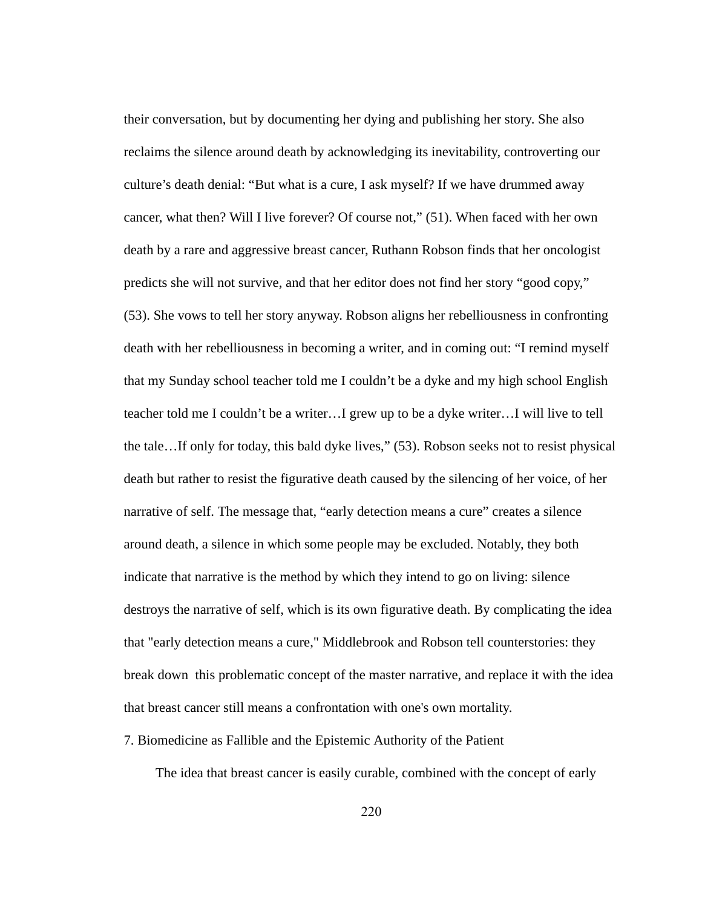their conversation, but by documenting her dying and publishing her story. She also reclaims the silence around death by acknowledging its inevitability, controverting our culture's death denial: "But what is a cure, I ask myself? If we have drummed away cancer, what then? Will I live forever? Of course not," (51). When faced with her own death by a rare and aggressive breast cancer, Ruthann Robson finds that her oncologist predicts she will not survive, and that her editor does not find her story "good copy," (53). She vows to tell her story anyway. Robson aligns her rebelliousness in confronting death with her rebelliousness in becoming a writer, and in coming out: "I remind myself that my Sunday school teacher told me I couldn't be a dyke and my high school English teacher told me I couldn't be a writer…I grew up to be a dyke writer…I will live to tell the tale…If only for today, this bald dyke lives," (53). Robson seeks not to resist physical death but rather to resist the figurative death caused by the silencing of her voice, of her narrative of self. The message that, "early detection means a cure" creates a silence around death, a silence in which some people may be excluded. Notably, they both indicate that narrative is the method by which they intend to go on living: silence destroys the narrative of self, which is its own figurative death. By complicating the idea that "early detection means a cure," Middlebrook and Robson tell counterstories: they break down this problematic concept of the master narrative, and replace it with the idea that breast cancer still means a confrontation with one's own mortality.

## 7. Biomedicine as Fallible and the Epistemic Authority of the Patient

The idea that breast cancer is easily curable, combined with the concept of early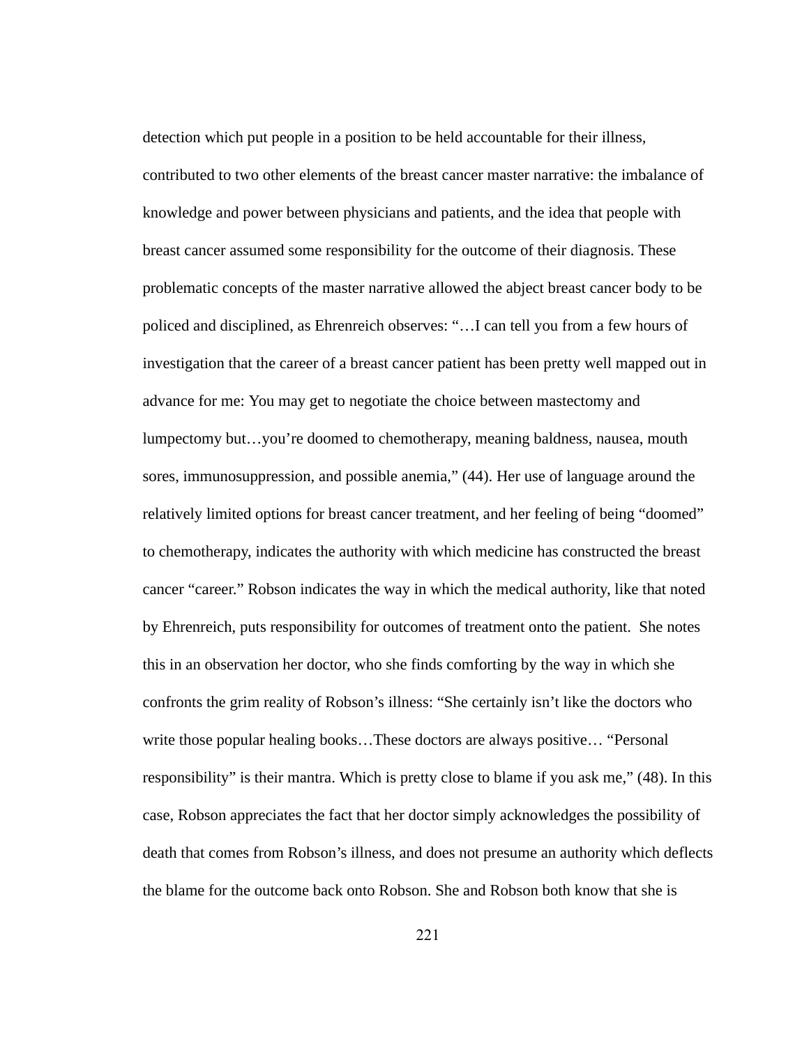detection which put people in a position to be held accountable for their illness, contributed to two other elements of the breast cancer master narrative: the imbalance of knowledge and power between physicians and patients, and the idea that people with breast cancer assumed some responsibility for the outcome of their diagnosis. These problematic concepts of the master narrative allowed the abject breast cancer body to be policed and disciplined, as Ehrenreich observes: "…I can tell you from a few hours of investigation that the career of a breast cancer patient has been pretty well mapped out in advance for me: You may get to negotiate the choice between mastectomy and lumpectomy but…you're doomed to chemotherapy, meaning baldness, nausea, mouth sores, immunosuppression, and possible anemia," (44). Her use of language around the relatively limited options for breast cancer treatment, and her feeling of being "doomed" to chemotherapy, indicates the authority with which medicine has constructed the breast cancer "career." Robson indicates the way in which the medical authority, like that noted by Ehrenreich, puts responsibility for outcomes of treatment onto the patient. She notes this in an observation her doctor, who she finds comforting by the way in which she confronts the grim reality of Robson's illness: "She certainly isn't like the doctors who write those popular healing books…These doctors are always positive… "Personal responsibility" is their mantra. Which is pretty close to blame if you ask me," (48). In this case, Robson appreciates the fact that her doctor simply acknowledges the possibility of death that comes from Robson's illness, and does not presume an authority which deflects the blame for the outcome back onto Robson. She and Robson both know that she is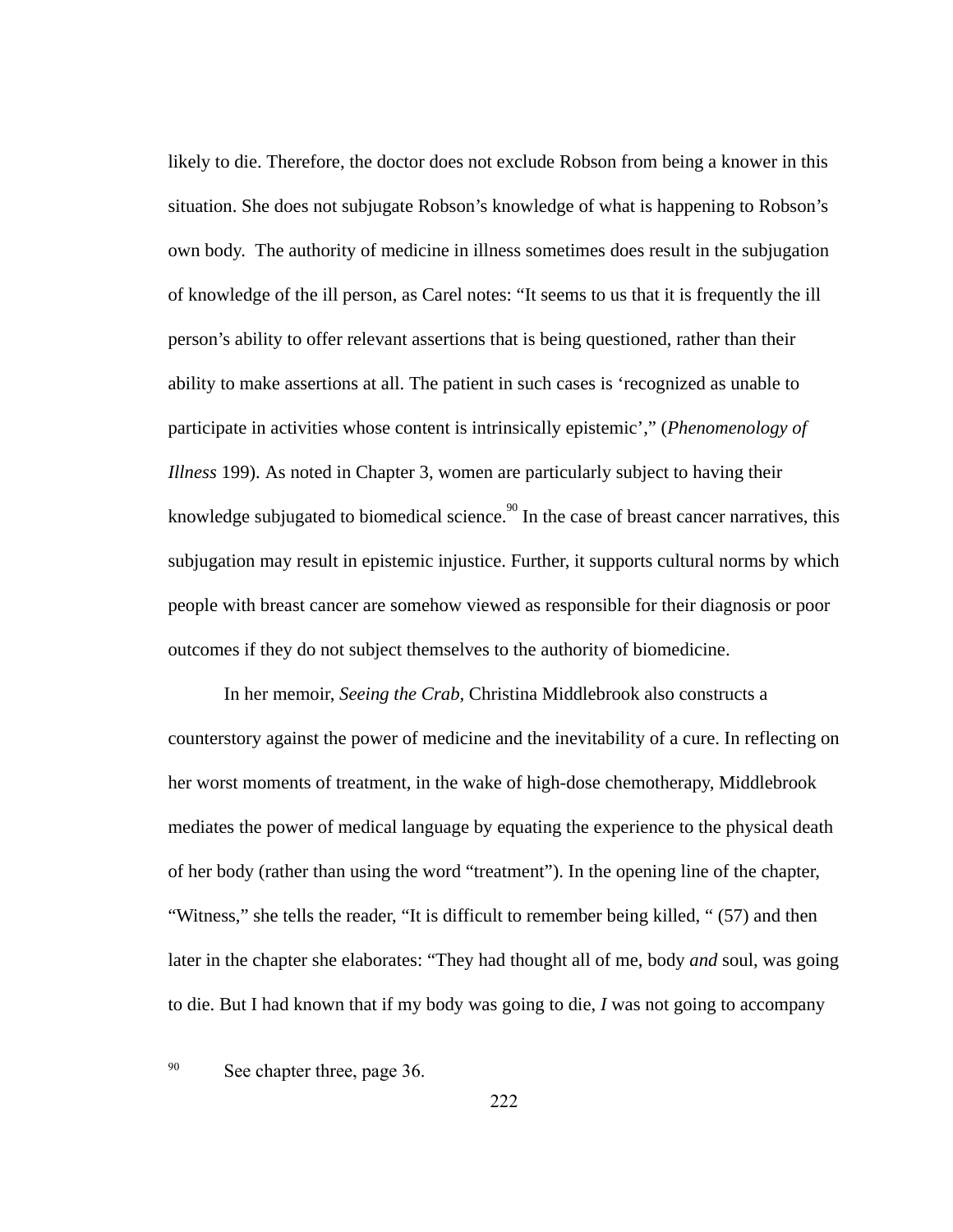likely to die. Therefore, the doctor does not exclude Robson from being a knower in this situation. She does not subjugate Robson's knowledge of what is happening to Robson's own body. The authority of medicine in illness sometimes does result in the subjugation of knowledge of the ill person, as Carel notes: "It seems to us that it is frequently the ill person's ability to offer relevant assertions that is being questioned, rather than their ability to make assertions at all. The patient in such cases is 'recognized as unable to participate in activities whose content is intrinsically epistemic'," (*Phenomenology of Illness* 199). As noted in Chapter 3, women are particularly subject to having their knowledge subjugated to biomedical science.[90] In the case of breast cancer narratives, this subjugation may result in epistemic injustice. Further, it supports cultural norms by which people with breast cancer are somehow viewed as responsible for their diagnosis or poor outcomes if they do not subject themselves to the authority of biomedicine.

In her memoir, *Seeing the Crab*, Christina Middlebrook also constructs a counterstory against the power of medicine and the inevitability of a cure. In reflecting on her worst moments of treatment, in the wake of high-dose chemotherapy, Middlebrook mediates the power of medical language by equating the experience to the physical death of her body (rather than using the word "treatment"). In the opening line of the chapter, "Witness," she tells the reader, "It is difficult to remember being killed, " (57) and then later in the chapter she elaborates: "They had thought all of me, body *and* soul, was going to die. But I had known that if my body was going to die, *I* was not going to accompany

[90] See chapter three, page 36.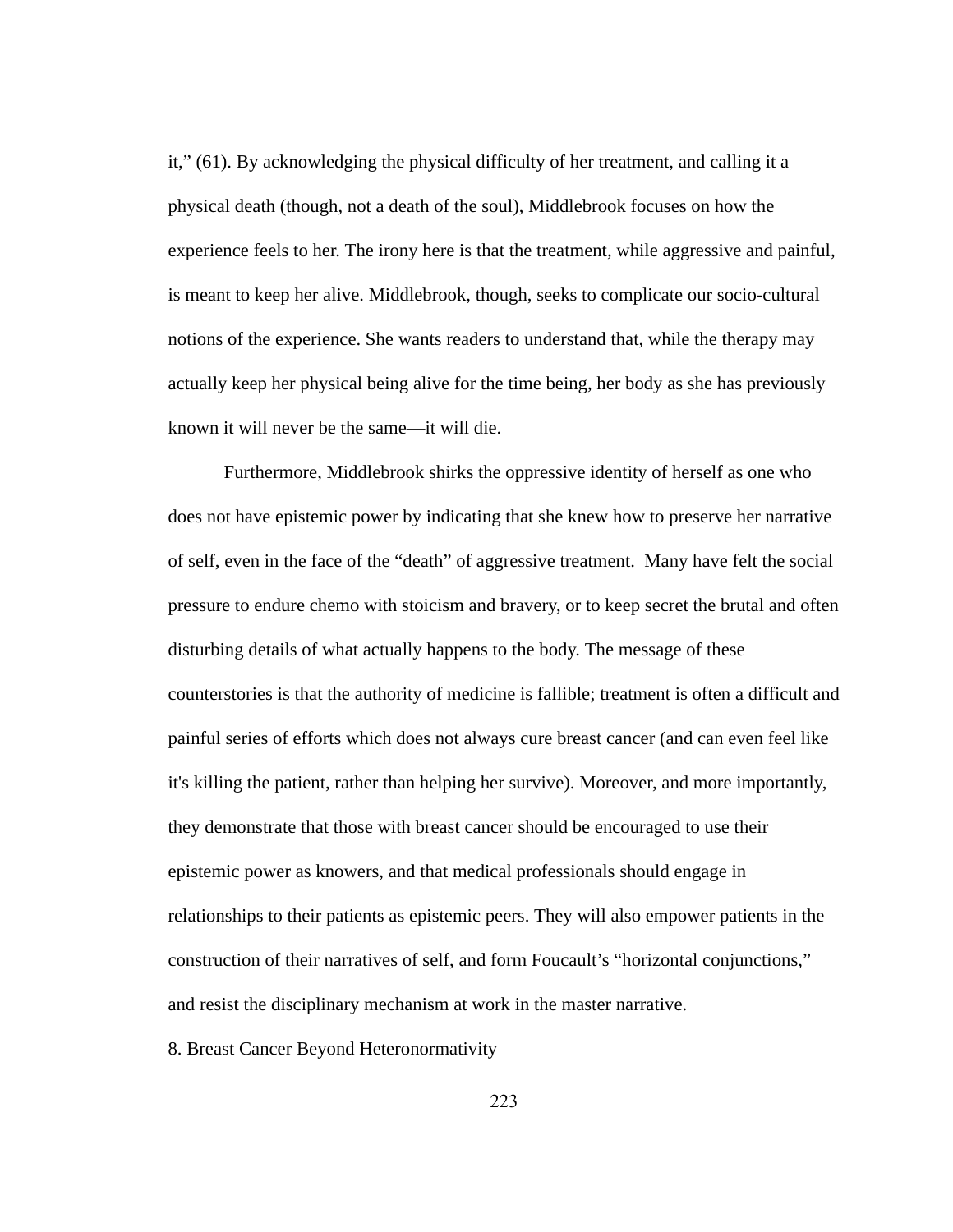it," (61). By acknowledging the physical difficulty of her treatment, and calling it a physical death (though, not a death of the soul), Middlebrook focuses on how the experience feels to her. The irony here is that the treatment, while aggressive and painful, is meant to keep her alive. Middlebrook, though, seeks to complicate our socio-cultural notions of the experience. She wants readers to understand that, while the therapy may actually keep her physical being alive for the time being, her body as she has previously known it will never be the same—it will die.

Furthermore, Middlebrook shirks the oppressive identity of herself as one who does not have epistemic power by indicating that she knew how to preserve her narrative of self, even in the face of the "death" of aggressive treatment. Many have felt the social pressure to endure chemo with stoicism and bravery, or to keep secret the brutal and often disturbing details of what actually happens to the body. The message of these counterstories is that the authority of medicine is fallible; treatment is often a difficult and painful series of efforts which does not always cure breast cancer (and can even feel like it's killing the patient, rather than helping her survive). Moreover, and more importantly, they demonstrate that those with breast cancer should be encouraged to use their epistemic power as knowers, and that medical professionals should engage in relationships to their patients as epistemic peers. They will also empower patients in the construction of their narratives of self, and form Foucault's "horizontal conjunctions," and resist the disciplinary mechanism at work in the master narrative.

## 8. Breast Cancer Beyond Heteronormativity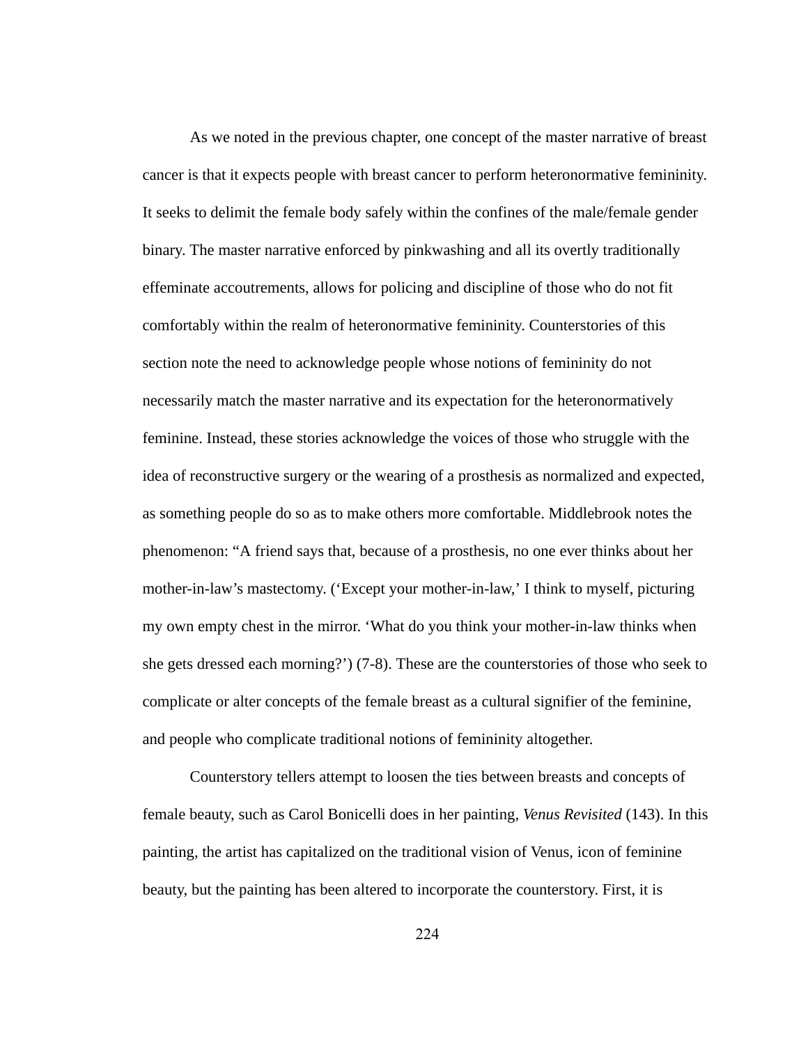As we noted in the previous chapter, one concept of the master narrative of breast cancer is that it expects people with breast cancer to perform heteronormative femininity. It seeks to delimit the female body safely within the confines of the male/female gender binary. The master narrative enforced by pinkwashing and all its overtly traditionally effeminate accoutrements, allows for policing and discipline of those who do not fit comfortably within the realm of heteronormative femininity. Counterstories of this section note the need to acknowledge people whose notions of femininity do not necessarily match the master narrative and its expectation for the heteronormatively feminine. Instead, these stories acknowledge the voices of those who struggle with the idea of reconstructive surgery or the wearing of a prosthesis as normalized and expected, as something people do so as to make others more comfortable. Middlebrook notes the phenomenon: "A friend says that, because of a prosthesis, no one ever thinks about her mother-in-law's mastectomy. ('Except your mother-in-law,' I think to myself, picturing my own empty chest in the mirror. 'What do you think your mother-in-law thinks when she gets dressed each morning?') (7-8). These are the counterstories of those who seek to complicate or alter concepts of the female breast as a cultural signifier of the feminine, and people who complicate traditional notions of femininity altogether.

Counterstory tellers attempt to loosen the ties between breasts and concepts of female beauty, such as Carol Bonicelli does in her painting, *Venus Revisited* (143). In this painting, the artist has capitalized on the traditional vision of Venus, icon of feminine beauty, but the painting has been altered to incorporate the counterstory. First, it is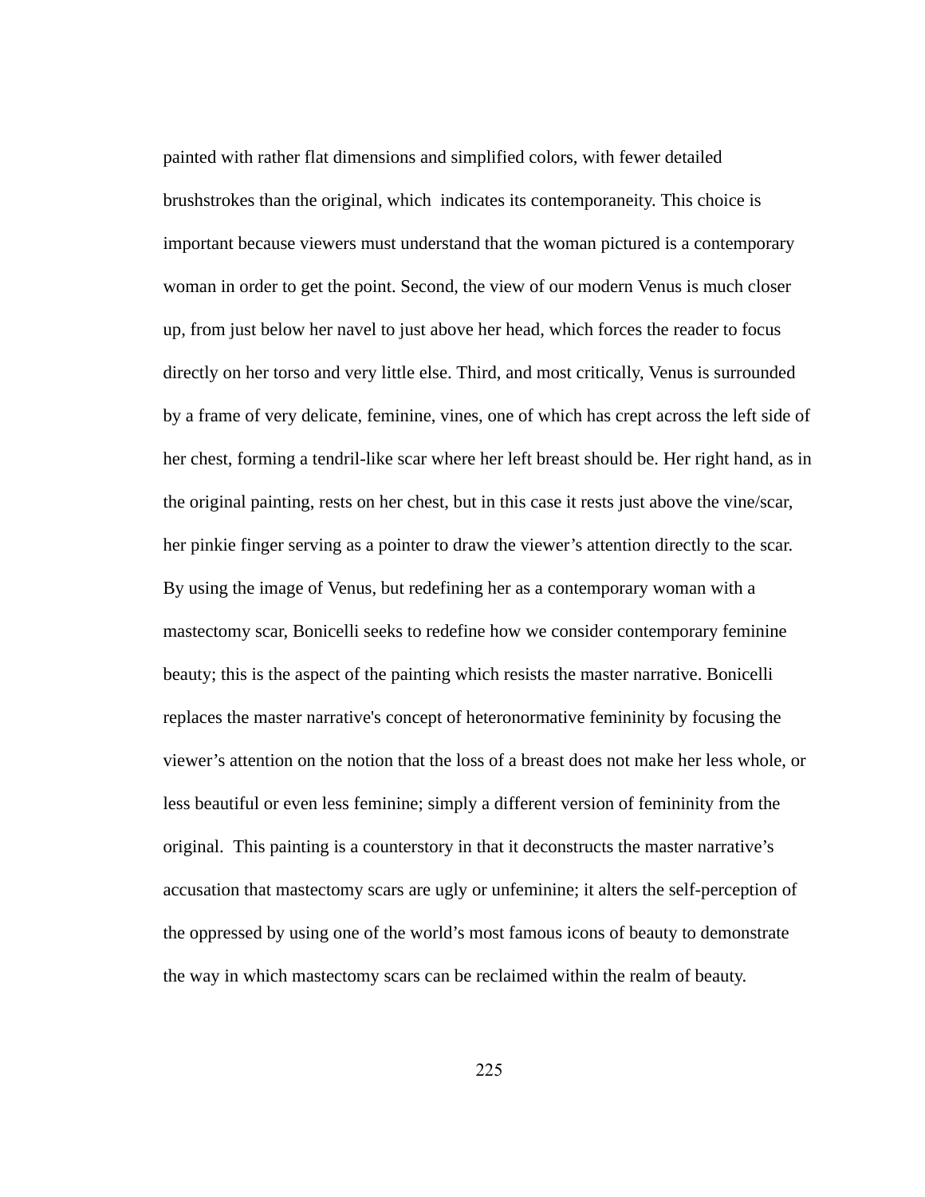painted with rather flat dimensions and simplified colors, with fewer detailed brushstrokes than the original, which indicates its contemporaneity. This choice is important because viewers must understand that the woman pictured is a contemporary woman in order to get the point. Second, the view of our modern Venus is much closer up, from just below her navel to just above her head, which forces the reader to focus directly on her torso and very little else. Third, and most critically, Venus is surrounded by a frame of very delicate, feminine, vines, one of which has crept across the left side of her chest, forming a tendril-like scar where her left breast should be. Her right hand, as in the original painting, rests on her chest, but in this case it rests just above the vine/scar, her pinkie finger serving as a pointer to draw the viewer's attention directly to the scar. By using the image of Venus, but redefining her as a contemporary woman with a mastectomy scar, Bonicelli seeks to redefine how we consider contemporary feminine beauty; this is the aspect of the painting which resists the master narrative. Bonicelli replaces the master narrative's concept of heteronormative femininity by focusing the viewer's attention on the notion that the loss of a breast does not make her less whole, or less beautiful or even less feminine; simply a different version of femininity from the original. This painting is a counterstory in that it deconstructs the master narrative's accusation that mastectomy scars are ugly or unfeminine; it alters the self-perception of the oppressed by using one of the world's most famous icons of beauty to demonstrate the way in which mastectomy scars can be reclaimed within the realm of beauty.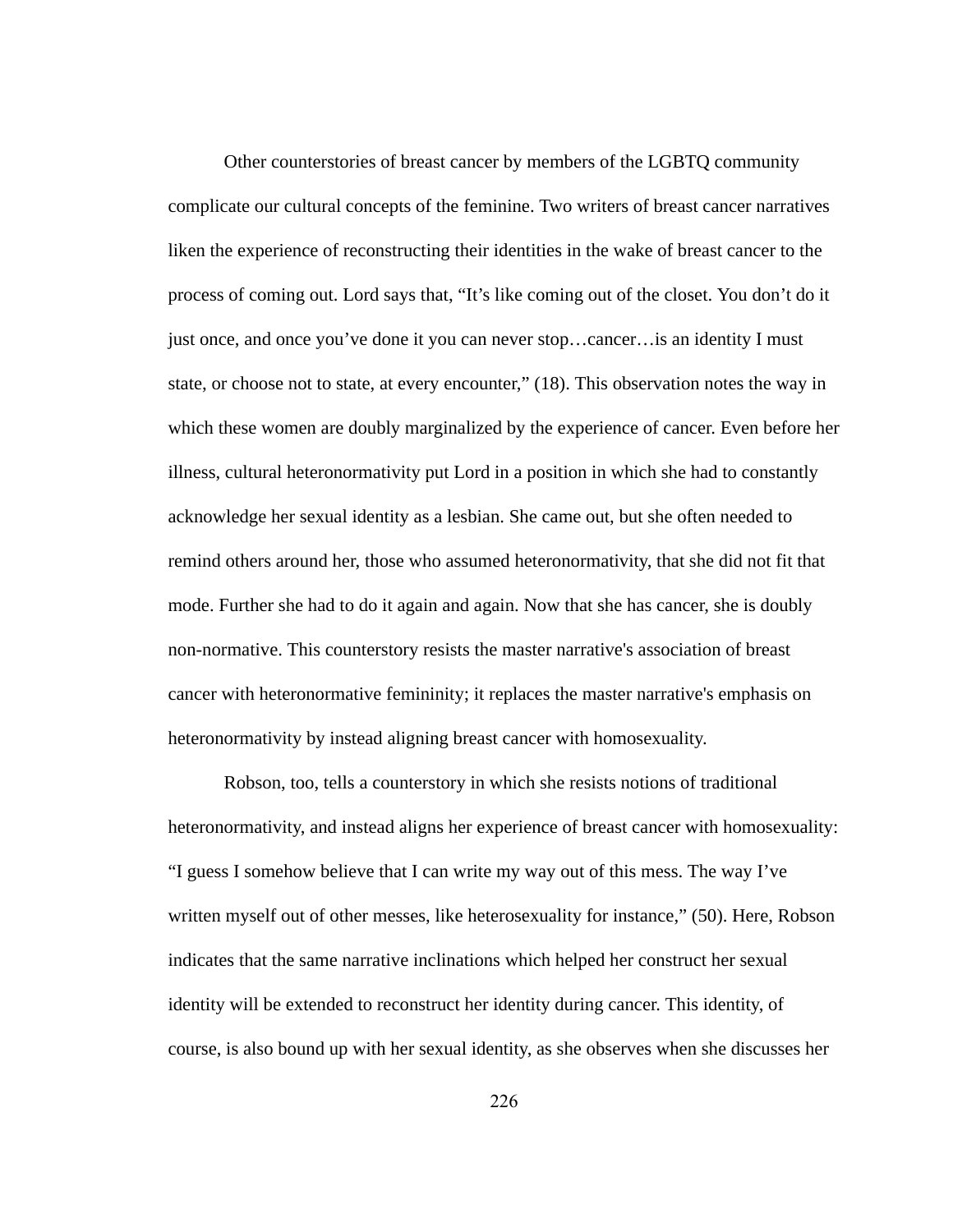Other counterstories of breast cancer by members of the LGBTQ community complicate our cultural concepts of the feminine. Two writers of breast cancer narratives liken the experience of reconstructing their identities in the wake of breast cancer to the process of coming out. Lord says that, "It's like coming out of the closet. You don't do it just once, and once you've done it you can never stop…cancer…is an identity I must state, or choose not to state, at every encounter," (18). This observation notes the way in which these women are doubly marginalized by the experience of cancer. Even before her illness, cultural heteronormativity put Lord in a position in which she had to constantly acknowledge her sexual identity as a lesbian. She came out, but she often needed to remind others around her, those who assumed heteronormativity, that she did not fit that mode. Further she had to do it again and again. Now that she has cancer, she is doubly non-normative. This counterstory resists the master narrative's association of breast cancer with heteronormative femininity; it replaces the master narrative's emphasis on heteronormativity by instead aligning breast cancer with homosexuality.

Robson, too, tells a counterstory in which she resists notions of traditional heteronormativity, and instead aligns her experience of breast cancer with homosexuality: "I guess I somehow believe that I can write my way out of this mess. The way I've written myself out of other messes, like heterosexuality for instance," (50). Here, Robson indicates that the same narrative inclinations which helped her construct her sexual identity will be extended to reconstruct her identity during cancer. This identity, of course, is also bound up with her sexual identity, as she observes when she discusses her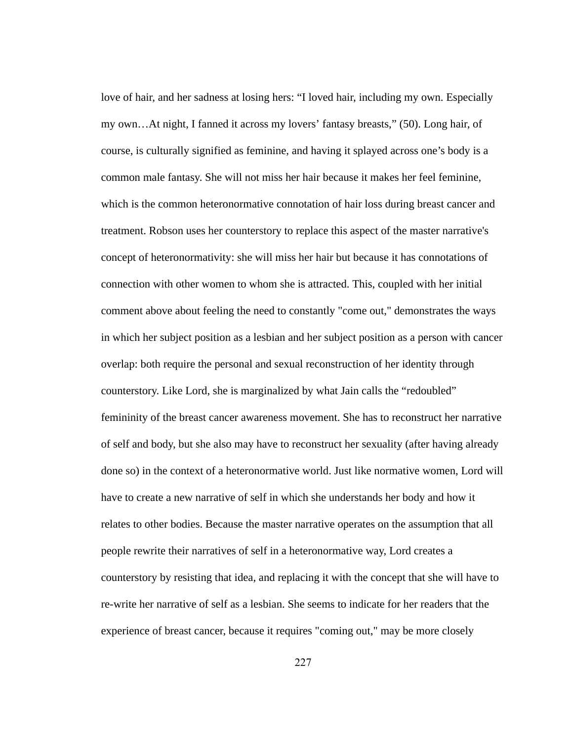love of hair, and her sadness at losing hers: “I loved hair, including my own. Especially my own…At night, I fanned it across my lovers’ fantasy breasts,” (50). Long hair, of course, is culturally signified as feminine, and having it splayed across one’s body is a common male fantasy. She will not miss her hair because it makes her feel feminine, which is the common heteronormative connotation of hair loss during breast cancer and treatment. Robson uses her counterstory to replace this aspect of the master narrative's concept of heteronormativity: she will miss her hair but because it has connotations of connection with other women to whom she is attracted. This, coupled with her initial comment above about feeling the need to constantly "come out," demonstrates the ways in which her subject position as a lesbian and her subject position as a person with cancer overlap: both require the personal and sexual reconstruction of her identity through counterstory. Like Lord, she is marginalized by what Jain calls the “redoubled” femininity of the breast cancer awareness movement. She has to reconstruct her narrative of self and body, but she also may have to reconstruct her sexuality (after having already done so) in the context of a heteronormative world. Just like normative women, Lord will have to create a new narrative of self in which she understands her body and how it relates to other bodies. Because the master narrative operates on the assumption that all people rewrite their narratives of self in a heteronormative way, Lord creates a counterstory by resisting that idea, and replacing it with the concept that she will have to re-write her narrative of self as a lesbian. She seems to indicate for her readers that the experience of breast cancer, because it requires "coming out," may be more closely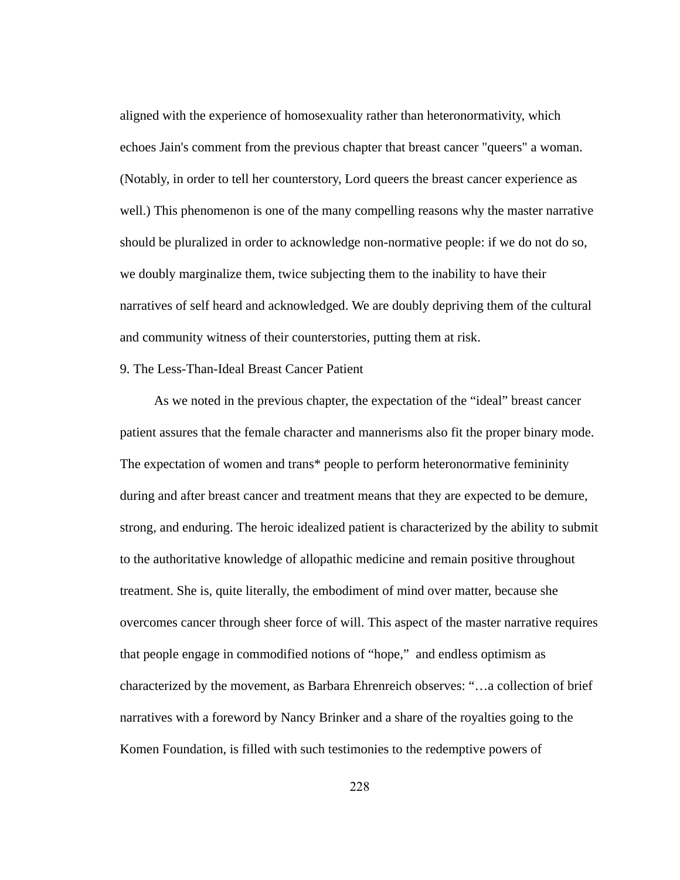aligned with the experience of homosexuality rather than heteronormativity, which echoes Jain's comment from the previous chapter that breast cancer "queers" a woman. (Notably, in order to tell her counterstory, Lord queers the breast cancer experience as well.) This phenomenon is one of the many compelling reasons why the master narrative should be pluralized in order to acknowledge non-normative people: if we do not do so, we doubly marginalize them, twice subjecting them to the inability to have their narratives of self heard and acknowledged. We are doubly depriving them of the cultural and community witness of their counterstories, putting them at risk.

## 9. The Less-Than-Ideal Breast Cancer Patient

As we noted in the previous chapter, the expectation of the “ideal” breast cancer patient assures that the female character and mannerisms also fit the proper binary mode. The expectation of women and trans* people to perform heteronormative femininity during and after breast cancer and treatment means that they are expected to be demure, strong, and enduring. The heroic idealized patient is characterized by the ability to submit to the authoritative knowledge of allopathic medicine and remain positive throughout treatment. She is, quite literally, the embodiment of mind over matter, because she overcomes cancer through sheer force of will. This aspect of the master narrative requires that people engage in commodified notions of “hope,” and endless optimism as characterized by the movement, as Barbara Ehrenreich observes: “…a collection of brief narratives with a foreword by Nancy Brinker and a share of the royalties going to the Komen Foundation, is filled with such testimonies to the redemptive powers of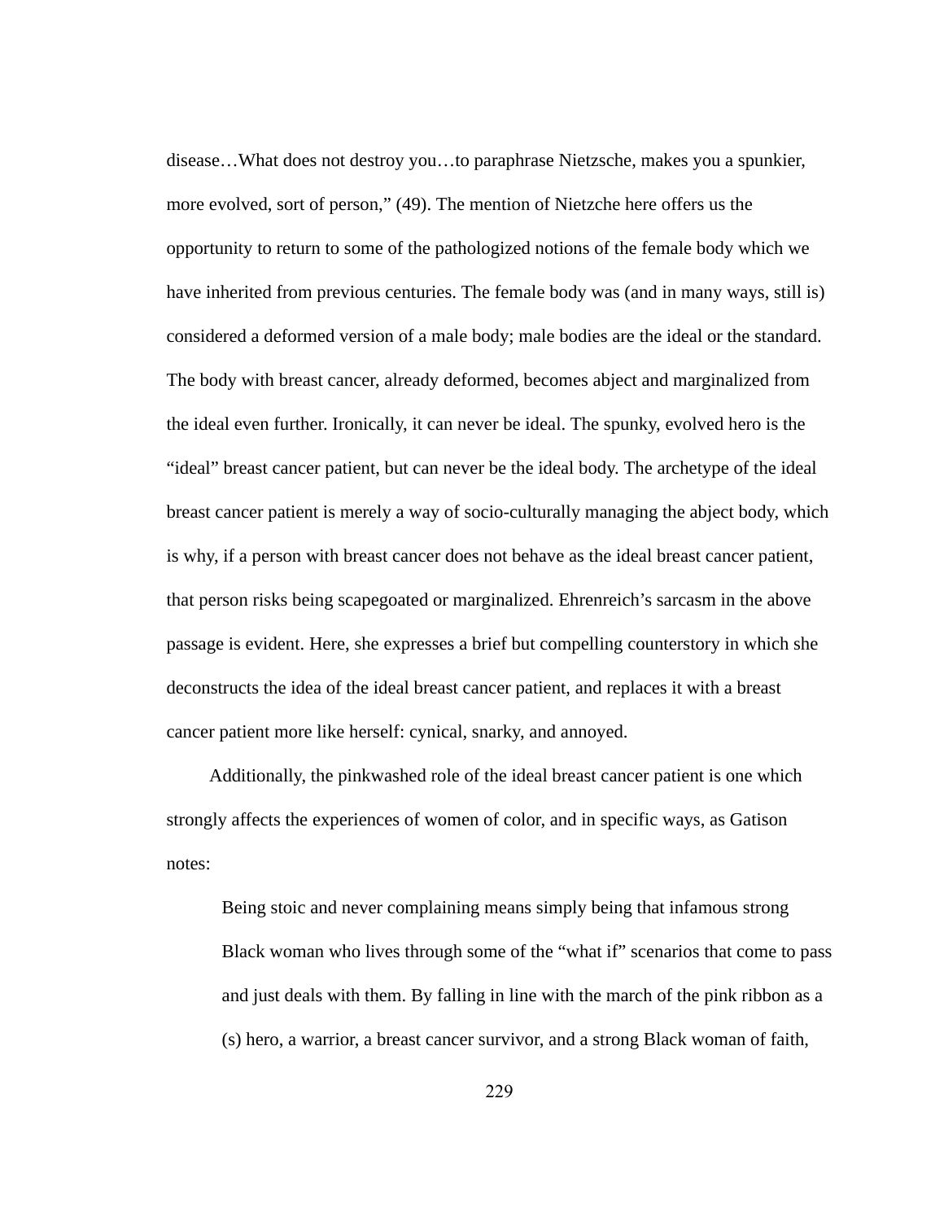disease…What does not destroy you…to paraphrase Nietzsche, makes you a spunkier, more evolved, sort of person," (49). The mention of Nietzche here offers us the opportunity to return to some of the pathologized notions of the female body which we have inherited from previous centuries. The female body was (and in many ways, still is) considered a deformed version of a male body; male bodies are the ideal or the standard. The body with breast cancer, already deformed, becomes abject and marginalized from the ideal even further. Ironically, it can never be ideal. The spunky, evolved hero is the "ideal" breast cancer patient, but can never be the ideal body. The archetype of the ideal breast cancer patient is merely a way of socio-culturally managing the abject body, which is why, if a person with breast cancer does not behave as the ideal breast cancer patient, that person risks being scapegoated or marginalized. Ehrenreich's sarcasm in the above passage is evident. Here, she expresses a brief but compelling counterstory in which she deconstructs the idea of the ideal breast cancer patient, and replaces it with a breast cancer patient more like herself: cynical, snarky, and annoyed.

Additionally, the pinkwashed role of the ideal breast cancer patient is one which strongly affects the experiences of women of color, and in specific ways, as Gatison notes:

> Being stoic and never complaining means simply being that infamous strong Black woman who lives through some of the "what if" scenarios that come to pass and just deals with them. By falling in line with the march of the pink ribbon as a (s) hero, a warrior, a breast cancer survivor, and a strong Black woman of faith,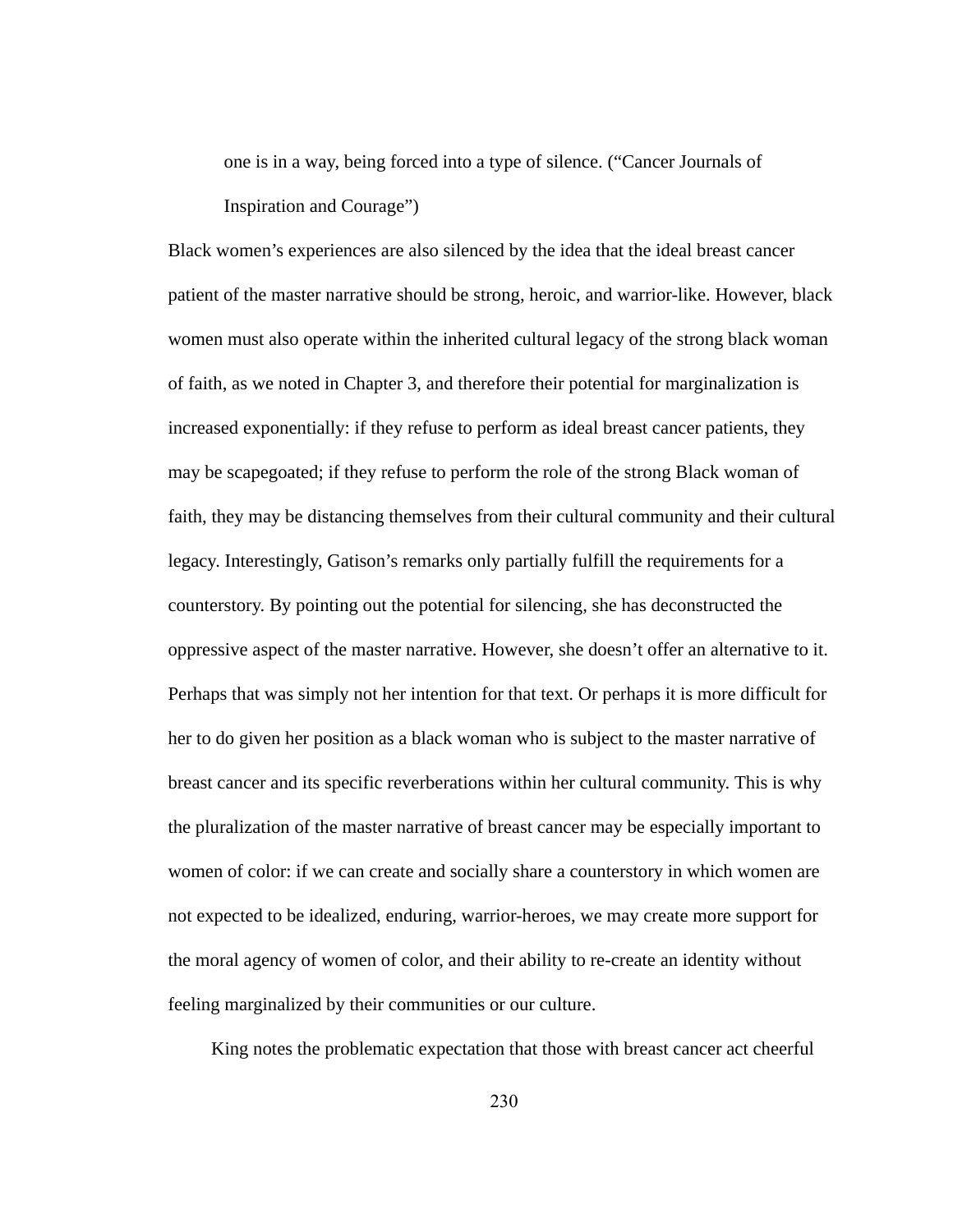> one is in a way, being forced into a type of silence. ("Cancer Journals of Inspiration and Courage")

Black women's experiences are also silenced by the idea that the ideal breast cancer patient of the master narrative should be strong, heroic, and warrior-like. However, black women must also operate within the inherited cultural legacy of the strong black woman of faith, as we noted in Chapter 3, and therefore their potential for marginalization is increased exponentially: if they refuse to perform as ideal breast cancer patients, they may be scapegoated; if they refuse to perform the role of the strong Black woman of faith, they may be distancing themselves from their cultural community and their cultural legacy. Interestingly, Gatison's remarks only partially fulfill the requirements for a counterstory. By pointing out the potential for silencing, she has deconstructed the oppressive aspect of the master narrative. However, she doesn't offer an alternative to it. Perhaps that was simply not her intention for that text. Or perhaps it is more difficult for her to do given her position as a black woman who is subject to the master narrative of breast cancer and its specific reverberations within her cultural community. This is why the pluralization of the master narrative of breast cancer may be especially important to women of color: if we can create and socially share a counterstory in which women are not expected to be idealized, enduring, warrior-heroes, we may create more support for the moral agency of women of color, and their ability to re-create an identity without feeling marginalized by their communities or our culture.

King notes the problematic expectation that those with breast cancer act cheerful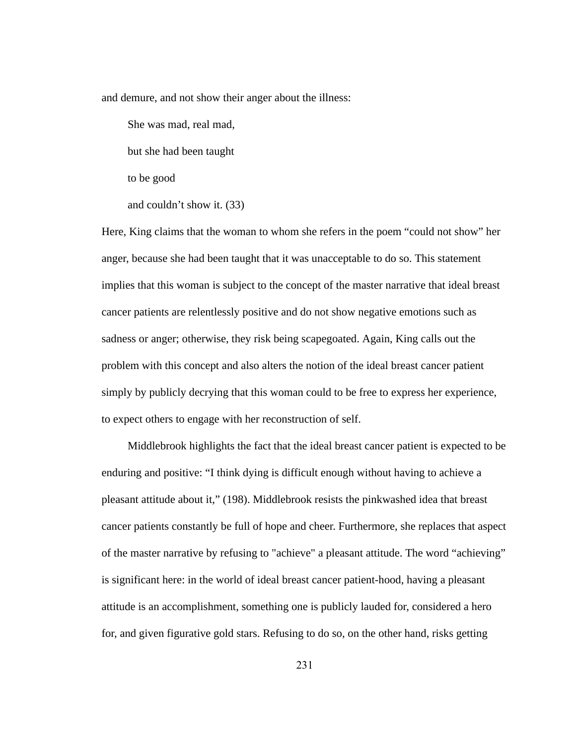and demure, and not show their anger about the illness:

> She was mad, real mad,
>
> but she had been taught
>
> to be good
>
> and couldn't show it. (33)

Here, King claims that the woman to whom she refers in the poem "could not show" her anger, because she had been taught that it was unacceptable to do so. This statement implies that this woman is subject to the concept of the master narrative that ideal breast cancer patients are relentlessly positive and do not show negative emotions such as sadness or anger; otherwise, they risk being scapegoated. Again, King calls out the problem with this concept and also alters the notion of the ideal breast cancer patient simply by publicly decrying that this woman could to be free to express her experience, to expect others to engage with her reconstruction of self.

Middlebrook highlights the fact that the ideal breast cancer patient is expected to be enduring and positive: "I think dying is difficult enough without having to achieve a pleasant attitude about it," (198). Middlebrook resists the pinkwashed idea that breast cancer patients constantly be full of hope and cheer. Furthermore, she replaces that aspect of the master narrative by refusing to "achieve" a pleasant attitude. The word "achieving" is significant here: in the world of ideal breast cancer patient-hood, having a pleasant attitude is an accomplishment, something one is publicly lauded for, considered a hero for, and given figurative gold stars. Refusing to do so, on the other hand, risks getting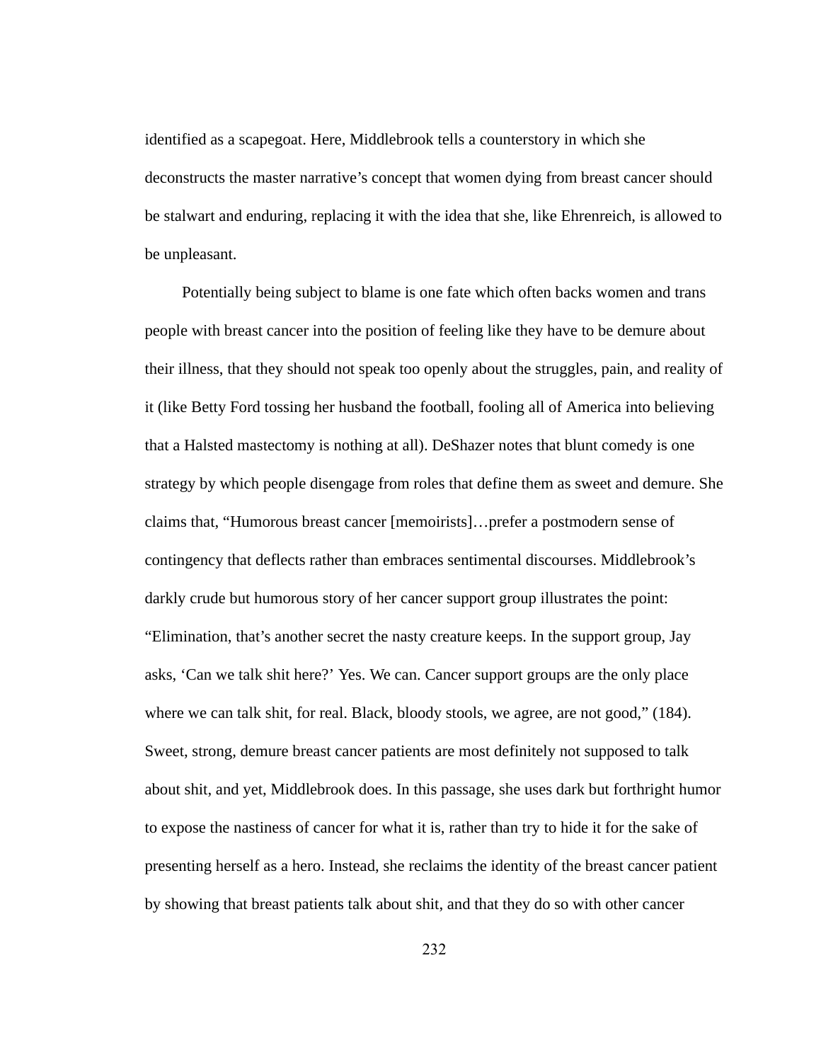identified as a scapegoat. Here, Middlebrook tells a counterstory in which she deconstructs the master narrative's concept that women dying from breast cancer should be stalwart and enduring, replacing it with the idea that she, like Ehrenreich, is allowed to be unpleasant.

Potentially being subject to blame is one fate which often backs women and trans people with breast cancer into the position of feeling like they have to be demure about their illness, that they should not speak too openly about the struggles, pain, and reality of it (like Betty Ford tossing her husband the football, fooling all of America into believing that a Halsted mastectomy is nothing at all). DeShazer notes that blunt comedy is one strategy by which people disengage from roles that define them as sweet and demure. She claims that, "Humorous breast cancer [memoirists]…prefer a postmodern sense of contingency that deflects rather than embraces sentimental discourses. Middlebrook's darkly crude but humorous story of her cancer support group illustrates the point: "Elimination, that's another secret the nasty creature keeps. In the support group, Jay asks, 'Can we talk shit here?' Yes. We can. Cancer support groups are the only place where we can talk shit, for real. Black, bloody stools, we agree, are not good," (184). Sweet, strong, demure breast cancer patients are most definitely not supposed to talk about shit, and yet, Middlebrook does. In this passage, she uses dark but forthright humor to expose the nastiness of cancer for what it is, rather than try to hide it for the sake of presenting herself as a hero. Instead, she reclaims the identity of the breast cancer patient by showing that breast patients talk about shit, and that they do so with other cancer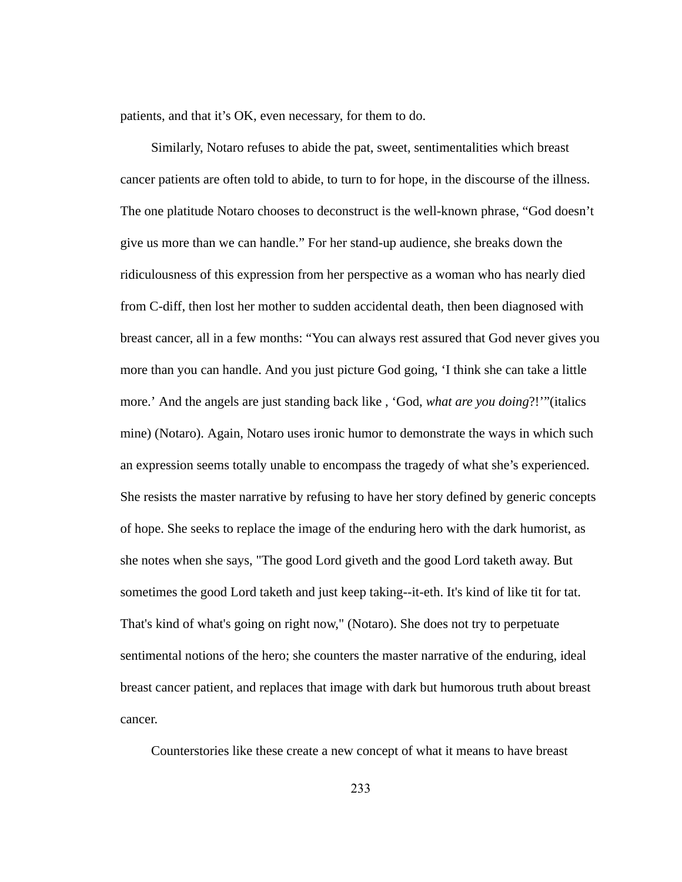patients, and that it's OK, even necessary, for them to do.

Similarly, Notaro refuses to abide the pat, sweet, sentimentalities which breast cancer patients are often told to abide, to turn to for hope, in the discourse of the illness. The one platitude Notaro chooses to deconstruct is the well-known phrase, "God doesn't give us more than we can handle." For her stand-up audience, she breaks down the ridiculousness of this expression from her perspective as a woman who has nearly died from C-diff, then lost her mother to sudden accidental death, then been diagnosed with breast cancer, all in a few months: "You can always rest assured that God never gives you more than you can handle. And you just picture God going, 'I think she can take a little more.' And the angels are just standing back like , 'God, *what are you doing*?!'"(italics mine) (Notaro). Again, Notaro uses ironic humor to demonstrate the ways in which such an expression seems totally unable to encompass the tragedy of what she's experienced. She resists the master narrative by refusing to have her story defined by generic concepts of hope. She seeks to replace the image of the enduring hero with the dark humorist, as she notes when she says, "The good Lord giveth and the good Lord taketh away. But sometimes the good Lord taketh and just keep taking--it-eth. It's kind of like tit for tat. That's kind of what's going on right now," (Notaro). She does not try to perpetuate sentimental notions of the hero; she counters the master narrative of the enduring, ideal breast cancer patient, and replaces that image with dark but humorous truth about breast cancer.

Counterstories like these create a new concept of what it means to have breast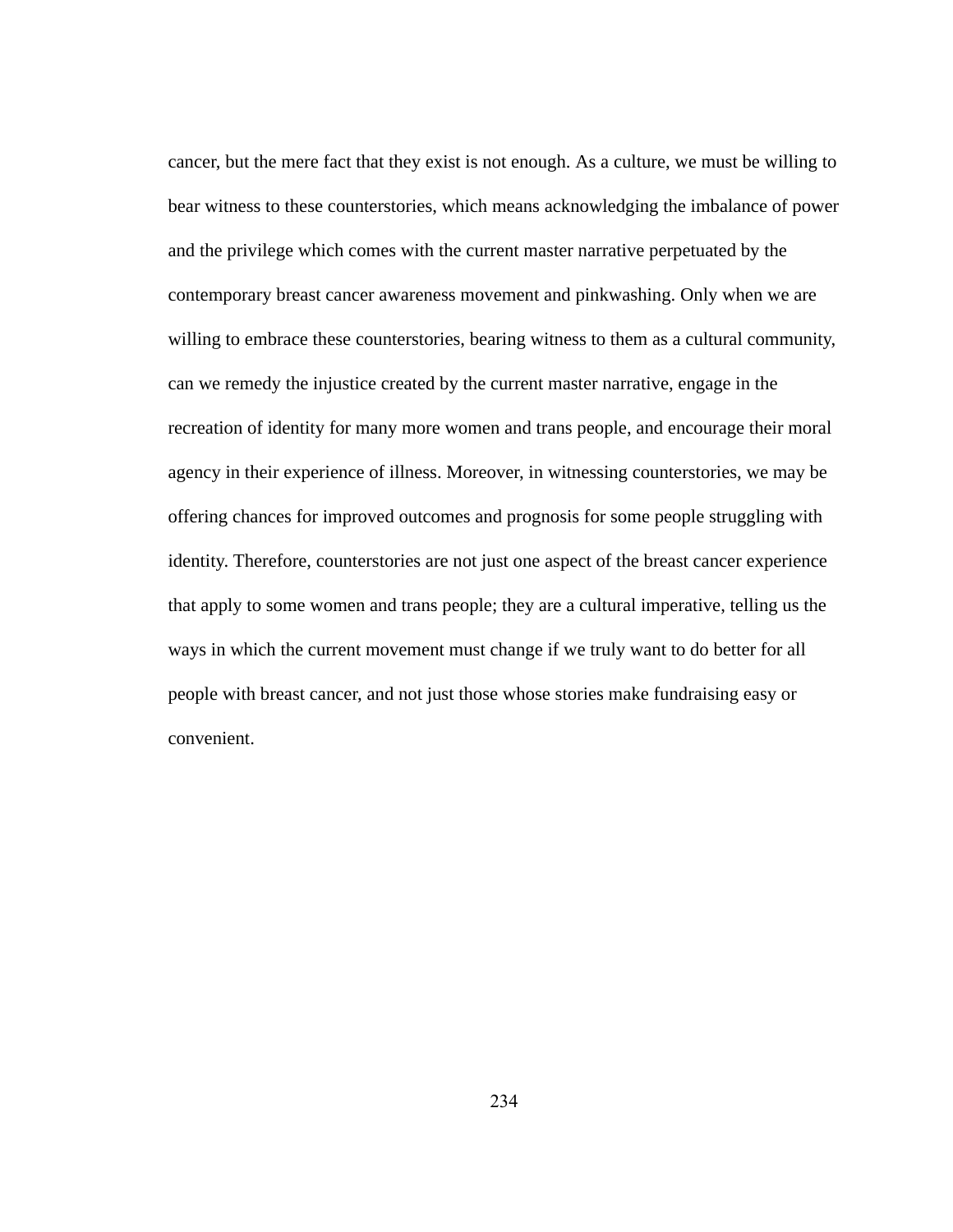cancer, but the mere fact that they exist is not enough. As a culture, we must be willing to bear witness to these counterstories, which means acknowledging the imbalance of power and the privilege which comes with the current master narrative perpetuated by the contemporary breast cancer awareness movement and pinkwashing. Only when we are willing to embrace these counterstories, bearing witness to them as a cultural community, can we remedy the injustice created by the current master narrative, engage in the recreation of identity for many more women and trans people, and encourage their moral agency in their experience of illness. Moreover, in witnessing counterstories, we may be offering chances for improved outcomes and prognosis for some people struggling with identity. Therefore, counterstories are not just one aspect of the breast cancer experience that apply to some women and trans people; they are a cultural imperative, telling us the ways in which the current movement must change if we truly want to do better for all people with breast cancer, and not just those whose stories make fundraising easy or convenient.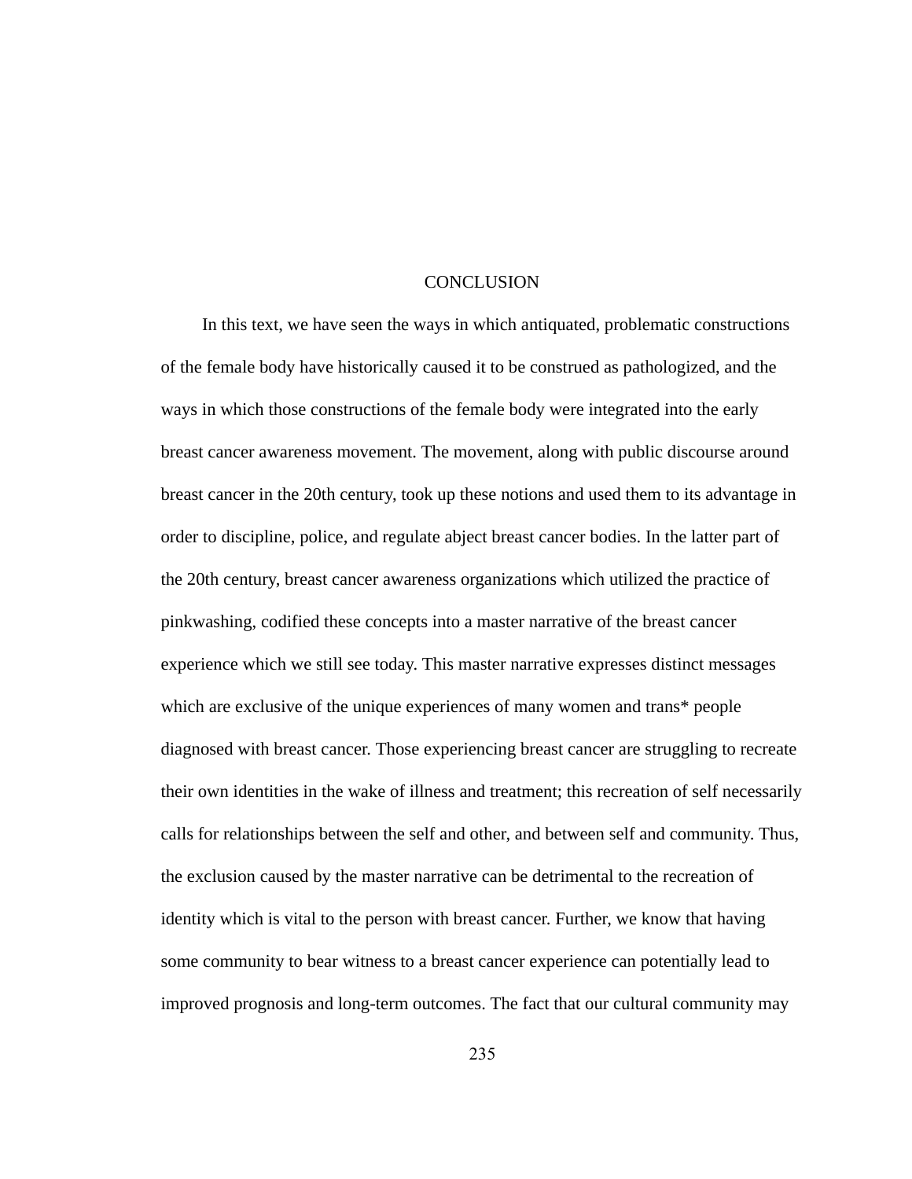# CONCLUSION

In this text, we have seen the ways in which antiquated, problematic constructions of the female body have historically caused it to be construed as pathologized, and the ways in which those constructions of the female body were integrated into the early breast cancer awareness movement. The movement, along with public discourse around breast cancer in the 20th century, took up these notions and used them to its advantage in order to discipline, police, and regulate abject breast cancer bodies. In the latter part of the 20th century, breast cancer awareness organizations which utilized the practice of pinkwashing, codified these concepts into a master narrative of the breast cancer experience which we still see today. This master narrative expresses distinct messages which are exclusive of the unique experiences of many women and trans* people diagnosed with breast cancer. Those experiencing breast cancer are struggling to recreate their own identities in the wake of illness and treatment; this recreation of self necessarily calls for relationships between the self and other, and between self and community. Thus, the exclusion caused by the master narrative can be detrimental to the recreation of identity which is vital to the person with breast cancer. Further, we know that having some community to bear witness to a breast cancer experience can potentially lead to improved prognosis and long-term outcomes. The fact that our cultural community may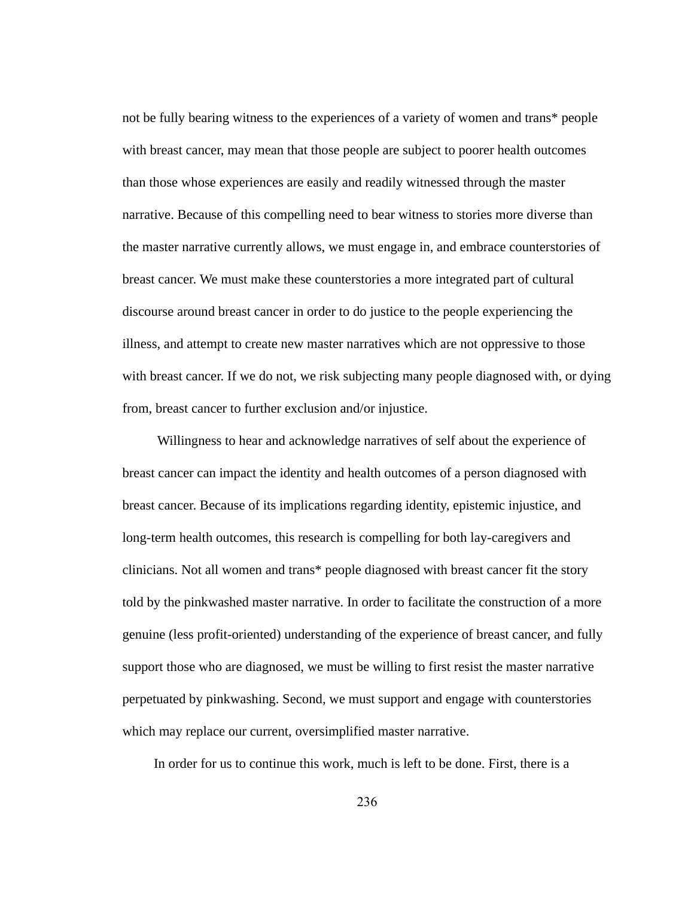not be fully bearing witness to the experiences of a variety of women and trans* people with breast cancer, may mean that those people are subject to poorer health outcomes than those whose experiences are easily and readily witnessed through the master narrative. Because of this compelling need to bear witness to stories more diverse than the master narrative currently allows, we must engage in, and embrace counterstories of breast cancer. We must make these counterstories a more integrated part of cultural discourse around breast cancer in order to do justice to the people experiencing the illness, and attempt to create new master narratives which are not oppressive to those with breast cancer. If we do not, we risk subjecting many people diagnosed with, or dying from, breast cancer to further exclusion and/or injustice.

Willingness to hear and acknowledge narratives of self about the experience of breast cancer can impact the identity and health outcomes of a person diagnosed with breast cancer. Because of its implications regarding identity, epistemic injustice, and long-term health outcomes, this research is compelling for both lay-caregivers and clinicians. Not all women and trans* people diagnosed with breast cancer fit the story told by the pinkwashed master narrative. In order to facilitate the construction of a more genuine (less profit-oriented) understanding of the experience of breast cancer, and fully support those who are diagnosed, we must be willing to first resist the master narrative perpetuated by pinkwashing. Second, we must support and engage with counterstories which may replace our current, oversimplified master narrative.

In order for us to continue this work, much is left to be done. First, there is a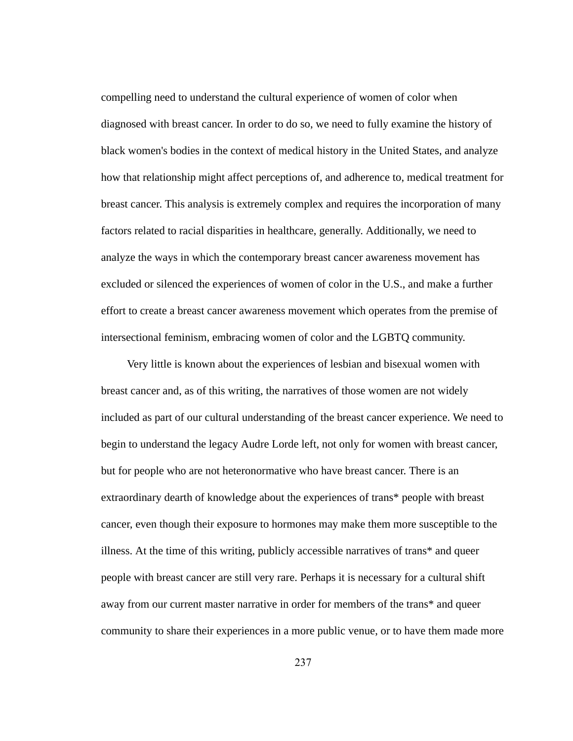compelling need to understand the cultural experience of women of color when diagnosed with breast cancer. In order to do so, we need to fully examine the history of black women's bodies in the context of medical history in the United States, and analyze how that relationship might affect perceptions of, and adherence to, medical treatment for breast cancer. This analysis is extremely complex and requires the incorporation of many factors related to racial disparities in healthcare, generally. Additionally, we need to analyze the ways in which the contemporary breast cancer awareness movement has excluded or silenced the experiences of women of color in the U.S., and make a further effort to create a breast cancer awareness movement which operates from the premise of intersectional feminism, embracing women of color and the LGBTQ community.

Very little is known about the experiences of lesbian and bisexual women with breast cancer and, as of this writing, the narratives of those women are not widely included as part of our cultural understanding of the breast cancer experience. We need to begin to understand the legacy Audre Lorde left, not only for women with breast cancer, but for people who are not heteronormative who have breast cancer. There is an extraordinary dearth of knowledge about the experiences of trans* people with breast cancer, even though their exposure to hormones may make them more susceptible to the illness. At the time of this writing, publicly accessible narratives of trans* and queer people with breast cancer are still very rare. Perhaps it is necessary for a cultural shift away from our current master narrative in order for members of the trans* and queer community to share their experiences in a more public venue, or to have them made more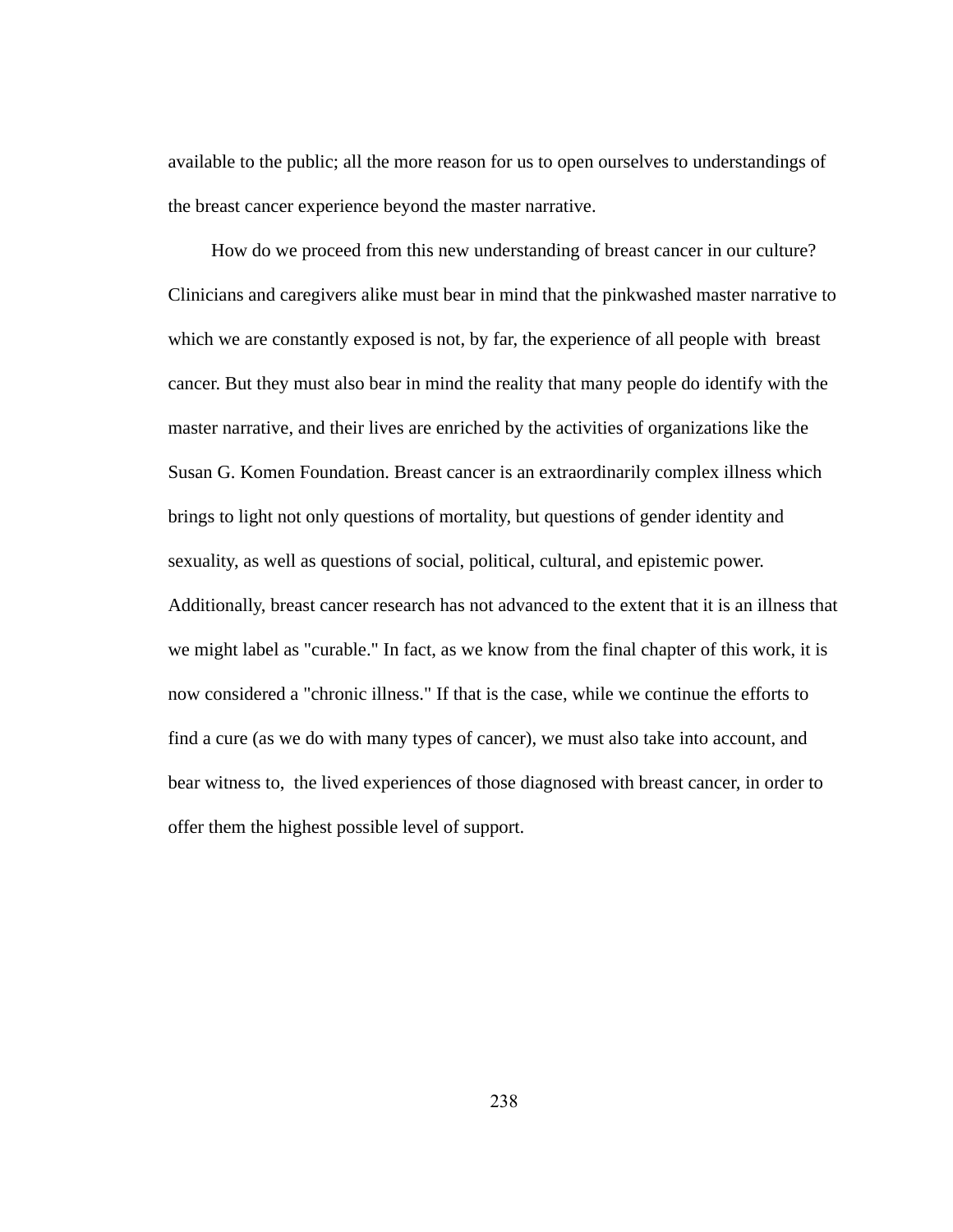available to the public; all the more reason for us to open ourselves to understandings of the breast cancer experience beyond the master narrative.

How do we proceed from this new understanding of breast cancer in our culture? Clinicians and caregivers alike must bear in mind that the pinkwashed master narrative to which we are constantly exposed is not, by far, the experience of all people with breast cancer. But they must also bear in mind the reality that many people do identify with the master narrative, and their lives are enriched by the activities of organizations like the Susan G. Komen Foundation. Breast cancer is an extraordinarily complex illness which brings to light not only questions of mortality, but questions of gender identity and sexuality, as well as questions of social, political, cultural, and epistemic power. Additionally, breast cancer research has not advanced to the extent that it is an illness that we might label as "curable." In fact, as we know from the final chapter of this work, it is now considered a "chronic illness." If that is the case, while we continue the efforts to find a cure (as we do with many types of cancer), we must also take into account, and bear witness to, the lived experiences of those diagnosed with breast cancer, in order to offer them the highest possible level of support.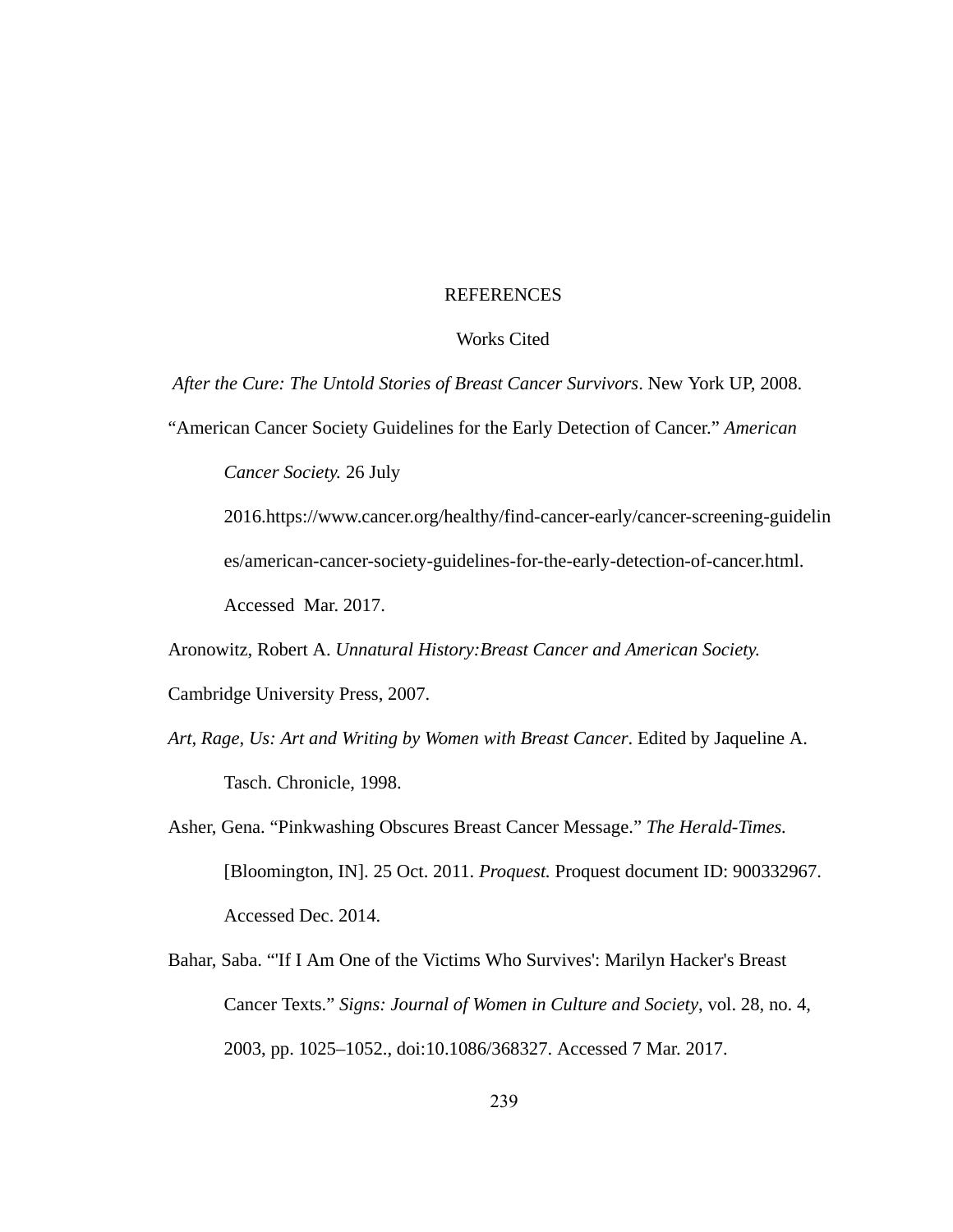# REFERENCES

## Works Cited

*After the Cure: The Untold Stories of Breast Cancer Survivors*. New York UP, 2008.

"American Cancer Society Guidelines for the Early Detection of Cancer." *American Cancer Society.* 26 July 2016.https://www.cancer.org/healthy/find-cancer-early/cancer-screening-guidelines/american-cancer-society-guidelines-for-the-early-detection-of-cancer.html. Accessed Mar. 2017.

Aronowitz, Robert A. *Unnatural History:Breast Cancer and American Society.* Cambridge University Press, 2007.

*Art, Rage, Us: Art and Writing by Women with Breast Cancer*. Edited by Jaqueline A. Tasch. Chronicle, 1998.

Asher, Gena. "Pinkwashing Obscures Breast Cancer Message." *The Herald-Times.* [Bloomington, IN]. 25 Oct. 2011. *Proquest.* Proquest document ID: 900332967. Accessed Dec. 2014.

Bahar, Saba. "'If I Am One of the Victims Who Survives': Marilyn Hacker's Breast Cancer Texts." *Signs: Journal of Women in Culture and Society*, vol. 28, no. 4, 2003, pp. 1025–1052., doi:10.1086/368327. Accessed 7 Mar. 2017.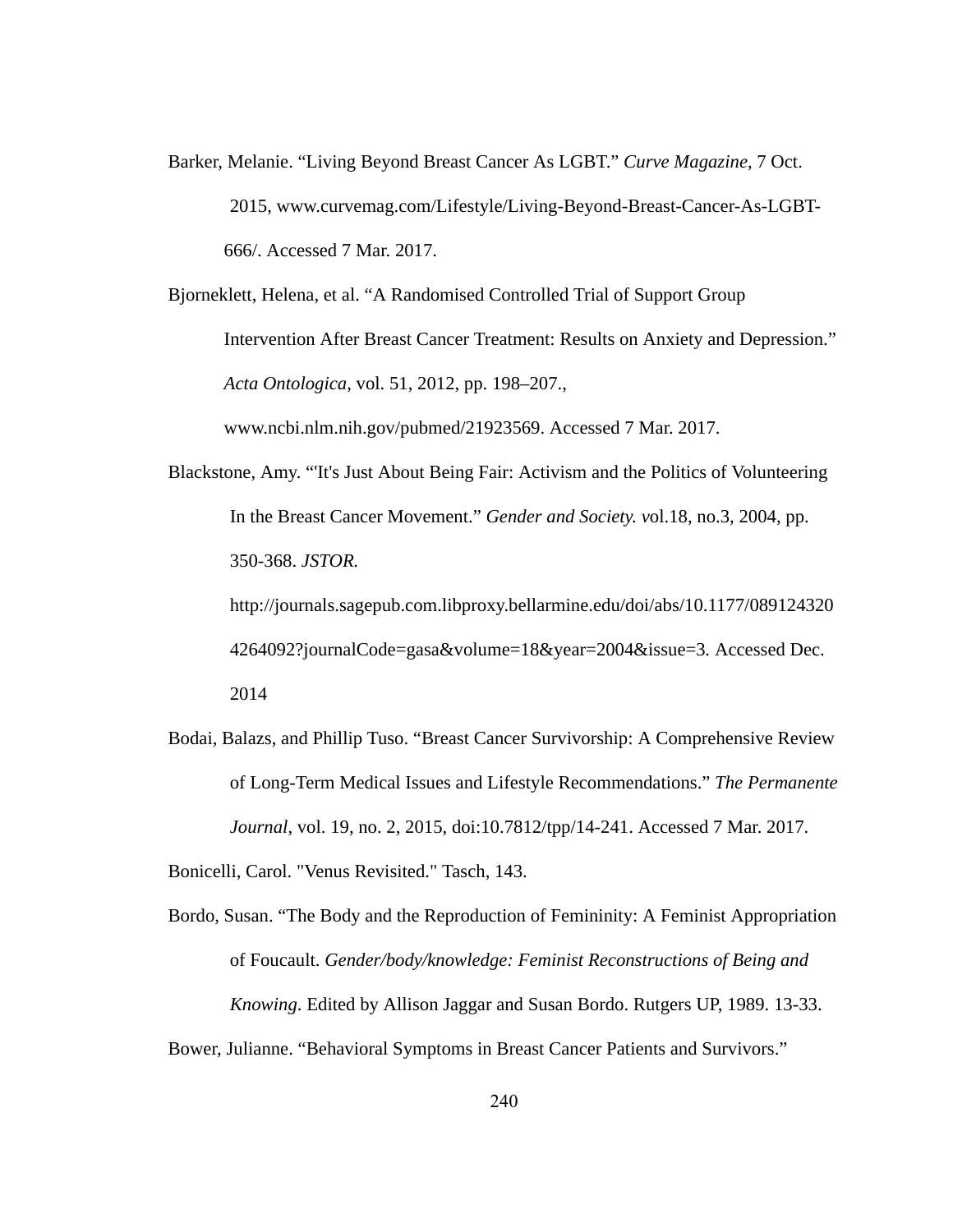Barker, Melanie. “Living Beyond Breast Cancer As LGBT.” *Curve Magazine*, 7 Oct. 2015, www.curvemag.com/Lifestyle/Living-Beyond-Breast-Cancer-As-LGBT-666/. Accessed 7 Mar. 2017.

Bjorneklett, Helena, et al. “A Randomised Controlled Trial of Support Group Intervention After Breast Cancer Treatment: Results on Anxiety and Depression.” *Acta Ontologica*, vol. 51, 2012, pp. 198–207., www.ncbi.nlm.nih.gov/pubmed/21923569. Accessed 7 Mar. 2017.

Blackstone, Amy. “'It's Just About Being Fair: Activism and the Politics of Volunteering In the Breast Cancer Movement.” *Gender and Society. v*ol.18, no.3, 2004, pp. 350-368. *JSTOR.* http://journals.sagepub.com.libproxy.bellarmine.edu/doi/abs/10.1177/0891243204264092?journalCode=gasa&volume=18&year=2004&issue=3. Accessed Dec. 2014

Bodai, Balazs, and Phillip Tuso. “Breast Cancer Survivorship: A Comprehensive Review of Long-Term Medical Issues and Lifestyle Recommendations.” *The Permanente Journal*, vol. 19, no. 2, 2015, doi:10.7812/tpp/14-241. Accessed 7 Mar. 2017.

Bonicelli, Carol. "Venus Revisited." Tasch, 143.

Bordo, Susan. “The Body and the Reproduction of Femininity: A Feminist Appropriation of Foucault. *Gender/body/knowledge: Feminist Reconstructions of Being and Knowing*. Edited by Allison Jaggar and Susan Bordo. Rutgers UP, 1989. 13-33.

Bower, Julianne. “Behavioral Symptoms in Breast Cancer Patients and Survivors.”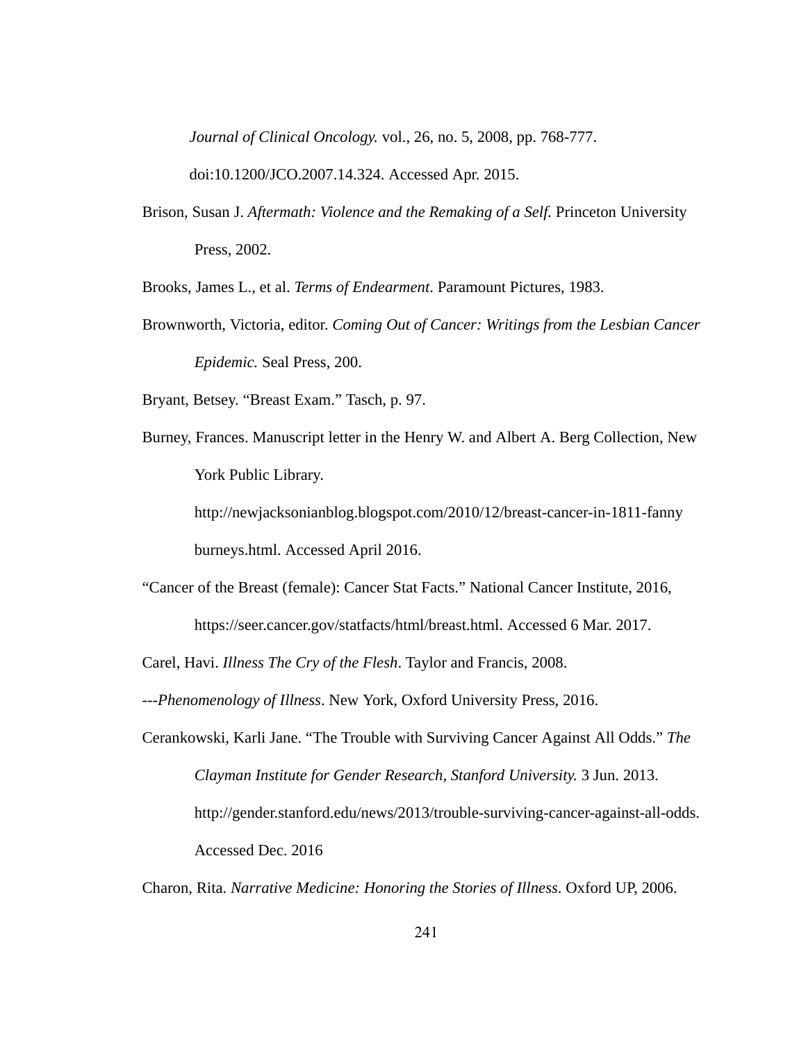*Journal of Clinical Oncology.* vol., 26, no. 5, 2008, pp. 768-777. doi:10.1200/JCO.2007.14.324. Accessed Apr. 2015.

Brison, Susan J. *Aftermath: Violence and the Remaking of a Self.* Princeton University Press, 2002.

Brooks, James L., et al. *Terms of Endearment*. Paramount Pictures, 1983.

Brownworth, Victoria, editor. *Coming Out of Cancer: Writings from the Lesbian Cancer Epidemic.* Seal Press, 200.

Bryant, Betsey. "Breast Exam." Tasch, p. 97.

Burney, Frances. Manuscript letter in the Henry W. and Albert A. Berg Collection, New York Public Library. http://newjacksonianblog.blogspot.com/2010/12/breast-cancer-in-1811-fanny burneys.html. Accessed April 2016.

"Cancer of the Breast (female): Cancer Stat Facts." National Cancer Institute, 2016, https://seer.cancer.gov/statfacts/html/breast.html. Accessed 6 Mar. 2017.

Carel, Havi. *Illness The Cry of the Flesh*. Taylor and Francis, 2008.

---*Phenomenology of Illness*. New York, Oxford University Press, 2016.

Cerankowski, Karli Jane. "The Trouble with Surviving Cancer Against All Odds." *The Clayman Institute for Gender Research, Stanford University.* 3 Jun. 2013. http://gender.stanford.edu/news/2013/trouble-surviving-cancer-against-all-odds. Accessed Dec. 2016

Charon, Rita. *Narrative Medicine: Honoring the Stories of Illness*. Oxford UP, 2006.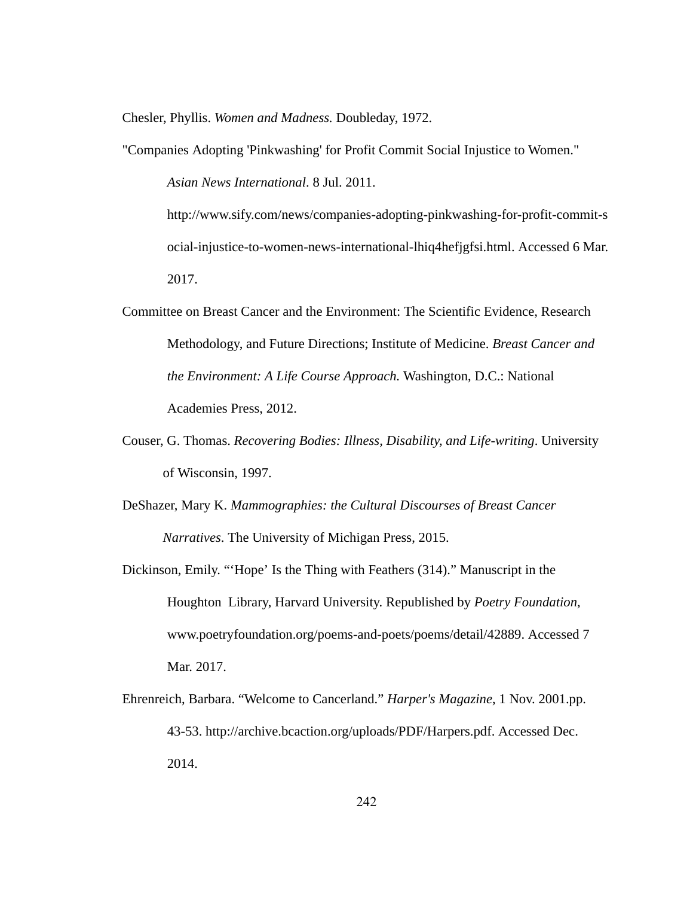Chesler, Phyllis. *Women and Madness.* Doubleday, 1972.

"Companies Adopting 'Pinkwashing' for Profit Commit Social Injustice to Women." *Asian News International*. 8 Jul. 2011. http://www.sify.com/news/companies-adopting-pinkwashing-for-profit-commit-social-injustice-to-women-news-international-lhiq4hefjgfsi.html. Accessed 6 Mar. 2017.

Committee on Breast Cancer and the Environment: The Scientific Evidence, Research Methodology, and Future Directions; Institute of Medicine. *Breast Cancer and the Environment: A Life Course Approach.* Washington, D.C.: National Academies Press, 2012.

Couser, G. Thomas. *Recovering Bodies: Illness, Disability, and Life-writing*. University of Wisconsin, 1997.

DeShazer, Mary K. *Mammographies: the Cultural Discourses of Breast Cancer Narratives*. The University of Michigan Press, 2015.

Dickinson, Emily. "'Hope' Is the Thing with Feathers (314)." Manuscript in the Houghton Library, Harvard University. Republished by *Poetry Foundation*, www.poetryfoundation.org/poems-and-poets/poems/detail/42889. Accessed 7 Mar. 2017.

Ehrenreich, Barbara. "Welcome to Cancerland." *Harper's Magazine*, 1 Nov. 2001.pp. 43-53. http://archive.bcaction.org/uploads/PDF/Harpers.pdf. Accessed Dec. 2014.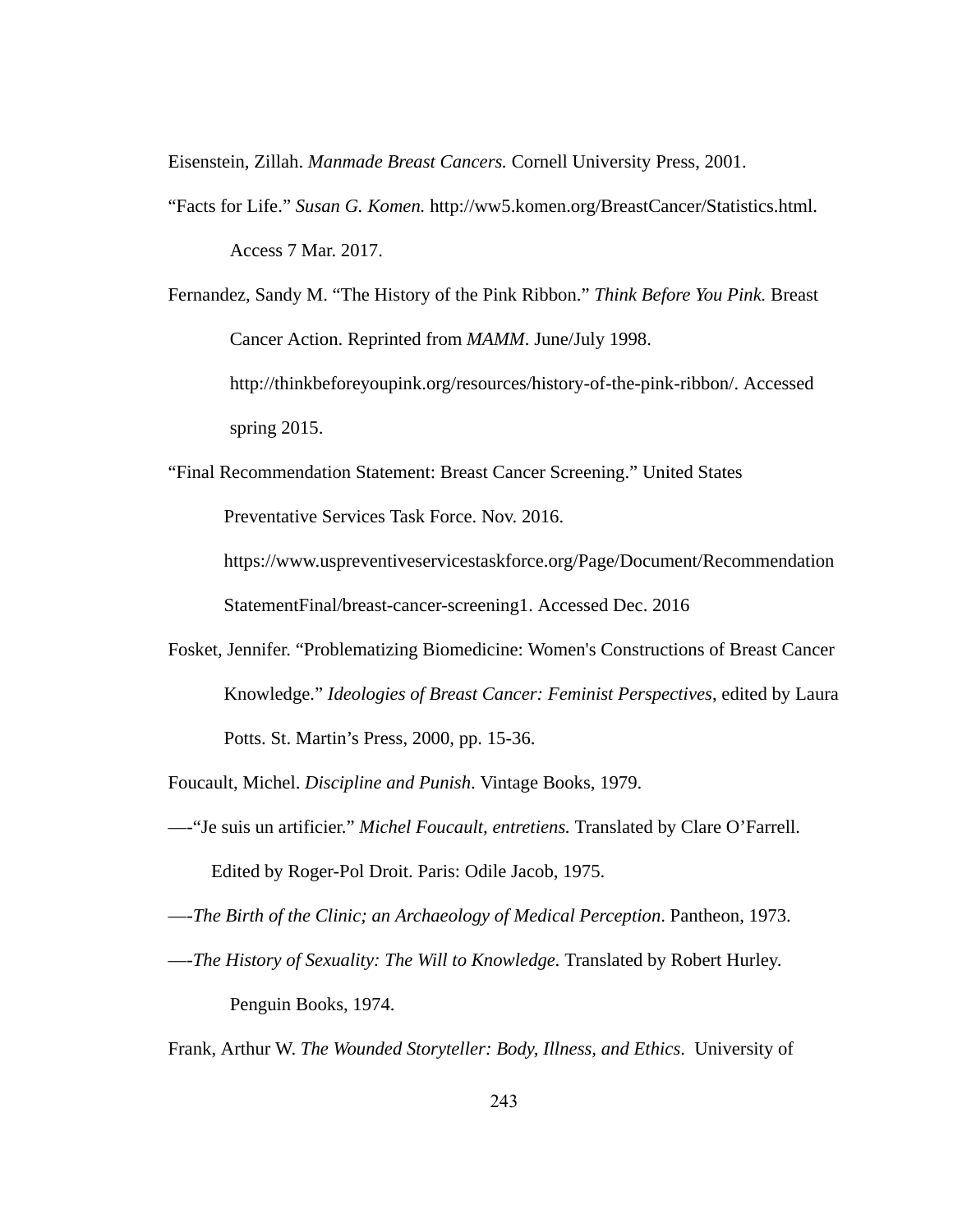Eisenstein, Zillah. *Manmade Breast Cancers.* Cornell University Press, 2001.

"Facts for Life." *Susan G. Komen.* http://ww5.komen.org/BreastCancer/Statistics.html. Access 7 Mar. 2017.

Fernandez, Sandy M. "The History of the Pink Ribbon." *Think Before You Pink.* Breast Cancer Action. Reprinted from *MAMM*. June/July 1998. http://thinkbeforeyoupink.org/resources/history-of-the-pink-ribbon/. Accessed spring 2015.

"Final Recommendation Statement: Breast Cancer Screening." United States Preventative Services Task Force. Nov. 2016. https://www.uspreventiveservicestaskforce.org/Page/Document/RecommendationStatementFinal/breast-cancer-screening1. Accessed Dec. 2016

Fosket, Jennifer. "Problematizing Biomedicine: Women's Constructions of Breast Cancer Knowledge." *Ideologies of Breast Cancer: Feminist Perspectives*, edited by Laura Potts. St. Martin's Press, 2000, pp. 15-36.

Foucault, Michel. *Discipline and Punish*. Vintage Books, 1979.

—-"Je suis un artificier." *Michel Foucault, entretiens.* Translated by Clare O'Farrell. Edited by Roger-Pol Droit. Paris: Odile Jacob, 1975.

—-*The Birth of the Clinic; an Archaeology of Medical Perception*. Pantheon, 1973.

—-*The History of Sexuality: The Will to Knowledge.* Translated by Robert Hurley. Penguin Books, 1974.

Frank, Arthur W. *The Wounded Storyteller: Body, Illness, and Ethics*. University of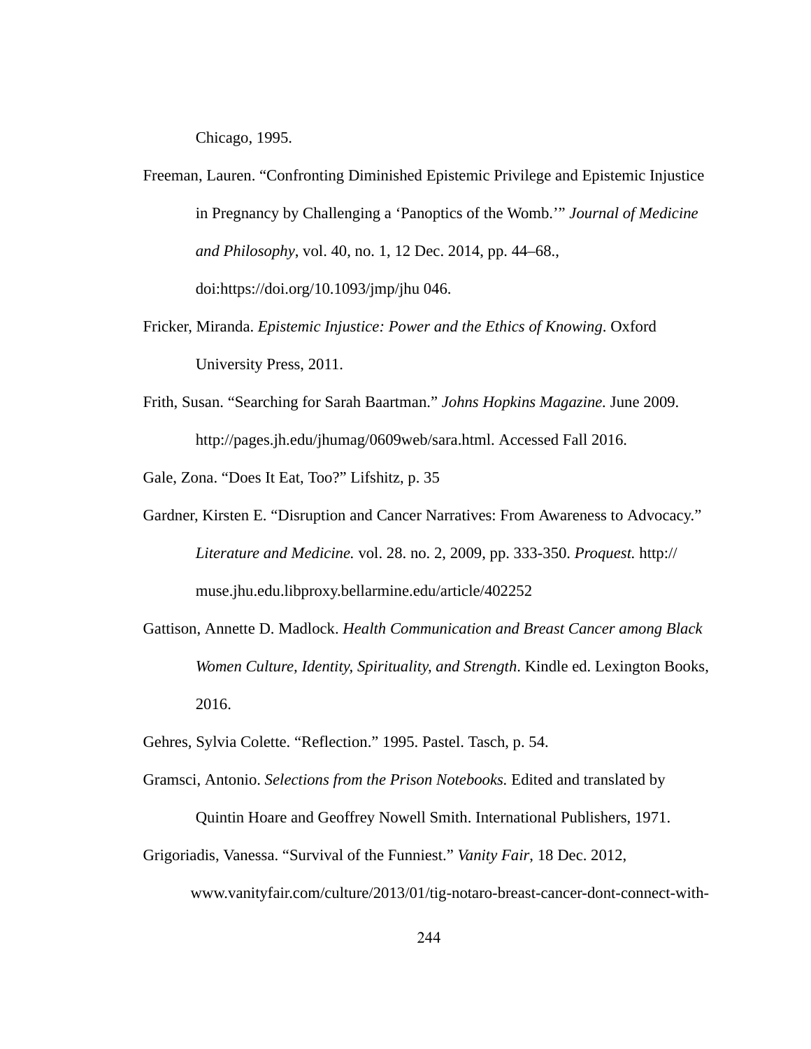Chicago, 1995.

Freeman, Lauren. "Confronting Diminished Epistemic Privilege and Epistemic Injustice in Pregnancy by Challenging a 'Panoptics of the Womb.'" *Journal of Medicine and Philosophy*, vol. 40, no. 1, 12 Dec. 2014, pp. 44–68., doi:https://doi.org/10.1093/jmp/jhu 046.

Fricker, Miranda. *Epistemic Injustice: Power and the Ethics of Knowing*. Oxford University Press, 2011.

Frith, Susan. "Searching for Sarah Baartman." *Johns Hopkins Magazine.* June 2009. http://pages.jh.edu/jhumag/0609web/sara.html. Accessed Fall 2016.

Gale, Zona. "Does It Eat, Too?" Lifshitz, p. 35

Gardner, Kirsten E. "Disruption and Cancer Narratives: From Awareness to Advocacy." *Literature and Medicine.* vol. 28. no. 2, 2009, pp. 333-350. *Proquest.* http://muse.jhu.edu.libproxy.bellarmine.edu/article/402252

Gattison, Annette D. Madlock. *Health Communication and Breast Cancer among Black Women Culture, Identity, Spirituality, and Strength*. Kindle ed. Lexington Books, 2016.

Gehres, Sylvia Colette. "Reflection." 1995. Pastel. Tasch, p. 54.

Gramsci, Antonio. *Selections from the Prison Notebooks.* Edited and translated by Quintin Hoare and Geoffrey Nowell Smith. International Publishers, 1971.

Grigoriadis, Vanessa. "Survival of the Funniest." *Vanity Fair*, 18 Dec. 2012, www.vanityfair.com/culture/2013/01/tig-notaro-breast-cancer-dont-connect-with-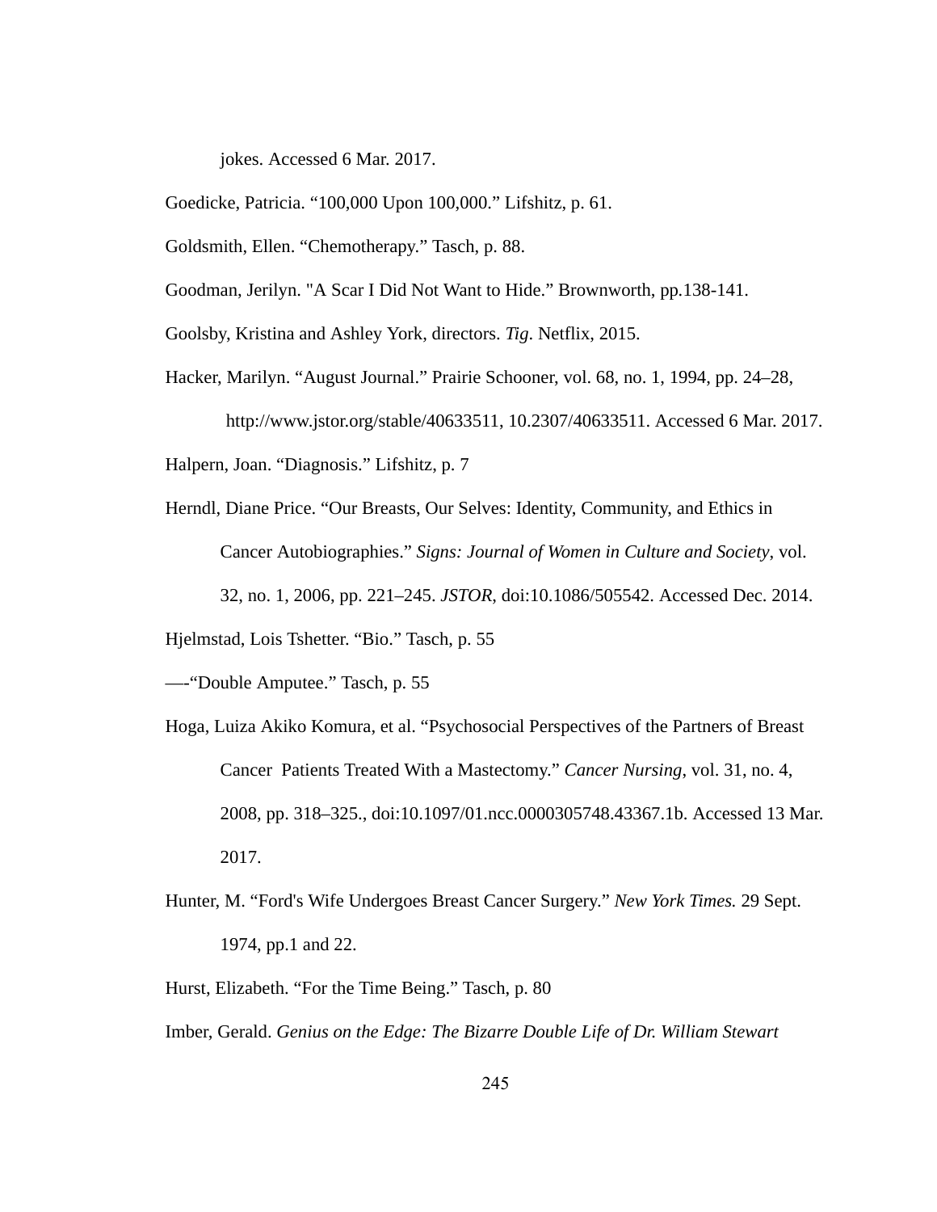jokes. Accessed 6 Mar. 2017.

Goedicke, Patricia. “100,000 Upon 100,000.” Lifshitz, p. 61.

Goldsmith, Ellen. “Chemotherapy.” Tasch, p. 88.

Goodman, Jerilyn. "A Scar I Did Not Want to Hide.” Brownworth, pp.138-141.

Goolsby, Kristina and Ashley York, directors. *Tig*. Netflix, 2015.

Hacker, Marilyn. “August Journal.” Prairie Schooner, vol. 68, no. 1, 1994, pp. 24–28, http://www.jstor.org/stable/40633511, 10.2307/40633511. Accessed 6 Mar. 2017.

Halpern, Joan. “Diagnosis.” Lifshitz, p. 7

Herndl, Diane Price. “Our Breasts, Our Selves: Identity, Community, and Ethics in Cancer Autobiographies.” *Signs: Journal of Women in Culture and Society*, vol. 32, no. 1, 2006, pp. 221–245. *JSTOR*, doi:10.1086/505542. Accessed Dec. 2014.

Hjelmstad, Lois Tshetter. “Bio.” Tasch, p. 55

—-“Double Amputee.” Tasch, p. 55

Hoga, Luiza Akiko Komura, et al. “Psychosocial Perspectives of the Partners of Breast Cancer Patients Treated With a Mastectomy.” *Cancer Nursing*, vol. 31, no. 4, 2008, pp. 318–325., doi:10.1097/01.ncc.0000305748.43367.1b. Accessed 13 Mar. 2017.

Hunter, M. “Ford's Wife Undergoes Breast Cancer Surgery.” *New York Times.* 29 Sept. 1974, pp.1 and 22.

Hurst, Elizabeth. “For the Time Being.” Tasch, p. 80

Imber, Gerald. *Genius on the Edge: The Bizarre Double Life of Dr. William Stewart*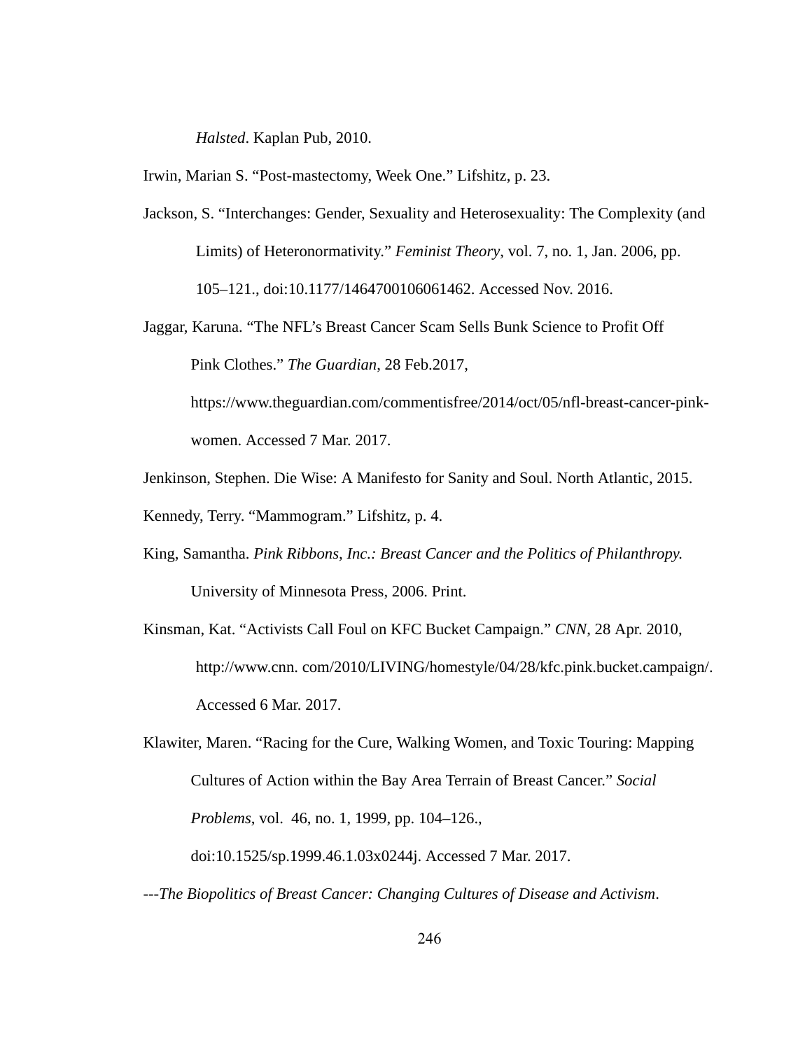*Halsted*. Kaplan Pub, 2010.

Irwin, Marian S. "Post-mastectomy, Week One." Lifshitz, p. 23.

Jackson, S. "Interchanges: Gender, Sexuality and Heterosexuality: The Complexity (and Limits) of Heteronormativity." *Feminist Theory*, vol. 7, no. 1, Jan. 2006, pp. 105–121., doi:10.1177/1464700106061462. Accessed Nov. 2016.

Jaggar, Karuna. "The NFL's Breast Cancer Scam Sells Bunk Science to Profit Off Pink Clothes." *The Guardian*, 28 Feb.2017, https://www.theguardian.com/commentisfree/2014/oct/05/nfl-breast-cancer-pink-women. Accessed 7 Mar. 2017.

Jenkinson, Stephen. Die Wise: A Manifesto for Sanity and Soul. North Atlantic, 2015.

Kennedy, Terry. "Mammogram." Lifshitz, p. 4.

King, Samantha. *Pink Ribbons, Inc.: Breast Cancer and the Politics of Philanthropy.* University of Minnesota Press, 2006. Print.

Kinsman, Kat. "Activists Call Foul on KFC Bucket Campaign." *CNN*, 28 Apr. 2010, http://www.cnn. com/2010/LIVING/homestyle/04/28/kfc.pink.bucket.campaign/. Accessed 6 Mar. 2017.

Klawiter, Maren. "Racing for the Cure, Walking Women, and Toxic Touring: Mapping Cultures of Action within the Bay Area Terrain of Breast Cancer." *Social Problems*, vol. 46, no. 1, 1999, pp. 104–126., doi:10.1525/sp.1999.46.1.03x0244j. Accessed 7 Mar. 2017.

---*The Biopolitics of Breast Cancer: Changing Cultures of Disease and Activism*.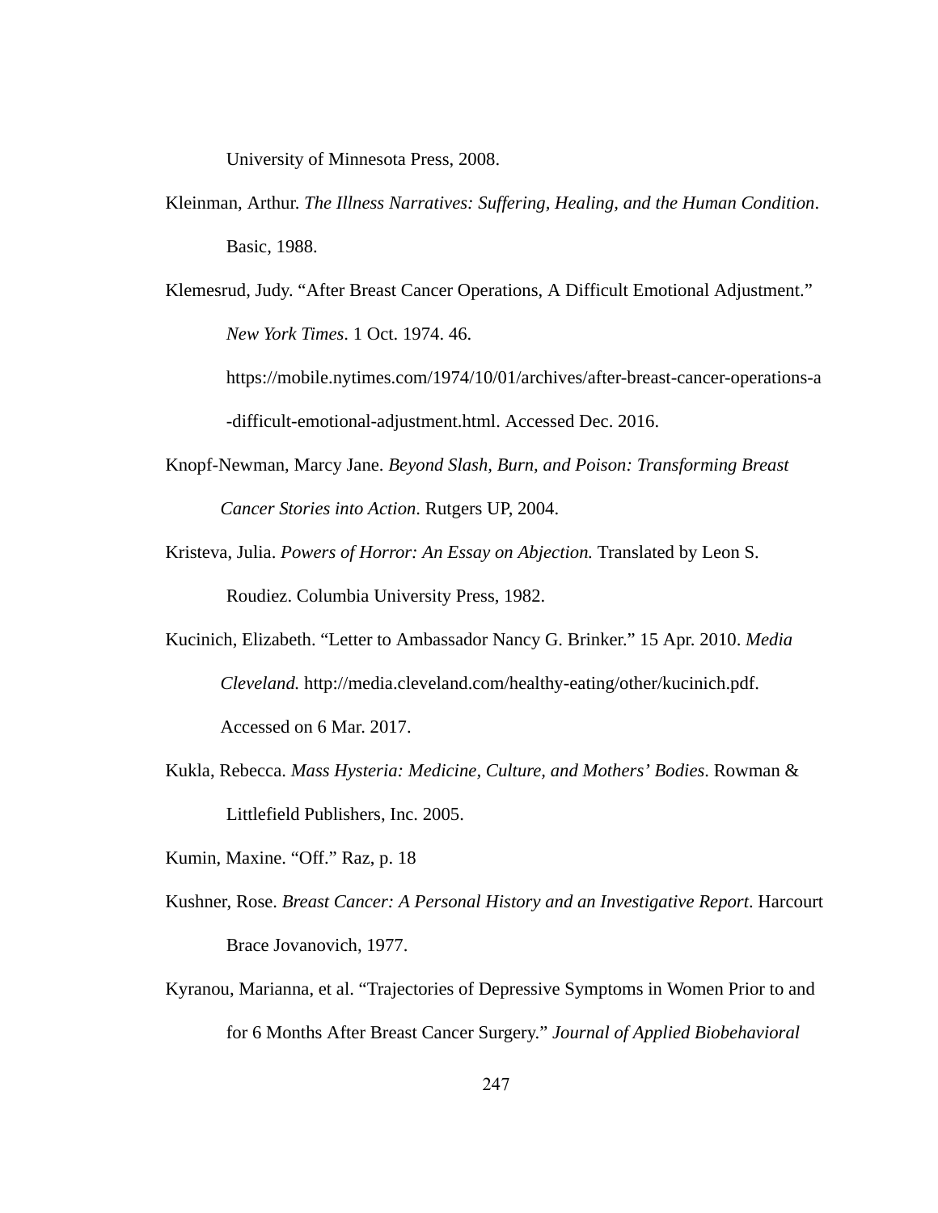University of Minnesota Press, 2008.

Kleinman, Arthur. *The Illness Narratives: Suffering, Healing, and the Human Condition*. Basic, 1988.

Klemesrud, Judy. "After Breast Cancer Operations, A Difficult Emotional Adjustment." *New York Times*. 1 Oct. 1974. 46. https://mobile.nytimes.com/1974/10/01/archives/after-breast-cancer-operations-a-difficult-emotional-adjustment.html. Accessed Dec. 2016.

Knopf-Newman, Marcy Jane. *Beyond Slash, Burn, and Poison: Transforming Breast Cancer Stories into Action*. Rutgers UP, 2004.

Kristeva, Julia. *Powers of Horror: An Essay on Abjection.* Translated by Leon S. Roudiez. Columbia University Press, 1982.

Kucinich, Elizabeth. "Letter to Ambassador Nancy G. Brinker." 15 Apr. 2010. *Media Cleveland.* http://media.cleveland.com/healthy-eating/other/kucinich.pdf. Accessed on 6 Mar. 2017.

Kukla, Rebecca. *Mass Hysteria: Medicine, Culture, and Mothers' Bodies*. Rowman & Littlefield Publishers, Inc. 2005.

Kumin, Maxine. "Off." Raz, p. 18

Kushner, Rose. *Breast Cancer: A Personal History and an Investigative Report*. Harcourt Brace Jovanovich, 1977.

Kyranou, Marianna, et al. "Trajectories of Depressive Symptoms in Women Prior to and for 6 Months After Breast Cancer Surgery." *Journal of Applied Biobehavioral*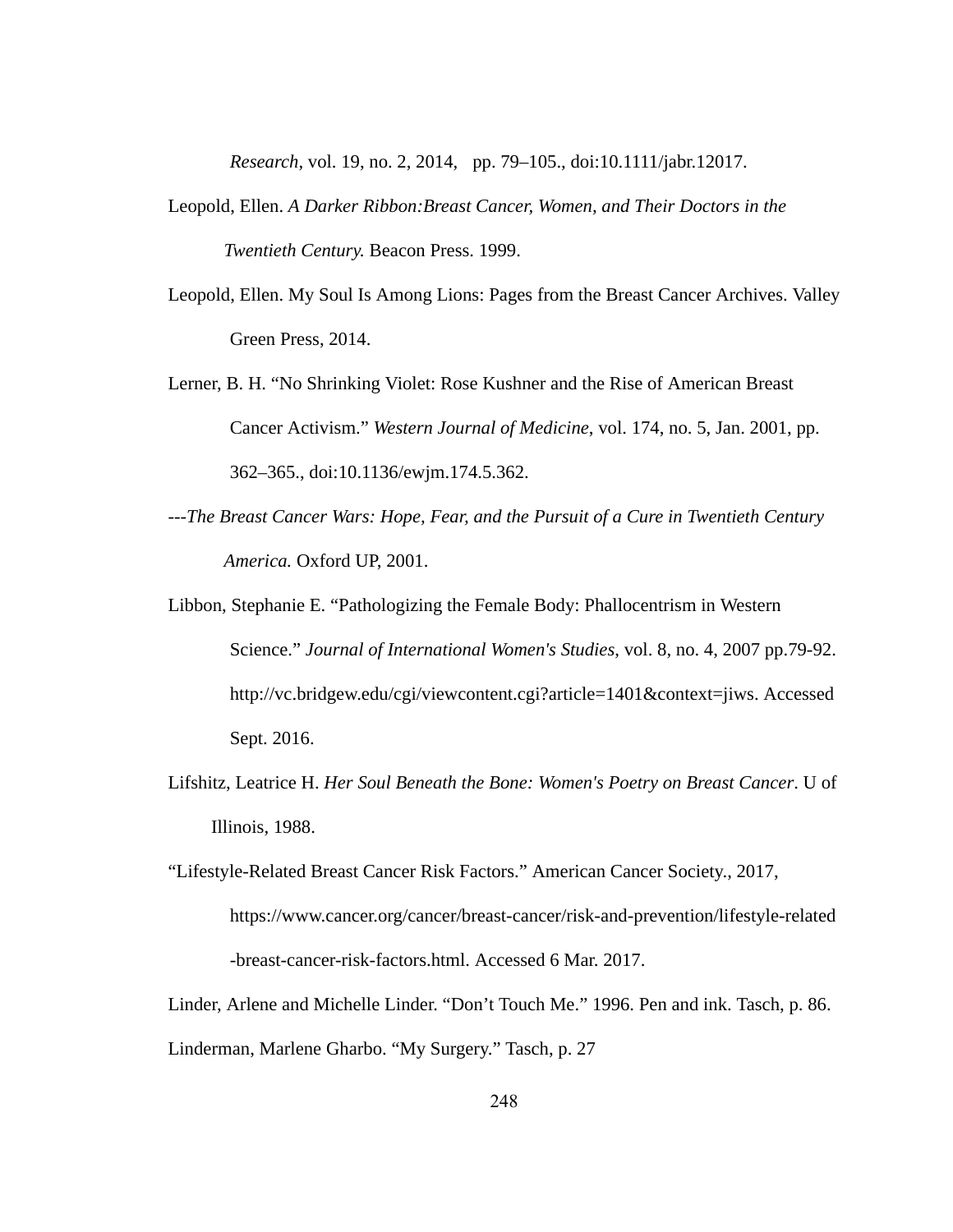*Research*, vol. 19, no. 2, 2014, pp. 79–105., doi:10.1111/jabr.12017.

Leopold, Ellen. *A Darker Ribbon:Breast Cancer, Women, and Their Doctors in the Twentieth Century.* Beacon Press. 1999.

Leopold, Ellen. My Soul Is Among Lions: Pages from the Breast Cancer Archives. Valley Green Press, 2014.

Lerner, B. H. "No Shrinking Violet: Rose Kushner and the Rise of American Breast Cancer Activism." *Western Journal of Medicine*, vol. 174, no. 5, Jan. 2001, pp. 362–365., doi:10.1136/ewjm.174.5.362.

---*The Breast Cancer Wars: Hope, Fear, and the Pursuit of a Cure in Twentieth Century America.* Oxford UP, 2001.

Libbon, Stephanie E. "Pathologizing the Female Body: Phallocentrism in Western Science." *Journal of International Women's Studies,* vol. 8, no. 4, 2007 pp.79-92. http://vc.bridgew.edu/cgi/viewcontent.cgi?article=1401&context=jiws. Accessed Sept. 2016.

Lifshitz, Leatrice H. *Her Soul Beneath the Bone: Women's Poetry on Breast Cancer*. U of Illinois, 1988.

"Lifestyle-Related Breast Cancer Risk Factors." American Cancer Society., 2017, https://www.cancer.org/cancer/breast-cancer/risk-and-prevention/lifestyle-related-breast-cancer-risk-factors.html. Accessed 6 Mar. 2017.

Linder, Arlene and Michelle Linder. "Don't Touch Me." 1996. Pen and ink. Tasch, p. 86.

Linderman, Marlene Gharbo. "My Surgery." Tasch, p. 27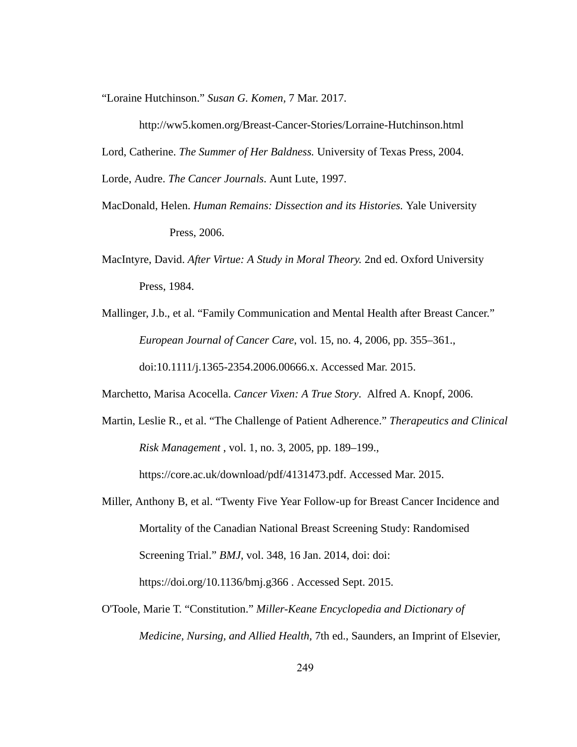“Loraine Hutchinson.” *Susan G. Komen*, 7 Mar. 2017.

http://ww5.komen.org/Breast-Cancer-Stories/Lorraine-Hutchinson.html

Lord, Catherine. *The Summer of Her Baldness.* University of Texas Press, 2004.

Lorde, Audre. *The Cancer Journals*. Aunt Lute, 1997.

MacDonald, Helen. *Human Remains: Dissection and its Histories.* Yale University Press, 2006.

MacIntyre, David. *After Virtue: A Study in Moral Theory.* 2nd ed. Oxford University Press, 1984.

Mallinger, J.b., et al. “Family Communication and Mental Health after Breast Cancer.” *European Journal of Cancer Care*, vol. 15, no. 4, 2006, pp. 355–361., doi:10.1111/j.1365-2354.2006.00666.x. Accessed Mar. 2015.

Marchetto, Marisa Acocella. *Cancer Vixen: A True Story*. Alfred A. Knopf, 2006.

Martin, Leslie R., et al. “The Challenge of Patient Adherence.” *Therapeutics and Clinical Risk Management* , vol. 1, no. 3, 2005, pp. 189–199., https://core.ac.uk/download/pdf/4131473.pdf. Accessed Mar. 2015.

Miller, Anthony B, et al. “Twenty Five Year Follow-up for Breast Cancer Incidence and Mortality of the Canadian National Breast Screening Study: Randomised Screening Trial.” *BMJ*, vol. 348, 16 Jan. 2014, doi: doi: https://doi.org/10.1136/bmj.g366 . Accessed Sept. 2015.

O'Toole, Marie T. “Constitution.” *Miller-Keane Encyclopedia and Dictionary of Medicine, Nursing, and Allied Health,* 7th ed., Saunders, an Imprint of Elsevier,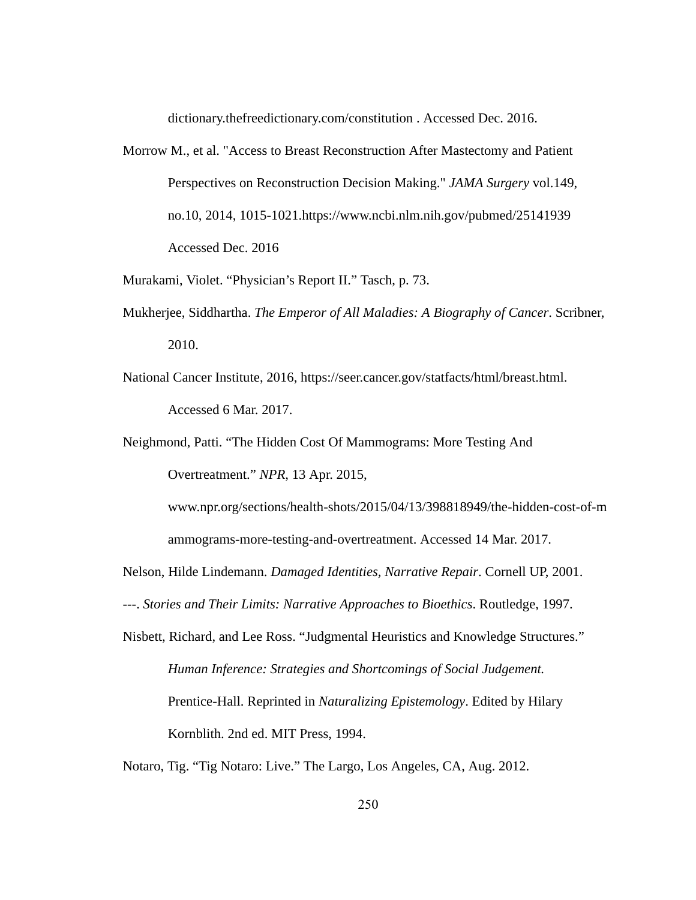dictionary.thefreedictionary.com/constitution . Accessed Dec. 2016.

Morrow M., et al. "Access to Breast Reconstruction After Mastectomy and Patient Perspectives on Reconstruction Decision Making." *JAMA Surgery* vol.149, no.10, 2014, 1015-1021.https://www.ncbi.nlm.nih.gov/pubmed/25141939 Accessed Dec. 2016

Murakami, Violet. "Physician's Report II." Tasch, p. 73.

Mukherjee, Siddhartha. *The Emperor of All Maladies: A Biography of Cancer*. Scribner, 2010.

National Cancer Institute, 2016, https://seer.cancer.gov/statfacts/html/breast.html. Accessed 6 Mar. 2017.

Neighmond, Patti. "The Hidden Cost Of Mammograms: More Testing And Overtreatment." *NPR*, 13 Apr. 2015, www.npr.org/sections/health-shots/2015/04/13/398818949/the-hidden-cost-of-mammograms-more-testing-and-overtreatment. Accessed 14 Mar. 2017.

Nelson, Hilde Lindemann. *Damaged Identities, Narrative Repair*. Cornell UP, 2001.

---. *Stories and Their Limits: Narrative Approaches to Bioethics*. Routledge, 1997.

Nisbett, Richard, and Lee Ross. "Judgmental Heuristics and Knowledge Structures." *Human Inference: Strategies and Shortcomings of Social Judgement.* Prentice-Hall. Reprinted in *Naturalizing Epistemology*. Edited by Hilary Kornblith. 2nd ed. MIT Press, 1994.

Notaro, Tig. "Tig Notaro: Live." The Largo, Los Angeles, CA, Aug. 2012.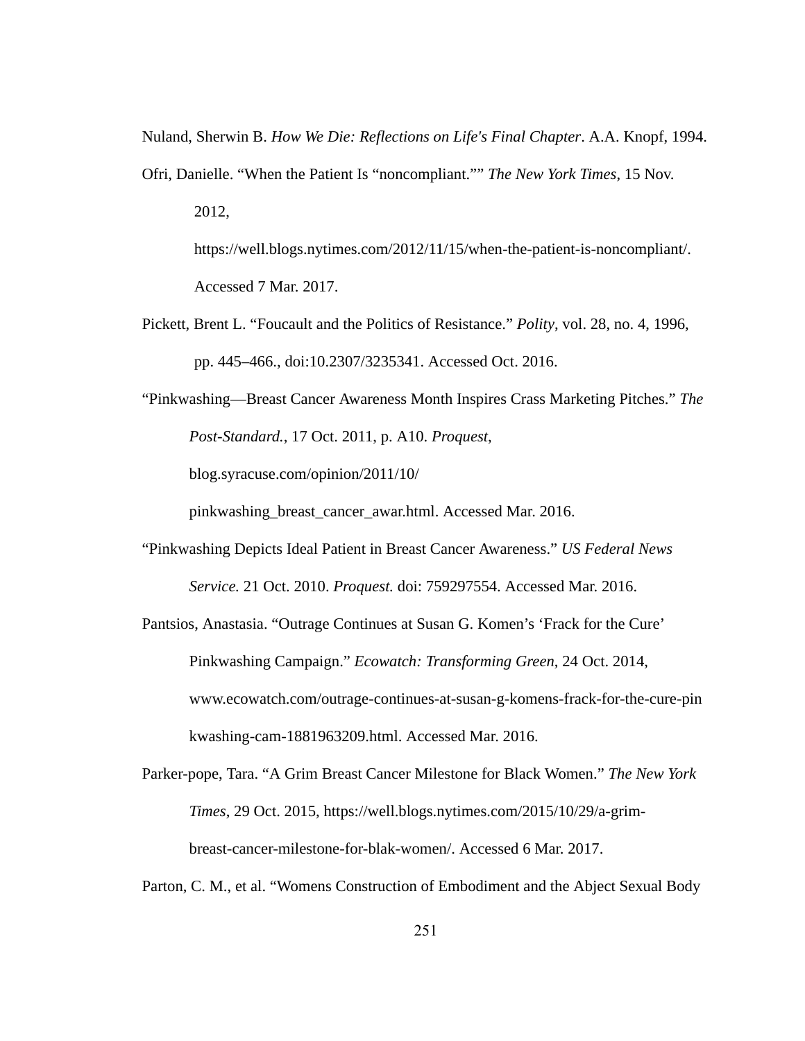Nuland, Sherwin B. *How We Die: Reflections on Life's Final Chapter*. A.A. Knopf, 1994.

Ofri, Danielle. "When the Patient Is "noncompliant."" *The New York Times*, 15 Nov. 2012, https://well.blogs.nytimes.com/2012/11/15/when-the-patient-is-noncompliant/. Accessed 7 Mar. 2017.

Pickett, Brent L. "Foucault and the Politics of Resistance." *Polity*, vol. 28, no. 4, 1996, pp. 445–466., doi:10.2307/3235341. Accessed Oct. 2016.

"Pinkwashing—Breast Cancer Awareness Month Inspires Crass Marketing Pitches." *The Post-Standard.*, 17 Oct. 2011, p. A10. *Proquest*, blog.syracuse.com/opinion/2011/10/pinkwashing_breast_cancer_awar.html. Accessed Mar. 2016.

"Pinkwashing Depicts Ideal Patient in Breast Cancer Awareness." *US Federal News Service.* 21 Oct. 2010. *Proquest.* doi: 759297554. Accessed Mar. 2016.

Pantsios, Anastasia. "Outrage Continues at Susan G. Komen's 'Frack for the Cure' Pinkwashing Campaign." *Ecowatch: Transforming Green*, 24 Oct. 2014, www.ecowatch.com/outrage-continues-at-susan-g-komens-frack-for-the-cure-pinkwashing-cam-1881963209.html. Accessed Mar. 2016.

Parker-pope, Tara. "A Grim Breast Cancer Milestone for Black Women." *The New York Times*, 29 Oct. 2015, https://well.blogs.nytimes.com/2015/10/29/a-grim-breast-cancer-milestone-for-blak-women/. Accessed 6 Mar. 2017.

Parton, C. M., et al. "Womens Construction of Embodiment and the Abject Sexual Body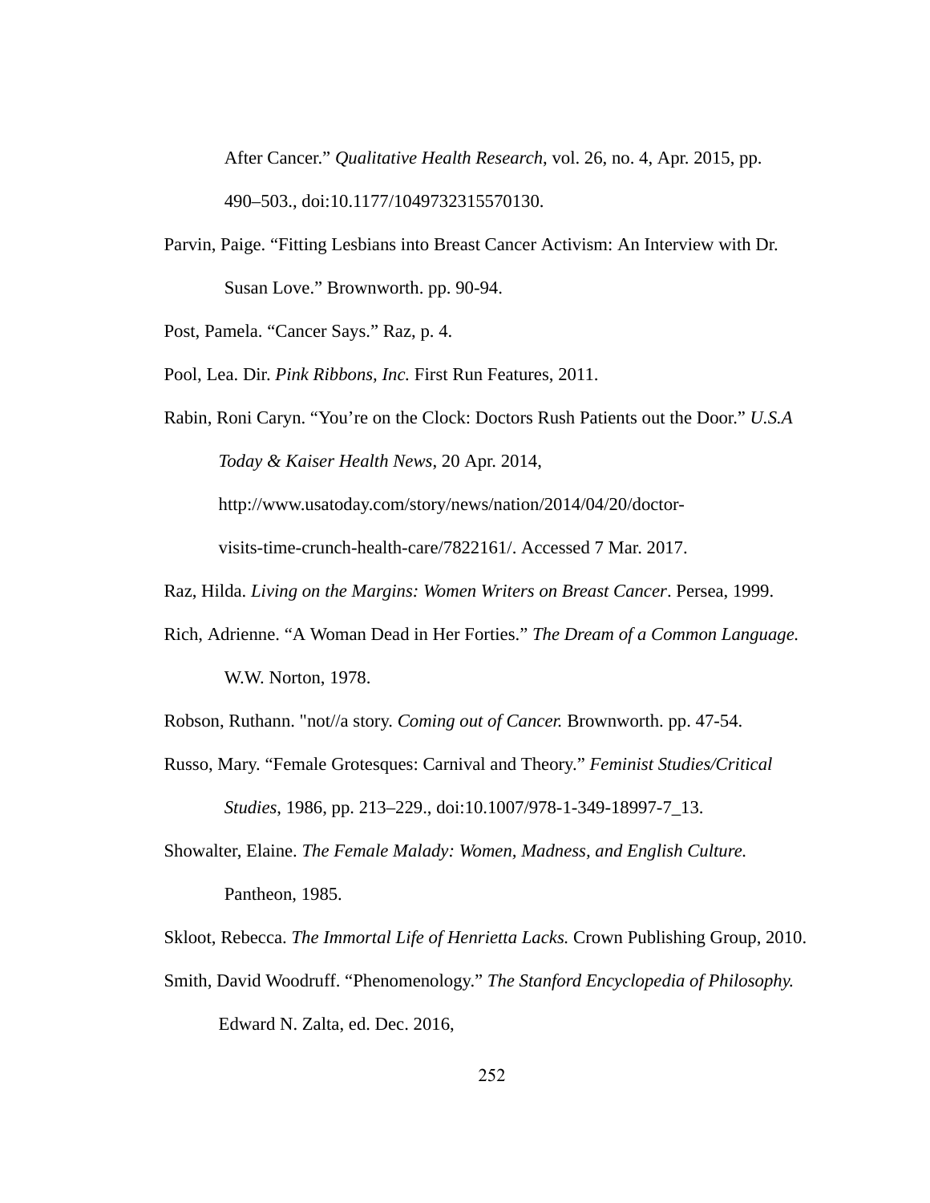After Cancer." *Qualitative Health Research*, vol. 26, no. 4, Apr. 2015, pp. 490–503., doi:10.1177/1049732315570130.

Parvin, Paige. "Fitting Lesbians into Breast Cancer Activism: An Interview with Dr. Susan Love." Brownworth. pp. 90-94.

Post, Pamela. "Cancer Says." Raz, p. 4.

Pool, Lea. Dir. *Pink Ribbons, Inc.* First Run Features, 2011.

Rabin, Roni Caryn. "You're on the Clock: Doctors Rush Patients out the Door." *U.S.A Today & Kaiser Health News*, 20 Apr. 2014, http://www.usatoday.com/story/news/nation/2014/04/20/doctor-visits-time-crunch-health-care/7822161/. Accessed 7 Mar. 2017.

Raz, Hilda. *Living on the Margins: Women Writers on Breast Cancer*. Persea, 1999.

Rich, Adrienne. "A Woman Dead in Her Forties." *The Dream of a Common Language.* W.W. Norton, 1978.

Robson, Ruthann. "not//a story. *Coming out of Cancer.* Brownworth. pp. 47-54.

Russo, Mary. "Female Grotesques: Carnival and Theory." *Feminist Studies/Critical Studies*, 1986, pp. 213–229., doi:10.1007/978-1-349-18997-7_13.

Showalter, Elaine. *The Female Malady: Women, Madness, and English Culture.* Pantheon, 1985.

Skloot, Rebecca. *The Immortal Life of Henrietta Lacks.* Crown Publishing Group, 2010.

Smith, David Woodruff. "Phenomenology." *The Stanford Encyclopedia of Philosophy.* Edward N. Zalta, ed. Dec. 2016,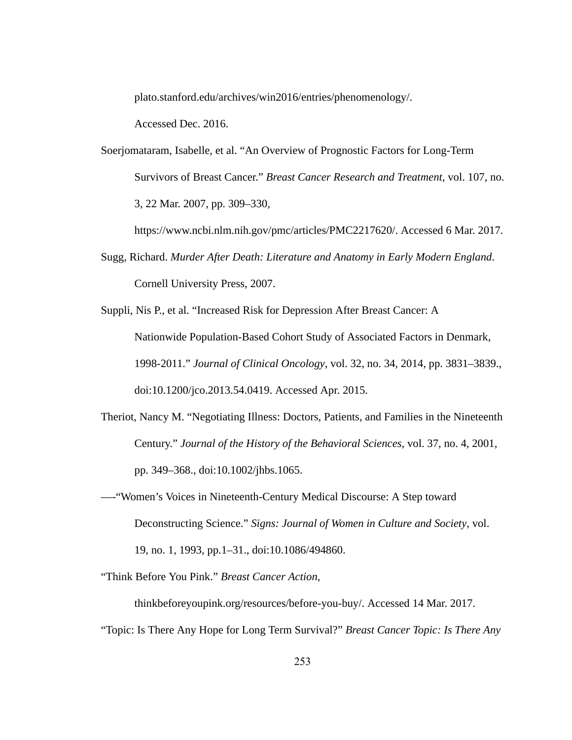plato.stanford.edu/archives/win2016/entries/phenomenology/. Accessed Dec. 2016.

Soerjomataram, Isabelle, et al. “An Overview of Prognostic Factors for Long-Term Survivors of Breast Cancer.” *Breast Cancer Research and Treatment*, vol. 107, no. 3, 22 Mar. 2007, pp. 309–330, https://www.ncbi.nlm.nih.gov/pmc/articles/PMC2217620/. Accessed 6 Mar. 2017.

Sugg, Richard. *Murder After Death: Literature and Anatomy in Early Modern England*. Cornell University Press, 2007.

Suppli, Nis P., et al. “Increased Risk for Depression After Breast Cancer: A Nationwide Population-Based Cohort Study of Associated Factors in Denmark, 1998-2011.” *Journal of Clinical Oncology*, vol. 32, no. 34, 2014, pp. 3831–3839., doi:10.1200/jco.2013.54.0419. Accessed Apr. 2015.

Theriot, Nancy M. “Negotiating Illness: Doctors, Patients, and Families in the Nineteenth Century.” *Journal of the History of the Behavioral Sciences*, vol. 37, no. 4, 2001, pp. 349–368., doi:10.1002/jhbs.1065.

—-“Women’s Voices in Nineteenth-Century Medical Discourse: A Step toward Deconstructing Science.” *Signs: Journal of Women in Culture and Society*, vol. 19, no. 1, 1993, pp.1–31., doi:10.1086/494860.

“Think Before You Pink.” *Breast Cancer Action*, thinkbeforeyoupink.org/resources/before-you-buy/. Accessed 14 Mar. 2017.

“Topic: Is There Any Hope for Long Term Survival?” *Breast Cancer Topic: Is There Any*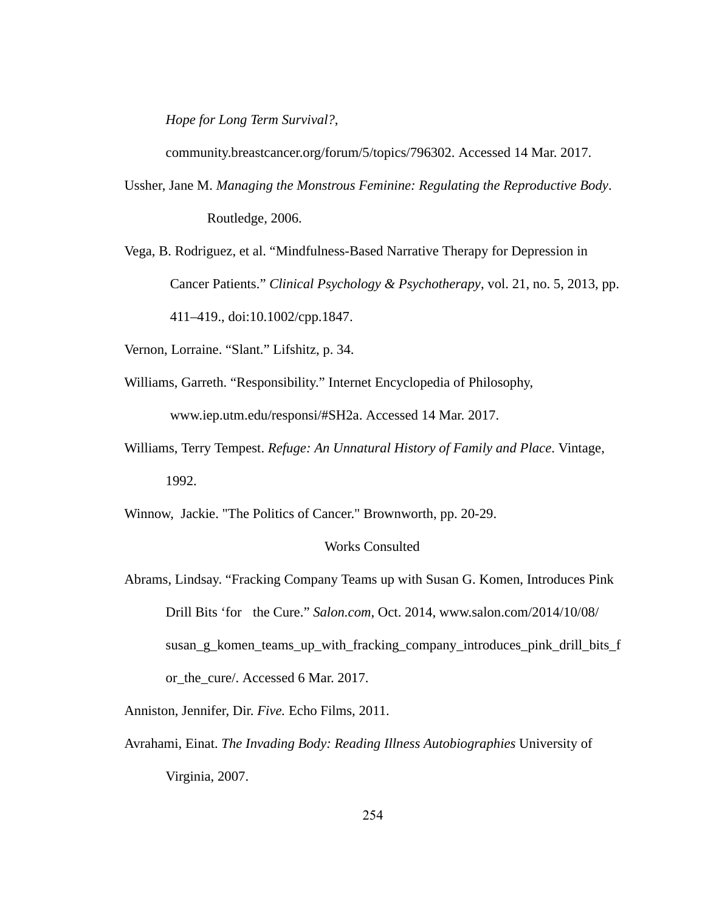*Hope for Long Term Survival?*, community.breastcancer.org/forum/5/topics/796302. Accessed 14 Mar. 2017.

Ussher, Jane M. *Managing the Monstrous Feminine: Regulating the Reproductive Body*. Routledge, 2006.

Vega, B. Rodriguez, et al. "Mindfulness-Based Narrative Therapy for Depression in Cancer Patients." *Clinical Psychology & Psychotherapy*, vol. 21, no. 5, 2013, pp. 411–419., doi:10.1002/cpp.1847.

Vernon, Lorraine. "Slant." Lifshitz, p. 34.

Williams, Garreth. "Responsibility." Internet Encyclopedia of Philosophy, www.iep.utm.edu/responsi/#SH2a. Accessed 14 Mar. 2017.

Williams, Terry Tempest. *Refuge: An Unnatural History of Family and Place*. Vintage, 1992.

Winnow, Jackie. "The Politics of Cancer." Brownworth, pp. 20-29.

## Works Consulted

Abrams, Lindsay. "Fracking Company Teams up with Susan G. Komen, Introduces Pink Drill Bits 'for the Cure." *Salon.com*, Oct. 2014, www.salon.com/2014/10/08/susan_g_komen_teams_up_with_fracking_company_introduces_pink_drill_bits_for_the_cure/. Accessed 6 Mar. 2017.

Anniston, Jennifer, Dir. *Five.* Echo Films, 2011.

Avrahami, Einat. *The Invading Body: Reading Illness Autobiographies* University of Virginia, 2007.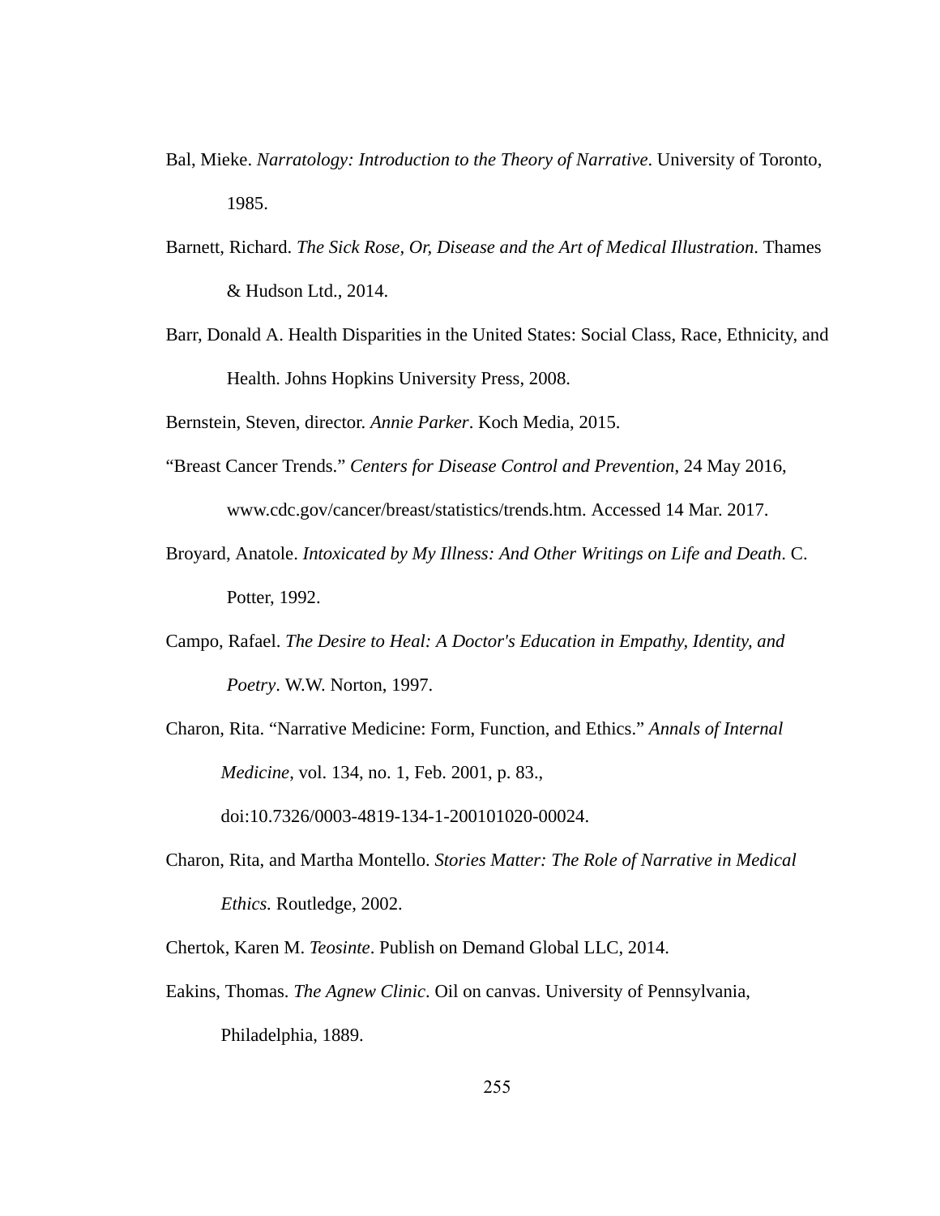Bal, Mieke. *Narratology: Introduction to the Theory of Narrative*. University of Toronto, 1985.

Barnett, Richard. *The Sick Rose, Or, Disease and the Art of Medical Illustration*. Thames & Hudson Ltd., 2014.

Barr, Donald A. Health Disparities in the United States: Social Class, Race, Ethnicity, and Health. Johns Hopkins University Press, 2008.

Bernstein, Steven, director. *Annie Parker*. Koch Media, 2015.

"Breast Cancer Trends." *Centers for Disease Control and Prevention*, 24 May 2016, www.cdc.gov/cancer/breast/statistics/trends.htm. Accessed 14 Mar. 2017.

Broyard, Anatole. *Intoxicated by My Illness: And Other Writings on Life and Death*. C. Potter, 1992.

Campo, Rafael. *The Desire to Heal: A Doctor's Education in Empathy, Identity, and Poetry*. W.W. Norton, 1997.

Charon, Rita. "Narrative Medicine: Form, Function, and Ethics." *Annals of Internal Medicine*, vol. 134, no. 1, Feb. 2001, p. 83., doi:10.7326/0003-4819-134-1-200101020-00024.

Charon, Rita, and Martha Montello. *Stories Matter: The Role of Narrative in Medical Ethics.* Routledge, 2002.

Chertok, Karen M. *Teosinte*. Publish on Demand Global LLC, 2014.

Eakins, Thomas. *The Agnew Clinic*. Oil on canvas. University of Pennsylvania, Philadelphia, 1889.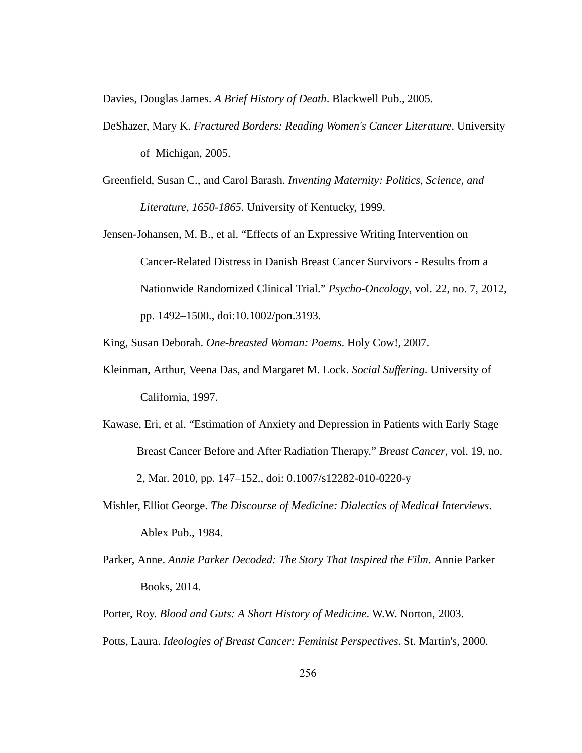Davies, Douglas James. *A Brief History of Death*. Blackwell Pub., 2005.

DeShazer, Mary K. *Fractured Borders: Reading Women's Cancer Literature*. University of Michigan, 2005.

Greenfield, Susan C., and Carol Barash. *Inventing Maternity: Politics, Science, and Literature, 1650-1865*. University of Kentucky, 1999.

Jensen-Johansen, M. B., et al. "Effects of an Expressive Writing Intervention on Cancer-Related Distress in Danish Breast Cancer Survivors - Results from a Nationwide Randomized Clinical Trial." *Psycho-Oncology*, vol. 22, no. 7, 2012, pp. 1492–1500., doi:10.1002/pon.3193.

King, Susan Deborah. *One-breasted Woman: Poems*. Holy Cow!, 2007.

Kleinman, Arthur, Veena Das, and Margaret M. Lock. *Social Suffering*. University of California, 1997.

Kawase, Eri, et al. "Estimation of Anxiety and Depression in Patients with Early Stage Breast Cancer Before and After Radiation Therapy." *Breast Cancer*, vol. 19, no. 2, Mar. 2010, pp. 147–152., doi: 0.1007/s12282-010-0220-y

Mishler, Elliot George. *The Discourse of Medicine: Dialectics of Medical Interviews*. Ablex Pub., 1984.

Parker, Anne. *Annie Parker Decoded: The Story That Inspired the Film*. Annie Parker Books, 2014.

Porter, Roy. *Blood and Guts: A Short History of Medicine*. W.W. Norton, 2003.

Potts, Laura. *Ideologies of Breast Cancer: Feminist Perspectives*. St. Martin's, 2000.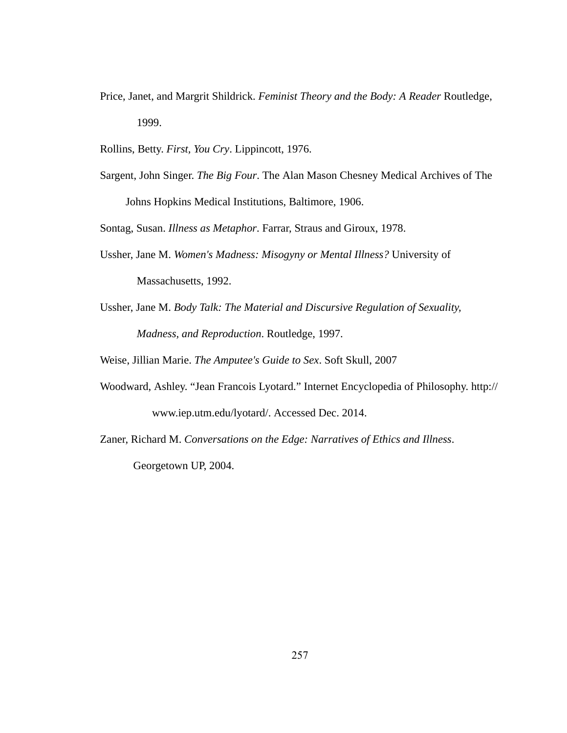Price, Janet, and Margrit Shildrick. *Feminist Theory and the Body: A Reader* Routledge, 1999.

Rollins, Betty. *First, You Cry*. Lippincott, 1976.

Sargent, John Singer. *The Big Four*. The Alan Mason Chesney Medical Archives of The Johns Hopkins Medical Institutions, Baltimore, 1906.

Sontag, Susan. *Illness as Metaphor*. Farrar, Straus and Giroux, 1978.

Ussher, Jane M. *Women's Madness: Misogyny or Mental Illness?* University of Massachusetts, 1992.

Ussher, Jane M. *Body Talk: The Material and Discursive Regulation of Sexuality, Madness, and Reproduction*. Routledge, 1997.

Weise, Jillian Marie. *The Amputee's Guide to Sex*. Soft Skull, 2007

Woodward, Ashley. "Jean Francois Lyotard." Internet Encyclopedia of Philosophy. http://www.iep.utm.edu/lyotard/. Accessed Dec. 2014.

Zaner, Richard M. *Conversations on the Edge: Narratives of Ethics and Illness*. Georgetown UP, 2004.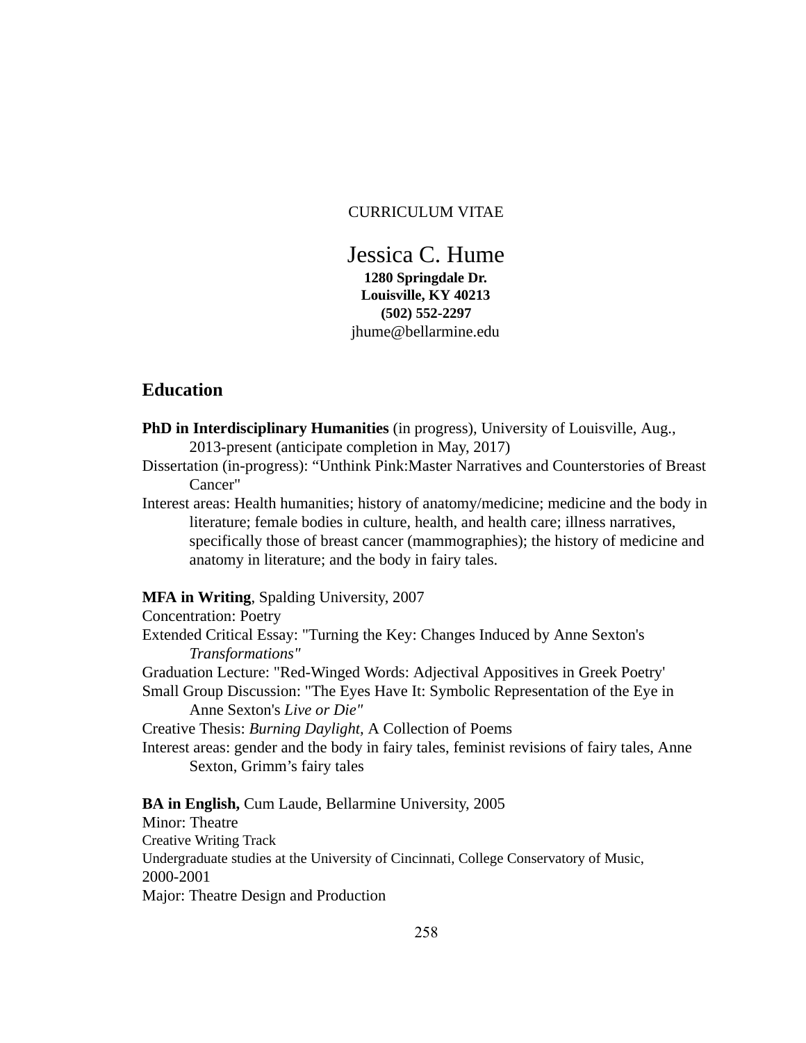CURRICULUM VITAE

# Jessica C. Hume

**1280 Springdale Dr.**
**Louisville, KY 40213**
**(502) 552-2297**
jhume@bellarmine.edu

## Education

**PhD in Interdisciplinary Humanities** (in progress), University of Louisville, Aug., 2013-present (anticipate completion in May, 2017)

Dissertation (in-progress): "Unthink Pink:Master Narratives and Counterstories of Breast Cancer"

Interest areas: Health humanities; history of anatomy/medicine; medicine and the body in literature; female bodies in culture, health, and health care; illness narratives, specifically those of breast cancer (mammographies); the history of medicine and anatomy in literature; and the body in fairy tales.

**MFA in Writing**, Spalding University, 2007

Concentration: Poetry

Extended Critical Essay: "Turning the Key: Changes Induced by Anne Sexton's *Transformations"*

Graduation Lecture: "Red-Winged Words: Adjectival Appositives in Greek Poetry'

Small Group Discussion: "The Eyes Have It: Symbolic Representation of the Eye in Anne Sexton's *Live or Die"*

Creative Thesis: *Burning Daylight*, A Collection of Poems

Interest areas: gender and the body in fairy tales, feminist revisions of fairy tales, Anne Sexton, Grimm's fairy tales

**BA in English,** Cum Laude, Bellarmine University, 2005

Minor: Theatre

Creative Writing Track

Undergraduate studies at the University of Cincinnati, College Conservatory of Music, 2000-2001

Major: Theatre Design and Production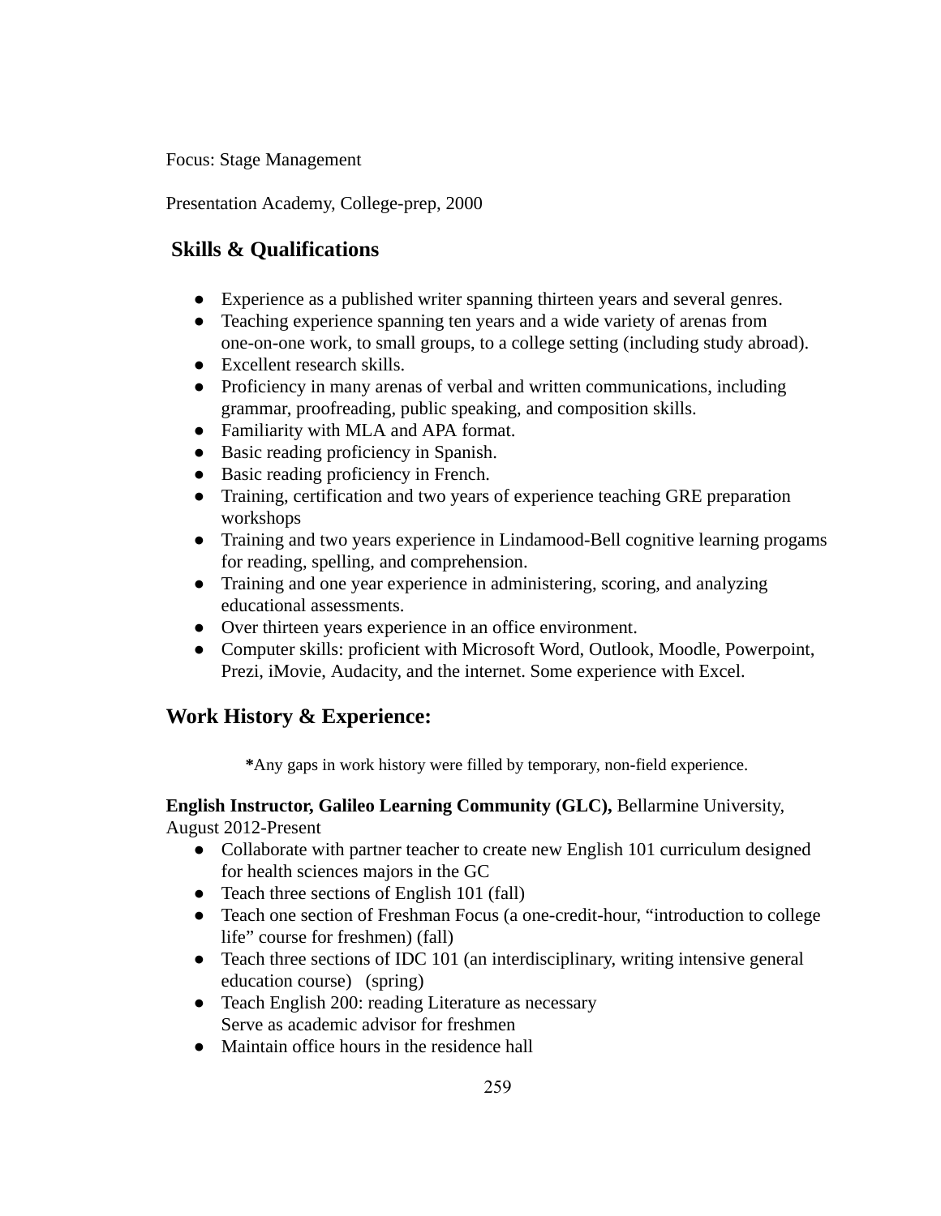Focus: Stage Management

Presentation Academy, College-prep, 2000

## Skills & Qualifications

- Experience as a published writer spanning thirteen years and several genres.
- Teaching experience spanning ten years and a wide variety of arenas from one-on-one work, to small groups, to a college setting (including study abroad).
- Excellent research skills.
- Proficiency in many arenas of verbal and written communications, including grammar, proofreading, public speaking, and composition skills.
- Familiarity with MLA and APA format.
- Basic reading proficiency in Spanish.
- Basic reading proficiency in French.
- Training, certification and two years of experience teaching GRE preparation workshops
- Training and two years experience in Lindamood-Bell cognitive learning progams for reading, spelling, and comprehension.
- Training and one year experience in administering, scoring, and analyzing educational assessments.
- Over thirteen years experience in an office environment.
- Computer skills: proficient with Microsoft Word, Outlook, Moodle, Powerpoint, Prezi, iMovie, Audacity, and the internet. Some experience with Excel.

## Work History & Experience:

**\***Any gaps in work history were filled by temporary, non-field experience.

**English Instructor, Galileo Learning Community (GLC),** Bellarmine University, August 2012-Present

- Collaborate with partner teacher to create new English 101 curriculum designed for health sciences majors in the GC
- Teach three sections of English 101 (fall)
- Teach one section of Freshman Focus (a one-credit-hour, “introduction to college life” course for freshmen) (fall)
- Teach three sections of IDC 101 (an interdisciplinary, writing intensive general education course) (spring)
- Teach English 200: reading Literature as necessary
  Serve as academic advisor for freshmen
- Maintain office hours in the residence hall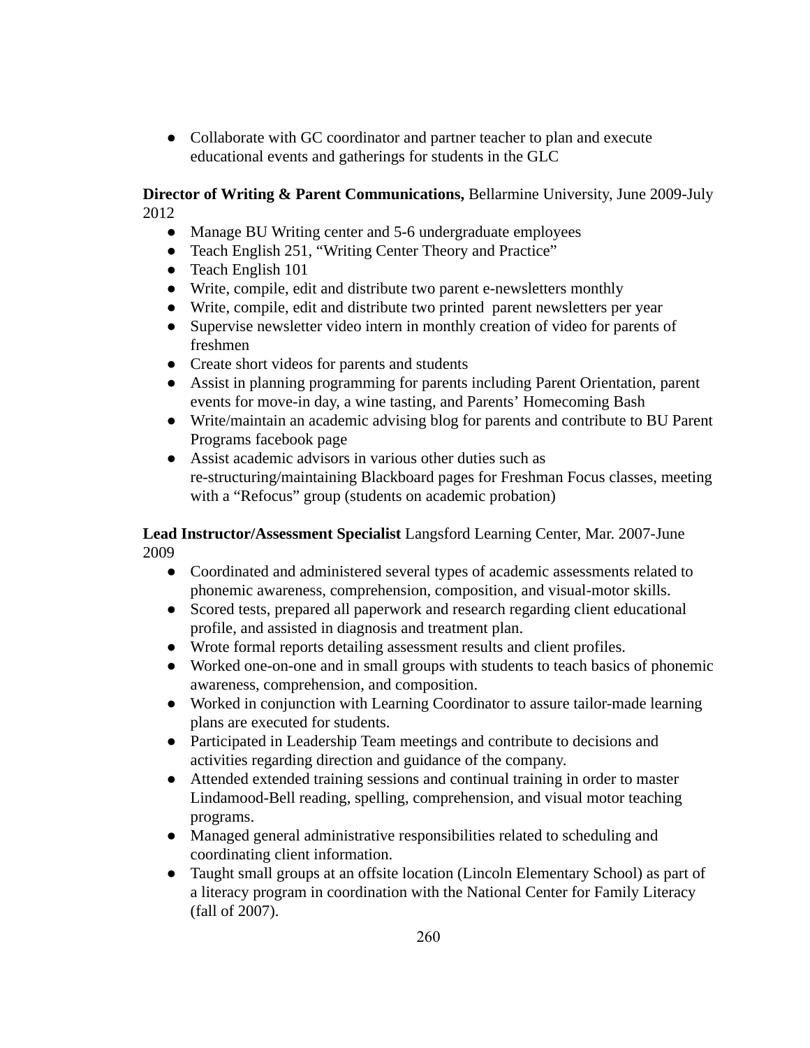- Collaborate with GC coordinator and partner teacher to plan and execute educational events and gatherings for students in the GLC

**Director of Writing & Parent Communications,** Bellarmine University, June 2009-July 2012

- Manage BU Writing center and 5-6 undergraduate employees
- Teach English 251, “Writing Center Theory and Practice”
- Teach English 101
- Write, compile, edit and distribute two parent e-newsletters monthly
- Write, compile, edit and distribute two printed parent newsletters per year
- Supervise newsletter video intern in monthly creation of video for parents of freshmen
- Create short videos for parents and students
- Assist in planning programming for parents including Parent Orientation, parent events for move-in day, a wine tasting, and Parents’ Homecoming Bash
- Write/maintain an academic advising blog for parents and contribute to BU Parent Programs facebook page
- Assist academic advisors in various other duties such as re-structuring/maintaining Blackboard pages for Freshman Focus classes, meeting with a “Refocus” group (students on academic probation)

**Lead Instructor/Assessment Specialist** Langsford Learning Center, Mar. 2007-June 2009

- Coordinated and administered several types of academic assessments related to phonemic awareness, comprehension, composition, and visual-motor skills.
- Scored tests, prepared all paperwork and research regarding client educational profile, and assisted in diagnosis and treatment plan.
- Wrote formal reports detailing assessment results and client profiles.
- Worked one-on-one and in small groups with students to teach basics of phonemic awareness, comprehension, and composition.
- Worked in conjunction with Learning Coordinator to assure tailor-made learning plans are executed for students.
- Participated in Leadership Team meetings and contribute to decisions and activities regarding direction and guidance of the company.
- Attended extended training sessions and continual training in order to master Lindamood-Bell reading, spelling, comprehension, and visual motor teaching programs.
- Managed general administrative responsibilities related to scheduling and coordinating client information.
- Taught small groups at an offsite location (Lincoln Elementary School) as part of a literacy program in coordination with the National Center for Family Literacy (fall of 2007).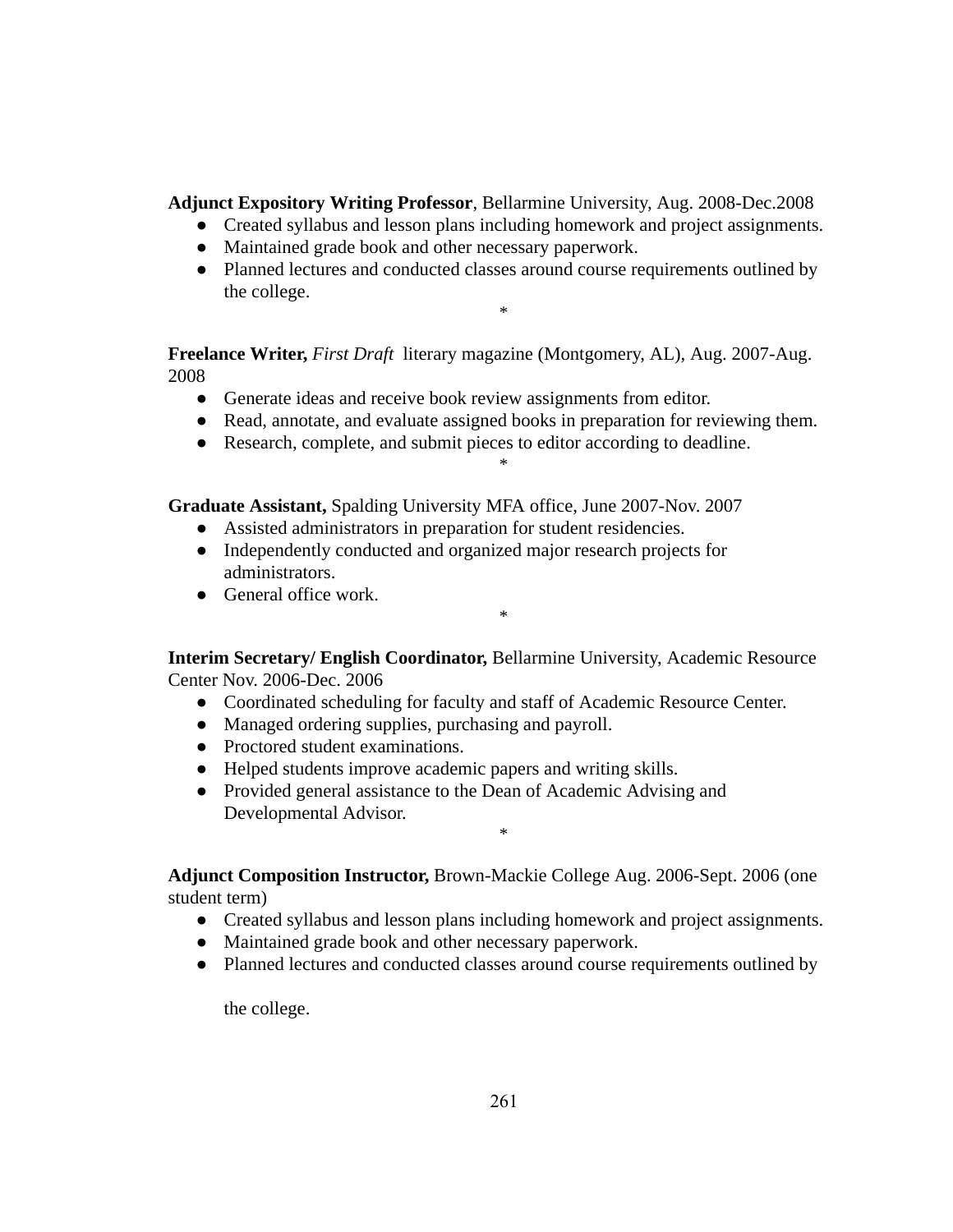**Adjunct Expository Writing Professor**, Bellarmine University, Aug. 2008-Dec.2008

- Created syllabus and lesson plans including homework and project assignments.
- Maintained grade book and other necessary paperwork.
- Planned lectures and conducted classes around course requirements outlined by the college.

*

**Freelance Writer,** *First Draft* literary magazine (Montgomery, AL), Aug. 2007-Aug. 2008

- Generate ideas and receive book review assignments from editor.
- Read, annotate, and evaluate assigned books in preparation for reviewing them.
- Research, complete, and submit pieces to editor according to deadline.

*

**Graduate Assistant,** Spalding University MFA office, June 2007-Nov. 2007

- Assisted administrators in preparation for student residencies.
- Independently conducted and organized major research projects for administrators.
- General office work.

*

**Interim Secretary/ English Coordinator,** Bellarmine University, Academic Resource Center Nov. 2006-Dec. 2006

- Coordinated scheduling for faculty and staff of Academic Resource Center.
- Managed ordering supplies, purchasing and payroll.
- Proctored student examinations.
- Helped students improve academic papers and writing skills.
- Provided general assistance to the Dean of Academic Advising and Developmental Advisor.

*

**Adjunct Composition Instructor,** Brown-Mackie College Aug. 2006-Sept. 2006 (one student term)

- Created syllabus and lesson plans including homework and project assignments.
- Maintained grade book and other necessary paperwork.
- Planned lectures and conducted classes around course requirements outlined by the college.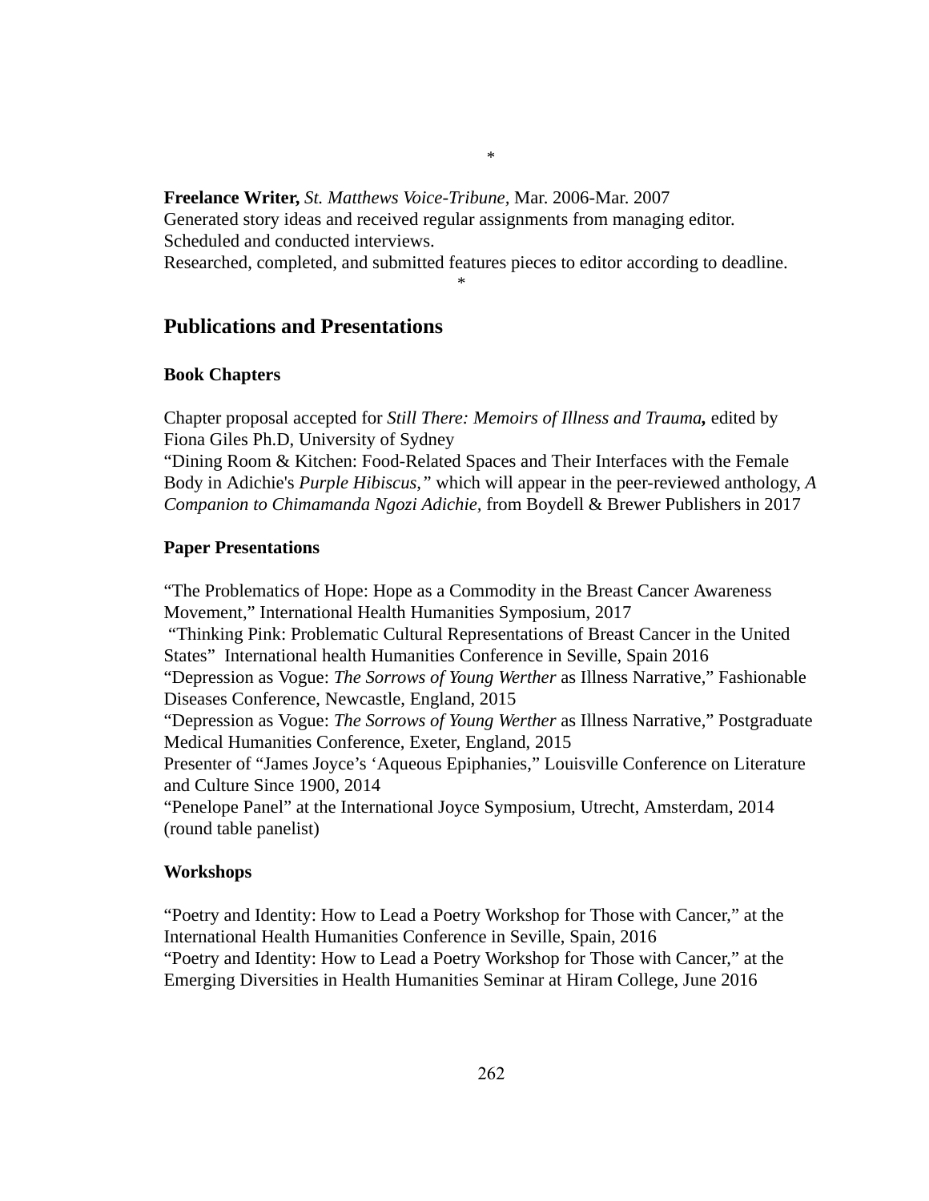*

**Freelance Writer,** *St. Matthews Voice-Tribune,* Mar. 2006-Mar. 2007
Generated story ideas and received regular assignments from managing editor.
Scheduled and conducted interviews.
Researched, completed, and submitted features pieces to editor according to deadline.

*

## Publications and Presentations

### Book Chapters

Chapter proposal accepted for *Still There: Memoirs of Illness and Trauma***,** edited by Fiona Giles Ph.D, University of Sydney
"Dining Room & Kitchen: Food-Related Spaces and Their Interfaces with the Female Body in Adichie's *Purple Hibiscus,"* which will appear in the peer-reviewed anthology, *A Companion to Chimamanda Ngozi Adichie*, from Boydell & Brewer Publishers in 2017

### Paper Presentations

"The Problematics of Hope: Hope as a Commodity in the Breast Cancer Awareness Movement," International Health Humanities Symposium, 2017
"Thinking Pink: Problematic Cultural Representations of Breast Cancer in the United States" International health Humanities Conference in Seville, Spain 2016
"Depression as Vogue: *The Sorrows of Young Werther* as Illness Narrative," Fashionable Diseases Conference, Newcastle, England, 2015
"Depression as Vogue: *The Sorrows of Young Werther* as Illness Narrative," Postgraduate Medical Humanities Conference, Exeter, England, 2015
Presenter of "James Joyce's 'Aqueous Epiphanies," Louisville Conference on Literature and Culture Since 1900, 2014
"Penelope Panel" at the International Joyce Symposium, Utrecht, Amsterdam, 2014 (round table panelist)

### Workshops

"Poetry and Identity: How to Lead a Poetry Workshop for Those with Cancer," at the International Health Humanities Conference in Seville, Spain, 2016
"Poetry and Identity: How to Lead a Poetry Workshop for Those with Cancer," at the Emerging Diversities in Health Humanities Seminar at Hiram College, June 2016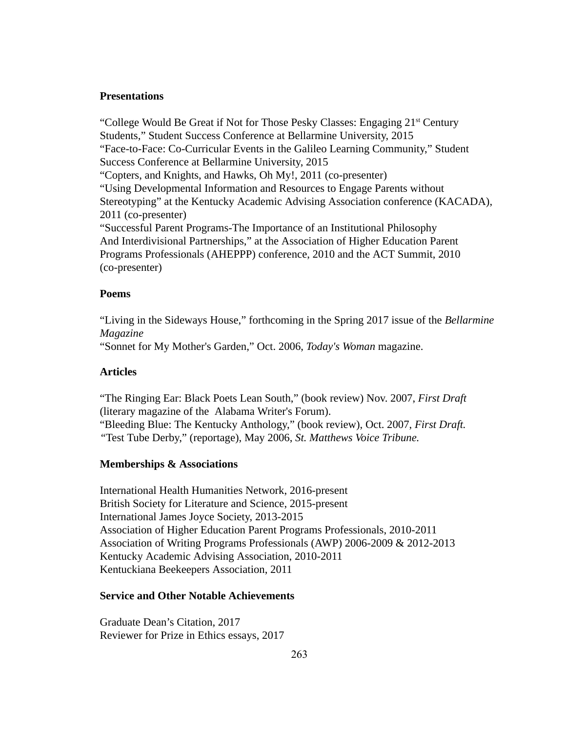**Presentations**

"College Would Be Great if Not for Those Pesky Classes: Engaging 21st Century Students," Student Success Conference at Bellarmine University, 2015
"Face-to-Face: Co-Curricular Events in the Galileo Learning Community," Student Success Conference at Bellarmine University, 2015
"Copters, and Knights, and Hawks, Oh My!, 2011 (co-presenter)
"Using Developmental Information and Resources to Engage Parents without Stereotyping" at the Kentucky Academic Advising Association conference (KACADA), 2011 (co-presenter)
"Successful Parent Programs-The Importance of an Institutional Philosophy And Interdivisional Partnerships," at the Association of Higher Education Parent Programs Professionals (AHEPPP) conference, 2010 and the ACT Summit, 2010 (co-presenter)

**Poems**

"Living in the Sideways House," forthcoming in the Spring 2017 issue of the *Bellarmine Magazine*
"Sonnet for My Mother's Garden," Oct. 2006, *Today's Woman* magazine.

**Articles**

"The Ringing Ear: Black Poets Lean South," (book review) Nov. 2007, *First Draft* (literary magazine of the Alabama Writer's Forum).
"Bleeding Blue: The Kentucky Anthology," (book review), Oct. 2007, *First Draft.*
"Test Tube Derby," (reportage), May 2006, *St. Matthews Voice Tribune.*

**Memberships & Associations**

International Health Humanities Network, 2016-present
British Society for Literature and Science, 2015-present
International James Joyce Society, 2013-2015
Association of Higher Education Parent Programs Professionals, 2010-2011
Association of Writing Programs Professionals (AWP) 2006-2009 & 2012-2013
Kentucky Academic Advising Association, 2010-2011
Kentuckiana Beekeepers Association, 2011

**Service and Other Notable Achievements**

Graduate Dean's Citation, 2017
Reviewer for Prize in Ethics essays, 2017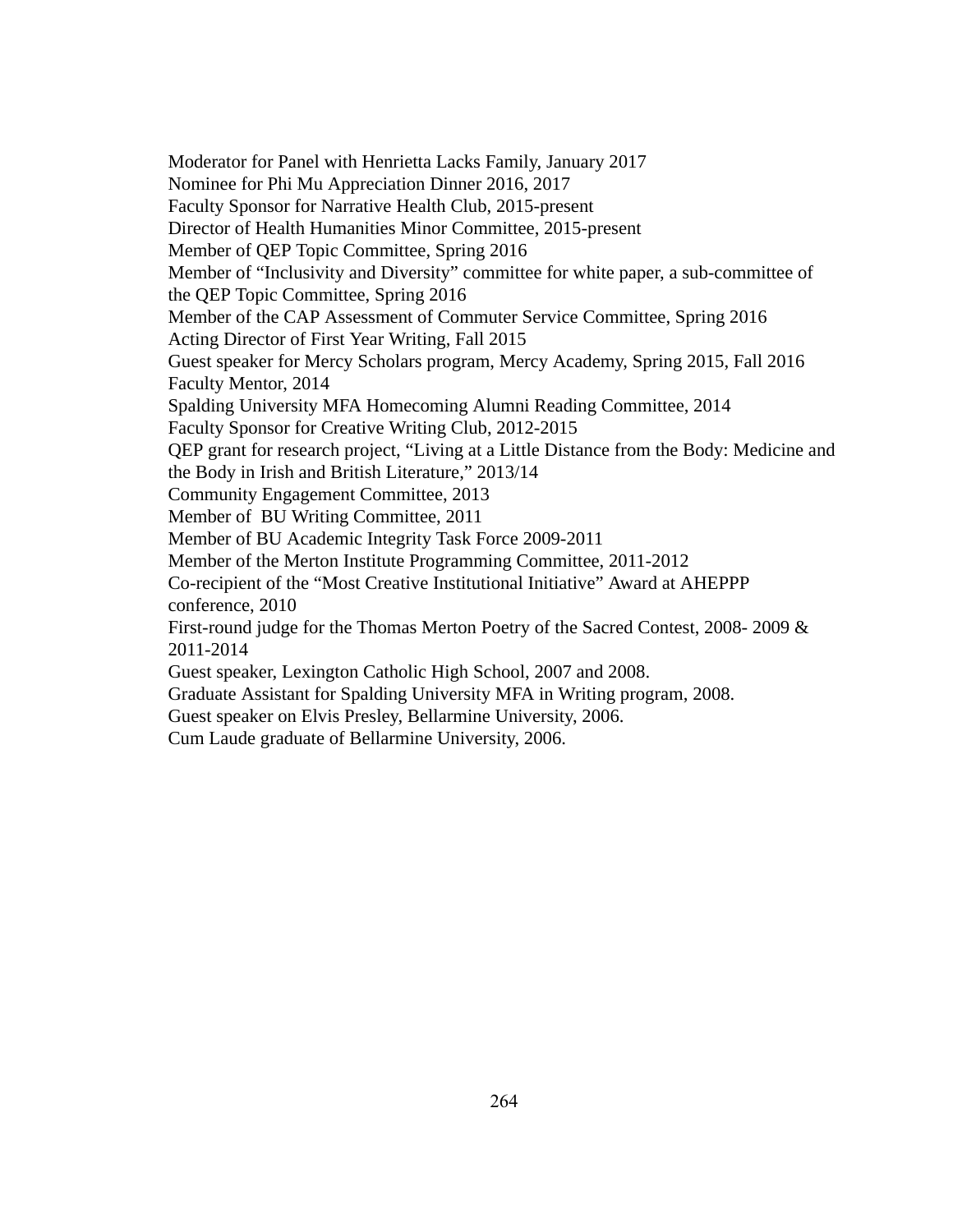Moderator for Panel with Henrietta Lacks Family, January 2017
Nominee for Phi Mu Appreciation Dinner 2016, 2017
Faculty Sponsor for Narrative Health Club, 2015-present
Director of Health Humanities Minor Committee, 2015-present
Member of QEP Topic Committee, Spring 2016
Member of “Inclusivity and Diversity” committee for white paper, a sub-committee of the QEP Topic Committee, Spring 2016
Member of the CAP Assessment of Commuter Service Committee, Spring 2016
Acting Director of First Year Writing, Fall 2015
Guest speaker for Mercy Scholars program, Mercy Academy, Spring 2015, Fall 2016
Faculty Mentor, 2014
Spalding University MFA Homecoming Alumni Reading Committee, 2014
Faculty Sponsor for Creative Writing Club, 2012-2015
QEP grant for research project, “Living at a Little Distance from the Body: Medicine and the Body in Irish and British Literature,” 2013/14
Community Engagement Committee, 2013
Member of BU Writing Committee, 2011
Member of BU Academic Integrity Task Force 2009-2011
Member of the Merton Institute Programming Committee, 2011-2012
Co-recipient of the “Most Creative Institutional Initiative” Award at AHEPPP conference, 2010
First-round judge for the Thomas Merton Poetry of the Sacred Contest, 2008- 2009 & 2011-2014
Guest speaker, Lexington Catholic High School, 2007 and 2008.
Graduate Assistant for Spalding University MFA in Writing program, 2008.
Guest speaker on Elvis Presley, Bellarmine University, 2006.
Cum Laude graduate of Bellarmine University, 2006.